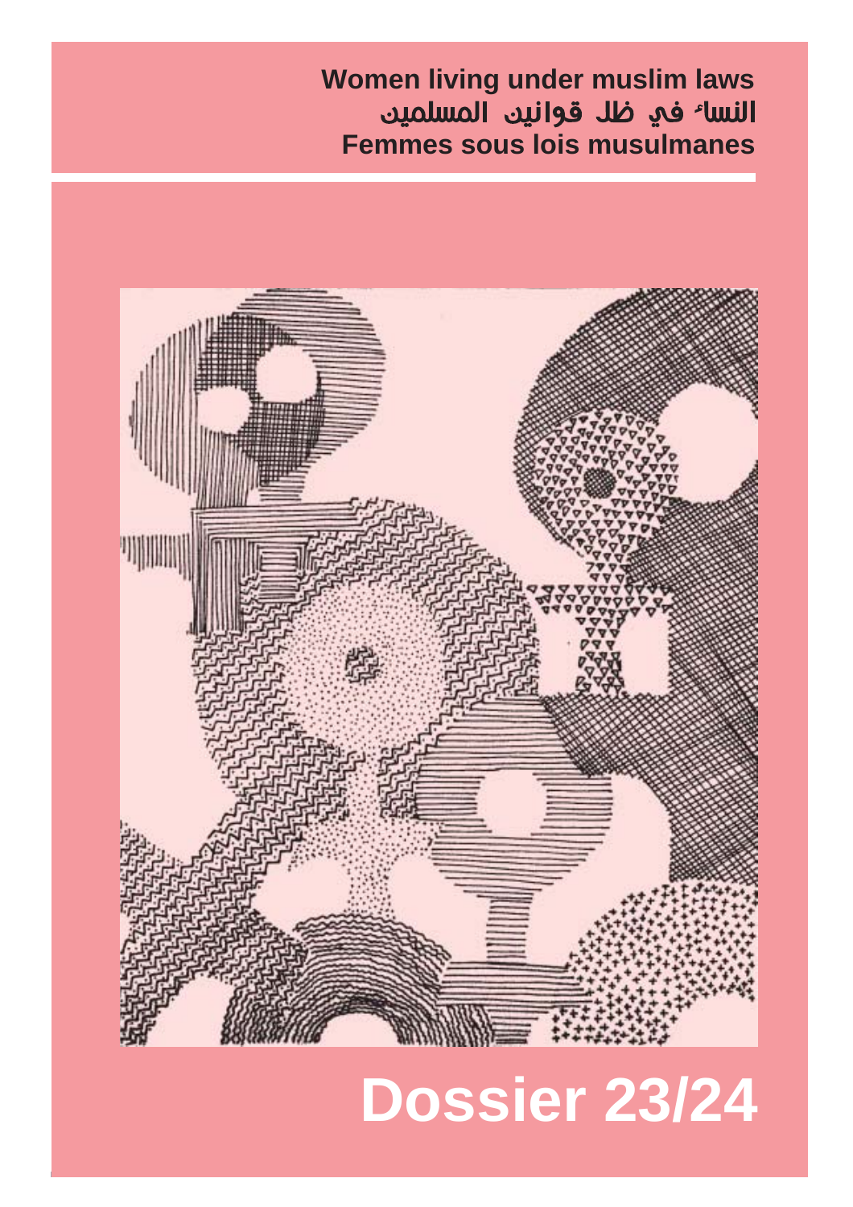**Women living under muslim laws**

**النساء في ظل قوانين المسلمين**

**Femmes sous lois musulmanes**

# Dossier 23/24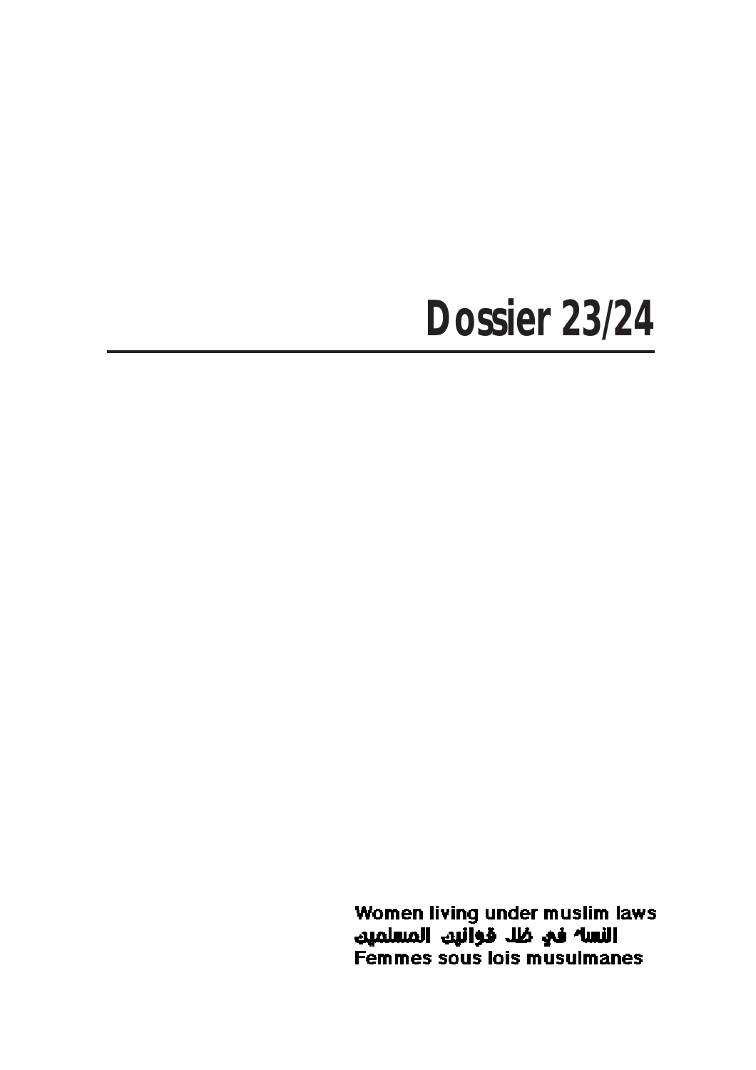# Dossier 23/24

Women living under muslim laws
النساء في ظل قوانين المسلمين
Femmes sous lois musulmanes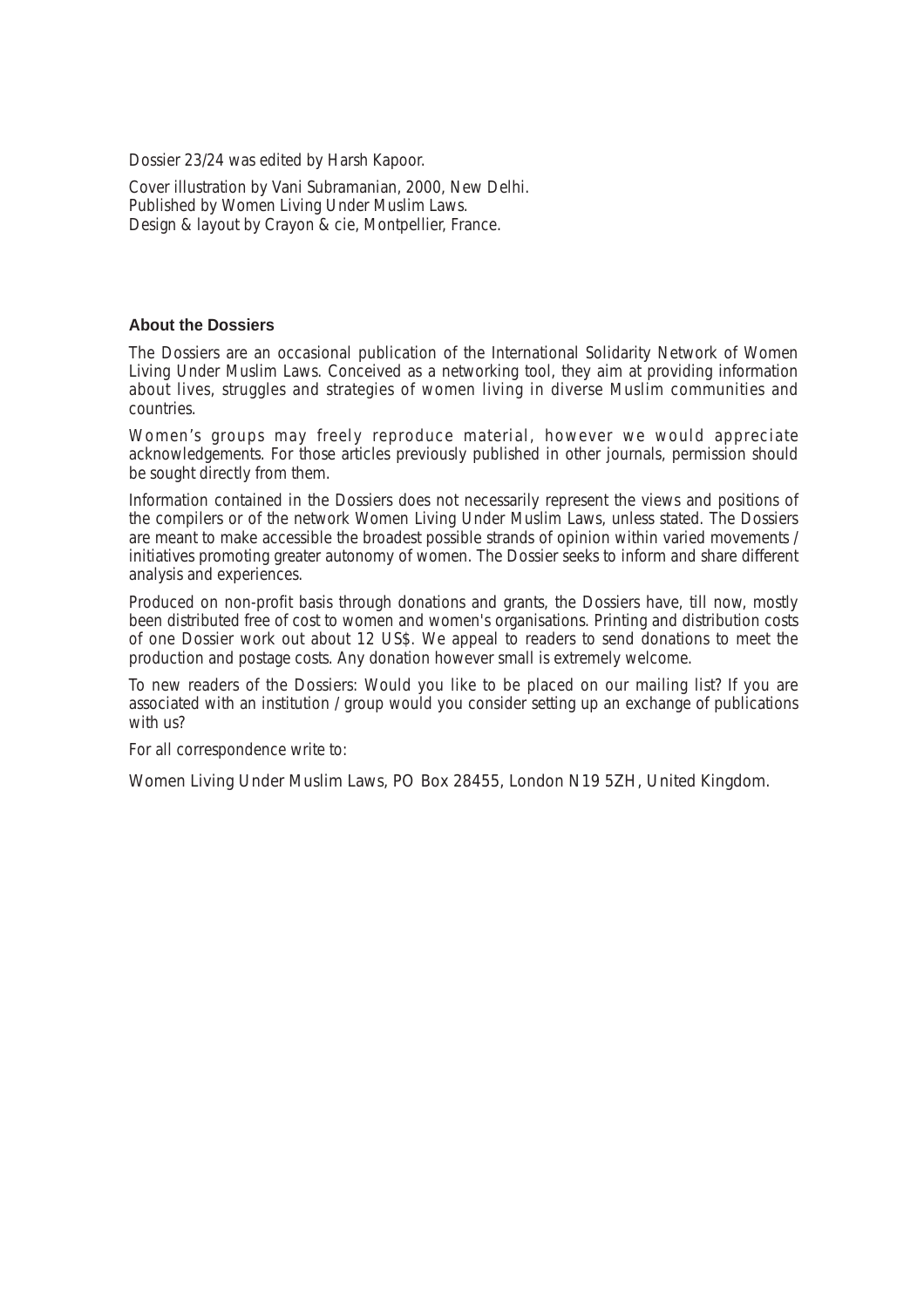Dossier 23/24 was edited by Harsh Kapoor.

Cover illustration by Vani Subramanian, 2000, New Delhi.
Published by Women Living Under Muslim Laws.
Design & layout by Crayon & cie, Montpellier, France.

**About the Dossiers**

The Dossiers are an occasional publication of the International Solidarity Network of Women Living Under Muslim Laws. Conceived as a networking tool, they aim at providing information about lives, struggles and strategies of women living in diverse Muslim communities and countries.

Women's groups may freely reproduce material, however we would appreciate acknowledgements. For those articles previously published in other journals, permission should be sought directly from them.

Information contained in the Dossiers does not necessarily represent the views and positions of the compilers or of the network Women Living Under Muslim Laws, unless stated. The Dossiers are meant to make accessible the broadest possible strands of opinion within varied movements / initiatives promoting greater autonomy of women. The Dossier seeks to inform and share different analysis and experiences.

Produced on non-profit basis through donations and grants, the Dossiers have, till now, mostly been distributed free of cost to women and women's organisations. Printing and distribution costs of one Dossier work out about 12 US$. We appeal to readers to send donations to meet the production and postage costs. Any donation however small is extremely welcome.

To new readers of the Dossiers: Would you like to be placed on our mailing list? If you are associated with an institution / group would you consider setting up an exchange of publications with us?

For all correspondence write to:

Women Living Under Muslim Laws, PO Box 28455, London N19 5ZH, United Kingdom.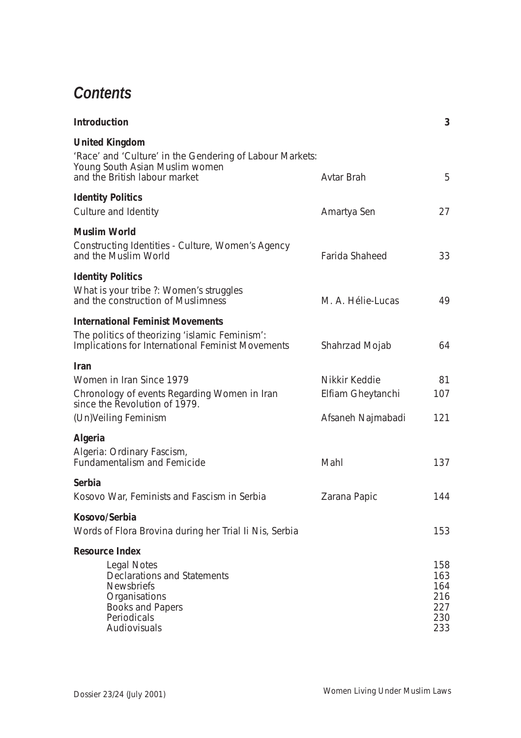# *Contents*

| | | |
|---|---|---|
| **Introduction** | | **3** |
| **United Kingdom** | | |
| 'Race' and 'Culture' in the Gendering of Labour Markets: Young South Asian Muslim women and the British labour market | Avtar Brah | 5 |
| **Identity Politics** | | |
| Culture and Identity | Amartya Sen | 27 |
| **Muslim World** | | |
| Constructing Identities - Culture, Women's Agency and the Muslim World | Farida Shaheed | 33 |
| **Identity Politics** | | |
| What is your tribe ?: Women's struggles and the construction of Muslimness | M. A. Hélie-Lucas | 49 |
| **International Feminist Movements** | | |
| The politics of theorizing 'islamic Feminism': Implications for International Feminist Movements | Shahrzad Mojab | 64 |
| **Iran** | | |
| Women in Iran Since 1979 | Nikkir Keddie | 81 |
| Chronology of events Regarding Women in Iran since the Revolution of 1979. | Elfiam Gheytanchi | 107 |
| (Un)Veiling Feminism | Afsaneh Najmabadi | 121 |
| **Algeria** | | |
| Algeria: Ordinary Fascism, Fundamentalism and Femicide | Mahl | 137 |
| **Serbia** | | |
| Kosovo War, Feminists and Fascism in Serbia | Zarana Papic | 144 |
| **Kosovo/Serbia** | | |
| Words of Flora Brovina during her Trial Ii Nis, Serbia | | 153 |
| **Resource Index** | | |
| Legal Notes | | 158 |
| Declarations and Statements | | 163 |
| Newsbriefs | | 164 |
| Organisations | | 216 |
| Books and Papers | | 227 |
| Periodicals | | 230 |
| Audiovisuals | | 233 |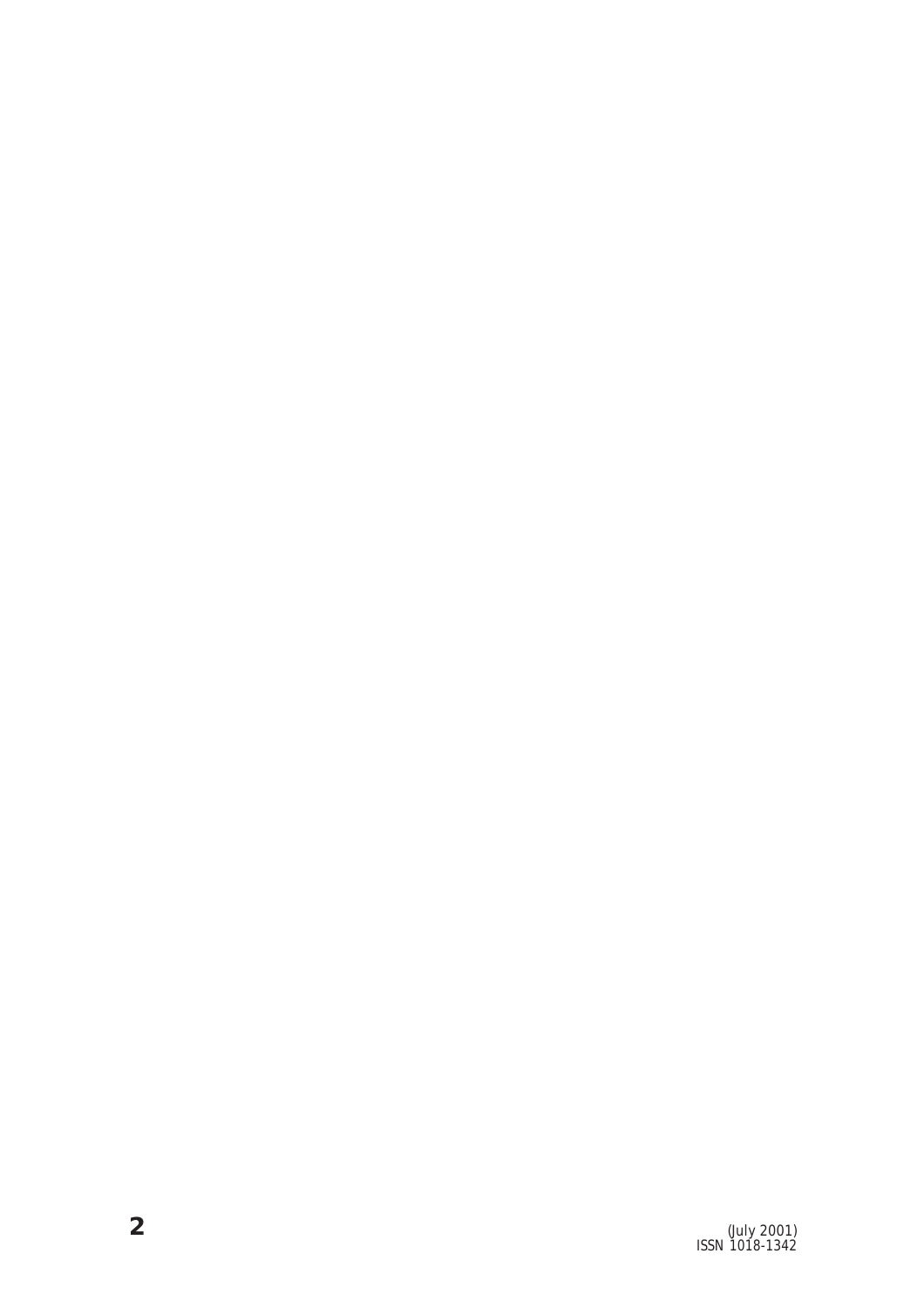**2**

(July 2001)
ISSN 1018-1342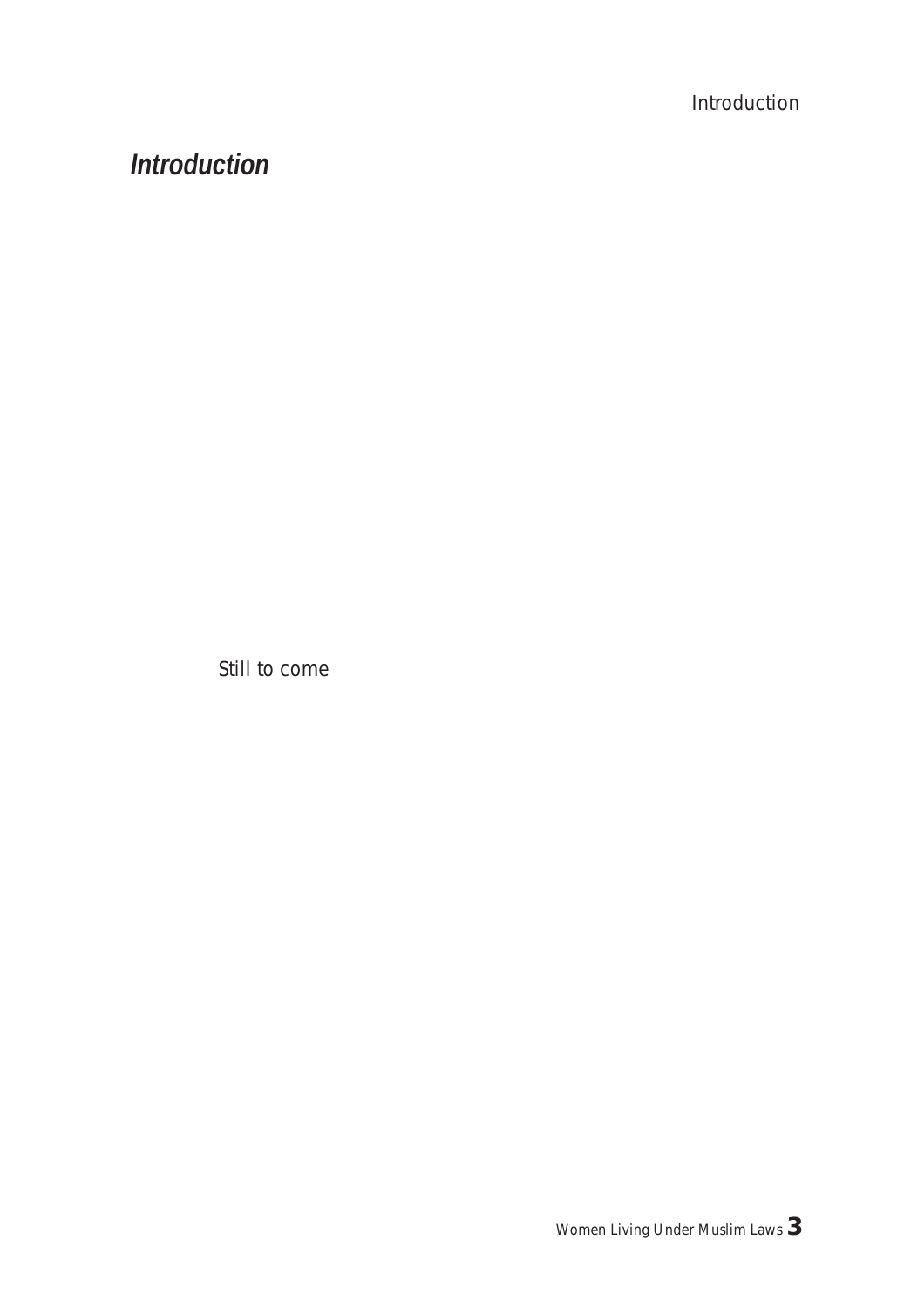# *Introduction*

*Still to come*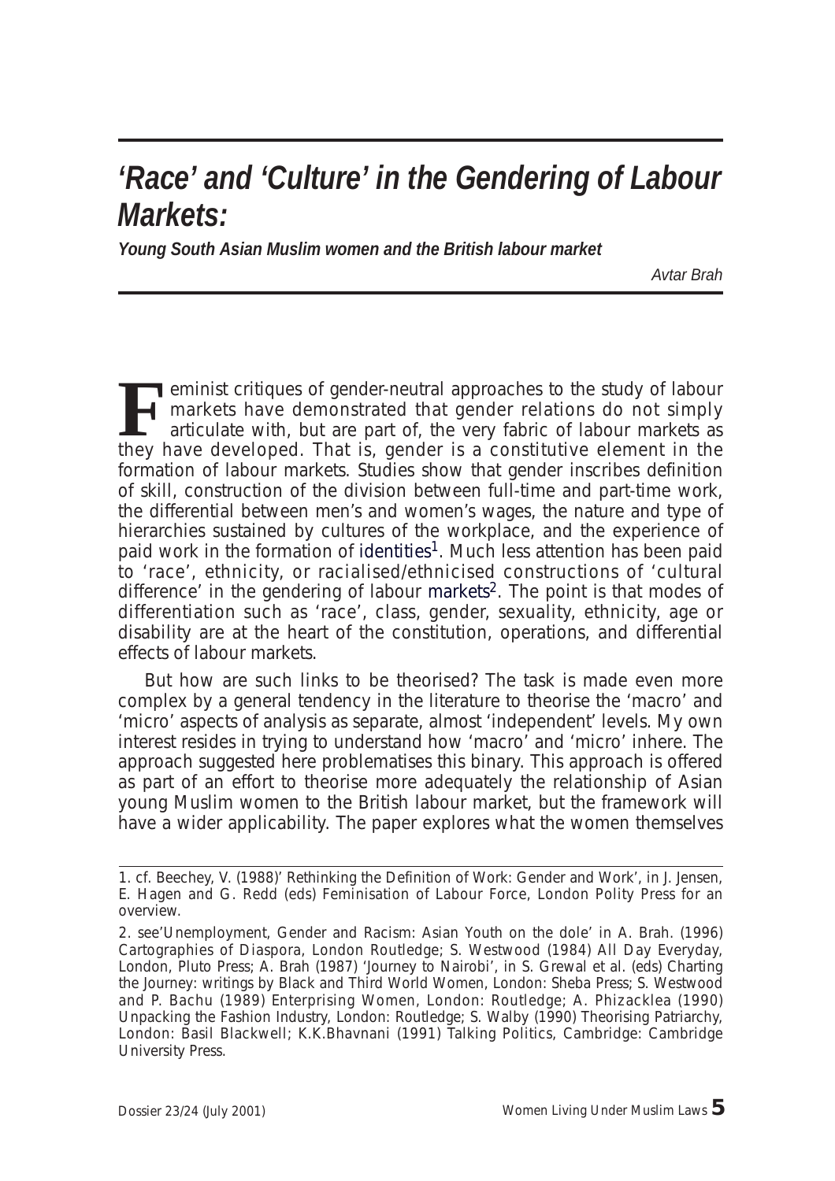# *'Race' and 'Culture' in the Gendering of Labour Markets:*

***Young South Asian Muslim women and the British labour market***

*Avtar Brah*

Feminist critiques of gender-neutral approaches to the study of labour markets have demonstrated that gender relations do not simply articulate with, but are part of, the very fabric of labour markets as they have developed. That is, gender is a constitutive element in the formation of labour markets. Studies show that gender inscribes definition of skill, construction of the division between full-time and part-time work, the differential between men's and women's wages, the nature and type of hierarchies sustained by cultures of the workplace, and the experience of paid work in the formation of identities[1]. Much less attention has been paid to 'race', ethnicity, or racialised/ethnicised constructions of 'cultural difference' in the gendering of labour markets[2]. The point is that modes of differentiation such as 'race', class, gender, sexuality, ethnicity, age or disability are at the heart of the constitution, operations, and differential effects of labour markets.

But how are such links to be theorised? The task is made even more complex by a general tendency in the literature to theorise the 'macro' and 'micro' aspects of analysis as separate, almost 'independent' levels. My own interest resides in trying to understand how 'macro' and 'micro' inhere. The approach suggested here problematises this binary. This approach is offered as part of an effort to theorise more adequately the relationship of Asian young Muslim women to the British labour market, but the framework will have a wider applicability. The paper explores what the women themselves

---

1. cf. Beechey, V. (1988)' Rethinking the Definition of Work: Gender and Work', in J. Jensen, E. Hagen and G. Redd (eds) Feminisation of Labour Force, London Polity Press for an overview.

2. see'Unemployment, Gender and Racism: Asian Youth on the dole' in A. Brah. (1996) Cartographies of Diaspora, London Routledge; S. Westwood (1984) All Day Everyday, London, Pluto Press; A. Brah (1987) 'Journey to Nairobi', in S. Grewal et al. (eds) Charting the Journey: writings by Black and Third World Women, London: Sheba Press; S. Westwood and P. Bachu (1989) Enterprising Women, London: Routledge; A. Phizacklea (1990) Unpacking the Fashion Industry, London: Routledge; S. Walby (1990) Theorising Patriarchy, London: Basil Blackwell; K.K.Bhavnani (1991) Talking Politics, Cambridge: Cambridge University Press.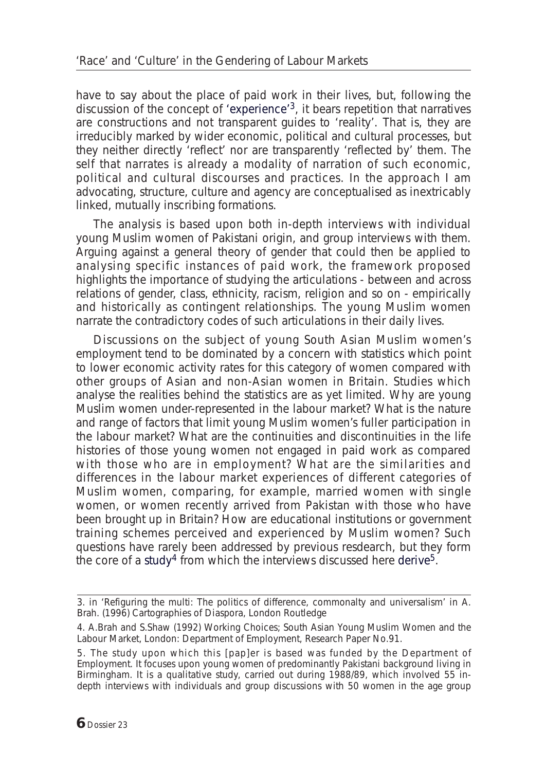have to say about the place of paid work in their lives, but, following the discussion of the concept of 'experience'[3], it bears repetition that narratives are constructions and not transparent guides to 'reality'. That is, they are irreducibly marked by wider economic, political and cultural processes, but they neither directly 'reflect' nor are transparently 'reflected by' them. The self that narrates is already a modality of narration of such economic, political and cultural discourses and practices. In the approach I am advocating, structure, culture and agency are conceptualised as inextricably linked, mutually inscribing formations.

The analysis is based upon both in-depth interviews with individual young Muslim women of Pakistani origin, and group interviews with them. Arguing against a general theory of gender that could then be applied to analysing specific instances of paid work, the framework proposed highlights the importance of studying the articulations - between and across relations of gender, class, ethnicity, racism, religion and so on - empirically and historically as contingent relationships. The young Muslim women narrate the contradictory codes of such articulations in their daily lives.

Discussions on the subject of young South Asian Muslim women's employment tend to be dominated by a concern with statistics which point to lower economic activity rates for this category of women compared with other groups of Asian and non-Asian women in Britain. Studies which analyse the realities behind the statistics are as yet limited. Why are young Muslim women under-represented in the labour market? What is the nature and range of factors that limit young Muslim women's fuller participation in the labour market? What are the continuities and discontinuities in the life histories of those young women not engaged in paid work as compared with those who are in employment? What are the similarities and differences in the labour market experiences of different categories of Muslim women, comparing, for example, married women with single women, or women recently arrived from Pakistan with those who have been brought up in Britain? How are educational institutions or government training schemes perceived and experienced by Muslim women? Such questions have rarely been addressed by previous resdearch, but they form the core of a study[4] from which the interviews discussed here derive[5].

---

3. in 'Refiguring the multi: The politics of difference, commonalty and universalism' in A. Brah. (1996) Cartographies of Diaspora, London Routledge

4. A.Brah and S.Shaw (1992) Working Choices; South Asian Young Muslim Women and the Labour Market, London: Department of Employment, Research Paper No.91.

5. The study upon which this [pap]er is based was funded by the Department of Employment. It focuses upon young women of predominantly Pakistani background living in Birmingham. It is a qualitative study, carried out during 1988/89, which involved 55 in-depth interviews with individuals and group discussions with 50 women in the age group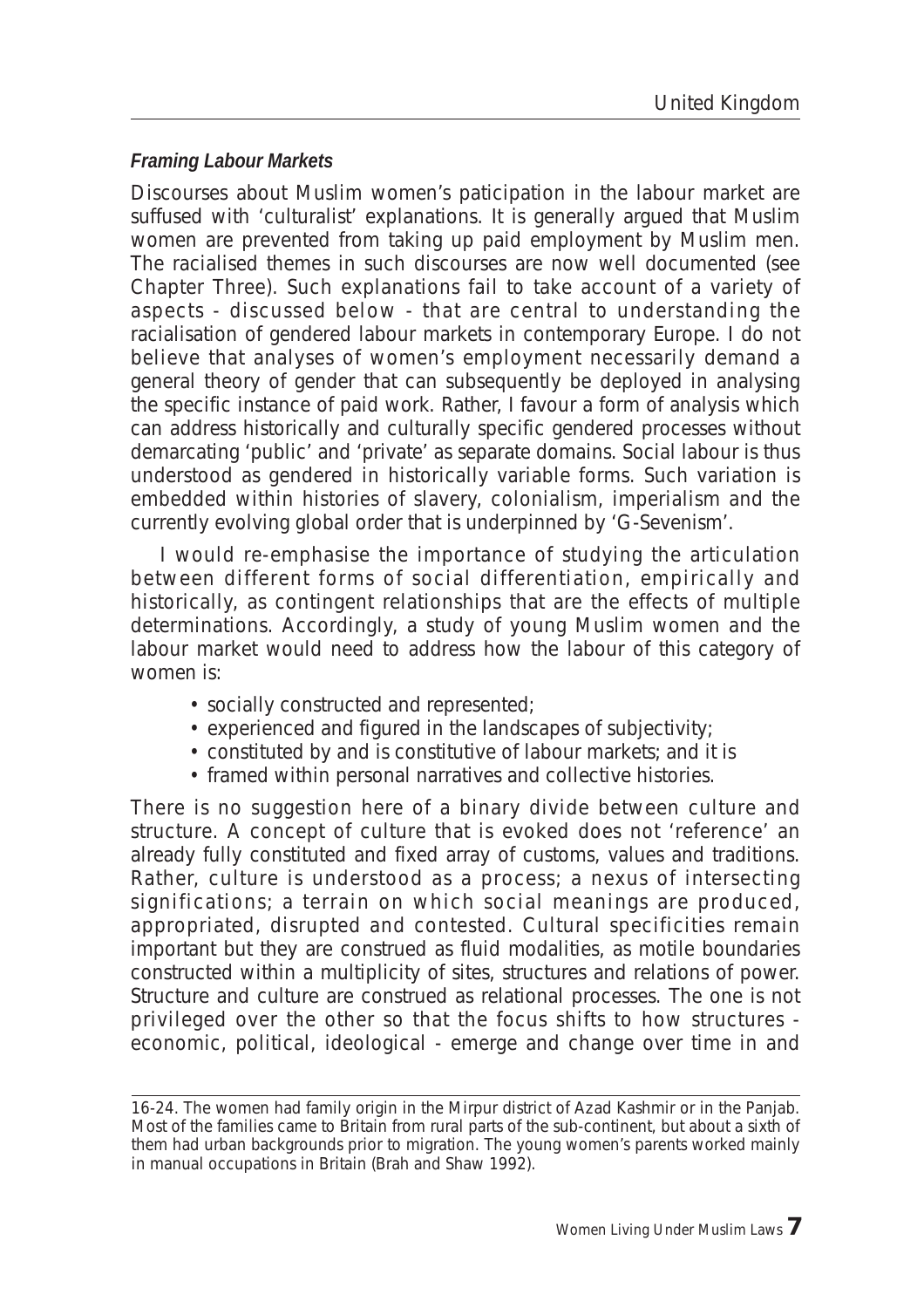***Framing Labour Markets***

Discourses about Muslim women's paticipation in the labour market are suffused with 'culturalist' explanations. It is generally argued that Muslim women are prevented from taking up paid employment by Muslim men. The racialised themes in such discourses are now well documented (see Chapter Three). Such explanations fail to take account of a variety of aspects - discussed below - that are central to understanding the racialisation of gendered labour markets in contemporary Europe. I do not believe that analyses of women's employment necessarily demand a general theory of gender that can subsequently be deployed in analysing the specific instance of paid work. Rather, I favour a form of analysis which can address historically and culturally specific gendered processes without demarcating 'public' and 'private' as separate domains. Social labour is thus understood as gendered in historically variable forms. Such variation is embedded within histories of slavery, colonialism, imperialism and the currently evolving global order that is underpinned by 'G-Sevenism'.

I would re-emphasise the importance of studying the articulation between different forms of social differentiation, empirically and historically, as contingent relationships that are the effects of multiple determinations. Accordingly, a study of young Muslim women and the labour market would need to address how the labour of this category of women is:

- socially constructed and represented;
- experienced and figured in the landscapes of subjectivity;
- constituted by and is constitutive of labour markets; and it is
- framed within personal narratives and collective histories.

There is no suggestion here of a binary divide between culture and structure. A concept of culture that is evoked does not 'reference' an already fully constituted and fixed array of customs, values and traditions. Rather, culture is understood as a process; a nexus of intersecting significations; a terrain on which social meanings are produced, appropriated, disrupted and contested. Cultural specificities remain important but they are construed as fluid modalities, as motile boundaries constructed within a multiplicity of sites, structures and relations of power. Structure and culture are construed as relational processes. The one is not privileged over the other so that the focus shifts to how structures - economic, political, ideological - emerge and change over time in and

---

16-24. The women had family origin in the Mirpur district of Azad Kashmir or in the Panjab. Most of the families came to Britain from rural parts of the sub-continent, but about a sixth of them had urban backgrounds prior to migration. The young women's parents worked mainly in manual occupations in Britain (Brah and Shaw 1992).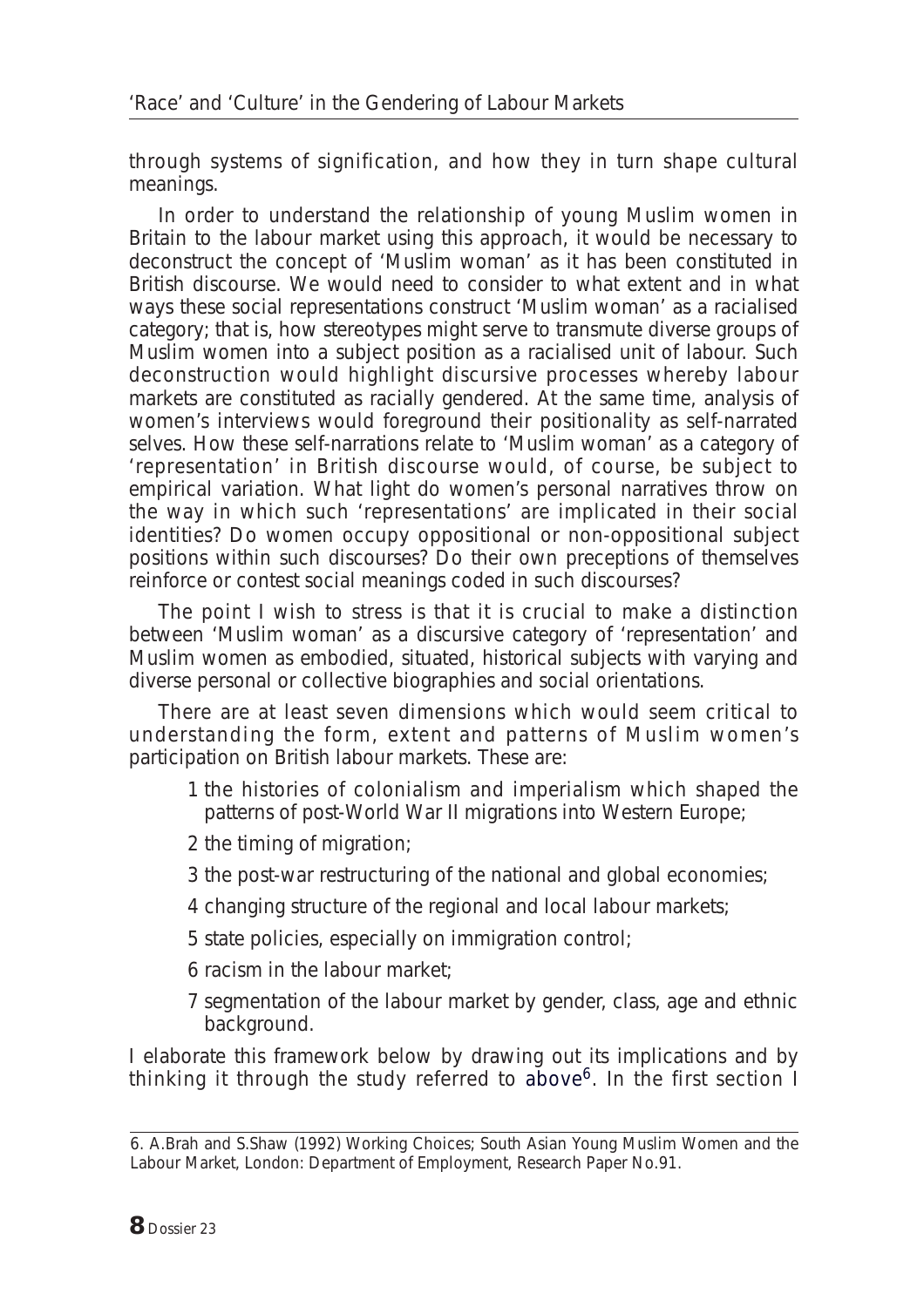through systems of signification, and how they in turn shape cultural meanings.

In order to understand the relationship of young Muslim women in Britain to the labour market using this approach, it would be necessary to deconstruct the concept of 'Muslim woman' as it has been constituted in British discourse. We would need to consider to what extent and in what ways these social representations construct 'Muslim woman' as a racialised category; that is, how stereotypes might serve to transmute diverse groups of Muslim women into a subject position as a racialised unit of labour. Such deconstruction would highlight discursive processes whereby labour markets are constituted as racially gendered. At the same time, analysis of women's interviews would foreground their positionality as self-narrated selves. How these self-narrations relate to 'Muslim woman' as a category of 'representation' in British discourse would, of course, be subject to empirical variation. What light do women's personal narratives throw on the way in which such 'representations' are implicated in their social identities? Do women occupy oppositional or non-oppositional subject positions within such discourses? Do their own preceptions of themselves reinforce or contest social meanings coded in such discourses?

The point I wish to stress is that it is crucial to make a distinction between 'Muslim woman' as a discursive category of 'representation' and Muslim women as embodied, situated, historical subjects with varying and diverse personal or collective biographies and social orientations.

There are at least seven dimensions which would seem critical to understanding the form, extent and patterns of Muslim women's participation on British labour markets. These are:

1. the histories of colonialism and imperialism which shaped the patterns of post-World War II migrations into Western Europe;
2. the timing of migration;
3. the post-war restructuring of the national and global economies;
4. changing structure of the regional and local labour markets;
5. state policies, especially on immigration control;
6. racism in the labour market;
7. segmentation of the labour market by gender, class, age and ethnic background.

I elaborate this framework below by drawing out its implications and by thinking it through the study referred to above[6]. In the first section I

6. A.Brah and S.Shaw (1992) Working Choices; South Asian Young Muslim Women and the Labour Market, London: Department of Employment, Research Paper No.91.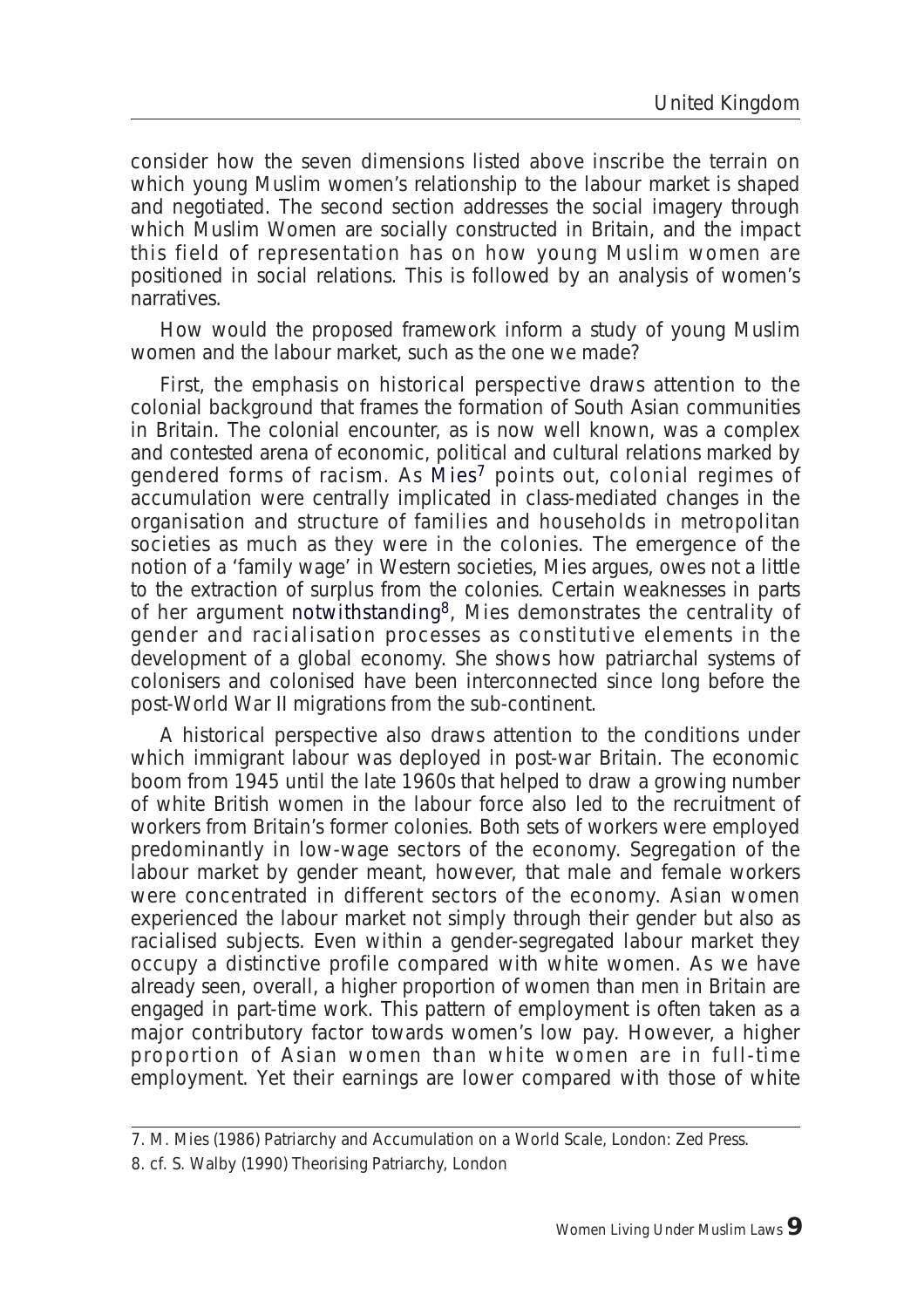consider how the seven dimensions listed above inscribe the terrain on which young Muslim women's relationship to the labour market is shaped and negotiated. The second section addresses the social imagery through which Muslim Women are socially constructed in Britain, and the impact this field of representation has on how young Muslim women are positioned in social relations. This is followed by an analysis of women's narratives.

How would the proposed framework inform a study of young Muslim women and the labour market, such as the one we made?

First, the emphasis on historical perspective draws attention to the colonial background that frames the formation of South Asian communities in Britain. The colonial encounter, as is now well known, was a complex and contested arena of economic, political and cultural relations marked by gendered forms of racism. As Mies[7] points out, colonial regimes of accumulation were centrally implicated in class-mediated changes in the organisation and structure of families and households in metropolitan societies as much as they were in the colonies. The emergence of the notion of a 'family wage' in Western societies, Mies argues, owes not a little to the extraction of surplus from the colonies. Certain weaknesses in parts of her argument notwithstanding[8], Mies demonstrates the centrality of gender and racialisation processes as constitutive elements in the development of a global economy. She shows how patriarchal systems of colonisers and colonised have been interconnected since long before the post-World War II migrations from the sub-continent.

A historical perspective also draws attention to the conditions under which immigrant labour was deployed in post-war Britain. The economic boom from 1945 until the late 1960s that helped to draw a growing number of white British women in the labour force also led to the recruitment of workers from Britain's former colonies. Both sets of workers were employed predominantly in low-wage sectors of the economy. Segregation of the labour market by gender meant, however, that male and female workers were concentrated in different sectors of the economy. Asian women experienced the labour market not simply through their gender but also as racialised subjects. Even within a gender-segregated labour market they occupy a distinctive profile compared with white women. As we have already seen, overall, a higher proportion of women than men in Britain are engaged in part-time work. This pattern of employment is often taken as a major contributory factor towards women's low pay. However, a higher proportion of Asian women than white women are in full-time employment. Yet their earnings are lower compared with those of white

7. M. Mies (1986) Patriarchy and Accumulation on a World Scale, London: Zed Press.

8. cf. S. Walby (1990) Theorising Patriarchy, London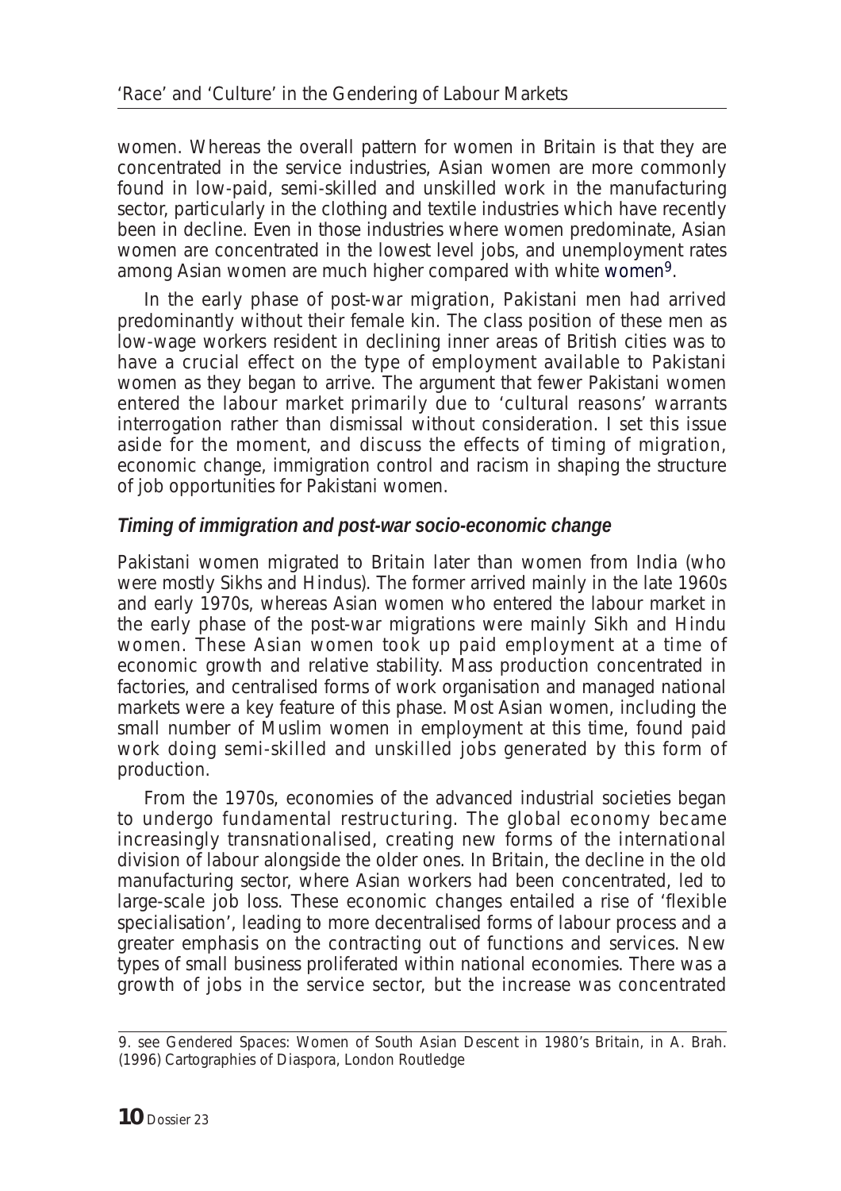women. Whereas the overall pattern for women in Britain is that they are concentrated in the service industries, Asian women are more commonly found in low-paid, semi-skilled and unskilled work in the manufacturing sector, particularly in the clothing and textile industries which have recently been in decline. Even in those industries where women predominate, Asian women are concentrated in the lowest level jobs, and unemployment rates among Asian women are much higher compared with white women[9].

In the early phase of post-war migration, Pakistani men had arrived predominantly without their female kin. The class position of these men as low-wage workers resident in declining inner areas of British cities was to have a crucial effect on the type of employment available to Pakistani women as they began to arrive. The argument that fewer Pakistani women entered the labour market primarily due to 'cultural reasons' warrants interrogation rather than dismissal without consideration. I set this issue aside for the moment, and discuss the effects of timing of migration, economic change, immigration control and racism in shaping the structure of job opportunities for Pakistani women.

### *Timing of immigration and post-war socio-economic change*

Pakistani women migrated to Britain later than women from India (who were mostly Sikhs and Hindus). The former arrived mainly in the late 1960s and early 1970s, whereas Asian women who entered the labour market in the early phase of the post-war migrations were mainly Sikh and Hindu women. These Asian women took up paid employment at a time of economic growth and relative stability. Mass production concentrated in factories, and centralised forms of work organisation and managed national markets were a key feature of this phase. Most Asian women, including the small number of Muslim women in employment at this time, found paid work doing semi-skilled and unskilled jobs generated by this form of production.

From the 1970s, economies of the advanced industrial societies began to undergo fundamental restructuring. The global economy became increasingly transnationalised, creating new forms of the international division of labour alongside the older ones. In Britain, the decline in the old manufacturing sector, where Asian workers had been concentrated, led to large-scale job loss. These economic changes entailed a rise of 'flexible specialisation', leading to more decentralised forms of labour process and a greater emphasis on the contracting out of functions and services. New types of small business proliferated within national economies. There was a growth of jobs in the service sector, but the increase was concentrated

9. see Gendered Spaces: Women of South Asian Descent in 1980's Britain, in A. Brah. (1996) Cartographies of Diaspora, London Routledge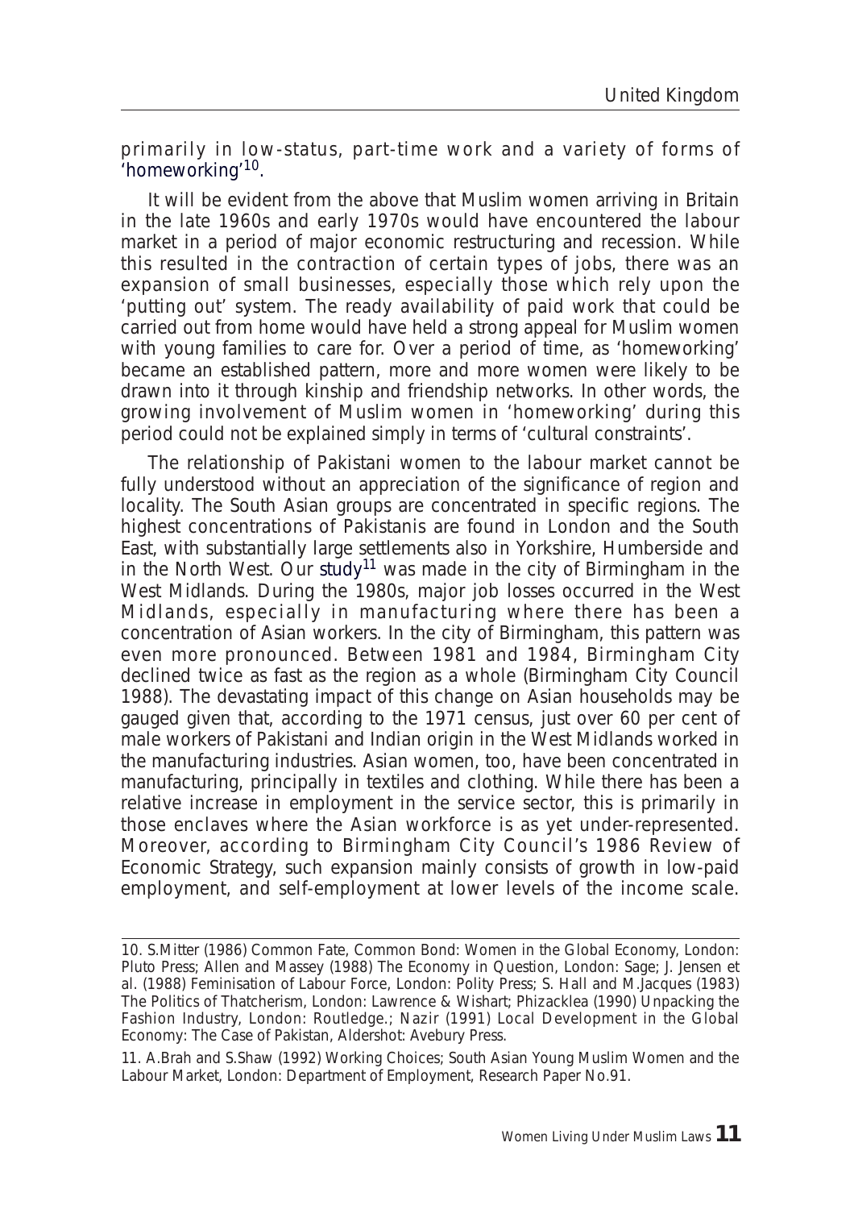primarily in low-status, part-time work and a variety of forms of 'homeworking'[10].

It will be evident from the above that Muslim women arriving in Britain in the late 1960s and early 1970s would have encountered the labour market in a period of major economic restructuring and recession. While this resulted in the contraction of certain types of jobs, there was an expansion of small businesses, especially those which rely upon the 'putting out' system. The ready availability of paid work that could be carried out from home would have held a strong appeal for Muslim women with young families to care for. Over a period of time, as 'homeworking' became an established pattern, more and more women were likely to be drawn into it through kinship and friendship networks. In other words, the growing involvement of Muslim women in 'homeworking' during this period could not be explained simply in terms of 'cultural constraints'.

The relationship of Pakistani women to the labour market cannot be fully understood without an appreciation of the significance of region and locality. The South Asian groups are concentrated in specific regions. The highest concentrations of Pakistanis are found in London and the South East, with substantially large settlements also in Yorkshire, Humberside and in the North West. Our study[11] was made in the city of Birmingham in the West Midlands. During the 1980s, major job losses occurred in the West Midlands, especially in manufacturing where there has been a concentration of Asian workers. In the city of Birmingham, this pattern was even more pronounced. Between 1981 and 1984, Birmingham City declined twice as fast as the region as a whole (Birmingham City Council 1988). The devastating impact of this change on Asian households may be gauged given that, according to the 1971 census, just over 60 per cent of male workers of Pakistani and Indian origin in the West Midlands worked in the manufacturing industries. Asian women, too, have been concentrated in manufacturing, principally in textiles and clothing. While there has been a relative increase in employment in the service sector, this is primarily in those enclaves where the Asian workforce is as yet under-represented. Moreover, according to Birmingham City Council's 1986 Review of Economic Strategy, such expansion mainly consists of growth in low-paid employment, and self-employment at lower levels of the income scale.

---

10. S.Mitter (1986) Common Fate, Common Bond: Women in the Global Economy, London: Pluto Press; Allen and Massey (1988) The Economy in Question, London: Sage; J. Jensen et al. (1988) Feminisation of Labour Force, London: Polity Press; S. Hall and M.Jacques (1983) The Politics of Thatcherism, London: Lawrence & Wishart; Phizacklea (1990) Unpacking the Fashion Industry, London: Routledge.; Nazir (1991) Local Development in the Global Economy: The Case of Pakistan, Aldershot: Avebury Press.

11. A.Brah and S.Shaw (1992) Working Choices; South Asian Young Muslim Women and the Labour Market, London: Department of Employment, Research Paper No.91.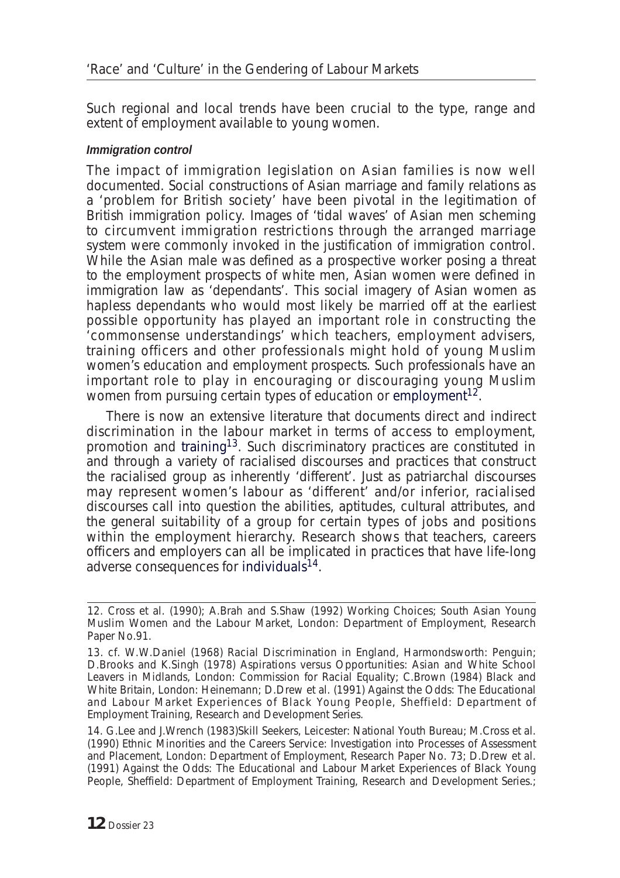Such regional and local trends have been crucial to the type, range and extent of employment available to young women.

#### *Immigration control*

The impact of immigration legislation on Asian families is now well documented. Social constructions of Asian marriage and family relations as a 'problem for British society' have been pivotal in the legitimation of British immigration policy. Images of 'tidal waves' of Asian men scheming to circumvent immigration restrictions through the arranged marriage system were commonly invoked in the justification of immigration control. While the Asian male was defined as a prospective worker posing a threat to the employment prospects of white men, Asian women were defined in immigration law as 'dependants'. This social imagery of Asian women as hapless dependants who would most likely be married off at the earliest possible opportunity has played an important role in constructing the 'commonsense understandings' which teachers, employment advisers, training officers and other professionals might hold of young Muslim women's education and employment prospects. Such professionals have an important role to play in encouraging or discouraging young Muslim women from pursuing certain types of education or employment[12].

There is now an extensive literature that documents direct and indirect discrimination in the labour market in terms of access to employment, promotion and training[13]. Such discriminatory practices are constituted in and through a variety of racialised discourses and practices that construct the racialised group as inherently 'different'. Just as patriarchal discourses may represent women's labour as 'different' and/or inferior, racialised discourses call into question the abilities, aptitudes, cultural attributes, and the general suitability of a group for certain types of jobs and positions within the employment hierarchy. Research shows that teachers, careers officers and employers can all be implicated in practices that have life-long adverse consequences for individuals[14].

---

12. Cross et al. (1990); A.Brah and S.Shaw (1992) Working Choices; South Asian Young Muslim Women and the Labour Market, London: Department of Employment, Research Paper No.91.

13. cf. W.W.Daniel (1968) Racial Discrimination in England, Harmondsworth: Penguin; D.Brooks and K.Singh (1978) Aspirations versus Opportunities: Asian and White School Leavers in Midlands, London: Commission for Racial Equality; C.Brown (1984) Black and White Britain, London: Heinemann; D.Drew et al. (1991) Against the Odds: The Educational and Labour Market Experiences of Black Young People, Sheffield: Department of Employment Training, Research and Development Series.

14. G.Lee and J.Wrench (1983)Skill Seekers, Leicester: National Youth Bureau; M.Cross et al. (1990) Ethnic Minorities and the Careers Service: Investigation into Processes of Assessment and Placement, London: Department of Employment, Research Paper No. 73; D.Drew et al. (1991) Against the Odds: The Educational and Labour Market Experiences of Black Young People, Sheffield: Department of Employment Training, Research and Development Series.;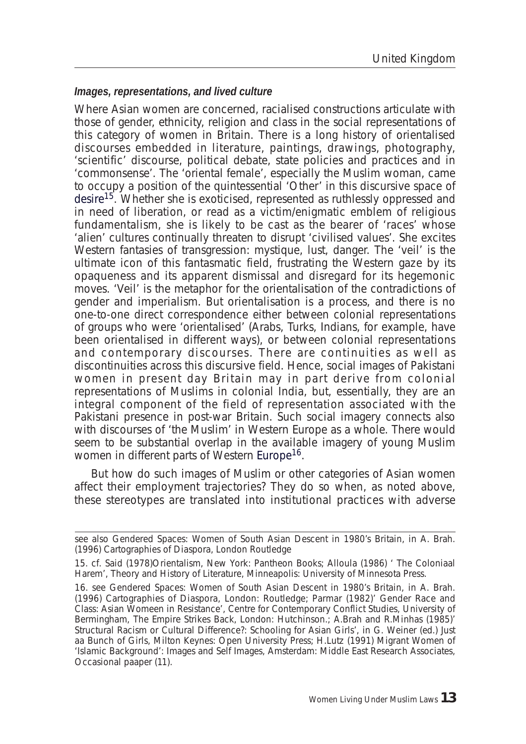### *Images, representations, and lived culture*

Where Asian women are concerned, racialised constructions articulate with those of gender, ethnicity, religion and class in the social representations of this category of women in Britain. There is a long history of orientalised discourses embedded in literature, paintings, drawings, photography, 'scientific' discourse, political debate, state policies and practices and in 'commonsense'. The 'oriental female', especially the Muslim woman, came to occupy a position of the quintessential 'Other' in this discursive space of desire[15]. Whether she is exoticised, represented as ruthlessly oppressed and in need of liberation, or read as a victim/enigmatic emblem of religious fundamentalism, she is likely to be cast as the bearer of 'races' whose 'alien' cultures continually threaten to disrupt 'civilised values'. She excites Western fantasies of transgression: mystique, lust, danger. The 'veil' is the ultimate icon of this fantasmatic field, frustrating the Western gaze by its opaqueness and its apparent dismissal and disregard for its hegemonic moves. 'Veil' is the metaphor for the orientalisation of the contradictions of gender and imperialism. But orientalisation is a process, and there is no one-to-one direct correspondence either between colonial representations of groups who were 'orientalised' (Arabs, Turks, Indians, for example, have been orientalised in different ways), or between colonial representations and contemporary discourses. There are continuities as well as discontinuities across this discursive field. Hence, social images of Pakistani women in present day Britain may in part derive from colonial representations of Muslims in colonial India, but, essentially, they are an integral component of the field of representation associated with the Pakistani presence in post-war Britain. Such social imagery connects also with discourses of 'the Muslim' in Western Europe as a whole. There would seem to be substantial overlap in the available imagery of young Muslim women in different parts of Western Europe[16].

But how do such images of Muslim or other categories of Asian women affect their employment trajectories? They do so when, as noted above, these stereotypes are translated into institutional practices with adverse

---

see also Gendered Spaces: Women of South Asian Descent in 1980's Britain, in A. Brah. (1996) Cartographies of Diaspora, London Routledge

15. cf. Said (1978)Orientalism, New York: Pantheon Books; Alloula (1986) ' The Coloniaal Harem', Theory and History of Literature, Minneapolis: University of Minnesota Press.

16. see Gendered Spaces: Women of South Asian Descent in 1980's Britain, in A. Brah. (1996) Cartographies of Diaspora, London: Routledge; Parmar (1982)' Gender Race and Class: Asian Womeen in Resistance', Centre for Contemporary Conflict Studies, University of Bermingham, The Empire Strikes Back, London: Hutchinson.; A.Brah and R.Minhas (1985)' Structural Racism or Cultural Difference?: Schooling for Asian Girls', in G. Weiner (ed.) Just aa Bunch of Girls, Milton Keynes: Open University Press; H.Lutz (1991) Migrant Women of 'Islamic Background': Images and Self Images, Amsterdam: Middle East Research Associates, Occasional paaper (11).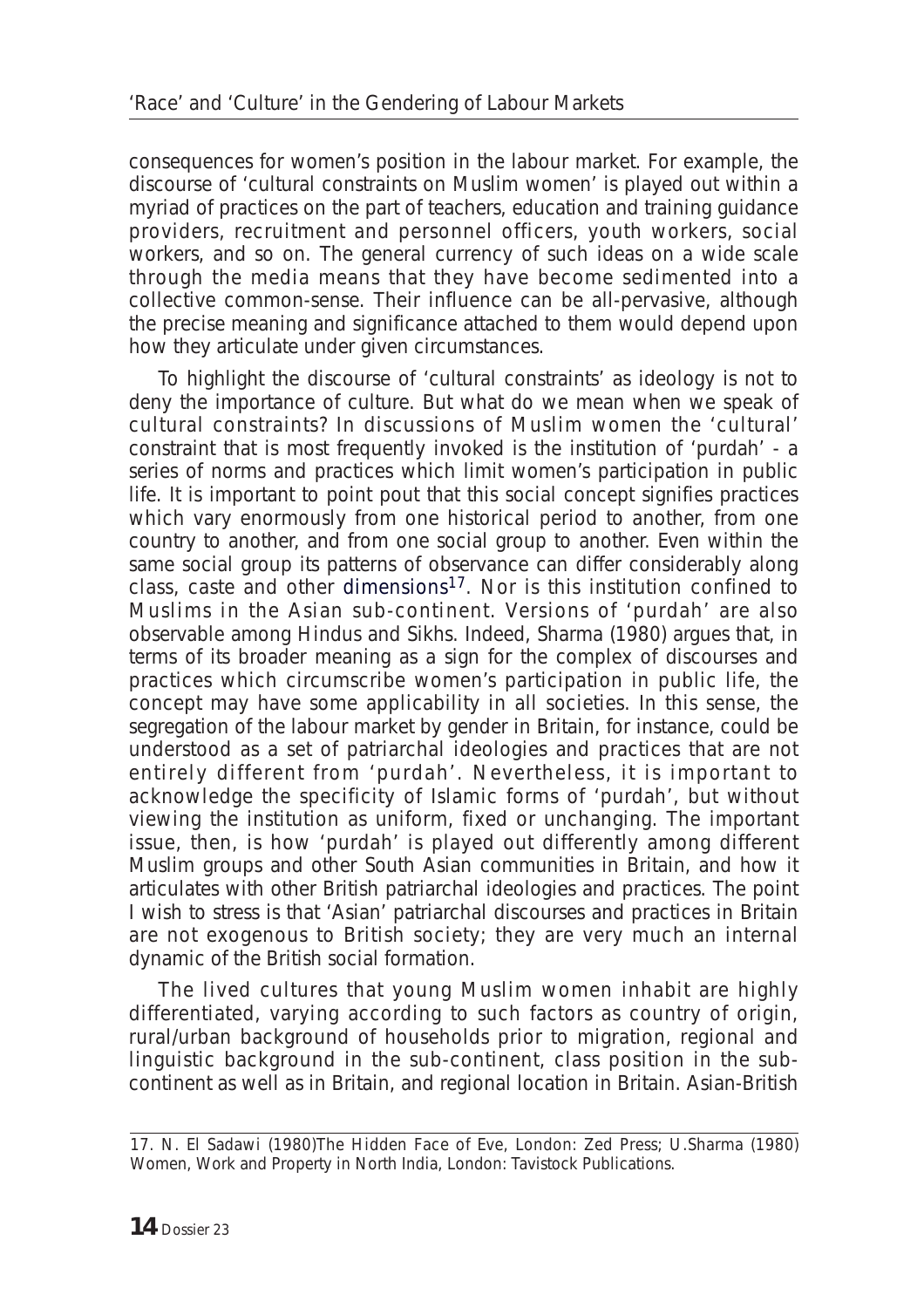consequences for women's position in the labour market. For example, the discourse of 'cultural constraints on Muslim women' is played out within a myriad of practices on the part of teachers, education and training guidance providers, recruitment and personnel officers, youth workers, social workers, and so on. The general currency of such ideas on a wide scale through the media means that they have become sedimented into a collective common-sense. Their influence can be all-pervasive, although the precise meaning and significance attached to them would depend upon how they articulate under given circumstances.

To highlight the discourse of 'cultural constraints' as ideology is not to deny the importance of culture. But what do we mean when we speak of cultural constraints? In discussions of Muslim women the 'cultural' constraint that is most frequently invoked is the institution of 'purdah' - a series of norms and practices which limit women's participation in public life. It is important to point pout that this social concept signifies practices which vary enormously from one historical period to another, from one country to another, and from one social group to another. Even within the same social group its patterns of observance can differ considerably along class, caste and other dimensions[17]. Nor is this institution confined to Muslims in the Asian sub-continent. Versions of 'purdah' are also observable among Hindus and Sikhs. Indeed, Sharma (1980) argues that, in terms of its broader meaning as a sign for the complex of discourses and practices which circumscribe women's participation in public life, the concept may have some applicability in all societies. In this sense, the segregation of the labour market by gender in Britain, for instance, could be understood as a set of patriarchal ideologies and practices that are not entirely different from 'purdah'. Nevertheless, it is important to acknowledge the specificity of Islamic forms of 'purdah', but without viewing the institution as uniform, fixed or unchanging. The important issue, then, is how 'purdah' is played out differently among different Muslim groups and other South Asian communities in Britain, and how it articulates with other British patriarchal ideologies and practices. The point I wish to stress is that 'Asian' patriarchal discourses and practices in Britain are not exogenous to British society; they are very much an internal dynamic of the British social formation.

The lived cultures that young Muslim women inhabit are highly differentiated, varying according to such factors as country of origin, rural/urban background of households prior to migration, regional and linguistic background in the sub-continent, class position in the sub-continent as well as in Britain, and regional location in Britain. Asian-British

17. N. El Sadawi (1980)The Hidden Face of Eve, London: Zed Press; U.Sharma (1980) Women, Work and Property in North India, London: Tavistock Publications.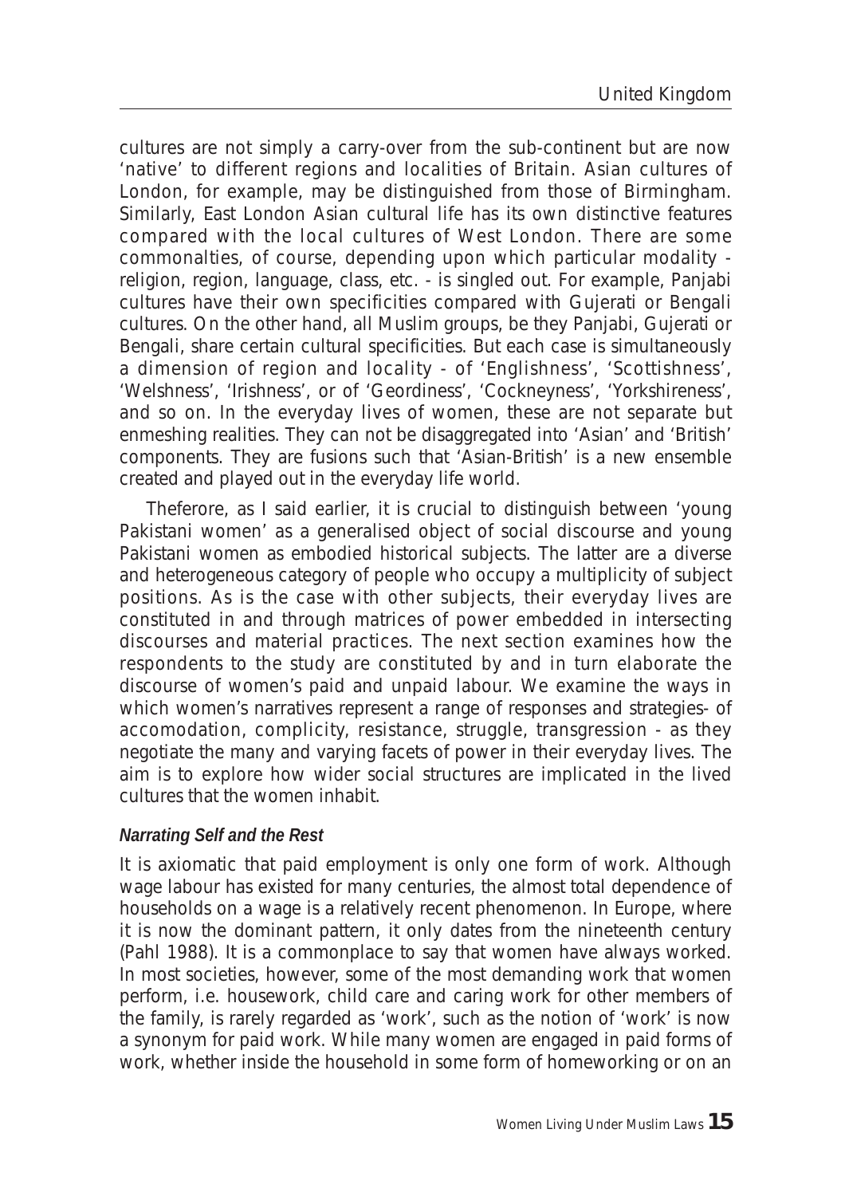cultures are not simply a carry-over from the sub-continent but are now 'native' to different regions and localities of Britain. Asian cultures of London, for example, may be distinguished from those of Birmingham. Similarly, East London Asian cultural life has its own distinctive features compared with the local cultures of West London. There are some commonalties, of course, depending upon which particular modality - religion, region, language, class, etc. - is singled out. For example, Panjabi cultures have their own specificities compared with Gujerati or Bengali cultures. On the other hand, all Muslim groups, be they Panjabi, Gujerati or Bengali, share certain cultural specificities. But each case is simultaneously a dimension of region and locality - of 'Englishness', 'Scottishness', 'Welshness', 'Irishness', or of 'Geordiness', 'Cockneyness', 'Yorkshireness', and so on. In the everyday lives of women, these are not separate but enmeshing realities. They can not be disaggregated into 'Asian' and 'British' components. They are fusions such that 'Asian-British' is a new ensemble created and played out in the everyday life world.

Theferore, as I said earlier, it is crucial to distinguish between 'young Pakistani women' as a generalised object of social discourse and young Pakistani women as embodied historical subjects. The latter are a diverse and heterogeneous category of people who occupy a multiplicity of subject positions. As is the case with other subjects, their everyday lives are constituted in and through matrices of power embedded in intersecting discourses and material practices. The next section examines how the respondents to the study are constituted by and in turn elaborate the discourse of women's paid and unpaid labour. We examine the ways in which women's narratives represent a range of responses and strategies- of accomodation, complicity, resistance, struggle, transgression - as they negotiate the many and varying facets of power in their everyday lives. The aim is to explore how wider social structures are implicated in the lived cultures that the women inhabit.

### *Narrating Self and the Rest*

It is axiomatic that paid employment is only one form of work. Although wage labour has existed for many centuries, the almost total dependence of households on a wage is a relatively recent phenomenon. In Europe, where it is now the dominant pattern, it only dates from the nineteenth century (Pahl 1988). It is a commonplace to say that women have always worked. In most societies, however, some of the most demanding work that women perform, i.e. housework, child care and caring work for other members of the family, is rarely regarded as 'work', such as the notion of 'work' is now a synonym for paid work. While many women are engaged in paid forms of work, whether inside the household in some form of homeworking or on an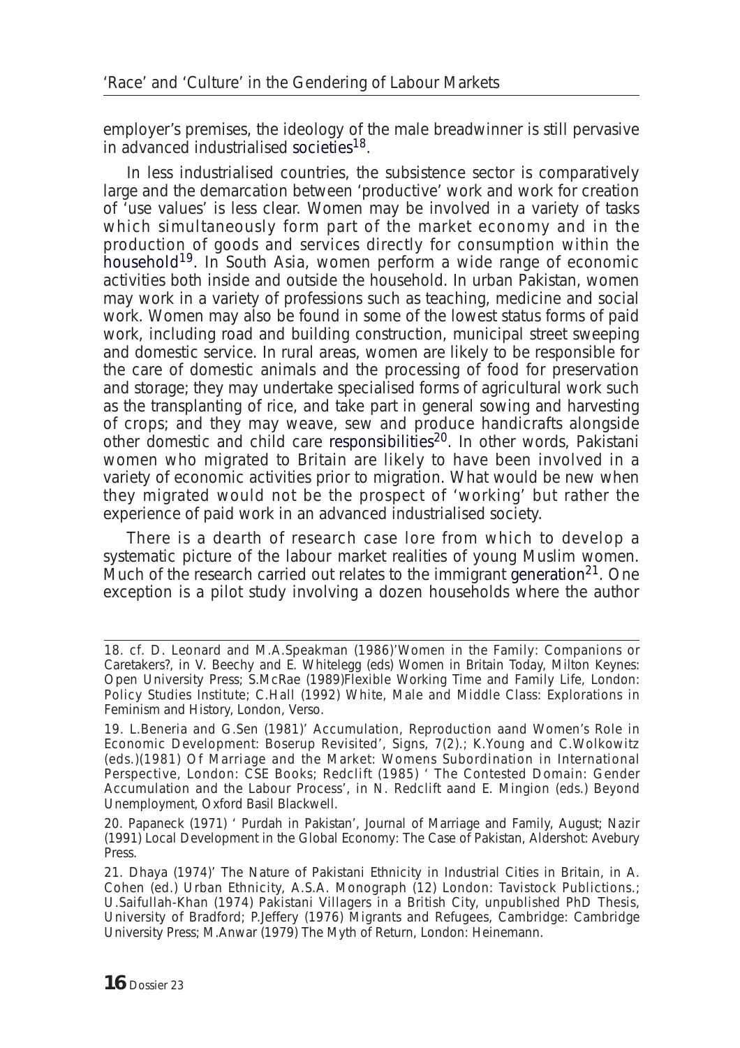employer's premises, the ideology of the male breadwinner is still pervasive in advanced industrialised societies[18].

In less industrialised countries, the subsistence sector is comparatively large and the demarcation between 'productive' work and work for creation of 'use values' is less clear. Women may be involved in a variety of tasks which simultaneously form part of the market economy and in the production of goods and services directly for consumption within the household[19]. In South Asia, women perform a wide range of economic activities both inside and outside the household. In urban Pakistan, women may work in a variety of professions such as teaching, medicine and social work. Women may also be found in some of the lowest status forms of paid work, including road and building construction, municipal street sweeping and domestic service. In rural areas, women are likely to be responsible for the care of domestic animals and the processing of food for preservation and storage; they may undertake specialised forms of agricultural work such as the transplanting of rice, and take part in general sowing and harvesting of crops; and they may weave, sew and produce handicrafts alongside other domestic and child care responsibilities[20]. In other words, Pakistani women who migrated to Britain are likely to have been involved in a variety of economic activities prior to migration. What would be new when they migrated would not be the prospect of 'working' but rather the experience of paid work in an advanced industrialised society.

There is a dearth of research case lore from which to develop a systematic picture of the labour market realities of young Muslim women. Much of the research carried out relates to the immigrant generation[21]. One exception is a pilot study involving a dozen households where the author

---

18. cf. D. Leonard and M.A.Speakman (1986)'Women in the Family: Companions or Caretakers?, in V. Beechy and E. Whitelegg (eds) Women in Britain Today, Milton Keynes: Open University Press; S.McRae (1989)Flexible Working Time and Family Life, London: Policy Studies Institute; C.Hall (1992) White, Male and Middle Class: Explorations in Feminism and History, London, Verso.

19. L.Beneria and G.Sen (1981)' Accumulation, Reproduction aand Women's Role in Economic Development: Boserup Revisited', Signs, 7(2).; K.Young and C.Wolkowitz (eds.)(1981) Of Marriage and the Market: Womens Subordination in International Perspective, London: CSE Books; Redclift (1985) ' The Contested Domain: Gender Accumulation and the Labour Process', in N. Redclift aand E. Mingion (eds.) Beyond Unemployment, Oxford Basil Blackwell.

20. Papaneck (1971) ' Purdah in Pakistan', Journal of Marriage and Family, August; Nazir (1991) Local Development in the Global Economy: The Case of Pakistan, Aldershot: Avebury Press.

21. Dhaya (1974)' The Nature of Pakistani Ethnicity in Industrial Cities in Britain, in A. Cohen (ed.) Urban Ethnicity, A.S.A. Monograph (12) London: Tavistock Publictions.; U.Saifullah-Khan (1974) Pakistani Villagers in a British City, unpublished PhD Thesis, University of Bradford; P.Jeffery (1976) Migrants and Refugees, Cambridge: Cambridge University Press; M.Anwar (1979) The Myth of Return, London: Heinemann.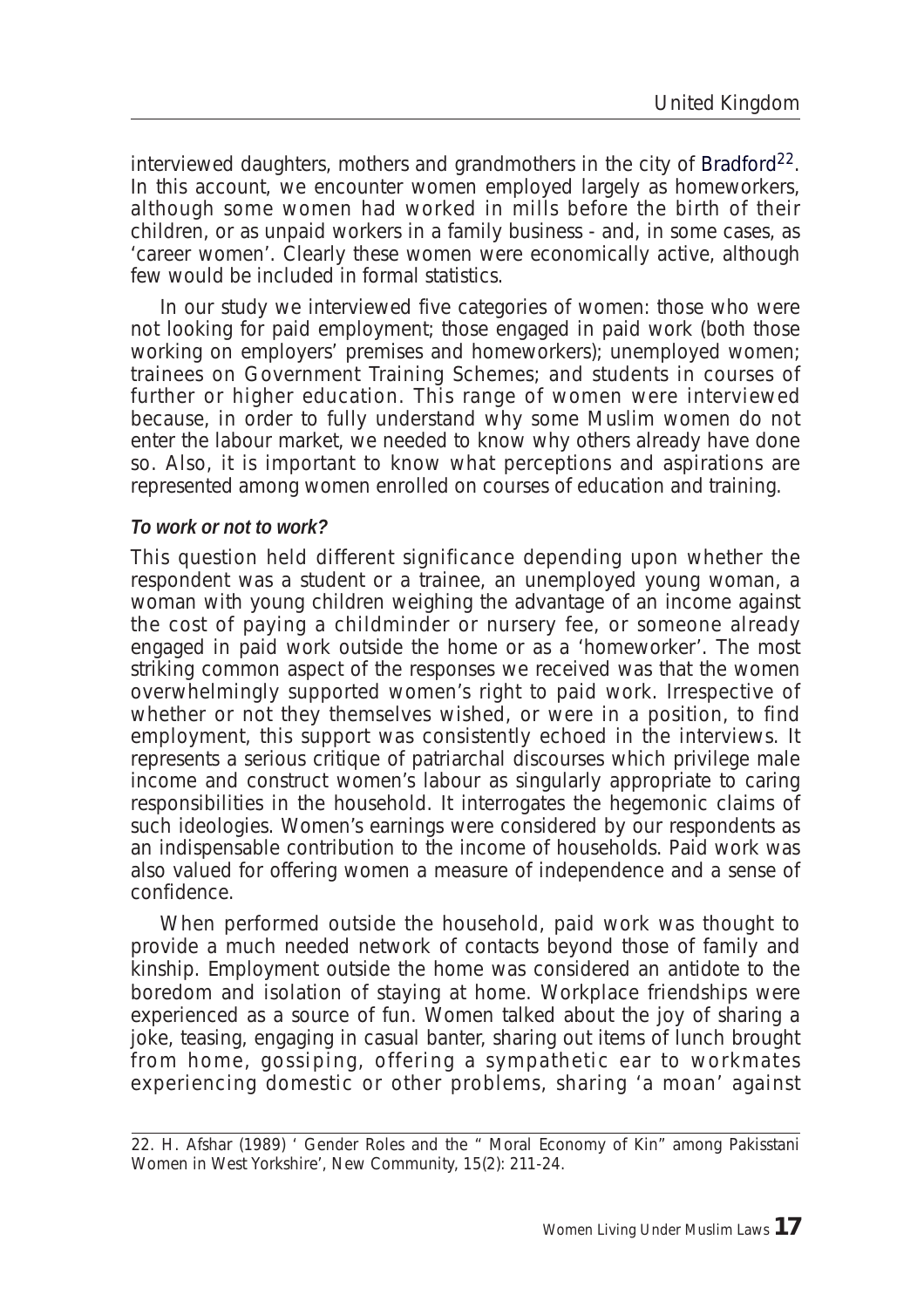interviewed daughters, mothers and grandmothers in the city of Bradford[22]. In this account, we encounter women employed largely as homeworkers, although some women had worked in mills before the birth of their children, or as unpaid workers in a family business - and, in some cases, as 'career women'. Clearly these women were economically active, although few would be included in formal statistics.

In our study we interviewed five categories of women: those who were not looking for paid employment; those engaged in paid work (both those working on employers' premises and homeworkers); unemployed women; trainees on Government Training Schemes; and students in courses of further or higher education. This range of women were interviewed because, in order to fully understand why some Muslim women do not enter the labour market, we needed to know why others already have done so. Also, it is important to know what perceptions and aspirations are represented among women enrolled on courses of education and training.

***To work or not to work?***

This question held different significance depending upon whether the respondent was a student or a trainee, an unemployed young woman, a woman with young children weighing the advantage of an income against the cost of paying a childminder or nursery fee, or someone already engaged in paid work outside the home or as a 'homeworker'. The most striking common aspect of the responses we received was that the women overwhelmingly supported women's right to paid work. Irrespective of whether or not they themselves wished, or were in a position, to find employment, this support was consistently echoed in the interviews. It represents a serious critique of patriarchal discourses which privilege male income and construct women's labour as singularly appropriate to caring responsibilities in the household. It interrogates the hegemonic claims of such ideologies. Women's earnings were considered by our respondents as an indispensable contribution to the income of households. Paid work was also valued for offering women a measure of independence and a sense of confidence.

When performed outside the household, paid work was thought to provide a much needed network of contacts beyond those of family and kinship. Employment outside the home was considered an antidote to the boredom and isolation of staying at home. Workplace friendships were experienced as a source of fun. Women talked about the joy of sharing a joke, teasing, engaging in casual banter, sharing out items of lunch brought from home, gossiping, offering a sympathetic ear to workmates experiencing domestic or other problems, sharing 'a moan' against

22. H. Afshar (1989) ' Gender Roles and the " Moral Economy of Kin" among Pakisstani Women in West Yorkshire', New Community, 15(2): 211-24.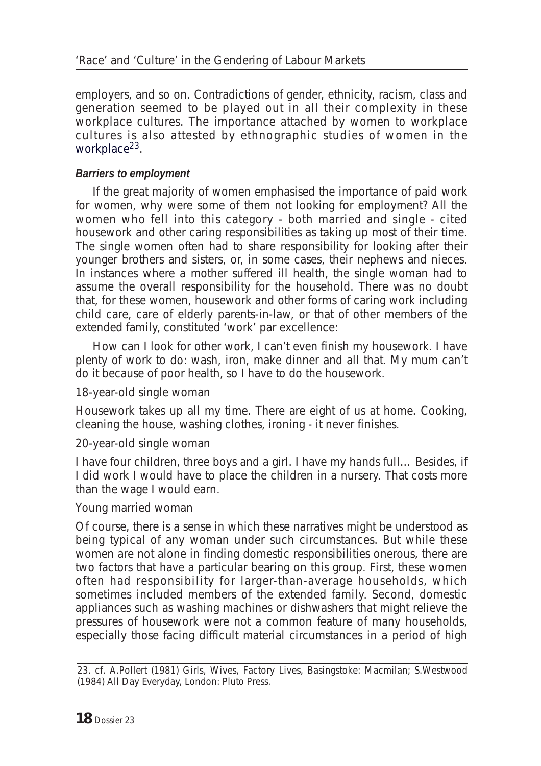employers, and so on. Contradictions of gender, ethnicity, racism, class and generation seemed to be played out in all their complexity in these workplace cultures. The importance attached by women to workplace cultures is also attested by ethnographic studies of women in the workplace[23].

***Barriers to employment***

If the great majority of women emphasised the importance of paid work for women, why were some of them not looking for employment? All the women who fell into this category - both married and single - cited housework and other caring responsibilities as taking up most of their time. The single women often had to share responsibility for looking after their younger brothers and sisters, or, in some cases, their nephews and nieces. In instances where a mother suffered ill health, the single woman had to assume the overall responsibility for the household. There was no doubt that, for these women, housework and other forms of caring work including child care, care of elderly parents-in-law, or that of other members of the extended family, constituted 'work' par excellence:

How can I look for other work, I can't even finish my housework. I have plenty of work to do: wash, iron, make dinner and all that. My mum can't do it because of poor health, so I have to do the housework.

18-year-old single woman

Housework takes up all my time. There are eight of us at home. Cooking, cleaning the house, washing clothes, ironing - it never finishes.

20-year-old single woman

I have four children, three boys and a girl. I have my hands full… Besides, if I did work I would have to place the children in a nursery. That costs more than the wage I would earn.

Young married woman

Of course, there is a sense in which these narratives might be understood as being typical of any woman under such circumstances. But while these women are not alone in finding domestic responsibilities onerous, there are two factors that have a particular bearing on this group. First, these women often had responsibility for larger-than-average households, which sometimes included members of the extended family. Second, domestic appliances such as washing machines or dishwashers that might relieve the pressures of housework were not a common feature of many households, especially those facing difficult material circumstances in a period of high

23. cf. A.Pollert (1981) Girls, Wives, Factory Lives, Basingstoke: Macmilan; S.Westwood (1984) All Day Everyday, London: Pluto Press.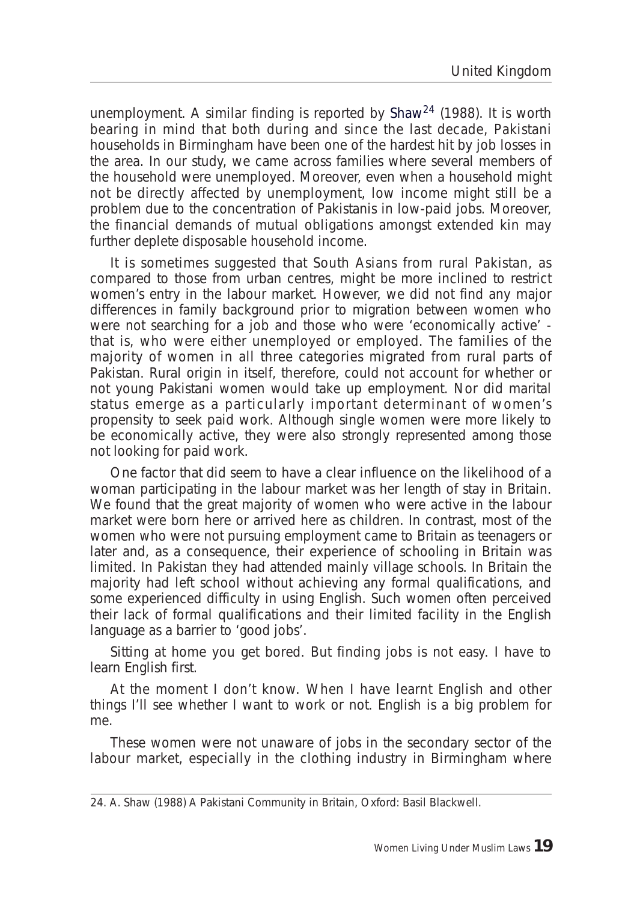unemployment. A similar finding is reported by Shaw[24] (1988). It is worth bearing in mind that both during and since the last decade, Pakistani households in Birmingham have been one of the hardest hit by job losses in the area. In our study, we came across families where several members of the household were unemployed. Moreover, even when a household might not be directly affected by unemployment, low income might still be a problem due to the concentration of Pakistanis in low-paid jobs. Moreover, the financial demands of mutual obligations amongst extended kin may further deplete disposable household income.

It is sometimes suggested that South Asians from rural Pakistan, as compared to those from urban centres, might be more inclined to restrict women's entry in the labour market. However, we did not find any major differences in family background prior to migration between women who were not searching for a job and those who were 'economically active' - that is, who were either unemployed or employed. The families of the majority of women in all three categories migrated from rural parts of Pakistan. Rural origin in itself, therefore, could not account for whether or not young Pakistani women would take up employment. Nor did marital status emerge as a particularly important determinant of women's propensity to seek paid work. Although single women were more likely to be economically active, they were also strongly represented among those not looking for paid work.

One factor that did seem to have a clear influence on the likelihood of a woman participating in the labour market was her length of stay in Britain. We found that the great majority of women who were active in the labour market were born here or arrived here as children. In contrast, most of the women who were not pursuing employment came to Britain as teenagers or later and, as a consequence, their experience of schooling in Britain was limited. In Pakistan they had attended mainly village schools. In Britain the majority had left school without achieving any formal qualifications, and some experienced difficulty in using English. Such women often perceived their lack of formal qualifications and their limited facility in the English language as a barrier to 'good jobs'.

*Sitting at home you get bored. But finding jobs is not easy. I have to learn English first.*

*At the moment I don't know. When I have learnt English and other things I'll see whether I want to work or not. English is a big problem for me.*

These women were not unaware of jobs in the secondary sector of the labour market, especially in the clothing industry in Birmingham where

24. A. Shaw (1988) *A Pakistani Community in Britain*, Oxford: Basil Blackwell.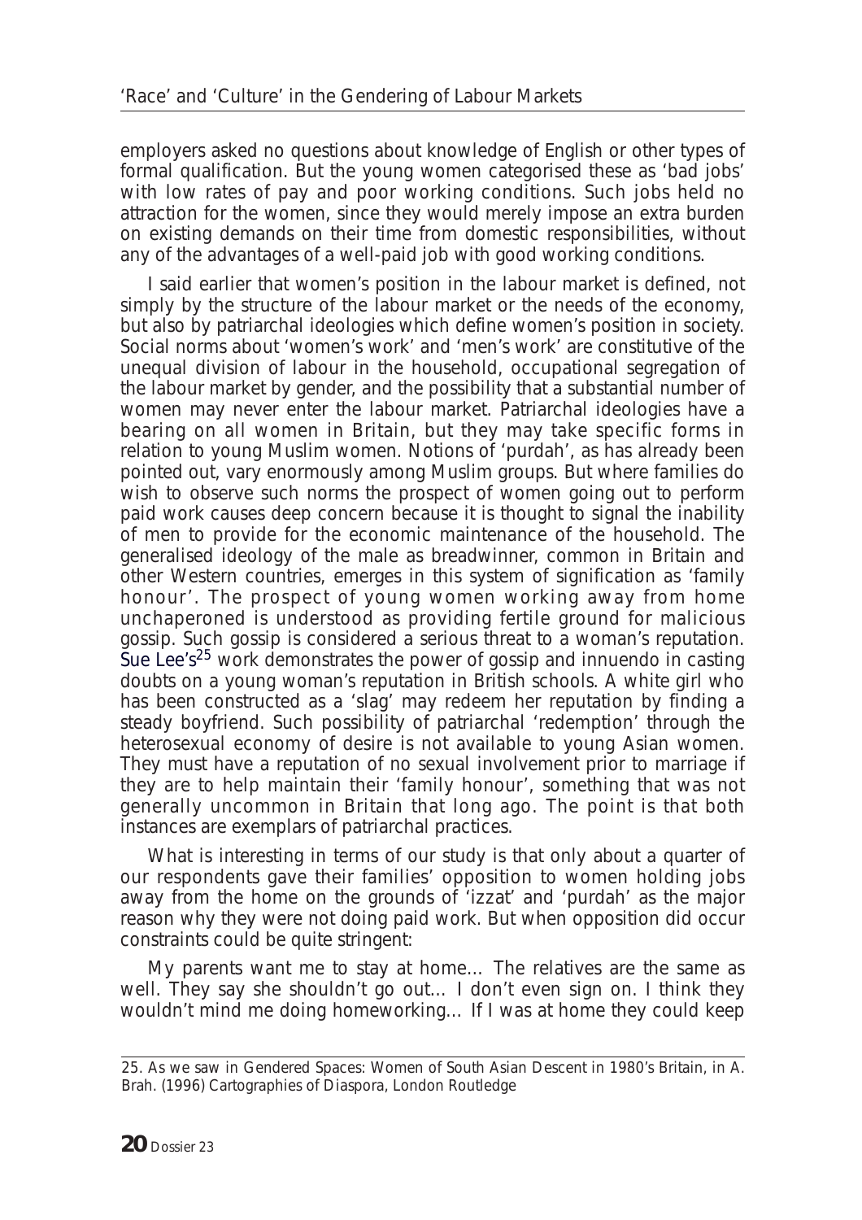employers asked no questions about knowledge of English or other types of formal qualification. But the young women categorised these as 'bad jobs' with low rates of pay and poor working conditions. Such jobs held no attraction for the women, since they would merely impose an extra burden on existing demands on their time from domestic responsibilities, without any of the advantages of a well-paid job with good working conditions.

I said earlier that women's position in the labour market is defined, not simply by the structure of the labour market or the needs of the economy, but also by patriarchal ideologies which define women's position in society. Social norms about 'women's work' and 'men's work' are constitutive of the unequal division of labour in the household, occupational segregation of the labour market by gender, and the possibility that a substantial number of women may never enter the labour market. Patriarchal ideologies have a bearing on all women in Britain, but they may take specific forms in relation to young Muslim women. Notions of 'purdah', as has already been pointed out, vary enormously among Muslim groups. But where families do wish to observe such norms the prospect of women going out to perform paid work causes deep concern because it is thought to signal the inability of men to provide for the economic maintenance of the household. The generalised ideology of the male as breadwinner, common in Britain and other Western countries, emerges in this system of signification as 'family honour'. The prospect of young women working away from home unchaperoned is understood as providing fertile ground for malicious gossip. Such gossip is considered a serious threat to a woman's reputation. Sue Lee's[25] work demonstrates the power of gossip and innuendo in casting doubts on a young woman's reputation in British schools. A white girl who has been constructed as a 'slag' may redeem her reputation by finding a steady boyfriend. Such possibility of patriarchal 'redemption' through the heterosexual economy of desire is not available to young Asian women. They must have a reputation of no sexual involvement prior to marriage if they are to help maintain their 'family honour', something that was not generally uncommon in Britain that long ago. The point is that both instances are exemplars of patriarchal practices.

What is interesting in terms of our study is that only about a quarter of our respondents gave their families' opposition to women holding jobs away from the home on the grounds of 'izzat' and 'purdah' as the major reason why they were not doing paid work. But when opposition did occur constraints could be quite stringent:

My parents want me to stay at home... The relatives are the same as well. They say she shouldn't go out... I don't even sign on. I think they wouldn't mind me doing homeworking... If I was at home they could keep

---

25. As we saw in Gendered Spaces: Women of South Asian Descent in 1980's Britain, in A. Brah. (1996) Cartographies of Diaspora, London Routledge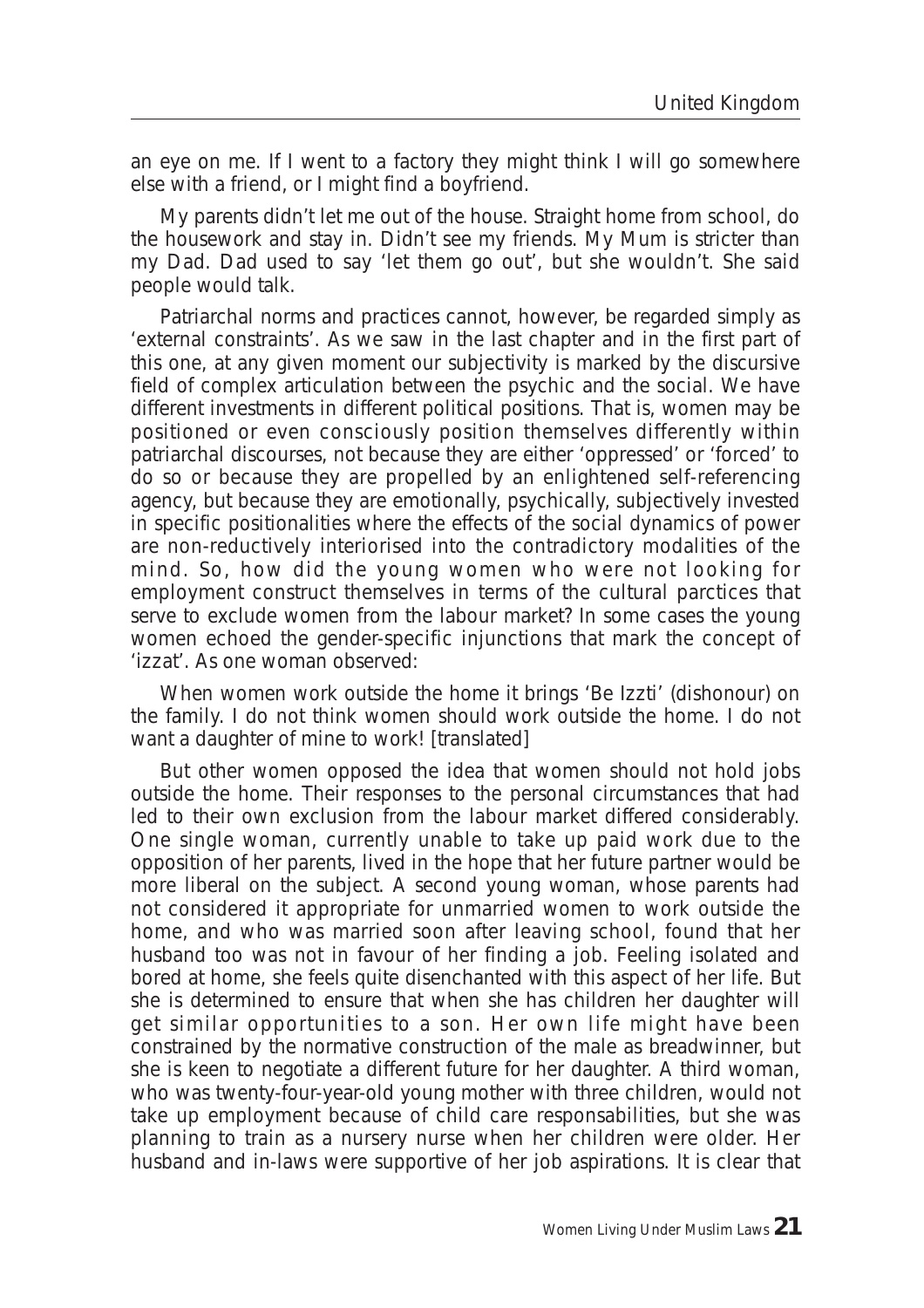an eye on me. If I went to a factory they might think I will go somewhere else with a friend, or I might find a boyfriend.

My parents didn't let me out of the house. Straight home from school, do the housework and stay in. Didn't see my friends. My Mum is stricter than my Dad. Dad used to say 'let them go out', but she wouldn't. She said people would talk.

Patriarchal norms and practices cannot, however, be regarded simply as 'external constraints'. As we saw in the last chapter and in the first part of this one, at any given moment our subjectivity is marked by the discursive field of complex articulation between the psychic and the social. We have different investments in different political positions. That is, women may be positioned or even consciously position themselves differently within patriarchal discourses, not because they are either 'oppressed' or 'forced' to do so or because they are propelled by an enlightened self-referencing agency, but because they are emotionally, psychically, subjectively invested in specific positionalities where the effects of the social dynamics of power are non-reductively interiorised into the contradictory modalities of the mind. So, how did the young women who were not looking for employment construct themselves in terms of the cultural parctices that serve to exclude women from the labour market? In some cases the young women echoed the gender-specific injunctions that mark the concept of 'izzat'. As one woman observed:

When women work outside the home it brings 'Be Izzti' (dishonour) on the family. I do not think women should work outside the home. I do not want a daughter of mine to work! [translated]

But other women opposed the idea that women should not hold jobs outside the home. Their responses to the personal circumstances that had led to their own exclusion from the labour market differed considerably. One single woman, currently unable to take up paid work due to the opposition of her parents, lived in the hope that her future partner would be more liberal on the subject. A second young woman, whose parents had not considered it appropriate for unmarried women to work outside the home, and who was married soon after leaving school, found that her husband too was not in favour of her finding a job. Feeling isolated and bored at home, she feels quite disenchanted with this aspect of her life. But she is determined to ensure that when she has children her daughter will get similar opportunities to a son. Her own life might have been constrained by the normative construction of the male as breadwinner, but she is keen to negotiate a different future for her daughter. A third woman, who was twenty-four-year-old young mother with three children, would not take up employment because of child care responsabilities, but she was planning to train as a nursery nurse when her children were older. Her husband and in-laws were supportive of her job aspirations. It is clear that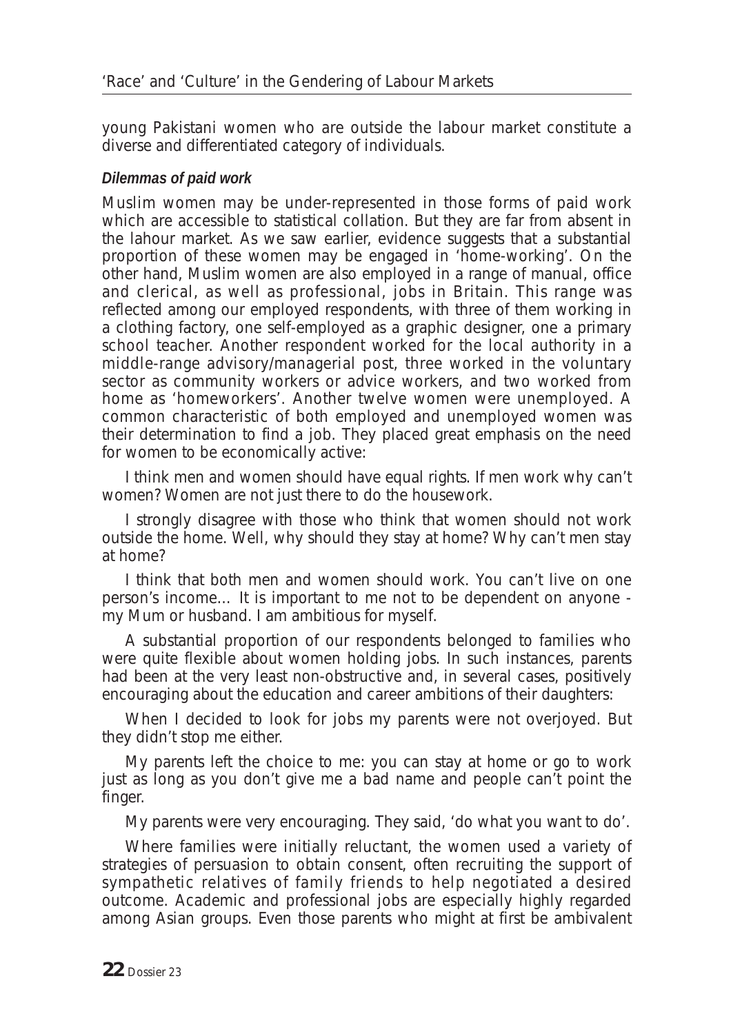young Pakistani women who are outside the labour market constitute a diverse and differentiated category of individuals.

***Dilemmas of paid work***

Muslim women may be under-represented in those forms of paid work which are accessible to statistical collation. But they are far from absent in the lahour market. As we saw earlier, evidence suggests that a substantial proportion of these women may be engaged in 'home-working'. On the other hand, Muslim women are also employed in a range of manual, office and clerical, as well as professional, jobs in Britain. This range was reflected among our employed respondents, with three of them working in a clothing factory, one self-employed as a graphic designer, one a primary school teacher. Another respondent worked for the local authority in a middle-range advisory/managerial post, three worked in the voluntary sector as community workers or advice workers, and two worked from home as 'homeworkers'. Another twelve women were unemployed. A common characteristic of both employed and unemployed women was their determination to find a job. They placed great emphasis on the need for women to be economically active:

I think men and women should have equal rights. If men work why can't women? Women are not just there to do the housework.

I strongly disagree with those who think that women should not work outside the home. Well, why should they stay at home? Why can't men stay at home?

I think that both men and women should work. You can't live on one person's income... It is important to me not to be dependent on anyone - my Mum or husband. I am ambitious for myself.

A substantial proportion of our respondents belonged to families who were quite flexible about women holding jobs. In such instances, parents had been at the very least non-obstructive and, in several cases, positively encouraging about the education and career ambitions of their daughters:

When I decided to look for jobs my parents were not overjoyed. But they didn't stop me either.

My parents left the choice to me: you can stay at home or go to work just as long as you don't give me a bad name and people can't point the finger.

My parents were very encouraging. They said, 'do what you want to do'.

Where families were initially reluctant, the women used a variety of strategies of persuasion to obtain consent, often recruiting the support of sympathetic relatives of family friends to help negotiated a desired outcome. Academic and professional jobs are especially highly regarded among Asian groups. Even those parents who might at first be ambivalent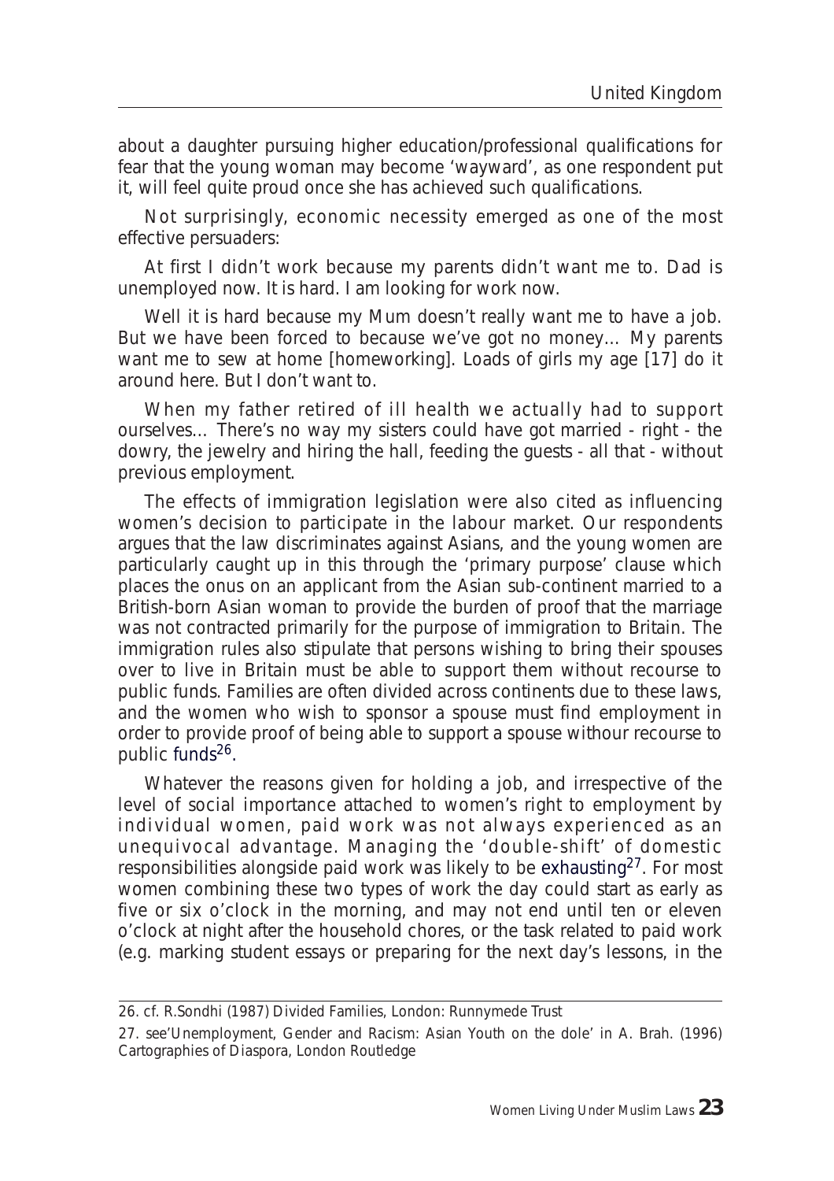about a daughter pursuing higher education/professional qualifications for fear that the young woman may become 'wayward', as one respondent put it, will feel quite proud once she has achieved such qualifications.

Not surprisingly, economic necessity emerged as one of the most effective persuaders:

At first I didn't work because my parents didn't want me to. Dad is unemployed now. It is hard. I am looking for work now.

Well it is hard because my Mum doesn't really want me to have a job. But we have been forced to because we've got no money... My parents want me to sew at home [homeworking]. Loads of girls my age [17] do it around here. But I don't want to.

When my father retired of ill health we actually had to support ourselves... There's no way my sisters could have got married - right - the dowry, the jewelry and hiring the hall, feeding the guests - all that - without previous employment.

The effects of immigration legislation were also cited as influencing women's decision to participate in the labour market. Our respondents argues that the law discriminates against Asians, and the young women are particularly caught up in this through the 'primary purpose' clause which places the onus on an applicant from the Asian sub-continent married to a British-born Asian woman to provide the burden of proof that the marriage was not contracted primarily for the purpose of immigration to Britain. The immigration rules also stipulate that persons wishing to bring their spouses over to live in Britain must be able to support them without recourse to public funds. Families are often divided across continents due to these laws, and the women who wish to sponsor a spouse must find employment in order to provide proof of being able to support a spouse withour recourse to public funds[26].

Whatever the reasons given for holding a job, and irrespective of the level of social importance attached to women's right to employment by individual women, paid work was not always experienced as an unequivocal advantage. Managing the 'double-shift' of domestic responsibilities alongside paid work was likely to be exhausting[27]. For most women combining these two types of work the day could start as early as five or six o'clock in the morning, and may not end until ten or eleven o'clock at night after the household chores, or the task related to paid work (e.g. marking student essays or preparing for the next day's lessons, in the

---

26. cf. R.Sondhi (1987) Divided Families, London: Runnymede Trust

27. see'Unemployment, Gender and Racism: Asian Youth on the dole' in A. Brah. (1996) Cartographies of Diaspora, London Routledge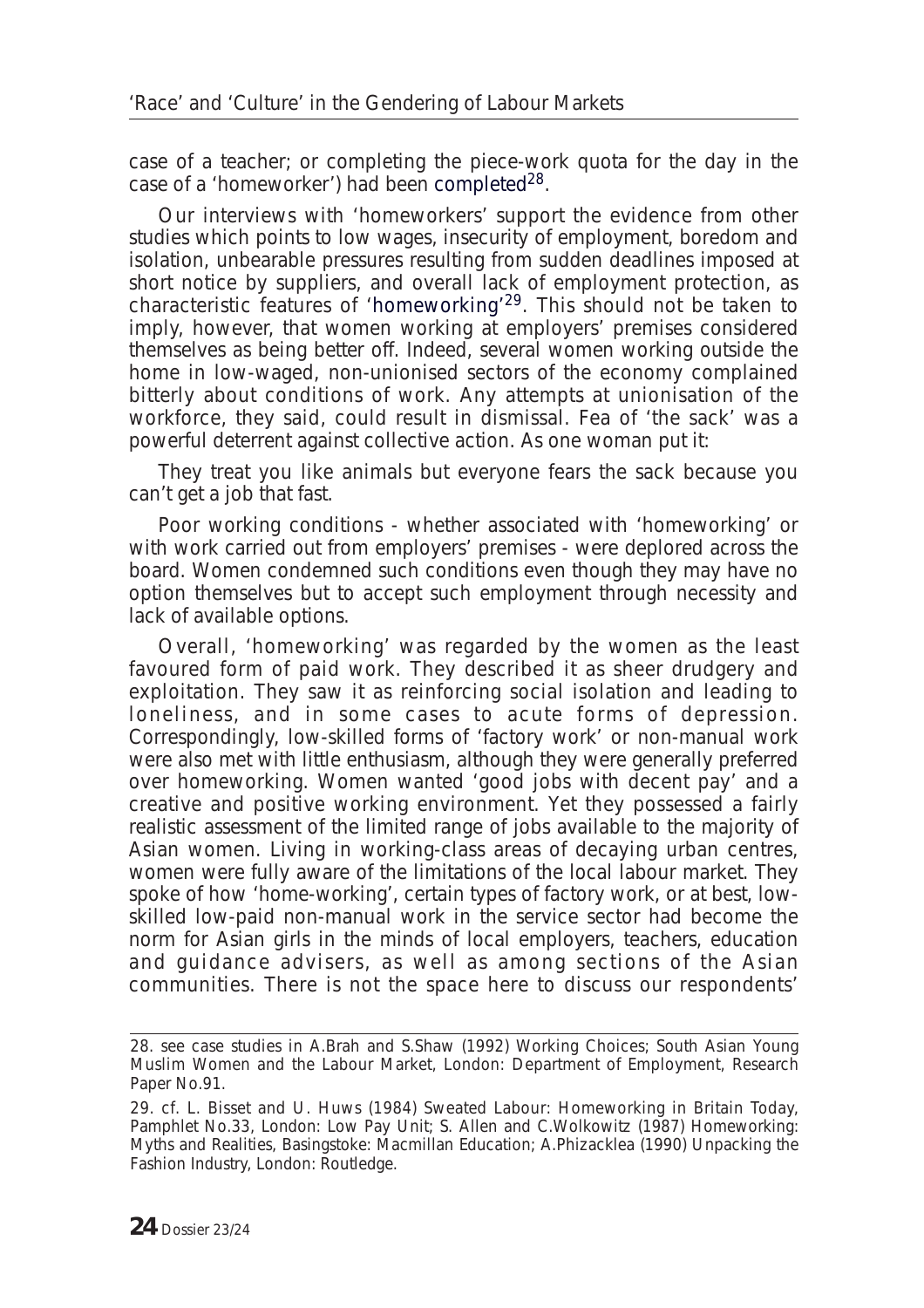case of a teacher; or completing the piece-work quota for the day in the case of a 'homeworker') had been completed[28].

Our interviews with 'homeworkers' support the evidence from other studies which points to low wages, insecurity of employment, boredom and isolation, unbearable pressures resulting from sudden deadlines imposed at short notice by suppliers, and overall lack of employment protection, as characteristic features of 'homeworking'[29]. This should not be taken to imply, however, that women working at employers' premises considered themselves as being better off. Indeed, several women working outside the home in low-waged, non-unionised sectors of the economy complained bitterly about conditions of work. Any attempts at unionisation of the workforce, they said, could result in dismissal. Fea of 'the sack' was a powerful deterrent against collective action. As one woman put it:

They treat you like animals but everyone fears the sack because you can't get a job that fast.

Poor working conditions - whether associated with 'homeworking' or with work carried out from employers' premises - were deplored across the board. Women condemned such conditions even though they may have no option themselves but to accept such employment through necessity and lack of available options.

Overall, 'homeworking' was regarded by the women as the least favoured form of paid work. They described it as sheer drudgery and exploitation. They saw it as reinforcing social isolation and leading to loneliness, and in some cases to acute forms of depression. Correspondingly, low-skilled forms of 'factory work' or non-manual work were also met with little enthusiasm, although they were generally preferred over homeworking. Women wanted 'good jobs with decent pay' and a creative and positive working environment. Yet they possessed a fairly realistic assessment of the limited range of jobs available to the majority of Asian women. Living in working-class areas of decaying urban centres, women were fully aware of the limitations of the local labour market. They spoke of how 'home-working', certain types of factory work, or at best, low-skilled low-paid non-manual work in the service sector had become the norm for Asian girls in the minds of local employers, teachers, education and guidance advisers, as well as among sections of the Asian communities. There is not the space here to discuss our respondents'

---

28. see case studies in A.Brah and S.Shaw (1992) Working Choices; South Asian Young Muslim Women and the Labour Market, London: Department of Employment, Research Paper No.91.

29. cf. L. Bisset and U. Huws (1984) Sweated Labour: Homeworking in Britain Today, Pamphlet No.33, London: Low Pay Unit; S. Allen and C.Wolkowitz (1987) Homeworking: Myths and Realities, Basingstoke: Macmillan Education; A.Phizacklea (1990) Unpacking the Fashion Industry, London: Routledge.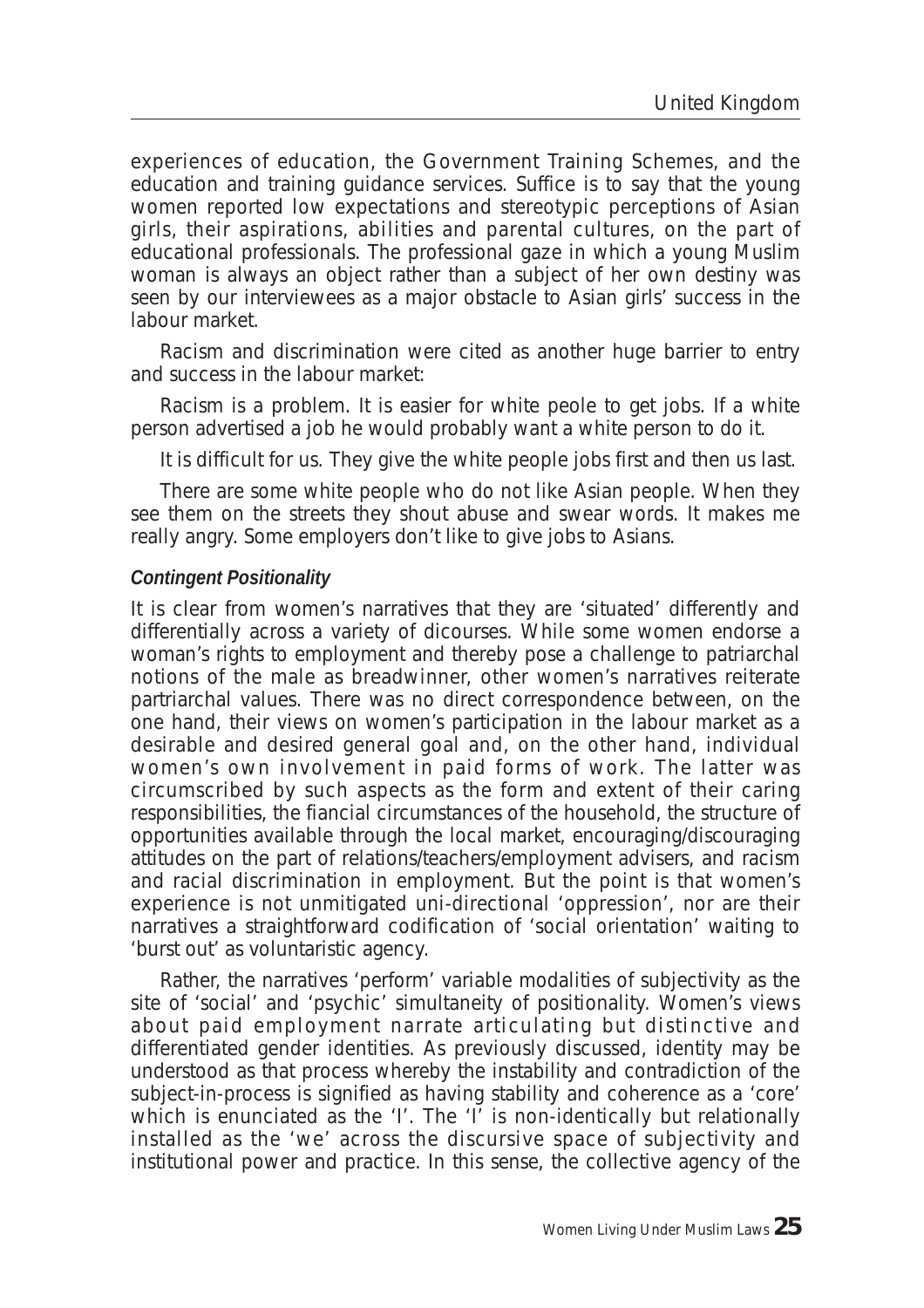experiences of education, the Government Training Schemes, and the education and training guidance services. Suffice is to say that the young women reported low expectations and stereotypic perceptions of Asian girls, their aspirations, abilities and parental cultures, on the part of educational professionals. The professional gaze in which a young Muslim woman is always an object rather than a subject of her own destiny was seen by our interviewees as a major obstacle to Asian girls' success in the labour market.

Racism and discrimination were cited as another huge barrier to entry and success in the labour market:

Racism is a problem. It is easier for white peole to get jobs. If a white person advertised a job he would probably want a white person to do it.

It is difficult for us. They give the white people jobs first and then us last.

There are some white people who do not like Asian people. When they see them on the streets they shout abuse and swear words. It makes me really angry. Some employers don't like to give jobs to Asians.

#### *Contingent Positionality*

It is clear from women's narratives that they are 'situated' differently and differentially across a variety of dicourses. While some women endorse a woman's rights to employment and thereby pose a challenge to patriarchal notions of the male as breadwinner, other women's narratives reiterate partriarchal values. There was no direct correspondence between, on the one hand, their views on women's participation in the labour market as a desirable and desired general goal and, on the other hand, individual women's own involvement in paid forms of work. The latter was circumscribed by such aspects as the form and extent of their caring responsibilities, the fiancial circumstances of the household, the structure of opportunities available through the local market, encouraging/discouraging attitudes on the part of relations/teachers/employment advisers, and racism and racial discrimination in employment. But the point is that women's experience is not unmitigated uni-directional 'oppression', nor are their narratives a straightforward codification of 'social orientation' waiting to 'burst out' as voluntaristic agency.

Rather, the narratives 'perform' variable modalities of subjectivity as the site of 'social' and 'psychic' simultaneity of positionality. Women's views about paid employment narrate articulating but distinctive and differentiated gender identities. As previously discussed, identity may be understood as that process whereby the instability and contradiction of the subject-in-process is signified as having stability and coherence as a 'core' which is enunciated as the 'I'. The 'I' is non-identically but relationally installed as the 'we' across the discursive space of subjectivity and institutional power and practice. In this sense, the collective agency of the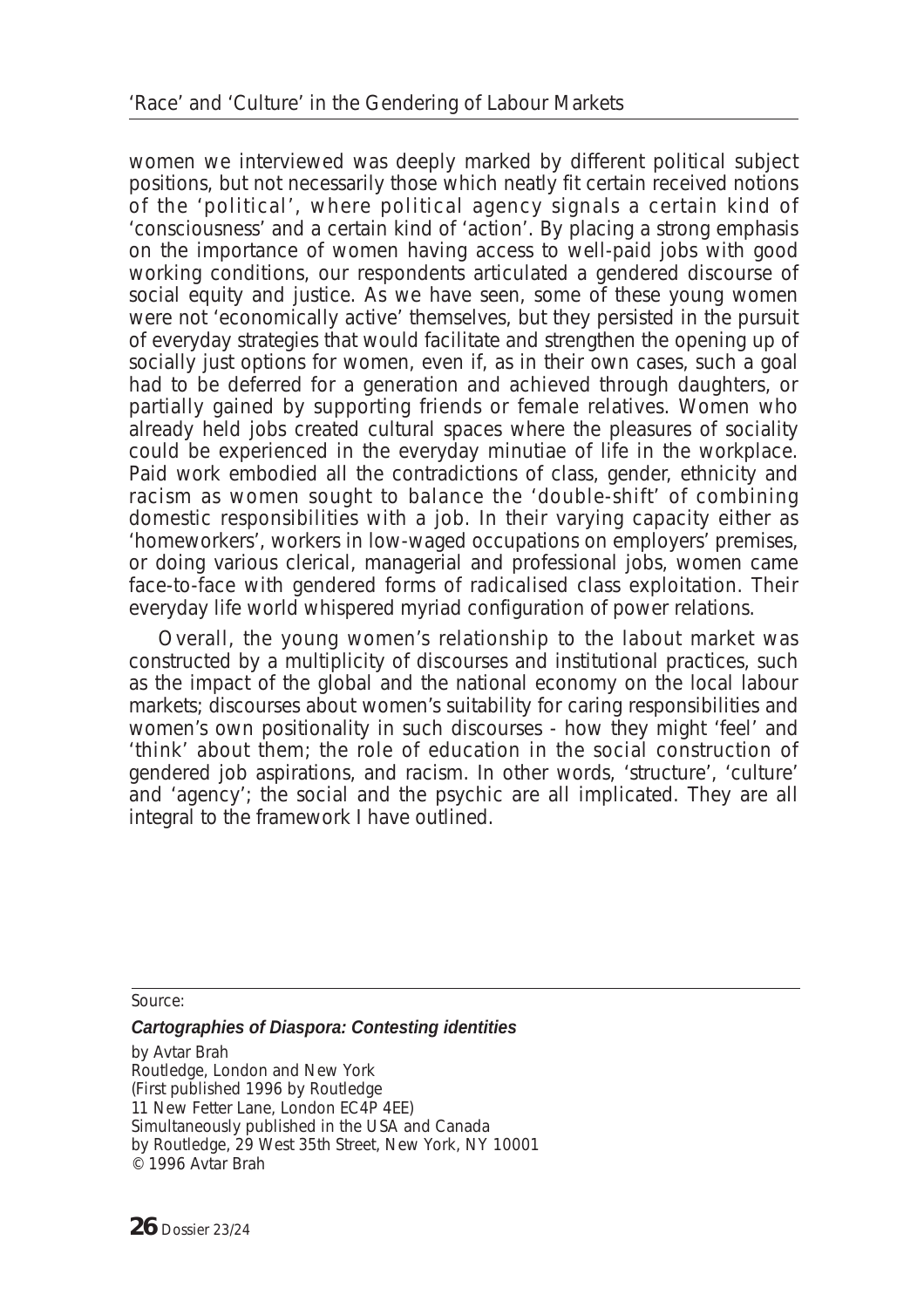women we interviewed was deeply marked by different political subject positions, but not necessarily those which neatly fit certain received notions of the 'political', where political agency signals a certain kind of 'consciousness' and a certain kind of 'action'. By placing a strong emphasis on the importance of women having access to well-paid jobs with good working conditions, our respondents articulated a gendered discourse of social equity and justice. As we have seen, some of these young women were not 'economically active' themselves, but they persisted in the pursuit of everyday strategies that would facilitate and strengthen the opening up of socially just options for women, even if, as in their own cases, such a goal had to be deferred for a generation and achieved through daughters, or partially gained by supporting friends or female relatives. Women who already held jobs created cultural spaces where the pleasures of sociality could be experienced in the everyday minutiae of life in the workplace. Paid work embodied all the contradictions of class, gender, ethnicity and racism as women sought to balance the 'double-shift' of combining domestic responsibilities with a job. In their varying capacity either as 'homeworkers', workers in low-waged occupations on employers' premises, or doing various clerical, managerial and professional jobs, women came face-to-face with gendered forms of radicalised class exploitation. Their everyday life world whispered myriad configuration of power relations.

Overall, the young women's relationship to the labout market was constructed by a multiplicity of discourses and institutional practices, such as the impact of the global and the national economy on the local labour markets; discourses about women's suitability for caring responsibilities and women's own positionality in such discourses - how they might 'feel' and 'think' about them; the role of education in the social construction of gendered job aspirations, and racism. In other words, 'structure', 'culture' and 'agency'; the social and the psychic are all implicated. They are all integral to the framework I have outlined.

---

Source:

***Cartographies of Diaspora: Contesting identities***

by Avtar Brah
Routledge, London and New York
(First published 1996 by Routledge
11 New Fetter Lane, London EC4P 4EE)
Simultaneously published in the USA and Canada
by Routledge, 29 West 35th Street, New York, NY 10001
© 1996 Avtar Brah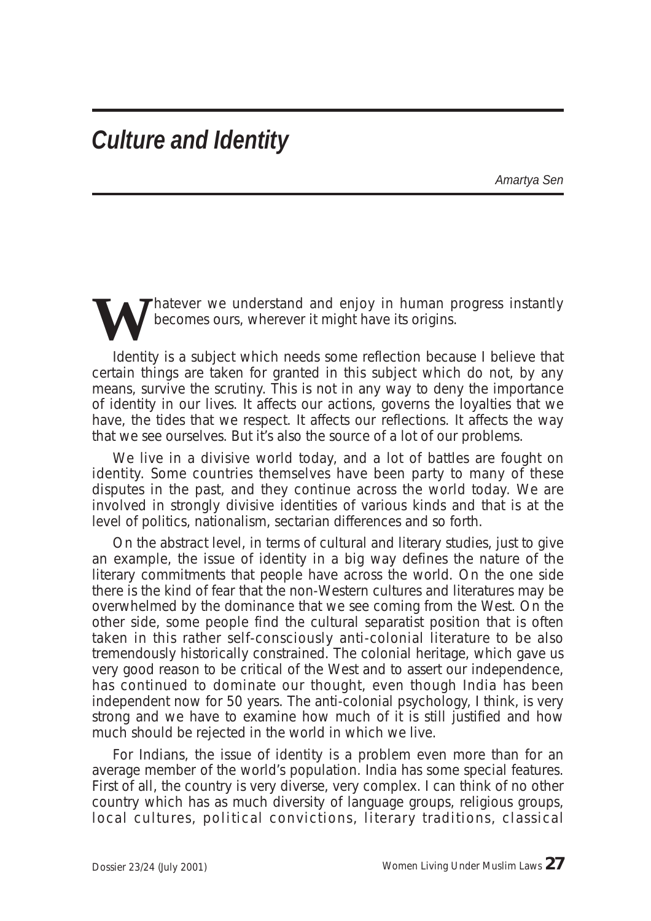# Culture and Identity

*Amartya Sen*

Whatever we understand and enjoy in human progress instantly becomes ours, wherever it might have its origins.

Identity is a subject which needs some reflection because I believe that certain things are taken for granted in this subject which do not, by any means, survive the scrutiny. This is not in any way to deny the importance of identity in our lives. It affects our actions, governs the loyalties that we have, the tides that we respect. It affects our reflections. It affects the way that we see ourselves. But it's also the source of a lot of our problems.

We live in a divisive world today, and a lot of battles are fought on identity. Some countries themselves have been party to many of these disputes in the past, and they continue across the world today. We are involved in strongly divisive identities of various kinds and that is at the level of politics, nationalism, sectarian differences and so forth.

On the abstract level, in terms of cultural and literary studies, just to give an example, the issue of identity in a big way defines the nature of the literary commitments that people have across the world. On the one side there is the kind of fear that the non-Western cultures and literatures may be overwhelmed by the dominance that we see coming from the West. On the other side, some people find the cultural separatist position that is often taken in this rather self-consciously anti-colonial literature to be also tremendously historically constrained. The colonial heritage, which gave us very good reason to be critical of the West and to assert our independence, has continued to dominate our thought, even though India has been independent now for 50 years. The anti-colonial psychology, I think, is very strong and we have to examine how much of it is still justified and how much should be rejected in the world in which we live.

For Indians, the issue of identity is a problem even more than for an average member of the world's population. India has some special features. First of all, the country is very diverse, very complex. I can think of no other country which has as much diversity of language groups, religious groups, local cultures, political convictions, literary traditions, classical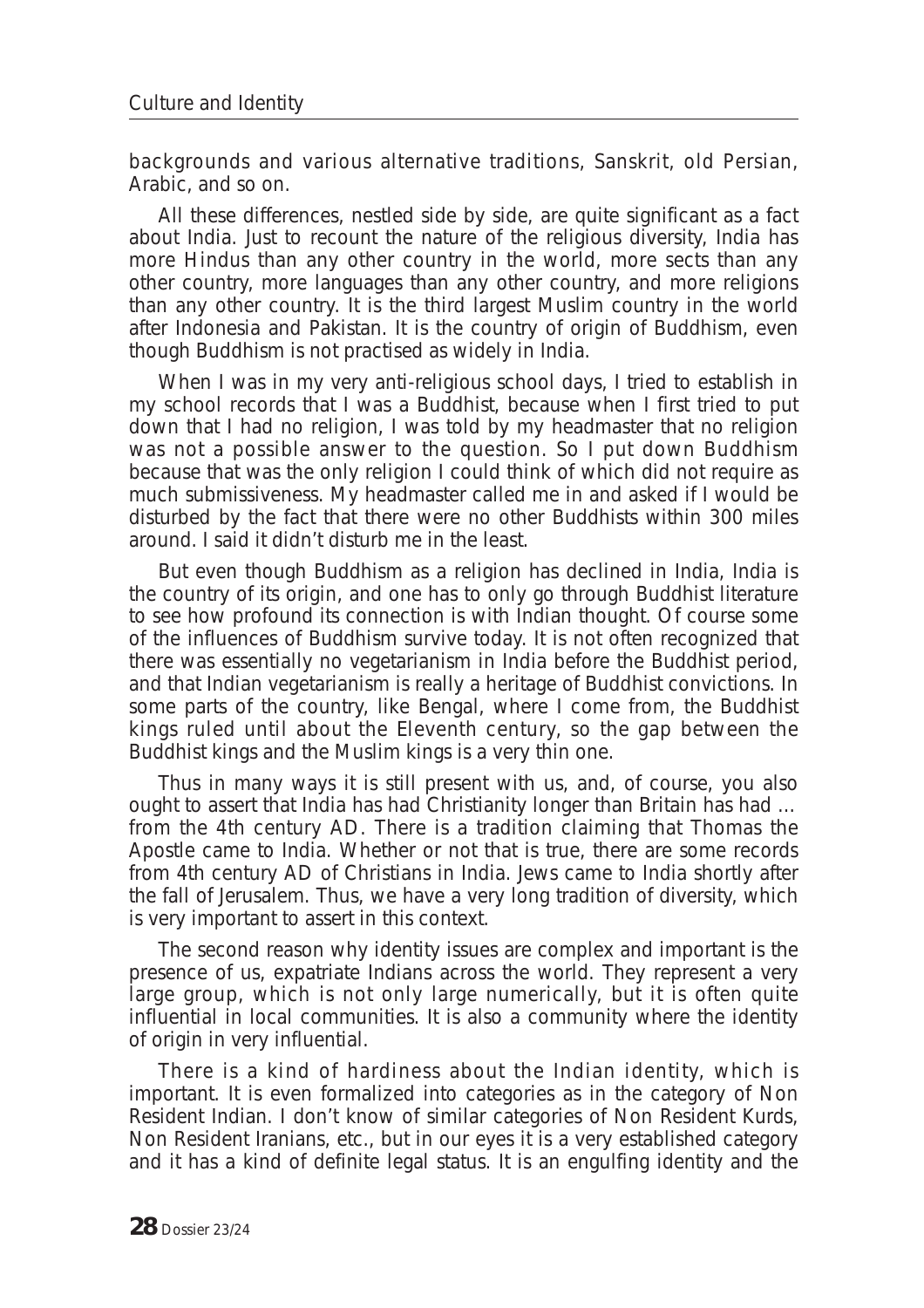backgrounds and various alternative traditions, Sanskrit, old Persian, Arabic, and so on.

All these differences, nestled side by side, are quite significant as a fact about India. Just to recount the nature of the religious diversity, India has more Hindus than any other country in the world, more sects than any other country, more languages than any other country, and more religions than any other country. It is the third largest Muslim country in the world after Indonesia and Pakistan. It is the country of origin of Buddhism, even though Buddhism is not practised as widely in India.

When I was in my very anti-religious school days, I tried to establish in my school records that I was a Buddhist, because when I first tried to put down that I had no religion, I was told by my headmaster that no religion was not a possible answer to the question. So I put down Buddhism because that was the only religion I could think of which did not require as much submissiveness. My headmaster called me in and asked if I would be disturbed by the fact that there were no other Buddhists within 300 miles around. I said it didn't disturb me in the least.

But even though Buddhism as a religion has declined in India, India is the country of its origin, and one has to only go through Buddhist literature to see how profound its connection is with Indian thought. Of course some of the influences of Buddhism survive today. It is not often recognized that there was essentially no vegetarianism in India before the Buddhist period, and that Indian vegetarianism is really a heritage of Buddhist convictions. In some parts of the country, like Bengal, where I come from, the Buddhist kings ruled until about the Eleventh century, so the gap between the Buddhist kings and the Muslim kings is a very thin one.

Thus in many ways it is still present with us, and, of course, you also ought to assert that India has had Christianity longer than Britain has had … from the 4th century AD. There is a tradition claiming that Thomas the Apostle came to India. Whether or not that is true, there are some records from 4th century AD of Christians in India. Jews came to India shortly after the fall of Jerusalem. Thus, we have a very long tradition of diversity, which is very important to assert in this context.

The second reason why identity issues are complex and important is the presence of us, expatriate Indians across the world. They represent a very large group, which is not only large numerically, but it is often quite influential in local communities. It is also a community where the identity of origin in very influential.

There is a kind of hardiness about the Indian identity, which is important. It is even formalized into categories as in the category of Non Resident Indian. I don't know of similar categories of Non Resident Kurds, Non Resident Iranians, etc., but in our eyes it is a very established category and it has a kind of definite legal status. It is an engulfing identity and the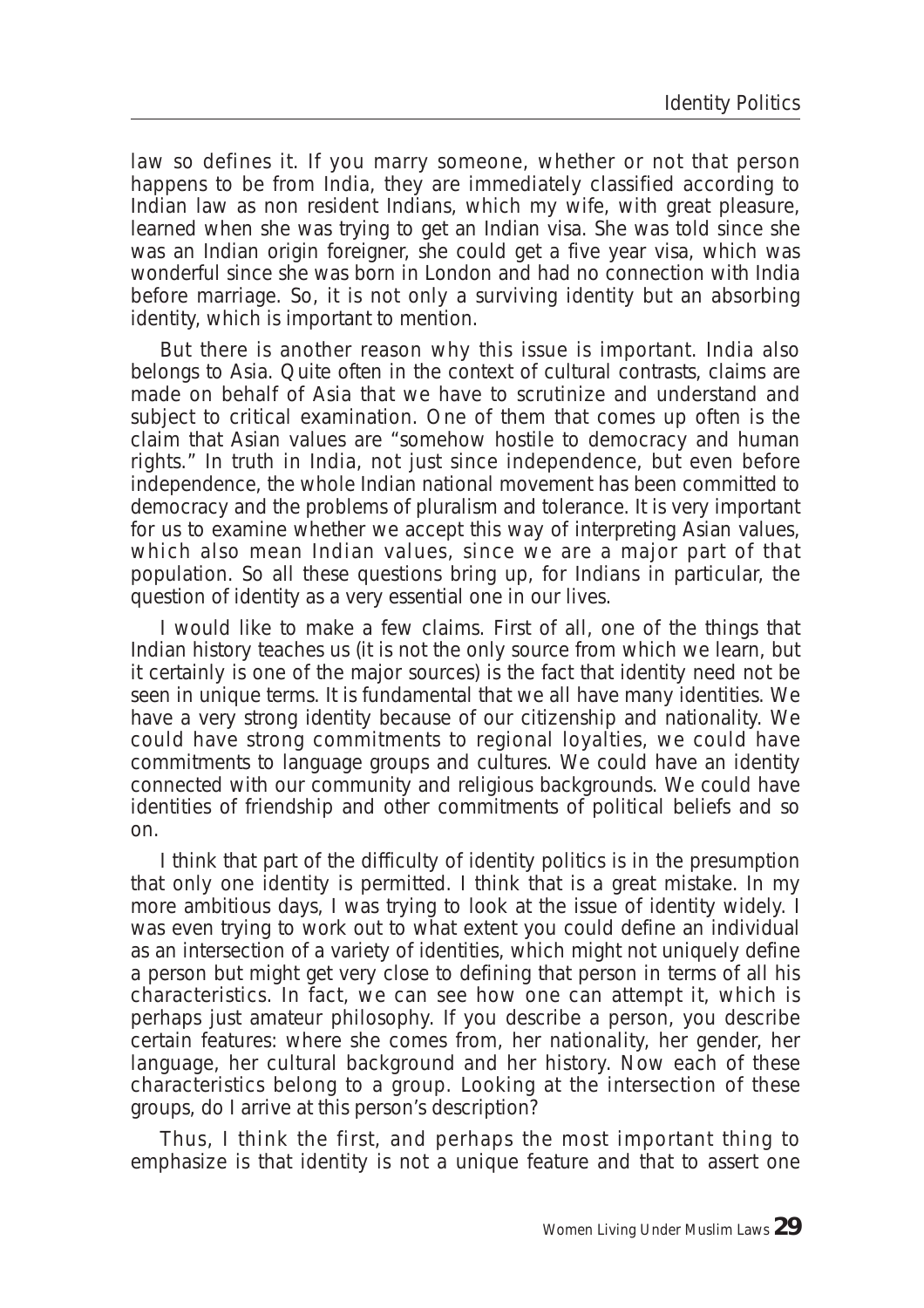law so defines it. If you marry someone, whether or not that person happens to be from India, they are immediately classified according to Indian law as non resident Indians, which my wife, with great pleasure, learned when she was trying to get an Indian visa. She was told since she was an Indian origin foreigner, she could get a five year visa, which was wonderful since she was born in London and had no connection with India before marriage. So, it is not only a surviving identity but an absorbing identity, which is important to mention.

But there is another reason why this issue is important. India also belongs to Asia. Quite often in the context of cultural contrasts, claims are made on behalf of Asia that we have to scrutinize and understand and subject to critical examination. One of them that comes up often is the claim that Asian values are "somehow hostile to democracy and human rights." In truth in India, not just since independence, but even before independence, the whole Indian national movement has been committed to democracy and the problems of pluralism and tolerance. It is very important for us to examine whether we accept this way of interpreting Asian values, which also mean Indian values, since we are a major part of that population. So all these questions bring up, for Indians in particular, the question of identity as a very essential one in our lives.

I would like to make a few claims. First of all, one of the things that Indian history teaches us (it is not the only source from which we learn, but it certainly is one of the major sources) is the fact that identity need not be seen in unique terms. It is fundamental that we all have many identities. We have a very strong identity because of our citizenship and nationality. We could have strong commitments to regional loyalties, we could have commitments to language groups and cultures. We could have an identity connected with our community and religious backgrounds. We could have identities of friendship and other commitments of political beliefs and so on.

I think that part of the difficulty of identity politics is in the presumption that only one identity is permitted. I think that is a great mistake. In my more ambitious days, I was trying to look at the issue of identity widely. I was even trying to work out to what extent you could define an individual as an intersection of a variety of identities, which might not uniquely define a person but might get very close to defining that person in terms of all his characteristics. In fact, we can see how one can attempt it, which is perhaps just amateur philosophy. If you describe a person, you describe certain features: where she comes from, her nationality, her gender, her language, her cultural background and her history. Now each of these characteristics belong to a group. Looking at the intersection of these groups, do I arrive at this person's description?

Thus, I think the first, and perhaps the most important thing to emphasize is that identity is not a unique feature and that to assert one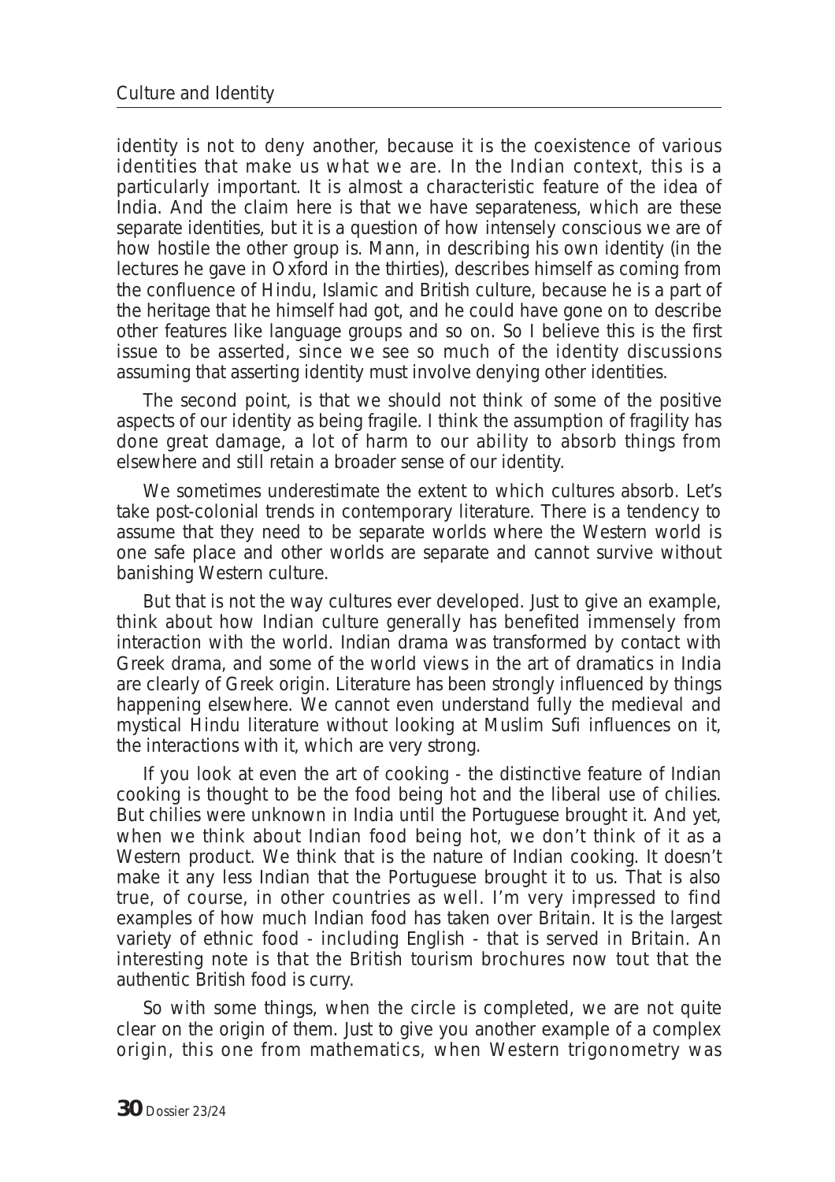identity is not to deny another, because it is the coexistence of various identities that make us what we are. In the Indian context, this is a particularly important. It is almost a characteristic feature of the idea of India. And the claim here is that we have separateness, which are these separate identities, but it is a question of how intensely conscious we are of how hostile the other group is. Mann, in describing his own identity (in the lectures he gave in Oxford in the thirties), describes himself as coming from the confluence of Hindu, Islamic and British culture, because he is a part of the heritage that he himself had got, and he could have gone on to describe other features like language groups and so on. So I believe this is the first issue to be asserted, since we see so much of the identity discussions assuming that asserting identity must involve denying other identities.

The second point, is that we should not think of some of the positive aspects of our identity as being fragile. I think the assumption of fragility has done great damage, a lot of harm to our ability to absorb things from elsewhere and still retain a broader sense of our identity.

We sometimes underestimate the extent to which cultures absorb. Let's take post-colonial trends in contemporary literature. There is a tendency to assume that they need to be separate worlds where the Western world is one safe place and other worlds are separate and cannot survive without banishing Western culture.

But that is not the way cultures ever developed. Just to give an example, think about how Indian culture generally has benefited immensely from interaction with the world. Indian drama was transformed by contact with Greek drama, and some of the world views in the art of dramatics in India are clearly of Greek origin. Literature has been strongly influenced by things happening elsewhere. We cannot even understand fully the medieval and mystical Hindu literature without looking at Muslim Sufi influences on it, the interactions with it, which are very strong.

If you look at even the art of cooking - the distinctive feature of Indian cooking is thought to be the food being hot and the liberal use of chilies. But chilies were unknown in India until the Portuguese brought it. And yet, when we think about Indian food being hot, we don't think of it as a Western product. We think that is the nature of Indian cooking. It doesn't make it any less Indian that the Portuguese brought it to us. That is also true, of course, in other countries as well. I'm very impressed to find examples of how much Indian food has taken over Britain. It is the largest variety of ethnic food - including English - that is served in Britain. An interesting note is that the British tourism brochures now tout that the authentic British food is curry.

So with some things, when the circle is completed, we are not quite clear on the origin of them. Just to give you another example of a complex origin, this one from mathematics, when Western trigonometry was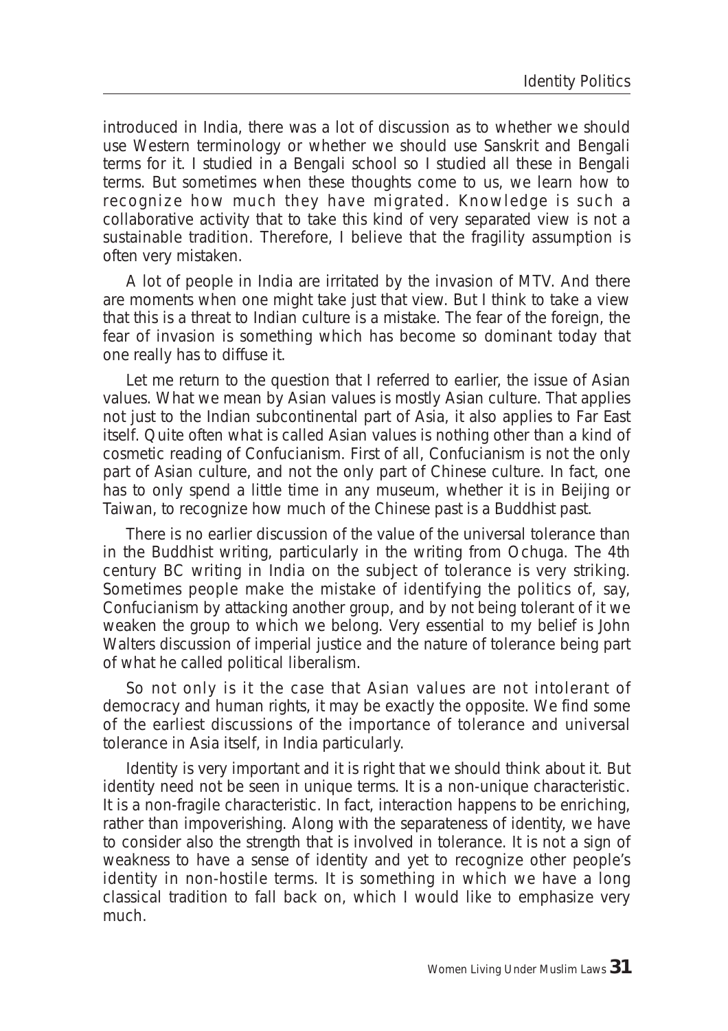introduced in India, there was a lot of discussion as to whether we should use Western terminology or whether we should use Sanskrit and Bengali terms for it. I studied in a Bengali school so I studied all these in Bengali terms. But sometimes when these thoughts come to us, we learn how to recognize how much they have migrated. Knowledge is such a collaborative activity that to take this kind of very separated view is not a sustainable tradition. Therefore, I believe that the fragility assumption is often very mistaken.

A lot of people in India are irritated by the invasion of MTV. And there are moments when one might take just that view. But I think to take a view that this is a threat to Indian culture is a mistake. The fear of the foreign, the fear of invasion is something which has become so dominant today that one really has to diffuse it.

Let me return to the question that I referred to earlier, the issue of Asian values. What we mean by Asian values is mostly Asian culture. That applies not just to the Indian subcontinental part of Asia, it also applies to Far East itself. Quite often what is called Asian values is nothing other than a kind of cosmetic reading of Confucianism. First of all, Confucianism is not the only part of Asian culture, and not the only part of Chinese culture. In fact, one has to only spend a little time in any museum, whether it is in Beijing or Taiwan, to recognize how much of the Chinese past is a Buddhist past.

There is no earlier discussion of the value of the universal tolerance than in the Buddhist writing, particularly in the writing from Ochuga. The 4th century BC writing in India on the subject of tolerance is very striking. Sometimes people make the mistake of identifying the politics of, say, Confucianism by attacking another group, and by not being tolerant of it we weaken the group to which we belong. Very essential to my belief is John Walters discussion of imperial justice and the nature of tolerance being part of what he called political liberalism.

So not only is it the case that Asian values are not intolerant of democracy and human rights, it may be exactly the opposite. We find some of the earliest discussions of the importance of tolerance and universal tolerance in Asia itself, in India particularly.

Identity is very important and it is right that we should think about it. But identity need not be seen in unique terms. It is a non-unique characteristic. It is a non-fragile characteristic. In fact, interaction happens to be enriching, rather than impoverishing. Along with the separateness of identity, we have to consider also the strength that is involved in tolerance. It is not a sign of weakness to have a sense of identity and yet to recognize other people's identity in non-hostile terms. It is something in which we have a long classical tradition to fall back on, which I would like to emphasize very much.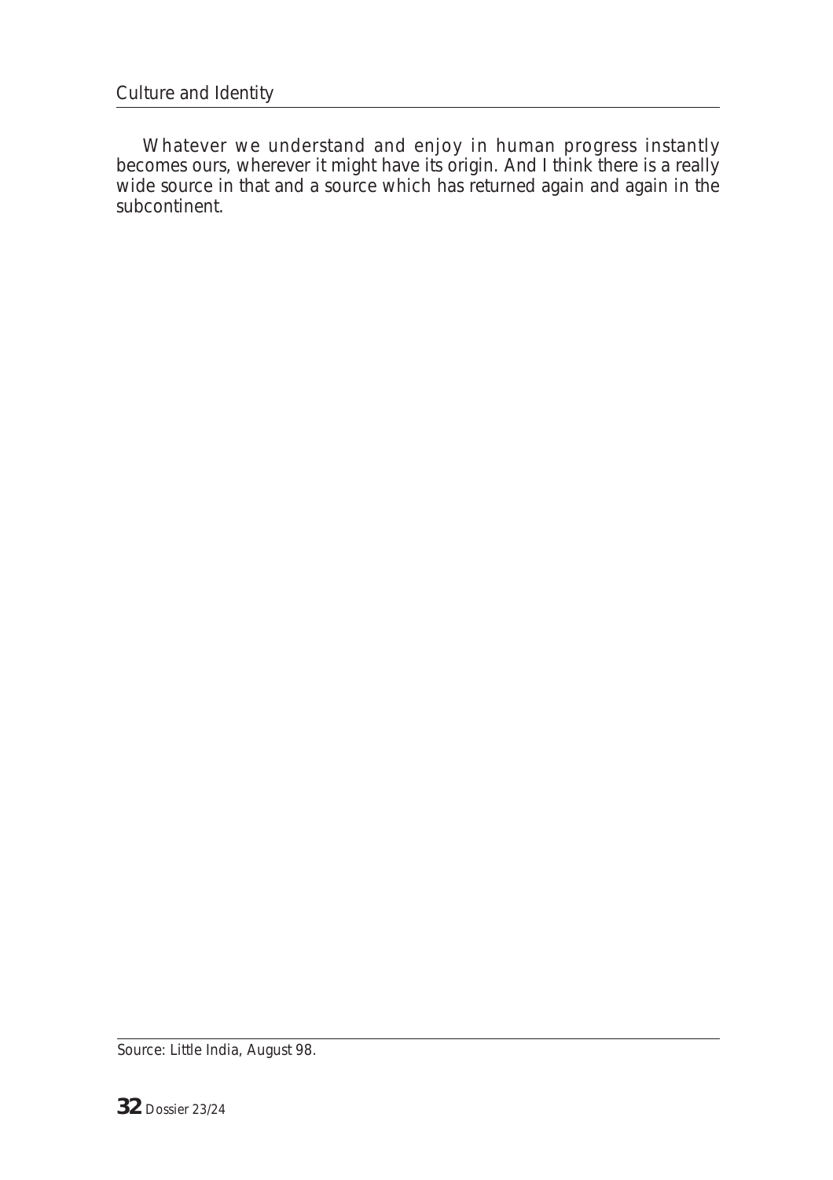Whatever we understand and enjoy in human progress instantly becomes ours, wherever it might have its origin. And I think there is a really wide source in that and a source which has returned again and again in the subcontinent.

Source: Little India, August 98.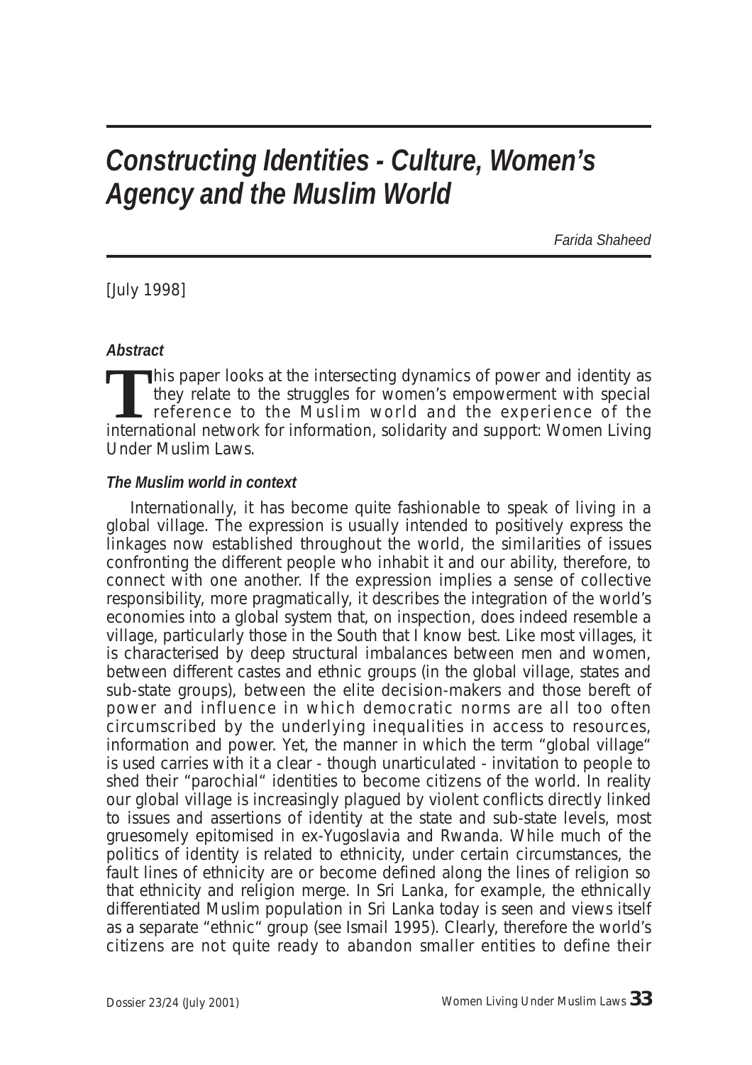# *Constructing Identities - Culture, Women's Agency and the Muslim World*

*Farida Shaheed*

[July 1998]

### *Abstract*

This paper looks at the intersecting dynamics of power and identity as they relate to the struggles for women's empowerment with special reference to the Muslim world and the experience of the international network for information, solidarity and support: Women Living Under Muslim Laws.

### *The Muslim world in context*

Internationally, it has become quite fashionable to speak of living in a global village. The expression is usually intended to positively express the linkages now established throughout the world, the similarities of issues confronting the different people who inhabit it and our ability, therefore, to connect with one another. If the expression implies a sense of collective responsibility, more pragmatically, it describes the integration of the world's economies into a global system that, on inspection, does indeed resemble a village, particularly those in the South that I know best. Like most villages, it is characterised by deep structural imbalances between men and women, between different castes and ethnic groups (in the global village, states and sub-state groups), between the elite decision-makers and those bereft of power and influence in which democratic norms are all too often circumscribed by the underlying inequalities in access to resources, information and power. Yet, the manner in which the term "global village" is used carries with it a clear - though unarticulated - invitation to people to shed their "parochial" identities to become citizens of the world. In reality our global village is increasingly plagued by violent conflicts directly linked to issues and assertions of identity at the state and sub-state levels, most gruesomely epitomised in ex-Yugoslavia and Rwanda. While much of the politics of identity is related to ethnicity, under certain circumstances, the fault lines of ethnicity are or become defined along the lines of religion so that ethnicity and religion merge. In Sri Lanka, for example, the ethnically differentiated Muslim population in Sri Lanka today is seen and views itself as a separate "ethnic" group (see Ismail 1995). Clearly, therefore the world's citizens are not quite ready to abandon smaller entities to define their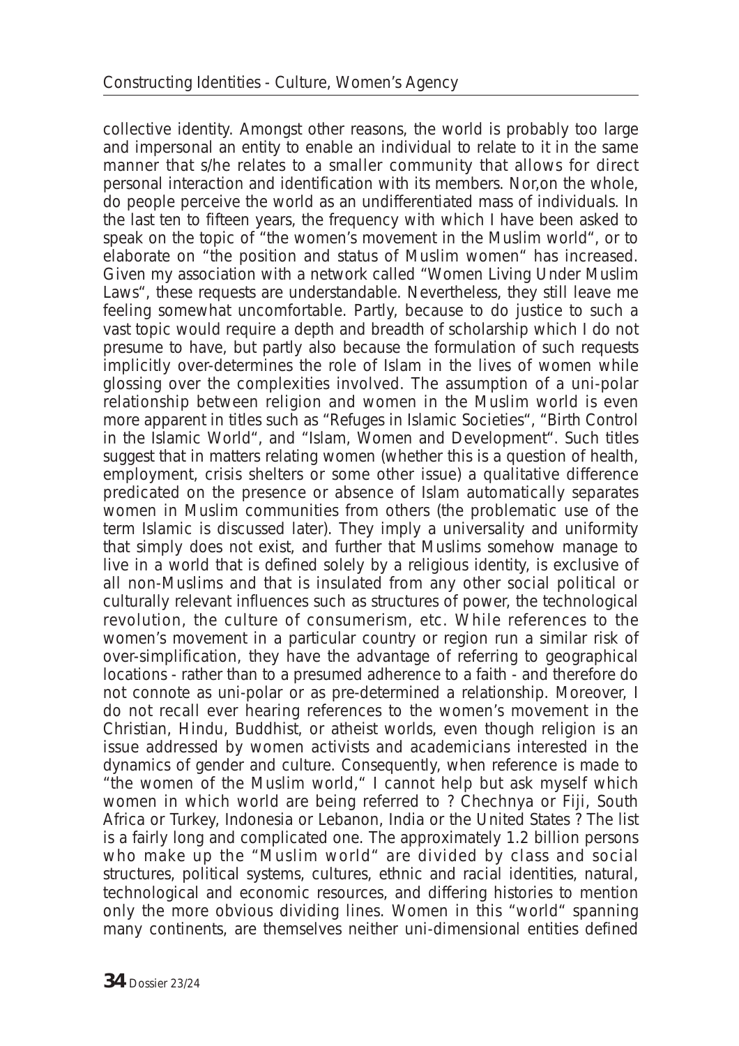collective identity. Amongst other reasons, the world is probably too large and impersonal an entity to enable an individual to relate to it in the same manner that s/he relates to a smaller community that allows for direct personal interaction and identification with its members. Nor,on the whole, do people perceive the world as an undifferentiated mass of individuals. In the last ten to fifteen years, the frequency with which I have been asked to speak on the topic of "the women's movement in the Muslim world", or to elaborate on "the position and status of Muslim women" has increased. Given my association with a network called "Women Living Under Muslim Laws", these requests are understandable. Nevertheless, they still leave me feeling somewhat uncomfortable. Partly, because to do justice to such a vast topic would require a depth and breadth of scholarship which I do not presume to have, but partly also because the formulation of such requests implicitly over-determines the role of Islam in the lives of women while glossing over the complexities involved. The assumption of a uni-polar relationship between religion and women in the Muslim world is even more apparent in titles such as "Refuges in Islamic Societies", "Birth Control in the Islamic World", and "Islam, Women and Development". Such titles suggest that in matters relating women (whether this is a question of health, employment, crisis shelters or some other issue) a qualitative difference predicated on the presence or absence of Islam automatically separates women in Muslim communities from others (the problematic use of the term Islamic is discussed later). They imply a universality and uniformity that simply does not exist, and further that Muslims somehow manage to live in a world that is defined solely by a religious identity, is exclusive of all non-Muslims and that is insulated from any other social political or culturally relevant influences such as structures of power, the technological revolution, the culture of consumerism, etc. While references to the women's movement in a particular country or region run a similar risk of over-simplification, they have the advantage of referring to geographical locations - rather than to a presumed adherence to a faith - and therefore do not connote as uni-polar or as pre-determined a relationship. Moreover, I do not recall ever hearing references to the women's movement in the Christian, Hindu, Buddhist, or atheist worlds, even though religion is an issue addressed by women activists and academicians interested in the dynamics of gender and culture. Consequently, when reference is made to "the women of the Muslim world," I cannot help but ask myself which women in which world are being referred to ? Chechnya or Fiji, South Africa or Turkey, Indonesia or Lebanon, India or the United States ? The list is a fairly long and complicated one. The approximately 1.2 billion persons who make up the "Muslim world" are divided by class and social structures, political systems, cultures, ethnic and racial identities, natural, technological and economic resources, and differing histories to mention only the more obvious dividing lines. Women in this "world" spanning many continents, are themselves neither uni-dimensional entities defined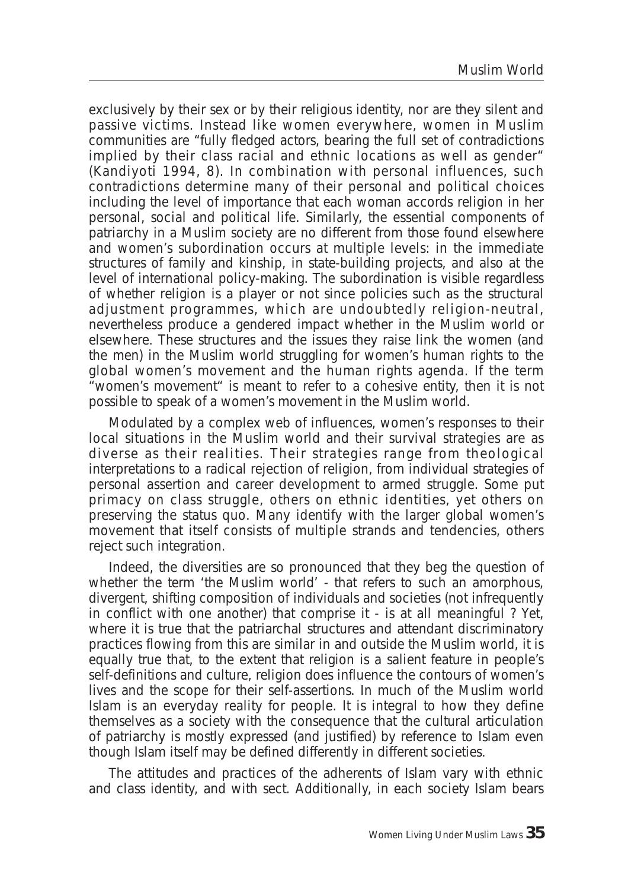exclusively by their sex or by their religious identity, nor are they silent and passive victims. Instead like women everywhere, women in Muslim communities are "fully fledged actors, bearing the full set of contradictions implied by their class racial and ethnic locations as well as gender" (Kandiyoti 1994, 8). In combination with personal influences, such contradictions determine many of their personal and political choices including the level of importance that each woman accords religion in her personal, social and political life. Similarly, the essential components of patriarchy in a Muslim society are no different from those found elsewhere and women's subordination occurs at multiple levels: in the immediate structures of family and kinship, in state-building projects, and also at the level of international policy-making. The subordination is visible regardless of whether religion is a player or not since policies such as the structural adjustment programmes, which are undoubtedly religion-neutral, nevertheless produce a gendered impact whether in the Muslim world or elsewhere. These structures and the issues they raise link the women (and the men) in the Muslim world struggling for women's human rights to the global women's movement and the human rights agenda. If the term "women's movement" is meant to refer to a cohesive entity, then it is not possible to speak of a women's movement in the Muslim world.

Modulated by a complex web of influences, women's responses to their local situations in the Muslim world and their survival strategies are as diverse as their realities. Their strategies range from theological interpretations to a radical rejection of religion, from individual strategies of personal assertion and career development to armed struggle. Some put primacy on class struggle, others on ethnic identities, yet others on preserving the status quo. Many identify with the larger global women's movement that itself consists of multiple strands and tendencies, others reject such integration.

Indeed, the diversities are so pronounced that they beg the question of whether the term 'the Muslim world' - that refers to such an amorphous, divergent, shifting composition of individuals and societies (not infrequently in conflict with one another) that comprise it - is at all meaningful ? Yet, where it is true that the patriarchal structures and attendant discriminatory practices flowing from this are similar in and outside the Muslim world, it is equally true that, to the extent that religion is a salient feature in people's self-definitions and culture, religion does influence the contours of women's lives and the scope for their self-assertions. In much of the Muslim world Islam is an everyday reality for people. It is integral to how they define themselves as a society with the consequence that the cultural articulation of patriarchy is mostly expressed (and justified) by reference to Islam even though Islam itself may be defined differently in different societies.

The attitudes and practices of the adherents of Islam vary with ethnic and class identity, and with sect. Additionally, in each society Islam bears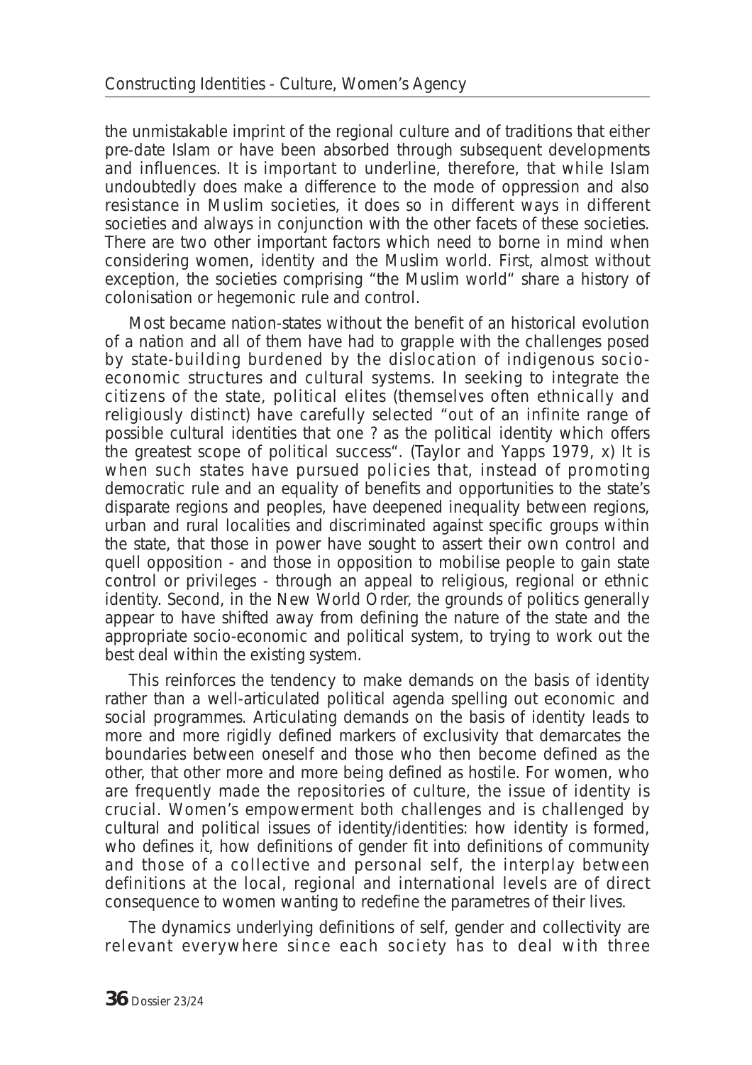the unmistakable imprint of the regional culture and of traditions that either pre-date Islam or have been absorbed through subsequent developments and influences. It is important to underline, therefore, that while Islam undoubtedly does make a difference to the mode of oppression and also resistance in Muslim societies, it does so in different ways in different societies and always in conjunction with the other facets of these societies. There are two other important factors which need to borne in mind when considering women, identity and the Muslim world. First, almost without exception, the societies comprising "the Muslim world" share a history of colonisation or hegemonic rule and control.

Most became nation-states without the benefit of an historical evolution of a nation and all of them have had to grapple with the challenges posed by state-building burdened by the dislocation of indigenous socio-economic structures and cultural systems. In seeking to integrate the citizens of the state, political elites (themselves often ethnically and religiously distinct) have carefully selected "out of an infinite range of possible cultural identities that one ? as the political identity which offers the greatest scope of political success". (Taylor and Yapps 1979, x) It is when such states have pursued policies that, instead of promoting democratic rule and an equality of benefits and opportunities to the state's disparate regions and peoples, have deepened inequality between regions, urban and rural localities and discriminated against specific groups within the state, that those in power have sought to assert their own control and quell opposition - and those in opposition to mobilise people to gain state control or privileges - through an appeal to religious, regional or ethnic identity. Second, in the New World Order, the grounds of politics generally appear to have shifted away from defining the nature of the state and the appropriate socio-economic and political system, to trying to work out the best deal within the existing system.

This reinforces the tendency to make demands on the basis of identity rather than a well-articulated political agenda spelling out economic and social programmes. Articulating demands on the basis of identity leads to more and more rigidly defined markers of exclusivity that demarcates the boundaries between oneself and those who then become defined as the other, that other more and more being defined as hostile. For women, who are frequently made the repositories of culture, the issue of identity is crucial. Women's empowerment both challenges and is challenged by cultural and political issues of identity/identities: how identity is formed, who defines it, how definitions of gender fit into definitions of community and those of a collective and personal self, the interplay between definitions at the local, regional and international levels are of direct consequence to women wanting to redefine the parametres of their lives.

The dynamics underlying definitions of self, gender and collectivity are relevant everywhere since each society has to deal with three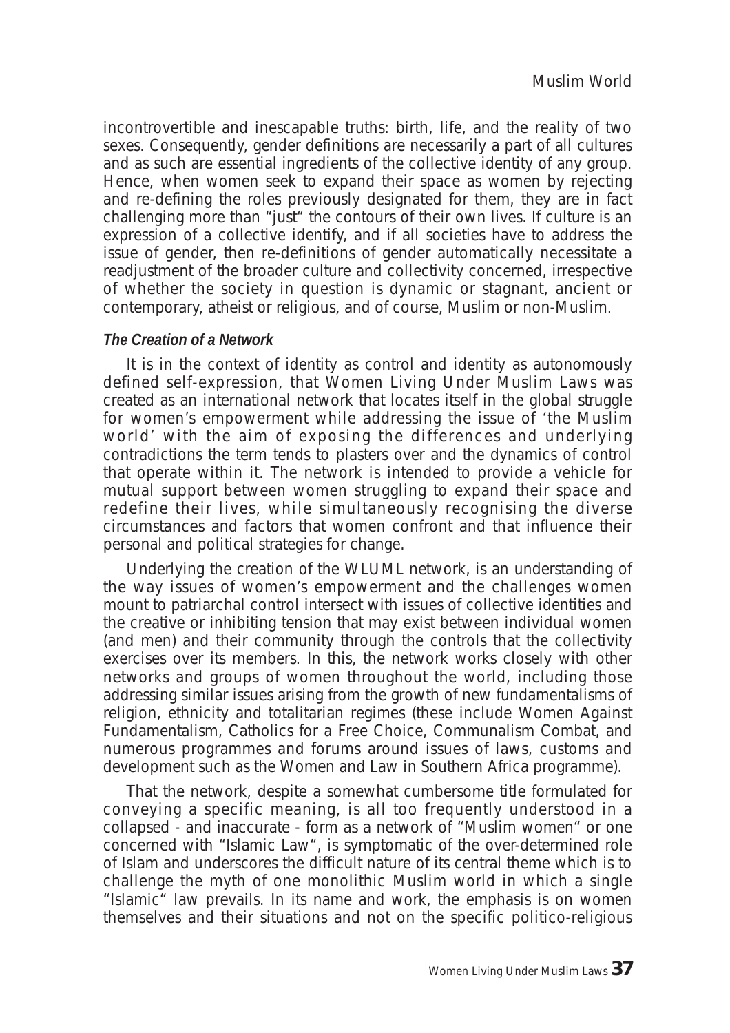incontrovertible and inescapable truths: birth, life, and the reality of two sexes. Consequently, gender definitions are necessarily a part of all cultures and as such are essential ingredients of the collective identity of any group. Hence, when women seek to expand their space as women by rejecting and re-defining the roles previously designated for them, they are in fact challenging more than "just" the contours of their own lives. If culture is an expression of a collective identify, and if all societies have to address the issue of gender, then re-definitions of gender automatically necessitate a readjustment of the broader culture and collectivity concerned, irrespective of whether the society in question is dynamic or stagnant, ancient or contemporary, atheist or religious, and of course, Muslim or non-Muslim.

***The Creation of a Network***

It is in the context of identity as control and identity as autonomously defined self-expression, that Women Living Under Muslim Laws was created as an international network that locates itself in the global struggle for women's empowerment while addressing the issue of 'the Muslim world' with the aim of exposing the differences and underlying contradictions the term tends to plasters over and the dynamics of control that operate within it. The network is intended to provide a vehicle for mutual support between women struggling to expand their space and redefine their lives, while simultaneously recognising the diverse circumstances and factors that women confront and that influence their personal and political strategies for change.

Underlying the creation of the WLUML network, is an understanding of the way issues of women's empowerment and the challenges women mount to patriarchal control intersect with issues of collective identities and the creative or inhibiting tension that may exist between individual women (and men) and their community through the controls that the collectivity exercises over its members. In this, the network works closely with other networks and groups of women throughout the world, including those addressing similar issues arising from the growth of new fundamentalisms of religion, ethnicity and totalitarian regimes (these include Women Against Fundamentalism, Catholics for a Free Choice, Communalism Combat, and numerous programmes and forums around issues of laws, customs and development such as the Women and Law in Southern Africa programme).

That the network, despite a somewhat cumbersome title formulated for conveying a specific meaning, is all too frequently understood in a collapsed - and inaccurate - form as a network of "Muslim women" or one concerned with "Islamic Law", is symptomatic of the over-determined role of Islam and underscores the difficult nature of its central theme which is to challenge the myth of one monolithic Muslim world in which a single "Islamic" law prevails. In its name and work, the emphasis is on women themselves and their situations and not on the specific politico-religious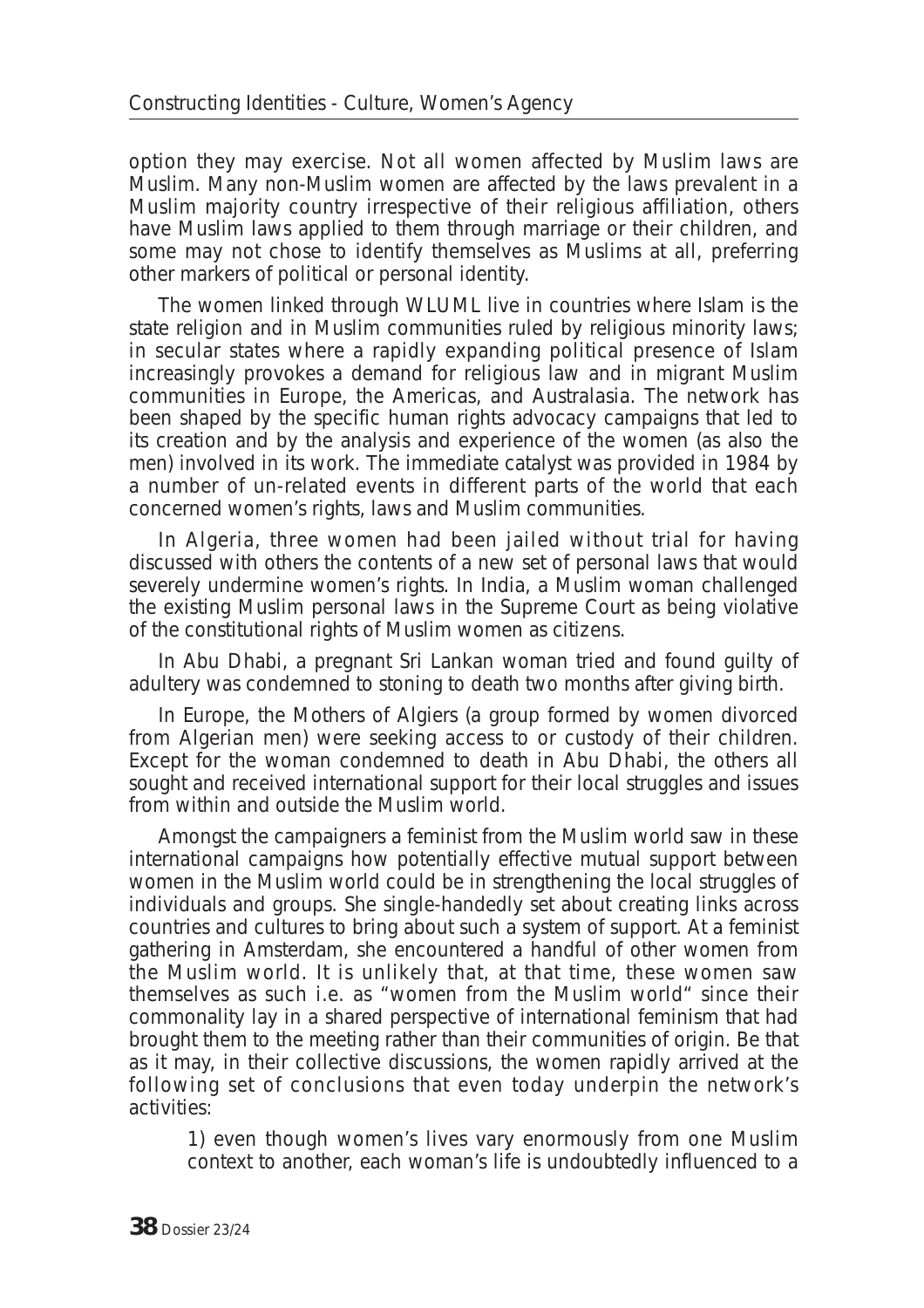option they may exercise. Not all women affected by Muslim laws are Muslim. Many non-Muslim women are affected by the laws prevalent in a Muslim majority country irrespective of their religious affiliation, others have Muslim laws applied to them through marriage or their children, and some may not chose to identify themselves as Muslims at all, preferring other markers of political or personal identity.

The women linked through WLUML live in countries where Islam is the state religion and in Muslim communities ruled by religious minority laws; in secular states where a rapidly expanding political presence of Islam increasingly provokes a demand for religious law and in migrant Muslim communities in Europe, the Americas, and Australasia. The network has been shaped by the specific human rights advocacy campaigns that led to its creation and by the analysis and experience of the women (as also the men) involved in its work. The immediate catalyst was provided in 1984 by a number of un-related events in different parts of the world that each concerned women's rights, laws and Muslim communities.

In Algeria, three women had been jailed without trial for having discussed with others the contents of a new set of personal laws that would severely undermine women's rights. In India, a Muslim woman challenged the existing Muslim personal laws in the Supreme Court as being violative of the constitutional rights of Muslim women as citizens.

In Abu Dhabi, a pregnant Sri Lankan woman tried and found guilty of adultery was condemned to stoning to death two months after giving birth.

In Europe, the Mothers of Algiers (a group formed by women divorced from Algerian men) were seeking access to or custody of their children. Except for the woman condemned to death in Abu Dhabi, the others all sought and received international support for their local struggles and issues from within and outside the Muslim world.

Amongst the campaigners a feminist from the Muslim world saw in these international campaigns how potentially effective mutual support between women in the Muslim world could be in strengthening the local struggles of individuals and groups. She single-handedly set about creating links across countries and cultures to bring about such a system of support. At a feminist gathering in Amsterdam, she encountered a handful of other women from the Muslim world. It is unlikely that, at that time, these women saw themselves as such i.e. as "women from the Muslim world" since their commonality lay in a shared perspective of international feminism that had brought them to the meeting rather than their communities of origin. Be that as it may, in their collective discussions, the women rapidly arrived at the following set of conclusions that even today underpin the network's activities:

1) even though women's lives vary enormously from one Muslim context to another, each woman's life is undoubtedly influenced to a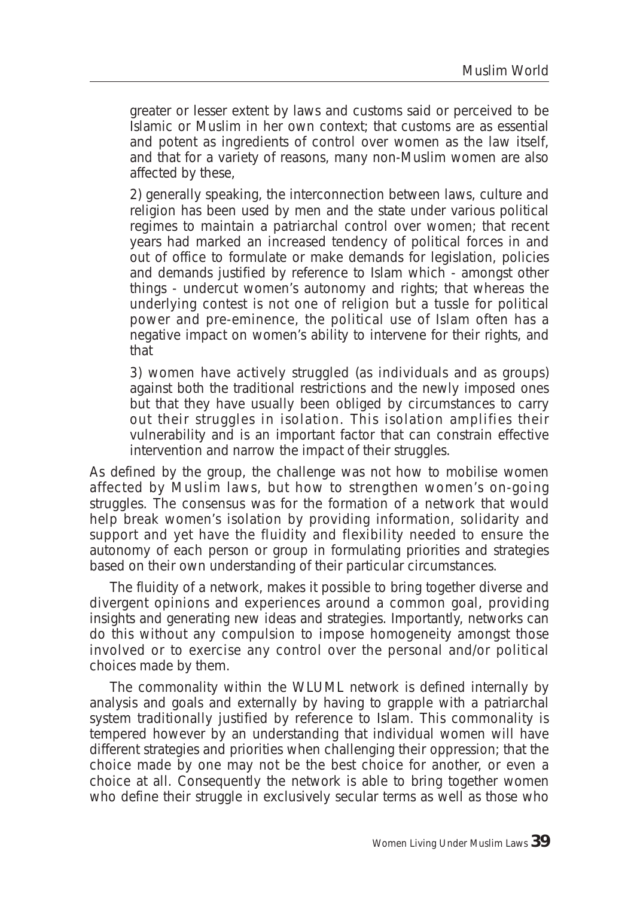greater or lesser extent by laws and customs said or perceived to be Islamic or Muslim in her own context; that customs are as essential and potent as ingredients of control over women as the law itself, and that for a variety of reasons, many non-Muslim women are also affected by these,

2) generally speaking, the interconnection between laws, culture and religion has been used by men and the state under various political regimes to maintain a patriarchal control over women; that recent years had marked an increased tendency of political forces in and out of office to formulate or make demands for legislation, policies and demands justified by reference to Islam which - amongst other things - undercut women's autonomy and rights; that whereas the underlying contest is not one of religion but a tussle for political power and pre-eminence, the political use of Islam often has a negative impact on women's ability to intervene for their rights, and that

3) women have actively struggled (as individuals and as groups) against both the traditional restrictions and the newly imposed ones but that they have usually been obliged by circumstances to carry out their struggles in isolation. This isolation amplifies their vulnerability and is an important factor that can constrain effective intervention and narrow the impact of their struggles.

As defined by the group, the challenge was not how to mobilise women affected by Muslim laws, but how to strengthen women's on-going struggles. The consensus was for the formation of a network that would help break women's isolation by providing information, solidarity and support and yet have the fluidity and flexibility needed to ensure the autonomy of each person or group in formulating priorities and strategies based on their own understanding of their particular circumstances.

The fluidity of a network, makes it possible to bring together diverse and divergent opinions and experiences around a common goal, providing insights and generating new ideas and strategies. Importantly, networks can do this without any compulsion to impose homogeneity amongst those involved or to exercise any control over the personal and/or political choices made by them.

The commonality within the WLUML network is defined internally by analysis and goals and externally by having to grapple with a patriarchal system traditionally justified by reference to Islam. This commonality is tempered however by an understanding that individual women will have different strategies and priorities when challenging their oppression; that the choice made by one may not be the best choice for another, or even a choice at all. Consequently the network is able to bring together women who define their struggle in exclusively secular terms as well as those who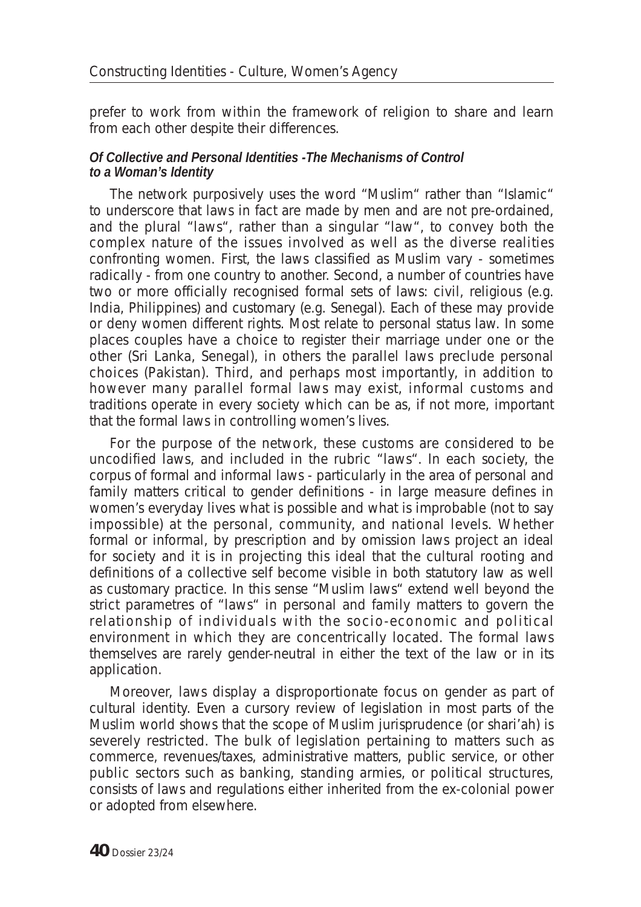prefer to work from within the framework of religion to share and learn from each other despite their differences.

***Of Collective and Personal Identities -The Mechanisms of Control to a Woman's Identity***

The network purposively uses the word "Muslim" rather than "Islamic" to underscore that laws in fact are made by men and are not pre-ordained, and the plural "laws", rather than a singular "law", to convey both the complex nature of the issues involved as well as the diverse realities confronting women. First, the laws classified as Muslim vary - sometimes radically - from one country to another. Second, a number of countries have two or more officially recognised formal sets of laws: civil, religious (e.g. India, Philippines) and customary (e.g. Senegal). Each of these may provide or deny women different rights. Most relate to personal status law. In some places couples have a choice to register their marriage under one or the other (Sri Lanka, Senegal), in others the parallel laws preclude personal choices (Pakistan). Third, and perhaps most importantly, in addition to however many parallel formal laws may exist, informal customs and traditions operate in every society which can be as, if not more, important that the formal laws in controlling women's lives.

For the purpose of the network, these customs are considered to be uncodified laws, and included in the rubric "laws". In each society, the corpus of formal and informal laws - particularly in the area of personal and family matters critical to gender definitions - in large measure defines in women's everyday lives what is possible and what is improbable (not to say impossible) at the personal, community, and national levels. Whether formal or informal, by prescription and by omission laws project an ideal for society and it is in projecting this ideal that the cultural rooting and definitions of a collective self become visible in both statutory law as well as customary practice. In this sense "Muslim laws" extend well beyond the strict parametres of "laws" in personal and family matters to govern the relationship of individuals with the socio-economic and political environment in which they are concentrically located. The formal laws themselves are rarely gender-neutral in either the text of the law or in its application.

Moreover, laws display a disproportionate focus on gender as part of cultural identity. Even a cursory review of legislation in most parts of the Muslim world shows that the scope of Muslim jurisprudence (or shari'ah) is severely restricted. The bulk of legislation pertaining to matters such as commerce, revenues/taxes, administrative matters, public service, or other public sectors such as banking, standing armies, or political structures, consists of laws and regulations either inherited from the ex-colonial power or adopted from elsewhere.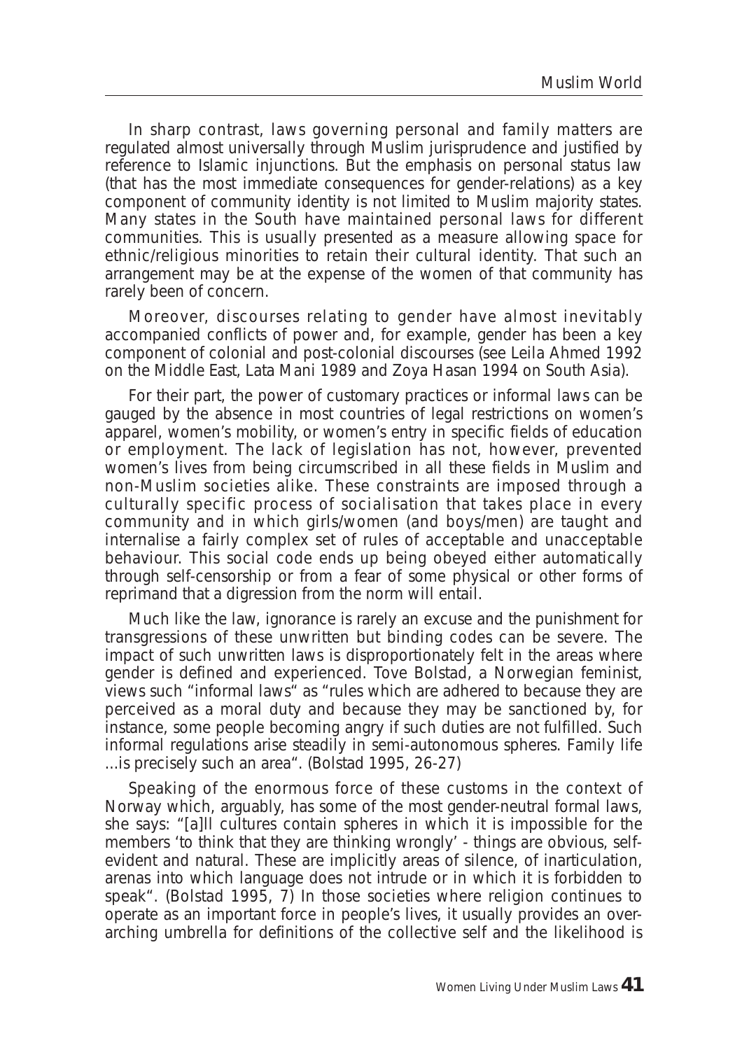In sharp contrast, laws governing personal and family matters are regulated almost universally through Muslim jurisprudence and justified by reference to Islamic injunctions. But the emphasis on personal status law (that has the most immediate consequences for gender-relations) as a key component of community identity is not limited to Muslim majority states. Many states in the South have maintained personal laws for different communities. This is usually presented as a measure allowing space for ethnic/religious minorities to retain their cultural identity. That such an arrangement may be at the expense of the women of that community has rarely been of concern.

Moreover, discourses relating to gender have almost inevitably accompanied conflicts of power and, for example, gender has been a key component of colonial and post-colonial discourses (see Leila Ahmed 1992 on the Middle East, Lata Mani 1989 and Zoya Hasan 1994 on South Asia).

For their part, the power of customary practices or informal laws can be gauged by the absence in most countries of legal restrictions on women's apparel, women's mobility, or women's entry in specific fields of education or employment. The lack of legislation has not, however, prevented women's lives from being circumscribed in all these fields in Muslim and non-Muslim societies alike. These constraints are imposed through a culturally specific process of socialisation that takes place in every community and in which girls/women (and boys/men) are taught and internalise a fairly complex set of rules of acceptable and unacceptable behaviour. This social code ends up being obeyed either automatically through self-censorship or from a fear of some physical or other forms of reprimand that a digression from the norm will entail.

Much like the law, ignorance is rarely an excuse and the punishment for transgressions of these unwritten but binding codes can be severe. The impact of such unwritten laws is disproportionately felt in the areas where gender is defined and experienced. Tove Bolstad, a Norwegian feminist, views such "informal laws" as "rules which are adhered to because they are perceived as a moral duty and because they may be sanctioned by, for instance, some people becoming angry if such duties are not fulfilled. Such informal regulations arise steadily in semi-autonomous spheres. Family life ...is precisely such an area". (Bolstad 1995, 26-27)

Speaking of the enormous force of these customs in the context of Norway which, arguably, has some of the most gender-neutral formal laws, she says: "[a]ll cultures contain spheres in which it is impossible for the members 'to think that they are thinking wrongly' - things are obvious, self-evident and natural. These are implicitly areas of silence, of inarticulation, arenas into which language does not intrude or in which it is forbidden to speak". (Bolstad 1995, 7) In those societies where religion continues to operate as an important force in people's lives, it usually provides an over-arching umbrella for definitions of the collective self and the likelihood is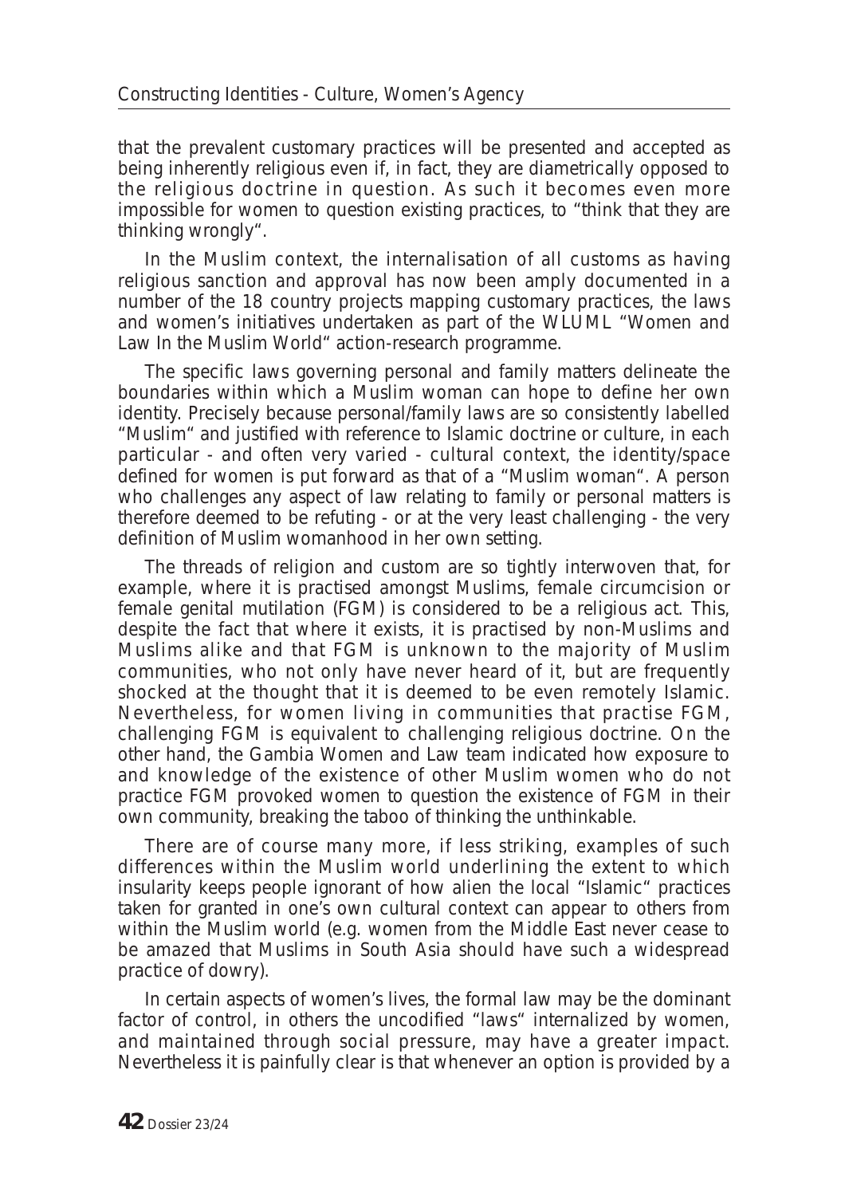that the prevalent customary practices will be presented and accepted as being inherently religious even if, in fact, they are diametrically opposed to the religious doctrine in question. As such it becomes even more impossible for women to question existing practices, to "think that they are thinking wrongly".

In the Muslim context, the internalisation of all customs as having religious sanction and approval has now been amply documented in a number of the 18 country projects mapping customary practices, the laws and women's initiatives undertaken as part of the WLUML "Women and Law In the Muslim World" action-research programme.

The specific laws governing personal and family matters delineate the boundaries within which a Muslim woman can hope to define her own identity. Precisely because personal/family laws are so consistently labelled "Muslim" and justified with reference to Islamic doctrine or culture, in each particular - and often very varied - cultural context, the identity/space defined for women is put forward as that of a "Muslim woman". A person who challenges any aspect of law relating to family or personal matters is therefore deemed to be refuting - or at the very least challenging - the very definition of Muslim womanhood in her own setting.

The threads of religion and custom are so tightly interwoven that, for example, where it is practised amongst Muslims, female circumcision or female genital mutilation (FGM) is considered to be a religious act. This, despite the fact that where it exists, it is practised by non-Muslims and Muslims alike and that FGM is unknown to the majority of Muslim communities, who not only have never heard of it, but are frequently shocked at the thought that it is deemed to be even remotely Islamic. Nevertheless, for women living in communities that practise FGM, challenging FGM is equivalent to challenging religious doctrine. On the other hand, the Gambia Women and Law team indicated how exposure to and knowledge of the existence of other Muslim women who do not practice FGM provoked women to question the existence of FGM in their own community, breaking the taboo of thinking the unthinkable.

There are of course many more, if less striking, examples of such differences within the Muslim world underlining the extent to which insularity keeps people ignorant of how alien the local "Islamic" practices taken for granted in one's own cultural context can appear to others from within the Muslim world (e.g. women from the Middle East never cease to be amazed that Muslims in South Asia should have such a widespread practice of dowry).

In certain aspects of women's lives, the formal law may be the dominant factor of control, in others the uncodified "laws" internalized by women, and maintained through social pressure, may have a greater impact. Nevertheless it is painfully clear is that whenever an option is provided by a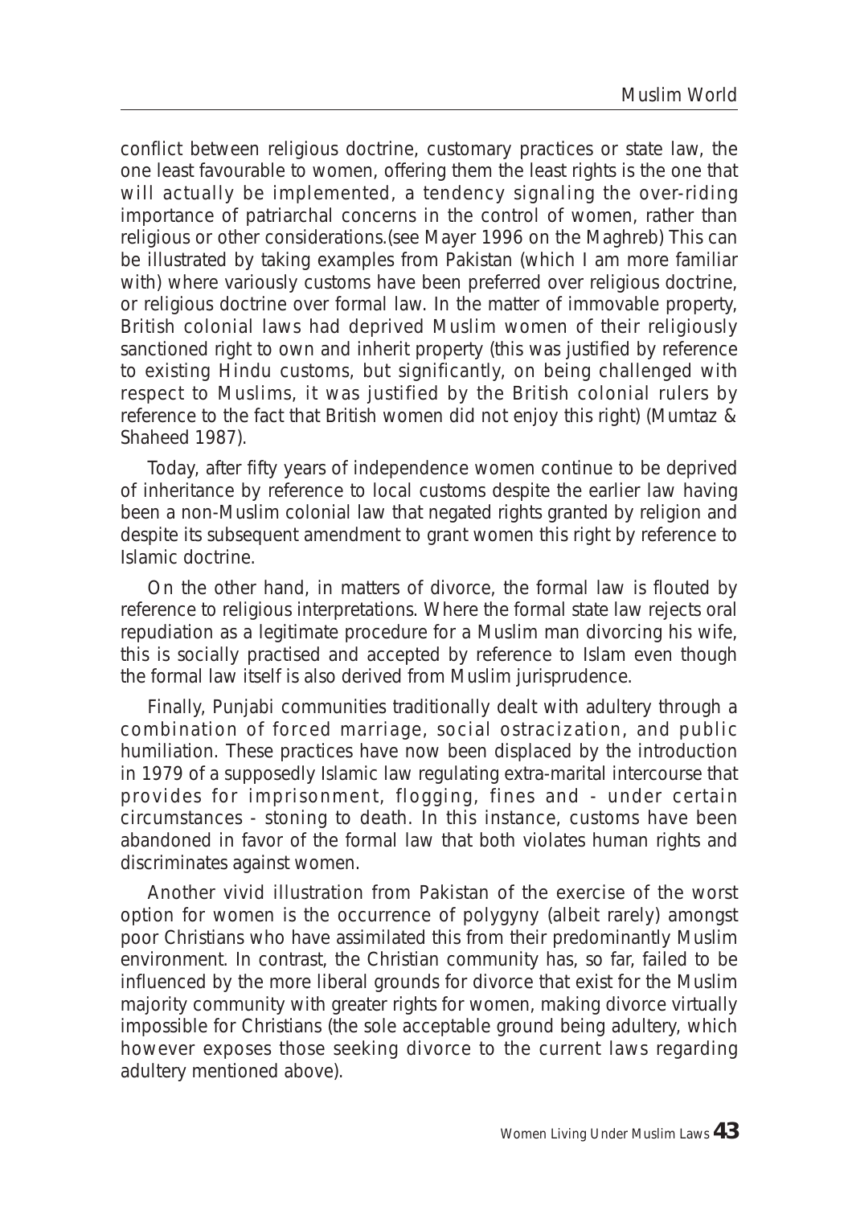conflict between religious doctrine, customary practices or state law, the one least favourable to women, offering them the least rights is the one that will actually be implemented, a tendency signaling the over-riding importance of patriarchal concerns in the control of women, rather than religious or other considerations.(see Mayer 1996 on the Maghreb) This can be illustrated by taking examples from Pakistan (which I am more familiar with) where variously customs have been preferred over religious doctrine, or religious doctrine over formal law. In the matter of immovable property, British colonial laws had deprived Muslim women of their religiously sanctioned right to own and inherit property (this was justified by reference to existing Hindu customs, but significantly, on being challenged with respect to Muslims, it was justified by the British colonial rulers by reference to the fact that British women did not enjoy this right) (Mumtaz & Shaheed 1987).

Today, after fifty years of independence women continue to be deprived of inheritance by reference to local customs despite the earlier law having been a non-Muslim colonial law that negated rights granted by religion and despite its subsequent amendment to grant women this right by reference to Islamic doctrine.

On the other hand, in matters of divorce, the formal law is flouted by reference to religious interpretations. Where the formal state law rejects oral repudiation as a legitimate procedure for a Muslim man divorcing his wife, this is socially practised and accepted by reference to Islam even though the formal law itself is also derived from Muslim jurisprudence.

Finally, Punjabi communities traditionally dealt with adultery through a combination of forced marriage, social ostracization, and public humiliation. These practices have now been displaced by the introduction in 1979 of a supposedly Islamic law regulating extra-marital intercourse that provides for imprisonment, flogging, fines and - under certain circumstances - stoning to death. In this instance, customs have been abandoned in favor of the formal law that both violates human rights and discriminates against women.

Another vivid illustration from Pakistan of the exercise of the worst option for women is the occurrence of polygyny (albeit rarely) amongst poor Christians who have assimilated this from their predominantly Muslim environment. In contrast, the Christian community has, so far, failed to be influenced by the more liberal grounds for divorce that exist for the Muslim majority community with greater rights for women, making divorce virtually impossible for Christians (the sole acceptable ground being adultery, which however exposes those seeking divorce to the current laws regarding adultery mentioned above).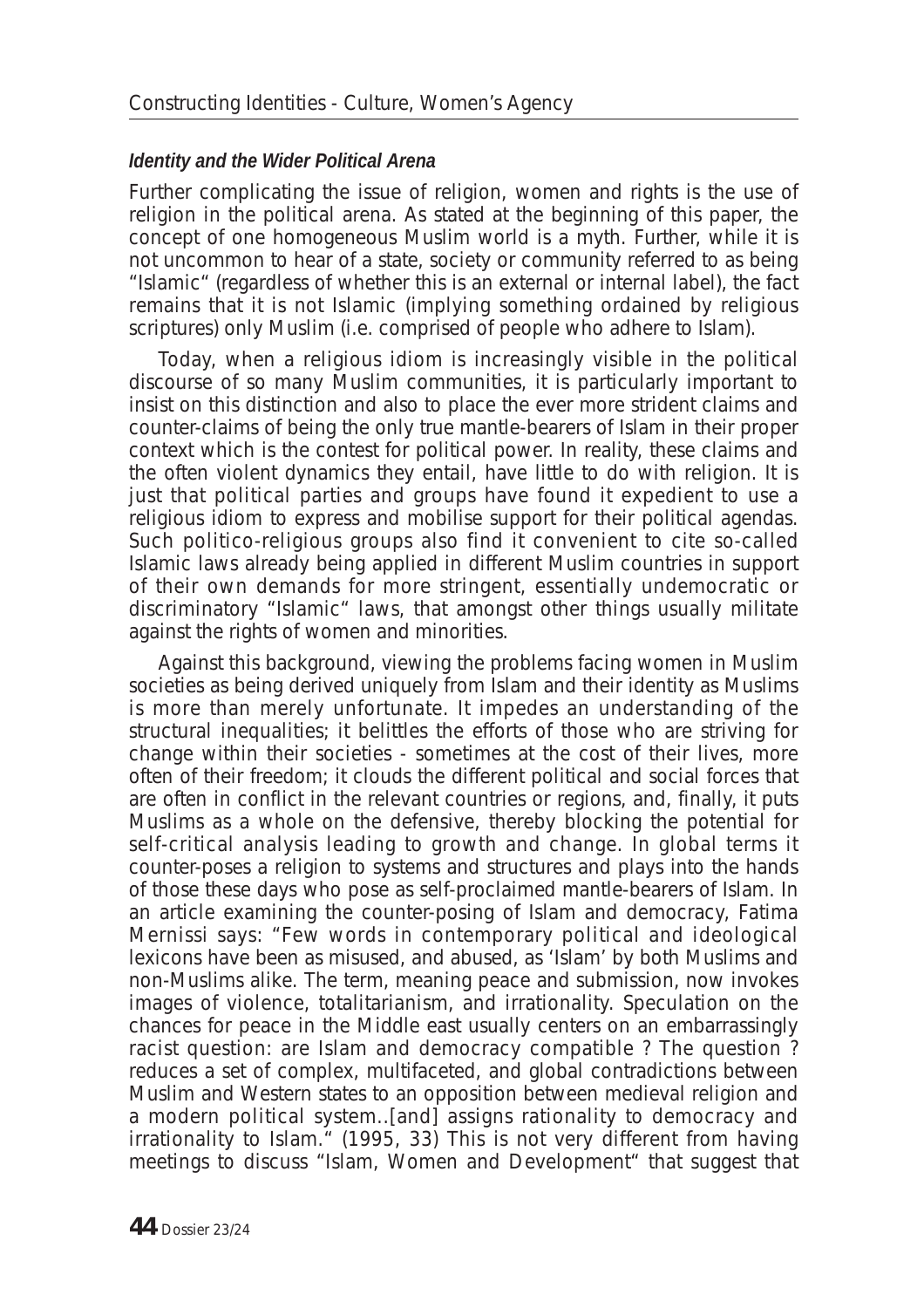### *Identity and the Wider Political Arena*

Further complicating the issue of religion, women and rights is the use of religion in the political arena. As stated at the beginning of this paper, the concept of one homogeneous Muslim world is a myth. Further, while it is not uncommon to hear of a state, society or community referred to as being "Islamic" (regardless of whether this is an external or internal label), the fact remains that it is not Islamic (implying something ordained by religious scriptures) only Muslim (i.e. comprised of people who adhere to Islam).

Today, when a religious idiom is increasingly visible in the political discourse of so many Muslim communities, it is particularly important to insist on this distinction and also to place the ever more strident claims and counter-claims of being the only true mantle-bearers of Islam in their proper context which is the contest for political power. In reality, these claims and the often violent dynamics they entail, have little to do with religion. It is just that political parties and groups have found it expedient to use a religious idiom to express and mobilise support for their political agendas. Such politico-religious groups also find it convenient to cite so-called Islamic laws already being applied in different Muslim countries in support of their own demands for more stringent, essentially undemocratic or discriminatory "Islamic" laws, that amongst other things usually militate against the rights of women and minorities.

Against this background, viewing the problems facing women in Muslim societies as being derived uniquely from Islam and their identity as Muslims is more than merely unfortunate. It impedes an understanding of the structural inequalities; it belittles the efforts of those who are striving for change within their societies - sometimes at the cost of their lives, more often of their freedom; it clouds the different political and social forces that are often in conflict in the relevant countries or regions, and, finally, it puts Muslims as a whole on the defensive, thereby blocking the potential for self-critical analysis leading to growth and change. In global terms it counter-poses a religion to systems and structures and plays into the hands of those these days who pose as self-proclaimed mantle-bearers of Islam. In an article examining the counter-posing of Islam and democracy, Fatima Mernissi says: "Few words in contemporary political and ideological lexicons have been as misused, and abused, as 'Islam' by both Muslims and non-Muslims alike. The term, meaning peace and submission, now invokes images of violence, totalitarianism, and irrationality. Speculation on the chances for peace in the Middle east usually centers on an embarrassingly racist question: are Islam and democracy compatible ? The question ? reduces a set of complex, multifaceted, and global contradictions between Muslim and Western states to an opposition between medieval religion and a modern political system..[and] assigns rationality to democracy and irrationality to Islam." (1995, 33) This is not very different from having meetings to discuss "Islam, Women and Development" that suggest that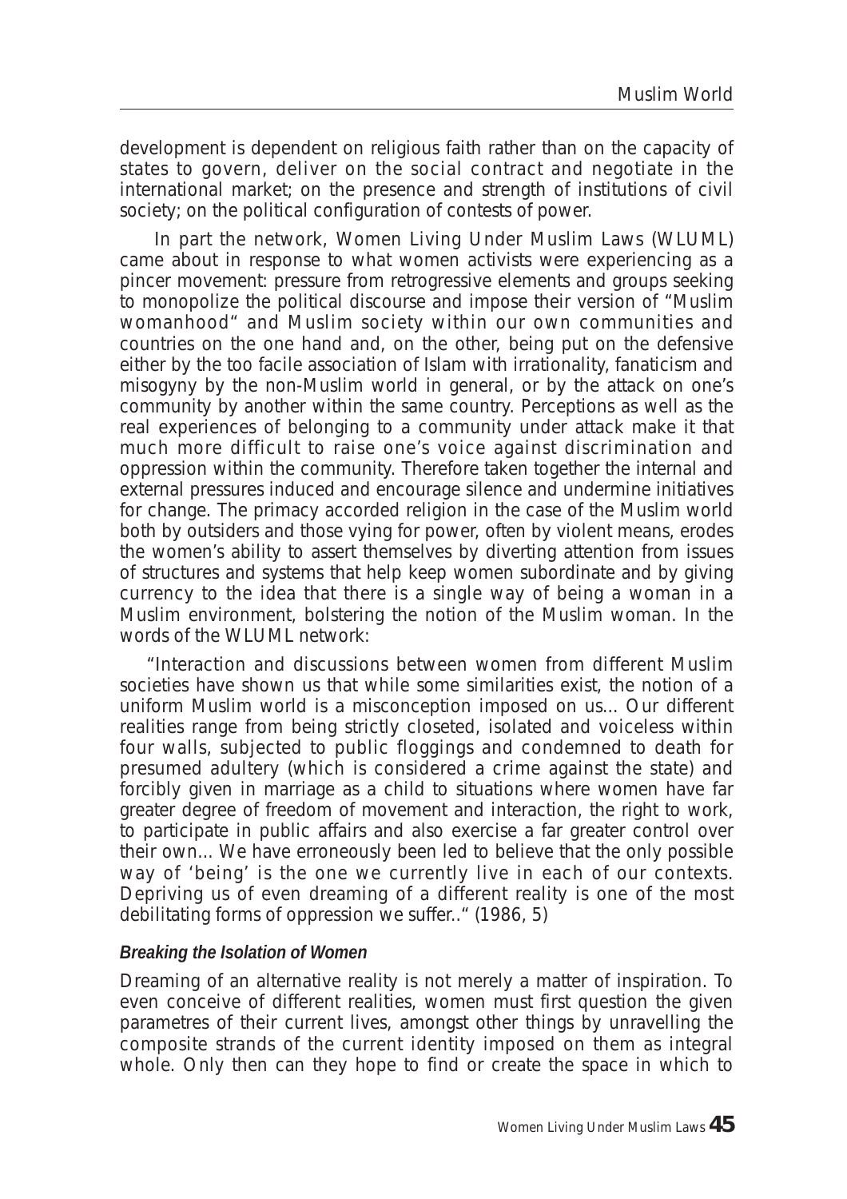development is dependent on religious faith rather than on the capacity of states to govern, deliver on the social contract and negotiate in the international market; on the presence and strength of institutions of civil society; on the political configuration of contests of power.

In part the network, Women Living Under Muslim Laws (WLUML) came about in response to what women activists were experiencing as a pincer movement: pressure from retrogressive elements and groups seeking to monopolize the political discourse and impose their version of "Muslim womanhood" and Muslim society within our own communities and countries on the one hand and, on the other, being put on the defensive either by the too facile association of Islam with irrationality, fanaticism and misogyny by the non-Muslim world in general, or by the attack on one's community by another within the same country. Perceptions as well as the real experiences of belonging to a community under attack make it that much more difficult to raise one's voice against discrimination and oppression within the community. Therefore taken together the internal and external pressures induced and encourage silence and undermine initiatives for change. The primacy accorded religion in the case of the Muslim world both by outsiders and those vying for power, often by violent means, erodes the women's ability to assert themselves by diverting attention from issues of structures and systems that help keep women subordinate and by giving currency to the idea that there is a single way of being a woman in a Muslim environment, bolstering the notion of the Muslim woman. In the words of the WLUML network:

"Interaction and discussions between women from different Muslim societies have shown us that while some similarities exist, the notion of a uniform Muslim world is a misconception imposed on us... Our different realities range from being strictly closeted, isolated and voiceless within four walls, subjected to public floggings and condemned to death for presumed adultery (which is considered a crime against the state) and forcibly given in marriage as a child to situations where women have far greater degree of freedom of movement and interaction, the right to work, to participate in public affairs and also exercise a far greater control over their own... We have erroneously been led to believe that the only possible way of 'being' is the one we currently live in each of our contexts. Depriving us of even dreaming of a different reality is one of the most debilitating forms of oppression we suffer.." (1986, 5)

#### *Breaking the Isolation of Women*

Dreaming of an alternative reality is not merely a matter of inspiration. To even conceive of different realities, women must first question the given parametres of their current lives, amongst other things by unravelling the composite strands of the current identity imposed on them as integral whole. Only then can they hope to find or create the space in which to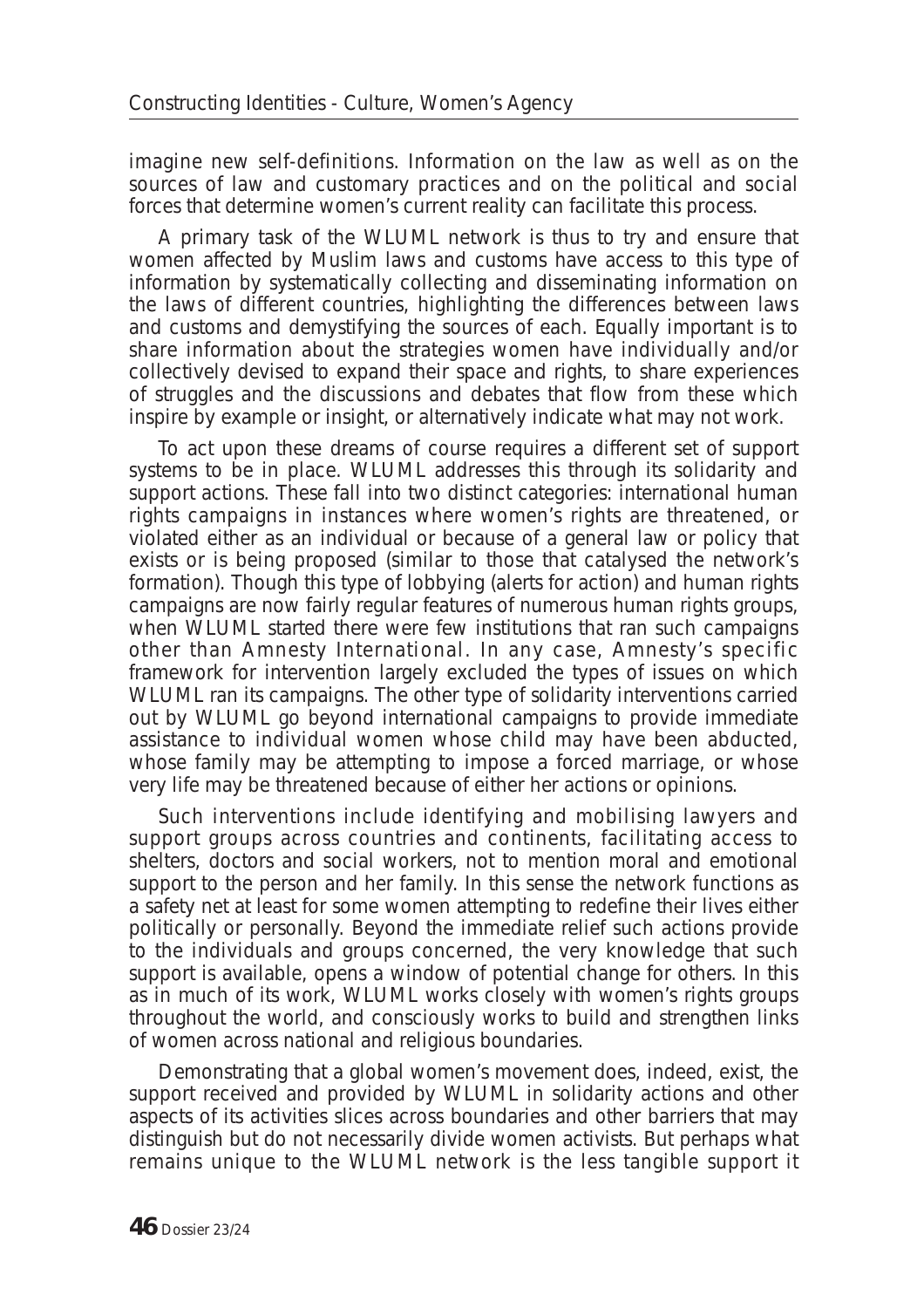imagine new self-definitions. Information on the law as well as on the sources of law and customary practices and on the political and social forces that determine women's current reality can facilitate this process.

A primary task of the WLUML network is thus to try and ensure that women affected by Muslim laws and customs have access to this type of information by systematically collecting and disseminating information on the laws of different countries, highlighting the differences between laws and customs and demystifying the sources of each. Equally important is to share information about the strategies women have individually and/or collectively devised to expand their space and rights, to share experiences of struggles and the discussions and debates that flow from these which inspire by example or insight, or alternatively indicate what may not work.

To act upon these dreams of course requires a different set of support systems to be in place. WLUML addresses this through its solidarity and support actions. These fall into two distinct categories: international human rights campaigns in instances where women's rights are threatened, or violated either as an individual or because of a general law or policy that exists or is being proposed (similar to those that catalysed the network's formation). Though this type of lobbying (alerts for action) and human rights campaigns are now fairly regular features of numerous human rights groups, when WLUML started there were few institutions that ran such campaigns other than Amnesty International. In any case, Amnesty's specific framework for intervention largely excluded the types of issues on which WLUML ran its campaigns. The other type of solidarity interventions carried out by WLUML go beyond international campaigns to provide immediate assistance to individual women whose child may have been abducted, whose family may be attempting to impose a forced marriage, or whose very life may be threatened because of either her actions or opinions.

Such interventions include identifying and mobilising lawyers and support groups across countries and continents, facilitating access to shelters, doctors and social workers, not to mention moral and emotional support to the person and her family. In this sense the network functions as a safety net at least for some women attempting to redefine their lives either politically or personally. Beyond the immediate relief such actions provide to the individuals and groups concerned, the very knowledge that such support is available, opens a window of potential change for others. In this as in much of its work, WLUML works closely with women's rights groups throughout the world, and consciously works to build and strengthen links of women across national and religious boundaries.

Demonstrating that a global women's movement does, indeed, exist, the support received and provided by WLUML in solidarity actions and other aspects of its activities slices across boundaries and other barriers that may distinguish but do not necessarily divide women activists. But perhaps what remains unique to the WLUML network is the less tangible support it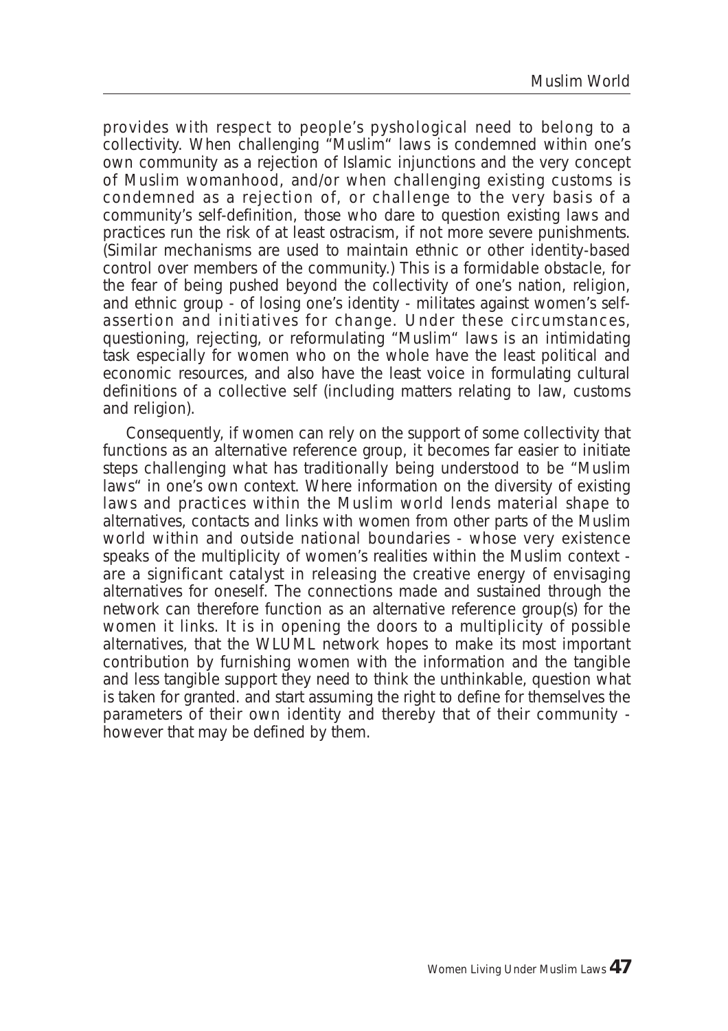provides with respect to people's pyshological need to belong to a collectivity. When challenging "Muslim" laws is condemned within one's own community as a rejection of Islamic injunctions and the very concept of Muslim womanhood, and/or when challenging existing customs is condemned as a rejection of, or challenge to the very basis of a community's self-definition, those who dare to question existing laws and practices run the risk of at least ostracism, if not more severe punishments. (Similar mechanisms are used to maintain ethnic or other identity-based control over members of the community.) This is a formidable obstacle, for the fear of being pushed beyond the collectivity of one's nation, religion, and ethnic group - of losing one's identity - militates against women's self-assertion and initiatives for change. Under these circumstances, questioning, rejecting, or reformulating "Muslim" laws is an intimidating task especially for women who on the whole have the least political and economic resources, and also have the least voice in formulating cultural definitions of a collective self (including matters relating to law, customs and religion).

Consequently, if women can rely on the support of some collectivity that functions as an alternative reference group, it becomes far easier to initiate steps challenging what has traditionally being understood to be "Muslim laws" in one's own context. Where information on the diversity of existing laws and practices within the Muslim world lends material shape to alternatives, contacts and links with women from other parts of the Muslim world within and outside national boundaries - whose very existence speaks of the multiplicity of women's realities within the Muslim context - are a significant catalyst in releasing the creative energy of envisaging alternatives for oneself. The connections made and sustained through the network can therefore function as an alternative reference group(s) for the women it links. It is in opening the doors to a multiplicity of possible alternatives, that the WLUML network hopes to make its most important contribution by furnishing women with the information and the tangible and less tangible support they need to think the unthinkable, question what is taken for granted. and start assuming the right to define for themselves the parameters of their own identity and thereby that of their community - however that may be defined by them.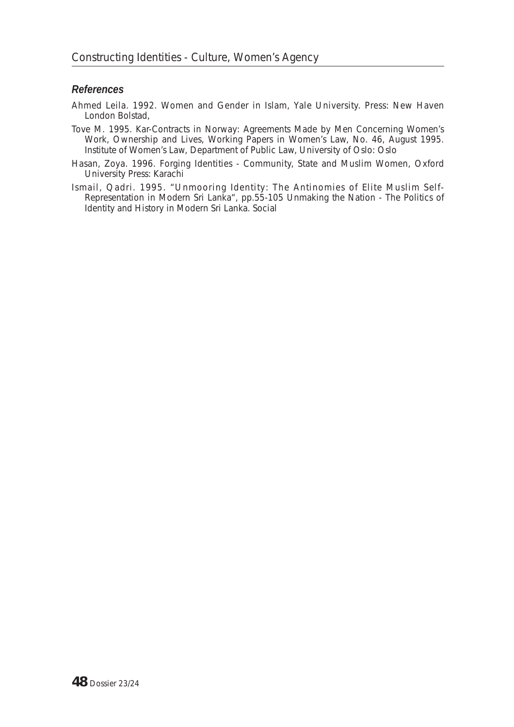### *References*

Ahmed Leila. 1992. Women and Gender in Islam, Yale University. Press: New Haven London Bolstad,

Tove M. 1995. Kar-Contracts in Norway: Agreements Made by Men Concerning Women's Work, Ownership and Lives, Working Papers in Women's Law, No. 46, August 1995. Institute of Women's Law, Department of Public Law, University of Oslo: Oslo

Hasan, Zoya. 1996. Forging Identities - Community, State and Muslim Women, Oxford University Press: Karachi

Ismail, Qadri. 1995. "Unmooring Identity: The Antinomies of Elite Muslim Self-Representation in Modern Sri Lanka", pp.55-105 Unmaking the Nation - The Politics of Identity and History in Modern Sri Lanka. Social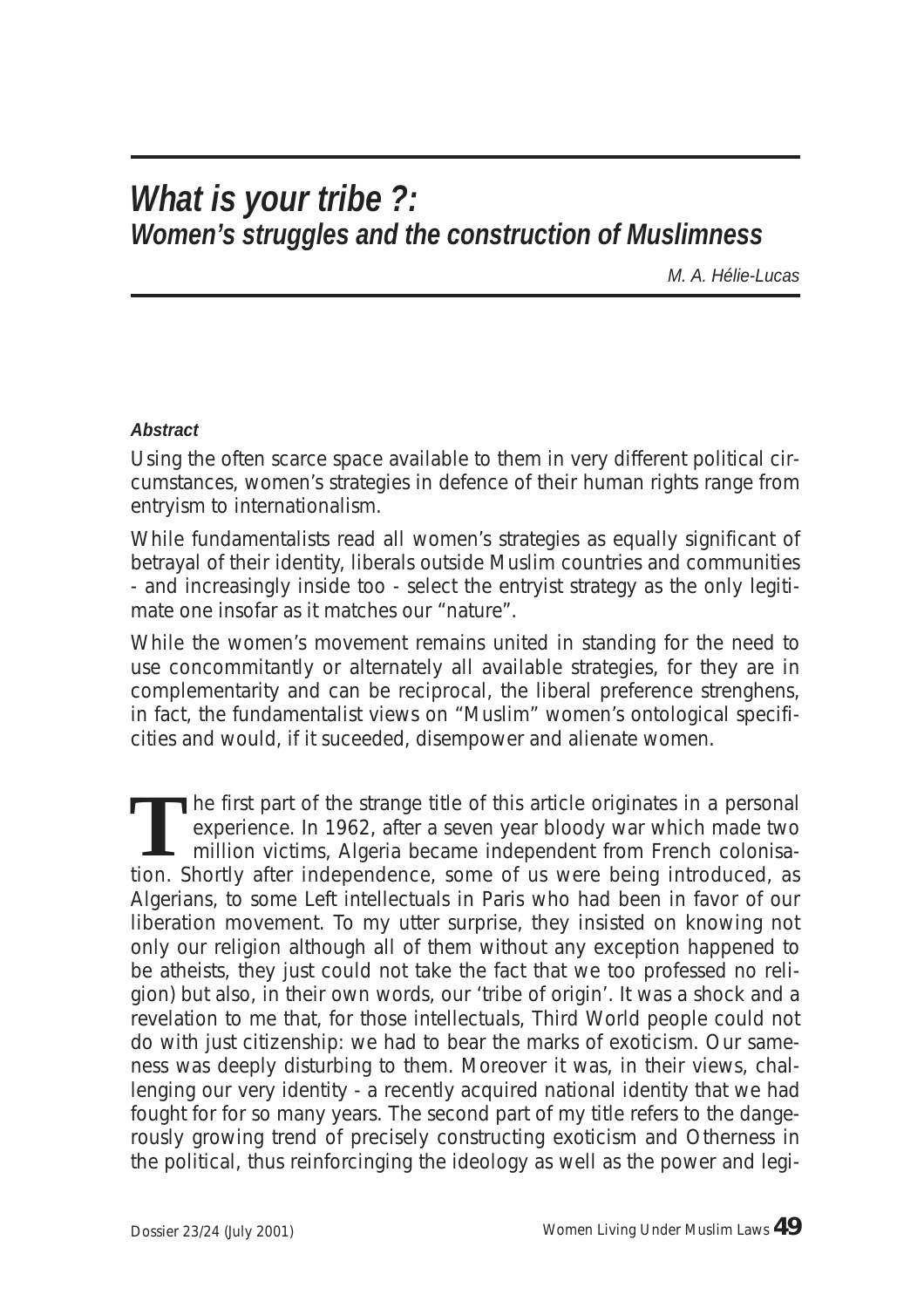# *What is your tribe ?:*
## *Women's struggles and the construction of Muslimness*

*M. A. Hélie-Lucas*

***Abstract***

Using the often scarce space available to them in very different political circumstances, women's strategies in defence of their human rights range from entryism to internationalism.

While fundamentalists read all women's strategies as equally significant of betrayal of their identity, liberals outside Muslim countries and communities - and increasingly inside too - select the entryist strategy as the only legitimate one insofar as it matches our "nature".

While the women's movement remains united in standing for the need to use concommitantly or alternately all available strategies, for they are in complementarity and can be reciprocal, the liberal preference strenghens, in fact, the fundamentalist views on "Muslim" women's ontological specificities and would, if it suceeded, disempower and alienate women.

The first part of the strange title of this article originates in a personal experience. In 1962, after a seven year bloody war which made two million victims, Algeria became independent from French colonisation. Shortly after independence, some of us were being introduced, as Algerians, to some Left intellectuals in Paris who had been in favor of our liberation movement. To my utter surprise, they insisted on knowing not only our religion although all of them without any exception happened to be atheists, they just could not take the fact that we too professed no religion) but also, in their own words, our 'tribe of origin'. It was a shock and a revelation to me that, for those intellectuals, Third World people could not do with just citizenship: we had to bear the marks of exoticism. Our sameness was deeply disturbing to them. Moreover it was, in their views, challenging our very identity - a recently acquired national identity that we had fought for for so many years. The second part of my title refers to the dangerously growing trend of precisely constructing exoticism and Otherness in the political, thus reinforcinging the ideology as well as the power and legi-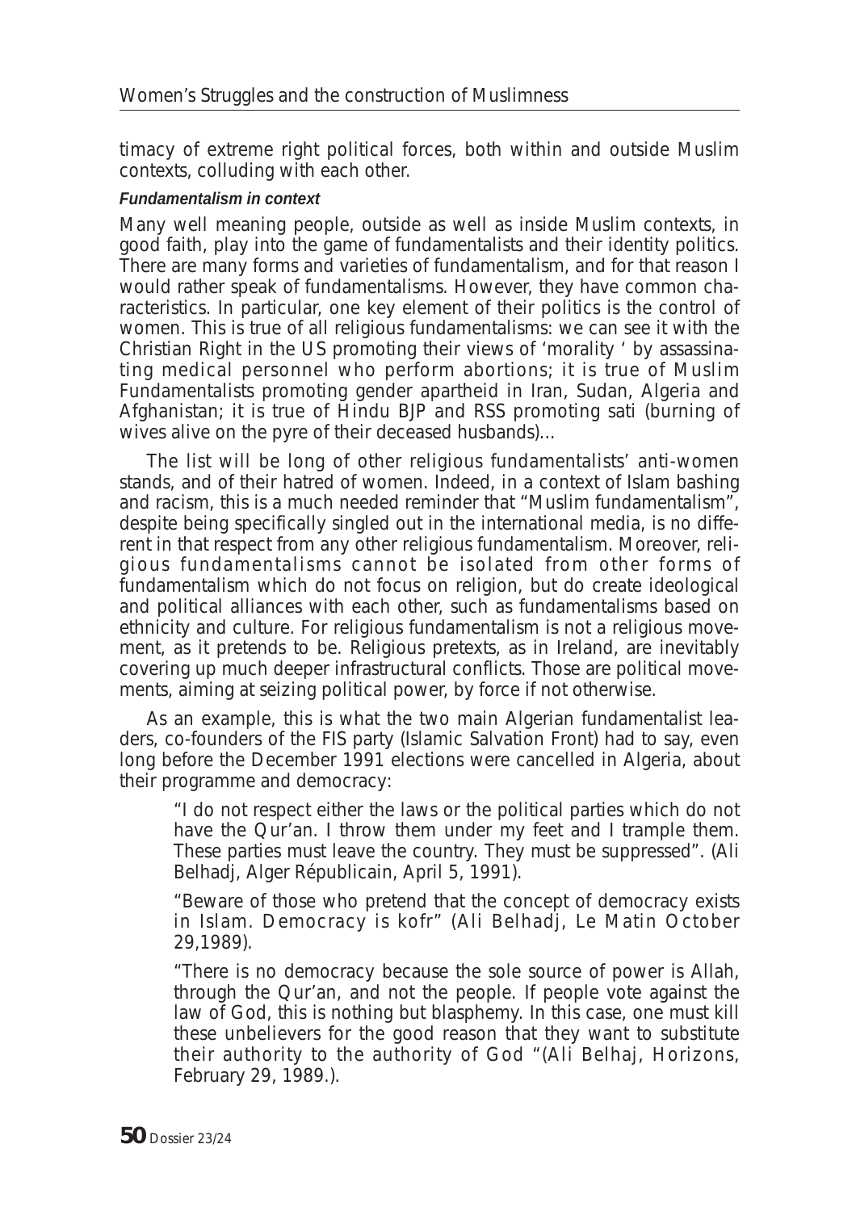timacy of extreme right political forces, both within and outside Muslim contexts, colluding with each other.

***Fundamentalism in context***

Many well meaning people, outside as well as inside Muslim contexts, in good faith, play into the game of fundamentalists and their identity politics. There are many forms and varieties of fundamentalism, and for that reason I would rather speak of fundamentalisms. However, they have common characteristics. In particular, one key element of their politics is the control of women. This is true of all religious fundamentalisms: we can see it with the Christian Right in the US promoting their views of 'morality ' by assassinating medical personnel who perform abortions; it is true of Muslim Fundamentalists promoting gender apartheid in Iran, Sudan, Algeria and Afghanistan; it is true of Hindu BJP and RSS promoting sati (burning of wives alive on the pyre of their deceased husbands)...

The list will be long of other religious fundamentalists' anti-women stands, and of their hatred of women. Indeed, in a context of Islam bashing and racism, this is a much needed reminder that "Muslim fundamentalism", despite being specifically singled out in the international media, is no different in that respect from any other religious fundamentalism. Moreover, religious fundamentalisms cannot be isolated from other forms of fundamentalism which do not focus on religion, but do create ideological and political alliances with each other, such as fundamentalisms based on ethnicity and culture. For religious fundamentalism is not a religious movement, as it pretends to be. Religious pretexts, as in Ireland, are inevitably covering up much deeper infrastructural conflicts. Those are political movements, aiming at seizing political power, by force if not otherwise.

As an example, this is what the two main Algerian fundamentalist leaders, co-founders of the FIS party (Islamic Salvation Front) had to say, even long before the December 1991 elections were cancelled in Algeria, about their programme and democracy:

> "I do not respect either the laws or the political parties which do not have the Qur'an. I throw them under my feet and I trample them. These parties must leave the country. They must be suppressed". (Ali Belhadj, Alger Républicain, April 5, 1991).
>
> "Beware of those who pretend that the concept of democracy exists in Islam. Democracy is kofr" (Ali Belhadj, Le Matin October 29,1989).
>
> "There is no democracy because the sole source of power is Allah, through the Qur'an, and not the people. If people vote against the law of God, this is nothing but blasphemy. In this case, one must kill these unbelievers for the good reason that they want to substitute their authority to the authority of God "(Ali Belhaj, Horizons, February 29, 1989.).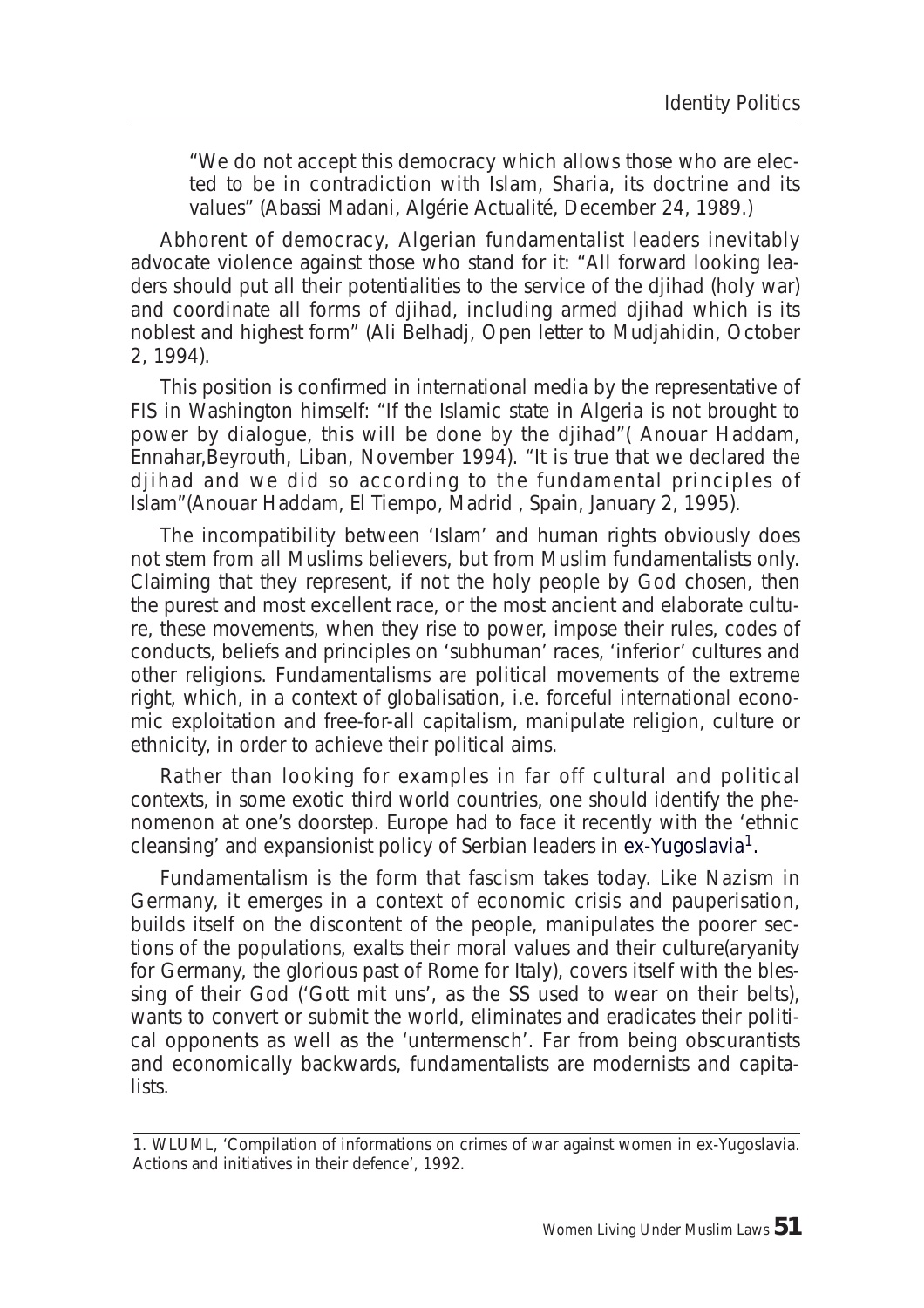"We do not accept this democracy which allows those who are elected to be in contradiction with Islam, Sharia, its doctrine and its values" (Abassi Madani, Algérie Actualité, December 24, 1989.)

Abhorent of democracy, Algerian fundamentalist leaders inevitably advocate violence against those who stand for it: "All forward looking leaders should put all their potentialities to the service of the djihad (holy war) and coordinate all forms of djihad, including armed djihad which is its noblest and highest form" (Ali Belhadj, Open letter to Mudjahidin, October 2, 1994).

This position is confirmed in international media by the representative of FIS in Washington himself: "If the Islamic state in Algeria is not brought to power by dialogue, this will be done by the djihad"( Anouar Haddam, Ennahar,Beyrouth, Liban, November 1994). "It is true that we declared the djihad and we did so according to the fundamental principles of Islam"(Anouar Haddam, El Tiempo, Madrid , Spain, January 2, 1995).

The incompatibility between 'Islam' and human rights obviously does not stem from all Muslims believers, but from Muslim fundamentalists only. Claiming that they represent, if not the holy people by God chosen, then the purest and most excellent race, or the most ancient and elaborate culture, these movements, when they rise to power, impose their rules, codes of conducts, beliefs and principles on 'subhuman' races, 'inferior' cultures and other religions. Fundamentalisms are political movements of the extreme right, which, in a context of globalisation, i.e. forceful international economic exploitation and free-for-all capitalism, manipulate religion, culture or ethnicity, in order to achieve their political aims.

Rather than looking for examples in far off cultural and political contexts, in some exotic third world countries, one should identify the phenomenon at one's doorstep. Europe had to face it recently with the 'ethnic cleansing' and expansionist policy of Serbian leaders in ex-Yugoslavia[1].

Fundamentalism is the form that fascism takes today. Like Nazism in Germany, it emerges in a context of economic crisis and pauperisation, builds itself on the discontent of the people, manipulates the poorer sections of the populations, exalts their moral values and their culture(aryanity for Germany, the glorious past of Rome for Italy), covers itself with the blessing of their God ('Gott mit uns', as the SS used to wear on their belts), wants to convert or submit the world, eliminates and eradicates their political opponents as well as the 'untermensch'. Far from being obscurantists and economically backwards, fundamentalists are modernists and capitalists.

1. WLUML, 'Compilation of informations on crimes of war against women in ex-Yugoslavia. Actions and initiatives in their defence', 1992.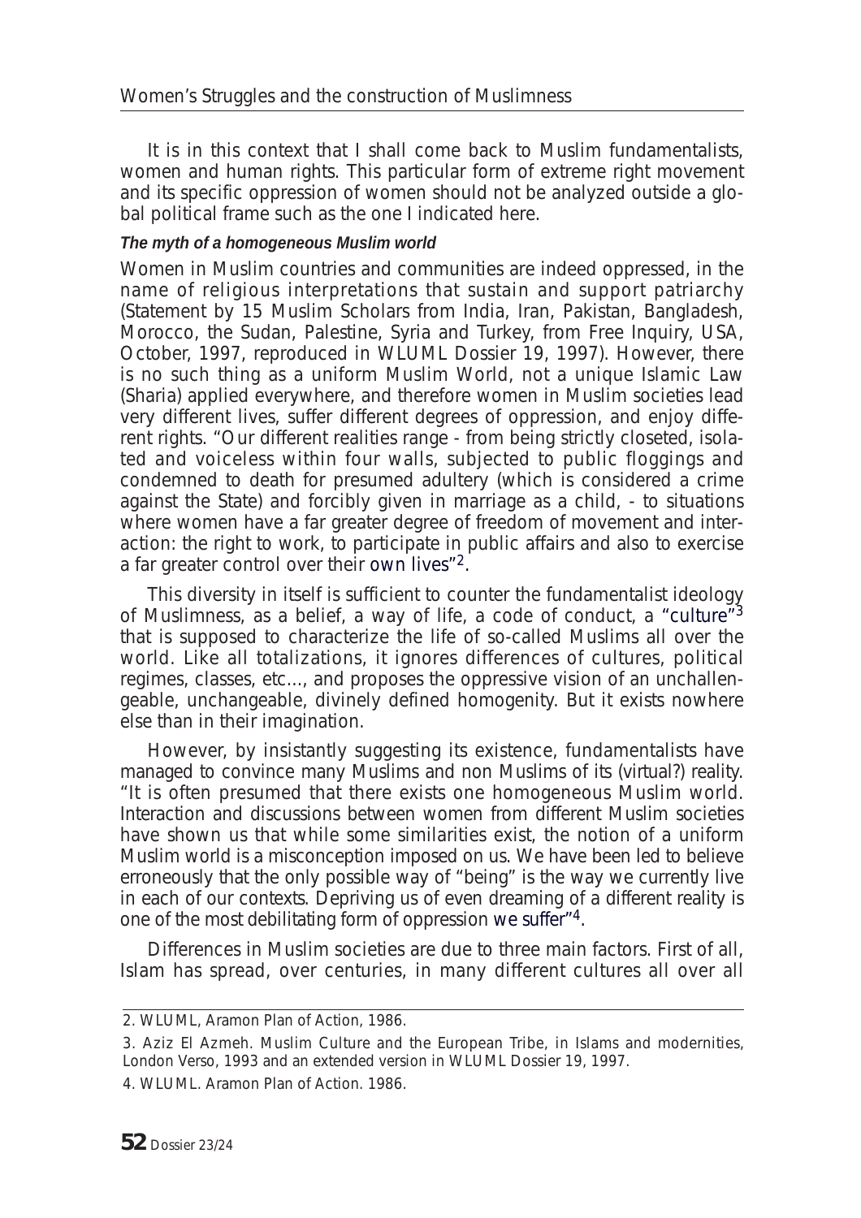It is in this context that I shall come back to Muslim fundamentalists, women and human rights. This particular form of extreme right movement and its specific oppression of women should not be analyzed outside a global political frame such as the one I indicated here.

***The myth of a homogeneous Muslim world***

Women in Muslim countries and communities are indeed oppressed, in the name of religious interpretations that sustain and support patriarchy (Statement by 15 Muslim Scholars from India, Iran, Pakistan, Bangladesh, Morocco, the Sudan, Palestine, Syria and Turkey, from Free Inquiry, USA, October, 1997, reproduced in WLUML Dossier 19, 1997). However, there is no such thing as a uniform Muslim World, not a unique Islamic Law (Sharia) applied everywhere, and therefore women in Muslim societies lead very different lives, suffer different degrees of oppression, and enjoy different rights. "Our different realities range - from being strictly closeted, isolated and voiceless within four walls, subjected to public floggings and condemned to death for presumed adultery (which is considered a crime against the State) and forcibly given in marriage as a child, - to situations where women have a far greater degree of freedom of movement and interaction: the right to work, to participate in public affairs and also to exercise a far greater control over their own lives"[2].

This diversity in itself is sufficient to counter the fundamentalist ideology of Muslimness, as a belief, a way of life, a code of conduct, a "culture"[3] that is supposed to characterize the life of so-called Muslims all over the world. Like all totalizations, it ignores differences of cultures, political regimes, classes, etc..., and proposes the oppressive vision of an unchallengeable, unchangeable, divinely defined homogenity. But it exists nowhere else than in their imagination.

However, by insistantly suggesting its existence, fundamentalists have managed to convince many Muslims and non Muslims of its (virtual?) reality. "It is often presumed that there exists one homogeneous Muslim world. Interaction and discussions between women from different Muslim societies have shown us that while some similarities exist, the notion of a uniform Muslim world is a misconception imposed on us. We have been led to believe erroneously that the only possible way of "being" is the way we currently live in each of our contexts. Depriving us of even dreaming of a different reality is one of the most debilitating form of oppression we suffer"[4].

Differences in Muslim societies are due to three main factors. First of all, Islam has spread, over centuries, in many different cultures all over all

---

2. WLUML, Aramon Plan of Action, 1986.

3. Aziz El Azmeh. Muslim Culture and the European Tribe, in Islams and modernities, London Verso, 1993 and an extended version in WLUML Dossier 19, 1997.

4. WLUML. Aramon Plan of Action. 1986.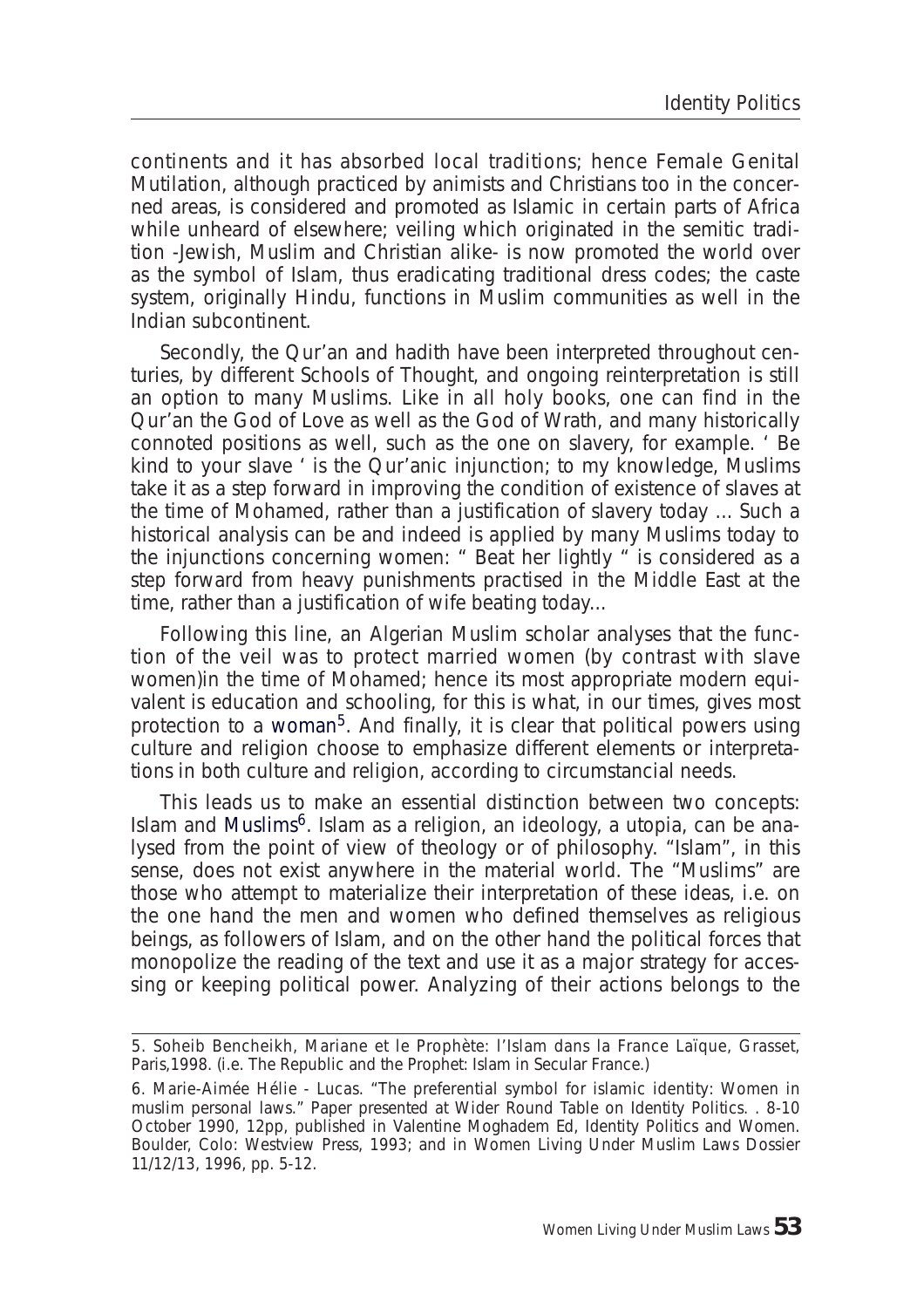continents and it has absorbed local traditions; hence Female Genital Mutilation, although practiced by animists and Christians too in the concerned areas, is considered and promoted as Islamic in certain parts of Africa while unheard of elsewhere; veiling which originated in the semitic tradition -Jewish, Muslim and Christian alike- is now promoted the world over as the symbol of Islam, thus eradicating traditional dress codes; the caste system, originally Hindu, functions in Muslim communities as well in the Indian subcontinent.

Secondly, the Qur'an and hadith have been interpreted throughout centuries, by different Schools of Thought, and ongoing reinterpretation is still an option to many Muslims. Like in all holy books, one can find in the Qur'an the God of Love as well as the God of Wrath, and many historically connoted positions as well, such as the one on slavery, for example. ' Be kind to your slave ' is the Qur'anic injunction; to my knowledge, Muslims take it as a step forward in improving the condition of existence of slaves at the time of Mohamed, rather than a justification of slavery today ... Such a historical analysis can be and indeed is applied by many Muslims today to the injunctions concerning women: " Beat her lightly " is considered as a step forward from heavy punishments practised in the Middle East at the time, rather than a justification of wife beating today...

Following this line, an Algerian Muslim scholar analyses that the function of the veil was to protect married women (by contrast with slave women)in the time of Mohamed; hence its most appropriate modern equivalent is education and schooling, for this is what, in our times, gives most protection to a woman[5]. And finally, it is clear that political powers using culture and religion choose to emphasize different elements or interpretations in both culture and religion, according to circumstancial needs.

This leads us to make an essential distinction between two concepts: Islam and Muslims[6]. Islam as a religion, an ideology, a utopia, can be analysed from the point of view of theology or of philosophy. "Islam", in this sense, does not exist anywhere in the material world. The "Muslims" are those who attempt to materialize their interpretation of these ideas, i.e. on the one hand the men and women who defined themselves as religious beings, as followers of Islam, and on the other hand the political forces that monopolize the reading of the text and use it as a major strategy for accessing or keeping political power. Analyzing of their actions belongs to the

---

5. Soheib Bencheikh, Mariane et le Prophète: l'Islam dans la France Laïque, Grasset, Paris,1998. (i.e. The Republic and the Prophet: Islam in Secular France.)

6. Marie-Aimée Hélie - Lucas. "The preferential symbol for islamic identity: Women in muslim personal laws." Paper presented at Wider Round Table on Identity Politics. . 8-10 October 1990, 12pp, published in Valentine Moghadem Ed, Identity Politics and Women. Boulder, Colo: Westview Press, 1993; and in Women Living Under Muslim Laws Dossier 11/12/13, 1996, pp. 5-12.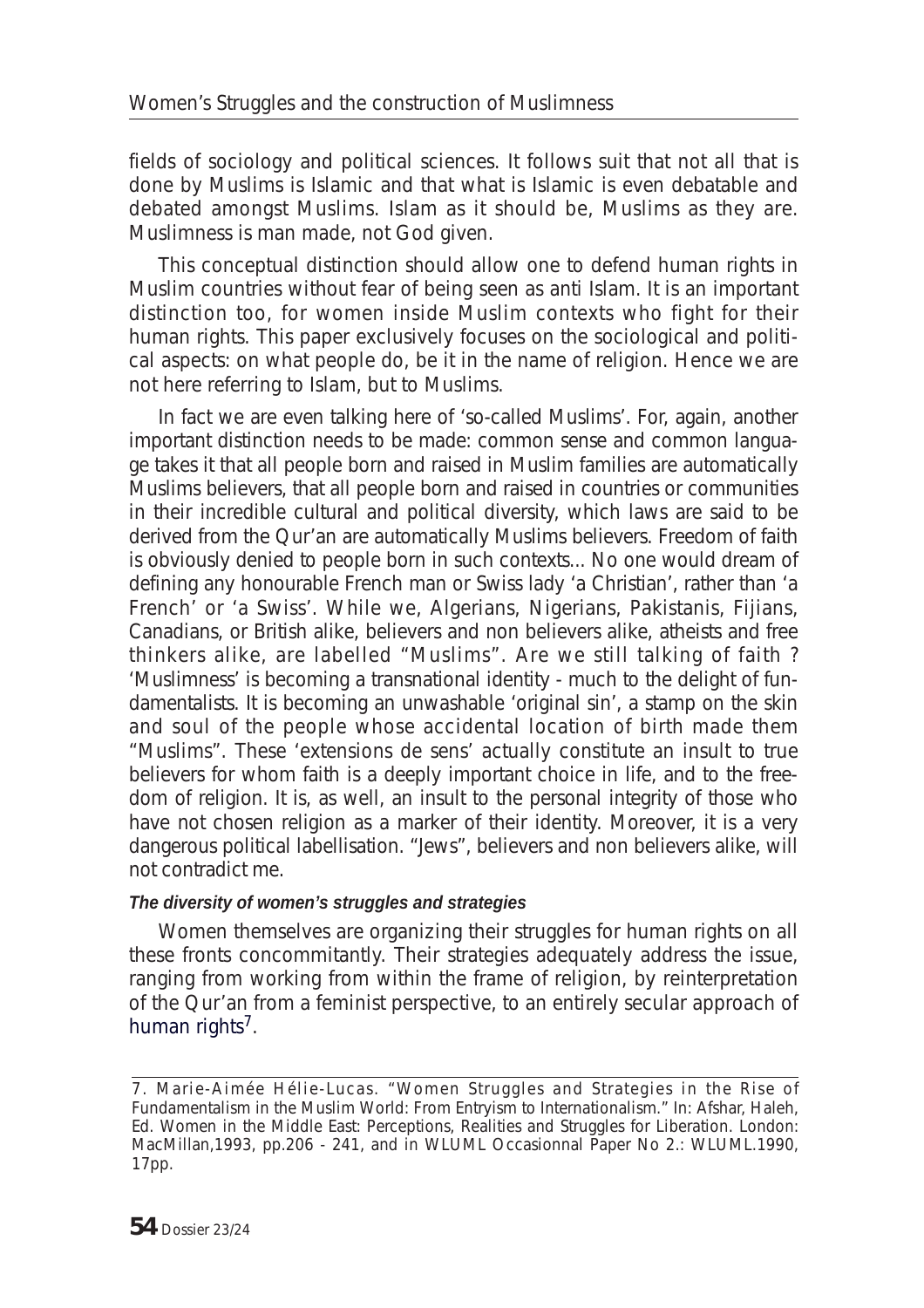fields of sociology and political sciences. It follows suit that not all that is done by Muslims is Islamic and that what is Islamic is even debatable and debated amongst Muslims. Islam as it should be, Muslims as they are. Muslimness is man made, not God given.

This conceptual distinction should allow one to defend human rights in Muslim countries without fear of being seen as anti Islam. It is an important distinction too, for women inside Muslim contexts who fight for their human rights. This paper exclusively focuses on the sociological and political aspects: on what people do, be it in the name of religion. Hence we are not here referring to Islam, but to Muslims.

In fact we are even talking here of 'so-called Muslims'. For, again, another important distinction needs to be made: common sense and common language takes it that all people born and raised in Muslim families are automatically Muslims believers, that all people born and raised in countries or communities in their incredible cultural and political diversity, which laws are said to be derived from the Qur'an are automatically Muslims believers. Freedom of faith is obviously denied to people born in such contexts... No one would dream of defining any honourable French man or Swiss lady 'a Christian', rather than 'a French' or 'a Swiss'. While we, Algerians, Nigerians, Pakistanis, Fijians, Canadians, or British alike, believers and non believers alike, atheists and free thinkers alike, are labelled "Muslims". Are we still talking of faith ? 'Muslimness' is becoming a transnational identity - much to the delight of fundamentalists. It is becoming an unwashable 'original sin', a stamp on the skin and soul of the people whose accidental location of birth made them "Muslims". These 'extensions de sens' actually constitute an insult to true believers for whom faith is a deeply important choice in life, and to the freedom of religion. It is, as well, an insult to the personal integrity of those who have not chosen religion as a marker of their identity. Moreover, it is a very dangerous political labellisation. "Jews", believers and non believers alike, will not contradict me.

#### *The diversity of women's struggles and strategies*

Women themselves are organizing their struggles for human rights on all these fronts concommitantly. Their strategies adequately address the issue, ranging from working from within the frame of religion, by reinterpretation of the Qur'an from a feminist perspective, to an entirely secular approach of human rights[7].

---

7. Marie-Aimée Hélie-Lucas. "Women Struggles and Strategies in the Rise of Fundamentalism in the Muslim World: From Entryism to Internationalism." In: Afshar, Haleh, Ed. Women in the Middle East: Perceptions, Realities and Struggles for Liberation. London: MacMillan,1993, pp.206 - 241, and in WLUML Occasionnal Paper No 2.: WLUML.1990, 17pp.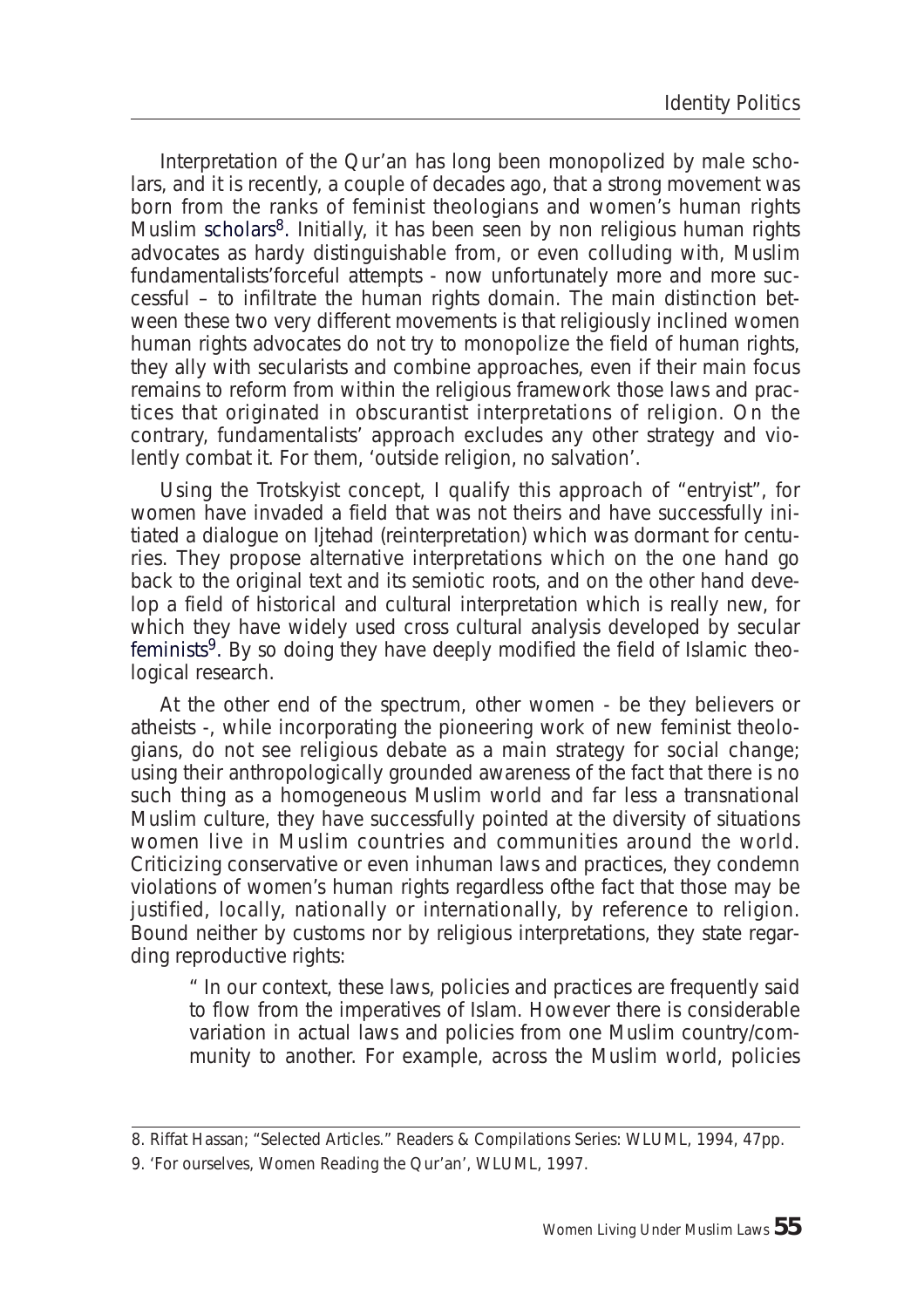Interpretation of the Qur'an has long been monopolized by male scholars, and it is recently, a couple of decades ago, that a strong movement was born from the ranks of feminist theologians and women's human rights Muslim scholars[8]. Initially, it has been seen by non religious human rights advocates as hardy distinguishable from, or even colluding with, Muslim fundamentalists'forceful attempts - now unfortunately more and more successful – to infiltrate the human rights domain. The main distinction between these two very different movements is that religiously inclined women human rights advocates do not try to monopolize the field of human rights, they ally with secularists and combine approaches, even if their main focus remains to reform from within the religious framework those laws and practices that originated in obscurantist interpretations of religion. On the contrary, fundamentalists' approach excludes any other strategy and violently combat it. For them, 'outside religion, no salvation'.

Using the Trotskyist concept, I qualify this approach of "entryist", for women have invaded a field that was not theirs and have successfully initiated a dialogue on Ijtehad (reinterpretation) which was dormant for centuries. They propose alternative interpretations which on the one hand go back to the original text and its semiotic roots, and on the other hand develop a field of historical and cultural interpretation which is really new, for which they have widely used cross cultural analysis developed by secular feminists[9]. By so doing they have deeply modified the field of Islamic theological research.

At the other end of the spectrum, other women - be they believers or atheists -, while incorporating the pioneering work of new feminist theologians, do not see religious debate as a main strategy for social change; using their anthropologically grounded awareness of the fact that there is no such thing as a homogeneous Muslim world and far less a transnational Muslim culture, they have successfully pointed at the diversity of situations women live in Muslim countries and communities around the world. Criticizing conservative or even inhuman laws and practices, they condemn violations of women's human rights regardless ofthe fact that those may be justified, locally, nationally or internationally, by reference to religion. Bound neither by customs nor by religious interpretations, they state regarding reproductive rights:

> " In our context, these laws, policies and practices are frequently said to flow from the imperatives of Islam. However there is considerable variation in actual laws and policies from one Muslim country/community to another. For example, across the Muslim world, policies

---

8. Riffat Hassan; "Selected Articles." Readers & Compilations Series: WLUML, 1994, 47pp.

9. 'For ourselves, Women Reading the Qur'an', WLUML, 1997.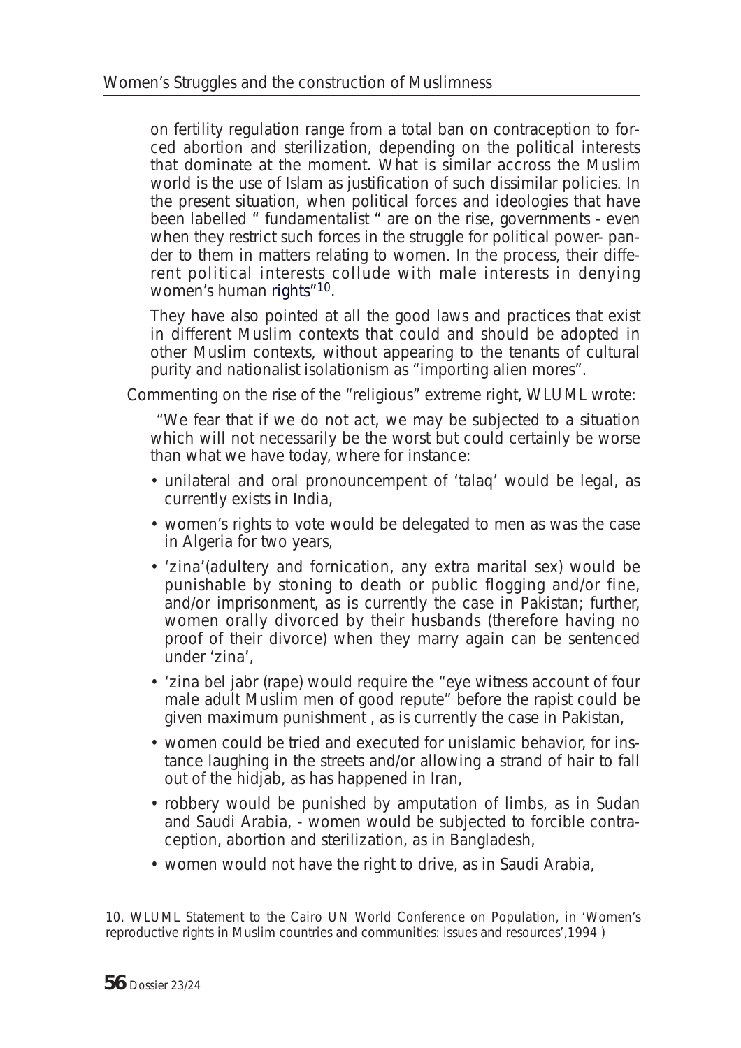on fertility regulation range from a total ban on contraception to forced abortion and sterilization, depending on the political interests that dominate at the moment. What is similar accross the Muslim world is the use of Islam as justification of such dissimilar policies. In the present situation, when political forces and ideologies that have been labelled " fundamentalist " are on the rise, governments - even when they restrict such forces in the struggle for political power- pander to them in matters relating to women. In the process, their different political interests collude with male interests in denying women's human rights"[10].

> They have also pointed at all the good laws and practices that exist in different Muslim contexts that could and should be adopted in other Muslim contexts, without appearing to the tenants of cultural purity and nationalist isolationism as "importing alien mores".

Commenting on the rise of the "religious" extreme right, WLUML wrote:

> "We fear that if we do not act, we may be subjected to a situation which will not necessarily be the worst but could certainly be worse than what we have today, where for instance:
>
> - unilateral and oral pronouncempent of 'talaq' would be legal, as currently exists in India,
> - women's rights to vote would be delegated to men as was the case in Algeria for two years,
> - 'zina'(adultery and fornication, any extra marital sex) would be punishable by stoning to death or public flogging and/or fine, and/or imprisonment, as is currently the case in Pakistan; further, women orally divorced by their husbands (therefore having no proof of their divorce) when they marry again can be sentenced under 'zina',
> - 'zina bel jabr (rape) would require the "eye witness account of four male adult Muslim men of good repute" before the rapist could be given maximum punishment , as is currently the case in Pakistan,
> - women could be tried and executed for unislamic behavior, for instance laughing in the streets and/or allowing a strand of hair to fall out of the hidjab, as has happened in Iran,
> - robbery would be punished by amputation of limbs, as in Sudan and Saudi Arabia, - women would be subjected to forcible contraception, abortion and sterilization, as in Bangladesh,
> - women would not have the right to drive, as in Saudi Arabia,

10. WLUML Statement to the Cairo UN World Conference on Population, in 'Women's reproductive rights in Muslim countries and communities: issues and resources',1994 )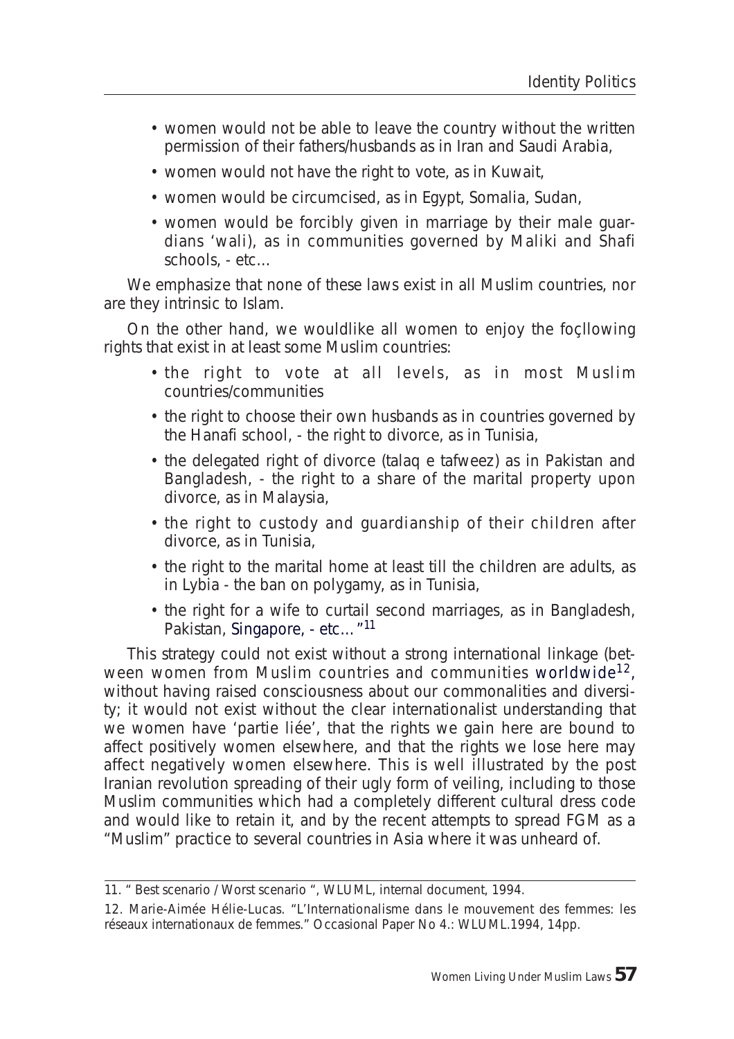- women would not be able to leave the country without the written permission of their fathers/husbands as in Iran and Saudi Arabia,
- women would not have the right to vote, as in Kuwait,
- women would be circumcised, as in Egypt, Somalia, Sudan,
- women would be forcibly given in marriage by their male guardians 'wali), as in communities governed by Maliki and Shafi schools, - etc...

We emphasize that none of these laws exist in all Muslim countries, nor are they intrinsic to Islam.

On the other hand, we wouldlike all women to enjoy the foçllowing rights that exist in at least some Muslim countries:

- the right to vote at all levels, as in most Muslim countries/communities
- the right to choose their own husbands as in countries governed by the Hanafi school, - the right to divorce, as in Tunisia,
- the delegated right of divorce (talaq e tafweez) as in Pakistan and Bangladesh, - the right to a share of the marital property upon divorce, as in Malaysia,
- the right to custody and guardianship of their children after divorce, as in Tunisia,
- the right to the marital home at least till the children are adults, as in Lybia - the ban on polygamy, as in Tunisia,
- the right for a wife to curtail second marriages, as in Bangladesh, Pakistan, Singapore, - etc..."[11]

This strategy could not exist without a strong international linkage (between women from Muslim countries and communities worldwide[12], without having raised consciousness about our commonalities and diversity; it would not exist without the clear internationalist understanding that we women have 'partie liée', that the rights we gain here are bound to affect positively women elsewhere, and that the rights we lose here may affect negatively women elsewhere. This is well illustrated by the post Iranian revolution spreading of their ugly form of veiling, including to those Muslim communities which had a completely different cultural dress code and would like to retain it, and by the recent attempts to spread FGM as a "Muslim" practice to several countries in Asia where it was unheard of.

---

11. " Best scenario / Worst scenario ", WLUML, internal document, 1994.

12. Marie-Aimée Hélie-Lucas. "L'Internationalisme dans le mouvement des femmes: les réseaux internationaux de femmes." Occasional Paper No 4.: WLUML.1994, 14pp.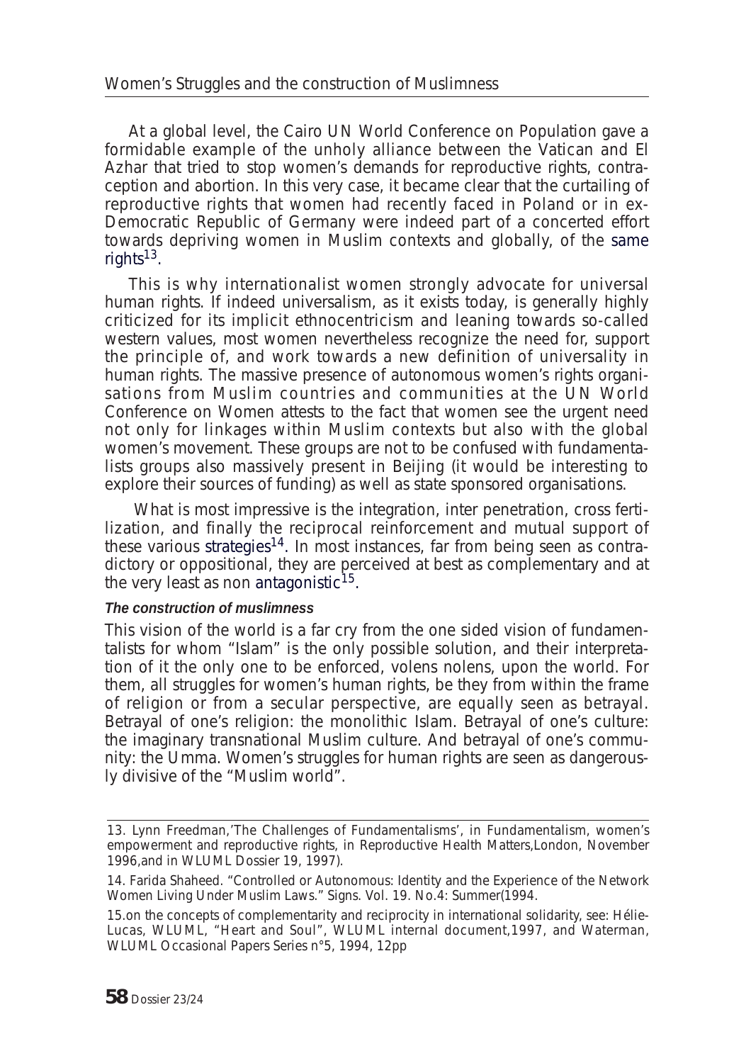At a global level, the Cairo UN World Conference on Population gave a formidable example of the unholy alliance between the Vatican and El Azhar that tried to stop women's demands for reproductive rights, contraception and abortion. In this very case, it became clear that the curtailing of reproductive rights that women had recently faced in Poland or in ex-Democratic Republic of Germany were indeed part of a concerted effort towards depriving women in Muslim contexts and globally, of the same rights[13].

This is why internationalist women strongly advocate for universal human rights. If indeed universalism, as it exists today, is generally highly criticized for its implicit ethnocentricism and leaning towards so-called western values, most women nevertheless recognize the need for, support the principle of, and work towards a new definition of universality in human rights. The massive presence of autonomous women's rights organisations from Muslim countries and communities at the UN World Conference on Women attests to the fact that women see the urgent need not only for linkages within Muslim contexts but also with the global women's movement. These groups are not to be confused with fundamentalists groups also massively present in Beijing (it would be interesting to explore their sources of funding) as well as state sponsored organisations.

What is most impressive is the integration, inter penetration, cross fertilization, and finally the reciprocal reinforcement and mutual support of these various strategies[14]. In most instances, far from being seen as contradictory or oppositional, they are perceived at best as complementary and at the very least as non antagonistic[15].

### *The construction of muslimness*

This vision of the world is a far cry from the one sided vision of fundamentalists for whom "Islam" is the only possible solution, and their interpretation of it the only one to be enforced, volens nolens, upon the world. For them, all struggles for women's human rights, be they from within the frame of religion or from a secular perspective, are equally seen as betrayal. Betrayal of one's religion: the monolithic Islam. Betrayal of one's culture: the imaginary transnational Muslim culture. And betrayal of one's community: the Umma. Women's struggles for human rights are seen as dangerously divisive of the "Muslim world".

---

13. Lynn Freedman,'The Challenges of Fundamentalisms', in Fundamentalism, women's empowerment and reproductive rights, in Reproductive Health Matters,London, November 1996,and in WLUML Dossier 19, 1997).

14. Farida Shaheed. "Controlled or Autonomous: Identity and the Experience of the Network Women Living Under Muslim Laws." Signs. Vol. 19. No.4: Summer(1994.

15.on the concepts of complementarity and reciprocity in international solidarity, see: Hélie-Lucas, WLUML, "Heart and Soul", WLUML internal document,1997, and Waterman, WLUML Occasional Papers Series n°5, 1994, 12pp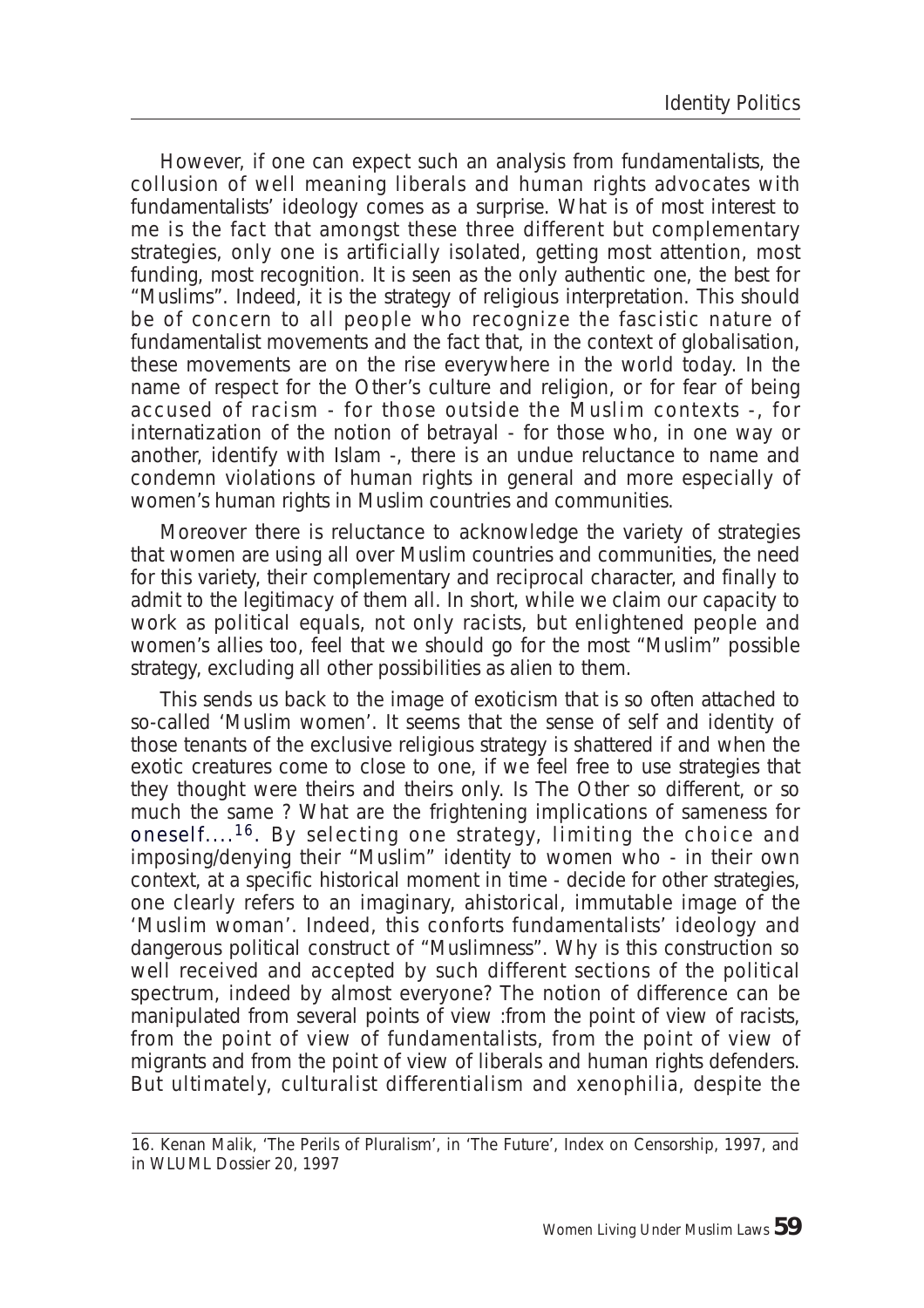However, if one can expect such an analysis from fundamentalists, the collusion of well meaning liberals and human rights advocates with fundamentalists' ideology comes as a surprise. What is of most interest to me is the fact that amongst these three different but complementary strategies, only one is artificially isolated, getting most attention, most funding, most recognition. It is seen as the only authentic one, the best for "Muslims". Indeed, it is the strategy of religious interpretation. This should be of concern to all people who recognize the fascistic nature of fundamentalist movements and the fact that, in the context of globalisation, these movements are on the rise everywhere in the world today. In the name of respect for the Other's culture and religion, or for fear of being accused of racism - for those outside the Muslim contexts -, for internatization of the notion of betrayal - for those who, in one way or another, identify with Islam -, there is an undue reluctance to name and condemn violations of human rights in general and more especially of women's human rights in Muslim countries and communities.

Moreover there is reluctance to acknowledge the variety of strategies that women are using all over Muslim countries and communities, the need for this variety, their complementary and reciprocal character, and finally to admit to the legitimacy of them all. In short, while we claim our capacity to work as political equals, not only racists, but enlightened people and women's allies too, feel that we should go for the most "Muslim" possible strategy, excluding all other possibilities as alien to them.

This sends us back to the image of exoticism that is so often attached to so-called 'Muslim women'. It seems that the sense of self and identity of those tenants of the exclusive religious strategy is shattered if and when the exotic creatures come to close to one, if we feel free to use strategies that they thought were theirs and theirs only. Is The Other so different, or so much the same ? What are the frightening implications of sameness for oneself....[16]. By selecting one strategy, limiting the choice and imposing/denying their "Muslim" identity to women who - in their own context, at a specific historical moment in time - decide for other strategies, one clearly refers to an imaginary, ahistorical, immutable image of the 'Muslim woman'. Indeed, this conforts fundamentalists' ideology and dangerous political construct of "Muslimness". Why is this construction so well received and accepted by such different sections of the political spectrum, indeed by almost everyone? The notion of difference can be manipulated from several points of view :from the point of view of racists, from the point of view of fundamentalists, from the point of view of migrants and from the point of view of liberals and human rights defenders. But ultimately, culturalist differentialism and xenophilia, despite the

16. Kenan Malik, 'The Perils of Pluralism', in 'The Future', Index on Censorship, 1997, and in WLUML Dossier 20, 1997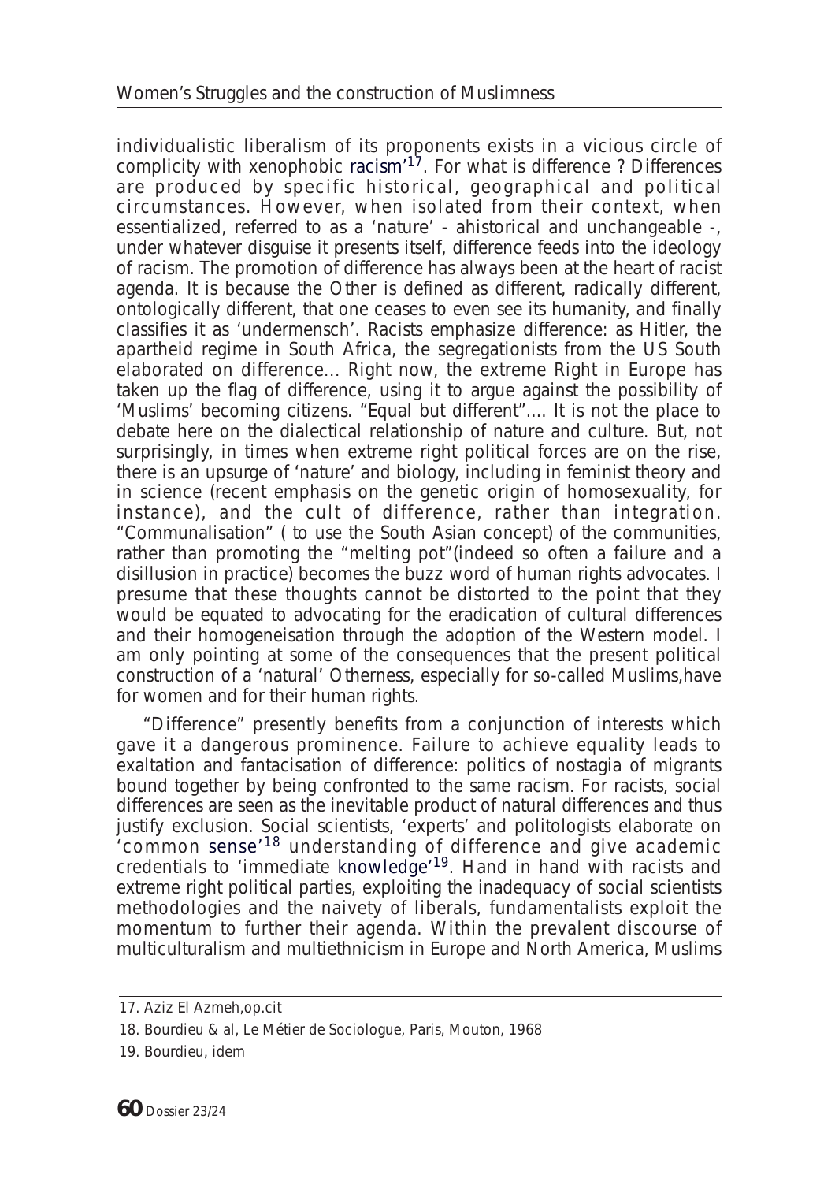individualistic liberalism of its proponents exists in a vicious circle of complicity with xenophobic racism'[17]. For what is difference ? Differences are produced by specific historical, geographical and political circumstances. However, when isolated from their context, when essentialized, referred to as a 'nature' - ahistorical and unchangeable -, under whatever disguise it presents itself, difference feeds into the ideology of racism. The promotion of difference has always been at the heart of racist agenda. It is because the Other is defined as different, radically different, ontologically different, that one ceases to even see its humanity, and finally classifies it as 'undermensch'. Racists emphasize difference: as Hitler, the apartheid regime in South Africa, the segregationists from the US South elaborated on difference... Right now, the extreme Right in Europe has taken up the flag of difference, using it to argue against the possibility of 'Muslims' becoming citizens. "Equal but different".... It is not the place to debate here on the dialectical relationship of nature and culture. But, not surprisingly, in times when extreme right political forces are on the rise, there is an upsurge of 'nature' and biology, including in feminist theory and in science (recent emphasis on the genetic origin of homosexuality, for instance), and the cult of difference, rather than integration. "Communalisation" ( to use the South Asian concept) of the communities, rather than promoting the "melting pot"(indeed so often a failure and a disillusion in practice) becomes the buzz word of human rights advocates. I presume that these thoughts cannot be distorted to the point that they would be equated to advocating for the eradication of cultural differences and their homogeneisation through the adoption of the Western model. I am only pointing at some of the consequences that the present political construction of a 'natural' Otherness, especially for so-called Muslims,have for women and for their human rights.

"Difference" presently benefits from a conjunction of interests which gave it a dangerous prominence. Failure to achieve equality leads to exaltation and fantacisation of difference: politics of nostagia of migrants bound together by being confronted to the same racism. For racists, social differences are seen as the inevitable product of natural differences and thus justify exclusion. Social scientists, 'experts' and politologists elaborate on 'common sense'[18] understanding of difference and give academic credentials to 'immediate knowledge'[19]. Hand in hand with racists and extreme right political parties, exploiting the inadequacy of social scientists methodologies and the naivety of liberals, fundamentalists exploit the momentum to further their agenda. Within the prevalent discourse of multiculturalism and multiethnicism in Europe and North America, Muslims

---

17. Aziz El Azmeh,op.cit

18. Bourdieu & al, Le Métier de Sociologue, Paris, Mouton, 1968

19. Bourdieu, idem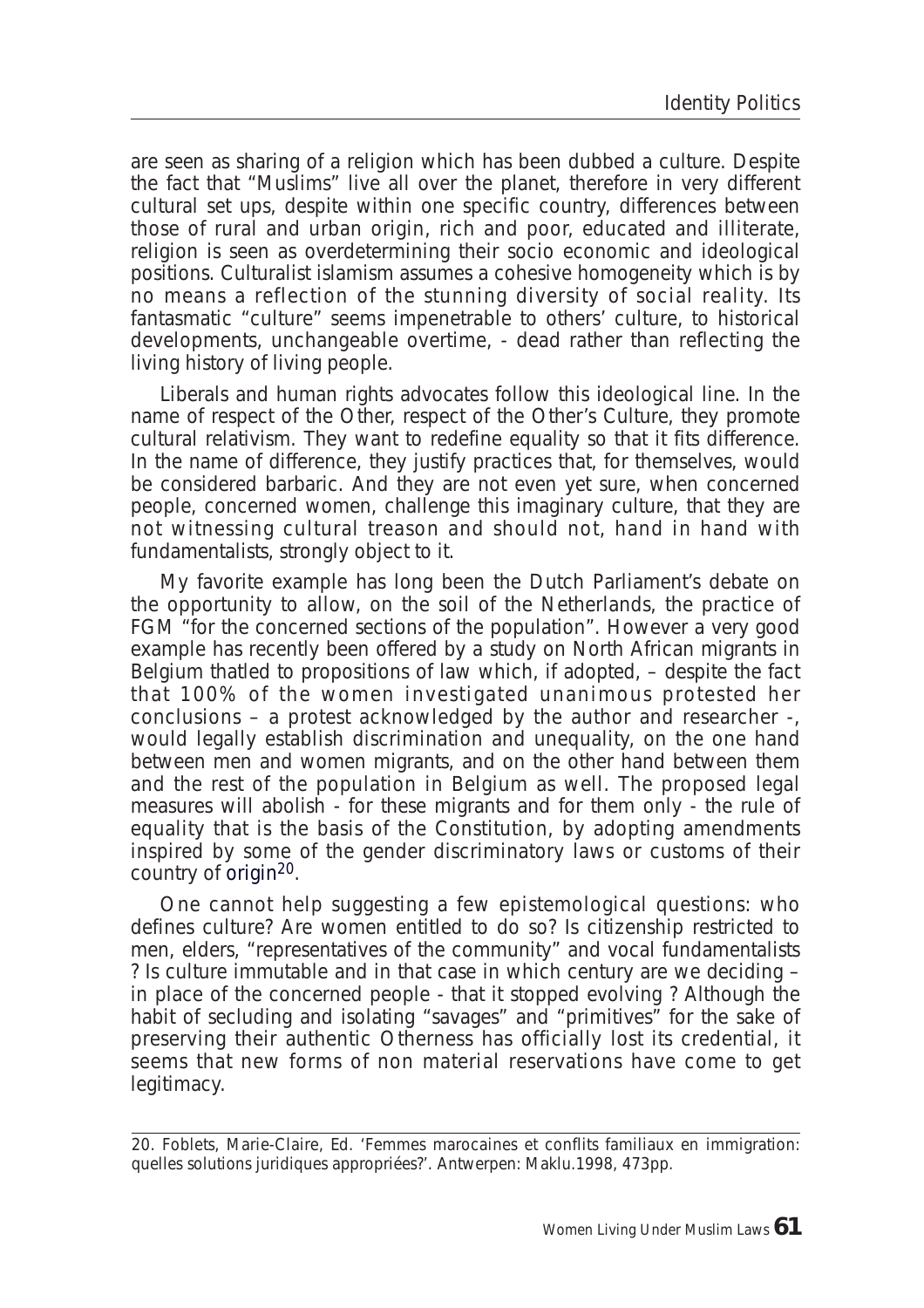are seen as sharing of a religion which has been dubbed a culture. Despite the fact that "Muslims" live all over the planet, therefore in very different cultural set ups, despite within one specific country, differences between those of rural and urban origin, rich and poor, educated and illiterate, religion is seen as overdetermining their socio economic and ideological positions. Culturalist islamism assumes a cohesive homogeneity which is by no means a reflection of the stunning diversity of social reality. Its fantasmatic "culture" seems impenetrable to others' culture, to historical developments, unchangeable overtime, - dead rather than reflecting the living history of living people.

Liberals and human rights advocates follow this ideological line. In the name of respect of the Other, respect of the Other's Culture, they promote cultural relativism. They want to redefine equality so that it fits difference. In the name of difference, they justify practices that, for themselves, would be considered barbaric. And they are not even yet sure, when concerned people, concerned women, challenge this imaginary culture, that they are not witnessing cultural treason and should not, hand in hand with fundamentalists, strongly object to it.

My favorite example has long been the Dutch Parliament's debate on the opportunity to allow, on the soil of the Netherlands, the practice of FGM "for the concerned sections of the population". However a very good example has recently been offered by a study on North African migrants in Belgium thatled to propositions of law which, if adopted, – despite the fact that 100% of the women investigated unanimous protested her conclusions – a protest acknowledged by the author and researcher -, would legally establish discrimination and unequality, on the one hand between men and women migrants, and on the other hand between them and the rest of the population in Belgium as well. The proposed legal measures will abolish - for these migrants and for them only - the rule of equality that is the basis of the Constitution, by adopting amendments inspired by some of the gender discriminatory laws or customs of their country of origin[20].

One cannot help suggesting a few epistemological questions: who defines culture? Are women entitled to do so? Is citizenship restricted to men, elders, "representatives of the community" and vocal fundamentalists ? Is culture immutable and in that case in which century are we deciding – in place of the concerned people - that it stopped evolving ? Although the habit of secluding and isolating "savages" and "primitives" for the sake of preserving their authentic Otherness has officially lost its credential, it seems that new forms of non material reservations have come to get legitimacy.

---

20. Foblets, Marie-Claire, Ed. 'Femmes marocaines et conflits familiaux en immigration: quelles solutions juridiques appropriées?'. Antwerpen: Maklu.1998, 473pp.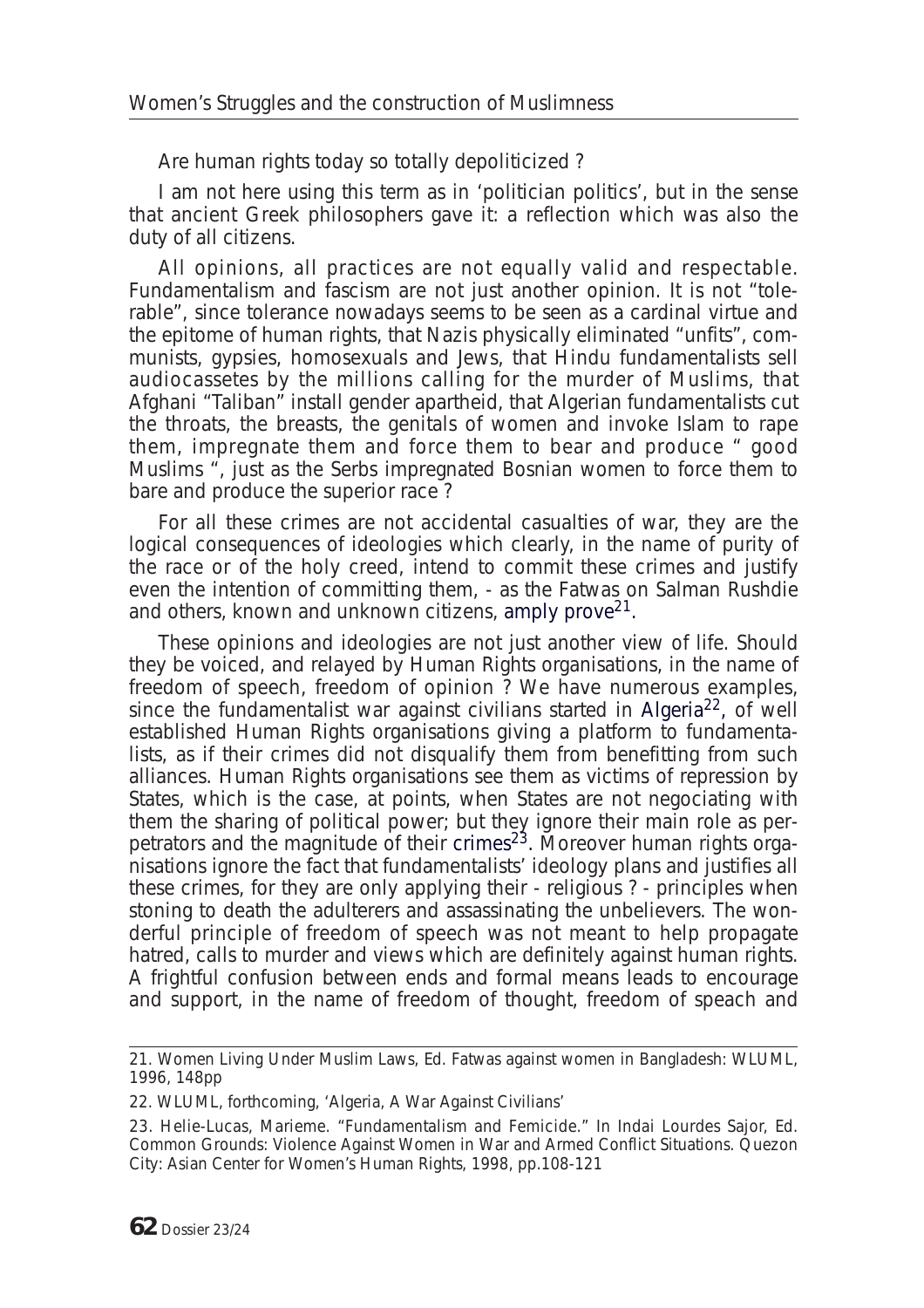Are human rights today so totally depoliticized ?

I am not here using this term as in 'politician politics', but in the sense that ancient Greek philosophers gave it: a reflection which was also the duty of all citizens.

All opinions, all practices are not equally valid and respectable. Fundamentalism and fascism are not just another opinion. It is not "tolerable", since tolerance nowadays seems to be seen as a cardinal virtue and the epitome of human rights, that Nazis physically eliminated "unfits", communists, gypsies, homosexuals and Jews, that Hindu fundamentalists sell audiocassetes by the millions calling for the murder of Muslims, that Afghani "Taliban" install gender apartheid, that Algerian fundamentalists cut the throats, the breasts, the genitals of women and invoke Islam to rape them, impregnate them and force them to bear and produce " good Muslims ", just as the Serbs impregnated Bosnian women to force them to bare and produce the superior race ?

For all these crimes are not accidental casualties of war, they are the logical consequences of ideologies which clearly, in the name of purity of the race or of the holy creed, intend to commit these crimes and justify even the intention of committing them, - as the Fatwas on Salman Rushdie and others, known and unknown citizens, amply prove[21].

These opinions and ideologies are not just another view of life. Should they be voiced, and relayed by Human Rights organisations, in the name of freedom of speech, freedom of opinion ? We have numerous examples, since the fundamentalist war against civilians started in Algeria[22], of well established Human Rights organisations giving a platform to fundamentalists, as if their crimes did not disqualify them from benefitting from such alliances. Human Rights organisations see them as victims of repression by States, which is the case, at points, when States are not negociating with them the sharing of political power; but they ignore their main role as perpetrators and the magnitude of their crimes[23]. Moreover human rights organisations ignore the fact that fundamentalists' ideology plans and justifies all these crimes, for they are only applying their - religious ? - principles when stoning to death the adulterers and assassinating the unbelievers. The wonderful principle of freedom of speech was not meant to help propagate hatred, calls to murder and views which are definitely against human rights. A frightful confusion between ends and formal means leads to encourage and support, in the name of freedom of thought, freedom of speach and

---

21. Women Living Under Muslim Laws, Ed. *Fatwas against women in Bangladesh*: WLUML, 1996, 148pp

22. WLUML, forthcoming, 'Algeria, A War Against Civilians'

23. Helie-Lucas, Marieme. "Fundamentalism and Femicide." In Indai Lourdes Sajor, Ed. *Common Grounds: Violence Against Women in War and Armed Conflict Situations*. Quezon City: Asian Center for Women's Human Rights, 1998, pp.108-121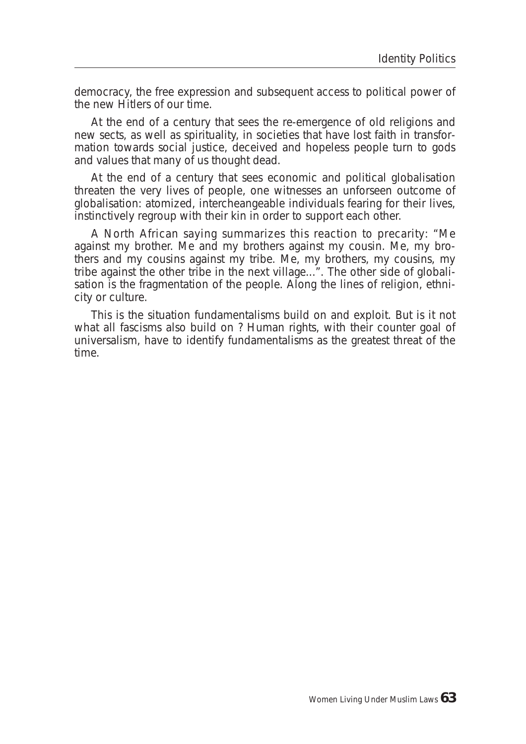democracy, the free expression and subsequent access to political power of the new Hitlers of our time.

At the end of a century that sees the re-emergence of old religions and new sects, as well as spirituality, in societies that have lost faith in transformation towards social justice, deceived and hopeless people turn to gods and values that many of us thought dead.

At the end of a century that sees economic and political globalisation threaten the very lives of people, one witnesses an unforseen outcome of globalisation: atomized, intercheangeable individuals fearing for their lives, instinctively regroup with their kin in order to support each other.

A North African saying summarizes this reaction to precarity: "Me against my brother. Me and my brothers against my cousin. Me, my brothers and my cousins against my tribe. Me, my brothers, my cousins, my tribe against the other tribe in the next village...". The other side of globalisation is the fragmentation of the people. Along the lines of religion, ethnicity or culture.

This is the situation fundamentalisms build on and exploit. But is it not what all fascisms also build on ? Human rights, with their counter goal of universalism, have to identify fundamentalisms as the greatest threat of the time.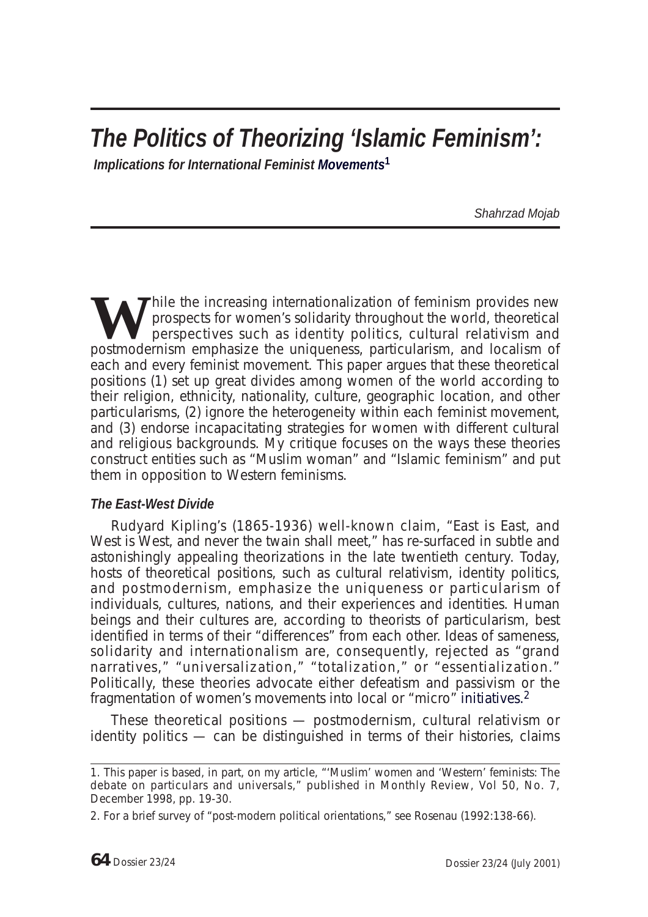# *The Politics of Theorizing 'Islamic Feminism':*

***Implications for International Feminist Movements*[1]**

*Shahrzad Mojab*

While the increasing internationalization of feminism provides new prospects for women's solidarity throughout the world, theoretical perspectives such as identity politics, cultural relativism and postmodernism emphasize the uniqueness, particularism, and localism of each and every feminist movement. This paper argues that these theoretical positions (1) set up great divides among women of the world according to their religion, ethnicity, nationality, culture, geographic location, and other particularisms, (2) ignore the heterogeneity within each feminist movement, and (3) endorse incapacitating strategies for women with different cultural and religious backgrounds. My critique focuses on the ways these theories construct entities such as "Muslim woman" and "Islamic feminism" and put them in opposition to Western feminisms.

### *The East-West Divide*

Rudyard Kipling's (1865-1936) well-known claim, "East is East, and West is West, and never the twain shall meet," has re-surfaced in subtle and astonishingly appealing theorizations in the late twentieth century. Today, hosts of theoretical positions, such as cultural relativism, identity politics, and postmodernism, emphasize the uniqueness or particularism of individuals, cultures, nations, and their experiences and identities. Human beings and their cultures are, according to theorists of particularism, best identified in terms of their "differences" from each other. Ideas of sameness, solidarity and internationalism are, consequently, rejected as "grand narratives," "universalization," "totalization," or "essentialization." Politically, these theories advocate either defeatism and passivism or the fragmentation of women's movements into local or "micro" initiatives.[2]

These theoretical positions — postmodernism, cultural relativism or identity politics — can be distinguished in terms of their histories, claims

---

1. This paper is based, in part, on my article, "'Muslim' women and 'Western' feminists: The debate on particulars and universals," published in Monthly Review, Vol 50, No. 7, December 1998, pp. 19-30.

2. For a brief survey of "post-modern political orientations," see Rosenau (1992:138-66).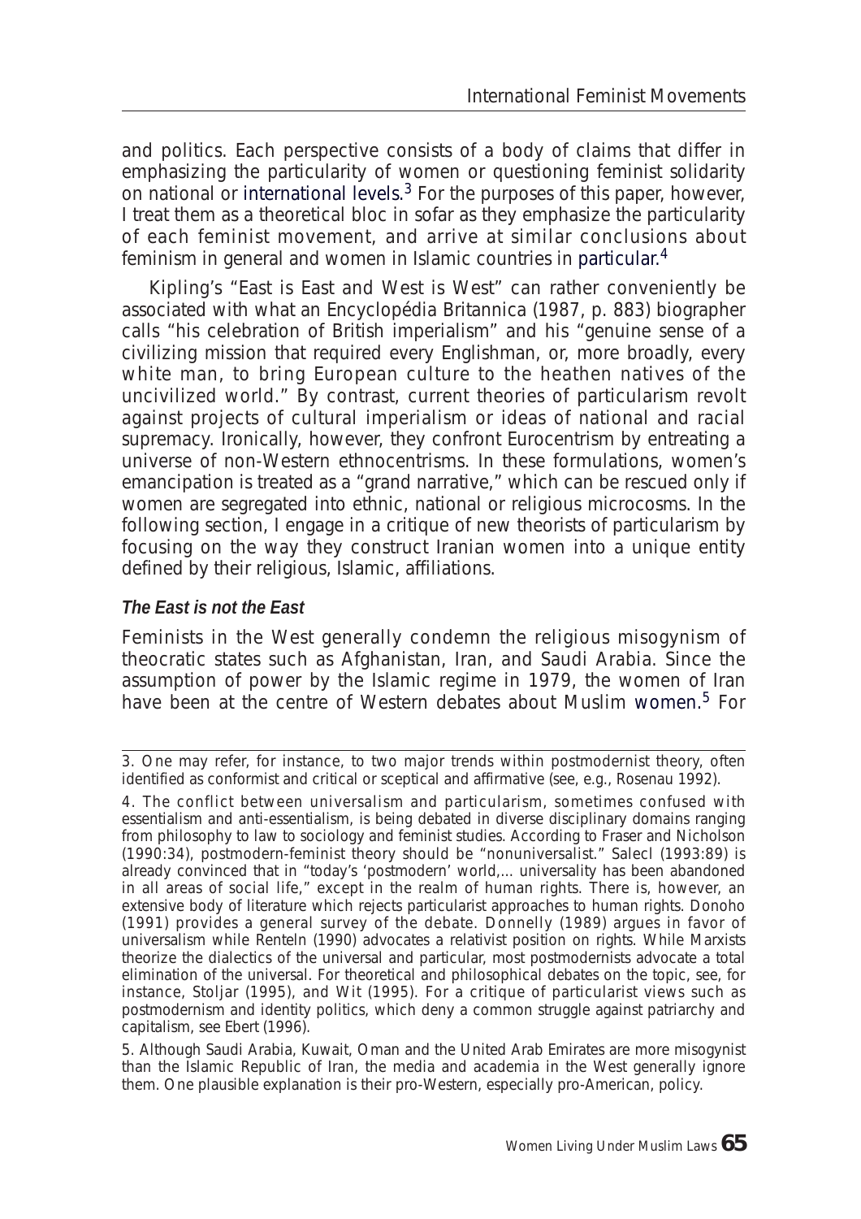and politics. Each perspective consists of a body of claims that differ in emphasizing the particularity of women or questioning feminist solidarity on national or international levels.[3] For the purposes of this paper, however, I treat them as a theoretical bloc in sofar as they emphasize the particularity of each feminist movement, and arrive at similar conclusions about feminism in general and women in Islamic countries in particular.[4]

Kipling's "East is East and West is West" can rather conveniently be associated with what an Encyclopédia Britannica (1987, p. 883) biographer calls "his celebration of British imperialism" and his "genuine sense of a civilizing mission that required every Englishman, or, more broadly, every white man, to bring European culture to the heathen natives of the uncivilized world." By contrast, current theories of particularism revolt against projects of cultural imperialism or ideas of national and racial supremacy. Ironically, however, they confront Eurocentrism by entreating a universe of non-Western ethnocentrisms. In these formulations, women's emancipation is treated as a "grand narrative," which can be rescued only if women are segregated into ethnic, national or religious microcosms. In the following section, I engage in a critique of new theorists of particularism by focusing on the way they construct Iranian women into a unique entity defined by their religious, Islamic, affiliations.

***The East is not the East***

Feminists in the West generally condemn the religious misogynism of theocratic states such as Afghanistan, Iran, and Saudi Arabia. Since the assumption of power by the Islamic regime in 1979, the women of Iran have been at the centre of Western debates about Muslim women.[5] For

---

3. One may refer, for instance, to two major trends within postmodernist theory, often identified as conformist and critical or sceptical and affirmative (see, e.g., Rosenau 1992).

4. The conflict between universalism and particularism, sometimes confused with essentialism and anti-essentialism, is being debated in diverse disciplinary domains ranging from philosophy to law to sociology and feminist studies. According to Fraser and Nicholson (1990:34), postmodern-feminist theory should be "nonuniversalist." Salecl (1993:89) is already convinced that in "today's 'postmodern' world,... universality has been abandoned in all areas of social life," except in the realm of human rights. There is, however, an extensive body of literature which rejects particularist approaches to human rights. Donoho (1991) provides a general survey of the debate. Donnelly (1989) argues in favor of universalism while Renteln (1990) advocates a relativist position on rights. While Marxists theorize the dialectics of the universal and particular, most postmodernists advocate a total elimination of the universal. For theoretical and philosophical debates on the topic, see, for instance, Stoljar (1995), and Wit (1995). For a critique of particularist views such as postmodernism and identity politics, which deny a common struggle against patriarchy and capitalism, see Ebert (1996).

5. Although Saudi Arabia, Kuwait, Oman and the United Arab Emirates are more misogynist than the Islamic Republic of Iran, the media and academia in the West generally ignore them. One plausible explanation is their pro-Western, especially pro-American, policy.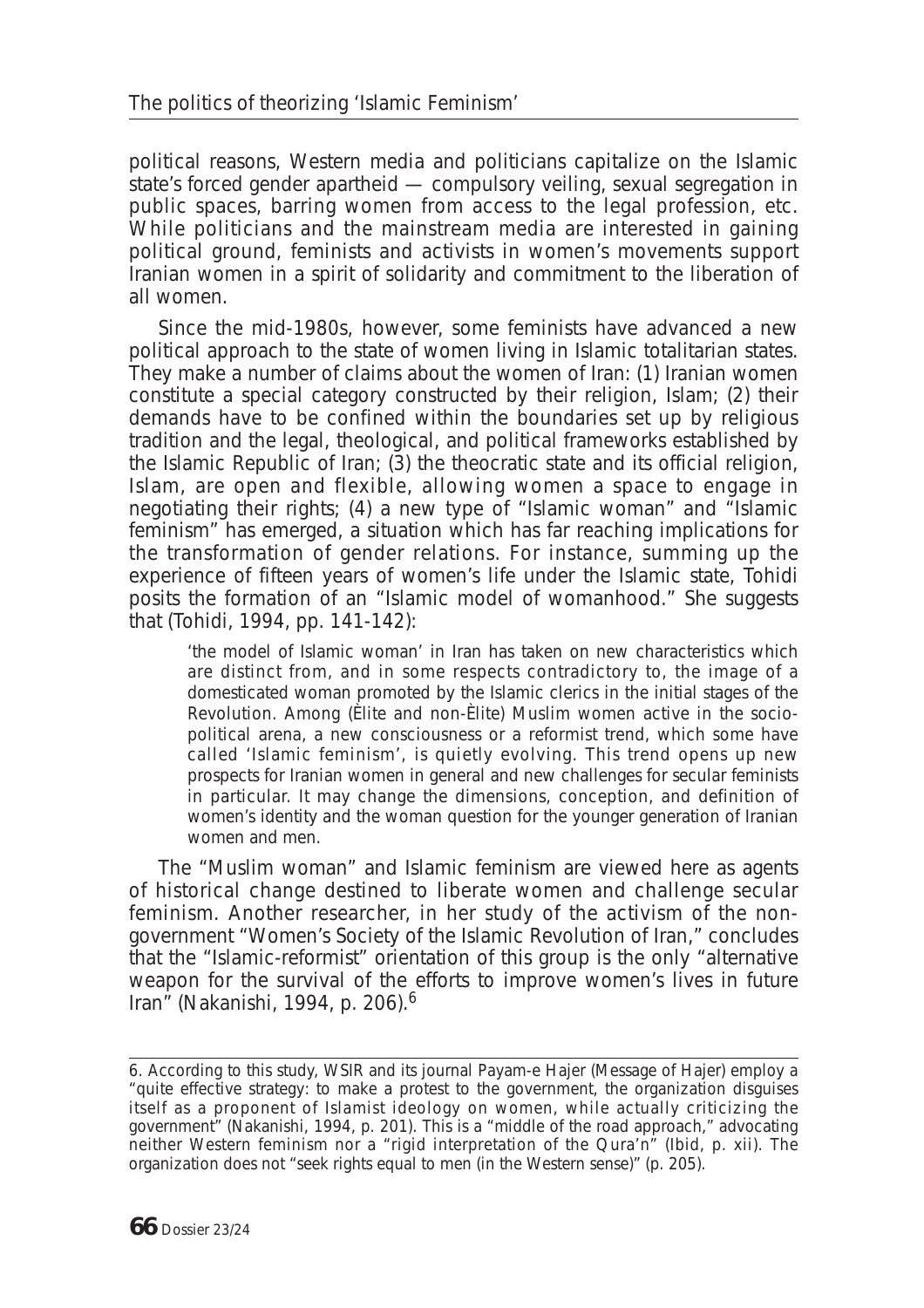political reasons, Western media and politicians capitalize on the Islamic state's forced gender apartheid — compulsory veiling, sexual segregation in public spaces, barring women from access to the legal profession, etc. While politicians and the mainstream media are interested in gaining political ground, feminists and activists in women's movements support Iranian women in a spirit of solidarity and commitment to the liberation of all women.

Since the mid-1980s, however, some feminists have advanced a new political approach to the state of women living in Islamic totalitarian states. They make a number of claims about the women of Iran: (1) Iranian women constitute a special category constructed by their religion, Islam; (2) their demands have to be confined within the boundaries set up by religious tradition and the legal, theological, and political frameworks established by the Islamic Republic of Iran; (3) the theocratic state and its official religion, Islam, are open and flexible, allowing women a space to engage in negotiating their rights; (4) a new type of "Islamic woman" and "Islamic feminism" has emerged, a situation which has far reaching implications for the transformation of gender relations. For instance, summing up the experience of fifteen years of women's life under the Islamic state, Tohidi posits the formation of an "Islamic model of womanhood." She suggests that (Tohidi, 1994, pp. 141-142):

> 'the model of Islamic woman' in Iran has taken on new characteristics which are distinct from, and in some respects contradictory to, the image of a domesticated woman promoted by the Islamic clerics in the initial stages of the Revolution. Among (Èlite and non-Èlite) Muslim women active in the socio-political arena, a new consciousness or a reformist trend, which some have called 'Islamic feminism', is quietly evolving. This trend opens up new prospects for Iranian women in general and new challenges for secular feminists in particular. It may change the dimensions, conception, and definition of women's identity and the woman question for the younger generation of Iranian women and men.

The "Muslim woman" and Islamic feminism are viewed here as agents of historical change destined to liberate women and challenge secular feminism. Another researcher, in her study of the activism of the non-government "Women's Society of the Islamic Revolution of Iran," concludes that the "Islamic-reformist" orientation of this group is the only "alternative weapon for the survival of the efforts to improve women's lives in future Iran" (Nakanishi, 1994, p. 206).[6]

6. According to this study, WSIR and its journal Payam-e Hajer (Message of Hajer) employ a "quite effective strategy: to make a protest to the government, the organization disguises itself as a proponent of Islamist ideology on women, while actually criticizing the government" (Nakanishi, 1994, p. 201). This is a "middle of the road approach," advocating neither Western feminism nor a "rigid interpretation of the Qura'n" (Ibid, p. xii). The organization does not "seek rights equal to men (in the Western sense)" (p. 205).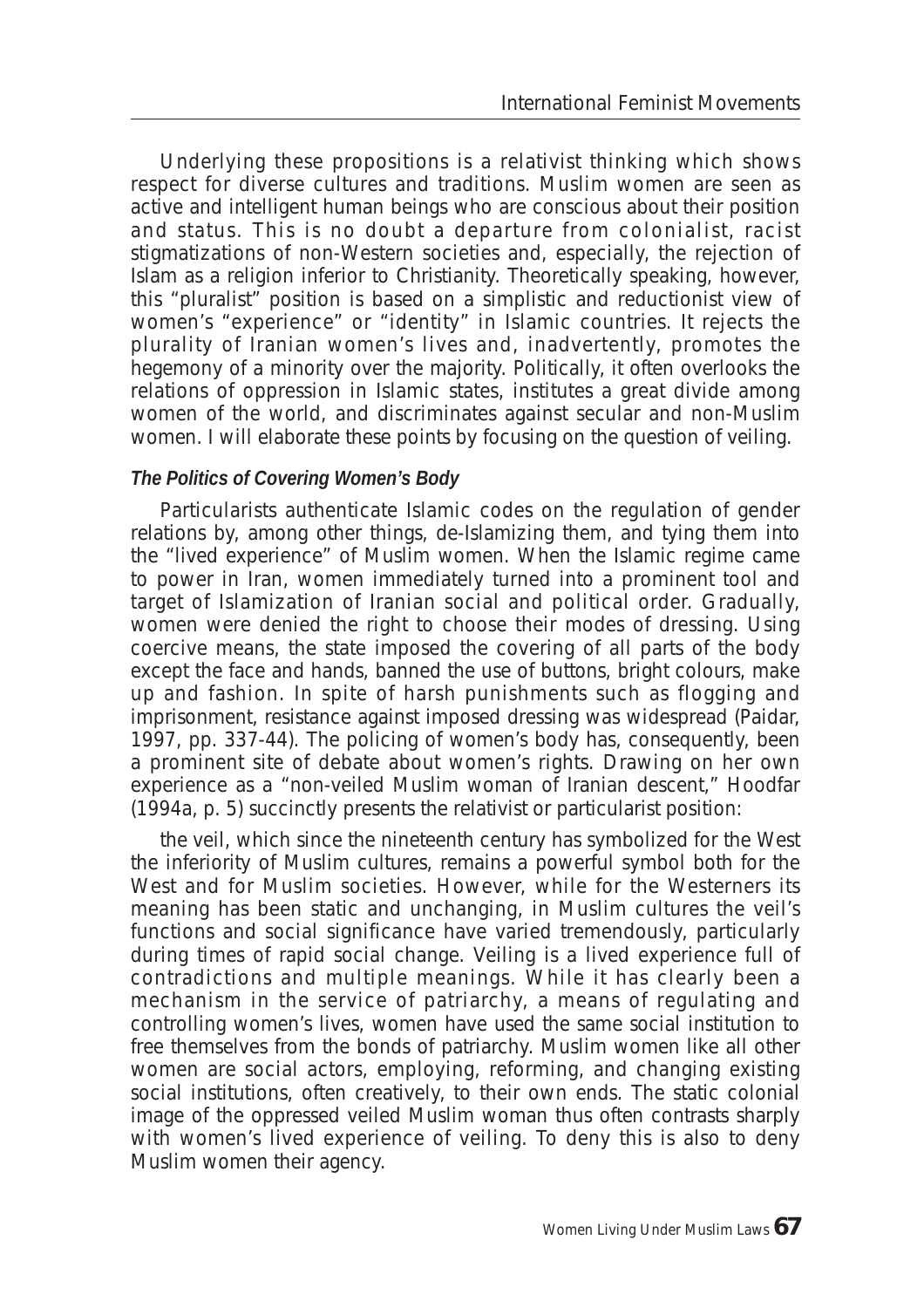Underlying these propositions is a relativist thinking which shows respect for diverse cultures and traditions. Muslim women are seen as active and intelligent human beings who are conscious about their position and status. This is no doubt a departure from colonialist, racist stigmatizations of non-Western societies and, especially, the rejection of Islam as a religion inferior to Christianity. Theoretically speaking, however, this "pluralist" position is based on a simplistic and reductionist view of women's "experience" or "identity" in Islamic countries. It rejects the plurality of Iranian women's lives and, inadvertently, promotes the hegemony of a minority over the majority. Politically, it often overlooks the relations of oppression in Islamic states, institutes a great divide among women of the world, and discriminates against secular and non-Muslim women. I will elaborate these points by focusing on the question of veiling.

#### *The Politics of Covering Women's Body*

Particularists authenticate Islamic codes on the regulation of gender relations by, among other things, de-Islamizing them, and tying them into the "lived experience" of Muslim women. When the Islamic regime came to power in Iran, women immediately turned into a prominent tool and target of Islamization of Iranian social and political order. Gradually, women were denied the right to choose their modes of dressing. Using coercive means, the state imposed the covering of all parts of the body except the face and hands, banned the use of buttons, bright colours, make up and fashion. In spite of harsh punishments such as flogging and imprisonment, resistance against imposed dressing was widespread (Paidar, 1997, pp. 337-44). The policing of women's body has, consequently, been a prominent site of debate about women's rights. Drawing on her own experience as a "non-veiled Muslim woman of Iranian descent," Hoodfar (1994a, p. 5) succinctly presents the relativist or particularist position:

> the veil, which since the nineteenth century has symbolized for the West the inferiority of Muslim cultures, remains a powerful symbol both for the West and for Muslim societies. However, while for the Westerners its meaning has been static and unchanging, in Muslim cultures the veil's functions and social significance have varied tremendously, particularly during times of rapid social change. Veiling is a lived experience full of contradictions and multiple meanings. While it has clearly been a mechanism in the service of patriarchy, a means of regulating and controlling women's lives, women have used the same social institution to free themselves from the bonds of patriarchy. Muslim women like all other women are social actors, employing, reforming, and changing existing social institutions, often creatively, to their own ends. The static colonial image of the oppressed veiled Muslim woman thus often contrasts sharply with women's lived experience of veiling. To deny this is also to deny Muslim women their agency.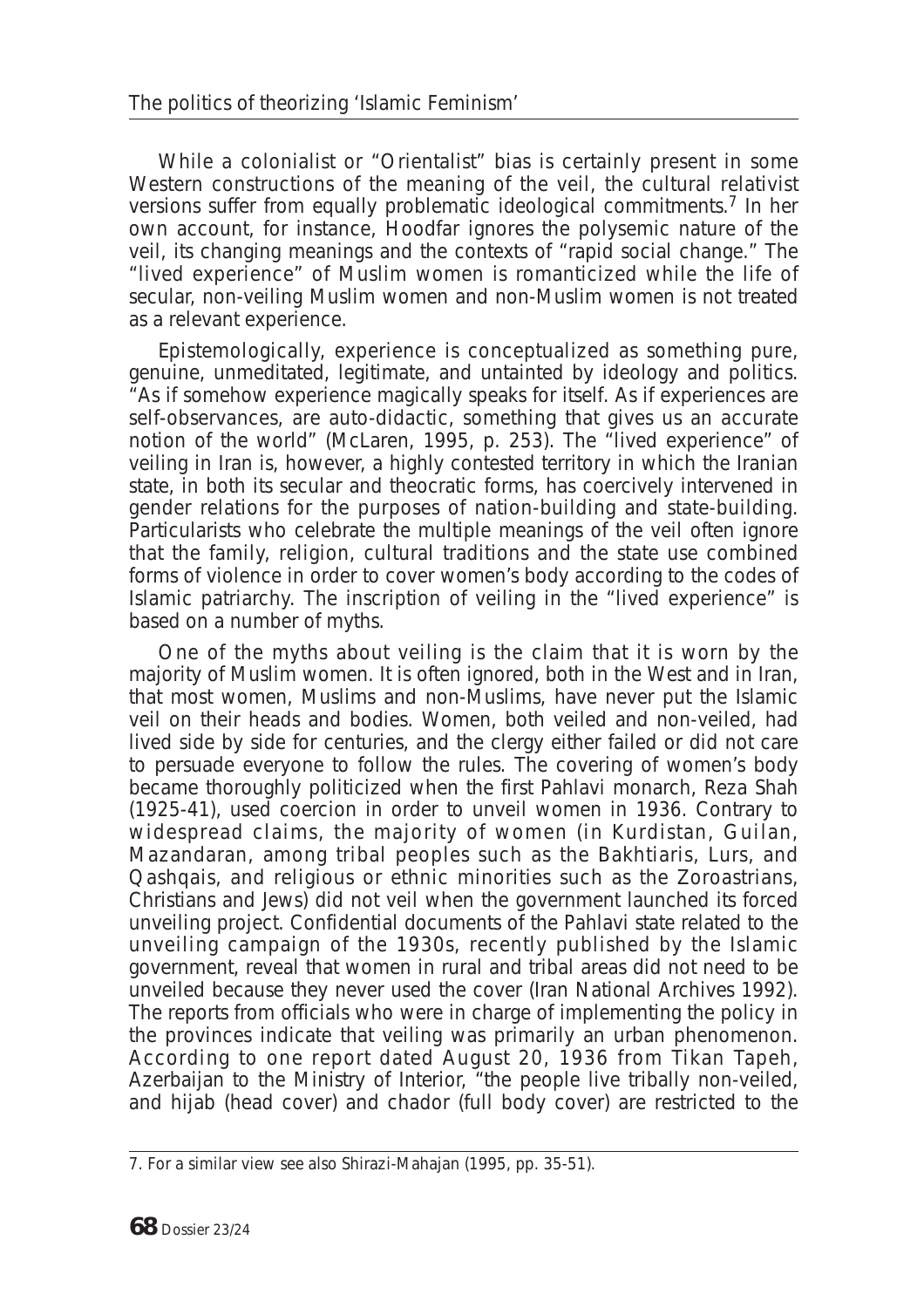While a colonialist or "Orientalist" bias is certainly present in some Western constructions of the meaning of the veil, the cultural relativist versions suffer from equally problematic ideological commitments.[7] In her own account, for instance, Hoodfar ignores the polysemic nature of the veil, its changing meanings and the contexts of "rapid social change." The "lived experience" of Muslim women is romanticized while the life of secular, non-veiling Muslim women and non-Muslim women is not treated as a relevant experience.

Epistemologically, experience is conceptualized as something pure, genuine, unmeditated, legitimate, and untainted by ideology and politics. "As if somehow experience magically speaks for itself. As if experiences are self-observances, are auto-didactic, something that gives us an accurate notion of the world" (McLaren, 1995, p. 253). The "lived experience" of veiling in Iran is, however, a highly contested territory in which the Iranian state, in both its secular and theocratic forms, has coercively intervened in gender relations for the purposes of nation-building and state-building. Particularists who celebrate the multiple meanings of the veil often ignore that the family, religion, cultural traditions and the state use combined forms of violence in order to cover women's body according to the codes of Islamic patriarchy. The inscription of veiling in the "lived experience" is based on a number of myths.

One of the myths about veiling is the claim that it is worn by the majority of Muslim women. It is often ignored, both in the West and in Iran, that most women, Muslims and non-Muslims, have never put the Islamic veil on their heads and bodies. Women, both veiled and non-veiled, had lived side by side for centuries, and the clergy either failed or did not care to persuade everyone to follow the rules. The covering of women's body became thoroughly politicized when the first Pahlavi monarch, Reza Shah (1925-41), used coercion in order to unveil women in 1936. Contrary to widespread claims, the majority of women (in Kurdistan, Guilan, Mazandaran, among tribal peoples such as the Bakhtiaris, Lurs, and Qashqais, and religious or ethnic minorities such as the Zoroastrians, Christians and Jews) did not veil when the government launched its forced unveiling project. Confidential documents of the Pahlavi state related to the unveiling campaign of the 1930s, recently published by the Islamic government, reveal that women in rural and tribal areas did not need to be unveiled because they never used the cover (Iran National Archives 1992). The reports from officials who were in charge of implementing the policy in the provinces indicate that veiling was primarily an urban phenomenon. According to one report dated August 20, 1936 from Tikan Tapeh, Azerbaijan to the Ministry of Interior, "the people live tribally non-veiled, and hijab (head cover) and chador (full body cover) are restricted to the

---

7. For a similar view see also Shirazi-Mahajan (1995, pp. 35-51).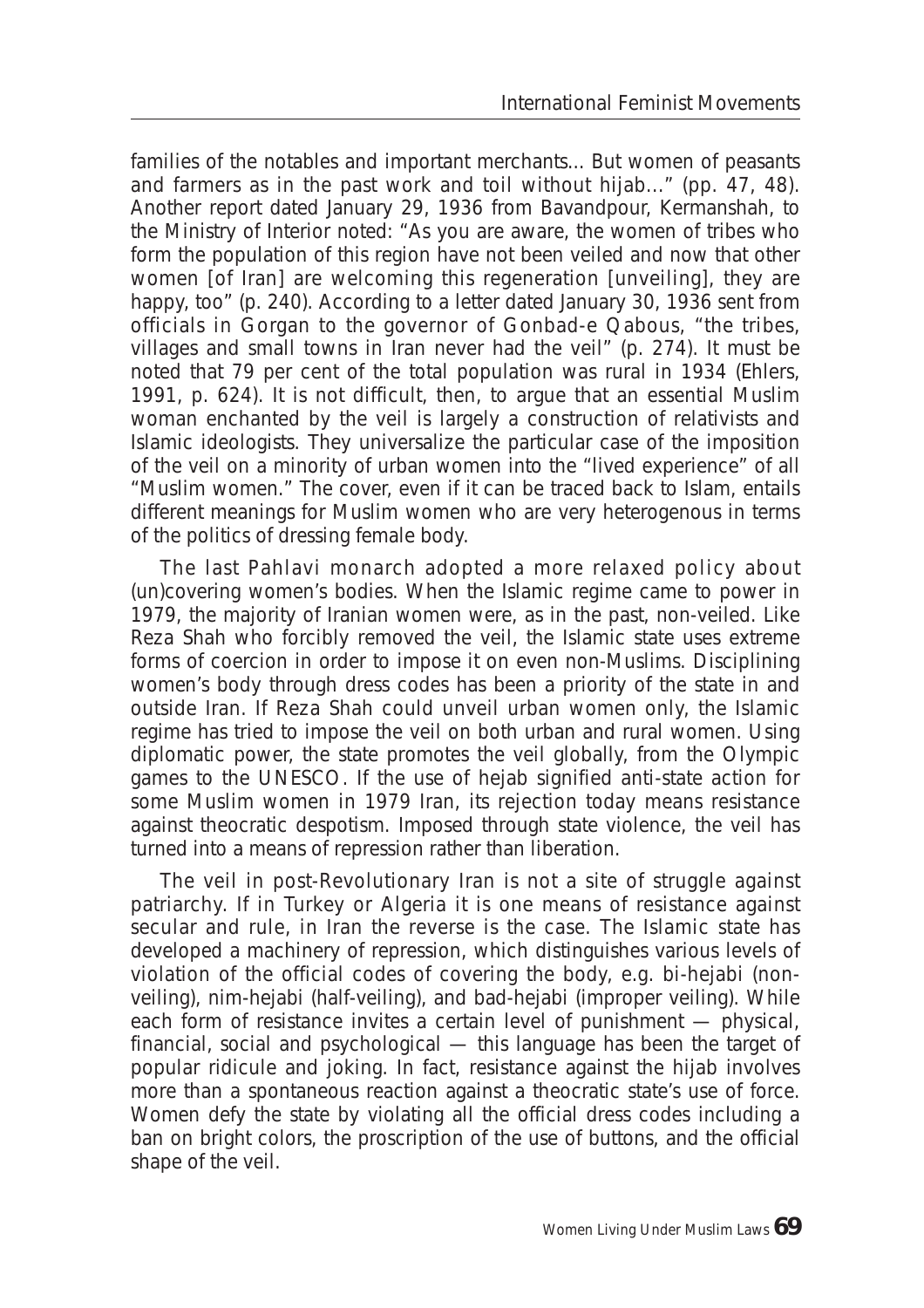families of the notables and important merchants... But women of peasants and farmers as in the past work and toil without hijab..." (pp. 47, 48). Another report dated January 29, 1936 from Bavandpour, Kermanshah, to the Ministry of Interior noted: "As you are aware, the women of tribes who form the population of this region have not been veiled and now that other women [of Iran] are welcoming this regeneration [unveiling], they are happy, too" (p. 240). According to a letter dated January 30, 1936 sent from officials in Gorgan to the governor of Gonbad-e Qabous, "the tribes, villages and small towns in Iran never had the veil" (p. 274). It must be noted that 79 per cent of the total population was rural in 1934 (Ehlers, 1991, p. 624). It is not difficult, then, to argue that an essential Muslim woman enchanted by the veil is largely a construction of relativists and Islamic ideologists. They universalize the particular case of the imposition of the veil on a minority of urban women into the "lived experience" of all "Muslim women." The cover, even if it can be traced back to Islam, entails different meanings for Muslim women who are very heterogenous in terms of the politics of dressing female body.

The last Pahlavi monarch adopted a more relaxed policy about (un)covering women's bodies. When the Islamic regime came to power in 1979, the majority of Iranian women were, as in the past, non-veiled. Like Reza Shah who forcibly removed the veil, the Islamic state uses extreme forms of coercion in order to impose it on even non-Muslims. Disciplining women's body through dress codes has been a priority of the state in and outside Iran. If Reza Shah could unveil urban women only, the Islamic regime has tried to impose the veil on both urban and rural women. Using diplomatic power, the state promotes the veil globally, from the Olympic games to the UNESCO. If the use of hejab signified anti-state action for some Muslim women in 1979 Iran, its rejection today means resistance against theocratic despotism. Imposed through state violence, the veil has turned into a means of repression rather than liberation.

The veil in post-Revolutionary Iran is not a site of struggle against patriarchy. If in Turkey or Algeria it is one means of resistance against secular and rule, in Iran the reverse is the case. The Islamic state has developed a machinery of repression, which distinguishes various levels of violation of the official codes of covering the body, e.g. bi-hejabi (non-veiling), nim-hejabi (half-veiling), and bad-hejabi (improper veiling). While each form of resistance invites a certain level of punishment — physical, financial, social and psychological — this language has been the target of popular ridicule and joking. In fact, resistance against the hijab involves more than a spontaneous reaction against a theocratic state's use of force. Women defy the state by violating all the official dress codes including a ban on bright colors, the proscription of the use of buttons, and the official shape of the veil.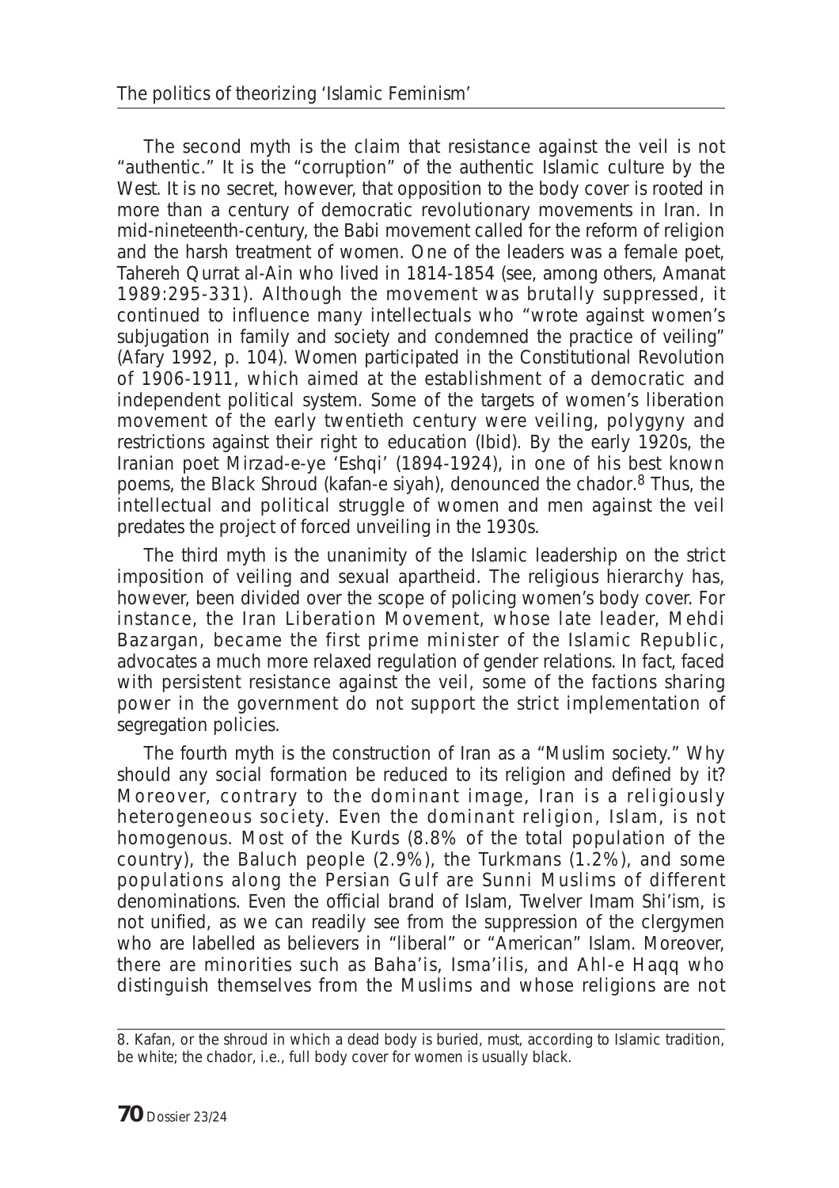The second myth is the claim that resistance against the veil is not "authentic." It is the "corruption" of the authentic Islamic culture by the West. It is no secret, however, that opposition to the body cover is rooted in more than a century of democratic revolutionary movements in Iran. In mid-nineteenth-century, the Babi movement called for the reform of religion and the harsh treatment of women. One of the leaders was a female poet, Tahereh Qurrat al-Ain who lived in 1814-1854 (see, among others, Amanat 1989:295-331). Although the movement was brutally suppressed, it continued to influence many intellectuals who "wrote against women's subjugation in family and society and condemned the practice of veiling" (Afary 1992, p. 104). Women participated in the Constitutional Revolution of 1906-1911, which aimed at the establishment of a democratic and independent political system. Some of the targets of women's liberation movement of the early twentieth century were veiling, polygyny and restrictions against their right to education (Ibid). By the early 1920s, the Iranian poet Mirzad-e-ye 'Eshqi' (1894-1924), in one of his best known poems, the Black Shroud (kafan-e siyah), denounced the chador.[8] Thus, the intellectual and political struggle of women and men against the veil predates the project of forced unveiling in the 1930s.

The third myth is the unanimity of the Islamic leadership on the strict imposition of veiling and sexual apartheid. The religious hierarchy has, however, been divided over the scope of policing women's body cover. For instance, the Iran Liberation Movement, whose late leader, Mehdi Bazargan, became the first prime minister of the Islamic Republic, advocates a much more relaxed regulation of gender relations. In fact, faced with persistent resistance against the veil, some of the factions sharing power in the government do not support the strict implementation of segregation policies.

The fourth myth is the construction of Iran as a "Muslim society." Why should any social formation be reduced to its religion and defined by it? Moreover, contrary to the dominant image, Iran is a religiously heterogeneous society. Even the dominant religion, Islam, is not homogenous. Most of the Kurds (8.8% of the total population of the country), the Baluch people (2.9%), the Turkmans (1.2%), and some populations along the Persian Gulf are Sunni Muslims of different denominations. Even the official brand of Islam, Twelver Imam Shi'ism, is not unified, as we can readily see from the suppression of the clergymen who are labelled as believers in "liberal" or "American" Islam. Moreover, there are minorities such as Baha'is, Isma'ilis, and Ahl-e Haqq who distinguish themselves from the Muslims and whose religions are not

---

8. Kafan, or the shroud in which a dead body is buried, must, according to Islamic tradition, be white; the chador, i.e., full body cover for women is usually black.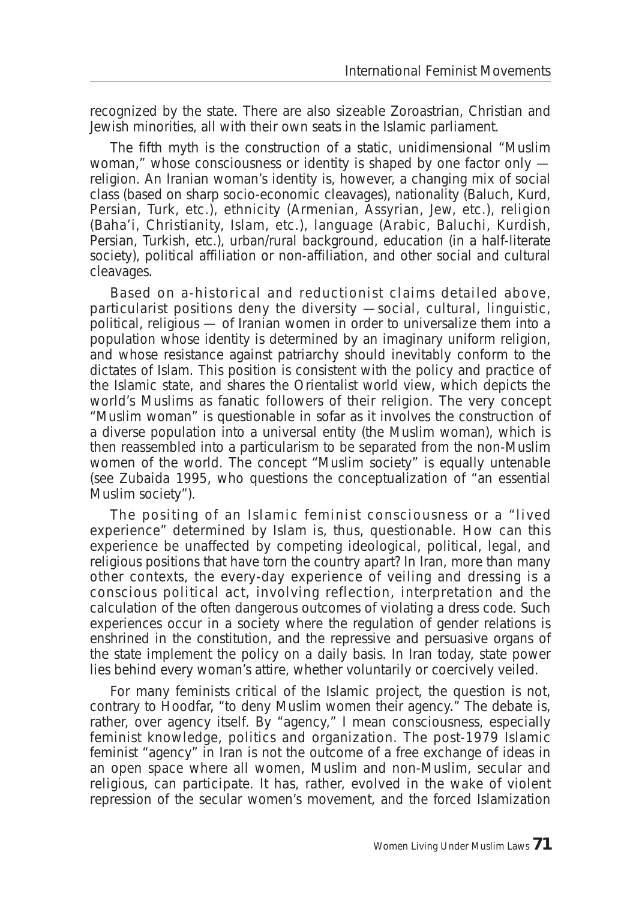recognized by the state. There are also sizeable Zoroastrian, Christian and Jewish minorities, all with their own seats in the Islamic parliament.

The fifth myth is the construction of a static, unidimensional "Muslim woman," whose consciousness or identity is shaped by one factor only — religion. An Iranian woman's identity is, however, a changing mix of social class (based on sharp socio-economic cleavages), nationality (Baluch, Kurd, Persian, Turk, etc.), ethnicity (Armenian, Assyrian, Jew, etc.), religion (Baha'i, Christianity, Islam, etc.), language (Arabic, Baluchi, Kurdish, Persian, Turkish, etc.), urban/rural background, education (in a half-literate society), political affiliation or non-affiliation, and other social and cultural cleavages.

Based on a-historical and reductionist claims detailed above, particularist positions deny the diversity —social, cultural, linguistic, political, religious — of Iranian women in order to universalize them into a population whose identity is determined by an imaginary uniform religion, and whose resistance against patriarchy should inevitably conform to the dictates of Islam. This position is consistent with the policy and practice of the Islamic state, and shares the Orientalist world view, which depicts the world's Muslims as fanatic followers of their religion. The very concept "Muslim woman" is questionable in sofar as it involves the construction of a diverse population into a universal entity (the Muslim woman), which is then reassembled into a particularism to be separated from the non-Muslim women of the world. The concept "Muslim society" is equally untenable (see Zubaida 1995, who questions the conceptualization of "an essential Muslim society").

The positing of an Islamic feminist consciousness or a "lived experience" determined by Islam is, thus, questionable. How can this experience be unaffected by competing ideological, political, legal, and religious positions that have torn the country apart? In Iran, more than many other contexts, the every-day experience of veiling and dressing is a conscious political act, involving reflection, interpretation and the calculation of the often dangerous outcomes of violating a dress code. Such experiences occur in a society where the regulation of gender relations is enshrined in the constitution, and the repressive and persuasive organs of the state implement the policy on a daily basis. In Iran today, state power lies behind every woman's attire, whether voluntarily or coercively veiled.

For many feminists critical of the Islamic project, the question is not, contrary to Hoodfar, "to deny Muslim women their agency." The debate is, rather, over agency itself. By "agency," I mean consciousness, especially feminist knowledge, politics and organization. The post-1979 Islamic feminist "agency" in Iran is not the outcome of a free exchange of ideas in an open space where all women, Muslim and non-Muslim, secular and religious, can participate. It has, rather, evolved in the wake of violent repression of the secular women's movement, and the forced Islamization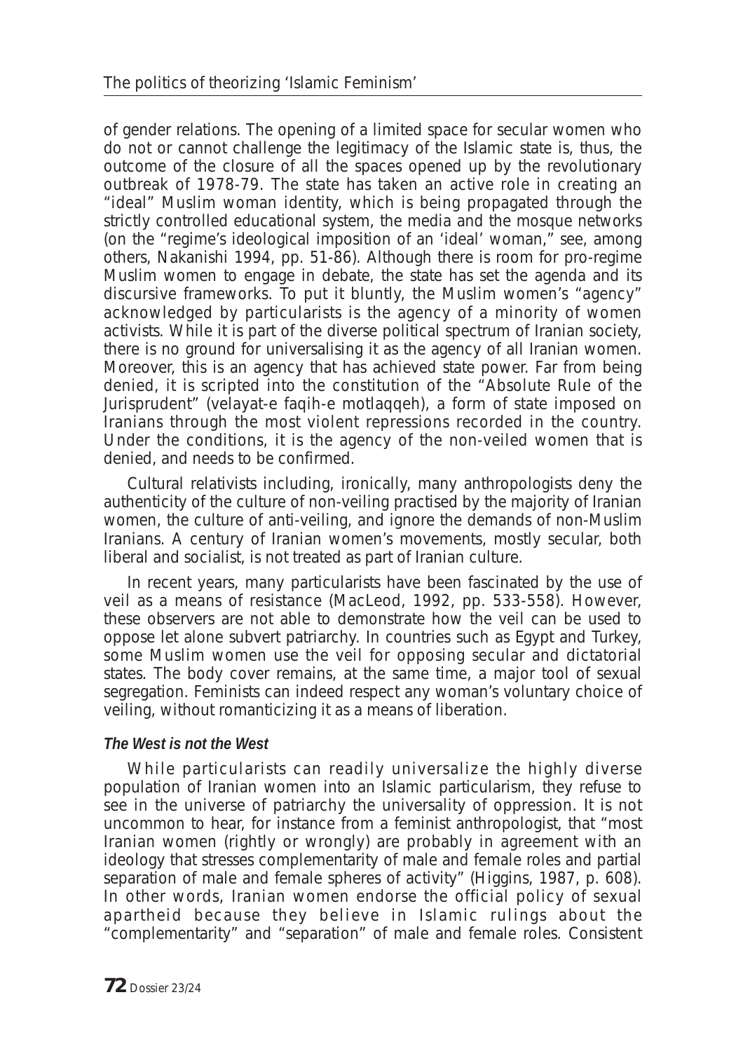of gender relations. The opening of a limited space for secular women who do not or cannot challenge the legitimacy of the Islamic state is, thus, the outcome of the closure of all the spaces opened up by the revolutionary outbreak of 1978-79. The state has taken an active role in creating an "ideal" Muslim woman identity, which is being propagated through the strictly controlled educational system, the media and the mosque networks (on the "regime's ideological imposition of an 'ideal' woman," see, among others, Nakanishi 1994, pp. 51-86). Although there is room for pro-regime Muslim women to engage in debate, the state has set the agenda and its discursive frameworks. To put it bluntly, the Muslim women's "agency" acknowledged by particularists is the agency of a minority of women activists. While it is part of the diverse political spectrum of Iranian society, there is no ground for universalising it as the agency of all Iranian women. Moreover, this is an agency that has achieved state power. Far from being denied, it is scripted into the constitution of the "Absolute Rule of the Jurisprudent" (velayat-e faqih-e motlaqqeh), a form of state imposed on Iranians through the most violent repressions recorded in the country. Under the conditions, it is the agency of the non-veiled women that is denied, and needs to be confirmed.

Cultural relativists including, ironically, many anthropologists deny the authenticity of the culture of non-veiling practised by the majority of Iranian women, the culture of anti-veiling, and ignore the demands of non-Muslim Iranians. A century of Iranian women's movements, mostly secular, both liberal and socialist, is not treated as part of Iranian culture.

In recent years, many particularists have been fascinated by the use of veil as a means of resistance (MacLeod, 1992, pp. 533-558). However, these observers are not able to demonstrate how the veil can be used to oppose let alone subvert patriarchy. In countries such as Egypt and Turkey, some Muslim women use the veil for opposing secular and dictatorial states. The body cover remains, at the same time, a major tool of sexual segregation. Feminists can indeed respect any woman's voluntary choice of veiling, without romanticizing it as a means of liberation.

### *The West is not the West*

While particularists can readily universalize the highly diverse population of Iranian women into an Islamic particularism, they refuse to see in the universe of patriarchy the universality of oppression. It is not uncommon to hear, for instance from a feminist anthropologist, that "most Iranian women (rightly or wrongly) are probably in agreement with an ideology that stresses complementarity of male and female roles and partial separation of male and female spheres of activity" (Higgins, 1987, p. 608). In other words, Iranian women endorse the official policy of sexual apartheid because they believe in Islamic rulings about the "complementarity" and "separation" of male and female roles. Consistent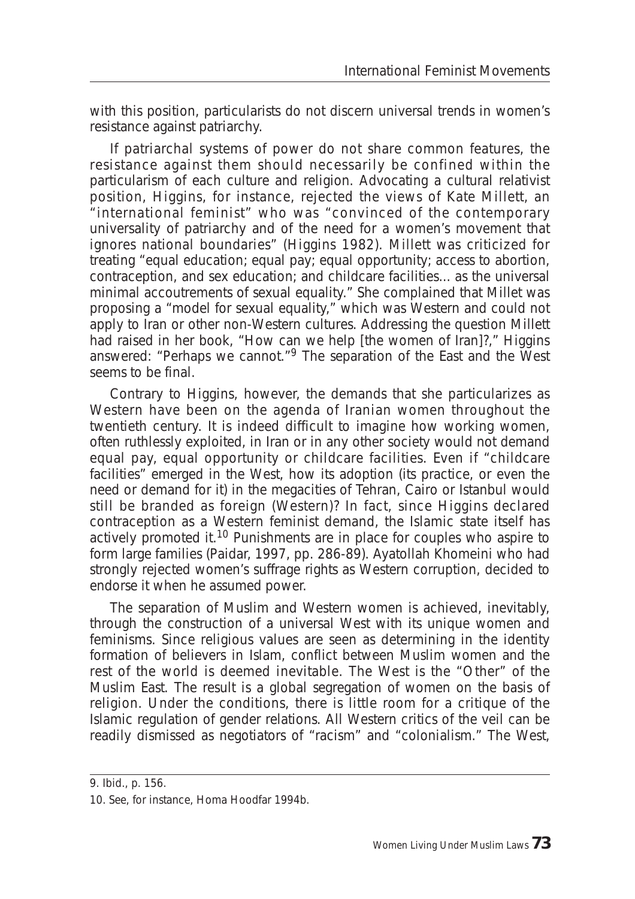with this position, particularists do not discern universal trends in women's resistance against patriarchy.

If patriarchal systems of power do not share common features, the resistance against them should necessarily be confined within the particularism of each culture and religion. Advocating a cultural relativist position, Higgins, for instance, rejected the views of Kate Millett, an "international feminist" who was "convinced of the contemporary universality of patriarchy and of the need for a women's movement that ignores national boundaries" (Higgins 1982). Millett was criticized for treating "equal education; equal pay; equal opportunity; access to abortion, contraception, and sex education; and childcare facilities... as the universal minimal accoutrements of sexual equality." She complained that Millet was proposing a "model for sexual equality," which was Western and could not apply to Iran or other non-Western cultures. Addressing the question Millett had raised in her book, "How can we help [the women of Iran]?," Higgins answered: "Perhaps we cannot."[9] The separation of the East and the West seems to be final.

Contrary to Higgins, however, the demands that she particularizes as Western have been on the agenda of Iranian women throughout the twentieth century. It is indeed difficult to imagine how working women, often ruthlessly exploited, in Iran or in any other society would not demand equal pay, equal opportunity or childcare facilities. Even if "childcare facilities" emerged in the West, how its adoption (its practice, or even the need or demand for it) in the megacities of Tehran, Cairo or Istanbul would still be branded as foreign (Western)? In fact, since Higgins declared contraception as a Western feminist demand, the Islamic state itself has actively promoted it.[10] Punishments are in place for couples who aspire to form large families (Paidar, 1997, pp. 286-89). Ayatollah Khomeini who had strongly rejected women's suffrage rights as Western corruption, decided to endorse it when he assumed power.

The separation of Muslim and Western women is achieved, inevitably, through the construction of a universal West with its unique women and feminisms. Since religious values are seen as determining in the identity formation of believers in Islam, conflict between Muslim women and the rest of the world is deemed inevitable. The West is the "Other" of the Muslim East. The result is a global segregation of women on the basis of religion. Under the conditions, there is little room for a critique of the Islamic regulation of gender relations. All Western critics of the veil can be readily dismissed as negotiators of "racism" and "colonialism." The West,

---

9. Ibid., p. 156.

10. See, for instance, Homa Hoodfar 1994b.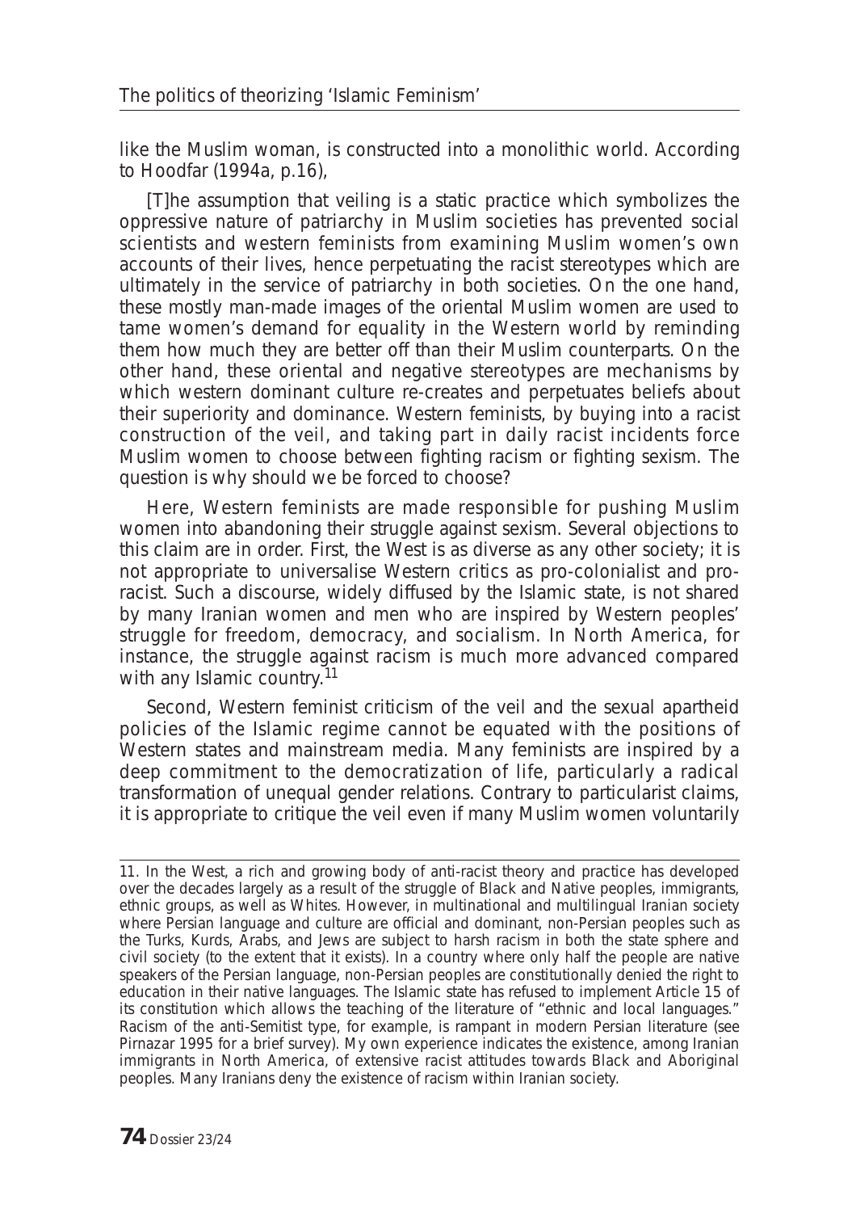like the Muslim woman, is constructed into a monolithic world. According to Hoodfar (1994a, p.16),

> [T]he assumption that veiling is a static practice which symbolizes the oppressive nature of patriarchy in Muslim societies has prevented social scientists and western feminists from examining Muslim women's own accounts of their lives, hence perpetuating the racist stereotypes which are ultimately in the service of patriarchy in both societies. On the one hand, these mostly man-made images of the oriental Muslim women are used to tame women's demand for equality in the Western world by reminding them how much they are better off than their Muslim counterparts. On the other hand, these oriental and negative stereotypes are mechanisms by which western dominant culture re-creates and perpetuates beliefs about their superiority and dominance. Western feminists, by buying into a racist construction of the veil, and taking part in daily racist incidents force Muslim women to choose between fighting racism or fighting sexism. The question is why should we be forced to choose?

Here, Western feminists are made responsible for pushing Muslim women into abandoning their struggle against sexism. Several objections to this claim are in order. First, the West is as diverse as any other society; it is not appropriate to universalise Western critics as pro-colonialist and pro-racist. Such a discourse, widely diffused by the Islamic state, is not shared by many Iranian women and men who are inspired by Western peoples' struggle for freedom, democracy, and socialism. In North America, for instance, the struggle against racism is much more advanced compared with any Islamic country.[11]

Second, Western feminist criticism of the veil and the sexual apartheid policies of the Islamic regime cannot be equated with the positions of Western states and mainstream media. Many feminists are inspired by a deep commitment to the democratization of life, particularly a radical transformation of unequal gender relations. Contrary to particularist claims, it is appropriate to critique the veil even if many Muslim women voluntarily

---

11. In the West, a rich and growing body of anti-racist theory and practice has developed over the decades largely as a result of the struggle of Black and Native peoples, immigrants, ethnic groups, as well as Whites. However, in multinational and multilingual Iranian society where Persian language and culture are official and dominant, non-Persian peoples such as the Turks, Kurds, Arabs, and Jews are subject to harsh racism in both the state sphere and civil society (to the extent that it exists). In a country where only half the people are native speakers of the Persian language, non-Persian peoples are constitutionally denied the right to education in their native languages. The Islamic state has refused to implement Article 15 of its constitution which allows the teaching of the literature of "ethnic and local languages." Racism of the anti-Semitist type, for example, is rampant in modern Persian literature (see Pirnazar 1995 for a brief survey). My own experience indicates the existence, among Iranian immigrants in North America, of extensive racist attitudes towards Black and Aboriginal peoples. Many Iranians deny the existence of racism within Iranian society.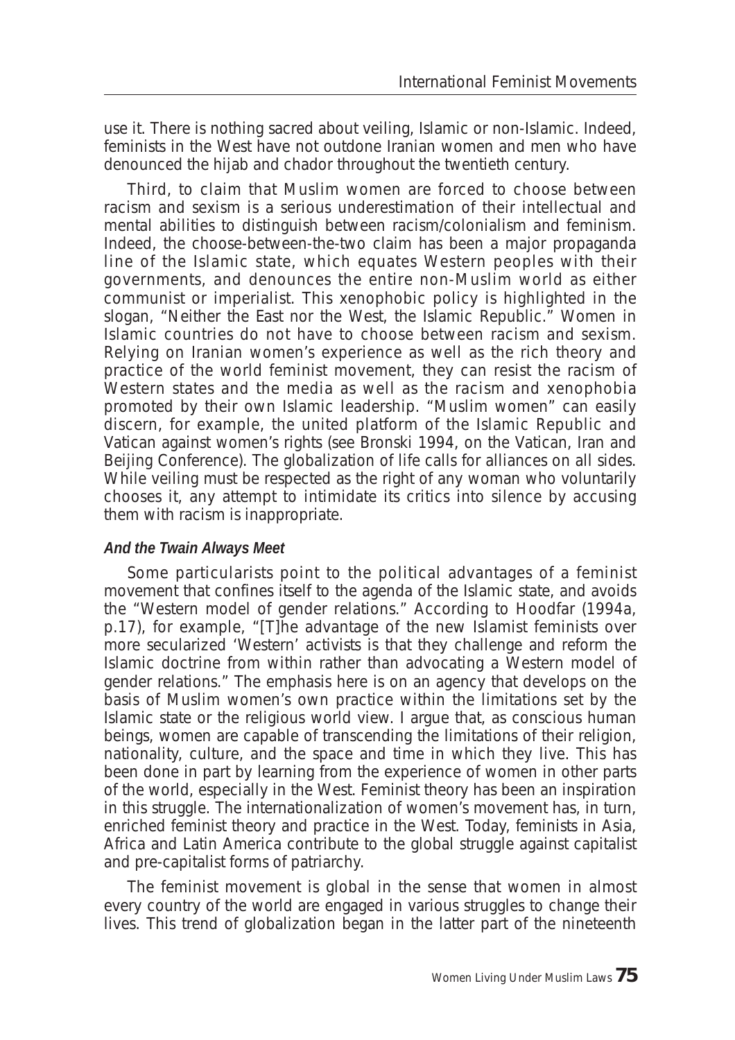use it. There is nothing sacred about veiling, Islamic or non-Islamic. Indeed, feminists in the West have not outdone Iranian women and men who have denounced the hijab and chador throughout the twentieth century.

Third, to claim that Muslim women are forced to choose between racism and sexism is a serious underestimation of their intellectual and mental abilities to distinguish between racism/colonialism and feminism. Indeed, the choose-between-the-two claim has been a major propaganda line of the Islamic state, which equates Western peoples with their governments, and denounces the entire non-Muslim world as either communist or imperialist. This xenophobic policy is highlighted in the slogan, "Neither the East nor the West, the Islamic Republic." Women in Islamic countries do not have to choose between racism and sexism. Relying on Iranian women's experience as well as the rich theory and practice of the world feminist movement, they can resist the racism of Western states and the media as well as the racism and xenophobia promoted by their own Islamic leadership. "Muslim women" can easily discern, for example, the united platform of the Islamic Republic and Vatican against women's rights (see Bronski 1994, on the Vatican, Iran and Beijing Conference). The globalization of life calls for alliances on all sides. While veiling must be respected as the right of any woman who voluntarily chooses it, any attempt to intimidate its critics into silence by accusing them with racism is inappropriate.

#### *And the Twain Always Meet*

Some particularists point to the political advantages of a feminist movement that confines itself to the agenda of the Islamic state, and avoids the "Western model of gender relations." According to Hoodfar (1994a, p.17), for example, "[T]he advantage of the new Islamist feminists over more secularized 'Western' activists is that they challenge and reform the Islamic doctrine from within rather than advocating a Western model of gender relations." The emphasis here is on an agency that develops on the basis of Muslim women's own practice within the limitations set by the Islamic state or the religious world view. I argue that, as conscious human beings, women are capable of transcending the limitations of their religion, nationality, culture, and the space and time in which they live. This has been done in part by learning from the experience of women in other parts of the world, especially in the West. Feminist theory has been an inspiration in this struggle. The internationalization of women's movement has, in turn, enriched feminist theory and practice in the West. Today, feminists in Asia, Africa and Latin America contribute to the global struggle against capitalist and pre-capitalist forms of patriarchy.

The feminist movement is global in the sense that women in almost every country of the world are engaged in various struggles to change their lives. This trend of globalization began in the latter part of the nineteenth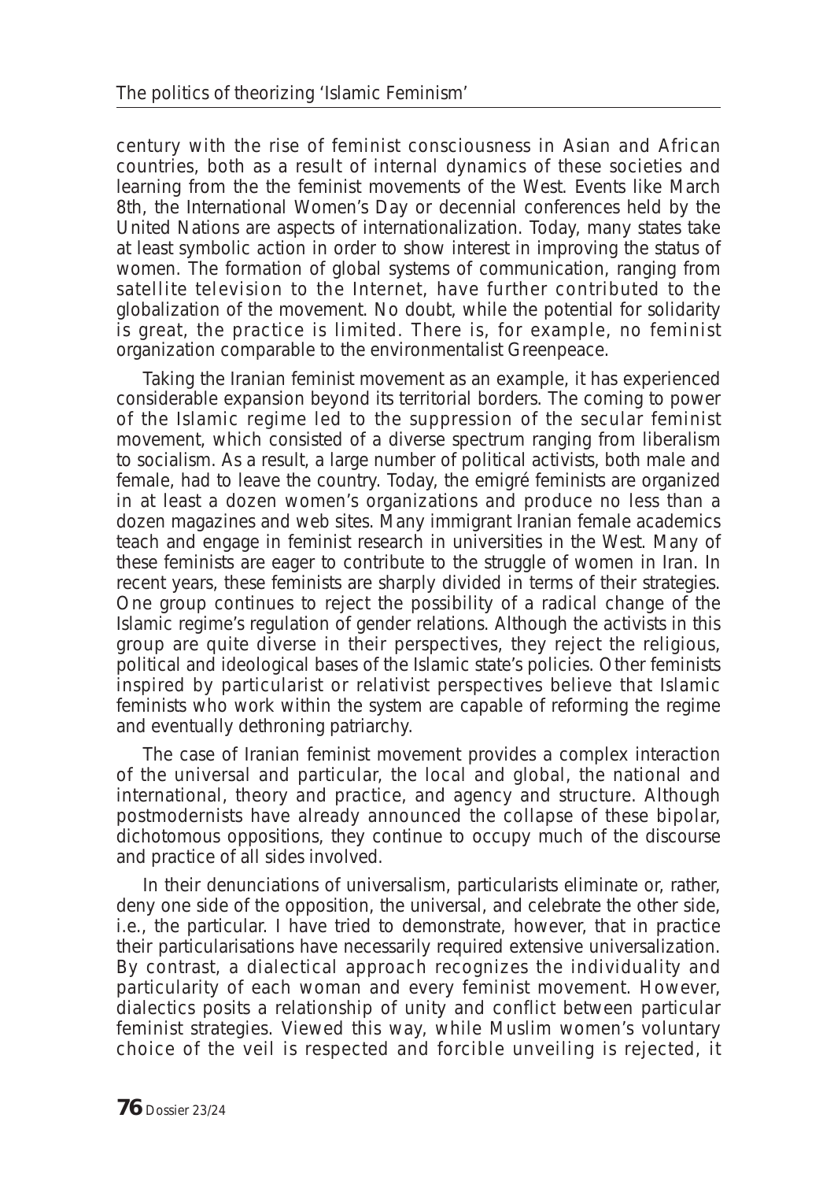century with the rise of feminist consciousness in Asian and African countries, both as a result of internal dynamics of these societies and learning from the the feminist movements of the West. Events like March 8th, the International Women's Day or decennial conferences held by the United Nations are aspects of internationalization. Today, many states take at least symbolic action in order to show interest in improving the status of women. The formation of global systems of communication, ranging from satellite television to the Internet, have further contributed to the globalization of the movement. No doubt, while the potential for solidarity is great, the practice is limited. There is, for example, no feminist organization comparable to the environmentalist Greenpeace.

Taking the Iranian feminist movement as an example, it has experienced considerable expansion beyond its territorial borders. The coming to power of the Islamic regime led to the suppression of the secular feminist movement, which consisted of a diverse spectrum ranging from liberalism to socialism. As a result, a large number of political activists, both male and female, had to leave the country. Today, the emigré feminists are organized in at least a dozen women's organizations and produce no less than a dozen magazines and web sites. Many immigrant Iranian female academics teach and engage in feminist research in universities in the West. Many of these feminists are eager to contribute to the struggle of women in Iran. In recent years, these feminists are sharply divided in terms of their strategies. One group continues to reject the possibility of a radical change of the Islamic regime's regulation of gender relations. Although the activists in this group are quite diverse in their perspectives, they reject the religious, political and ideological bases of the Islamic state's policies. Other feminists inspired by particularist or relativist perspectives believe that Islamic feminists who work within the system are capable of reforming the regime and eventually dethroning patriarchy.

The case of Iranian feminist movement provides a complex interaction of the universal and particular, the local and global, the national and international, theory and practice, and agency and structure. Although postmodernists have already announced the collapse of these bipolar, dichotomous oppositions, they continue to occupy much of the discourse and practice of all sides involved.

In their denunciations of universalism, particularists eliminate or, rather, deny one side of the opposition, the universal, and celebrate the other side, i.e., the particular. I have tried to demonstrate, however, that in practice their particularisations have necessarily required extensive universalization. By contrast, a dialectical approach recognizes the individuality and particularity of each woman and every feminist movement. However, dialectics posits a relationship of unity and conflict between particular feminist strategies. Viewed this way, while Muslim women's voluntary choice of the veil is respected and forcible unveiling is rejected, it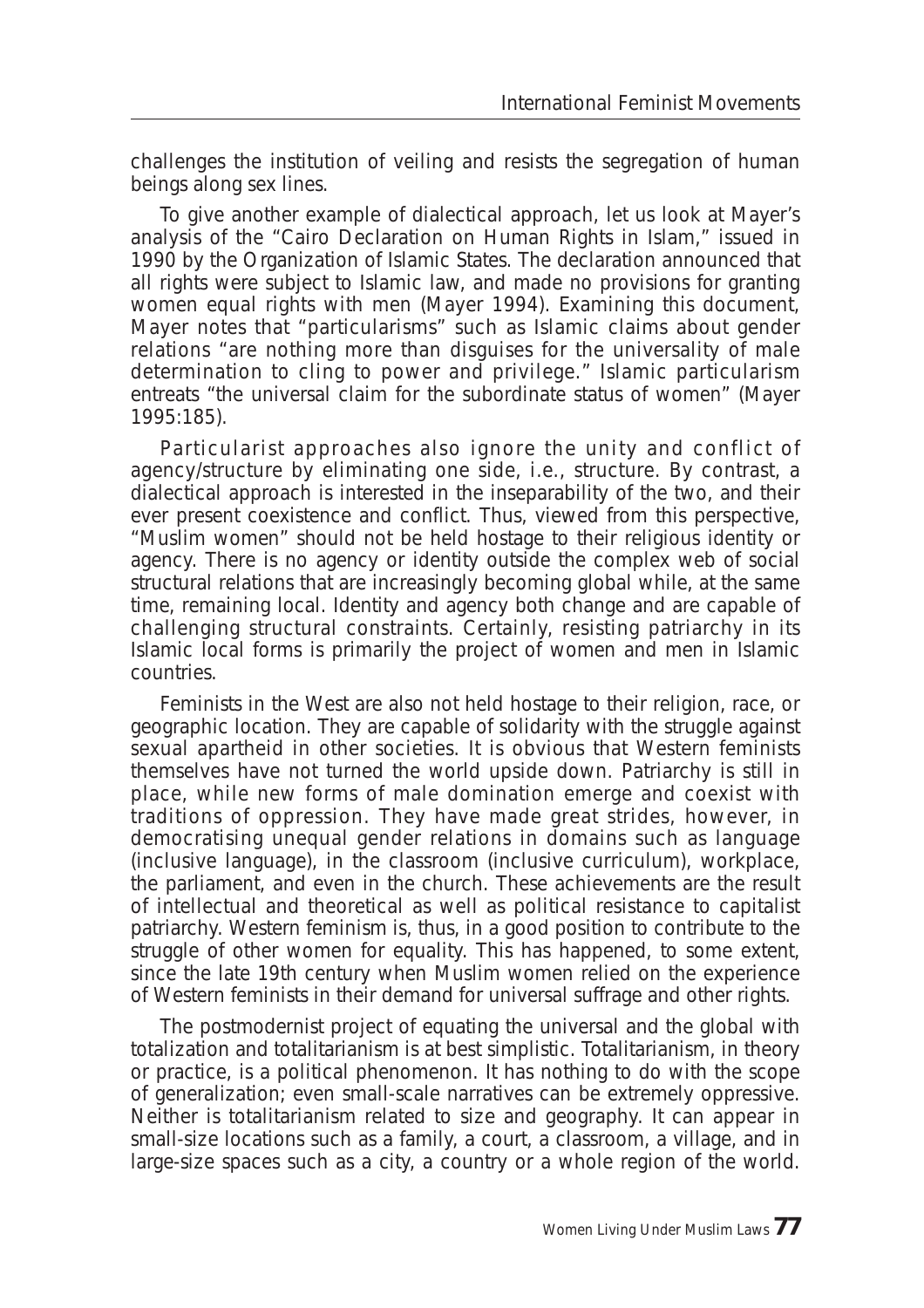challenges the institution of veiling and resists the segregation of human beings along sex lines.

To give another example of dialectical approach, let us look at Mayer's analysis of the "Cairo Declaration on Human Rights in Islam," issued in 1990 by the Organization of Islamic States. The declaration announced that all rights were subject to Islamic law, and made no provisions for granting women equal rights with men (Mayer 1994). Examining this document, Mayer notes that "particularisms" such as Islamic claims about gender relations "are nothing more than disguises for the universality of male determination to cling to power and privilege." Islamic particularism entreats "the universal claim for the subordinate status of women" (Mayer 1995:185).

Particularist approaches also ignore the unity and conflict of agency/structure by eliminating one side, i.e., structure. By contrast, a dialectical approach is interested in the inseparability of the two, and their ever present coexistence and conflict. Thus, viewed from this perspective, "Muslim women" should not be held hostage to their religious identity or agency. There is no agency or identity outside the complex web of social structural relations that are increasingly becoming global while, at the same time, remaining local. Identity and agency both change and are capable of challenging structural constraints. Certainly, resisting patriarchy in its Islamic local forms is primarily the project of women and men in Islamic countries.

Feminists in the West are also not held hostage to their religion, race, or geographic location. They are capable of solidarity with the struggle against sexual apartheid in other societies. It is obvious that Western feminists themselves have not turned the world upside down. Patriarchy is still in place, while new forms of male domination emerge and coexist with traditions of oppression. They have made great strides, however, in democratising unequal gender relations in domains such as language (inclusive language), in the classroom (inclusive curriculum), workplace, the parliament, and even in the church. These achievements are the result of intellectual and theoretical as well as political resistance to capitalist patriarchy. Western feminism is, thus, in a good position to contribute to the struggle of other women for equality. This has happened, to some extent, since the late 19th century when Muslim women relied on the experience of Western feminists in their demand for universal suffrage and other rights.

The postmodernist project of equating the universal and the global with totalization and totalitarianism is at best simplistic. Totalitarianism, in theory or practice, is a political phenomenon. It has nothing to do with the scope of generalization; even small-scale narratives can be extremely oppressive. Neither is totalitarianism related to size and geography. It can appear in small-size locations such as a family, a court, a classroom, a village, and in large-size spaces such as a city, a country or a whole region of the world.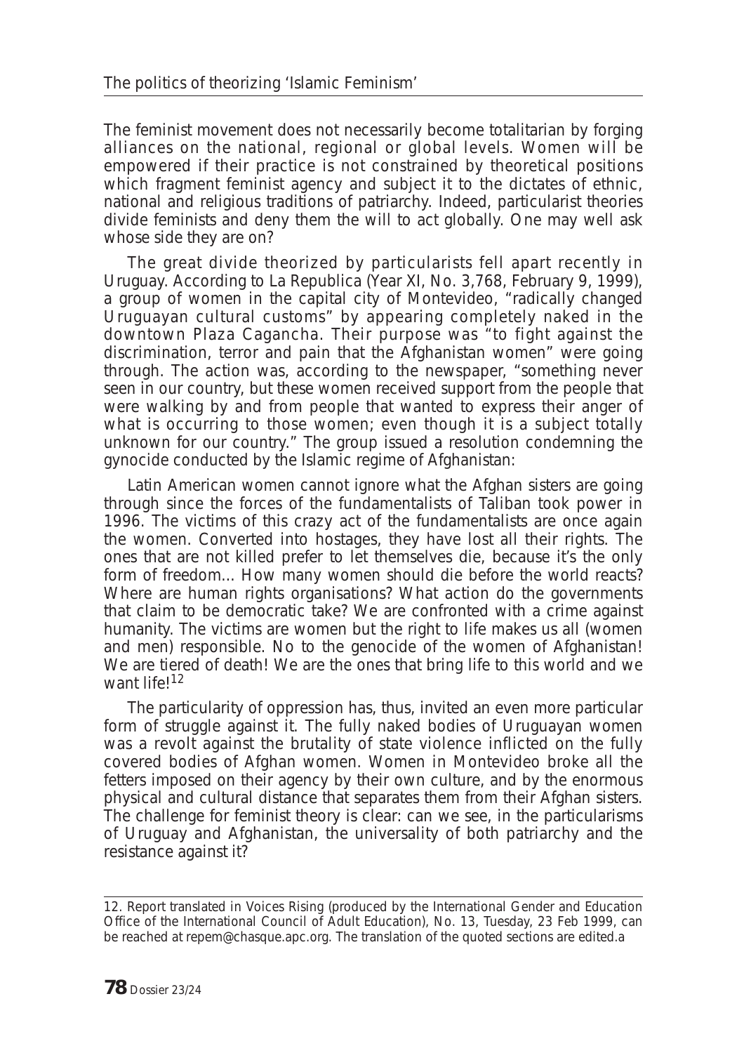The feminist movement does not necessarily become totalitarian by forging alliances on the national, regional or global levels. Women will be empowered if their practice is not constrained by theoretical positions which fragment feminist agency and subject it to the dictates of ethnic, national and religious traditions of patriarchy. Indeed, particularist theories divide feminists and deny them the will to act globally. One may well ask whose side they are on?

The great divide theorized by particularists fell apart recently in Uruguay. According to La Republica (Year XI, No. 3,768, February 9, 1999), a group of women in the capital city of Montevideo, "radically changed Uruguayan cultural customs" by appearing completely naked in the downtown Plaza Cagancha. Their purpose was "to fight against the discrimination, terror and pain that the Afghanistan women" were going through. The action was, according to the newspaper, "something never seen in our country, but these women received support from the people that were walking by and from people that wanted to express their anger of what is occurring to those women; even though it is a subject totally unknown for our country." The group issued a resolution condemning the gynocide conducted by the Islamic regime of Afghanistan:

> Latin American women cannot ignore what the Afghan sisters are going through since the forces of the fundamentalists of Taliban took power in 1996. The victims of this crazy act of the fundamentalists are once again the women. Converted into hostages, they have lost all their rights. The ones that are not killed prefer to let themselves die, because it's the only form of freedom... How many women should die before the world reacts? Where are human rights organisations? What action do the governments that claim to be democratic take? We are confronted with a crime against humanity. The victims are women but the right to life makes us all (women and men) responsible. No to the genocide of the women of Afghanistan! We are tiered of death! We are the ones that bring life to this world and we want life![12]

The particularity of oppression has, thus, invited an even more particular form of struggle against it. The fully naked bodies of Uruguayan women was a revolt against the brutality of state violence inflicted on the fully covered bodies of Afghan women. Women in Montevideo broke all the fetters imposed on their agency by their own culture, and by the enormous physical and cultural distance that separates them from their Afghan sisters. The challenge for feminist theory is clear: can we see, in the particularisms of Uruguay and Afghanistan, the universality of both patriarchy and the resistance against it?

---

12. Report translated in Voices Rising (produced by the International Gender and Education Office of the International Council of Adult Education), No. 13, Tuesday, 23 Feb 1999, can be reached at repem@chasque.apc.org. The translation of the quoted sections are edited.a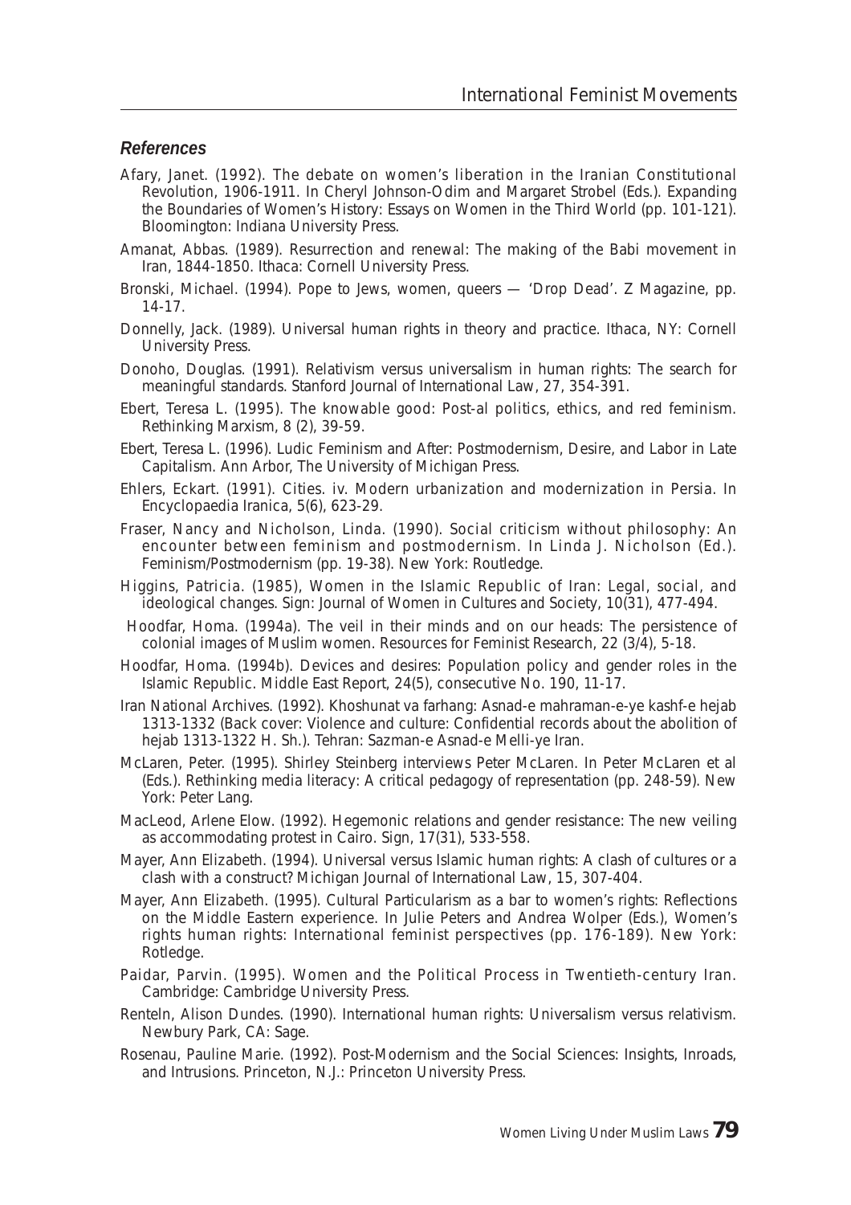### *References*

Afary, Janet. (1992). The debate on women's liberation in the Iranian Constitutional Revolution, 1906-1911. In Cheryl Johnson-Odim and Margaret Strobel (Eds.). Expanding the Boundaries of Women's History: Essays on Women in the Third World (pp. 101-121). Bloomington: Indiana University Press.

Amanat, Abbas. (1989). Resurrection and renewal: The making of the Babi movement in Iran, 1844-1850. Ithaca: Cornell University Press.

Bronski, Michael. (1994). Pope to Jews, women, queers — 'Drop Dead'. Z Magazine, pp. 14-17.

Donnelly, Jack. (1989). Universal human rights in theory and practice. Ithaca, NY: Cornell University Press.

Donoho, Douglas. (1991). Relativism versus universalism in human rights: The search for meaningful standards. Stanford Journal of International Law, 27, 354-391.

Ebert, Teresa L. (1995). The knowable good: Post-al politics, ethics, and red feminism. Rethinking Marxism, 8 (2), 39-59.

Ebert, Teresa L. (1996). Ludic Feminism and After: Postmodernism, Desire, and Labor in Late Capitalism. Ann Arbor, The University of Michigan Press.

Ehlers, Eckart. (1991). Cities. iv. Modern urbanization and modernization in Persia. In Encyclopaedia Iranica, 5(6), 623-29.

Fraser, Nancy and Nicholson, Linda. (1990). Social criticism without philosophy: An encounter between feminism and postmodernism. In Linda J. Nicholson (Ed.). Feminism/Postmodernism (pp. 19-38). New York: Routledge.

Higgins, Patricia. (1985), Women in the Islamic Republic of Iran: Legal, social, and ideological changes. Sign: Journal of Women in Cultures and Society, 10(31), 477-494.

Hoodfar, Homa. (1994a). The veil in their minds and on our heads: The persistence of colonial images of Muslim women. Resources for Feminist Research, 22 (3/4), 5-18.

Hoodfar, Homa. (1994b). Devices and desires: Population policy and gender roles in the Islamic Republic. Middle East Report, 24(5), consecutive No. 190, 11-17.

Iran National Archives. (1992). Khoshunat va farhang: Asnad-e mahraman-e-ye kashf-e hejab 1313-1332 (Back cover: Violence and culture: Confidential records about the abolition of hejab 1313-1322 H. Sh.). Tehran: Sazman-e Asnad-e Melli-ye Iran.

McLaren, Peter. (1995). Shirley Steinberg interviews Peter McLaren. In Peter McLaren et al (Eds.). Rethinking media literacy: A critical pedagogy of representation (pp. 248-59). New York: Peter Lang.

MacLeod, Arlene Elow. (1992). Hegemonic relations and gender resistance: The new veiling as accommodating protest in Cairo. Sign, 17(31), 533-558.

Mayer, Ann Elizabeth. (1994). Universal versus Islamic human rights: A clash of cultures or a clash with a construct? Michigan Journal of International Law, 15, 307-404.

Mayer, Ann Elizabeth. (1995). Cultural Particularism as a bar to women's rights: Reflections on the Middle Eastern experience. In Julie Peters and Andrea Wolper (Eds.), Women's rights human rights: International feminist perspectives (pp. 176-189). New York: Rotledge.

Paidar, Parvin. (1995). Women and the Political Process in Twentieth-century Iran. Cambridge: Cambridge University Press.

Renteln, Alison Dundes. (1990). International human rights: Universalism versus relativism. Newbury Park, CA: Sage.

Rosenau, Pauline Marie. (1992). Post-Modernism and the Social Sciences: Insights, Inroads, and Intrusions. Princeton, N.J.: Princeton University Press.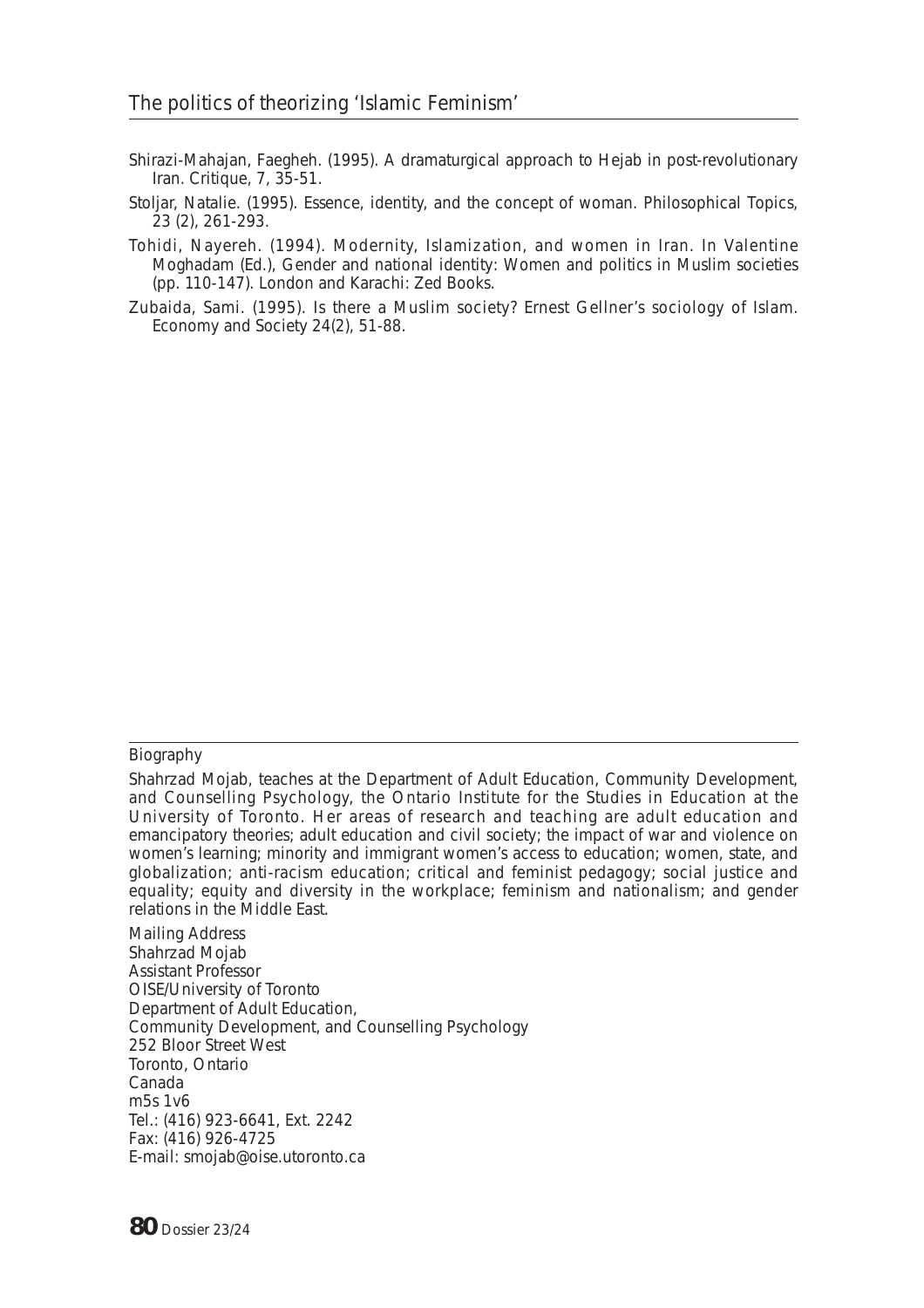Shirazi-Mahajan, Faegheh. (1995). A dramaturgical approach to Hejab in post-revolutionary Iran. Critique, 7, 35-51.

Stoljar, Natalie. (1995). Essence, identity, and the concept of woman. Philosophical Topics, 23 (2), 261-293.

Tohidi, Nayereh. (1994). Modernity, Islamization, and women in Iran. In Valentine Moghadam (Ed.), Gender and national identity: Women and politics in Muslim societies (pp. 110-147). London and Karachi: Zed Books.

Zubaida, Sami. (1995). Is there a Muslim society? Ernest Gellner's sociology of Islam. Economy and Society 24(2), 51-88.

---

Biography

Shahrzad Mojab, teaches at the Department of Adult Education, Community Development, and Counselling Psychology, the Ontario Institute for the Studies in Education at the University of Toronto. Her areas of research and teaching are adult education and emancipatory theories; adult education and civil society; the impact of war and violence on women's learning; minority and immigrant women's access to education; women, state, and globalization; anti-racism education; critical and feminist pedagogy; social justice and equality; equity and diversity in the workplace; feminism and nationalism; and gender relations in the Middle East.

Mailing Address
Shahrzad Mojab
Assistant Professor
OISE/University of Toronto
Department of Adult Education,
Community Development, and Counselling Psychology
252 Bloor Street West
Toronto, Ontario
Canada
m5s 1v6
Tel.: (416) 923-6641, Ext. 2242
Fax: (416) 926-4725
E-mail: smojab@oise.utoronto.ca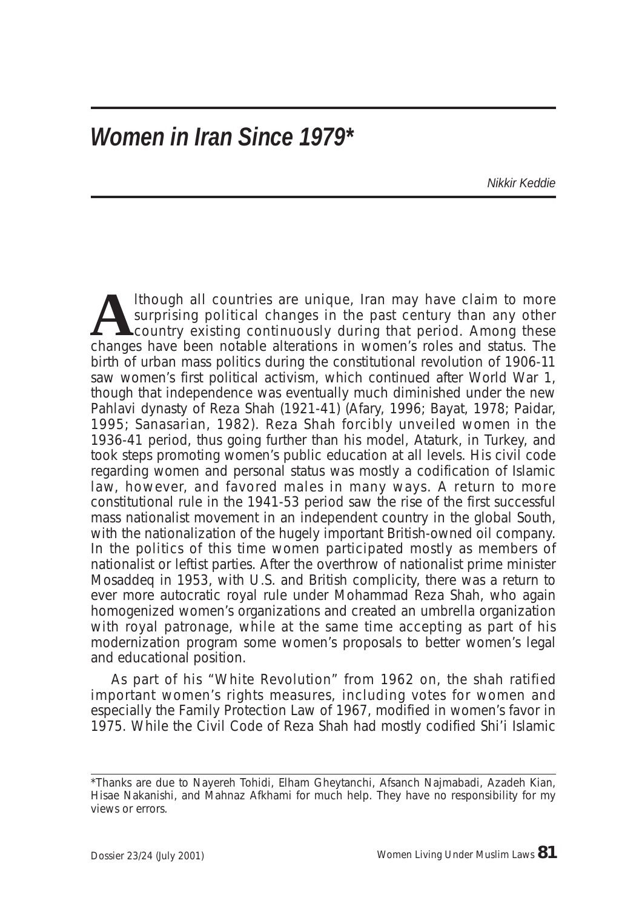# *Women in Iran Since 1979**

*Nikkir Keddie*

Although all countries are unique, Iran may have claim to more surprising political changes in the past century than any other country existing continuously during that period. Among these changes have been notable alterations in women's roles and status. The birth of urban mass politics during the constitutional revolution of 1906-11 saw women's first political activism, which continued after World War 1, though that independence was eventually much diminished under the new Pahlavi dynasty of Reza Shah (1921-41) (Afary, 1996; Bayat, 1978; Paidar, 1995; Sanasarian, 1982). Reza Shah forcibly unveiled women in the 1936-41 period, thus going further than his model, Ataturk, in Turkey, and took steps promoting women's public education at all levels. His civil code regarding women and personal status was mostly a codification of Islamic law, however, and favored males in many ways. A return to more constitutional rule in the 1941-53 period saw the rise of the first successful mass nationalist movement in an independent country in the global South, with the nationalization of the hugely important British-owned oil company. In the politics of this time women participated mostly as members of nationalist or leftist parties. After the overthrow of nationalist prime minister Mosaddeq in 1953, with U.S. and British complicity, there was a return to ever more autocratic royal rule under Mohammad Reza Shah, who again homogenized women's organizations and created an umbrella organization with royal patronage, while at the same time accepting as part of his modernization program some women's proposals to better women's legal and educational position.

As part of his "White Revolution" from 1962 on, the shah ratified important women's rights measures, including votes for women and especially the Family Protection Law of 1967, modified in women's favor in 1975. While the Civil Code of Reza Shah had mostly codified Shi'i Islamic

---

*Thanks are due to Nayereh Tohidi, Elham Gheytanchi, Afsanch Najmabadi, Azadeh Kian, Hisae Nakanishi, and Mahnaz Afkhami for much help. They have no responsibility for my views or errors.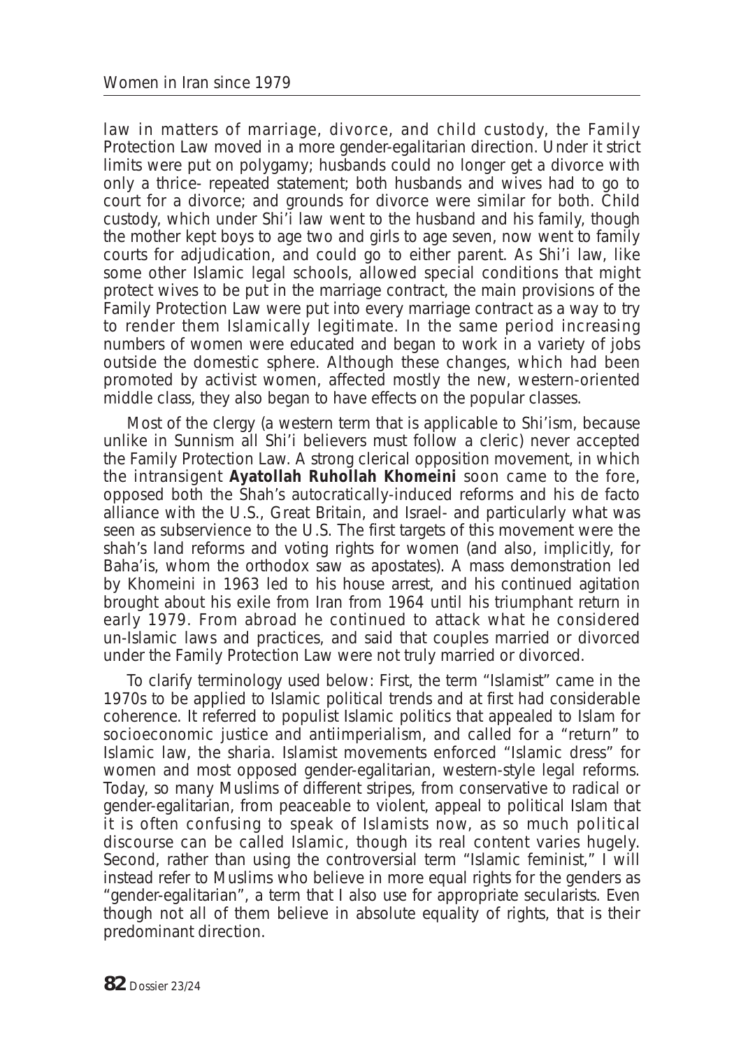law in matters of marriage, divorce, and child custody, the Family Protection Law moved in a more gender-egalitarian direction. Under it strict limits were put on polygamy; husbands could no longer get a divorce with only a thrice- repeated statement; both husbands and wives had to go to court for a divorce; and grounds for divorce were similar for both. Child custody, which under Shi'i law went to the husband and his family, though the mother kept boys to age two and girls to age seven, now went to family courts for adjudication, and could go to either parent. As Shi'i law, like some other Islamic legal schools, allowed special conditions that might protect wives to be put in the marriage contract, the main provisions of the Family Protection Law were put into every marriage contract as a way to try to render them Islamically legitimate. In the same period increasing numbers of women were educated and began to work in a variety of jobs outside the domestic sphere. Although these changes, which had been promoted by activist women, affected mostly the new, western-oriented middle class, they also began to have effects on the popular classes.

Most of the clergy (a western term that is applicable to Shi'ism, because unlike in Sunnism all Shi'i believers must follow a cleric) never accepted the Family Protection Law. A strong clerical opposition movement, in which the intransigent **Ayatollah Ruhollah Khomeini** soon came to the fore, opposed both the Shah's autocratically-induced reforms and his de facto alliance with the U.S., Great Britain, and Israel- and particularly what was seen as subservience to the U.S. The first targets of this movement were the shah's land reforms and voting rights for women (and also, implicitly, for Baha'is, whom the orthodox saw as apostates). A mass demonstration led by Khomeini in 1963 led to his house arrest, and his continued agitation brought about his exile from Iran from 1964 until his triumphant return in early 1979. From abroad he continued to attack what he considered un-Islamic laws and practices, and said that couples married or divorced under the Family Protection Law were not truly married or divorced.

To clarify terminology used below: First, the term "Islamist" came in the 1970s to be applied to Islamic political trends and at first had considerable coherence. It referred to populist Islamic politics that appealed to Islam for socioeconomic justice and antiimperialism, and called for a "return" to Islamic law, the sharia. Islamist movements enforced "Islamic dress" for women and most opposed gender-egalitarian, western-style legal reforms. Today, so many Muslims of different stripes, from conservative to radical or gender-egalitarian, from peaceable to violent, appeal to political Islam that it is often confusing to speak of Islamists now, as so much political discourse can be called Islamic, though its real content varies hugely. Second, rather than using the controversial term "Islamic feminist," I will instead refer to Muslims who believe in more equal rights for the genders as "gender-egalitarian", a term that I also use for appropriate secularists. Even though not all of them believe in absolute equality of rights, that is their predominant direction.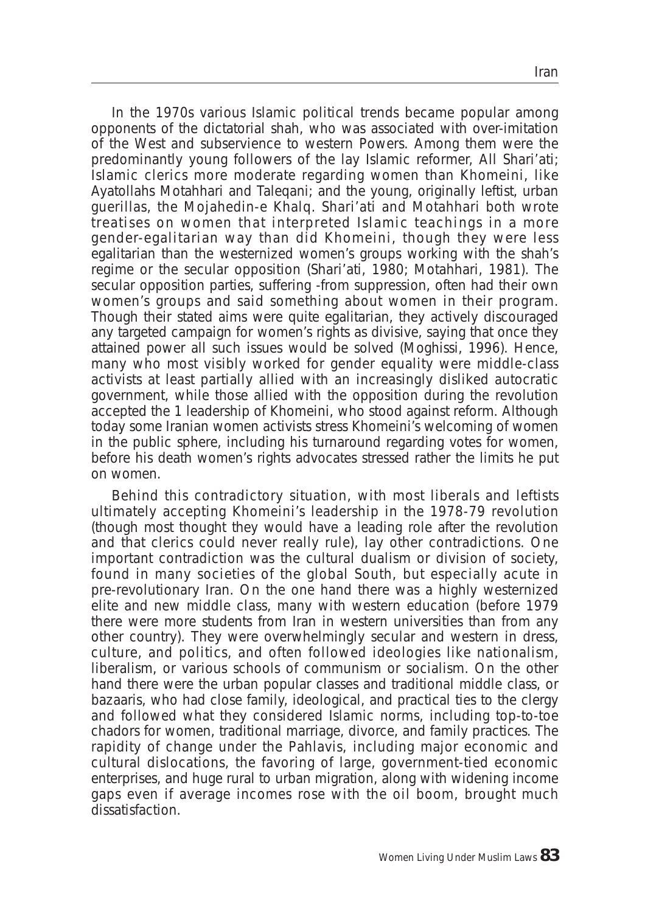In the 1970s various Islamic political trends became popular among opponents of the dictatorial shah, who was associated with over-imitation of the West and subservience to western Powers. Among them were the predominantly young followers of the lay Islamic reformer, All Shari'ati; Islamic clerics more moderate regarding women than Khomeini, like Ayatollahs Motahhari and Taleqani; and the young, originally leftist, urban guerillas, the Mojahedin-e Khalq. Shari'ati and Motahhari both wrote treatises on women that interpreted Islamic teachings in a more gender-egalitarian way than did Khomeini, though they were less egalitarian than the westernized women's groups working with the shah's regime or the secular opposition (Shari'ati, 1980; Motahhari, 1981). The secular opposition parties, suffering -from suppression, often had their own women's groups and said something about women in their program. Though their stated aims were quite egalitarian, they actively discouraged any targeted campaign for women's rights as divisive, saying that once they attained power all such issues would be solved (Moghissi, 1996). Hence, many who most visibly worked for gender equality were middle-class activists at least partially allied with an increasingly disliked autocratic government, while those allied with the opposition during the revolution accepted the 1 leadership of Khomeini, who stood against reform. Although today some Iranian women activists stress Khomeini's welcoming of women in the public sphere, including his turnaround regarding votes for women, before his death women's rights advocates stressed rather the limits he put on women.

Behind this contradictory situation, with most liberals and leftists ultimately accepting Khomeini's leadership in the 1978-79 revolution (though most thought they would have a leading role after the revolution and that clerics could never really rule), lay other contradictions. One important contradiction was the cultural dualism or division of society, found in many societies of the global South, but especially acute in pre-revolutionary Iran. On the one hand there was a highly westernized elite and new middle class, many with western education (before 1979 there were more students from Iran in western universities than from any other country). They were overwhelmingly secular and western in dress, culture, and politics, and often followed ideologies like nationalism, liberalism, or various schools of communism or socialism. On the other hand there were the urban popular classes and traditional middle class, or bazaaris, who had close family, ideological, and practical ties to the clergy and followed what they considered Islamic norms, including top-to-toe chadors for women, traditional marriage, divorce, and family practices. The rapidity of change under the Pahlavis, including major economic and cultural dislocations, the favoring of large, government-tied economic enterprises, and huge rural to urban migration, along with widening income gaps even if average incomes rose with the oil boom, brought much dissatisfaction.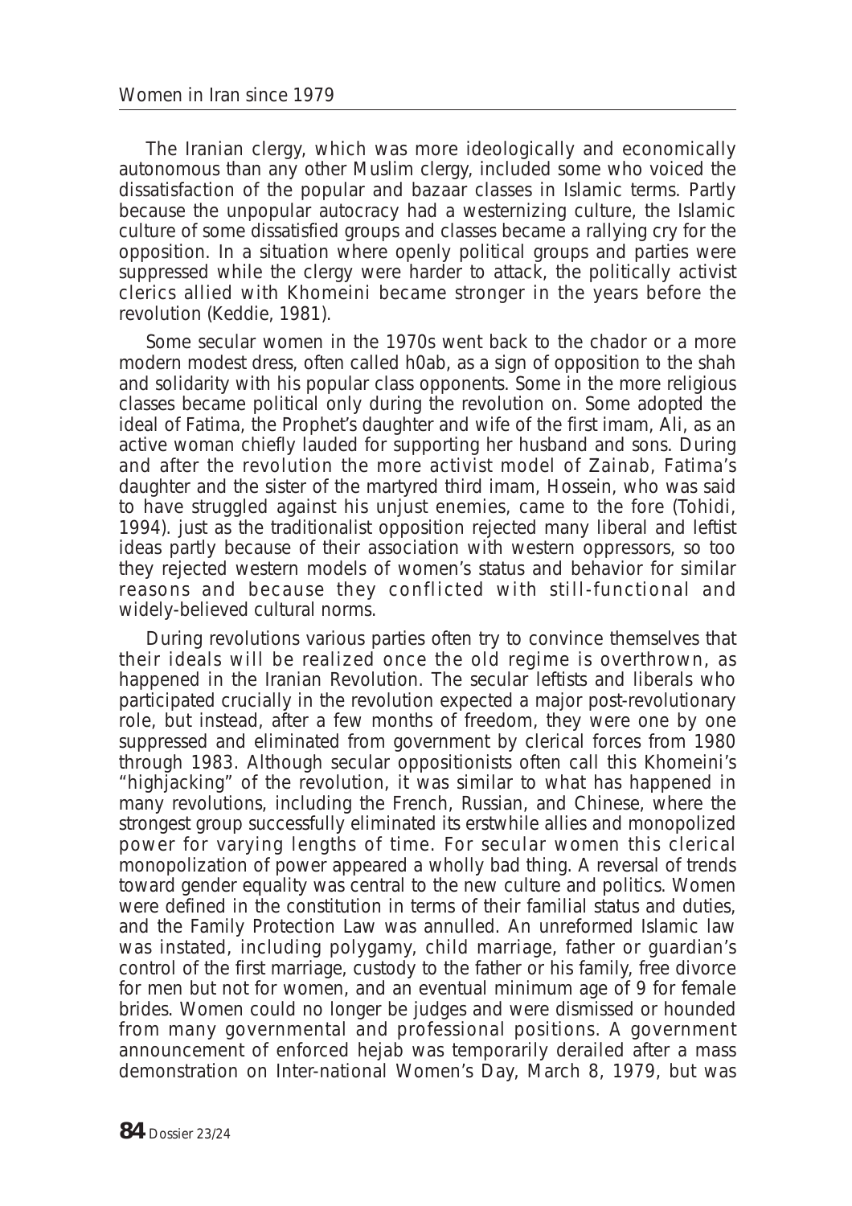The Iranian clergy, which was more ideologically and economically autonomous than any other Muslim clergy, included some who voiced the dissatisfaction of the popular and bazaar classes in Islamic terms. Partly because the unpopular autocracy had a westernizing culture, the Islamic culture of some dissatisfied groups and classes became a rallying cry for the opposition. In a situation where openly political groups and parties were suppressed while the clergy were harder to attack, the politically activist clerics allied with Khomeini became stronger in the years before the revolution (Keddie, 1981).

Some secular women in the 1970s went back to the chador or a more modern modest dress, often called h0ab, as a sign of opposition to the shah and solidarity with his popular class opponents. Some in the more religious classes became political only during the revolution on. Some adopted the ideal of Fatima, the Prophet's daughter and wife of the first imam, Ali, as an active woman chiefly lauded for supporting her husband and sons. During and after the revolution the more activist model of Zainab, Fatima's daughter and the sister of the martyred third imam, Hossein, who was said to have struggled against his unjust enemies, came to the fore (Tohidi, 1994). just as the traditionalist opposition rejected many liberal and leftist ideas partly because of their association with western oppressors, so too they rejected western models of women's status and behavior for similar reasons and because they conflicted with still-functional and widely-believed cultural norms.

During revolutions various parties often try to convince themselves that their ideals will be realized once the old regime is overthrown, as happened in the Iranian Revolution. The secular leftists and liberals who participated crucially in the revolution expected a major post-revolutionary role, but instead, after a few months of freedom, they were one by one suppressed and eliminated from government by clerical forces from 1980 through 1983. Although secular oppositionists often call this Khomeini's "highjacking" of the revolution, it was similar to what has happened in many revolutions, including the French, Russian, and Chinese, where the strongest group successfully eliminated its erstwhile allies and monopolized power for varying lengths of time. For secular women this clerical monopolization of power appeared a wholly bad thing. A reversal of trends toward gender equality was central to the new culture and politics. Women were defined in the constitution in terms of their familial status and duties, and the Family Protection Law was annulled. An unreformed Islamic law was instated, including polygamy, child marriage, father or guardian's control of the first marriage, custody to the father or his family, free divorce for men but not for women, and an eventual minimum age of 9 for female brides. Women could no longer be judges and were dismissed or hounded from many governmental and professional positions. A government announcement of enforced hejab was temporarily derailed after a mass demonstration on Inter-national Women's Day, March 8, 1979, but was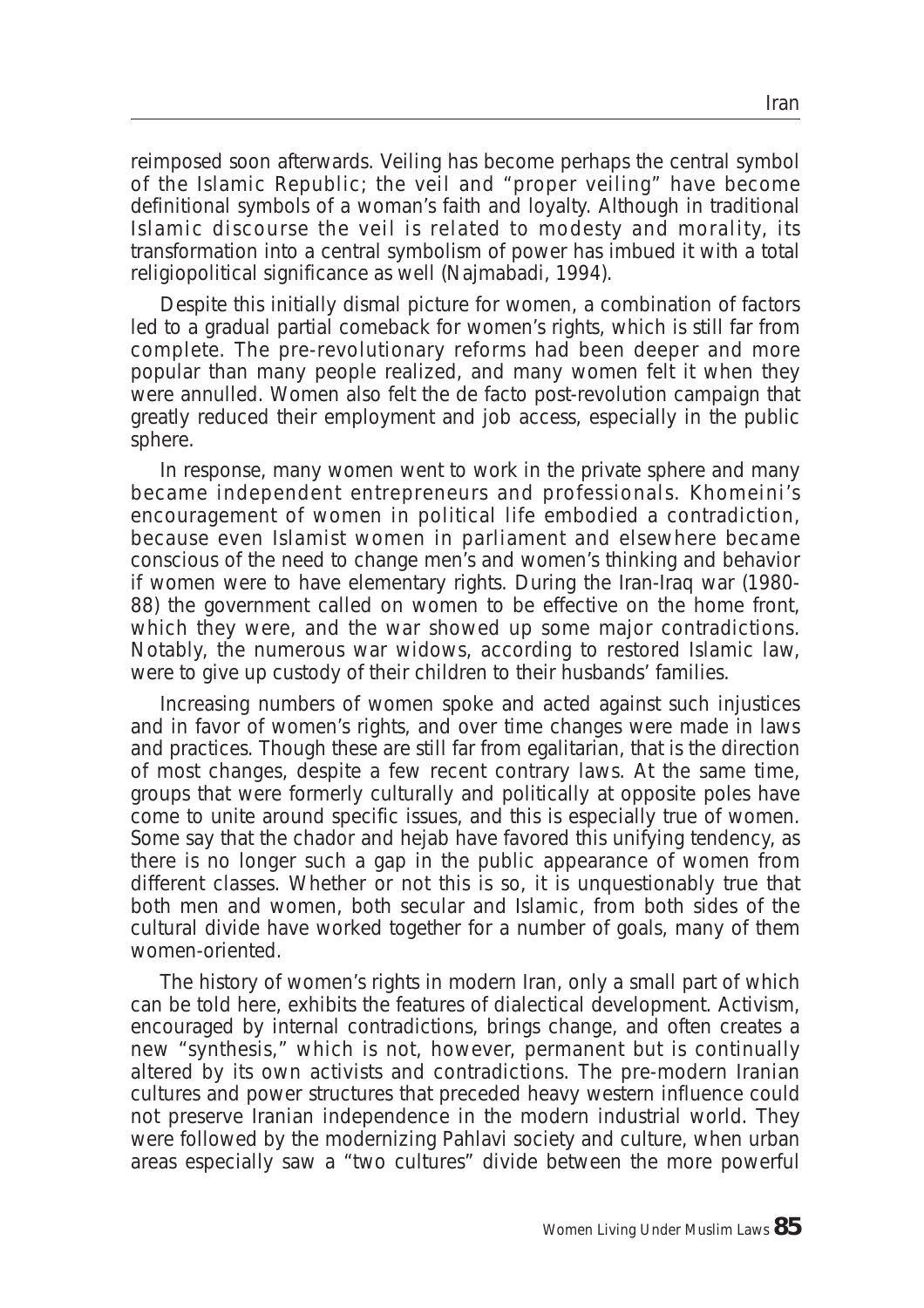reimposed soon afterwards. Veiling has become perhaps the central symbol of the Islamic Republic; the veil and "proper veiling" have become definitional symbols of a woman's faith and loyalty. Although in traditional Islamic discourse the veil is related to modesty and morality, its transformation into a central symbolism of power has imbued it with a total religiopolitical significance as well (Najmabadi, 1994).

Despite this initially dismal picture for women, a combination of factors led to a gradual partial comeback for women's rights, which is still far from complete. The pre-revolutionary reforms had been deeper and more popular than many people realized, and many women felt it when they were annulled. Women also felt the de facto post-revolution campaign that greatly reduced their employment and job access, especially in the public sphere.

In response, many women went to work in the private sphere and many became independent entrepreneurs and professionals. Khomeini's encouragement of women in political life embodied a contradiction, because even Islamist women in parliament and elsewhere became conscious of the need to change men's and women's thinking and behavior if women were to have elementary rights. During the Iran-Iraq war (1980-88) the government called on women to be effective on the home front, which they were, and the war showed up some major contradictions. Notably, the numerous war widows, according to restored Islamic law, were to give up custody of their children to their husbands' families.

Increasing numbers of women spoke and acted against such injustices and in favor of women's rights, and over time changes were made in laws and practices. Though these are still far from egalitarian, that is the direction of most changes, despite a few recent contrary laws. At the same time, groups that were formerly culturally and politically at opposite poles have come to unite around specific issues, and this is especially true of women. Some say that the chador and hejab have favored this unifying tendency, as there is no longer such a gap in the public appearance of women from different classes. Whether or not this is so, it is unquestionably true that both men and women, both secular and Islamic, from both sides of the cultural divide have worked together for a number of goals, many of them women-oriented.

The history of women's rights in modern Iran, only a small part of which can be told here, exhibits the features of dialectical development. Activism, encouraged by internal contradictions, brings change, and often creates a new "synthesis," which is not, however, permanent but is continually altered by its own activists and contradictions. The pre-modern Iranian cultures and power structures that preceded heavy western influence could not preserve Iranian independence in the modern industrial world. They were followed by the modernizing Pahlavi society and culture, when urban areas especially saw a "two cultures" divide between the more powerful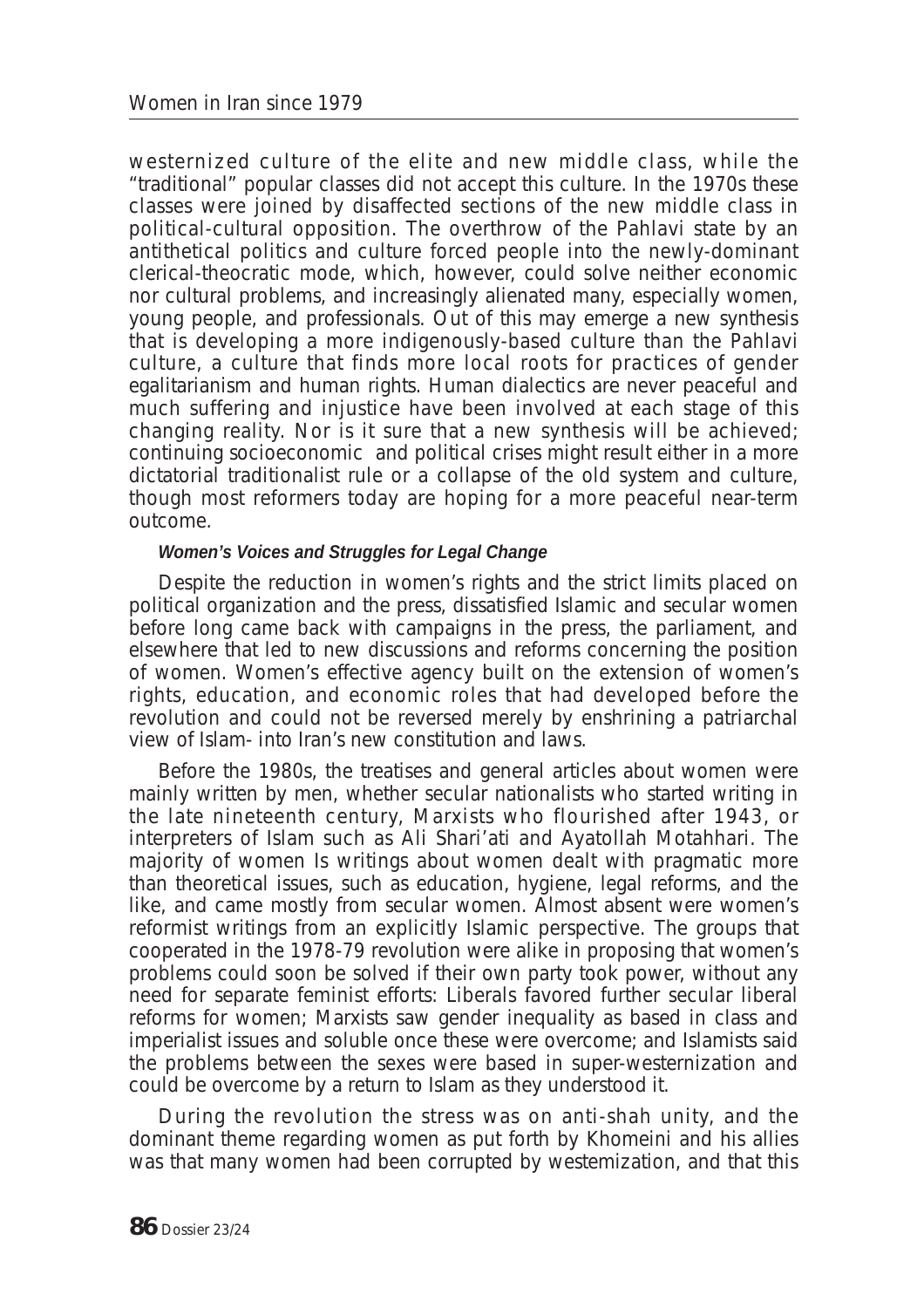westernized culture of the elite and new middle class, while the "traditional" popular classes did not accept this culture. In the 1970s these classes were joined by disaffected sections of the new middle class in political-cultural opposition. The overthrow of the Pahlavi state by an antithetical politics and culture forced people into the newly-dominant clerical-theocratic mode, which, however, could solve neither economic nor cultural problems, and increasingly alienated many, especially women, young people, and professionals. Out of this may emerge a new synthesis that is developing a more indigenously-based culture than the Pahlavi culture, a culture that finds more local roots for practices of gender egalitarianism and human rights. Human dialectics are never peaceful and much suffering and injustice have been involved at each stage of this changing reality. Nor is it sure that a new synthesis will be achieved; continuing socioeconomic and political crises might result either in a more dictatorial traditionalist rule or a collapse of the old system and culture, though most reformers today are hoping for a more peaceful near-term outcome.

#### *Women's Voices and Struggles for Legal Change*

Despite the reduction in women's rights and the strict limits placed on political organization and the press, dissatisfied Islamic and secular women before long came back with campaigns in the press, the parliament, and elsewhere that led to new discussions and reforms concerning the position of women. Women's effective agency built on the extension of women's rights, education, and economic roles that had developed before the revolution and could not be reversed merely by enshrining a patriarchal view of Islam- into Iran's new constitution and laws.

Before the 1980s, the treatises and general articles about women were mainly written by men, whether secular nationalists who started writing in the late nineteenth century, Marxists who flourished after 1943, or interpreters of Islam such as Ali Shari'ati and Ayatollah Motahhari. The majority of women Is writings about women dealt with pragmatic more than theoretical issues, such as education, hygiene, legal reforms, and the like, and came mostly from secular women. Almost absent were women's reformist writings from an explicitly Islamic perspective. The groups that cooperated in the 1978-79 revolution were alike in proposing that women's problems could soon be solved if their own party took power, without any need for separate feminist efforts: Liberals favored further secular liberal reforms for women; Marxists saw gender inequality as based in class and imperialist issues and soluble once these were overcome; and Islamists said the problems between the sexes were based in super-westernization and could be overcome by a return to Islam as they understood it.

During the revolution the stress was on anti-shah unity, and the dominant theme regarding women as put forth by Khomeini and his allies was that many women had been corrupted by westemization, and that this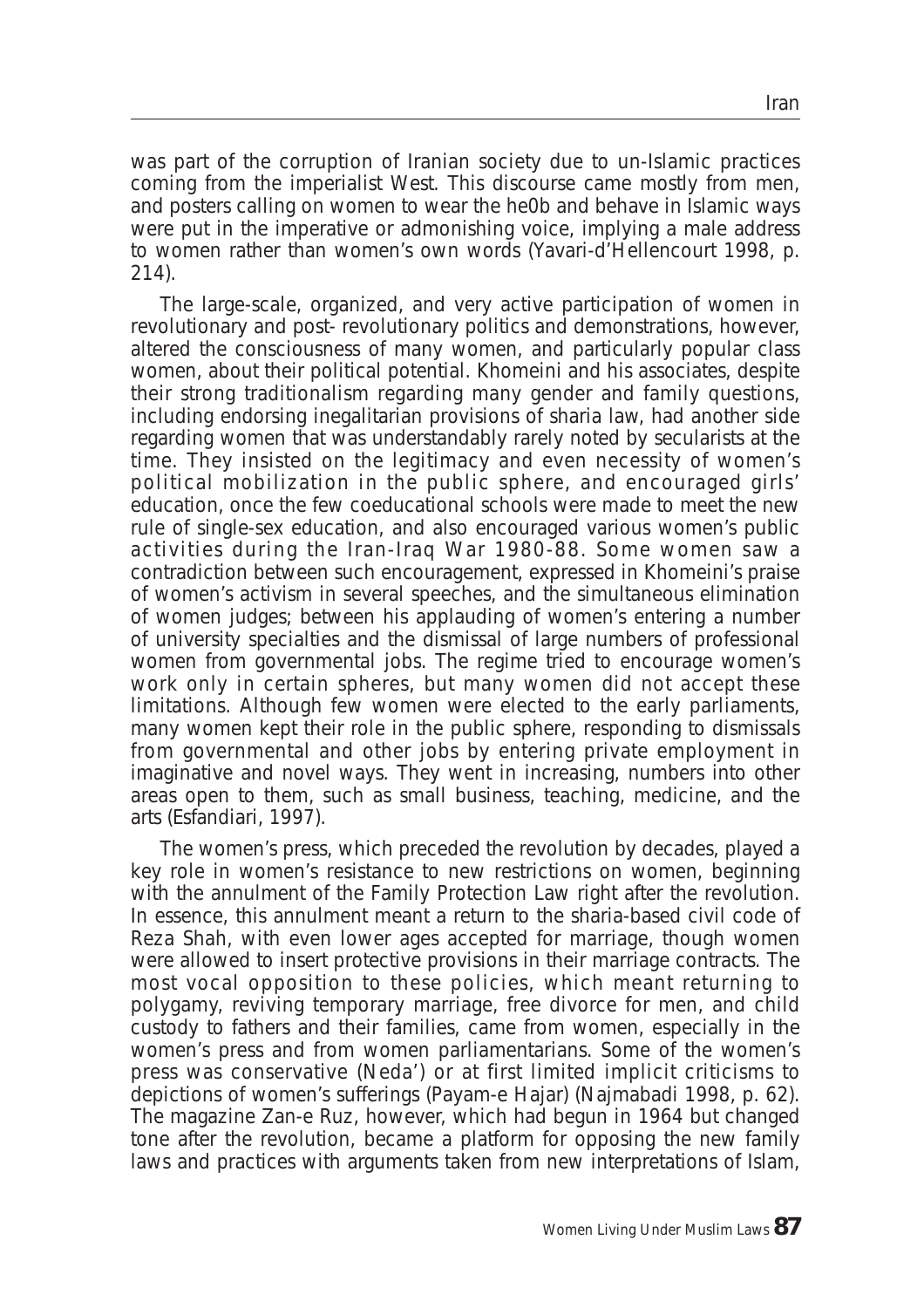was part of the corruption of Iranian society due to un-Islamic practices coming from the imperialist West. This discourse came mostly from men, and posters calling on women to wear the he0b and behave in Islamic ways were put in the imperative or admonishing voice, implying a male address to women rather than women's own words (Yavari-d'Hellencourt 1998, p. 214).

The large-scale, organized, and very active participation of women in revolutionary and post- revolutionary politics and demonstrations, however, altered the consciousness of many women, and particularly popular class women, about their political potential. Khomeini and his associates, despite their strong traditionalism regarding many gender and family questions, including endorsing inegalitarian provisions of sharia law, had another side regarding women that was understandably rarely noted by secularists at the time. They insisted on the legitimacy and even necessity of women's political mobilization in the public sphere, and encouraged girls' education, once the few coeducational schools were made to meet the new rule of single-sex education, and also encouraged various women's public activities during the Iran-Iraq War 1980-88. Some women saw a contradiction between such encouragement, expressed in Khomeini's praise of women's activism in several speeches, and the simultaneous elimination of women judges; between his applauding of women's entering a number of university specialties and the dismissal of large numbers of professional women from governmental jobs. The regime tried to encourage women's work only in certain spheres, but many women did not accept these limitations. Although few women were elected to the early parliaments, many women kept their role in the public sphere, responding to dismissals from governmental and other jobs by entering private employment in imaginative and novel ways. They went in increasing, numbers into other areas open to them, such as small business, teaching, medicine, and the arts (Esfandiari, 1997).

The women's press, which preceded the revolution by decades, played a key role in women's resistance to new restrictions on women, beginning with the annulment of the Family Protection Law right after the revolution. In essence, this annulment meant a return to the sharia-based civil code of Reza Shah, with even lower ages accepted for marriage, though women were allowed to insert protective provisions in their marriage contracts. The most vocal opposition to these policies, which meant returning to polygamy, reviving temporary marriage, free divorce for men, and child custody to fathers and their families, came from women, especially in the women's press and from women parliamentarians. Some of the women's press was conservative (Neda') or at first limited implicit criticisms to depictions of women's sufferings (Payam-e Hajar) (Najmabadi 1998, p. 62). The magazine Zan-e Ruz, however, which had begun in 1964 but changed tone after the revolution, became a platform for opposing the new family laws and practices with arguments taken from new interpretations of Islam,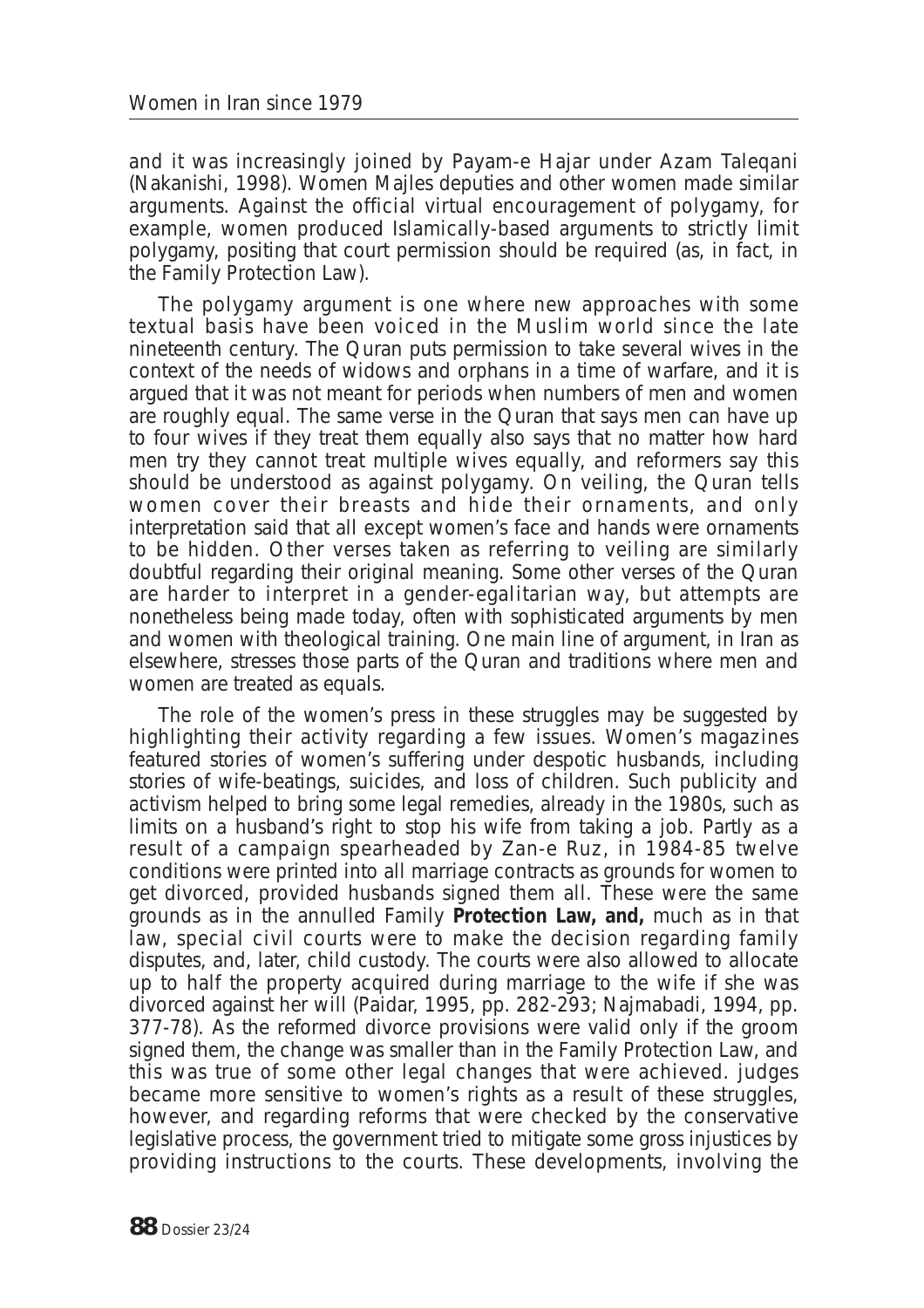and it was increasingly joined by Payam-e Hajar under Azam Taleqani (Nakanishi, 1998). Women Majles deputies and other women made similar arguments. Against the official virtual encouragement of polygamy, for example, women produced Islamically-based arguments to strictly limit polygamy, positing that court permission should be required (as, in fact, in the Family Protection Law).

The polygamy argument is one where new approaches with some textual basis have been voiced in the Muslim world since the late nineteenth century. The Quran puts permission to take several wives in the context of the needs of widows and orphans in a time of warfare, and it is argued that it was not meant for periods when numbers of men and women are roughly equal. The same verse in the Quran that says men can have up to four wives if they treat them equally also says that no matter how hard men try they cannot treat multiple wives equally, and reformers say this should be understood as against polygamy. On veiling, the Quran tells women cover their breasts and hide their ornaments, and only interpretation said that all except women's face and hands were ornaments to be hidden. Other verses taken as referring to veiling are similarly doubtful regarding their original meaning. Some other verses of the Quran are harder to interpret in a gender-egalitarian way, but attempts are nonetheless being made today, often with sophisticated arguments by men and women with theological training. One main line of argument, in Iran as elsewhere, stresses those parts of the Quran and traditions where men and women are treated as equals.

The role of the women's press in these struggles may be suggested by highlighting their activity regarding a few issues. Women's magazines featured stories of women's suffering under despotic husbands, including stories of wife-beatings, suicides, and loss of children. Such publicity and activism helped to bring some legal remedies, already in the 1980s, such as limits on a husband's right to stop his wife from taking a job. Partly as a result of a campaign spearheaded by Zan-e Ruz, in 1984-85 twelve conditions were printed into all marriage contracts as grounds for women to get divorced, provided husbands signed them all. These were the same grounds as in the annulled Family **Protection Law, and,** much as in that law, special civil courts were to make the decision regarding family disputes, and, later, child custody. The courts were also allowed to allocate up to half the property acquired during marriage to the wife if she was divorced against her will (Paidar, 1995, pp. 282-293; Najmabadi, 1994, pp. 377-78). As the reformed divorce provisions were valid only if the groom signed them, the change was smaller than in the Family Protection Law, and this was true of some other legal changes that were achieved. judges became more sensitive to women's rights as a result of these struggles, however, and regarding reforms that were checked by the conservative legislative process, the government tried to mitigate some gross injustices by providing instructions to the courts. These developments, involving the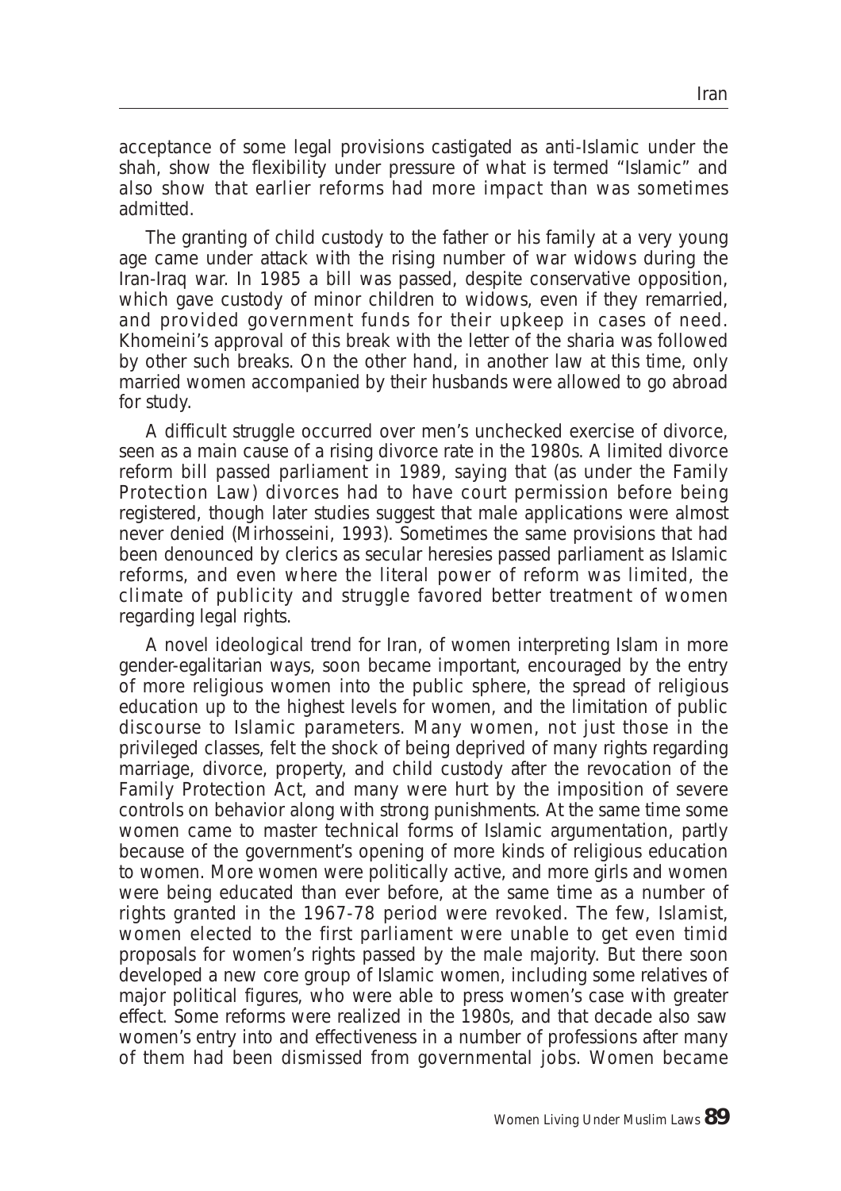acceptance of some legal provisions castigated as anti-Islamic under the shah, show the flexibility under pressure of what is termed "Islamic" and also show that earlier reforms had more impact than was sometimes admitted.

The granting of child custody to the father or his family at a very young age came under attack with the rising number of war widows during the Iran-Iraq war. In 1985 a bill was passed, despite conservative opposition, which gave custody of minor children to widows, even if they remarried, and provided government funds for their upkeep in cases of need. Khomeini's approval of this break with the letter of the sharia was followed by other such breaks. On the other hand, in another law at this time, only married women accompanied by their husbands were allowed to go abroad for study.

A difficult struggle occurred over men's unchecked exercise of divorce, seen as a main cause of a rising divorce rate in the 1980s. A limited divorce reform bill passed parliament in 1989, saying that (as under the Family Protection Law) divorces had to have court permission before being registered, though later studies suggest that male applications were almost never denied (Mirhosseini, 1993). Sometimes the same provisions that had been denounced by clerics as secular heresies passed parliament as Islamic reforms, and even where the literal power of reform was limited, the climate of publicity and struggle favored better treatment of women regarding legal rights.

A novel ideological trend for Iran, of women interpreting Islam in more gender-egalitarian ways, soon became important, encouraged by the entry of more religious women into the public sphere, the spread of religious education up to the highest levels for women, and the limitation of public discourse to Islamic parameters. Many women, not just those in the privileged classes, felt the shock of being deprived of many rights regarding marriage, divorce, property, and child custody after the revocation of the Family Protection Act, and many were hurt by the imposition of severe controls on behavior along with strong punishments. At the same time some women came to master technical forms of Islamic argumentation, partly because of the government's opening of more kinds of religious education to women. More women were politically active, and more girls and women were being educated than ever before, at the same time as a number of rights granted in the 1967-78 period were revoked. The few, Islamist, women elected to the first parliament were unable to get even timid proposals for women's rights passed by the male majority. But there soon developed a new core group of Islamic women, including some relatives of major political figures, who were able to press women's case with greater effect. Some reforms were realized in the 1980s, and that decade also saw women's entry into and effectiveness in a number of professions after many of them had been dismissed from governmental jobs. Women became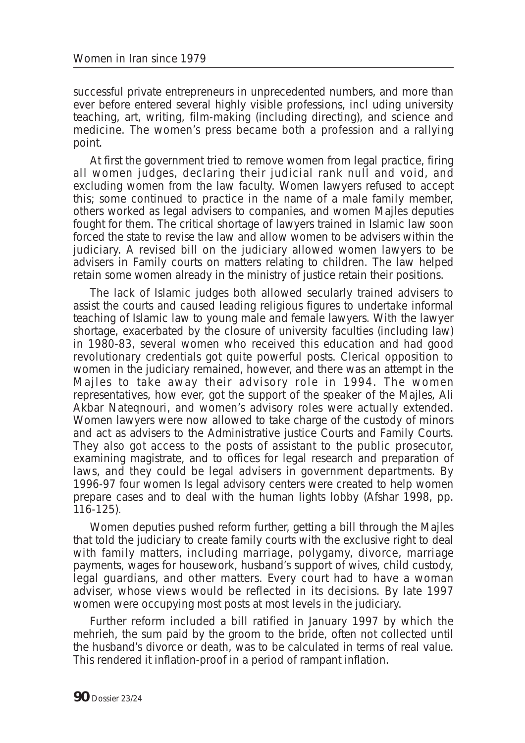successful private entrepreneurs in unprecedented numbers, and more than ever before entered several highly visible professions, incl uding university teaching, art, writing, film-making (including directing), and science and medicine. The women's press became both a profession and a rallying point.

At first the government tried to remove women from legal practice, firing all women judges, declaring their judicial rank null and void, and excluding women from the law faculty. Women lawyers refused to accept this; some continued to practice in the name of a male family member, others worked as legal advisers to companies, and women Majles deputies fought for them. The critical shortage of lawyers trained in Islamic law soon forced the state to revise the law and allow women to be advisers within the judiciary. A revised bill on the judiciary allowed women lawyers to be advisers in Family courts on matters relating to children. The law helped retain some women already in the ministry of justice retain their positions.

The lack of Islamic judges both allowed secularly trained advisers to assist the courts and caused leading religious figures to undertake informal teaching of Islamic law to young male and female lawyers. With the lawyer shortage, exacerbated by the closure of university faculties (including law) in 1980-83, several women who received this education and had good revolutionary credentials got quite powerful posts. Clerical opposition to women in the judiciary remained, however, and there was an attempt in the Majles to take away their advisory role in 1994. The women representatives, how ever, got the support of the speaker of the Majles, Ali Akbar Nateqnouri, and women's advisory roles were actually extended. Women lawyers were now allowed to take charge of the custody of minors and act as advisers to the Administrative justice Courts and Family Courts. They also got access to the posts of assistant to the public prosecutor, examining magistrate, and to offices for legal research and preparation of laws, and they could be legal advisers in government departments. By 1996-97 four women Is legal advisory centers were created to help women prepare cases and to deal with the human lights lobby (Afshar 1998, pp. 116-125).

Women deputies pushed reform further, getting a bill through the Majles that told the judiciary to create family courts with the exclusive right to deal with family matters, including marriage, polygamy, divorce, marriage payments, wages for housework, husband's support of wives, child custody, legal guardians, and other matters. Every court had to have a woman adviser, whose views would be reflected in its decisions. By late 1997 women were occupying most posts at most levels in the judiciary.

Further reform included a bill ratified in January 1997 by which the mehrieh, the sum paid by the groom to the bride, often not collected until the husband's divorce or death, was to be calculated in terms of real value. This rendered it inflation-proof in a period of rampant inflation.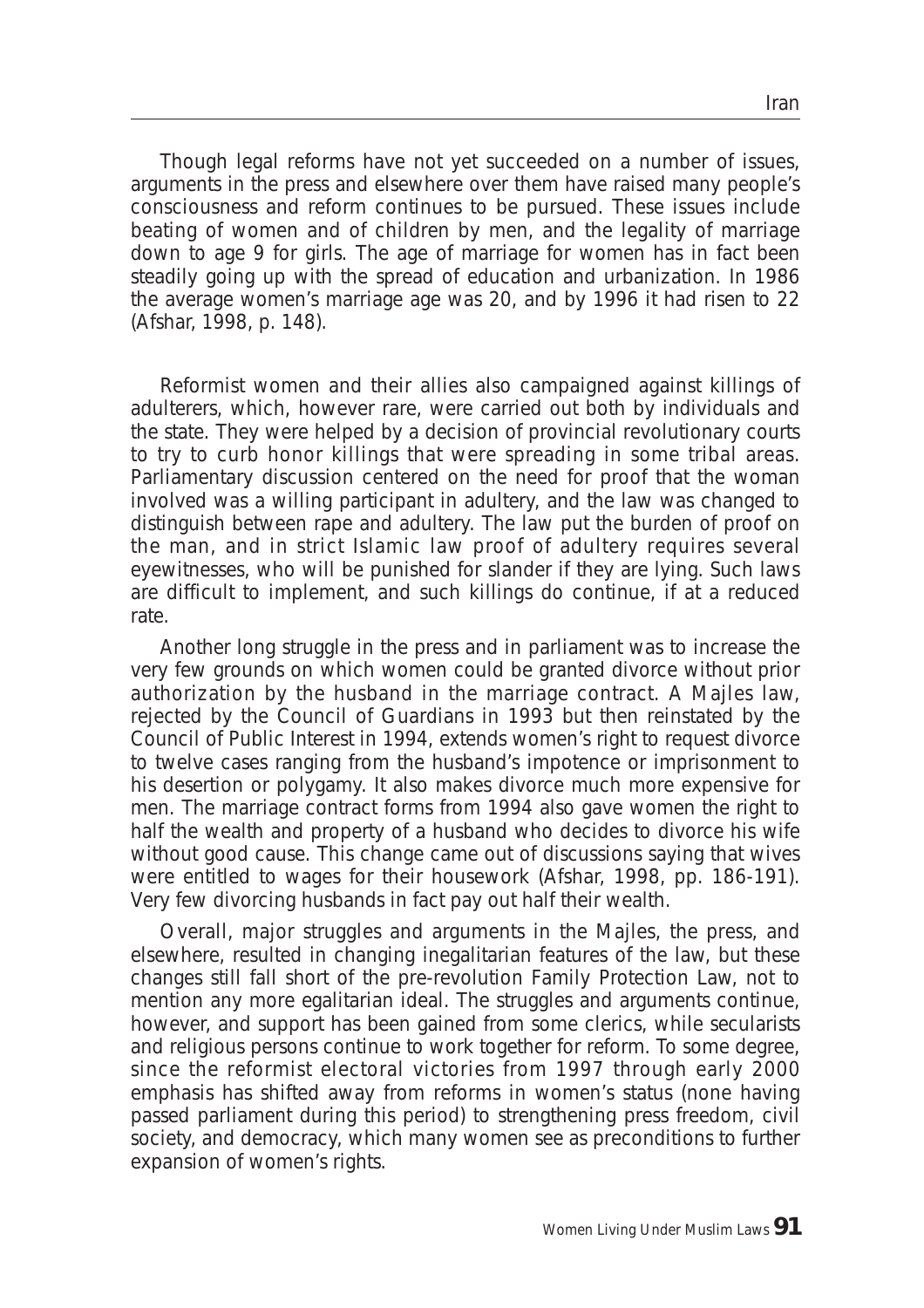Though legal reforms have not yet succeeded on a number of issues, arguments in the press and elsewhere over them have raised many people's consciousness and reform continues to be pursued. These issues include beating of women and of children by men, and the legality of marriage down to age 9 for girls. The age of marriage for women has in fact been steadily going up with the spread of education and urbanization. In 1986 the average women's marriage age was 20, and by 1996 it had risen to 22 (Afshar, 1998, p. 148).

Reformist women and their allies also campaigned against killings of adulterers, which, however rare, were carried out both by individuals and the state. They were helped by a decision of provincial revolutionary courts to try to curb honor killings that were spreading in some tribal areas. Parliamentary discussion centered on the need for proof that the woman involved was a willing participant in adultery, and the law was changed to distinguish between rape and adultery. The law put the burden of proof on the man, and in strict Islamic law proof of adultery requires several eyewitnesses, who will be punished for slander if they are lying. Such laws are difficult to implement, and such killings do continue, if at a reduced rate.

Another long struggle in the press and in parliament was to increase the very few grounds on which women could be granted divorce without prior authorization by the husband in the marriage contract. A Majles law, rejected by the Council of Guardians in 1993 but then reinstated by the Council of Public Interest in 1994, extends women's right to request divorce to twelve cases ranging from the husband's impotence or imprisonment to his desertion or polygamy. It also makes divorce much more expensive for men. The marriage contract forms from 1994 also gave women the right to half the wealth and property of a husband who decides to divorce his wife without good cause. This change came out of discussions saying that wives were entitled to wages for their housework (Afshar, 1998, pp. 186-191). Very few divorcing husbands in fact pay out half their wealth.

Overall, major struggles and arguments in the Majles, the press, and elsewhere, resulted in changing inegalitarian features of the law, but these changes still fall short of the pre-revolution Family Protection Law, not to mention any more egalitarian ideal. The struggles and arguments continue, however, and support has been gained from some clerics, while secularists and religious persons continue to work together for reform. To some degree, since the reformist electoral victories from 1997 through early 2000 emphasis has shifted away from reforms in women's status (none having passed parliament during this period) to strengthening press freedom, civil society, and democracy, which many women see as preconditions to further expansion of women's rights.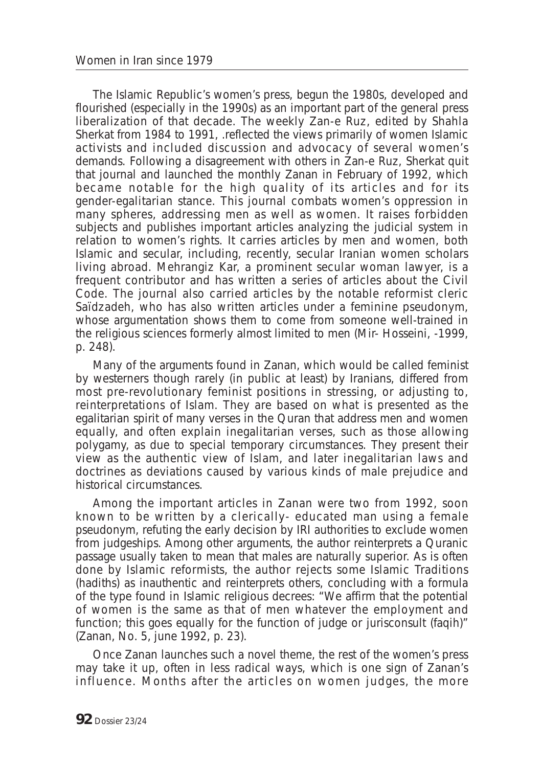The Islamic Republic's women's press, begun the 1980s, developed and flourished (especially in the 1990s) as an important part of the general press liberalization of that decade. The weekly Zan-e Ruz, edited by Shahla Sherkat from 1984 to 1991, .reflected the views primarily of women Islamic activists and included discussion and advocacy of several women's demands. Following a disagreement with others in Zan-e Ruz, Sherkat quit that journal and launched the monthly Zanan in February of 1992, which became notable for the high quality of its articles and for its gender-egalitarian stance. This journal combats women's oppression in many spheres, addressing men as well as women. It raises forbidden subjects and publishes important articles analyzing the judicial system in relation to women's rights. It carries articles by men and women, both Islamic and secular, including, recently, secular Iranian women scholars living abroad. Mehrangiz Kar, a prominent secular woman lawyer, is a frequent contributor and has written a series of articles about the Civil Code. The journal also carried articles by the notable reformist cleric Saïdzadeh, who has also written articles under a feminine pseudonym, whose argumentation shows them to come from someone well-trained in the religious sciences formerly almost limited to men (Mir- Hosseini, -1999, p. 248).

Many of the arguments found in Zanan, which would be called feminist by westerners though rarely (in public at least) by Iranians, differed from most pre-revolutionary feminist positions in stressing, or adjusting to, reinterpretations of Islam. They are based on what is presented as the egalitarian spirit of many verses in the Quran that address men and women equally, and often explain inegalitarian verses, such as those allowing polygamy, as due to special temporary circumstances. They present their view as the authentic view of Islam, and later inegalitarian laws and doctrines as deviations caused by various kinds of male prejudice and historical circumstances.

Among the important articles in Zanan were two from 1992, soon known to be written by a clerically- educated man using a female pseudonym, refuting the early decision by IRI authorities to exclude women from judgeships. Among other arguments, the author reinterprets a Quranic passage usually taken to mean that males are naturally superior. As is often done by Islamic reformists, the author rejects some Islamic Traditions (hadiths) as inauthentic and reinterprets others, concluding with a formula of the type found in Islamic religious decrees: "We affirm that the potential of women is the same as that of men whatever the employment and function; this goes equally for the function of judge or jurisconsult (faqih)" (Zanan, No. 5, june 1992, p. 23).

Once Zanan launches such a novel theme, the rest of the women's press may take it up, often in less radical ways, which is one sign of Zanan's influence. Months after the articles on women judges, the more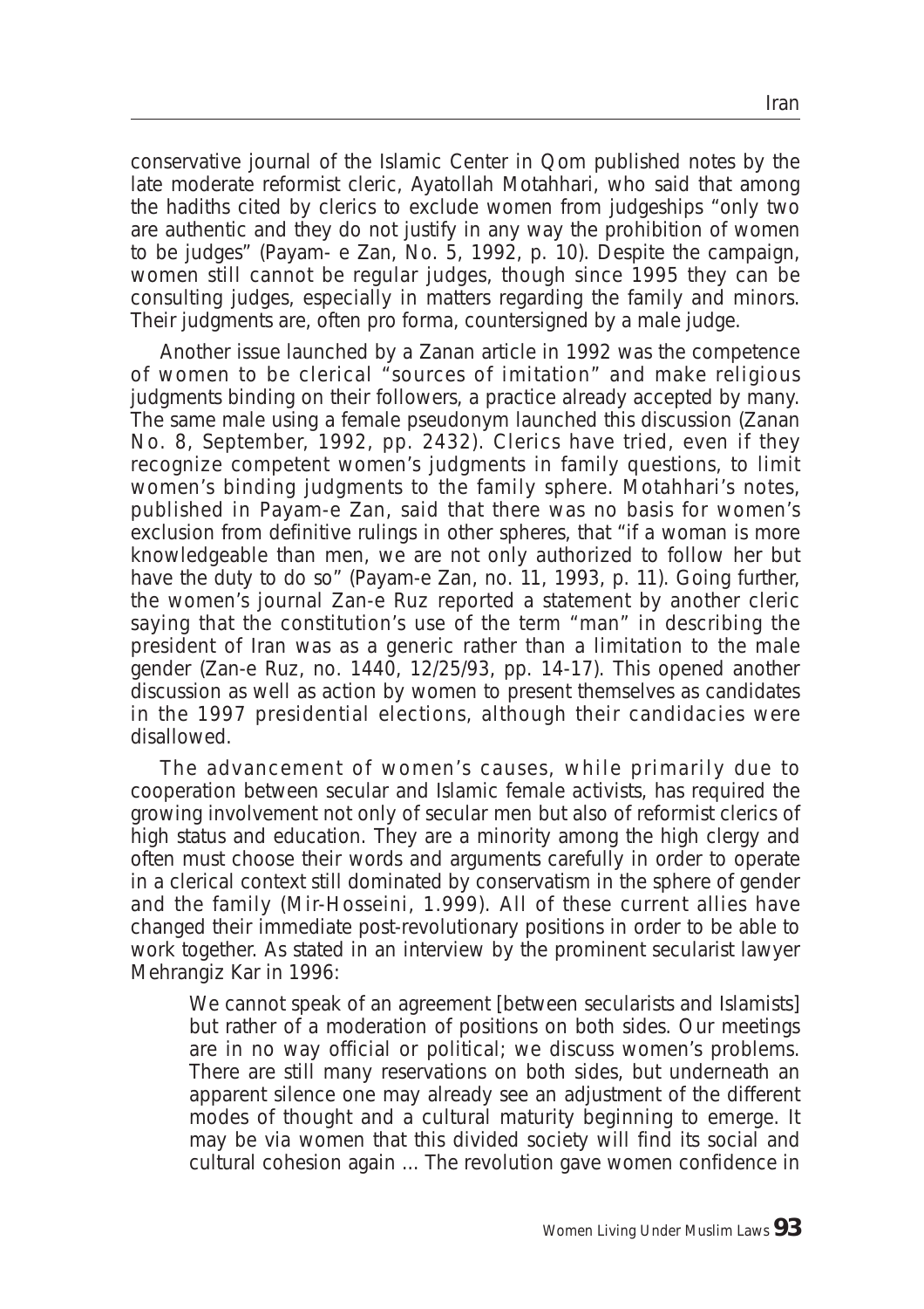conservative journal of the Islamic Center in Qom published notes by the late moderate reformist cleric, Ayatollah Motahhari, who said that among the hadiths cited by clerics to exclude women from judgeships "only two are authentic and they do not justify in any way the prohibition of women to be judges" (Payam- e Zan, No. 5, 1992, p. 10). Despite the campaign, women still cannot be regular judges, though since 1995 they can be consulting judges, especially in matters regarding the family and minors. Their judgments are, often pro forma, countersigned by a male judge.

Another issue launched by a Zanan article in 1992 was the competence of women to be clerical "sources of imitation" and make religious judgments binding on their followers, a practice already accepted by many. The same male using a female pseudonym launched this discussion (Zanan No. 8, September, 1992, pp. 2432). Clerics have tried, even if they recognize competent women's judgments in family questions, to limit women's binding judgments to the family sphere. Motahhari's notes, published in Payam-e Zan, said that there was no basis for women's exclusion from definitive rulings in other spheres, that "if a woman is more knowledgeable than men, we are not only authorized to follow her but have the duty to do so" (Payam-e Zan, no. 11, 1993, p. 11). Going further, the women's journal Zan-e Ruz reported a statement by another cleric saying that the constitution's use of the term "man" in describing the president of Iran was as a generic rather than a limitation to the male gender (Zan-e Ruz, no. 1440, 12/25/93, pp. 14-17). This opened another discussion as well as action by women to present themselves as candidates in the 1997 presidential elections, although their candidacies were disallowed.

The advancement of women's causes, while primarily due to cooperation between secular and Islamic female activists, has required the growing involvement not only of secular men but also of reformist clerics of high status and education. They are a minority among the high clergy and often must choose their words and arguments carefully in order to operate in a clerical context still dominated by conservatism in the sphere of gender and the family (Mir-Hosseini, 1.999). All of these current allies have changed their immediate post-revolutionary positions in order to be able to work together. As stated in an interview by the prominent secularist lawyer Mehrangiz Kar in 1996:

> We cannot speak of an agreement [between secularists and Islamists] but rather of a moderation of positions on both sides. Our meetings are in no way official or political; we discuss women's problems. There are still many reservations on both sides, but underneath an apparent silence one may already see an adjustment of the different modes of thought and a cultural maturity beginning to emerge. It may be via women that this divided society will find its social and cultural cohesion again ... The revolution gave women confidence in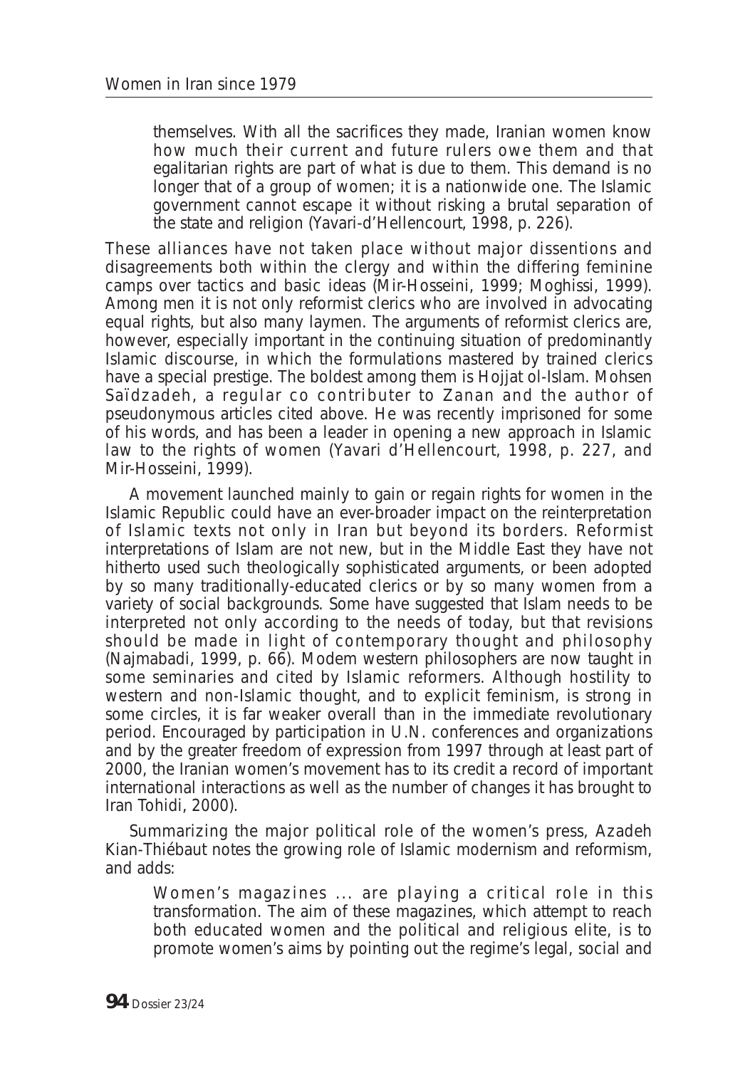> themselves. With all the sacrifices they made, Iranian women know how much their current and future rulers owe them and that egalitarian rights are part of what is due to them. This demand is no longer that of a group of women; it is a nationwide one. The Islamic government cannot escape it without risking a brutal separation of the state and religion (Yavari-d'Hellencourt, 1998, p. 226).

These alliances have not taken place without major dissentions and disagreements both within the clergy and within the differing feminine camps over tactics and basic ideas (Mir-Hosseini, 1999; Moghissi, 1999). Among men it is not only reformist clerics who are involved in advocating equal rights, but also many laymen. The arguments of reformist clerics are, however, especially important in the continuing situation of predominantly Islamic discourse, in which the formulations mastered by trained clerics have a special prestige. The boldest among them is Hojjat ol-Islam. Mohsen Saïdzadeh, a regular co contributer to Zanan and the author of pseudonymous articles cited above. He was recently imprisoned for some of his words, and has been a leader in opening a new approach in Islamic law to the rights of women (Yavari d'Hellencourt, 1998, p. 227, and Mir-Hosseini, 1999).

A movement launched mainly to gain or regain rights for women in the Islamic Republic could have an ever-broader impact on the reinterpretation of Islamic texts not only in Iran but beyond its borders. Reformist interpretations of Islam are not new, but in the Middle East they have not hitherto used such theologically sophisticated arguments, or been adopted by so many traditionally-educated clerics or by so many women from a variety of social backgrounds. Some have suggested that Islam needs to be interpreted not only according to the needs of today, but that revisions should be made in light of contemporary thought and philosophy (Najmabadi, 1999, p. 66). Modem western philosophers are now taught in some seminaries and cited by Islamic reformers. Although hostility to western and non-Islamic thought, and to explicit feminism, is strong in some circles, it is far weaker overall than in the immediate revolutionary period. Encouraged by participation in U.N. conferences and organizations and by the greater freedom of expression from 1997 through at least part of 2000, the Iranian women's movement has to its credit a record of important international interactions as well as the number of changes it has brought to Iran Tohidi, 2000).

Summarizing the major political role of the women's press, Azadeh Kian-Thiébaut notes the growing role of Islamic modernism and reformism, and adds:

> Women's magazines ... are playing a critical role in this transformation. The aim of these magazines, which attempt to reach both educated women and the political and religious elite, is to promote women's aims by pointing out the regime's legal, social and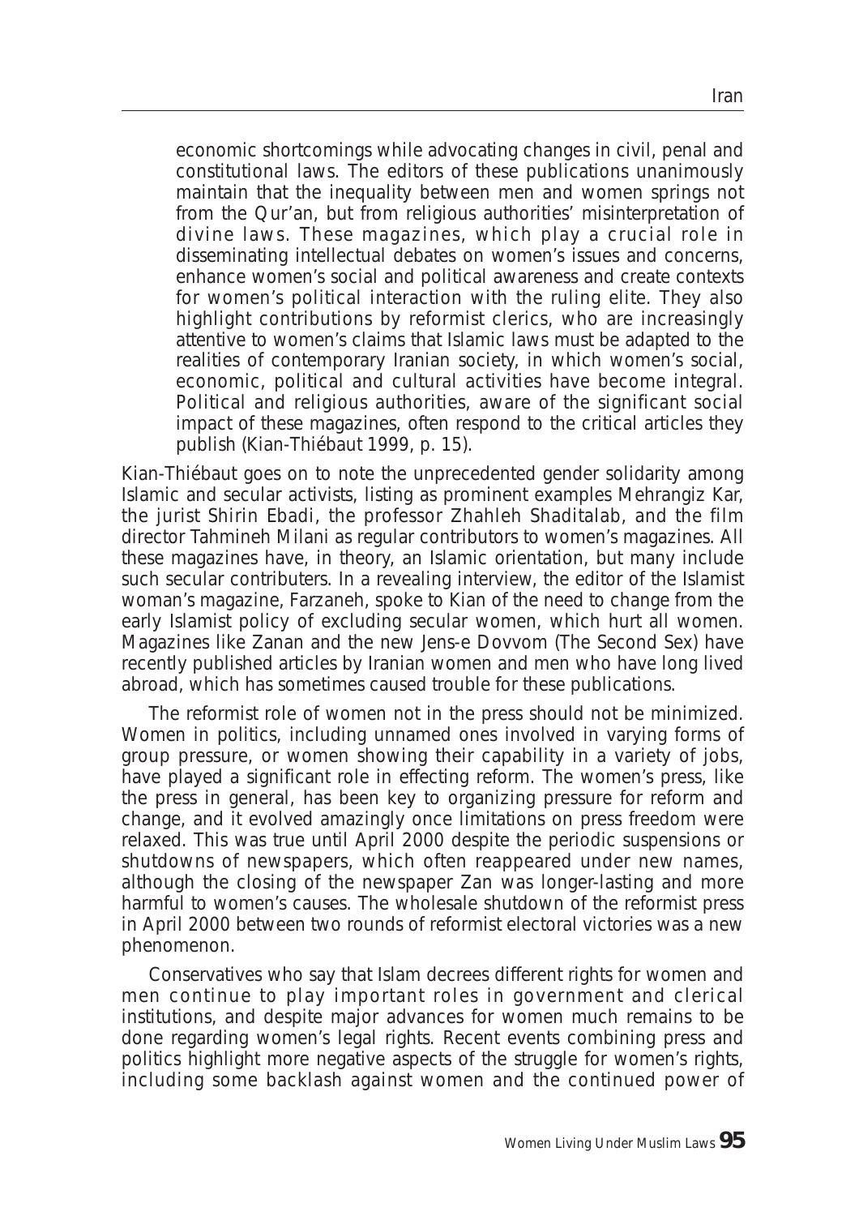> economic shortcomings while advocating changes in civil, penal and constitutional laws. The editors of these publications unanimously maintain that the inequality between men and women springs not from the Qur'an, but from religious authorities' misinterpretation of divine laws. These magazines, which play a crucial role in disseminating intellectual debates on women's issues and concerns, enhance women's social and political awareness and create contexts for women's political interaction with the ruling elite. They also highlight contributions by reformist clerics, who are increasingly attentive to women's claims that Islamic laws must be adapted to the realities of contemporary Iranian society, in which women's social, economic, political and cultural activities have become integral. Political and religious authorities, aware of the significant social impact of these magazines, often respond to the critical articles they publish (Kian-Thiébaut 1999, p. 15).

Kian-Thiébaut goes on to note the unprecedented gender solidarity among Islamic and secular activists, listing as prominent examples Mehrangiz Kar, the jurist Shirin Ebadi, the professor Zhahleh Shaditalab, and the film director Tahmineh Milani as regular contributors to women's magazines. All these magazines have, in theory, an Islamic orientation, but many include such secular contributers. In a revealing interview, the editor of the Islamist woman's magazine, Farzaneh, spoke to Kian of the need to change from the early Islamist policy of excluding secular women, which hurt all women. Magazines like Zanan and the new Jens-e Dovvom (The Second Sex) have recently published articles by Iranian women and men who have long lived abroad, which has sometimes caused trouble for these publications.

The reformist role of women not in the press should not be minimized. Women in politics, including unnamed ones involved in varying forms of group pressure, or women showing their capability in a variety of jobs, have played a significant role in effecting reform. The women's press, like the press in general, has been key to organizing pressure for reform and change, and it evolved amazingly once limitations on press freedom were relaxed. This was true until April 2000 despite the periodic suspensions or shutdowns of newspapers, which often reappeared under new names, although the closing of the newspaper Zan was longer-lasting and more harmful to women's causes. The wholesale shutdown of the reformist press in April 2000 between two rounds of reformist electoral victories was a new phenomenon.

Conservatives who say that Islam decrees different rights for women and men continue to play important roles in government and clerical institutions, and despite major advances for women much remains to be done regarding women's legal rights. Recent events combining press and politics highlight more negative aspects of the struggle for women's rights, including some backlash against women and the continued power of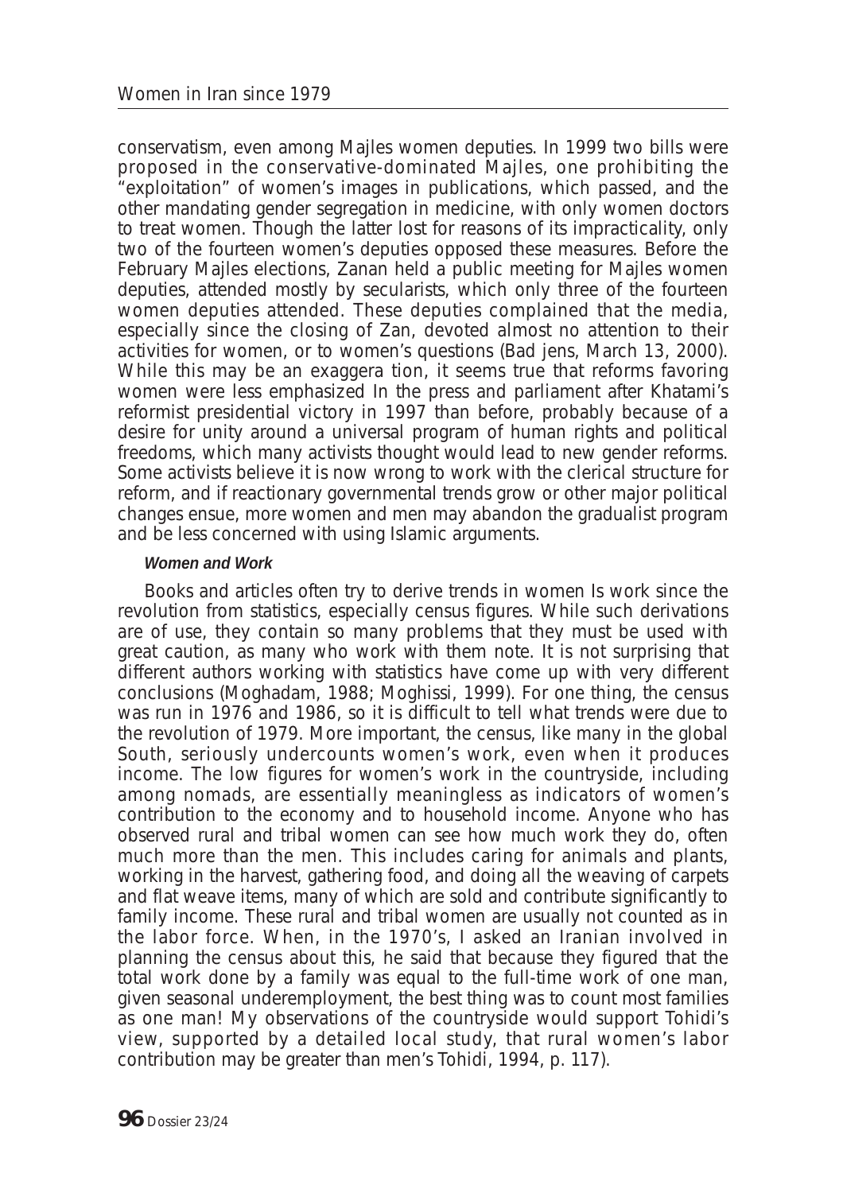conservatism, even among Majles women deputies. In 1999 two bills were proposed in the conservative-dominated Majles, one prohibiting the "exploitation" of women's images in publications, which passed, and the other mandating gender segregation in medicine, with only women doctors to treat women. Though the latter lost for reasons of its impracticality, only two of the fourteen women's deputies opposed these measures. Before the February Majles elections, Zanan held a public meeting for Majles women deputies, attended mostly by secularists, which only three of the fourteen women deputies attended. These deputies complained that the media, especially since the closing of Zan, devoted almost no attention to their activities for women, or to women's questions (Bad jens, March 13, 2000). While this may be an exaggera tion, it seems true that reforms favoring women were less emphasized In the press and parliament after Khatami's reformist presidential victory in 1997 than before, probably because of a desire for unity around a universal program of human rights and political freedoms, which many activists thought would lead to new gender reforms. Some activists believe it is now wrong to work with the clerical structure for reform, and if reactionary governmental trends grow or other major political changes ensue, more women and men may abandon the gradualist program and be less concerned with using Islamic arguments.

#### *Women and Work*

Books and articles often try to derive trends in women Is work since the revolution from statistics, especially census figures. While such derivations are of use, they contain so many problems that they must be used with great caution, as many who work with them note. It is not surprising that different authors working with statistics have come up with very different conclusions (Moghadam, 1988; Moghissi, 1999). For one thing, the census was run in 1976 and 1986, so it is difficult to tell what trends were due to the revolution of 1979. More important, the census, like many in the global South, seriously undercounts women's work, even when it produces income. The low figures for women's work in the countryside, including among nomads, are essentially meaningless as indicators of women's contribution to the economy and to household income. Anyone who has observed rural and tribal women can see how much work they do, often much more than the men. This includes caring for animals and plants, working in the harvest, gathering food, and doing all the weaving of carpets and flat weave items, many of which are sold and contribute significantly to family income. These rural and tribal women are usually not counted as in the labor force. When, in the 1970's, I asked an Iranian involved in planning the census about this, he said that because they figured that the total work done by a family was equal to the full-time work of one man, given seasonal underemployment, the best thing was to count most families as one man! My observations of the countryside would support Tohidi's view, supported by a detailed local study, that rural women's labor contribution may be greater than men's Tohidi, 1994, p. 117).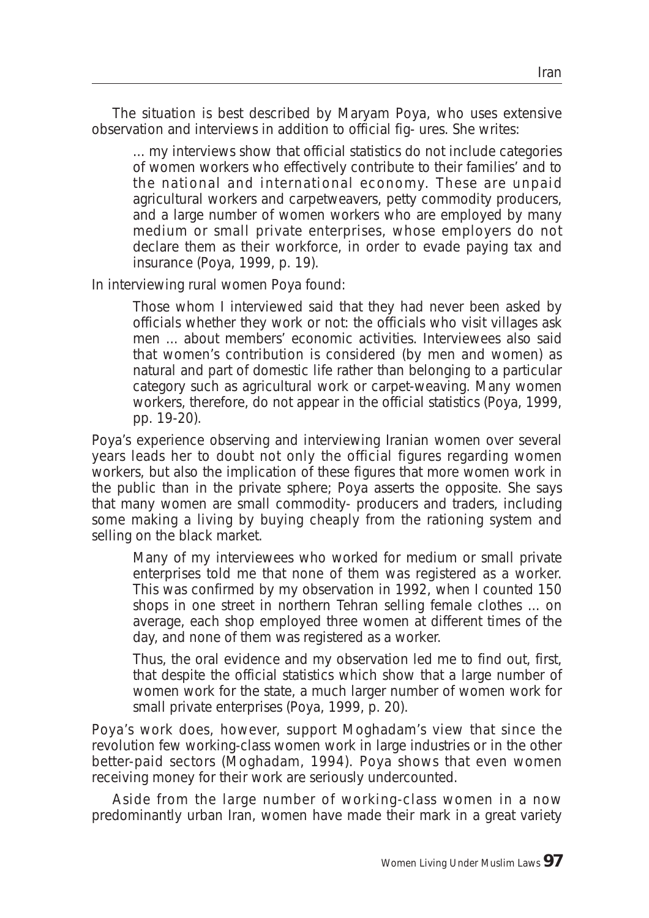The situation is best described by Maryam Poya, who uses extensive observation and interviews in addition to official fig- ures. She writes:

> ... my interviews show that official statistics do not include categories of women workers who effectively contribute to their families' and to the national and international economy. These are unpaid agricultural workers and carpetweavers, petty commodity producers, and a large number of women workers who are employed by many medium or small private enterprises, whose employers do not declare them as their workforce, in order to evade paying tax and insurance (Poya, 1999, p. 19).

In interviewing rural women Poya found:

> Those whom I interviewed said that they had never been asked by officials whether they work or not: the officials who visit villages ask men ... about members' economic activities. Interviewees also said that women's contribution is considered (by men and women) as natural and part of domestic life rather than belonging to a particular category such as agricultural work or carpet-weaving. Many women workers, therefore, do not appear in the official statistics (Poya, 1999, pp. 19-20).

Poya's experience observing and interviewing Iranian women over several years leads her to doubt not only the official figures regarding women workers, but also the implication of these figures that more women work in the public than in the private sphere; Poya asserts the opposite. She says that many women are small commodity- producers and traders, including some making a living by buying cheaply from the rationing system and selling on the black market.

> Many of my interviewees who worked for medium or small private enterprises told me that none of them was registered as a worker. This was confirmed by my observation in 1992, when I counted 150 shops in one street in northern Tehran selling female clothes ... on average, each shop employed three women at different times of the day, and none of them was registered as a worker.
>
> Thus, the oral evidence and my observation led me to find out, first, that despite the official statistics which show that a large number of women work for the state, a much larger number of women work for small private enterprises (Poya, 1999, p. 20).

Poya's work does, however, support Moghadam's view that since the revolution few working-class women work in large industries or in the other better-paid sectors (Moghadam, 1994). Poya shows that even women receiving money for their work are seriously undercounted.

Aside from the large number of working-class women in a now predominantly urban Iran, women have made their mark in a great variety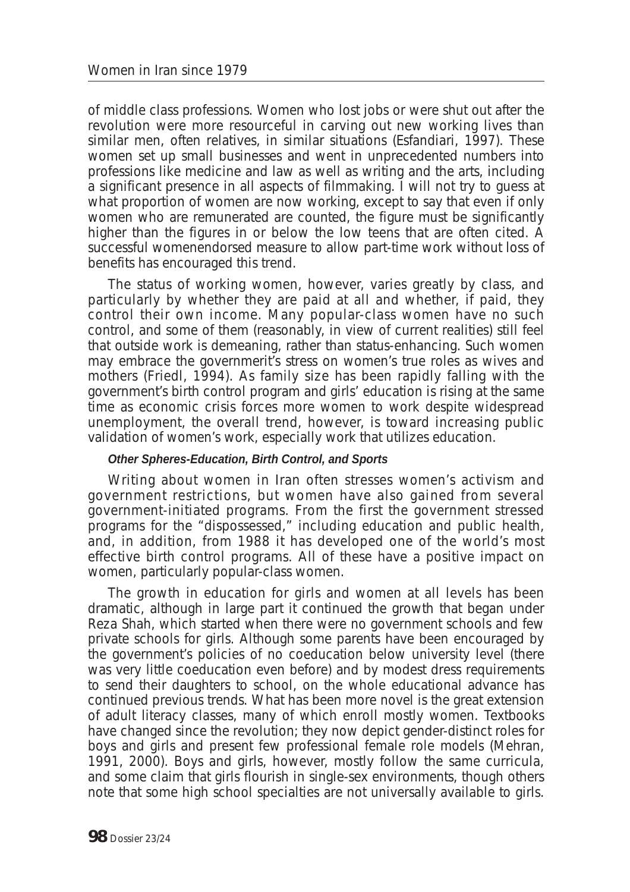of middle class professions. Women who lost jobs or were shut out after the revolution were more resourceful in carving out new working lives than similar men, often relatives, in similar situations (Esfandiari, 1997). These women set up small businesses and went in unprecedented numbers into professions like medicine and law as well as writing and the arts, including a significant presence in all aspects of filmmaking. I will not try to guess at what proportion of women are now working, except to say that even if only women who are remunerated are counted, the figure must be significantly higher than the figures in or below the low teens that are often cited. A successful womenendorsed measure to allow part-time work without loss of benefits has encouraged this trend.

The status of working women, however, varies greatly by class, and particularly by whether they are paid at all and whether, if paid, they control their own income. Many popular-class women have no such control, and some of them (reasonably, in view of current realities) still feel that outside work is demeaning, rather than status-enhancing. Such women may embrace the governmerit's stress on women's true roles as wives and mothers (Friedl, 1994). As family size has been rapidly falling with the government's birth control program and girls' education is rising at the same time as economic crisis forces more women to work despite widespread unemployment, the overall trend, however, is toward increasing public validation of women's work, especially work that utilizes education.

#### *Other Spheres-Education, Birth Control, and Sports*

Writing about women in Iran often stresses women's activism and government restrictions, but women have also gained from several government-initiated programs. From the first the government stressed programs for the "dispossessed," including education and public health, and, in addition, from 1988 it has developed one of the world's most effective birth control programs. All of these have a positive impact on women, particularly popular-class women.

The growth in education for girls and women at all levels has been dramatic, although in large part it continued the growth that began under Reza Shah, which started when there were no government schools and few private schools for girls. Although some parents have been encouraged by the government's policies of no coeducation below university level (there was very little coeducation even before) and by modest dress requirements to send their daughters to school, on the whole educational advance has continued previous trends. What has been more novel is the great extension of adult literacy classes, many of which enroll mostly women. Textbooks have changed since the revolution; they now depict gender-distinct roles for boys and girls and present few professional female role models (Mehran, 1991, 2000). Boys and girls, however, mostly follow the same curricula, and some claim that girls flourish in single-sex environments, though others note that some high school specialties are not universally available to girls.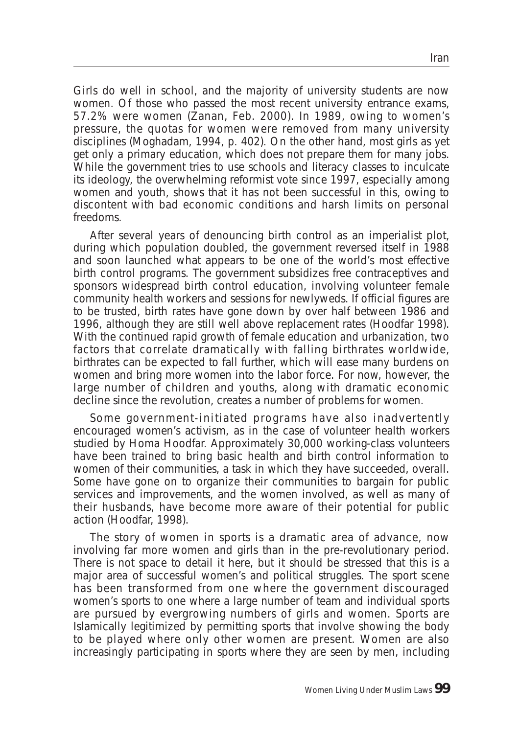Girls do well in school, and the majority of university students are now women. Of those who passed the most recent university entrance exams, 57.2% were women (Zanan, Feb. 2000). In 1989, owing to women's pressure, the quotas for women were removed from many university disciplines (Moghadam, 1994, p. 402). On the other hand, most girls as yet get only a primary education, which does not prepare them for many jobs. While the government tries to use schools and literacy classes to inculcate its ideology, the overwhelming reformist vote since 1997, especially among women and youth, shows that it has not been successful in this, owing to discontent with bad economic conditions and harsh limits on personal freedoms.

After several years of denouncing birth control as an imperialist plot, during which population doubled, the government reversed itself in 1988 and soon launched what appears to be one of the world's most effective birth control programs. The government subsidizes free contraceptives and sponsors widespread birth control education, involving volunteer female community health workers and sessions for newlyweds. If official figures are to be trusted, birth rates have gone down by over half between 1986 and 1996, although they are still well above replacement rates (Hoodfar 1998). With the continued rapid growth of female education and urbanization, two factors that correlate dramatically with falling birthrates worldwide, birthrates can be expected to fall further, which will ease many burdens on women and bring more women into the labor force. For now, however, the large number of children and youths, along with dramatic economic decline since the revolution, creates a number of problems for women.

Some government-initiated programs have also inadvertently encouraged women's activism, as in the case of volunteer health workers studied by Homa Hoodfar. Approximately 30,000 working-class volunteers have been trained to bring basic health and birth control information to women of their communities, a task in which they have succeeded, overall. Some have gone on to organize their communities to bargain for public services and improvements, and the women involved, as well as many of their husbands, have become more aware of their potential for public action (Hoodfar, 1998).

The story of women in sports is a dramatic area of advance, now involving far more women and girls than in the pre-revolutionary period. There is not space to detail it here, but it should be stressed that this is a major area of successful women's and political struggles. The sport scene has been transformed from one where the government discouraged women's sports to one where a large number of team and individual sports are pursued by evergrowing numbers of girls and women. Sports are Islamically legitimized by permitting sports that involve showing the body to be played where only other women are present. Women are also increasingly participating in sports where they are seen by men, including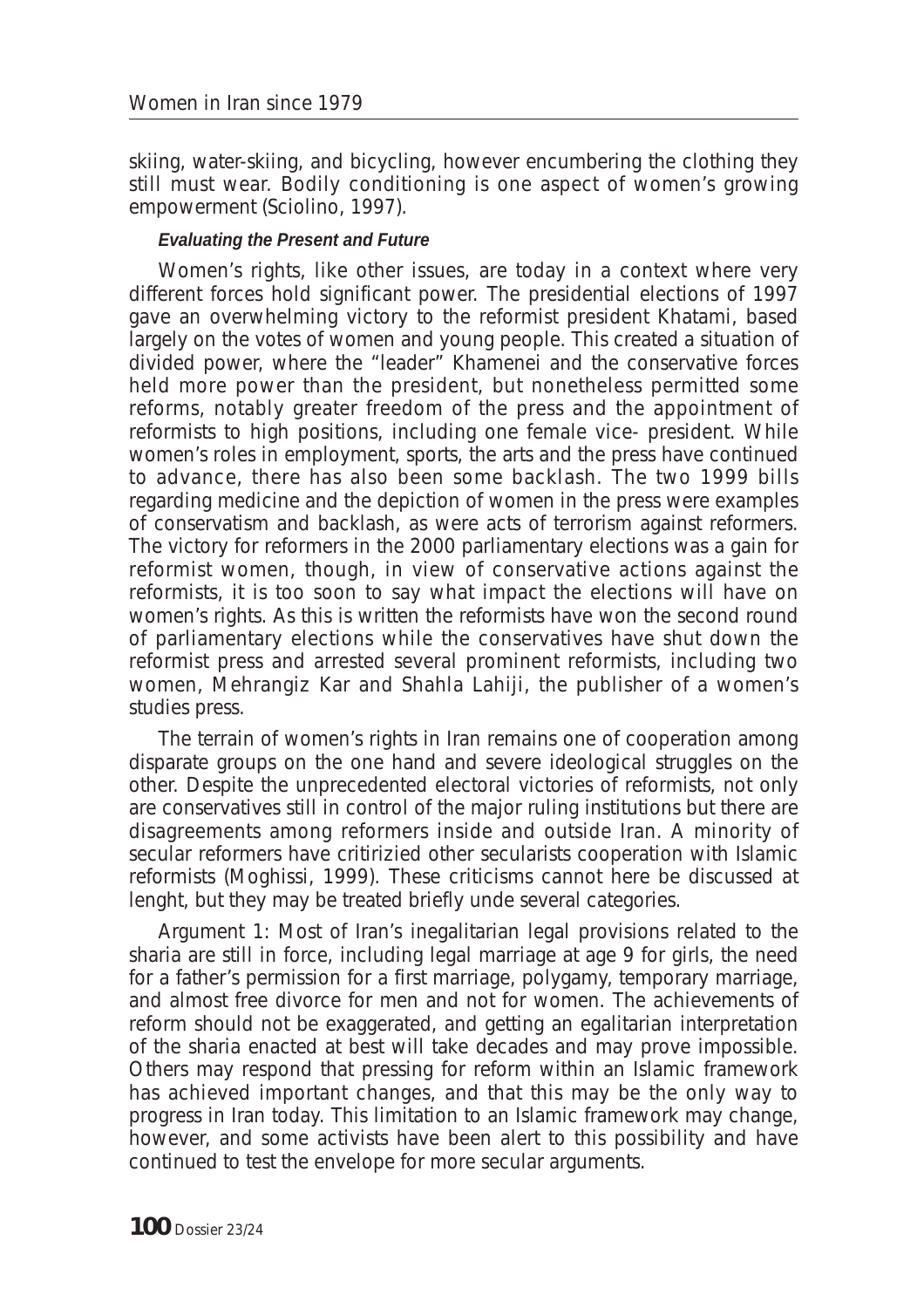skiing, water-skiing, and bicycling, however encumbering the clothing they still must wear. Bodily conditioning is one aspect of women's growing empowerment (Sciolino, 1997).

#### *Evaluating the Present and Future*

Women's rights, like other issues, are today in a context where very different forces hold significant power. The presidential elections of 1997 gave an overwhelming victory to the reformist president Khatami, based largely on the votes of women and young people. This created a situation of divided power, where the "leader" Khamenei and the conservative forces held more power than the president, but nonetheless permitted some reforms, notably greater freedom of the press and the appointment of reformists to high positions, including one female vice- president. While women's roles in employment, sports, the arts and the press have continued to advance, there has also been some backlash. The two 1999 bills regarding medicine and the depiction of women in the press were examples of conservatism and backlash, as were acts of terrorism against reformers. The victory for reformers in the 2000 parliamentary elections was a gain for reformist women, though, in view of conservative actions against the reformists, it is too soon to say what impact the elections will have on women's rights. As this is written the reformists have won the second round of parliamentary elections while the conservatives have shut down the reformist press and arrested several prominent reformists, including two women, Mehrangiz Kar and Shahla Lahiji, the publisher of a women's studies press.

The terrain of women's rights in Iran remains one of cooperation among disparate groups on the one hand and severe ideological struggles on the other. Despite the unprecedented electoral victories of reformists, not only are conservatives still in control of the major ruling institutions but there are disagreements among reformers inside and outside Iran. A minority of secular reformers have critirizied other secularists cooperation with Islamic reformists (Moghissi, 1999). These criticisms cannot here be discussed at lenght, but they may be treated briefly unde several categories.

Argument 1: Most of Iran's inegalitarian legal provisions related to the sharia are still in force, including legal marriage at age 9 for girls, the need for a father's permission for a first marriage, polygamy, temporary marriage, and almost free divorce for men and not for women. The achievements of reform should not be exaggerated, and getting an egalitarian interpretation of the sharia enacted at best will take decades and may prove impossible. Others may respond that pressing for reform within an Islamic framework has achieved important changes, and that this may be the only way to progress in Iran today. This limitation to an Islamic framework may change, however, and some activists have been alert to this possibility and have continued to test the envelope for more secular arguments.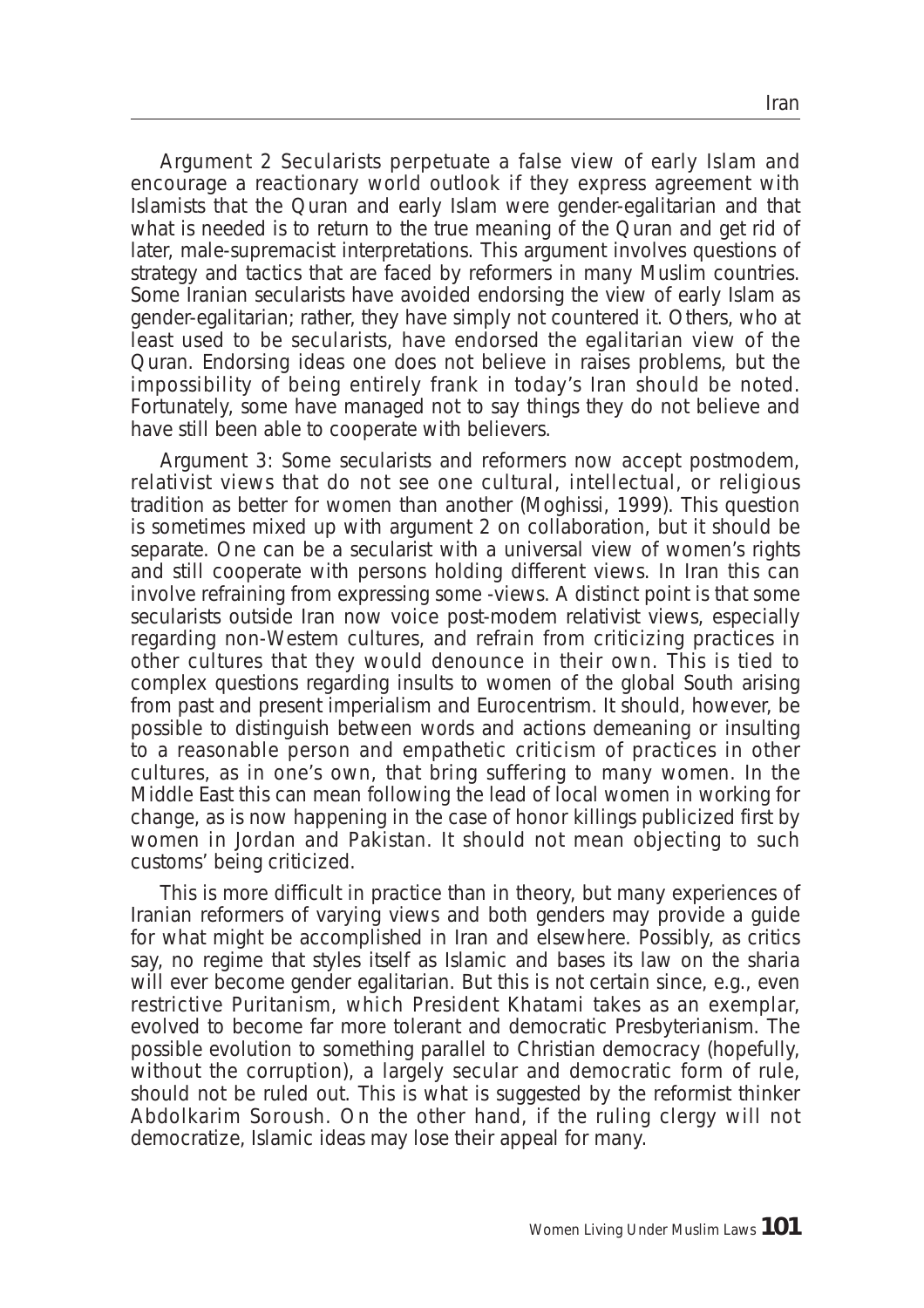Argument 2 Secularists perpetuate a false view of early Islam and encourage a reactionary world outlook if they express agreement with Islamists that the Quran and early Islam were gender-egalitarian and that what is needed is to return to the true meaning of the Quran and get rid of later, male-supremacist interpretations. This argument involves questions of strategy and tactics that are faced by reformers in many Muslim countries. Some Iranian secularists have avoided endorsing the view of early Islam as gender-egalitarian; rather, they have simply not countered it. Others, who at least used to be secularists, have endorsed the egalitarian view of the Quran. Endorsing ideas one does not believe in raises problems, but the impossibility of being entirely frank in today's Iran should be noted. Fortunately, some have managed not to say things they do not believe and have still been able to cooperate with believers.

Argument 3: Some secularists and reformers now accept postmodem, relativist views that do not see one cultural, intellectual, or religious tradition as better for women than another (Moghissi, 1999). This question is sometimes mixed up with argument 2 on collaboration, but it should be separate. One can be a secularist with a universal view of women's rights and still cooperate with persons holding different views. In Iran this can involve refraining from expressing some -views. A distinct point is that some secularists outside Iran now voice post-modem relativist views, especially regarding non-Westem cultures, and refrain from criticizing practices in other cultures that they would denounce in their own. This is tied to complex questions regarding insults to women of the global South arising from past and present imperialism and Eurocentrism. It should, however, be possible to distinguish between words and actions demeaning or insulting to a reasonable person and empathetic criticism of practices in other cultures, as in one's own, that bring suffering to many women. In the Middle East this can mean following the lead of local women in working for change, as is now happening in the case of honor killings publicized first by women in Jordan and Pakistan. It should not mean objecting to such customs' being criticized.

This is more difficult in practice than in theory, but many experiences of Iranian reformers of varying views and both genders may provide a guide for what might be accomplished in Iran and elsewhere. Possibly, as critics say, no regime that styles itself as Islamic and bases its law on the sharia will ever become gender egalitarian. But this is not certain since, e.g., even restrictive Puritanism, which President Khatami takes as an exemplar, evolved to become far more tolerant and democratic Presbyterianism. The possible evolution to something parallel to Christian democracy (hopefully, without the corruption), a largely secular and democratic form of rule, should not be ruled out. This is what is suggested by the reformist thinker Abdolkarim Soroush. On the other hand, if the ruling clergy will not democratize, Islamic ideas may lose their appeal for many.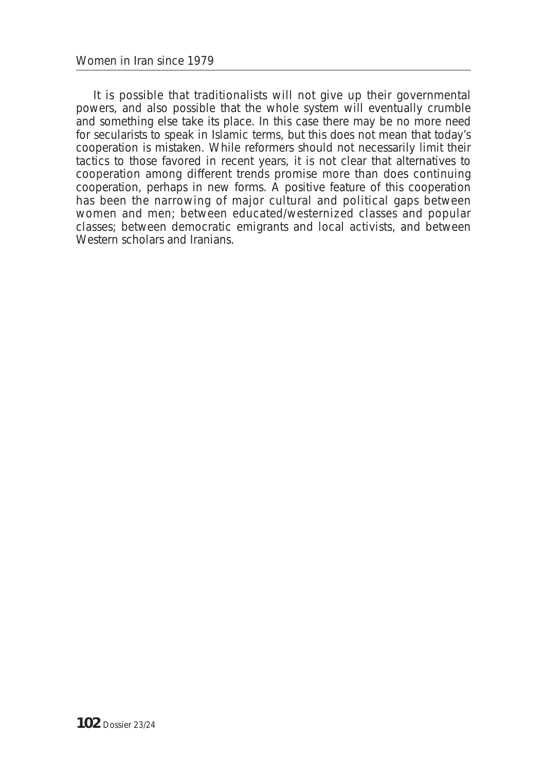It is possible that traditionalists will not give up their governmental powers, and also possible that the whole system will eventually crumble and something else take its place. In this case there may be no more need for secularists to speak in Islamic terms, but this does not mean that today's cooperation is mistaken. While reformers should not necessarily limit their tactics to those favored in recent years, it is not clear that alternatives to cooperation among different trends promise more than does continuing cooperation, perhaps in new forms. A positive feature of this cooperation has been the narrowing of major cultural and political gaps between women and men; between educated/westernized classes and popular classes; between democratic emigrants and local activists, and between Western scholars and Iranians.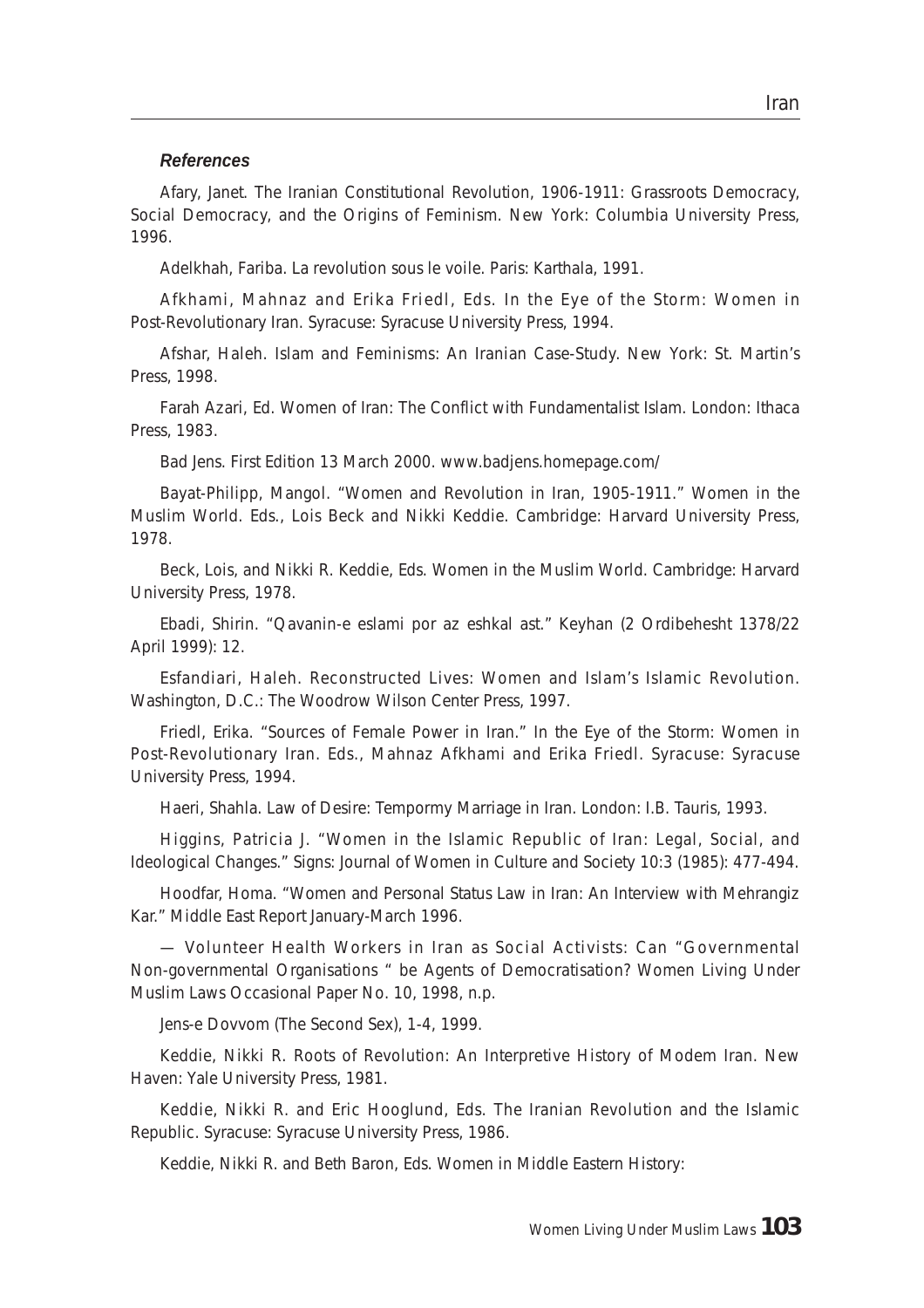### *References*

Afary, Janet. The Iranian Constitutional Revolution, 1906-1911: Grassroots Democracy, Social Democracy, and the Origins of Feminism. New York: Columbia University Press, 1996.

Adelkhah, Fariba. La revolution sous le voile. Paris: Karthala, 1991.

Afkhami, Mahnaz and Erika Friedl, Eds. In the Eye of the Storm: Women in Post-Revolutionary Iran. Syracuse: Syracuse University Press, 1994.

Afshar, Haleh. Islam and Feminisms: An Iranian Case-Study. New York: St. Martin's Press, 1998.

Farah Azari, Ed. Women of Iran: The Conflict with Fundamentalist Islam. London: Ithaca Press, 1983.

Bad Jens. First Edition 13 March 2000. www.badjens.homepage.com/

Bayat-Philipp, Mangol. "Women and Revolution in Iran, 1905-1911." Women in the Muslim World. Eds., Lois Beck and Nikki Keddie. Cambridge: Harvard University Press, 1978.

Beck, Lois, and Nikki R. Keddie, Eds. Women in the Muslim World. Cambridge: Harvard University Press, 1978.

Ebadi, Shirin. "Qavanin-e eslami por az eshkal ast." Keyhan (2 Ordibehesht 1378/22 April 1999): 12.

Esfandiari, Haleh. Reconstructed Lives: Women and Islam's Islamic Revolution. Washington, D.C.: The Woodrow Wilson Center Press, 1997.

Friedl, Erika. "Sources of Female Power in Iran." In the Eye of the Storm: Women in Post-Revolutionary Iran. Eds., Mahnaz Afkhami and Erika Friedl. Syracuse: Syracuse University Press, 1994.

Haeri, Shahla. Law of Desire: Tempormy Marriage in Iran. London: I.B. Tauris, 1993.

Higgins, Patricia J. "Women in the Islamic Republic of Iran: Legal, Social, and Ideological Changes." Signs: Journal of Women in Culture and Society 10:3 (1985): 477-494.

Hoodfar, Homa. "Women and Personal Status Law in Iran: An Interview with Mehrangiz Kar." Middle East Report January-March 1996.

— Volunteer Health Workers in Iran as Social Activists: Can "Governmental Non-governmental Organisations " be Agents of Democratisation? Women Living Under Muslim Laws Occasional Paper No. 10, 1998, n.p.

Jens-e Dovvom (The Second Sex), 1-4, 1999.

Keddie, Nikki R. Roots of Revolution: An Interpretive History of Modem Iran. New Haven: Yale University Press, 1981.

Keddie, Nikki R. and Eric Hooglund, Eds. The Iranian Revolution and the Islamic Republic. Syracuse: Syracuse University Press, 1986.

Keddie, Nikki R. and Beth Baron, Eds. Women in Middle Eastern History: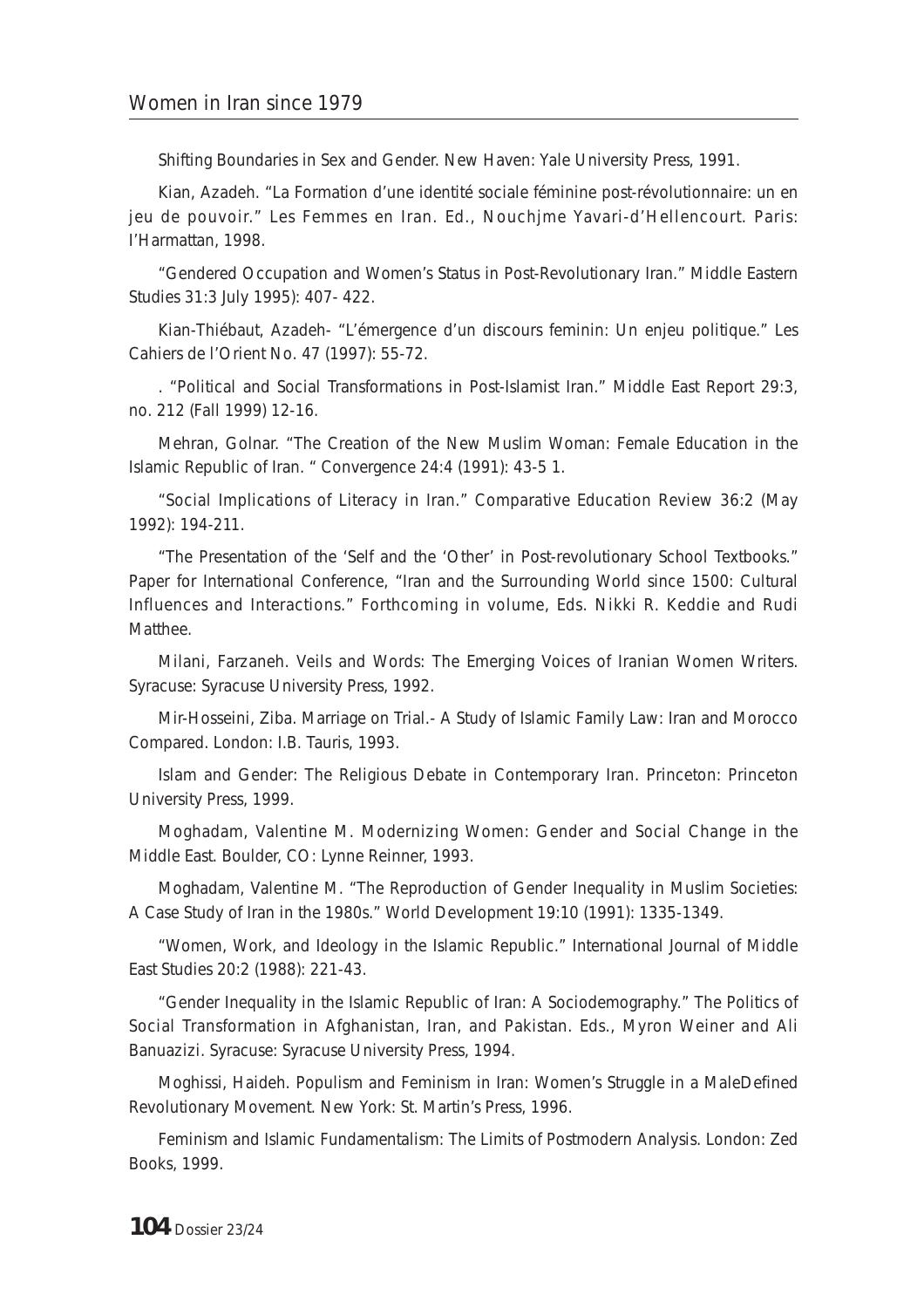Shifting Boundaries in Sex and Gender. New Haven: Yale University Press, 1991.

Kian, Azadeh. "La Formation d'une identité sociale féminine post-révolutionnaire: un en jeu de pouvoir." Les Femmes en Iran. Ed., Nouchjme Yavari-d'Hellencourt. Paris: l'Harmattan, 1998.

"Gendered Occupation and Women's Status in Post-Revolutionary Iran." Middle Eastern Studies 31:3 July 1995): 407- 422.

Kian-Thiébaut, Azadeh- "L'émergence d'un discours feminin: Un enjeu politique." Les Cahiers de l'Orient No. 47 (1997): 55-72.

. "Political and Social Transformations in Post-Islamist Iran." Middle East Report 29:3, no. 212 (Fall 1999) 12-16.

Mehran, Golnar. "The Creation of the New Muslim Woman: Female Education in the Islamic Republic of Iran. " Convergence 24:4 (1991): 43-5 1.

"Social Implications of Literacy in Iran." Comparative Education Review 36:2 (May 1992): 194-211.

"The Presentation of the 'Self and the 'Other' in Post-revolutionary School Textbooks." Paper for International Conference, "Iran and the Surrounding World since 1500: Cultural Influences and Interactions." Forthcoming in volume, Eds. Nikki R. Keddie and Rudi Matthee.

Milani, Farzaneh. Veils and Words: The Emerging Voices of Iranian Women Writers. Syracuse: Syracuse University Press, 1992.

Mir-Hosseini, Ziba. Marriage on Trial.- A Study of Islamic Family Law: Iran and Morocco Compared. London: I.B. Tauris, 1993.

Islam and Gender: The Religious Debate in Contemporary Iran. Princeton: Princeton University Press, 1999.

Moghadam, Valentine M. Modernizing Women: Gender and Social Change in the Middle East. Boulder, CO: Lynne Reinner, 1993.

Moghadam, Valentine M. "The Reproduction of Gender Inequality in Muslim Societies: A Case Study of Iran in the 1980s." World Development 19:10 (1991): 1335-1349.

"Women, Work, and Ideology in the Islamic Republic." International Journal of Middle East Studies 20:2 (1988): 221-43.

"Gender Inequality in the Islamic Republic of Iran: A Sociodemography." The Politics of Social Transformation in Afghanistan, Iran, and Pakistan. Eds., Myron Weiner and Ali Banuazizi. Syracuse: Syracuse University Press, 1994.

Moghissi, Haideh. Populism and Feminism in Iran: Women's Struggle in a MaleDefined Revolutionary Movement. New York: St. Martin's Press, 1996.

Feminism and Islamic Fundamentalism: The Limits of Postmodern Analysis. London: Zed Books, 1999.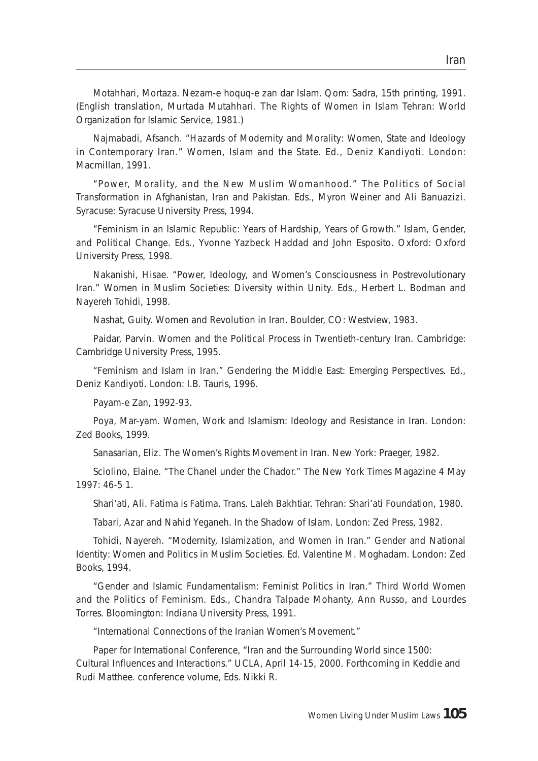Motahhari, Mortaza. Nezam-e hoquq-e zan dar Islam. Qom: Sadra, 15th printing, 1991. (English translation, Murtada Mutahhari. The Rights of Women in Islam Tehran: World Organization for Islamic Service, 1981.)

Najmabadi, Afsanch. "Hazards of Modernity and Morality: Women, State and Ideology in Contemporary Iran." Women, Islam and the State. Ed., Deniz Kandiyoti. London: Macmillan, 1991.

"Power, Morality, and the New Muslim Womanhood." The Politics of Social Transformation in Afghanistan, Iran and Pakistan. Eds., Myron Weiner and Ali Banuazizi. Syracuse: Syracuse University Press, 1994.

"Feminism in an Islamic Republic: Years of Hardship, Years of Growth." Islam, Gender, and Political Change. Eds., Yvonne Yazbeck Haddad and John Esposito. Oxford: Oxford University Press, 1998.

Nakanishi, Hisae. "Power, Ideology, and Women's Consciousness in Postrevolutionary Iran." Women in Muslim Societies: Diversity within Unity. Eds., Herbert L. Bodman and Nayereh Tohidi, 1998.

Nashat, Guity. Women and Revolution in Iran. Boulder, CO: Westview, 1983.

Paidar, Parvin. Women and the Political Process in Twentieth-century Iran. Cambridge: Cambridge University Press, 1995.

"Feminism and Islam in Iran." Gendering the Middle East: Emerging Perspectives. Ed., Deniz Kandiyoti. London: I.B. Tauris, 1996.

Payam-e Zan, 1992-93.

Poya, Mar-yam. Women, Work and Islamism: Ideology and Resistance in Iran. London: Zed Books, 1999.

Sanasarian, Eliz. The Women's Rights Movement in Iran. New York: Praeger, 1982.

Sciolino, Elaine. "The Chanel under the Chador." The New York Times Magazine 4 May 1997: 46-5 1.

Shari'ati, Ali. Fatima is Fatima. Trans. Laleh Bakhtiar. Tehran: Shari'ati Foundation, 1980.

Tabari, Azar and Nahid Yeganeh. In the Shadow of Islam. London: Zed Press, 1982.

Tohidi, Nayereh. "Modernity, Islamization, and Women in Iran." Gender and National Identity: Women and Politics in Muslim Societies. Ed. Valentine M. Moghadam. London: Zed Books, 1994.

"Gender and Islamic Fundamentalism: Feminist Politics in Iran." Third World Women and the Politics of Feminism. Eds., Chandra Talpade Mohanty, Ann Russo, and Lourdes Torres. Bloomington: Indiana University Press, 1991.

"International Connections of the Iranian Women's Movement."

Paper for International Conference, "Iran and the Surrounding World since 1500: Cultural Influences and Interactions." UCLA, April 14-15, 2000. Forthcoming in Keddie and Rudi Matthee. conference volume, Eds. Nikki R.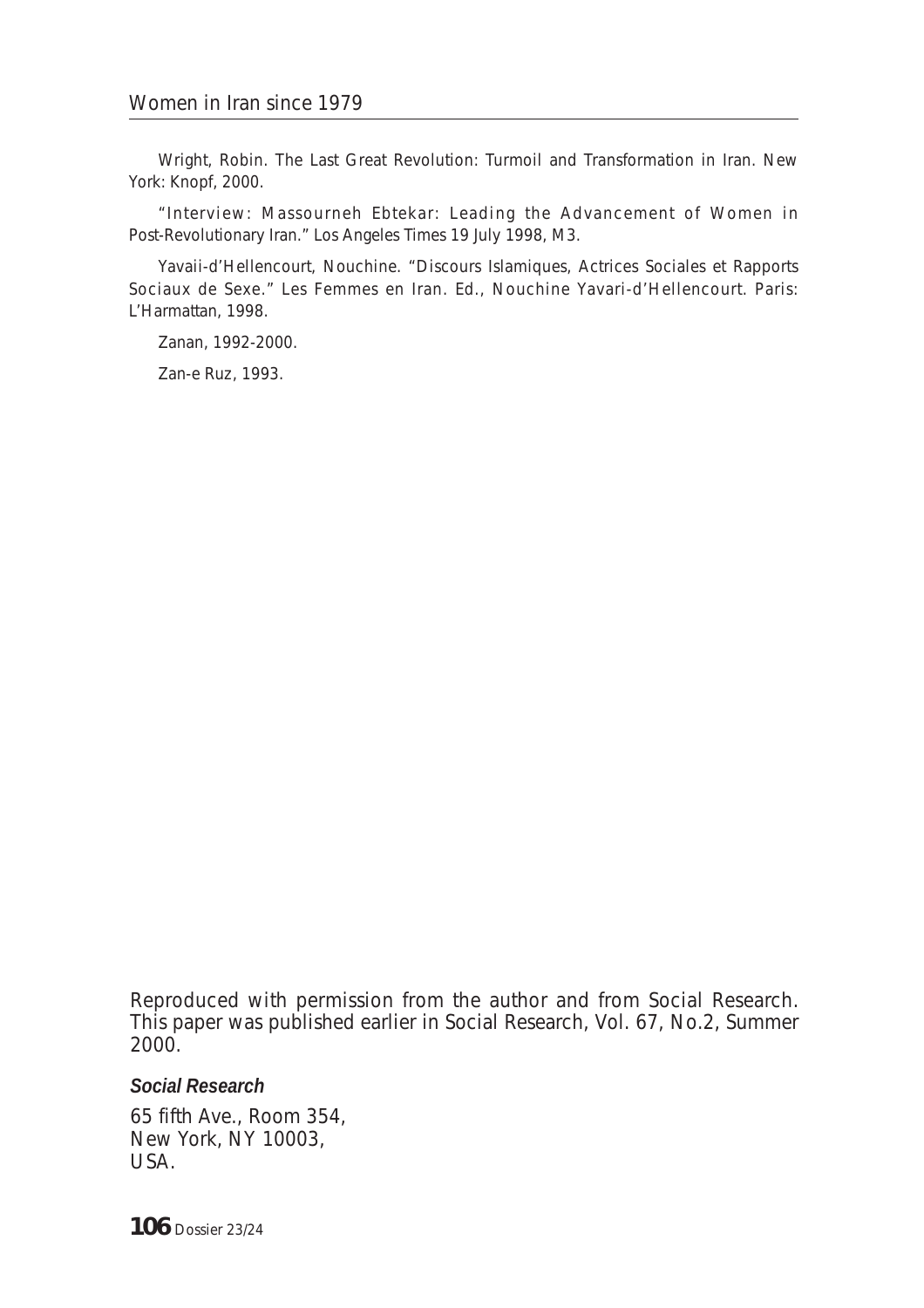Wright, Robin. *The Last Great Revolution: Turmoil and Transformation in Iran*. New York: Knopf, 2000.

"Interview: Massourneh Ebtekar: Leading the Advancement of Women in Post-Revolutionary Iran." *Los Angeles Times* 19 July 1998, M3.

Yavaii-d'Hellencourt, Nouchine. "Discours Islamiques, Actrices Sociales et Rapports Sociaux de Sexe." *Les Femmes en Iran*. Ed., Nouchine Yavari-d'Hellencourt. Paris: L'Harmattan, 1998.

*Zanan*, 1992-2000.

*Zan-e Ruz*, 1993.

Reproduced with permission from the author and from Social Research. This paper was published earlier in Social Research, Vol. 67, No.2, Summer 2000.

***Social Research***

65 fifth Ave., Room 354,
New York, NY 10003,
USA.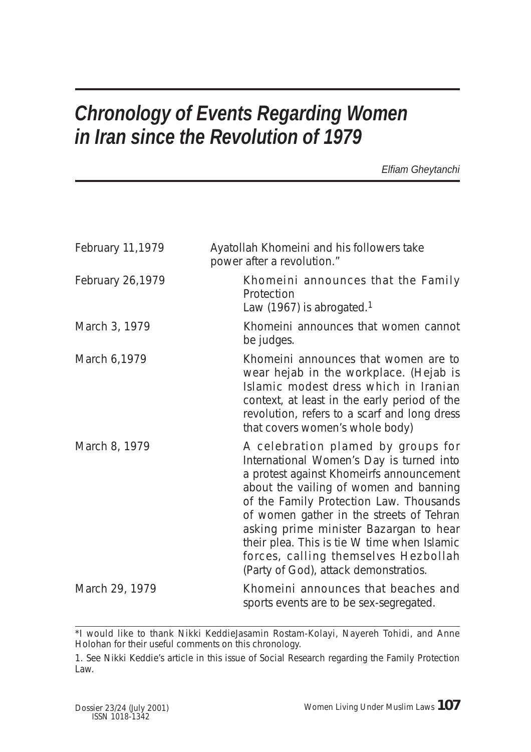# *Chronology of Events Regarding Women in Iran since the Revolution of 1979*

*Elfiam Gheytanchi*

| | |
|---|---|
| February 11,1979 | Ayatollah Khomeini and his followers take power after a revolution." |
| February 26,1979 | Khomeini announces that the Family Protection Law (1967) is abrogated.[1] |
| March 3, 1979 | Khomeini announces that women cannot be judges. |
| March 6,1979 | Khomeini announces that women are to wear hejab in the workplace. (Hejab is Islamic modest dress which in Iranian context, at least in the early period of the revolution, refers to a scarf and long dress that covers women's whole body) |
| March 8, 1979 | A celebration plamed by groups for International Women's Day is turned into a protest against Khomeirfs announcement about the vailing of women and banning of the Family Protection Law. Thousands of women gather in the streets of Tehran asking prime minister Bazargan to hear their plea. This is tie W time when Islamic forces, calling themselves Hezbollah (Party of God), attack demonstratios. |
| March 29, 1979 | Khomeini announces that beaches and sports events are to be sex-segregated. |

---

*I would like to thank Nikki KeddieJasamin Rostam-Kolayi, Nayereh Tohidi, and Anne Holohan for their useful comments on this chronology.

1. See Nikki Keddie's article in this issue of Social Research regarding the Family Protection Law.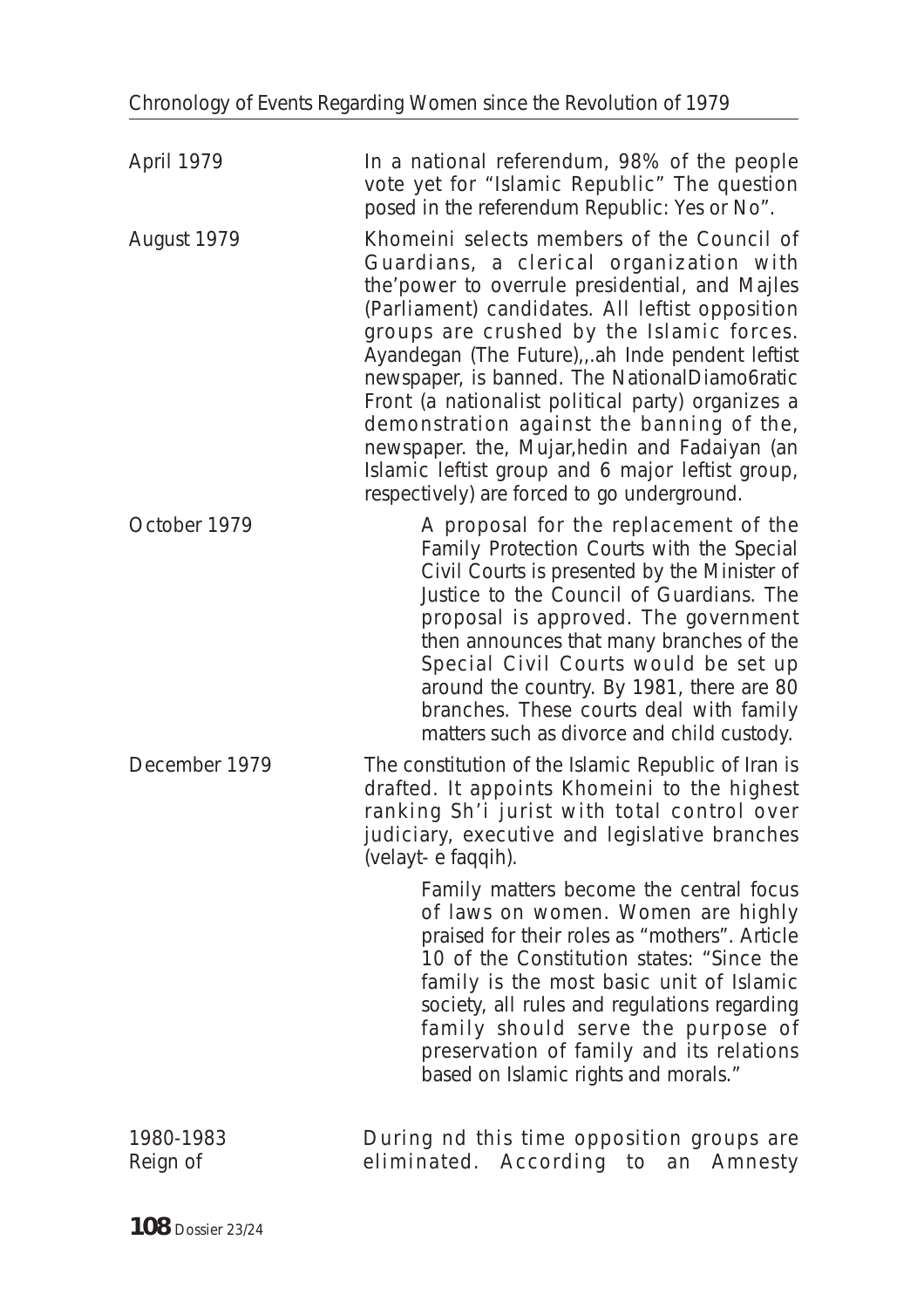| | |
|---|---|
| April 1979 | In a national referendum, 98% of the people vote yet for "Islamic Republic" The question posed in the referendum Republic: Yes or No". |
| August 1979 | Khomeini selects members of the Council of Guardians, a clerical organization with the'power to overrule presidential, and Majles (Parliament) candidates. All leftist opposition groups are crushed by the Islamic forces. Ayandegan (The Future),,.ah Inde pendent leftist newspaper, is banned. The NationalDiamo6ratic Front (a nationalist political party) organizes a demonstration against the banning of the, newspaper. the, Mujar,hedin and Fadaiyan (an Islamic leftist group and 6 major leftist group, respectively) are forced to go underground. |
| October 1979 | A proposal for the replacement of the Family Protection Courts with the Special Civil Courts is presented by the Minister of Justice to the Council of Guardians. The proposal is approved. The government then announces that many branches of the Special Civil Courts would be set up around the country. By 1981, there are 80 branches. These courts deal with family matters such as divorce and child custody. |
| December 1979 | The constitution of the Islamic Republic of Iran is drafted. It appoints Khomeini to the highest ranking Sh'i jurist with total control over judiciary, executive and legislative branches (velayt- e faqqih). |
| | Family matters become the central focus of laws on women. Women are highly praised for their roles as "mothers". Article 10 of the Constitution states: "Since the family is the most basic unit of Islamic society, all rules and regulations regarding family should serve the purpose of preservation of family and its relations based on Islamic rights and morals." |
| 1980-1983 Reign of | During nd this time opposition groups are eliminated. According to an Amnesty |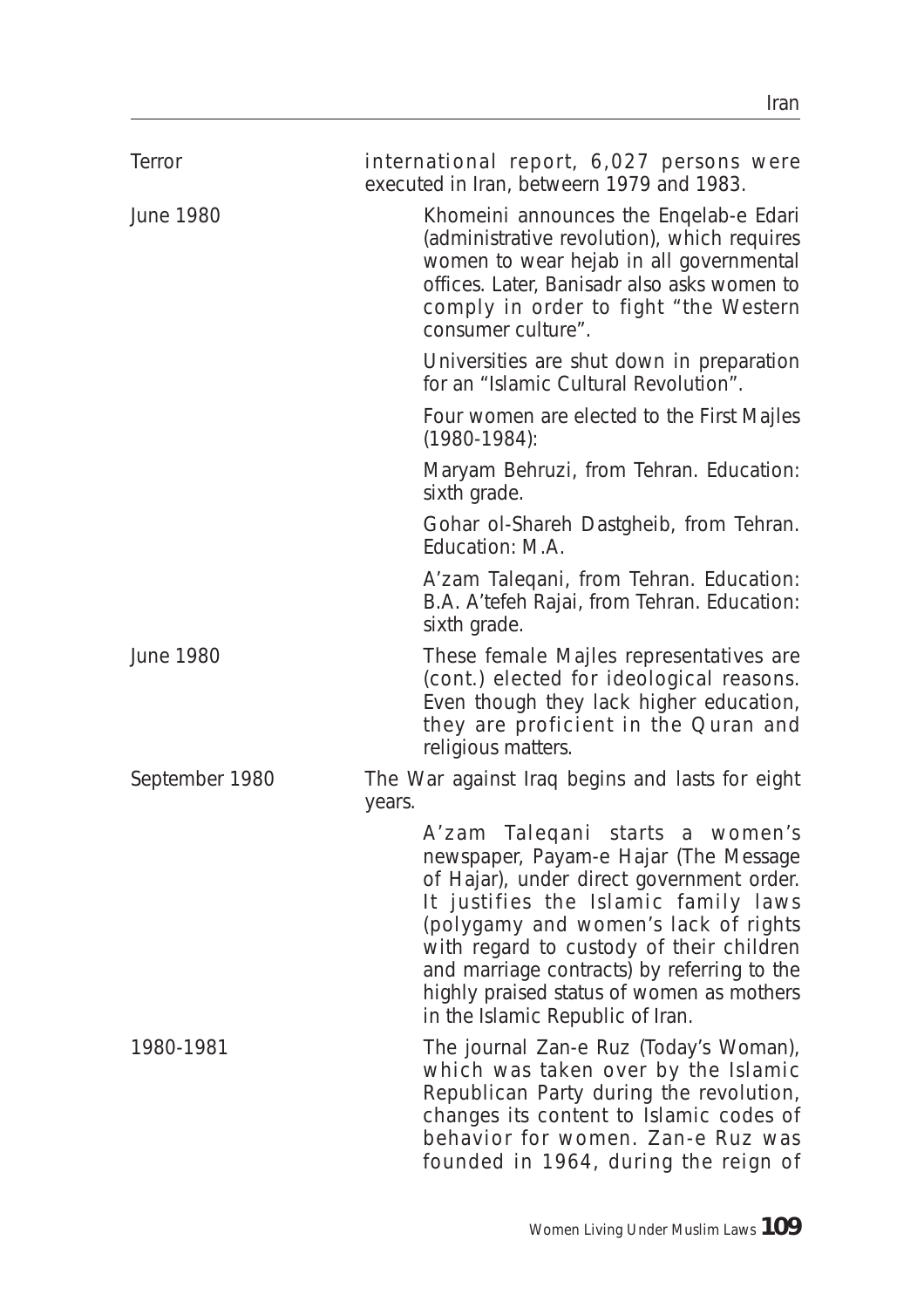| | |
|---|---|
| Terror | international report, 6,027 persons were executed in Iran, betweern 1979 and 1983. |
| June 1980 | Khomeini announces the Enqelab-e Edari (administrative revolution), which requires women to wear hejab in all governmental offices. Later, Banisadr also asks women to comply in order to fight "the Western consumer culture". |
| | Universities are shut down in preparation for an "Islamic Cultural Revolution". |
| | Four women are elected to the First Majles (1980-1984): |
| | Maryam Behruzi, from Tehran. Education: sixth grade. |
| | Gohar ol-Shareh Dastgheib, from Tehran. Education: M.A. |
| | A'zam Taleqani, from Tehran. Education: B.A. A'tefeh Rajai, from Tehran. Education: sixth grade. |
| June 1980 (cont.) | These female Majles representatives are elected for ideological reasons. Even though they lack higher education, they are proficient in the Quran and religious matters. |
| September 1980 | The War against Iraq begins and lasts for eight years. |
| | A'zam Taleqani starts a women's newspaper, Payam-e Hajar (The Message of Hajar), under direct government order. It justifies the Islamic family laws (polygamy and women's lack of rights with regard to custody of their children and marriage contracts) by referring to the highly praised status of women as mothers in the Islamic Republic of Iran. |
| 1980-1981 | The journal Zan-e Ruz (Today's Woman), which was taken over by the Islamic Republican Party during the revolution, changes its content to Islamic codes of behavior for women. Zan-e Ruz was founded in 1964, during the reign of |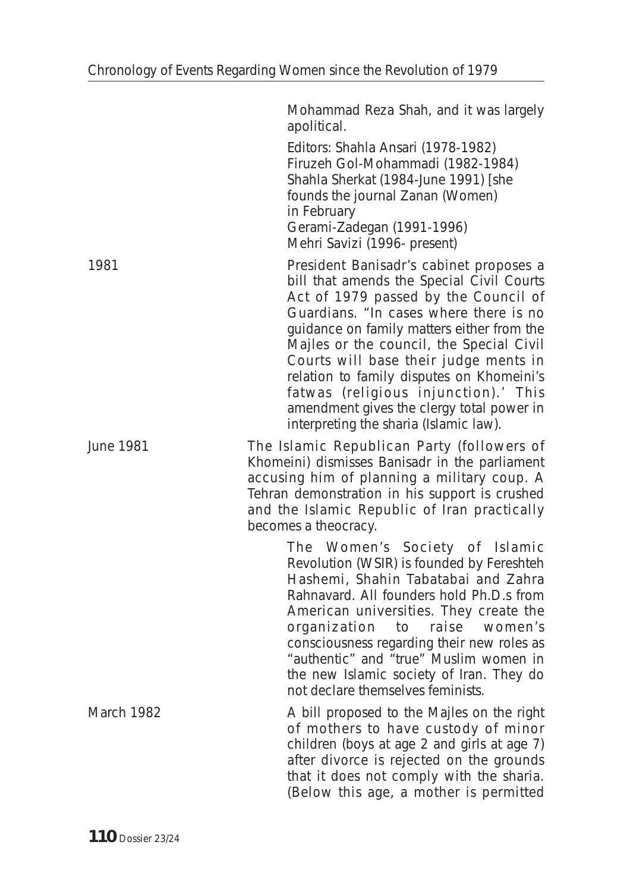Mohammad Reza Shah, and it was largely apolitical.

Editors: Shahla Ansari (1978-1982)
Firuzeh Gol-Mohammadi (1982-1984)
Shahla Sherkat (1984-June 1991) [she founds the journal Zanan (Women) in February
Gerami-Zadegan (1991-1996)
Mehri Savizi (1996- present)

1981

President Banisadr's cabinet proposes a bill that amends the Special Civil Courts Act of 1979 passed by the Council of Guardians. "In cases where there is no guidance on family matters either from the Majles or the council, the Special Civil Courts will base their judge ments in relation to family disputes on Khomeini's fatwas (religious injunction).' This amendment gives the clergy total power in interpreting the sharia (Islamic law).

June 1981

The Islamic Republican Party (followers of Khomeini) dismisses Banisadr in the parliament accusing him of planning a military coup. A Tehran demonstration in his support is crushed and the Islamic Republic of Iran practically becomes a theocracy.

The Women's Society of Islamic Revolution (WSIR) is founded by Fereshteh Hashemi, Shahin Tabatabai and Zahra Rahnavard. All founders hold Ph.D.s from American universities. They create the organization to raise women's consciousness regarding their new roles as "authentic" and "true" Muslim women in the new Islamic society of Iran. They do not declare themselves feminists.

March 1982

A bill proposed to the Majles on the right of mothers to have custody of minor children (boys at age 2 and girls at age 7) after divorce is rejected on the grounds that it does not comply with the sharia. (Below this age, a mother is permitted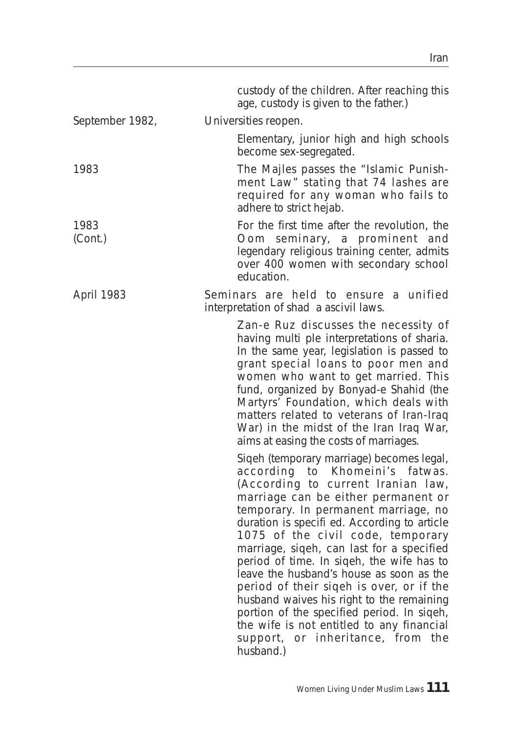custody of the children. After reaching this age, custody is given to the father.)

**September 1982,** Universities reopen.

Elementary, junior high and high schools become sex-segregated.

**1983** The Majles passes the "Islamic Punishment Law" stating that 74 lashes are required for any woman who fails to adhere to strict hejab.

**1983 (Cont.)** For the first time after the revolution, the Oom seminary, a prominent and legendary religious training center, admits over 400 women with secondary school education.

**April 1983** Seminars are held to ensure a unified interpretation of shad a ascivil laws.

Zan-e Ruz discusses the necessity of having multi ple interpretations of sharia. In the same year, legislation is passed to grant special loans to poor men and women who want to get married. This fund, organized by Bonyad-e Shahid (the Martyrs' Foundation, which deals with matters related to veterans of Iran-Iraq War) in the midst of the Iran Iraq War, aims at easing the costs of marriages.

Siqeh (temporary marriage) becomes legal, according to Khomeini's fatwas. (According to current Iranian law, marriage can be either permanent or temporary. In permanent marriage, no duration is specifi ed. According to article 1075 of the civil code, temporary marriage, siqeh, can last for a specified period of time. In siqeh, the wife has to leave the husband's house as soon as the period of their siqeh is over, or if the husband waives his right to the remaining portion of the specified period. In siqeh, the wife is not entitled to any financial support, or inheritance, from the husband.)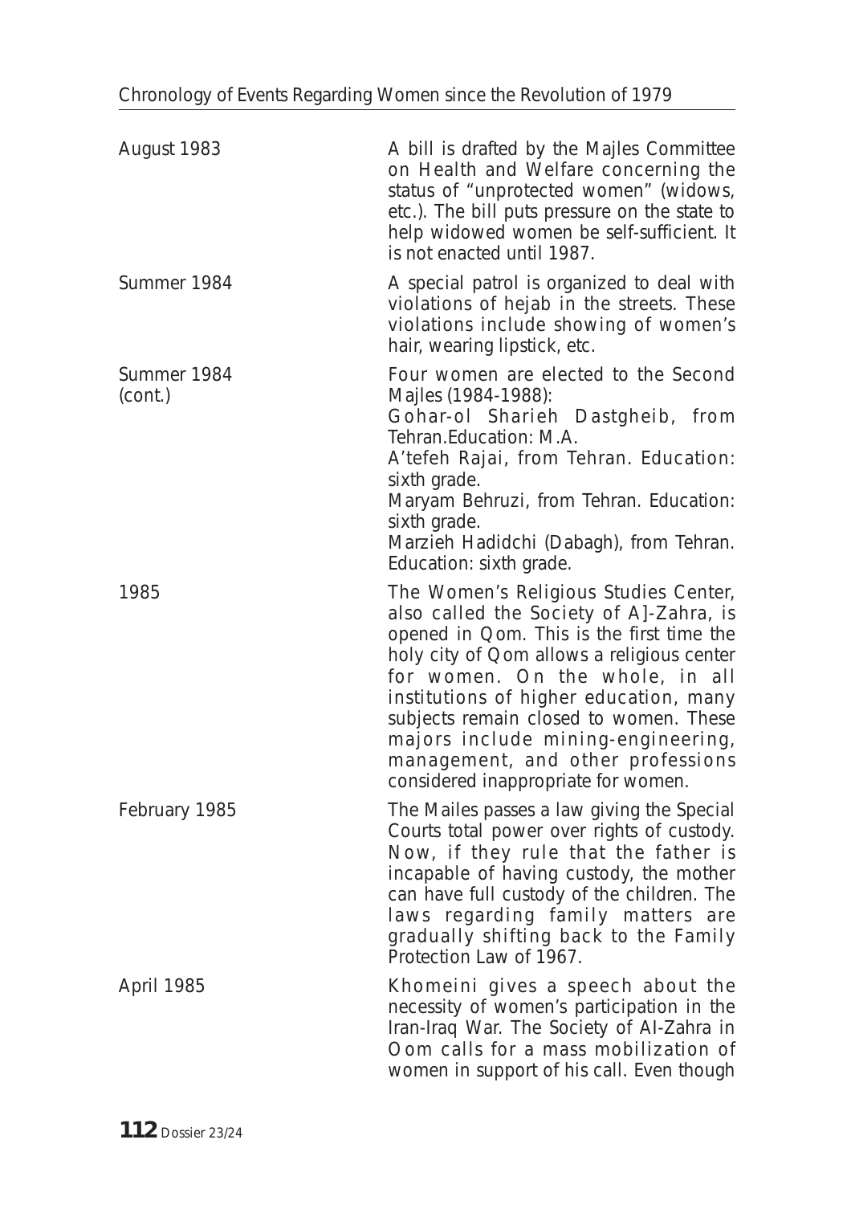| | |
|---|---|
| August 1983 | A bill is drafted by the Majles Committee on Health and Welfare concerning the status of "unprotected women" (widows, etc.). The bill puts pressure on the state to help widowed women be self-sufficient. It is not enacted until 1987. |
| Summer 1984 | A special patrol is organized to deal with violations of hejab in the streets. These violations include showing of women's hair, wearing lipstick, etc. |
| Summer 1984 (cont.) | Four women are elected to the Second Majles (1984-1988):<br>Gohar-ol Sharieh Dastgheib, from Tehran.Education: M.A.<br>A'tefeh Rajai, from Tehran. Education: sixth grade.<br>Maryam Behruzi, from Tehran. Education: sixth grade.<br>Marzieh Hadidchi (Dabagh), from Tehran. Education: sixth grade. |
| 1985 | The Women's Religious Studies Center, also called the Society of Al-Zahra, is opened in Qom. This is the first time the holy city of Qom allows a religious center for women. On the whole, in all institutions of higher education, many subjects remain closed to women. These majors include mining-engineering, management, and other professions considered inappropriate for women. |
| February 1985 | The Mailes passes a law giving the Special Courts total power over rights of custody. Now, if they rule that the father is incapable of having custody, the mother can have full custody of the children. The laws regarding family matters are gradually shifting back to the Family Protection Law of 1967. |
| April 1985 | Khomeini gives a speech about the necessity of women's participation in the Iran-Iraq War. The Society of Al-Zahra in Qom calls for a mass mobilization of women in support of his call. Even though |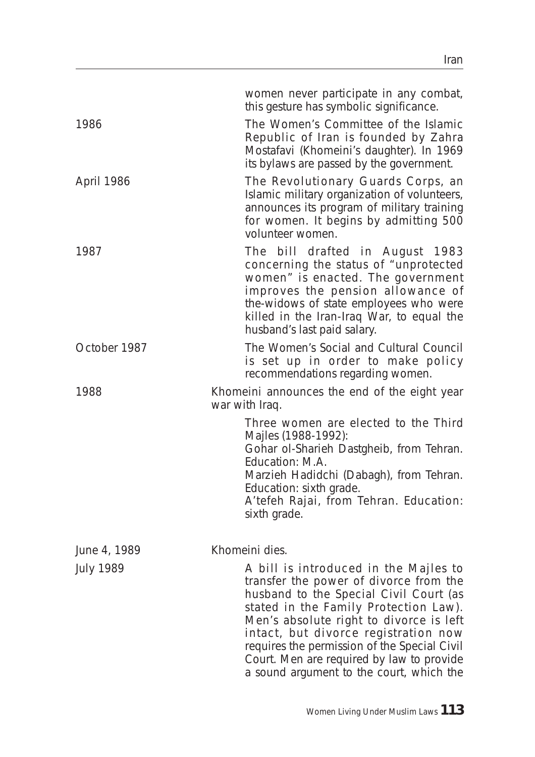| | |
|---|---|
| | women never participate in any combat, this gesture has symbolic significance. |
| 1986 | The Women's Committee of the Islamic Republic of Iran is founded by Zahra Mostafavi (Khomeini's daughter). In 1969 its bylaws are passed by the government. |
| April 1986 | The Revolutionary Guards Corps, an Islamic military organization of volunteers, announces its program of military training for women. It begins by admitting 500 volunteer women. |
| 1987 | The bill drafted in August 1983 concerning the status of "unprotected women" is enacted. The government improves the pension allowance of the-widows of state employees who were killed in the Iran-Iraq War, to equal the husband's last paid salary. |
| October 1987 | The Women's Social and Cultural Council is set up in order to make policy recommendations regarding women. |
| 1988 | Khomeini announces the end of the eight year war with Iraq.<br><br>Three women are elected to the Third Majles (1988-1992):<br>Gohar ol-Sharieh Dastgheib, from Tehran. Education: M.A.<br>Marzieh Hadidchi (Dabagh), from Tehran. Education: sixth grade.<br>A'tefeh Rajai, from Tehran. Education: sixth grade. |
| June 4, 1989 | Khomeini dies. |
| July 1989 | A bill is introduced in the Majles to transfer the power of divorce from the husband to the Special Civil Court (as stated in the Family Protection Law). Men's absolute right to divorce is left intact, but divorce registration now requires the permission of the Special Civil Court. Men are required by law to provide a sound argument to the court, which the |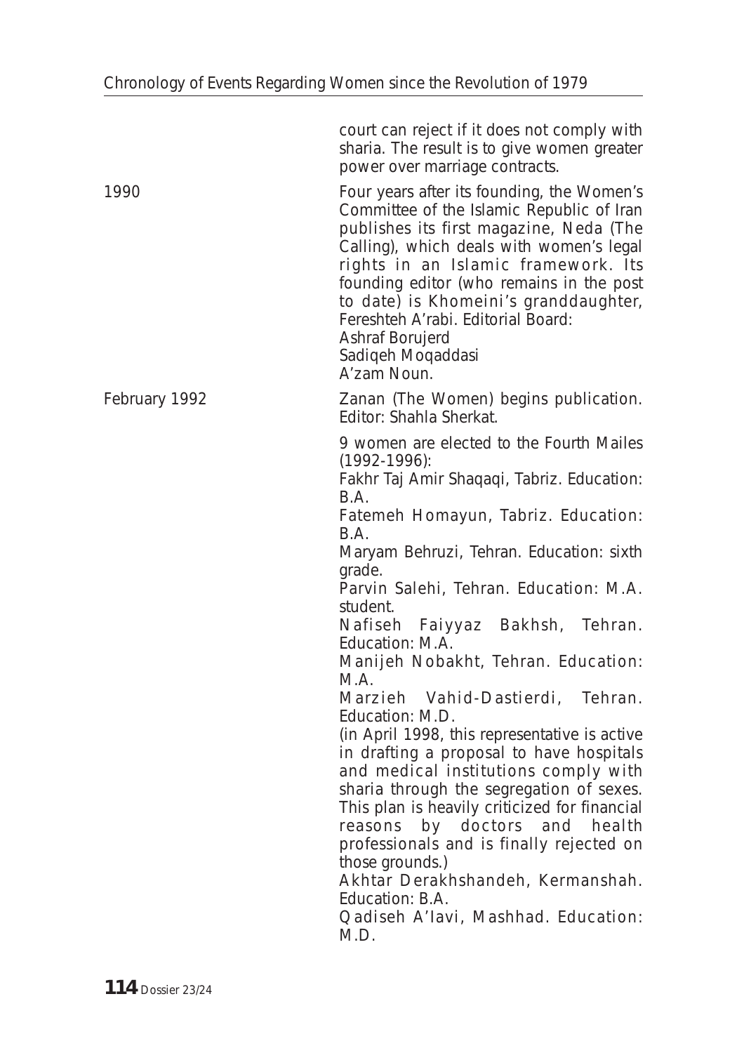court can reject if it does not comply with sharia. The result is to give women greater power over marriage contracts.

| | |
|---|---|
| 1990 | Four years after its founding, the Women's Committee of the Islamic Republic of Iran publishes its first magazine, Neda (The Calling), which deals with women's legal rights in an Islamic framework. Its founding editor (who remains in the post to date) is Khomeini's granddaughter, Fereshteh A'rabi. Editorial Board: Ashraf Borujerd, Sadiqeh Moqaddasi, A'zam Noun. |
| February 1992 | Zanan (The Women) begins publication. Editor: Shahla Sherkat. |

9 women are elected to the Fourth Mailes (1992-1996):

Fakhr Taj Amir Shaqaqi, Tabriz. Education: B.A.

Fatemeh Homayun, Tabriz. Education: B.A.

Maryam Behruzi, Tehran. Education: sixth grade.

Parvin Salehi, Tehran. Education: M.A. student.

Nafiseh Faiyyaz Bakhsh, Tehran. Education: M.A.

Manijeh Nobakht, Tehran. Education: M.A.

Marzieh Vahid-Dastierdi, Tehran. Education: M.D.

(in April 1998, this representative is active in drafting a proposal to have hospitals and medical institutions comply with sharia through the segregation of sexes. This plan is heavily criticized for financial reasons by doctors and health professionals and is finally rejected on those grounds.)

Akhtar Derakhshandeh, Kermanshah. Education: B.A.

Qadiseh A'lavi, Mashhad. Education: M.D.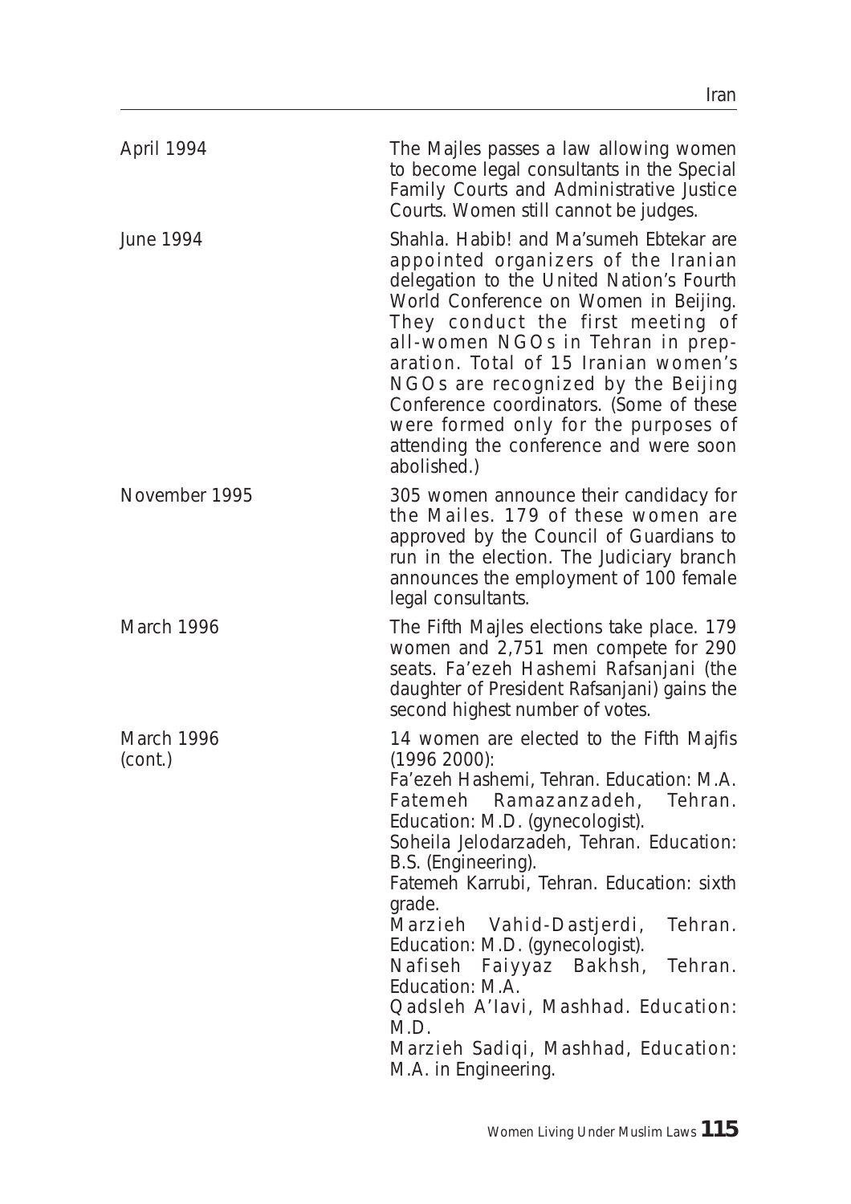| | |
|---|---|
| April 1994 | The Majles passes a law allowing women to become legal consultants in the Special Family Courts and Administrative Justice Courts. Women still cannot be judges. |
| June 1994 | Shahla. Habib! and Ma'sumeh Ebtekar are appointed organizers of the Iranian delegation to the United Nation's Fourth World Conference on Women in Beijing. They conduct the first meeting of all-women NGOs in Tehran in preparation. Total of 15 Iranian women's NGOs are recognized by the Beijing Conference coordinators. (Some of these were formed only for the purposes of attending the conference and were soon abolished.) |
| November 1995 | 305 women announce their candidacy for the Mailes. 179 of these women are approved by the Council of Guardians to run in the election. The Judiciary branch announces the employment of 100 female legal consultants. |
| March 1996 | The Fifth Majles elections take place. 179 women and 2,751 men compete for 290 seats. Fa'ezeh Hashemi Rafsanjani (the daughter of President Rafsanjani) gains the second highest number of votes. |
| March 1996 (cont.) | 14 women are elected to the Fifth Majfis (1996 2000):<br>Fa'ezeh Hashemi, Tehran. Education: M.A.<br>Fatemeh Ramazanzadeh, Tehran. Education: M.D. (gynecologist).<br>Soheila Jelodarzadeh, Tehran. Education: B.S. (Engineering).<br>Fatemeh Karrubi, Tehran. Education: sixth grade.<br>Marzieh Vahid-Dastjerdi, Tehran. Education: M.D. (gynecologist).<br>Nafiseh Faiyyaz Bakhsh, Tehran. Education: M.A.<br>Qadsleh A'Iavi, Mashhad. Education: M.D.<br>Marzieh Sadiqi, Mashhad, Education: M.A. in Engineering. |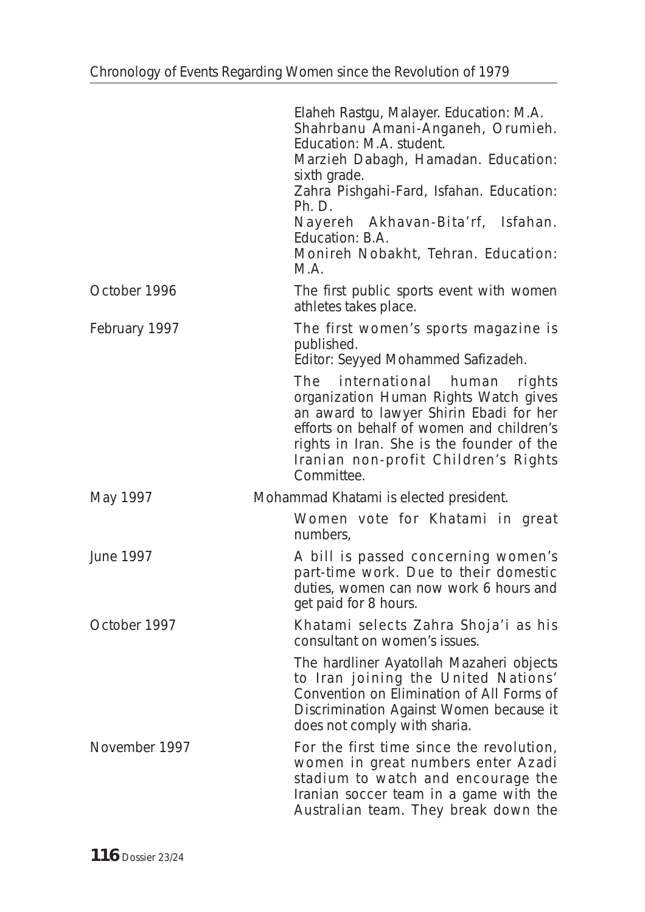| | |
|---|---|
| | Elaheh Rastgu, Malayer. Education: M.A.<br>Shahrbanu Amani-Anganeh, Orumieh. Education: M.A. student.<br>Marzieh Dabagh, Hamadan. Education: sixth grade.<br>Zahra Pishgahi-Fard, Isfahan. Education: Ph. D.<br>Nayereh Akhavan-Bita'rf, Isfahan. Education: B.A.<br>Monireh Nobakht, Tehran. Education: M.A. |
| October 1996 | The first public sports event with women athletes takes place. |
| February 1997 | The first women's sports magazine is published.<br>Editor: Seyyed Mohammed Safizadeh. |
| | The international human rights organization Human Rights Watch gives an award to lawyer Shirin Ebadi for her efforts on behalf of women and children's rights in Iran. She is the founder of the Iranian non-profit Children's Rights Committee. |
| May 1997 | Mohammad Khatami is elected president. |
| | Women vote for Khatami in great numbers, |
| June 1997 | A bill is passed concerning women's part-time work. Due to their domestic duties, women can now work 6 hours and get paid for 8 hours. |
| October 1997 | Khatami selects Zahra Shoja'i as his consultant on women's issues. |
| | The hardliner Ayatollah Mazaheri objects to Iran joining the United Nations' Convention on Elimination of All Forms of Discrimination Against Women because it does not comply with sharia. |
| November 1997 | For the first time since the revolution, women in great numbers enter Azadi stadium to watch and encourage the Iranian soccer team in a game with the Australian team. They break down the |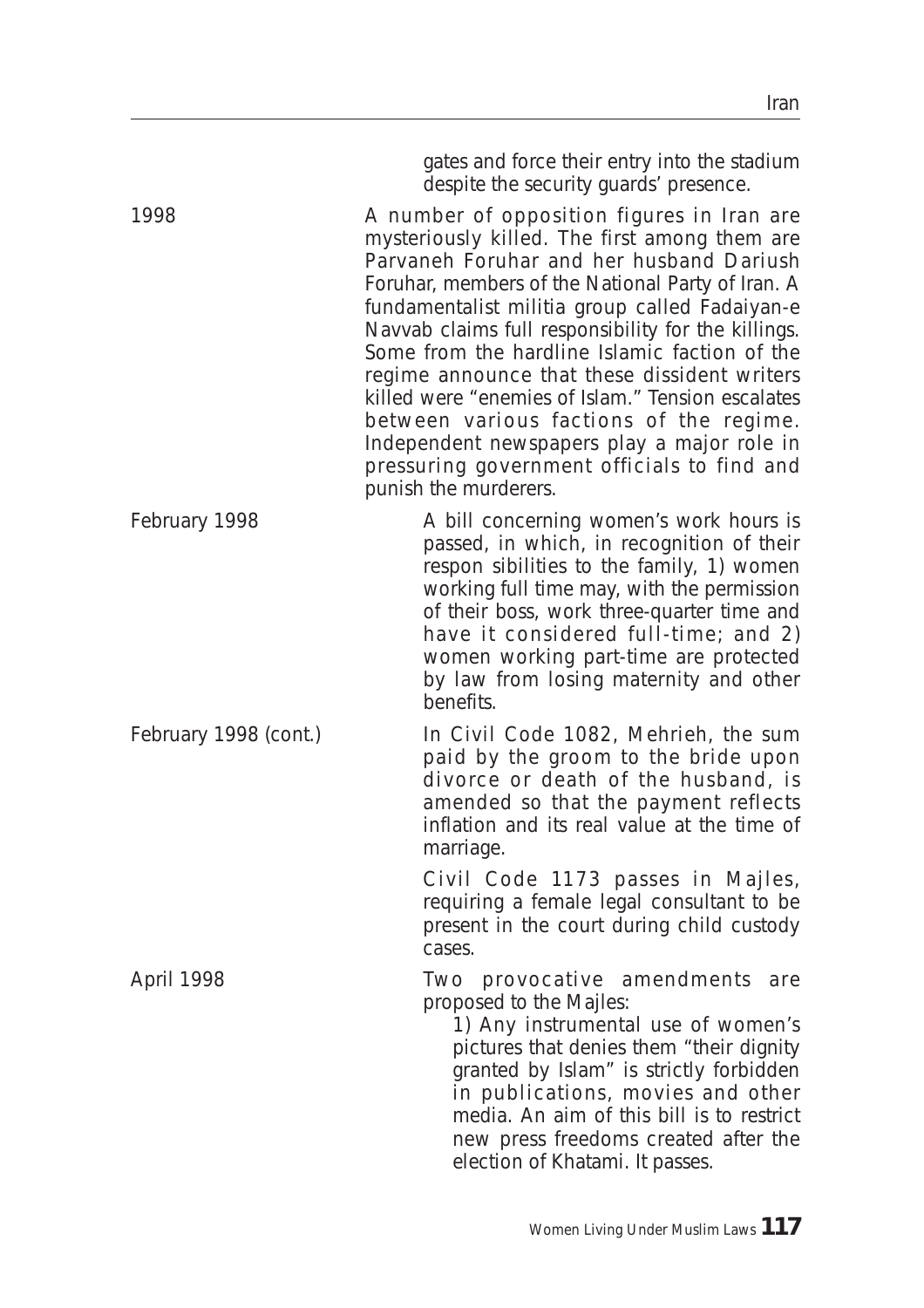gates and force their entry into the stadium despite the security guards' presence.

| | |
|---|---|
| 1998 | A number of opposition figures in Iran are mysteriously killed. The first among them are Parvaneh Foruhar and her husband Dariush Foruhar, members of the National Party of Iran. A fundamentalist militia group called Fadaiyan-e Navvab claims full responsibility for the killings. Some from the hardline Islamic faction of the regime announce that these dissident writers killed were "enemies of Islam." Tension escalates between various factions of the regime. Independent newspapers play a major role in pressuring government officials to find and punish the murderers. |
| February 1998 | A bill concerning women's work hours is passed, in which, in recognition of their respon sibilities to the family, 1) women working full time may, with the permission of their boss, work three-quarter time and have it considered full-time; and 2) women working part-time are protected by law from losing maternity and other benefits. |
| February 1998 (cont.) | In Civil Code 1082, Mehrieh, the sum paid by the groom to the bride upon divorce or death of the husband, is amended so that the payment reflects inflation and its real value at the time of marriage. <br><br> Civil Code 1173 passes in Majles, requiring a female legal consultant to be present in the court during child custody cases. |
| April 1998 | Two provocative amendments are proposed to the Majles: <br> 1) Any instrumental use of women's pictures that denies them "their dignity granted by Islam" is strictly forbidden in publications, movies and other media. An aim of this bill is to restrict new press freedoms created after the election of Khatami. It passes. |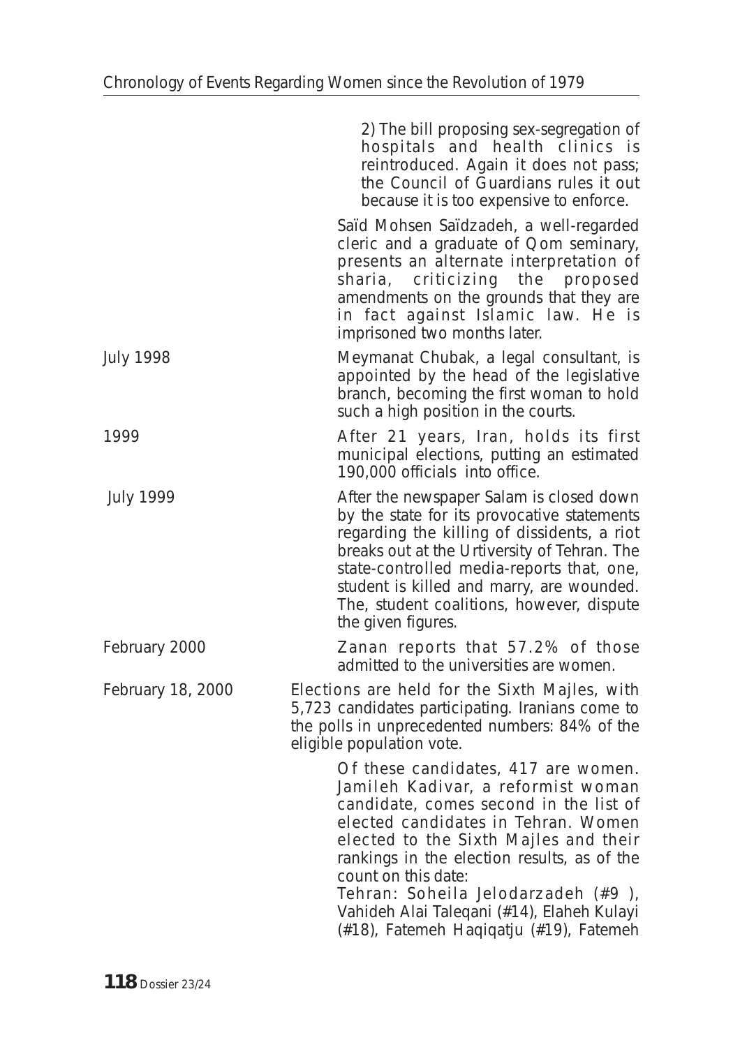2) The bill proposing sex-segregation of hospitals and health clinics is reintroduced. Again it does not pass; the Council of Guardians rules it out because it is too expensive to enforce.

Saïd Mohsen Saïdzadeh, a well-regarded cleric and a graduate of Qom seminary, presents an alternate interpretation of sharia, criticizing the proposed amendments on the grounds that they are in fact against Islamic law. He is imprisoned two months later.

**July 1998**
Meymanat Chubak, a legal consultant, is appointed by the head of the legislative branch, becoming the first woman to hold such a high position in the courts.

**1999**
After 21 years, Iran, holds its first municipal elections, putting an estimated 190,000 officials into office.

**July 1999**
After the newspaper Salam is closed down by the state for its provocative statements regarding the killing of dissidents, a riot breaks out at the Urtiversity of Tehran. The state-controlled media-reports that, one, student is killed and marry, are wounded. The, student coalitions, however, dispute the given figures.

**February 2000**
Zanan reports that 57.2% of those admitted to the universities are women.

**February 18, 2000**
Elections are held for the Sixth Majles, with 5,723 candidates participating. Iranians come to the polls in unprecedented numbers: 84% of the eligible population vote.

Of these candidates, 417 are women. Jamileh Kadivar, a reformist woman candidate, comes second in the list of elected candidates in Tehran. Women elected to the Sixth Majles and their rankings in the election results, as of the count on this date:
Tehran: Soheila Jelodarzadeh (#9 ), Vahideh Alai Taleqani (#14), Elaheh Kulayi (#18), Fatemeh Haqiqatju (#19), Fatemeh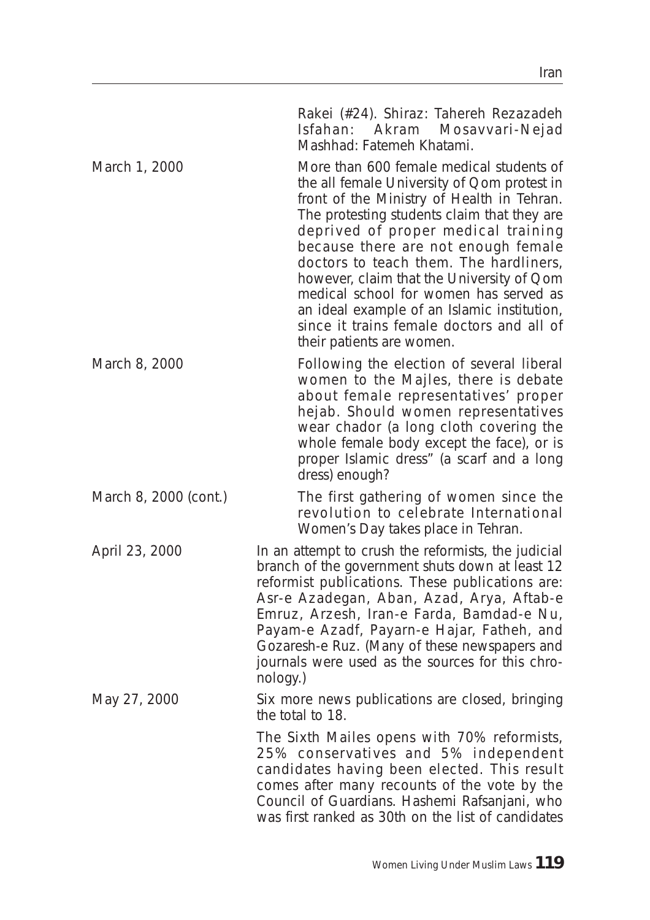| | |
|---|---|
| | Rakei (#24). Shiraz: Tahereh Rezazadeh Isfahan: Akram Mosavvari-Nejad Mashhad: Fatemeh Khatami. |
| March 1, 2000 | More than 600 female medical students of the all female University of Qom protest in front of the Ministry of Health in Tehran. The protesting students claim that they are deprived of proper medical training because there are not enough female doctors to teach them. The hardliners, however, claim that the University of Qom medical school for women has served as an ideal example of an Islamic institution, since it trains female doctors and all of their patients are women. |
| March 8, 2000 | Following the election of several liberal women to the Majles, there is debate about female representatives' proper hejab. Should women representatives wear chador (a long cloth covering the whole female body except the face), or is proper Islamic dress" (a scarf and a long dress) enough? |
| March 8, 2000 (cont.) | The first gathering of women since the revolution to celebrate International Women's Day takes place in Tehran. |
| April 23, 2000 | In an attempt to crush the reformists, the judicial branch of the government shuts down at least 12 reformist publications. These publications are: Asr-e Azadegan, Aban, Azad, Arya, Aftab-e Emruz, Arzesh, Iran-e Farda, Bamdad-e Nu, Payam-e Azadf, Payarn-e Hajar, Fatheh, and Gozaresh-e Ruz. (Many of these newspapers and journals were used as the sources for this chronology.) |
| May 27, 2000 | Six more news publications are closed, bringing the total to 18. |
| | The Sixth Mailes opens with 70% reformists, 25% conservatives and 5% independent candidates having been elected. This result comes after many recounts of the vote by the Council of Guardians. Hashemi Rafsanjani, who was first ranked as 30th on the list of candidates |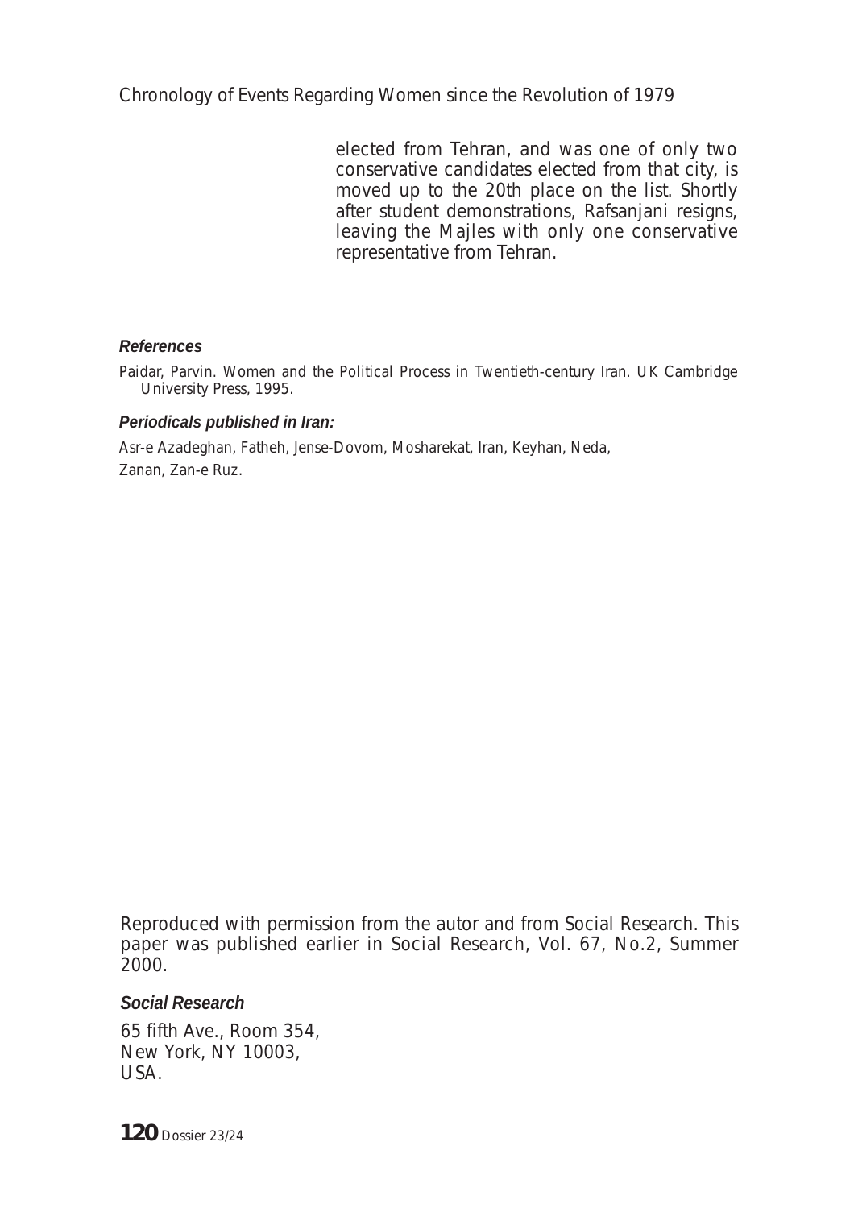elected from Tehran, and was one of only two conservative candidates elected from that city, is moved up to the 20th place on the list. Shortly after student demonstrations, Rafsanjani resigns, leaving the Majles with only one conservative representative from Tehran.

***References***

Paidar, Parvin. Women and the Political Process in Twentieth-century Iran. UK Cambridge University Press, 1995.

***Periodicals published in Iran:***

Asr-e Azadeghan, Fatheh, Jense-Dovom, Mosharekat, Iran, Keyhan, Neda, Zanan, Zan-e Ruz.

Reproduced with permission from the autor and from Social Research. This paper was published earlier in Social Research, Vol. 67, No.2, Summer 2000.

***Social Research***

65 fifth Ave., Room 354,
New York, NY 10003,
USA.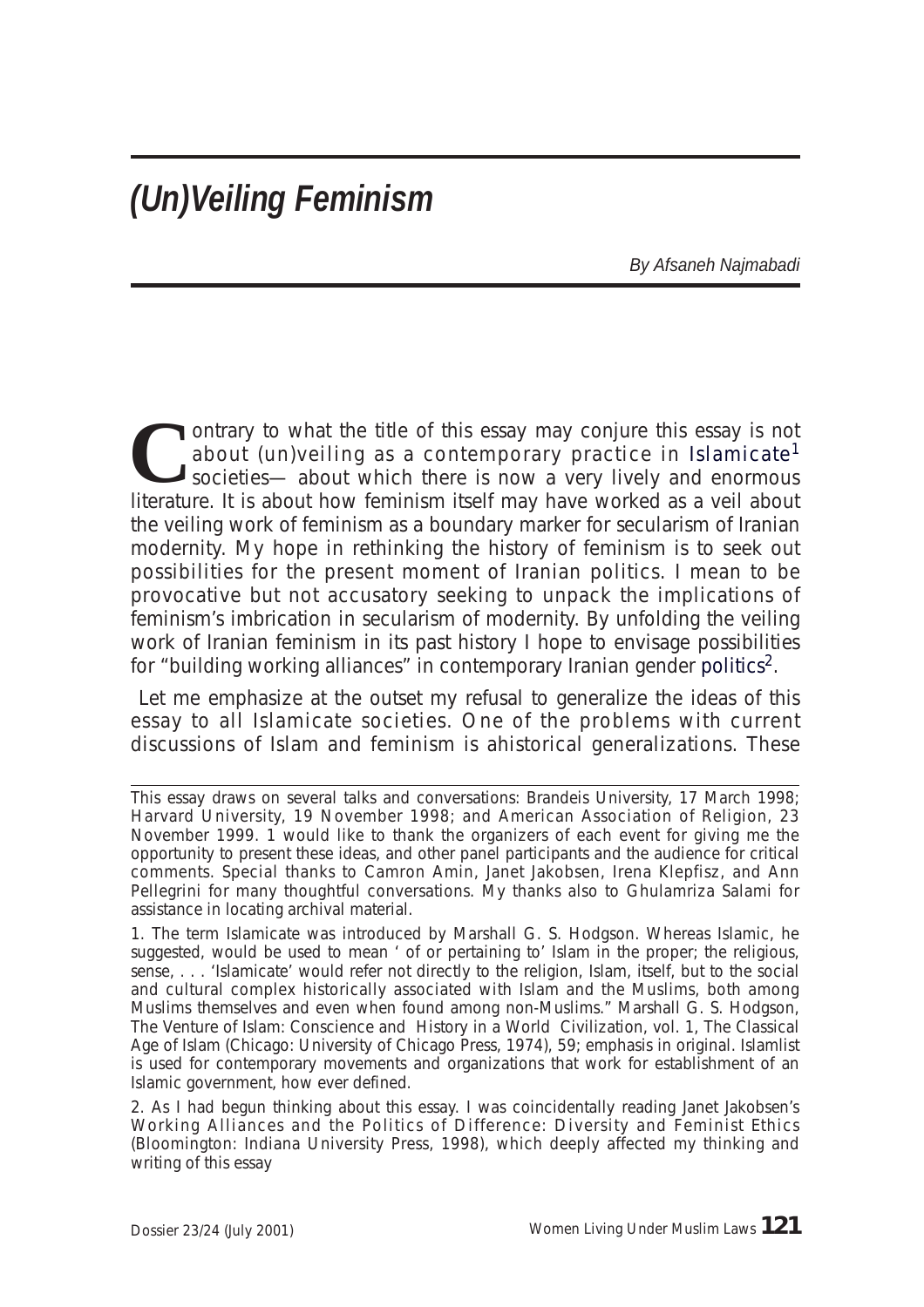# *(Un)Veiling Feminism*

*By Afsaneh Najmabadi*

Contrary to what the title of this essay may conjure this essay is not about (un)veiling as a contemporary practice in Islamicate[1] societies— about which there is now a very lively and enormous literature. It is about how feminism itself may have worked as a veil about the veiling work of feminism as a boundary marker for secularism of Iranian modernity. My hope in rethinking the history of feminism is to seek out possibilities for the present moment of Iranian politics. I mean to be provocative but not accusatory seeking to unpack the implications of feminism's imbrication in secularism of modernity. By unfolding the veiling work of Iranian feminism in its past history I hope to envisage possibilities for "building working alliances" in contemporary Iranian gender politics[2].

Let me emphasize at the outset my refusal to generalize the ideas of this essay to all Islamicate societies. One of the problems with current discussions of Islam and feminism is ahistorical generalizations. These

---

This essay draws on several talks and conversations: Brandeis University, 17 March 1998; Harvard University, 19 November 1998; and American Association of Religion, 23 November 1999. 1 would like to thank the organizers of each event for giving me the opportunity to present these ideas, and other panel participants and the audience for critical comments. Special thanks to Camron Amin, Janet Jakobsen, Irena Klepfisz, and Ann Pellegrini for many thoughtful conversations. My thanks also to Ghulamriza Salami for assistance in locating archival material.

1. The term Islamicate was introduced by Marshall G. S. Hodgson. Whereas Islamic, he suggested, would be used to mean ' of or pertaining to' Islam in the proper; the religious, sense, . . . 'Islamicate' would refer not directly to the religion, Islam, itself, but to the social and cultural complex historically associated with Islam and the Muslims, both among Muslims themselves and even when found among non-Muslims." Marshall G. S. Hodgson, The Venture of Islam: Conscience and History in a World Civilization, vol. 1, The Classical Age of Islam (Chicago: University of Chicago Press, 1974), 59; emphasis in original. Islamlist is used for contemporary movements and organizations that work for establishment of an Islamic government, how ever defined.

2. As I had begun thinking about this essay. I was coincidentally reading Janet Jakobsen's Working Alliances and the Politics of Difference: Diversity and Feminist Ethics (Bloomington: Indiana University Press, 1998), which deeply affected my thinking and writing of this essay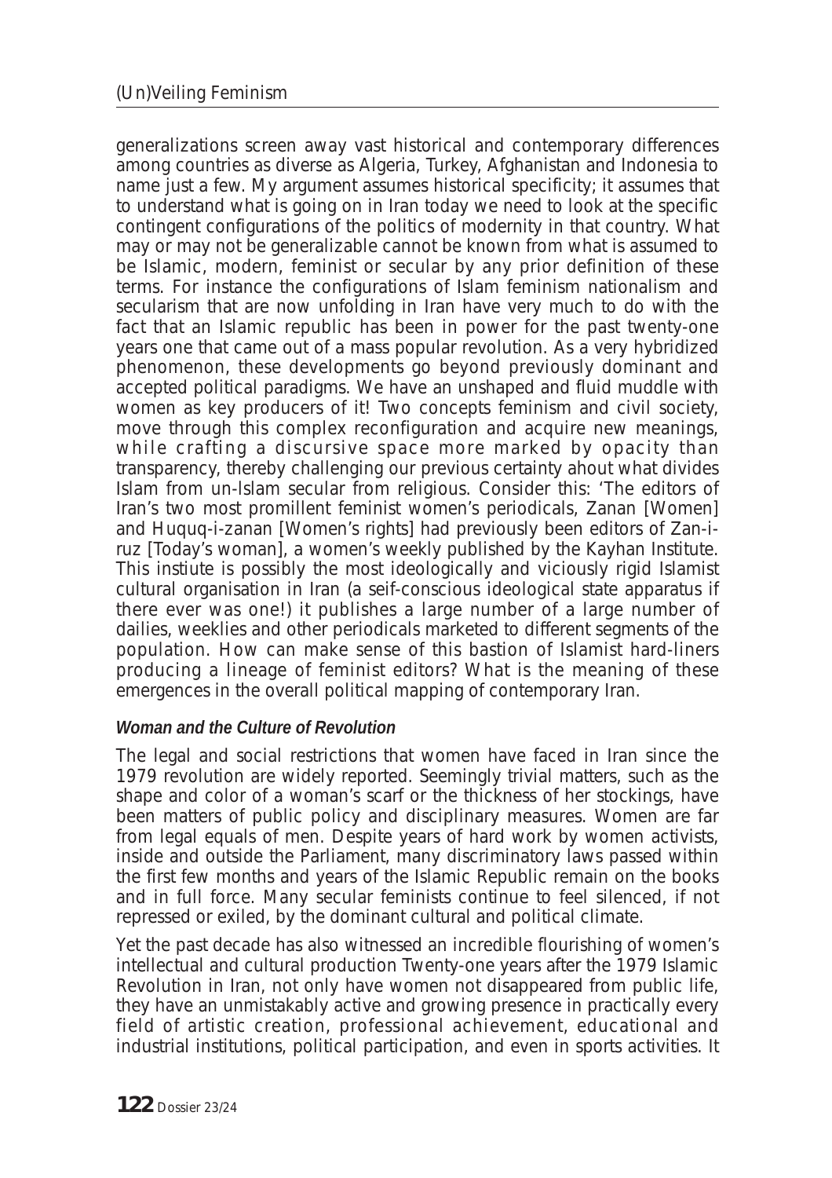generalizations screen away vast historical and contemporary differences among countries as diverse as Algeria, Turkey, Afghanistan and Indonesia to name just a few. My argument assumes historical specificity; it assumes that to understand what is going on in Iran today we need to look at the specific contingent configurations of the politics of modernity in that country. What may or may not be generalizable cannot be known from what is assumed to be Islamic, modern, feminist or secular by any prior definition of these terms. For instance the configurations of Islam feminism nationalism and secularism that are now unfolding in Iran have very much to do with the fact that an Islamic republic has been in power for the past twenty-one years one that came out of a mass popular revolution. As a very hybridized phenomenon, these developments go beyond previously dominant and accepted political paradigms. We have an unshaped and fluid muddle with women as key producers of it! Two concepts feminism and civil society, move through this complex reconfiguration and acquire new meanings, while crafting a discursive space more marked by opacity than transparency, thereby challenging our previous certainty ahout what divides Islam from un-Islam secular from religious. Consider this: 'The editors of Iran's two most promillent feminist women's periodicals, Zanan [Women] and Huquq-i-zanan [Women's rights] had previously been editors of Zan-i-ruz [Today's woman], a women's weekly published by the Kayhan Institute. This instiute is possibly the most ideologically and viciously rigid Islamist cultural organisation in Iran (a seif-conscious ideological state apparatus if there ever was one!) it publishes a large number of a large number of dailies, weeklies and other periodicals marketed to different segments of the population. How can make sense of this bastion of Islamist hard-liners producing a lineage of feminist editors? What is the meaning of these emergences in the overall political mapping of contemporary Iran.

**_Woman and the Culture of Revolution_**

The legal and social restrictions that women have faced in Iran since the 1979 revolution are widely reported. Seemingly trivial matters, such as the shape and color of a woman's scarf or the thickness of her stockings, have been matters of public policy and disciplinary measures. Women are far from legal equals of men. Despite years of hard work by women activists, inside and outside the Parliament, many discriminatory laws passed within the first few months and years of the Islamic Republic remain on the books and in full force. Many secular feminists continue to feel silenced, if not repressed or exiled, by the dominant cultural and political climate.

Yet the past decade has also witnessed an incredible flourishing of women's intellectual and cultural production Twenty-one years after the 1979 Islamic Revolution in Iran, not only have women not disappeared from public life, they have an unmistakably active and growing presence in practically every field of artistic creation, professional achievement, educational and industrial institutions, political participation, and even in sports activities. It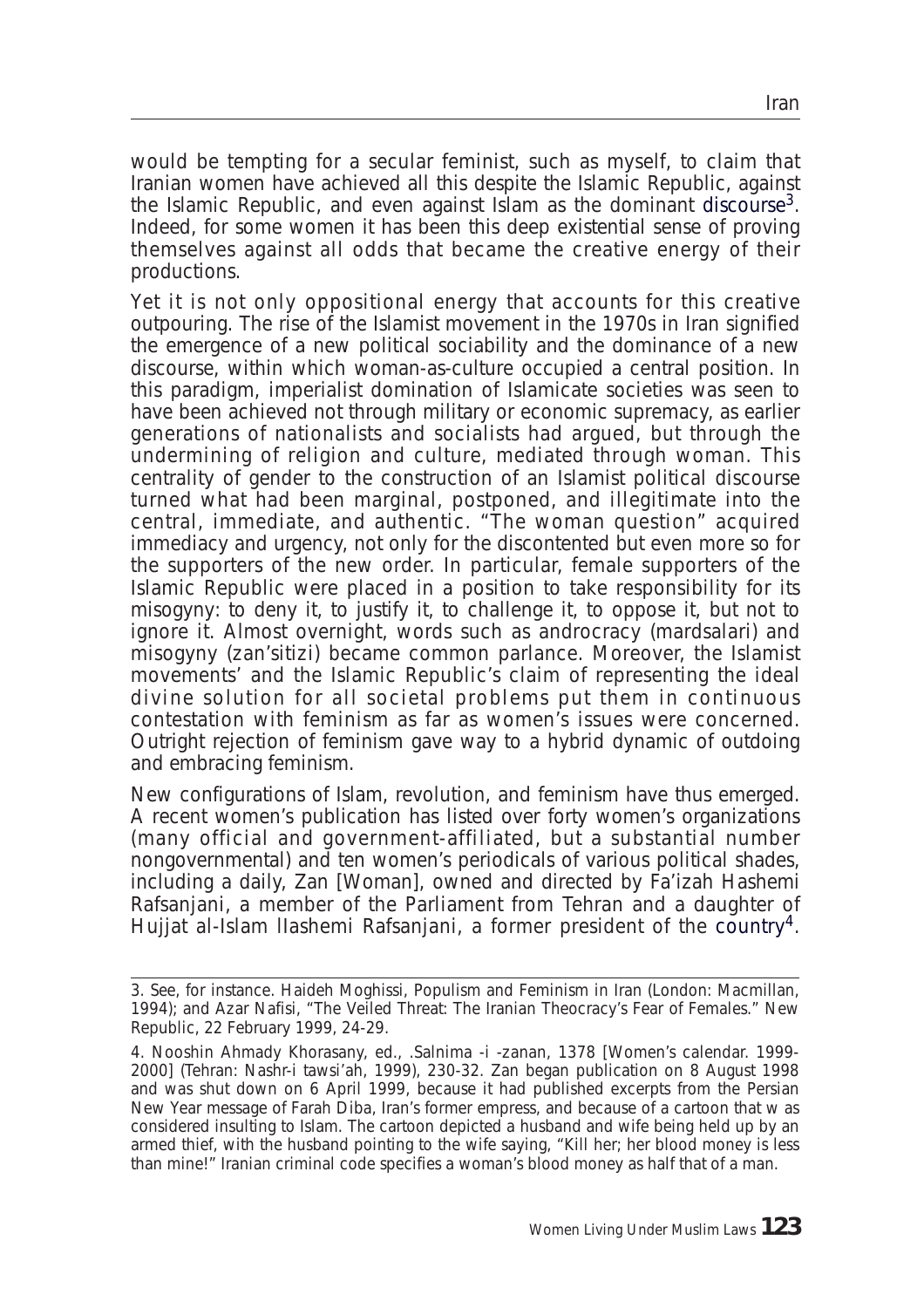would be tempting for a secular feminist, such as myself, to claim that Iranian women have achieved all this despite the Islamic Republic, against the Islamic Republic, and even against Islam as the dominant discourse[3]. Indeed, for some women it has been this deep existential sense of proving themselves against all odds that became the creative energy of their productions.

Yet it is not only oppositional energy that accounts for this creative outpouring. The rise of the Islamist movement in the 1970s in Iran signified the emergence of a new political sociability and the dominance of a new discourse, within which woman-as-culture occupied a central position. In this paradigm, imperialist domination of Islamicate societies was seen to have been achieved not through military or economic supremacy, as earlier generations of nationalists and socialists had argued, but through the undermining of religion and culture, mediated through woman. This centrality of gender to the construction of an Islamist political discourse turned what had been marginal, postponed, and illegitimate into the central, immediate, and authentic. "The woman question" acquired immediacy and urgency, not only for the discontented but even more so for the supporters of the new order. In particular, female supporters of the Islamic Republic were placed in a position to take responsibility for its misogyny: to deny it, to justify it, to challenge it, to oppose it, but not to ignore it. Almost overnight, words such as androcracy (mardsalari) and misogyny (zan'sitizi) became common parlance. Moreover, the Islamist movements' and the Islamic Republic's claim of representing the ideal divine solution for all societal problems put them in continuous contestation with feminism as far as women's issues were concerned. Outright rejection of feminism gave way to a hybrid dynamic of outdoing and embracing feminism.

New configurations of Islam, revolution, and feminism have thus emerged. A recent women's publication has listed over forty women's organizations (many official and government-affiliated, but a substantial number nongovernmental) and ten women's periodicals of various political shades, including a daily, Zan [Woman], owned and directed by Fa'izah Hashemi Rafsanjani, a member of the Parliament from Tehran and a daughter of Hujjat al-Islam Hashemi Rafsanjani, a former president of the country[4].

---

3. See, for instance. Haideh Moghissi, Populism and Feminism in Iran (London: Macmillan, 1994); and Azar Nafisi, "The Veiled Threat: The Iranian Theocracy's Fear of Females." New Republic, 22 February 1999, 24-29.

4. Nooshin Ahmady Khorasany, ed., .Salnima -i -zanan, 1378 [Women's calendar. 1999-2000] (Tehran: Nashr-i tawsi'ah, 1999), 230-32. Zan began publication on 8 August 1998 and was shut down on 6 April 1999, because it had published excerpts from the Persian New Year message of Farah Diba, Iran's former empress, and because of a cartoon that was considered insulting to Islam. The cartoon depicted a husband and wife being held up by an armed thief, with the husband pointing to the wife saying, "Kill her; her blood money is less than mine!" Iranian criminal code specifies a woman's blood money as half that of a man.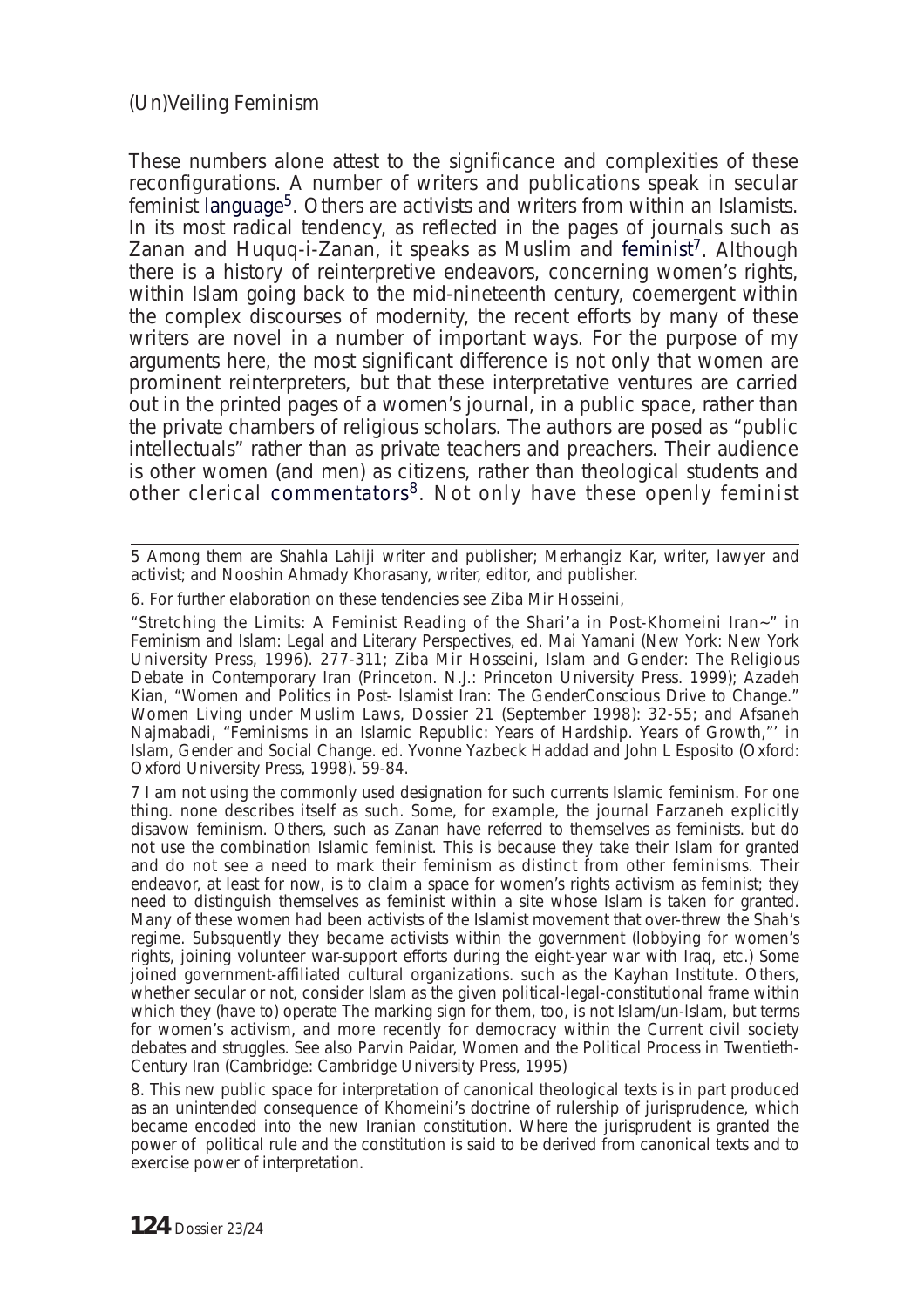These numbers alone attest to the significance and complexities of these reconfigurations. A number of writers and publications speak in secular feminist language[5]. Others are activists and writers from within an Islamists. In its most radical tendency, as reflected in the pages of journals such as Zanan and Huquq-i-Zanan, it speaks as Muslim and feminist[7]. Although there is a history of reinterpretive endeavors, concerning women's rights, within Islam going back to the mid-nineteenth century, coemergent within the complex discourses of modernity, the recent efforts by many of these writers are novel in a number of important ways. For the purpose of my arguments here, the most significant difference is not only that women are prominent reinterpreters, but that these interpretative ventures are carried out in the printed pages of a women's journal, in a public space, rather than the private chambers of religious scholars. The authors are posed as "public intellectuals" rather than as private teachers and preachers. Their audience is other women (and men) as citizens, rather than theological students and other clerical commentators[8]. Not only have these openly feminist

---

5 Among them are Shahla Lahiji writer and publisher; Merhangiz Kar, writer, lawyer and activist; and Nooshin Ahmady Khorasany, writer, editor, and publisher.

6. For further elaboration on these tendencies see Ziba Mir Hosseini,

"Stretching the Limits: A Feminist Reading of the Shari'a in Post-Khomeini Iran~" in Feminism and Islam: Legal and Literary Perspectives, ed. Mai Yamani (New York: New York University Press, 1996). 277-311; Ziba Mir Hosseini, Islam and Gender: The Religious Debate in Contemporary Iran (Princeton. N.J.: Princeton University Press. 1999); Azadeh Kian, "Women and Politics in Post- lslamist Iran: The GenderConscious Drive to Change." Women Living under Muslim Laws, Dossier 21 (September 1998): 32-55; and Afsaneh Najmabadi, "Feminisms in an Islamic Republic: Years of Hardship. Years of Growth,"' in Islam, Gender and Social Change. ed. Yvonne Yazbeck Haddad and John L Esposito (Oxford: Oxford University Press, 1998). 59-84.

7 I am not using the commonly used designation for such currents Islamic feminism. For one thing. none describes itself as such. Some, for example, the journal Farzaneh explicitly disavow feminism. Others, such as Zanan have referred to themselves as feminists. but do not use the combination Islamic feminist. This is because they take their Islam for granted and do not see a need to mark their feminism as distinct from other feminisms. Their endeavor, at least for now, is to claim a space for women's rights activism as feminist; they need to distinguish themselves as feminist within a site whose Islam is taken for granted. Many of these women had been activists of the Islamist movement that over-threw the Shah's regime. Subsquently they became activists within the government (lobbying for women's rights, joining volunteer war-support efforts during the eight-year war with Iraq, etc.) Some joined government-affiliated cultural organizations. such as the Kayhan Institute. Others, whether secular or not, consider Islam as the given political-legal-constitutional frame within which they (have to) operate The marking sign for them, too, is not Islam/un-lslam, but terms for women's activism, and more recently for democracy within the Current civil society debates and struggles. See also Parvin Paidar, Women and the Political Process in Twentieth-Century Iran (Cambridge: Cambridge University Press, 1995)

8. This new public space for interpretation of canonical theological texts is in part produced as an unintended consequence of Khomeini's doctrine of rulership of jurisprudence, which became encoded into the new Iranian constitution. Where the jurisprudent is granted the power of political rule and the constitution is said to be derived from canonical texts and to exercise power of interpretation.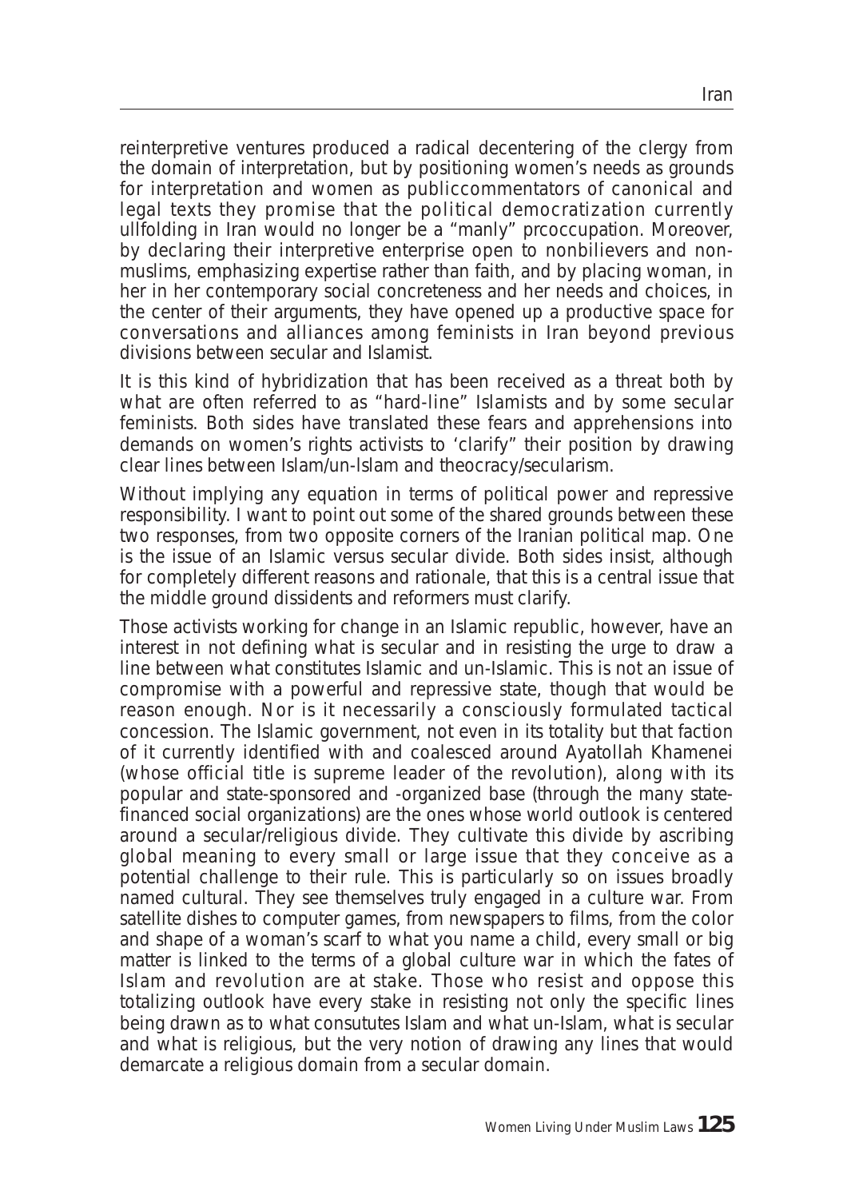reinterpretive ventures produced a radical decentering of the clergy from the domain of interpretation, but by positioning women's needs as grounds for interpretation and women as publiccommentators of canonical and legal texts they promise that the political democratization currently ullfolding in Iran would no longer be a "manly" prcoccupation. Moreover, by declaring their interpretive enterprise open to nonbilievers and non-muslims, emphasizing expertise rather than faith, and by placing woman, in her in her contemporary social concreteness and her needs and choices, in the center of their arguments, they have opened up a productive space for conversations and alliances among feminists in Iran beyond previous divisions between secular and Islamist.

It is this kind of hybridization that has been received as a threat both by what are often referred to as "hard-line" Islamists and by some secular feminists. Both sides have translated these fears and apprehensions into demands on women's rights activists to 'clarify" their position by drawing clear lines between Islam/un-Islam and theocracy/secularism.

Without implying any equation in terms of political power and repressive responsibility. I want to point out some of the shared grounds between these two responses, from two opposite corners of the Iranian political map. One is the issue of an Islamic versus secular divide. Both sides insist, although for completely different reasons and rationale, that this is a central issue that the middle ground dissidents and reformers must clarify.

Those activists working for change in an Islamic republic, however, have an interest in not defining what is secular and in resisting the urge to draw a line between what constitutes Islamic and un-Islamic. This is not an issue of compromise with a powerful and repressive state, though that would be reason enough. Nor is it necessarily a consciously formulated tactical concession. The Islamic government, not even in its totality but that faction of it currently identified with and coalesced around Ayatollah Khamenei (whose official title is supreme leader of the revolution), along with its popular and state-sponsored and -organized base (through the many state-financed social organizations) are the ones whose world outlook is centered around a secular/religious divide. They cultivate this divide by ascribing global meaning to every small or large issue that they conceive as a potential challenge to their rule. This is particularly so on issues broadly named cultural. They see themselves truly engaged in a culture war. From satellite dishes to computer games, from newspapers to films, from the color and shape of a woman's scarf to what you name a child, every small or big matter is linked to the terms of a global culture war in which the fates of Islam and revolution are at stake. Those who resist and oppose this totalizing outlook have every stake in resisting not only the specific lines being drawn as to what consututes Islam and what un-Islam, what is secular and what is religious, but the very notion of drawing any lines that would demarcate a religious domain from a secular domain.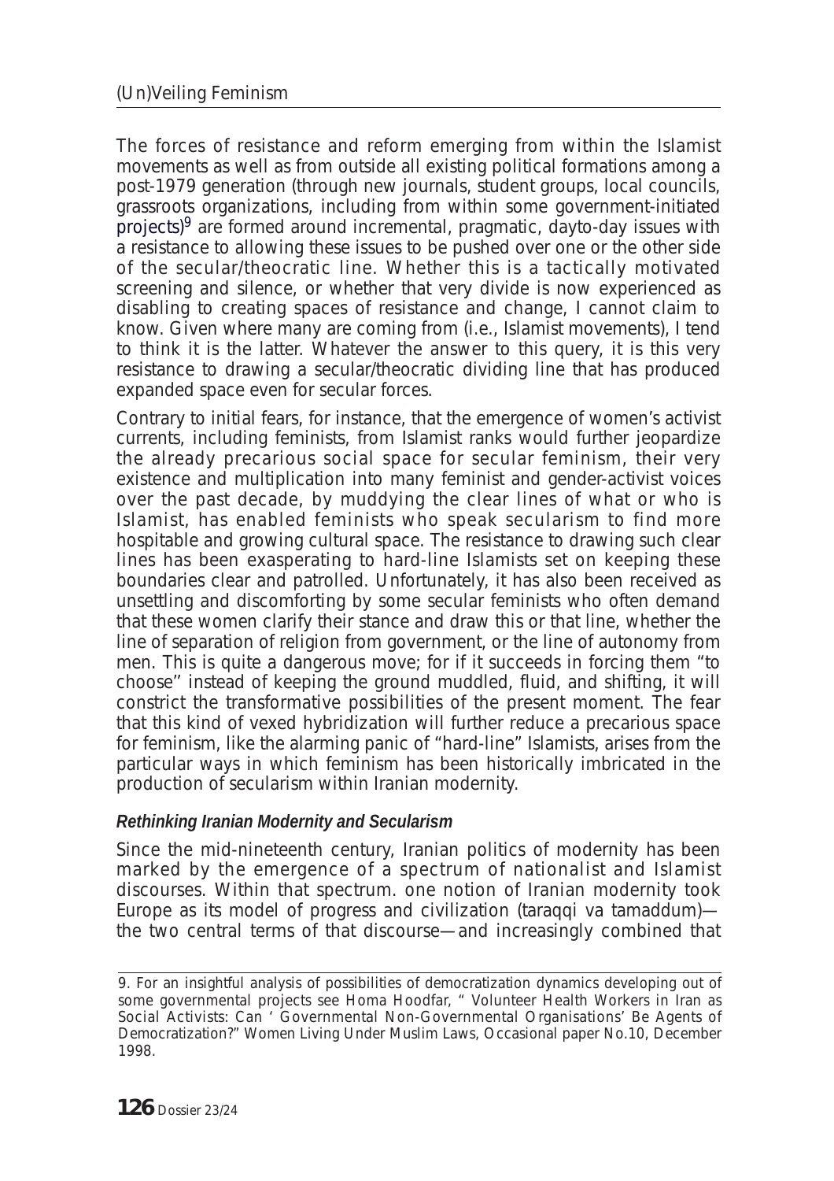The forces of resistance and reform emerging from within the Islamist movements as well as from outside all existing political formations among a post-1979 generation (through new journals, student groups, local councils, grassroots organizations, including from within some government-initiated projects)[9] are formed around incremental, pragmatic, dayto-day issues with a resistance to allowing these issues to be pushed over one or the other side of the secular/theocratic line. Whether this is a tactically motivated screening and silence, or whether that very divide is now experienced as disabling to creating spaces of resistance and change, I cannot claim to know. Given where many are coming from (i.e., Islamist movements), I tend to think it is the latter. Whatever the answer to this query, it is this very resistance to drawing a secular/theocratic dividing line that has produced expanded space even for secular forces.

Contrary to initial fears, for instance, that the emergence of women's activist currents, including feminists, from Islamist ranks would further jeopardize the already precarious social space for secular feminism, their very existence and multiplication into many feminist and gender-activist voices over the past decade, by muddying the clear lines of what or who is Islamist, has enabled feminists who speak secularism to find more hospitable and growing cultural space. The resistance to drawing such clear lines has been exasperating to hard-line Islamists set on keeping these boundaries clear and patrolled. Unfortunately, it has also been received as unsettling and discomforting by some secular feminists who often demand that these women clarify their stance and draw this or that line, whether the line of separation of religion from government, or the line of autonomy from men. This is quite a dangerous move; for if it succeeds in forcing them "to choose" instead of keeping the ground muddled, fluid, and shifting, it will constrict the transformative possibilities of the present moment. The fear that this kind of vexed hybridization will further reduce a precarious space for feminism, like the alarming panic of "hard-line" Islamists, arises from the particular ways in which feminism has been historically imbricated in the production of secularism within Iranian modernity.

**Rethinking Iranian Modernity and Secularism**

Since the mid-nineteenth century, Iranian politics of modernity has been marked by the emergence of a spectrum of nationalist and Islamist discourses. Within that spectrum. one notion of Iranian modernity took Europe as its model of progress and civilization (taraqqi va tamaddum)—the two central terms of that discourse—and increasingly combined that

9. For an insightful analysis of possibilities of democratization dynamics developing out of some governmental projects see Homa Hoodfar, " Volunteer Health Workers in Iran as Social Activists: Can ' Governmental Non-Governmental Organisations' Be Agents of Democratization?" Women Living Under Muslim Laws, Occasional paper No.10, December 1998.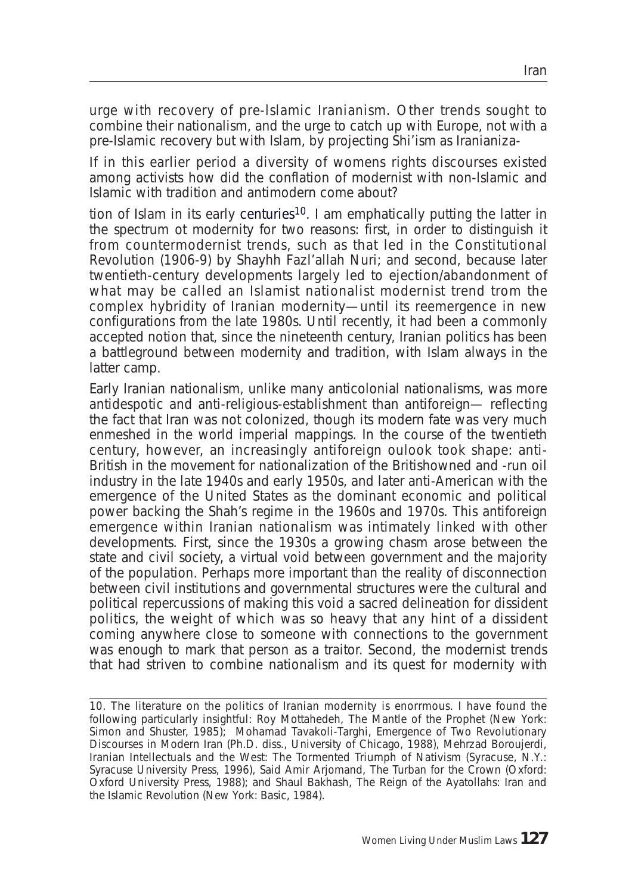urge with recovery of pre-Islamic Iranianism. Other trends sought to combine their nationalism, and the urge to catch up with Europe, not with a pre-Islamic recovery but with Islam, by projecting Shi'ism as Iranianiza-

If in this earlier period a diversity of womens rights discourses existed among activists how did the conflation of modernist with non-Islamic and Islamic with tradition and antimodern come about?

tion of Islam in its early centuries[10]. I am emphatically putting the latter in the spectrum ot modernity for two reasons: first, in order to distinguish it from countermodernist trends, such as that led in the Constitutional Revolution (1906-9) by Shayhh Fazl'allah Nuri; and second, because later twentieth-century developments largely led to ejection/abandonment of what may be called an Islamist nationalist modernist trend trom the complex hybridity of Iranian modernity—until its reemergence in new configurations from the late 1980s. Until recently, it had been a commonly accepted notion that, since the nineteenth century, Iranian politics has been a battleground between modernity and tradition, with Islam always in the latter camp.

Early Iranian nationalism, unlike many anticolonial nationalisms, was more antidespotic and anti-religious-establishment than antiforeign— reflecting the fact that Iran was not colonized, though its modern fate was very much enmeshed in the world imperial mappings. In the course of the twentieth century, however, an increasingly antiforeign oulook took shape: anti-British in the movement for nationalization of the Britishowned and -run oil industry in the late 1940s and early 1950s, and later anti-American with the emergence of the United States as the dominant economic and political power backing the Shah's regime in the 1960s and 1970s. This antiforeign emergence within Iranian nationalism was intimately linked with other developments. First, since the 1930s a growing chasm arose between the state and civil society, a virtual void between government and the majority of the population. Perhaps more important than the reality of disconnection between civil institutions and governmental structures were the cultural and political repercussions of making this void a sacred delineation for dissident politics, the weight of which was so heavy that any hint of a dissident coming anywhere close to someone with connections to the government was enough to mark that person as a traitor. Second, the modernist trends that had striven to combine nationalism and its quest for modernity with

10. The literature on the politics of Iranian modernity is enorrmous. I have found the following particularly insightful: Roy Mottahedeh, The Mantle of the Prophet (New York: Simon and Shuster, 1985); Mohamad Tavakoli-Targhi, Emergence of Two Revolutionary Discourses in Modern Iran (Ph.D. diss., University of Chicago, 1988), Mehrzad Boroujerdi, Iranian Intellectuals and the West: The Tormented Triumph of Nativism (Syracuse, N.Y.: Syracuse University Press, 1996), Said Amir Arjomand, The Turban for the Crown (Oxford: Oxford University Press, 1988); and Shaul Bakhash, The Reign of the Ayatollahs: Iran and the Islamic Revolution (New York: Basic, 1984).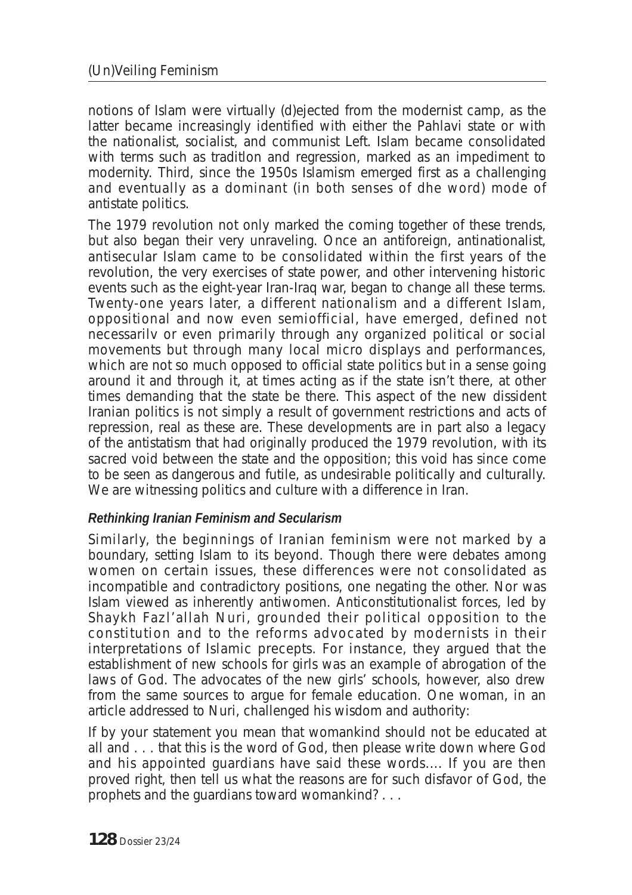notions of Islam were virtually (d)ejected from the modernist camp, as the latter became increasingly identified with either the Pahlavi state or with the nationalist, socialist, and communist Left. Islam became consolidated with terms such as traditlon and regression, marked as an impediment to modernity. Third, since the 1950s Islamism emerged first as a challenging and eventually as a dominant (in both senses of dhe word) mode of antistate politics.

The 1979 revolution not only marked the coming together of these trends, but also began their very unraveling. Once an antiforeign, antinationalist, antisecular Islam came to be consolidated within the first years of the revolution, the very exercises of state power, and other intervening historic events such as the eight-year Iran-Iraq war, began to change all these terms. Twenty-one years later, a different nationalism and a different Islam, oppositional and now even semiofficial, have emerged, defined not necessarilv or even primarily through any organized political or social movements but through many local micro displays and performances, which are not so much opposed to official state politics but in a sense going around it and through it, at times acting as if the state isn't there, at other times demanding that the state be there. This aspect of the new dissident Iranian politics is not simply a result of government restrictions and acts of repression, real as these are. These developments are in part also a legacy of the antistatism that had originally produced the 1979 revolution, with its sacred void between the state and the opposition; this void has since come to be seen as dangerous and futile, as undesirable politically and culturally. We are witnessing politics and culture with a difference in Iran.

***Rethinking Iranian Feminism and Secularism***

Similarly, the beginnings of Iranian feminism were not marked by a boundary, setting Islam to its beyond. Though there were debates among women on certain issues, these differences were not consolidated as incompatible and contradictory positions, one negating the other. Nor was Islam viewed as inherently antiwomen. Anticonstitutionalist forces, led by Shaykh Fazl'allah Nuri, grounded their political opposition to the constitution and to the reforms advocated by modernists in their interpretations of Islamic precepts. For instance, they argued that the establishment of new schools for girls was an example of abrogation of the laws of God. The advocates of the new girls' schools, however, also drew from the same sources to argue for female education. One woman, in an article addressed to Nuri, challenged his wisdom and authority:

If by your statement you mean that womankind should not be educated at all and . . . that this is the word of God, then please write down where God and his appointed guardians have said these words.... If you are then proved right, then tell us what the reasons are for such disfavor of God, the prophets and the guardians toward womankind? . . .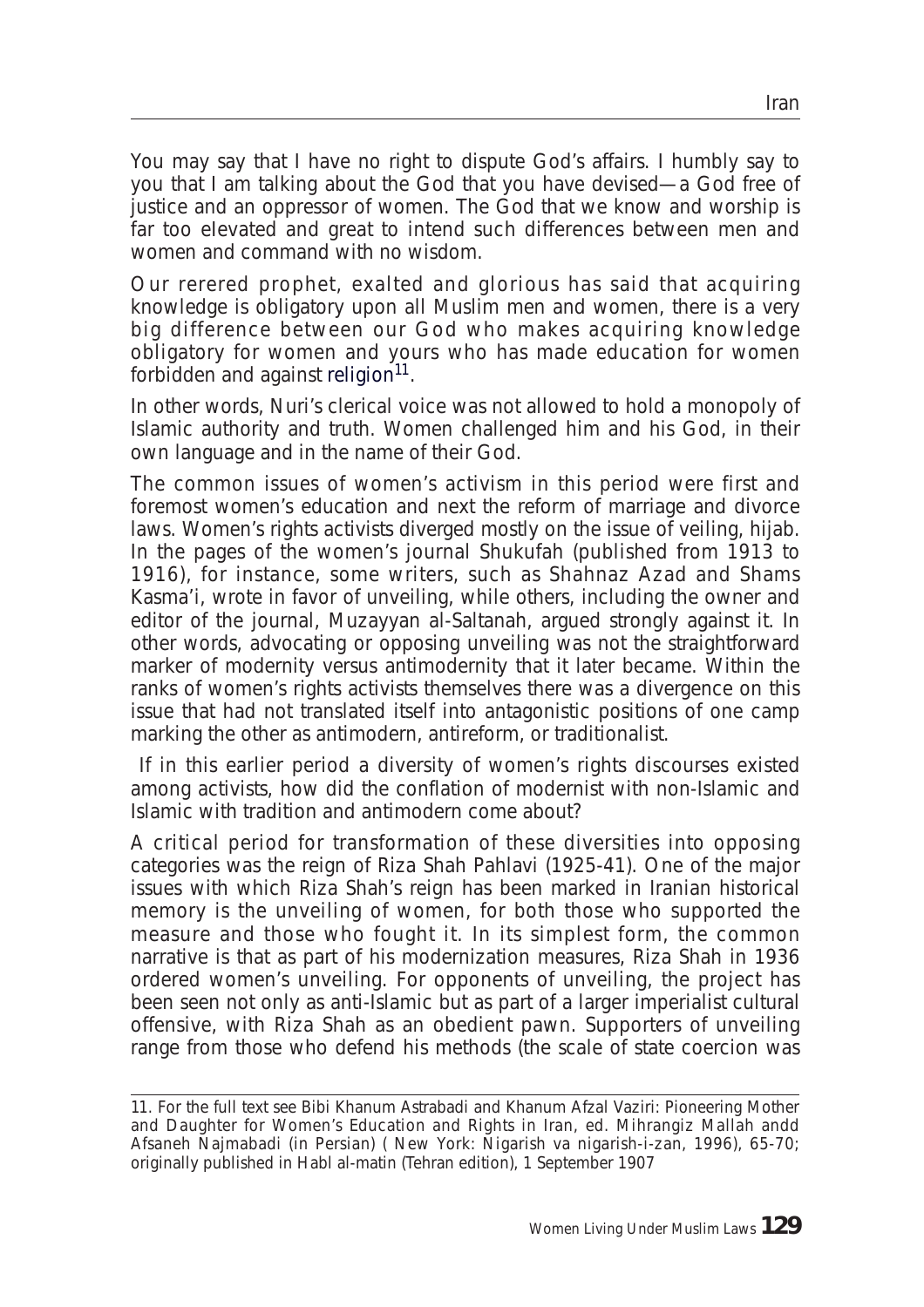You may say that I have no right to dispute God's affairs. I humbly say to you that I am talking about the God that you have devised—a God free of justice and an oppressor of women. The God that we know and worship is far too elevated and great to intend such differences between men and women and command with no wisdom.

Our rerered prophet, exalted and glorious has said that acquiring knowledge is obligatory upon all Muslim men and women, there is a very big difference between our God who makes acquiring knowledge obligatory for women and yours who has made education for women forbidden and against religion[11].

In other words, Nuri's clerical voice was not allowed to hold a monopoly of Islamic authority and truth. Women challenged him and his God, in their own language and in the name of their God.

The common issues of women's activism in this period were first and foremost women's education and next the reform of marriage and divorce laws. Women's rights activists diverged mostly on the issue of veiling, hijab. In the pages of the women's journal Shukufah (published from 1913 to 1916), for instance, some writers, such as Shahnaz Azad and Shams Kasma'i, wrote in favor of unveiling, while others, including the owner and editor of the journal, Muzayyan al-Saltanah, argued strongly against it. In other words, advocating or opposing unveiling was not the straightforward marker of modernity versus antimodernity that it later became. Within the ranks of women's rights activists themselves there was a divergence on this issue that had not translated itself into antagonistic positions of one camp marking the other as antimodern, antireform, or traditionalist.

If in this earlier period a diversity of women's rights discourses existed among activists, how did the conflation of modernist with non-Islamic and Islamic with tradition and antimodern come about?

A critical period for transformation of these diversities into opposing categories was the reign of Riza Shah Pahlavi (1925-41). One of the major issues with which Riza Shah's reign has been marked in Iranian historical memory is the unveiling of women, for both those who supported the measure and those who fought it. In its simplest form, the common narrative is that as part of his modernization measures, Riza Shah in 1936 ordered women's unveiling. For opponents of unveiling, the project has been seen not only as anti-Islamic but as part of a larger imperialist cultural offensive, with Riza Shah as an obedient pawn. Supporters of unveiling range from those who defend his methods (the scale of state coercion was

---

11. For the full text see Bibi Khanum Astrabadi and Khanum Afzal Vaziri: Pioneering Mother and Daughter for Women's Education and Rights in Iran, ed. Mihrangiz Mallah andd Afsaneh Najmabadi (in Persian) ( New York: Nigarish va nigarish-i-zan, 1996), 65-70; originally published in Habl al-matin (Tehran edition), 1 September 1907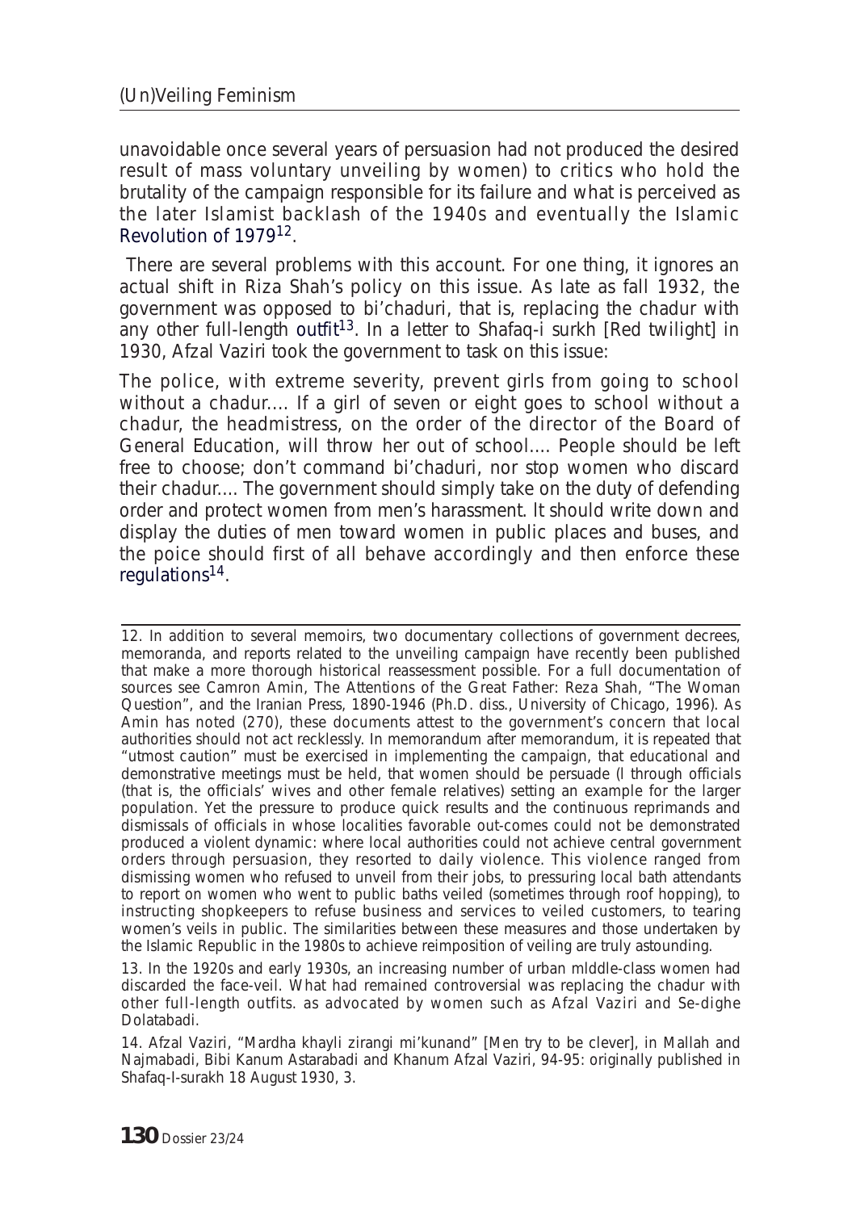unavoidable once several years of persuasion had not produced the desired result of mass voluntary unveiling by women) to critics who hold the brutality of the campaign responsible for its failure and what is perceived as the later Islamist backlash of the 1940s and eventually the Islamic Revolution of 1979[12].

There are several problems with this account. For one thing, it ignores an actual shift in Riza Shah's policy on this issue. As late as fall 1932, the government was opposed to bi'chaduri, that is, replacing the chadur with any other full-length outfit[13]. In a letter to Shafaq-i surkh [Red twilight] in 1930, Afzal Vaziri took the government to task on this issue:

> The police, with extreme severity, prevent girls from going to school without a chadur.... If a girl of seven or eight goes to school without a chadur, the headmistress, on the order of the director of the Board of General Education, will throw her out of school.... People should be left free to choose; don't command bi'chaduri, nor stop women who discard their chadur.... The government should simply take on the duty of defending order and protect women from men's harassment. It should write down and display the duties of men toward women in public places and buses, and the poice should first of all behave accordingly and then enforce these regulations[14].

12. In addition to several memoirs, two documentary collections of government decrees, memoranda, and reports related to the unveiling campaign have recently been published that make a more thorough historical reassessment possible. For a full documentation of sources see Camron Amin, The Attentions of the Great Father: Reza Shah, "The Woman Question", and the Iranian Press, 1890-1946 (Ph.D. diss., University of Chicago, 1996). As Amin has noted (270), these documents attest to the government's concern that local authorities should not act recklessly. In memorandum after memorandum, it is repeated that "utmost caution" must be exercised in implementing the campaign, that educational and demonstrative meetings must be held, that women should be persuade (l through officials (that is, the officials' wives and other female relatives) setting an example for the larger population. Yet the pressure to produce quick results and the continuous reprimands and dismissals of officials in whose localities favorable out-comes could not be demonstrated produced a violent dynamic: where local authorities could not achieve central government orders through persuasion, they resorted to daily violence. This violence ranged from dismissing women who refused to unveil from their jobs, to pressuring local bath attendants to report on women who went to public baths veiled (sometimes through roof hopping), to instructing shopkeepers to refuse business and services to veiled customers, to tearing women's veils in public. The similarities between these measures and those undertaken by the Islamic Republic in the 1980s to achieve reimposition of veiling are truly astounding.

13. In the 1920s and early 1930s, an increasing number of urban mlddle-class women had discarded the face-veil. What had remained controversial was replacing the chadur with other full-length outfits. as advocated by women such as Afzal Vaziri and Se-dighe Dolatabadi.

14. Afzal Vaziri, "Mardha khayli zirangi mi'kunand" [Men try to be clever], in Mallah and Najmabadi, Bibi Kanum Astarabadi and Khanum Afzal Vaziri, 94-95: originally published in Shafaq-I-surakh 18 August 1930, 3.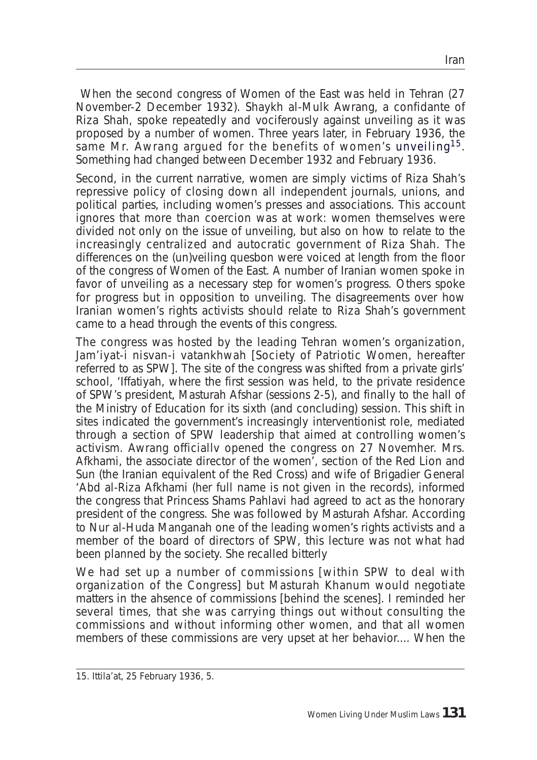When the second congress of Women of the East was held in Tehran (27 November-2 December 1932). Shaykh al-Mulk Awrang, a confidante of Riza Shah, spoke repeatedly and vociferously against unveiling as it was proposed by a number of women. Three years later, in February 1936, the same Mr. Awrang argued for the benefits of women's unveiling[15]. Something had changed between December 1932 and February 1936.

Second, in the current narrative, women are simply victims of Riza Shah's repressive policy of closing down all independent journals, unions, and political parties, including women's presses and associations. This account ignores that more than coercion was at work: women themselves were divided not only on the issue of unveiling, but also on how to relate to the increasingly centralized and autocratic government of Riza Shah. The differences on the (un)veiling quesbon were voiced at length from the floor of the congress of Women of the East. A number of Iranian women spoke in favor of unveiling as a necessary step for women's progress. Others spoke for progress but in opposition to unveiling. The disagreements over how Iranian women's rights activists should relate to Riza Shah's government came to a head through the events of this congress.

The congress was hosted by the leading Tehran women's organization, Jam'iyat-i nisvan-i vatankhwah [Society of Patriotic Women, hereafter referred to as SPW]. The site of the congress was shifted from a private girls' school, 'Iffatiyah, where the first session was held, to the private residence of SPW's president, Masturah Afshar (sessions 2-5), and finally to the hall of the Ministry of Education for its sixth (and concluding) session. This shift in sites indicated the government's increasingly interventionist role, mediated through a section of SPW leadership that aimed at controlling women's activism. Awrang officiallv opened the congress on 27 Novemher. Mrs. Afkhami, the associate director of the women', section of the Red Lion and Sun (the Iranian equivalent of the Red Cross) and wife of Brigadier General 'Abd al-Riza Afkhami (her full name is not given in the records), informed the congress that Princess Shams Pahlavi had agreed to act as the honorary president of the congress. She was followed by Masturah Afshar. According to Nur al-Huda Manganah one of the leading women's rights activists and a member of the board of directors of SPW, this lecture was not what had been planned by the society. She recalled bitterly

We had set up a number of commissions [within SPW to deal with organization of the Congress] but Masturah Khanum would negotiate matters in the ahsence of commissions [behind the scenes]. I reminded her several times, that she was carrying things out without consulting the commissions and without informing other women, and that all women members of these commissions are very upset at her behavior.... When the

15. Ittila'at, 25 February 1936, 5.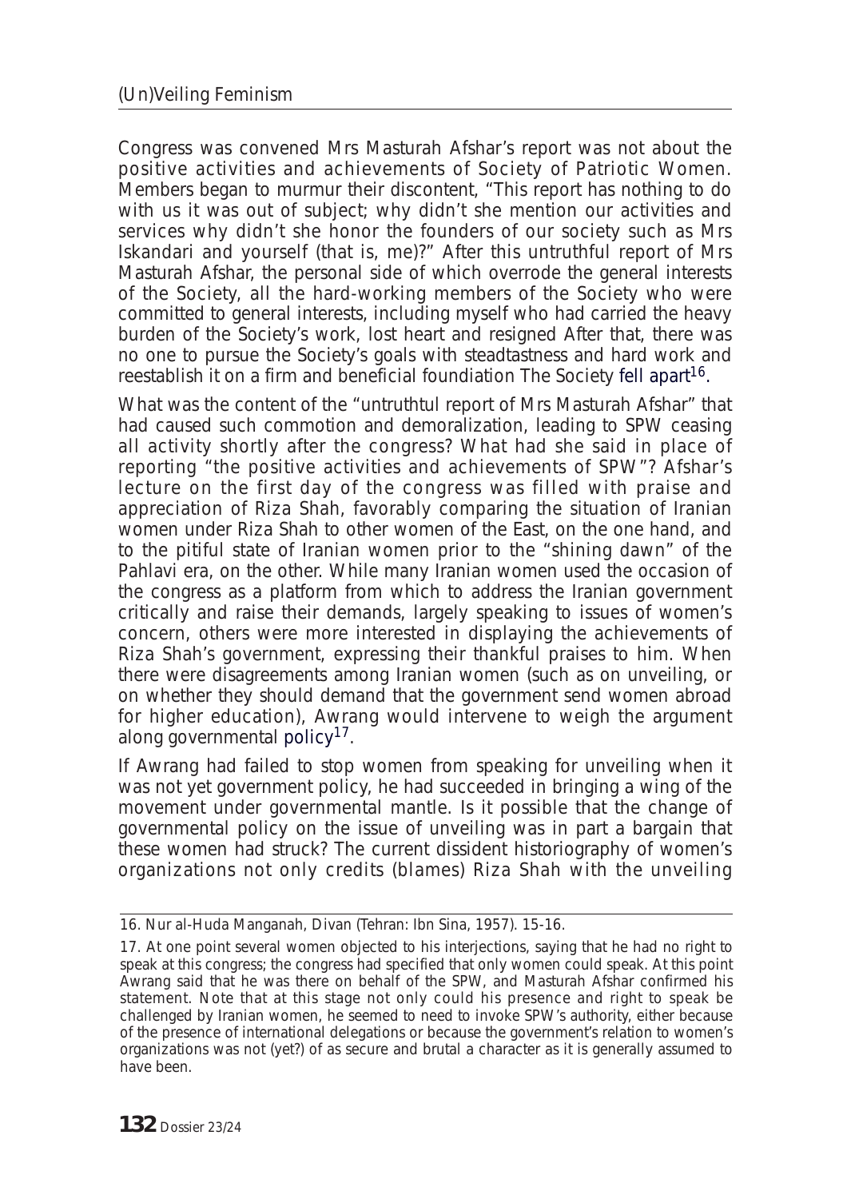Congress was convened Mrs Masturah Afshar's report was not about the positive activities and achievements of Society of Patriotic Women. Members began to murmur their discontent, "This report has nothing to do with us it was out of subject; why didn't she mention our activities and services why didn't she honor the founders of our society such as Mrs Iskandari and yourself (that is, me)?" After this untruthful report of Mrs Masturah Afshar, the personal side of which overrode the general interests of the Society, all the hard-working members of the Society who were committed to general interests, including myself who had carried the heavy burden of the Society's work, lost heart and resigned After that, there was no one to pursue the Society's goals with steadtastness and hard work and reestablish it on a firm and beneficial foundiation The Society fell apart[16].

What was the content of the "untruthtul report of Mrs Masturah Afshar" that had caused such commotion and demoralization, leading to SPW ceasing all activity shortly after the congress? What had she said in place of reporting "the positive activities and achievements of SPW"? Afshar's lecture on the first day of the congress was filled with praise and appreciation of Riza Shah, favorably comparing the situation of Iranian women under Riza Shah to other women of the East, on the one hand, and to the pitiful state of Iranian women prior to the "shining dawn" of the Pahlavi era, on the other. While many Iranian women used the occasion of the congress as a platform from which to address the Iranian government critically and raise their demands, largely speaking to issues of women's concern, others were more interested in displaying the achievements of Riza Shah's government, expressing their thankful praises to him. When there were disagreements among Iranian women (such as on unveiling, or on whether they should demand that the government send women abroad for higher education), Awrang would intervene to weigh the argument along governmental policy[17].

If Awrang had failed to stop women from speaking for unveiling when it was not yet government policy, he had succeeded in bringing a wing of the movement under governmental mantle. Is it possible that the change of governmental policy on the issue of unveiling was in part a bargain that these women had struck? The current dissident historiography of women's organizations not only credits (blames) Riza Shah with the unveiling

16. Nur al-Huda Manganah, Divan (Tehran: Ibn Sina, 1957). 15-16.

17. At one point several women objected to his interjections, saying that he had no right to speak at this congress; the congress had specified that only women could speak. At this point Awrang said that he was there on behalf of the SPW, and Masturah Afshar confirmed his statement. Note that at this stage not only could his presence and right to speak be challenged by Iranian women, he seemed to need to invoke SPW's authority, either because of the presence of international delegations or because the government's relation to women's organizations was not (yet?) of as secure and brutal a character as it is generally assumed to have been.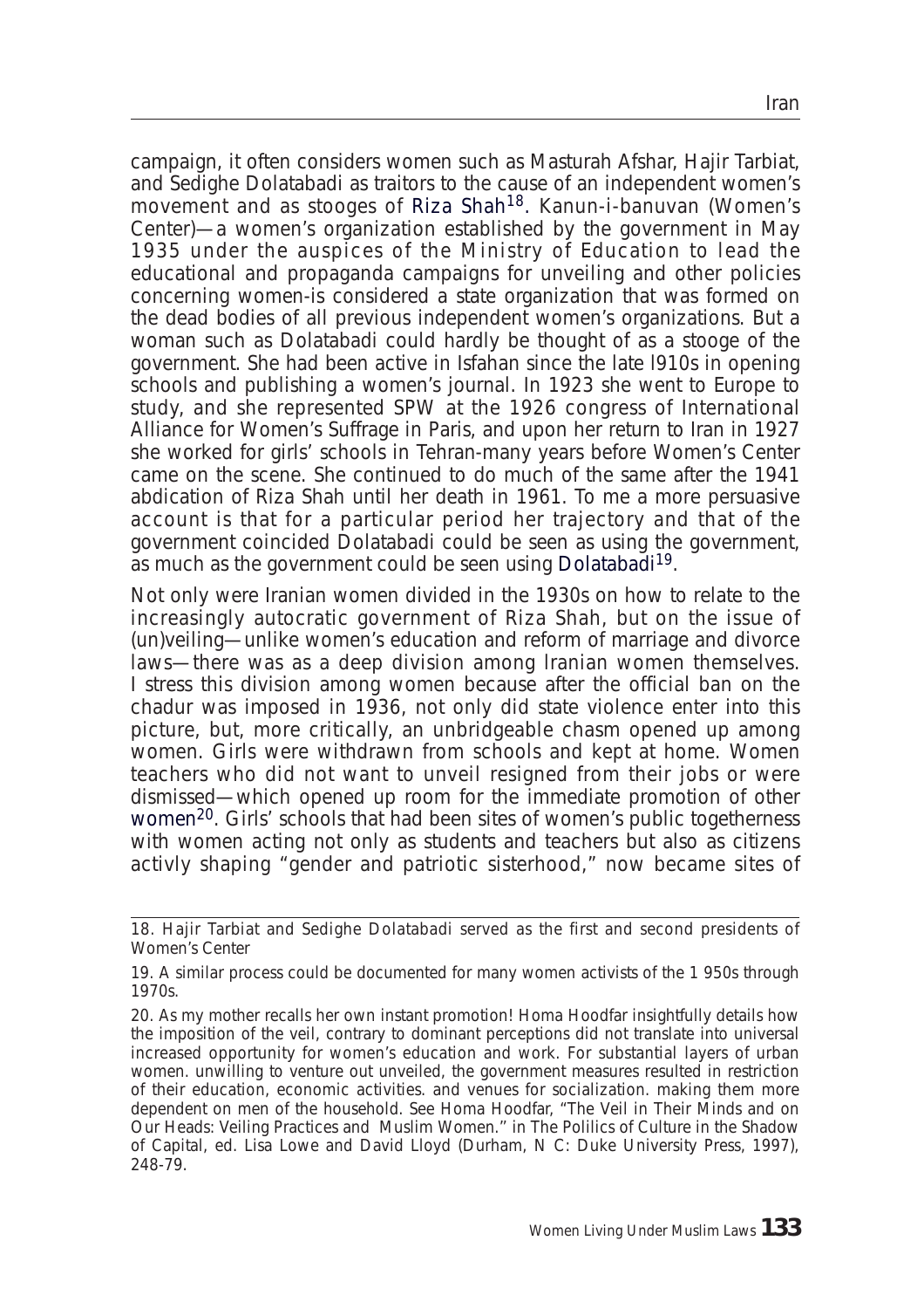campaign, it often considers women such as Masturah Afshar, Hajir Tarbiat, and Sedighe Dolatabadi as traitors to the cause of an independent women's movement and as stooges of Riza Shah[18]. Kanun-i-banuvan (Women's Center)—a women's organization established by the government in May 1935 under the auspices of the Ministry of Education to lead the educational and propaganda campaigns for unveiling and other policies concerning women-is considered a state organization that was formed on the dead bodies of all previous independent women's organizations. But a woman such as Dolatabadi could hardly be thought of as a stooge of the government. She had been active in Isfahan since the late l910s in opening schools and publishing a women's journal. In 1923 she went to Europe to study, and she represented SPW at the 1926 congress of International Alliance for Women's Suffrage in Paris, and upon her return to Iran in 1927 she worked for girls' schools in Tehran-many years before Women's Center came on the scene. She continued to do much of the same after the 1941 abdication of Riza Shah until her death in 1961. To me a more persuasive account is that for a particular period her trajectory and that of the government coincided Dolatabadi could be seen as using the government, as much as the government could be seen using Dolatabadi[19].

Not only were Iranian women divided in the 1930s on how to relate to the increasingly autocratic government of Riza Shah, but on the issue of (un)veiling—unlike women's education and reform of marriage and divorce laws—there was as a deep division among lranian women themselves. I stress this division among women because after the official ban on the chadur was imposed in 1936, not only did state violence enter into this picture, but, more critically, an unbridgeable chasm opened up among women. Girls were withdrawn from schools and kept at home. Women teachers who did not want to unveil resigned from their jobs or were dismissed—which opened up room for the immediate promotion of other women[20]. Girls' schools that had been sites of women's public togetherness with women acting not only as students and teachers but also as citizens activly shaping "gender and patriotic sisterhood," now became sites of

---

18. Hajir Tarbiat and Sedighe Dolatabadi served as the first and second presidents of Women's Center

19. A similar process could be documented for many women activists of the 1 950s through 1970s.

20. As my mother recalls her own instant promotion! Homa Hoodfar insightfully details how the imposition of the veil, contrary to dominant perceptions did not translate into universal increased opportunity for women's education and work. For substantial layers of urban women. unwilling to venture out unveiled, the government measures resulted in restriction of their education, economic activities. and venues for socialization. making them more dependent on men of the household. See Homa Hoodfar, "The Veil in Their Minds and on Our Heads: Veiling Practices and Muslim Women." in The Polilics of Culture in the Shadow of Capital, ed. Lisa Lowe and David Lloyd (Durham, N C: Duke University Press, 1997), 248-79.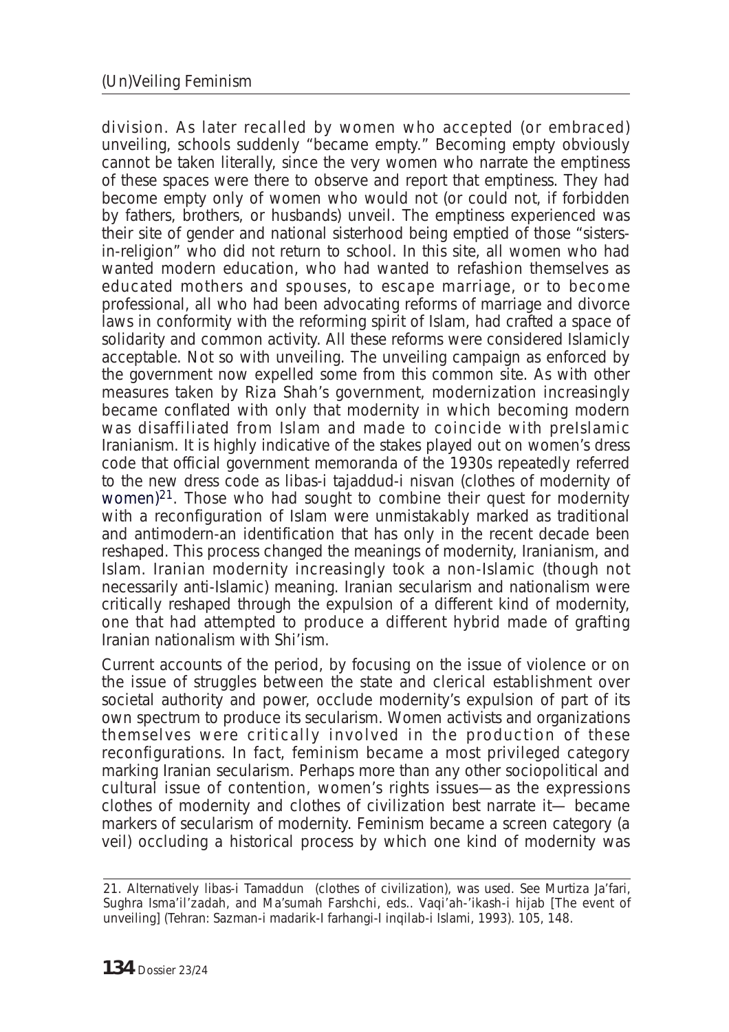division. As later recalled by women who accepted (or embraced) unveiling, schools suddenly "became empty." Becoming empty obviously cannot be taken literally, since the very women who narrate the emptiness of these spaces were there to observe and report that emptiness. They had become empty only of women who would not (or could not, if forbidden by fathers, brothers, or husbands) unveil. The emptiness experienced was their site of gender and national sisterhood being emptied of those "sisters-in-religion" who did not return to school. In this site, all women who had wanted modern education, who had wanted to refashion themselves as educated mothers and spouses, to escape marriage, or to become professional, all who had been advocating reforms of marriage and divorce laws in conformity with the reforming spirit of Islam, had crafted a space of solidarity and common activity. All these reforms were considered Islamicly acceptable. Not so with unveiling. The unveiling campaign as enforced by the government now expelled some from this common site. As with other measures taken by Riza Shah's government, modernization increasingly became conflated with only that modernity in which becoming modern was disaffiliated from Islam and made to coincide with preIslamic Iranianism. It is highly indicative of the stakes played out on women's dress code that official government memoranda of the 1930s repeatedly referred to the new dress code as *libas-i tajaddud-i nisvan* (clothes of modernity of women)[21]. Those who had sought to combine their quest for modernity with a reconfiguration of Islam were unmistakably marked as traditional and antimodern-an identification that has only in the recent decade been reshaped. This process changed the meanings of modernity, Iranianism, and Islam. Iranian modernity increasingly took a non-Islamic (though not necessarily anti-Islamic) meaning. Iranian secularism and nationalism were critically reshaped through the expulsion of a different kind of modernity, one that had attempted to produce a different hybrid made of grafting Iranian nationalism with Shi'ism.

Current accounts of the period, by focusing on the issue of violence or on the issue of struggles between the state and clerical establishment over societal authority and power, occlude modernity's expulsion of part of its own spectrum to produce its secularism. Women activists and organizations themselves were critically involved in the production of these reconfigurations. In fact, feminism became a most privileged category marking Iranian secularism. Perhaps more than any other sociopolitical and cultural issue of contention, women's rights issues—as the expressions *clothes of modernity* and *clothes of civilization* best narrate it— became markers of secularism of modernity. Feminism became a screen category (a veil) occluding a historical process by which one kind of modernity was

21. Alternatively *libas-i Tamaddun* (clothes of civilization), was used. See Murtiza Ja'fari, Sughra Isma'il'zadah, and Ma'sumah Farshchi, eds.. *Vaqi'ah-'ikash-i hijab* [The event of unveiling] (Tehran: Sazman-i madarik-I farhangi-I inqilab-i Islami, 1993). 105, 148.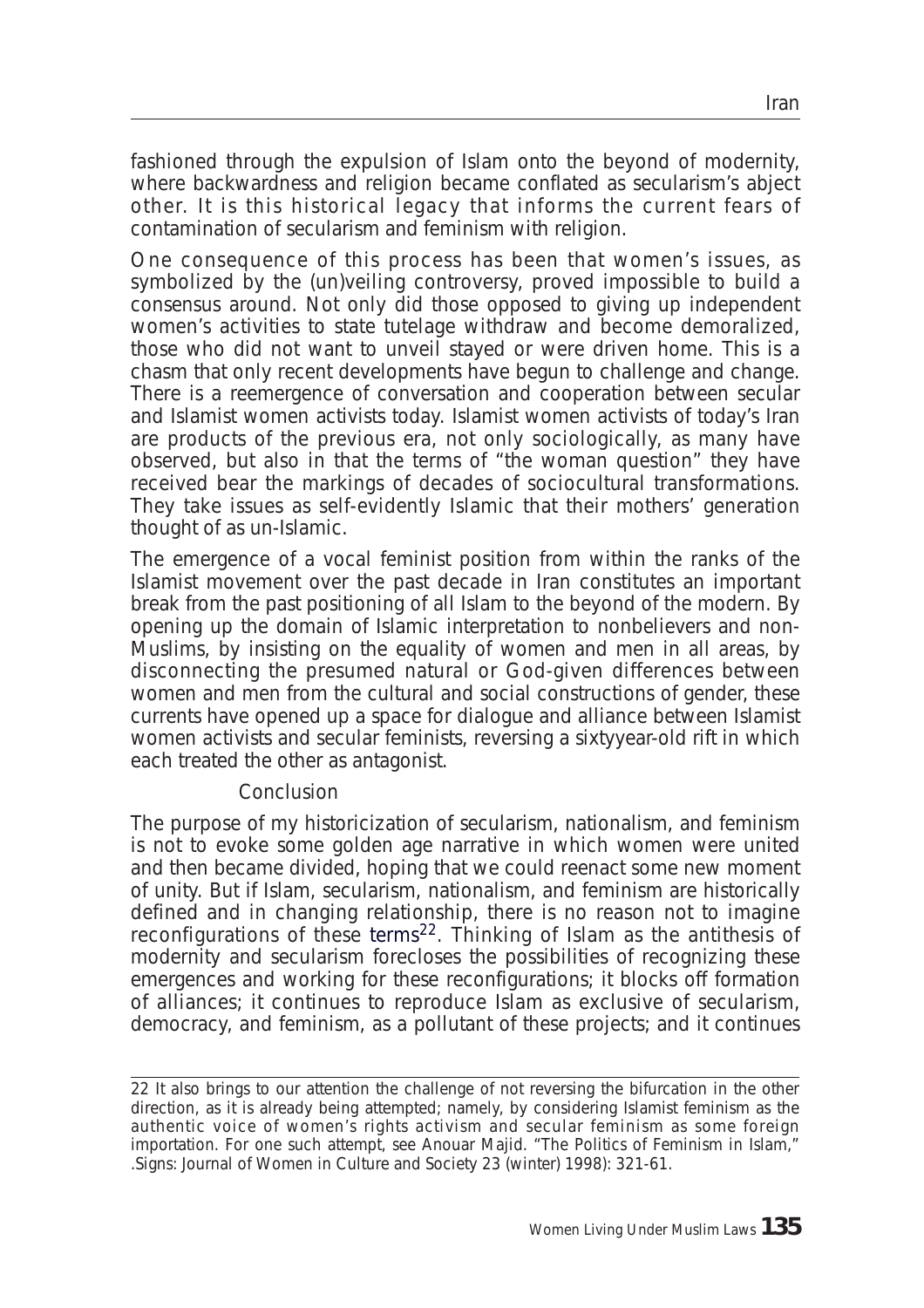fashioned through the expulsion of Islam onto the beyond of modernity, where backwardness and religion became conflated as secularism's abject other. It is this historical legacy that informs the current fears of contamination of secularism and feminism with religion.

One consequence of this process has been that women's issues, as symbolized by the (un)veiling controversy, proved impossible to build a consensus around. Not only did those opposed to giving up independent women's activities to state tutelage withdraw and become demoralized, those who did not want to unveil stayed or were driven home. This is a chasm that only recent developments have begun to challenge and change. There is a reemergence of conversation and cooperation between secular and Islamist women activists today. Islamist women activists of today's Iran are products of the previous era, not only sociologically, as many have observed, but also in that the terms of "the woman question" they have received bear the markings of decades of sociocultural transformations. They take issues as self-evidently Islamic that their mothers' generation thought of as un-Islamic.

The emergence of a vocal feminist position from within the ranks of the Islamist movement over the past decade in Iran constitutes an important break from the past positioning of all Islam to the beyond of the modern. By opening up the domain of Islamic interpretation to nonbelievers and non-Muslims, by insisting on the equality of women and men in all areas, by disconnecting the presumed natural or God-given differences between women and men from the cultural and social constructions of gender, these currents have opened up a space for dialogue and alliance between Islamist women activists and secular feminists, reversing a sixtyyear-old rift in which each treated the other as antagonist.

## Conclusion

The purpose of my historicization of secularism, nationalism, and feminism is not to evoke some golden age narrative in which women were united and then became divided, hoping that we could reenact some new moment of unity. But if Islam, secularism, nationalism, and feminism are historically defined and in changing relationship, there is no reason not to imagine reconfigurations of these terms[22]. Thinking of Islam as the antithesis of modernity and secularism forecloses the possibilities of recognizing these emergences and working for these reconfigurations; it blocks off formation of alliances; it continues to reproduce Islam as exclusive of secularism, democracy, and feminism, as a pollutant of these projects; and it continues

22 It also brings to our attention the challenge of not reversing the bifurcation in the other direction, as it is already being attempted; namely, by considering Islamist feminism as the authentic voice of women's rights activism and secular feminism as some foreign importation. For one such attempt, see Anouar Majid. "The Politics of Feminism in Islam," .Signs: Journal of Women in Culture and Society 23 (winter) 1998): 321-61.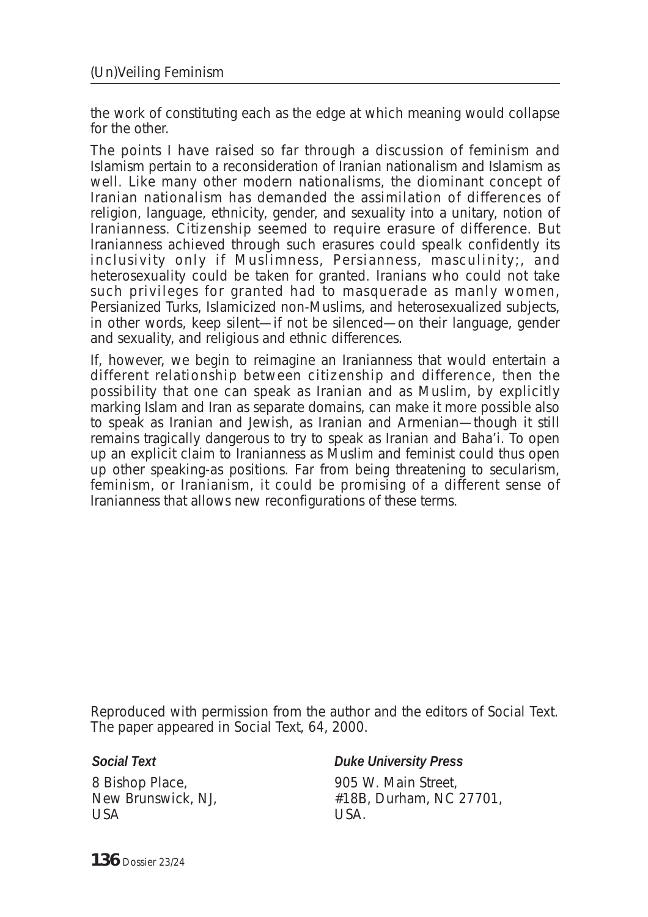the work of constituting each as the edge at which meaning would collapse for the other.

The points I have raised so far through a discussion of feminism and Islamism pertain to a reconsideration of Iranian nationalism and Islamism as well. Like many other modern nationalisms, the diominant concept of Iranian nationalism has demanded the assimilation of differences of religion, language, ethnicity, gender, and sexuality into a unitary, notion of Iranianness. Citizenship seemed to require erasure of difference. But Iranianness achieved through such erasures could spealk confidently its inclusivity only if Muslimness, Persianness, masculinity;, and heterosexuality could be taken for granted. Iranians who could not take such privileges for granted had to masquerade as manly women, Persianized Turks, Islamicized non-Muslims, and heterosexualized subjects, in other words, keep silent—if not be silenced—on their language, gender and sexuality, and religious and ethnic differences.

If, however, we begin to reimagine an Iranianness that would entertain a different relationship between citizenship and difference, then the possibility that one can speak as Iranian and as Muslim, by explicitly marking Islam and Iran as separate domains, can make it more possible also to speak as Iranian and Jewish, as Iranian and Armenian—though it still remains tragically dangerous to try to speak as Iranian and Baha'i. To open up an explicit claim to Iranianness as Muslim and feminist could thus open up other speaking-as positions. Far from being threatening to secularism, feminism, or Iranianism, it could be promising of a different sense of Iranianness that allows new reconfigurations of these terms.

Reproduced with permission from the author and the editors of Social Text. The paper appeared in Social Text, 64, 2000.

***Social Text***
8 Bishop Place,
New Brunswick, NJ,
USA

***Duke University Press***
905 W. Main Street,
#18B, Durham, NC 27701,
USA.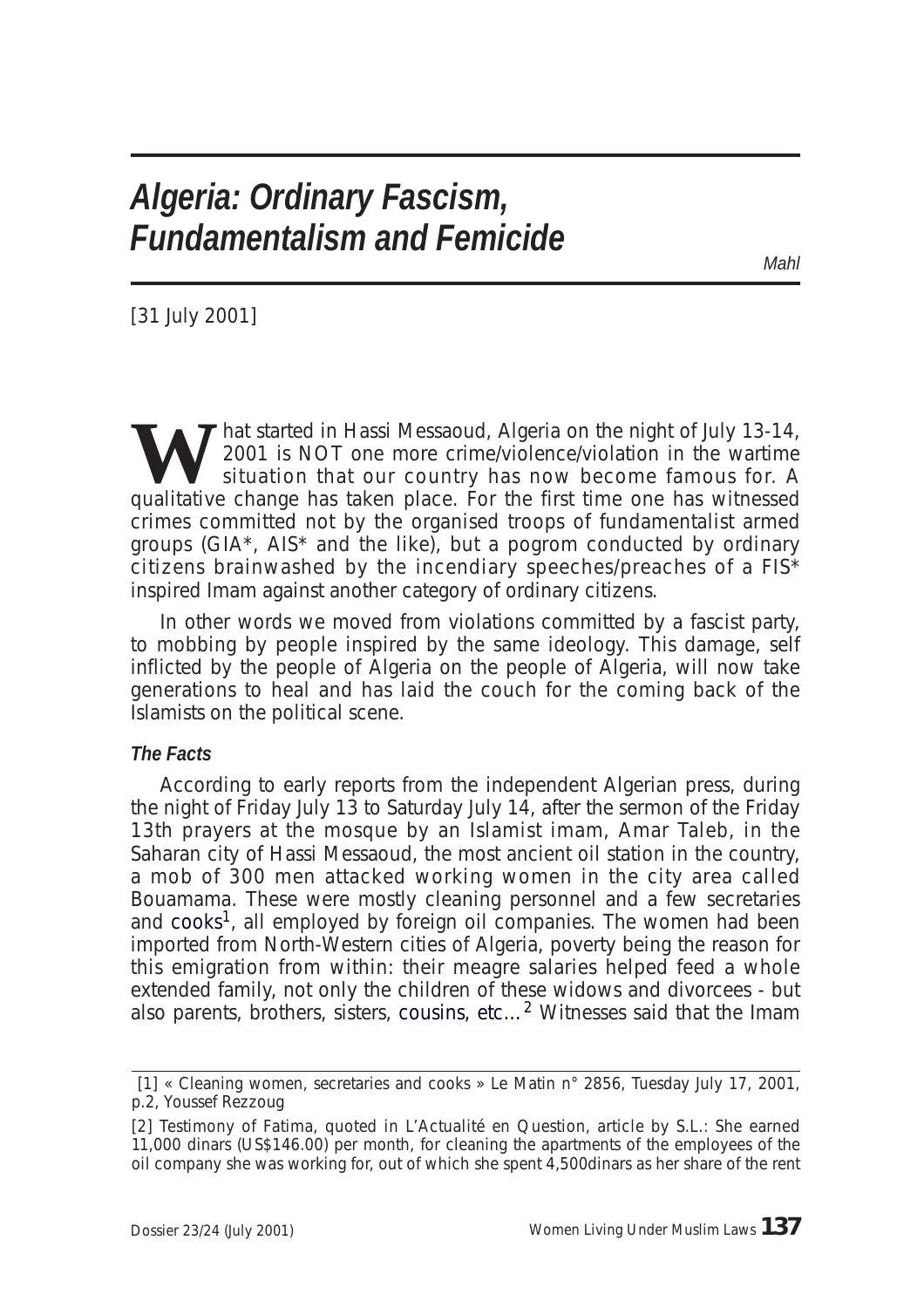# *Algeria: Ordinary Fascism, Fundamentalism and Femicide*

*Mahl*

[31 July 2001]

What started in Hassi Messaoud, Algeria on the night of July 13-14, 2001 is NOT one more crime/violence/violation in the wartime situation that our country has now become famous for. A qualitative change has taken place. For the first time one has witnessed crimes committed not by the organised troops of fundamentalist armed groups (GIA*, AIS* and the like), but a pogrom conducted by ordinary citizens brainwashed by the incendiary speeches/preaches of a FIS* inspired Imam against another category of ordinary citizens.

In other words we moved from violations committed by a fascist party, to mobbing by people inspired by the same ideology. This damage, self inflicted by the people of Algeria on the people of Algeria, will now take generations to heal and has laid the couch for the coming back of the Islamists on the political scene.

### *The Facts*

According to early reports from the independent Algerian press, during the night of Friday July 13 to Saturday July 14, after the sermon of the Friday 13th prayers at the mosque by an Islamist imam, Amar Taleb, in the Saharan city of Hassi Messaoud, the most ancient oil station in the country, a mob of 300 men attacked working women in the city area called Bouamama. These were mostly cleaning personnel and a few secretaries and cooks[1], all employed by foreign oil companies. The women had been imported from North-Western cities of Algeria, poverty being the reason for this emigration from within: their meagre salaries helped feed a whole extended family, not only the children of these widows and divorcees - but also parents, brothers, sisters, cousins, etc...[2] Witnesses said that the Imam

---

[1] « Cleaning women, secretaries and cooks » Le Matin n° 2856, Tuesday July 17, 2001, p.2, Youssef Rezzoug

[2] Testimony of Fatima, quoted in L'Actualité en Question, article by S.L.: She earned 11,000 dinars (US$146.00) per month, for cleaning the apartments of the employees of the oil company she was working for, out of which she spent 4,500dinars as her share of the rent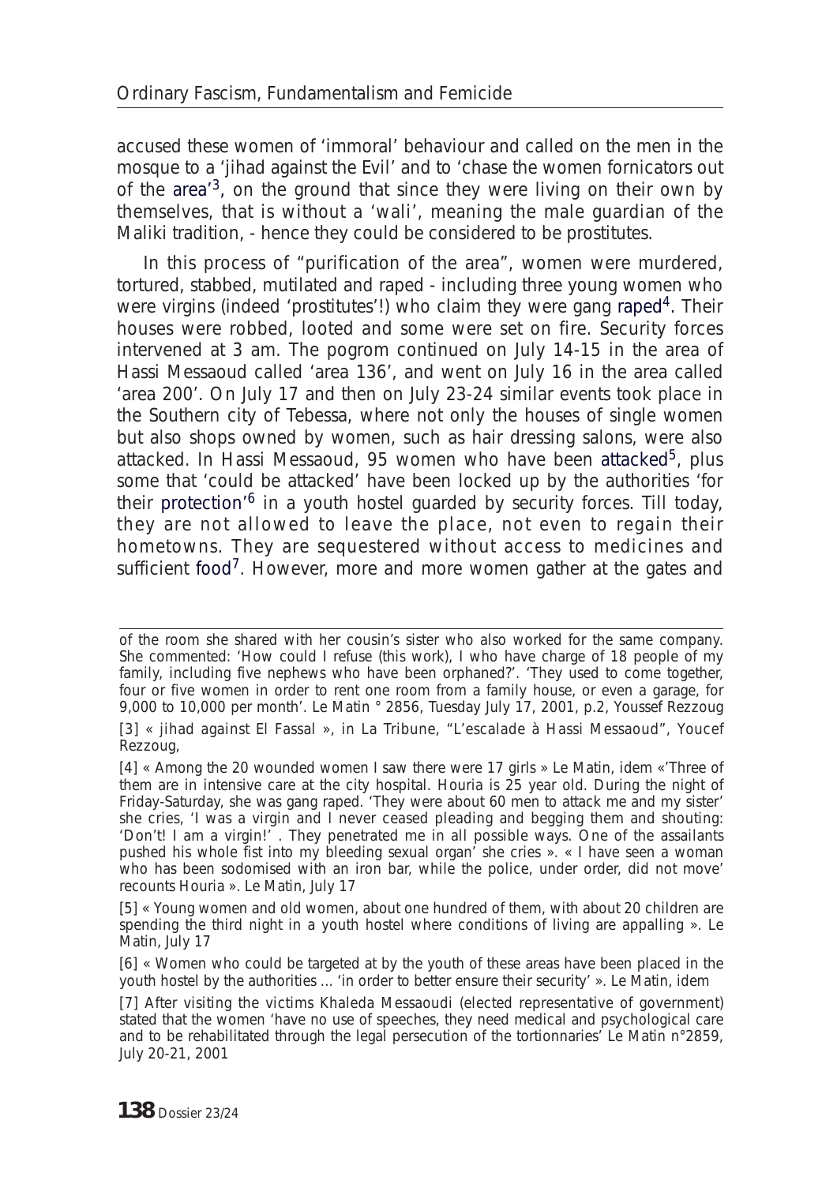accused these women of 'immoral' behaviour and called on the men in the mosque to a 'jihad against the Evil' and to 'chase the women fornicators out of the area'[3], on the ground that since they were living on their own by themselves, that is without a 'wali', meaning the male guardian of the Maliki tradition, - hence they could be considered to be prostitutes.

In this process of "purification of the area", women were murdered, tortured, stabbed, mutilated and raped - including three young women who were virgins (indeed 'prostitutes'!) who claim they were gang raped[4]. Their houses were robbed, looted and some were set on fire. Security forces intervened at 3 am. The pogrom continued on July 14-15 in the area of Hassi Messaoud called 'area 136', and went on July 16 in the area called 'area 200'. On July 17 and then on July 23-24 similar events took place in the Southern city of Tebessa, where not only the houses of single women but also shops owned by women, such as hair dressing salons, were also attacked. In Hassi Messaoud, 95 women who have been attacked[5], plus some that 'could be attacked' have been locked up by the authorities 'for their protection'[6] in a youth hostel guarded by security forces. Till today, they are not allowed to leave the place, not even to regain their hometowns. They are sequestered without access to medicines and sufficient food[7]. However, more and more women gather at the gates and

---

of the room she shared with her cousin's sister who also worked for the same company. She commented: 'How could I refuse (this work), I who have charge of 18 people of my family, including five nephews who have been orphaned?'. 'They used to come together, four or five women in order to rent one room from a family house, or even a garage, for 9,000 to 10,000 per month'. Le Matin ° 2856, Tuesday July 17, 2001, p.2, Youssef Rezzoug

[3] « jihad against El Fassal », in La Tribune, "L'escalade à Hassi Messaoud", Youcef Rezzoug,

[4] « Among the 20 wounded women I saw there were 17 girls » Le Matin, idem «'Three of them are in intensive care at the city hospital. Houria is 25 year old. During the night of Friday-Saturday, she was gang raped. 'They were about 60 men to attack me and my sister' she cries, 'I was a virgin and I never ceased pleading and begging them and shouting: 'Don't! I am a virgin!' . They penetrated me in all possible ways. One of the assailants pushed his whole fist into my bleeding sexual organ' she cries ». « I have seen a woman who has been sodomised with an iron bar, while the police, under order, did not move' recounts Houria ». Le Matin, July 17

[5] « Young women and old women, about one hundred of them, with about 20 children are spending the third night in a youth hostel where conditions of living are appalling ». Le Matin, July 17

[6] « Women who could be targeted at by the youth of these areas have been placed in the youth hostel by the authorities ... 'in order to better ensure their security' ». Le Matin, idem

[7] After visiting the victims Khaleda Messaoudi (elected representative of government) stated that the women 'have no use of speeches, they need medical and psychological care and to be rehabilitated through the legal persecution of the tortionnaries' Le Matin n°2859, July 20-21, 2001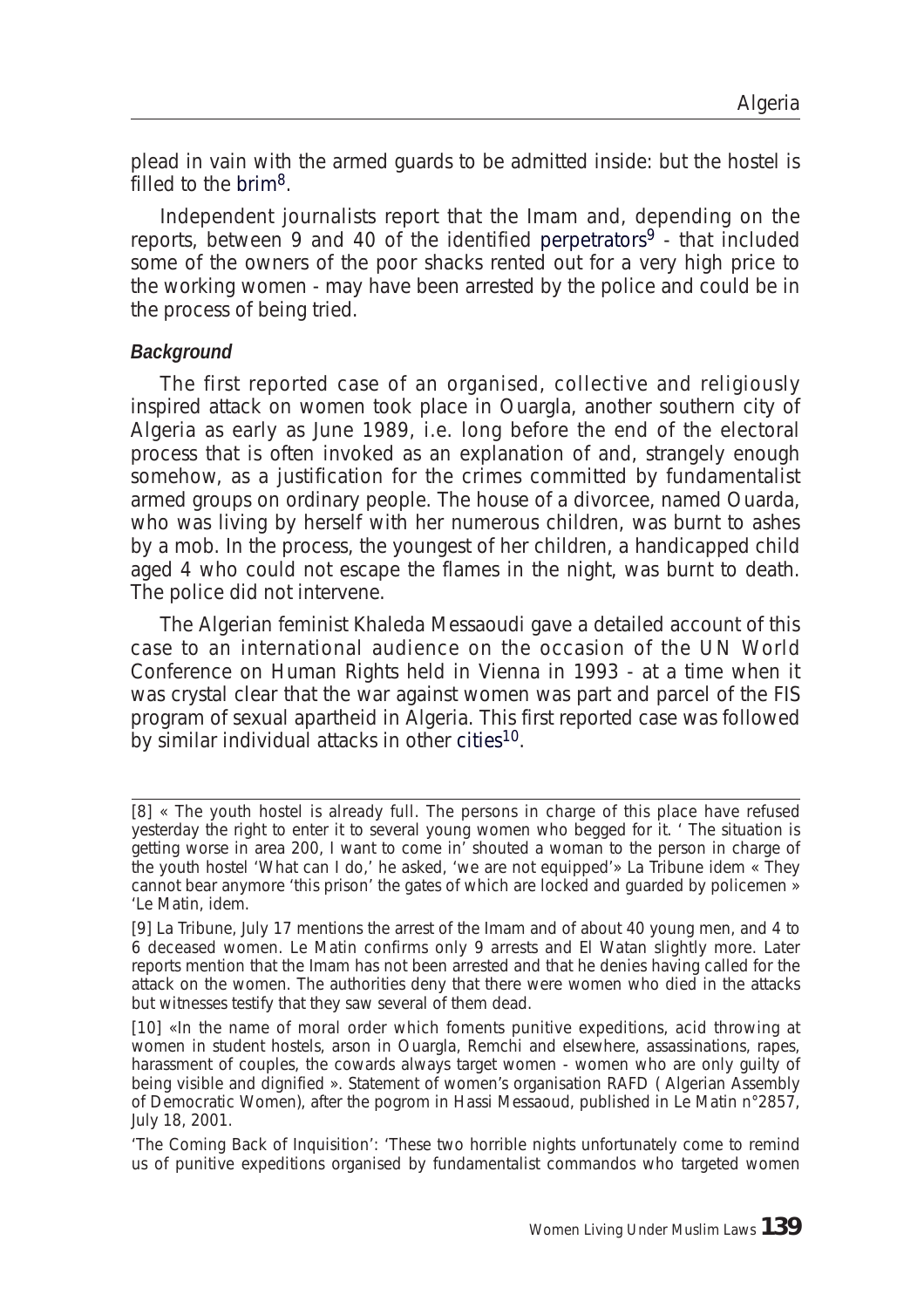plead in vain with the armed guards to be admitted inside: but the hostel is filled to the brim[8].

Independent journalists report that the Imam and, depending on the reports, between 9 and 40 of the identified perpetrators[9] - that included some of the owners of the poor shacks rented out for a very high price to the working women - may have been arrested by the police and could be in the process of being tried.

***Background***

The first reported case of an organised, collective and religiously inspired attack on women took place in Ouargla, another southern city of Algeria as early as June 1989, i.e. long before the end of the electoral process that is often invoked as an explanation of and, strangely enough somehow, as a justification for the crimes committed by fundamentalist armed groups on ordinary people. The house of a divorcee, named Ouarda, who was living by herself with her numerous children, was burnt to ashes by a mob. In the process, the youngest of her children, a handicapped child aged 4 who could not escape the flames in the night, was burnt to death. The police did not intervene.

The Algerian feminist Khaleda Messaoudi gave a detailed account of this case to an international audience on the occasion of the UN World Conference on Human Rights held in Vienna in 1993 - at a time when it was crystal clear that the war against women was part and parcel of the FIS program of sexual apartheid in Algeria. This first reported case was followed by similar individual attacks in other cities[10].

---

[8] « The youth hostel is already full. The persons in charge of this place have refused yesterday the right to enter it to several young women who begged for it. ' The situation is getting worse in area 200, I want to come in' shouted a woman to the person in charge of the youth hostel 'What can I do,' he asked, 'we are not equipped'» La Tribune idem « They cannot bear anymore 'this prison' the gates of which are locked and guarded by policemen » 'Le Matin, idem.

[9] La Tribune, July 17 mentions the arrest of the Imam and of about 40 young men, and 4 to 6 deceased women. Le Matin confirms only 9 arrests and El Watan slightly more. Later reports mention that the Imam has not been arrested and that he denies having called for the attack on the women. The authorities deny that there were women who died in the attacks but witnesses testify that they saw several of them dead.

[10] «In the name of moral order which foments punitive expeditions, acid throwing at women in student hostels, arson in Ouargla, Remchi and elsewhere, assassinations, rapes, harassment of couples, the cowards always target women - women who are only guilty of being visible and dignified ». Statement of women's organisation RAFD ( Algerian Assembly of Democratic Women), after the pogrom in Hassi Messaoud, published in Le Matin n°2857, July 18, 2001.

'The Coming Back of Inquisition': 'These two horrible nights unfortunately come to remind us of punitive expeditions organised by fundamentalist commandos who targeted women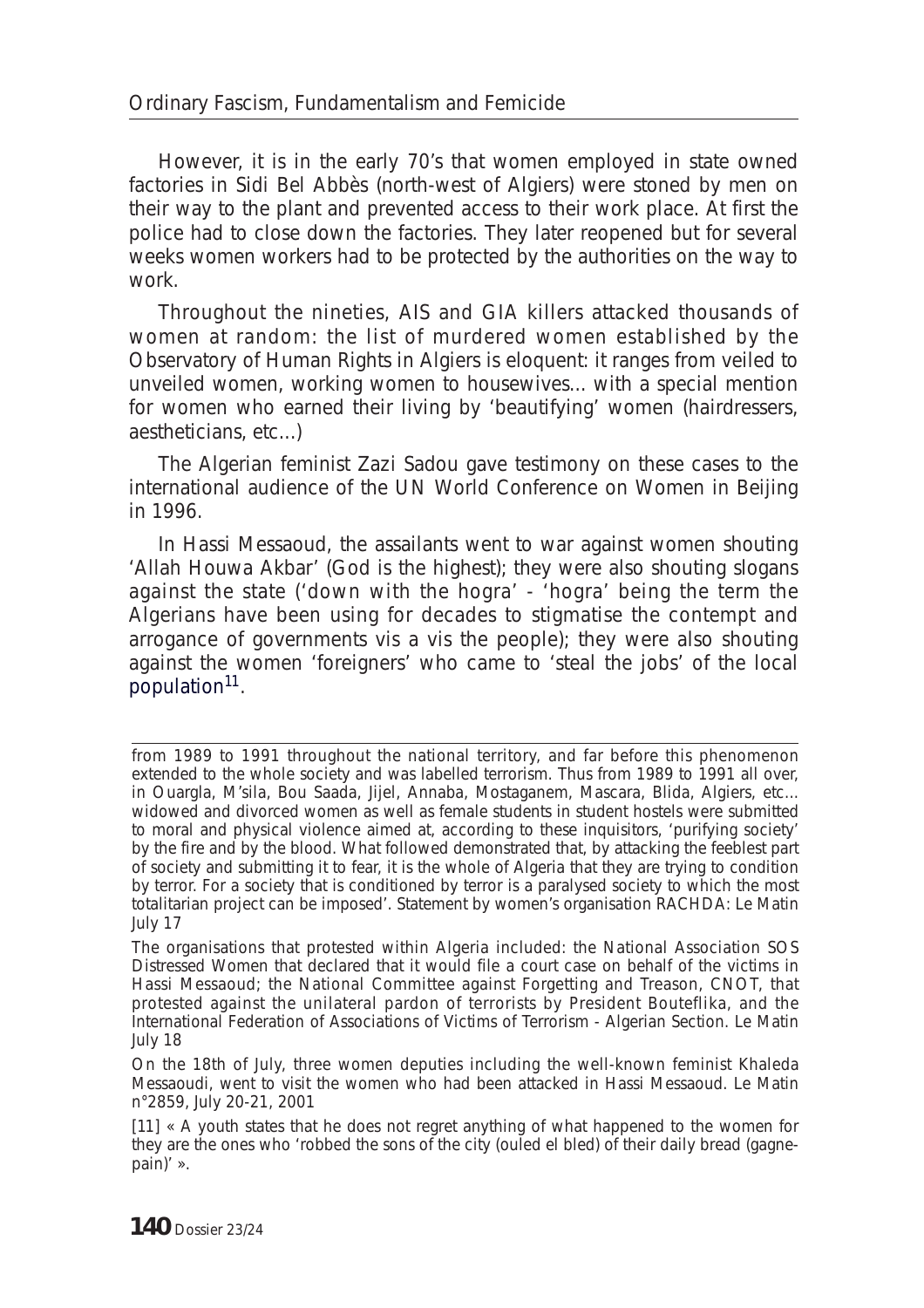However, it is in the early 70's that women employed in state owned factories in Sidi Bel Abbès (north-west of Algiers) were stoned by men on their way to the plant and prevented access to their work place. At first the police had to close down the factories. They later reopened but for several weeks women workers had to be protected by the authorities on the way to work.

Throughout the nineties, AIS and GIA killers attacked thousands of women at random: the list of murdered women established by the Observatory of Human Rights in Algiers is eloquent: it ranges from veiled to unveiled women, working women to housewives... with a special mention for women who earned their living by 'beautifying' women (hairdressers, aestheticians, etc...)

The Algerian feminist Zazi Sadou gave testimony on these cases to the international audience of the UN World Conference on Women in Beijing in 1996.

In Hassi Messaoud, the assailants went to war against women shouting 'Allah Houwa Akbar' (God is the highest); they were also shouting slogans against the state ('down with the hogra' - 'hogra' being the term the Algerians have been using for decades to stigmatise the contempt and arrogance of governments vis a vis the people); they were also shouting against the women 'foreigners' who came to 'steal the jobs' of the local population[11].

---

from 1989 to 1991 throughout the national territory, and far before this phenomenon extended to the whole society and was labelled terrorism. Thus from 1989 to 1991 all over, in Ouargla, M'sila, Bou Saada, Jijel, Annaba, Mostaganem, Mascara, Blida, Algiers, etc... widowed and divorced women as well as female students in student hostels were submitted to moral and physical violence aimed at, according to these inquisitors, 'purifying society' by the fire and by the blood. What followed demonstrated that, by attacking the feeblest part of society and submitting it to fear, it is the whole of Algeria that they are trying to condition by terror. For a society that is conditioned by terror is a paralysed society to which the most totalitarian project can be imposed'. Statement by women's organisation RACHDA: Le Matin July 17

The organisations that protested within Algeria included: the National Association SOS Distressed Women that declared that it would file a court case on behalf of the victims in Hassi Messaoud; the National Committee against Forgetting and Treason, CNOT, that protested against the unilateral pardon of terrorists by President Bouteflika, and the International Federation of Associations of Victims of Terrorism - Algerian Section. Le Matin July 18

On the 18th of July, three women deputies including the well-known feminist Khaleda Messaoudi, went to visit the women who had been attacked in Hassi Messaoud. Le Matin n°2859, July 20-21, 2001

[11] « A youth states that he does not regret anything of what happened to the women for they are the ones who 'robbed the sons of the city (ouled el bled) of their daily bread (gagne-pain)' ».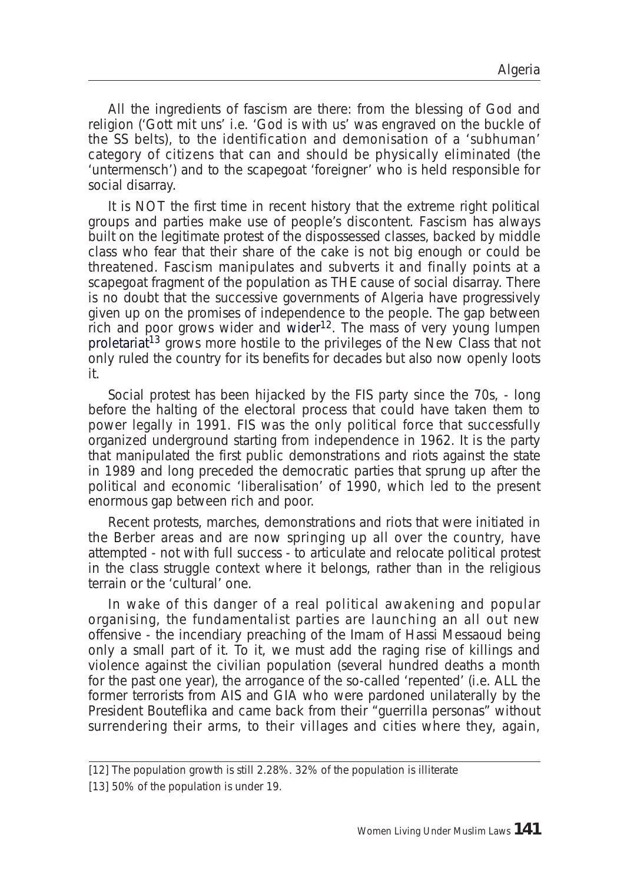All the ingredients of fascism are there: from the blessing of God and religion ('Gott mit uns' i.e. 'God is with us' was engraved on the buckle of the SS belts), to the identification and demonisation of a 'subhuman' category of citizens that can and should be physically eliminated (the 'untermensch') and to the scapegoat 'foreigner' who is held responsible for social disarray.

It is NOT the first time in recent history that the extreme right political groups and parties make use of people's discontent. Fascism has always built on the legitimate protest of the dispossessed classes, backed by middle class who fear that their share of the cake is not big enough or could be threatened. Fascism manipulates and subverts it and finally points at a scapegoat fragment of the population as THE cause of social disarray. There is no doubt that the successive governments of Algeria have progressively given up on the promises of independence to the people. The gap between rich and poor grows wider and wider[12]. The mass of very young lumpen proletariat[13] grows more hostile to the privileges of the New Class that not only ruled the country for its benefits for decades but also now openly loots it.

Social protest has been hijacked by the FIS party since the 70s, - long before the halting of the electoral process that could have taken them to power legally in 1991. FIS was the only political force that successfully organized underground starting from independence in 1962. It is the party that manipulated the first public demonstrations and riots against the state in 1989 and long preceded the democratic parties that sprung up after the political and economic 'liberalisation' of 1990, which led to the present enormous gap between rich and poor.

Recent protests, marches, demonstrations and riots that were initiated in the Berber areas and are now springing up all over the country, have attempted - not with full success - to articulate and relocate political protest in the class struggle context where it belongs, rather than in the religious terrain or the 'cultural' one.

In wake of this danger of a real political awakening and popular organising, the fundamentalist parties are launching an all out new offensive - the incendiary preaching of the Imam of Hassi Messaoud being only a small part of it. To it, we must add the raging rise of killings and violence against the civilian population (several hundred deaths a month for the past one year), the arrogance of the so-called 'repented' (i.e. ALL the former terrorists from AIS and GIA who were pardoned unilaterally by the President Bouteflika and came back from their "guerrilla personas" without surrendering their arms, to their villages and cities where they, again,

---

[12] The population growth is still 2.28%. 32% of the population is illiterate

[13] 50% of the population is under 19.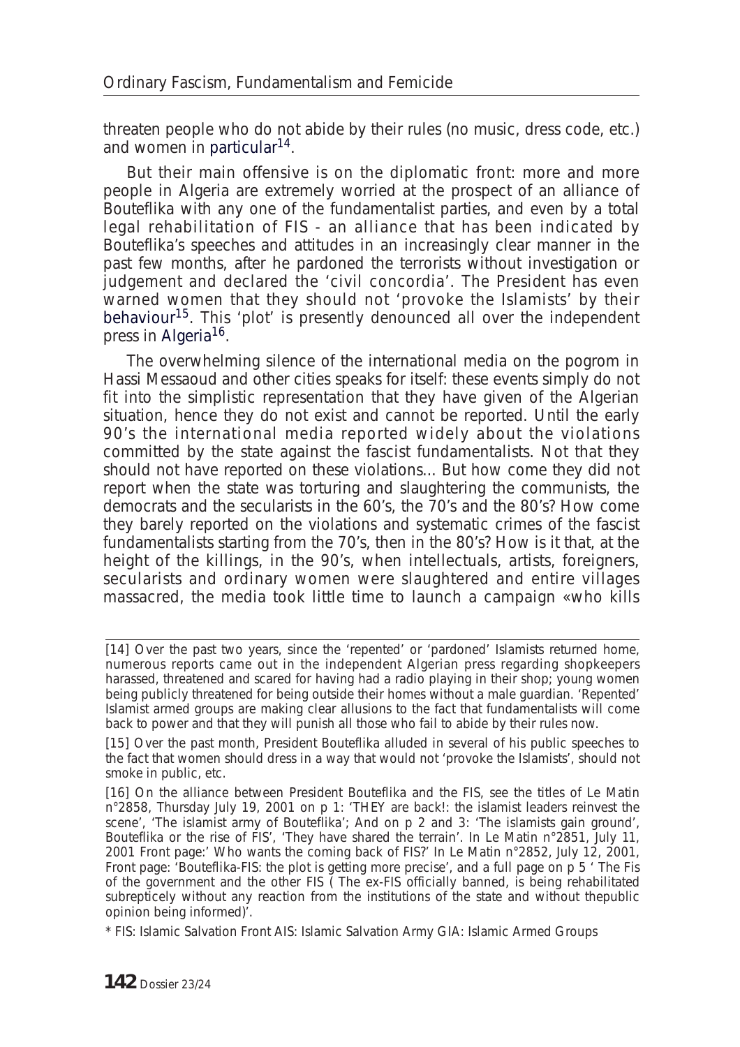threaten people who do not abide by their rules (no music, dress code, etc.) and women in particular[14].

But their main offensive is on the diplomatic front: more and more people in Algeria are extremely worried at the prospect of an alliance of Bouteflika with any one of the fundamentalist parties, and even by a total legal rehabilitation of FIS - an alliance that has been indicated by Bouteflika's speeches and attitudes in an increasingly clear manner in the past few months, after he pardoned the terrorists without investigation or judgement and declared the 'civil concordia'. The President has even warned women that they should not 'provoke the Islamists' by their behaviour[15]. This 'plot' is presently denounced all over the independent press in Algeria[16].

The overwhelming silence of the international media on the pogrom in Hassi Messaoud and other cities speaks for itself: these events simply do not fit into the simplistic representation that they have given of the Algerian situation, hence they do not exist and cannot be reported. Until the early 90's the international media reported widely about the violations committed by the state against the fascist fundamentalists. Not that they should not have reported on these violations... But how come they did not report when the state was torturing and slaughtering the communists, the democrats and the secularists in the 60's, the 70's and the 80's? How come they barely reported on the violations and systematic crimes of the fascist fundamentalists starting from the 70's, then in the 80's? How is it that, at the height of the killings, in the 90's, when intellectuals, artists, foreigners, secularists and ordinary women were slaughtered and entire villages massacred, the media took little time to launch a campaign «who kills

---

[14] Over the past two years, since the 'repented' or 'pardoned' Islamists returned home, numerous reports came out in the independent Algerian press regarding shopkeepers harassed, threatened and scared for having had a radio playing in their shop; young women being publicly threatened for being outside their homes without a male guardian. 'Repented' Islamist armed groups are making clear allusions to the fact that fundamentalists will come back to power and that they will punish all those who fail to abide by their rules now.

[15] Over the past month, President Bouteflika alluded in several of his public speeches to the fact that women should dress in a way that would not 'provoke the Islamists', should not smoke in public, etc.

[16] On the alliance between President Bouteflika and the FIS, see the titles of Le Matin n°2858, Thursday July 19, 2001 on p 1: 'THEY are back!: the islamist leaders reinvest the scene', 'The islamist army of Bouteflika'; And on p 2 and 3: 'The islamists gain ground', Bouteflika or the rise of FIS', 'They have shared the terrain'. In Le Matin n°2851, July 11, 2001 Front page:' Who wants the coming back of FIS?' In Le Matin n°2852, July 12, 2001, Front page: 'Bouteflika-FIS: the plot is getting more precise', and a full page on p 5 ' The Fis of the government and the other FIS ( The ex-FIS officially banned, is being rehabilitated subrepticely without any reaction from the institutions of the state and without thepublic opinion being informed)'.

* FIS: Islamic Salvation Front AIS: Islamic Salvation Army GIA: Islamic Armed Groups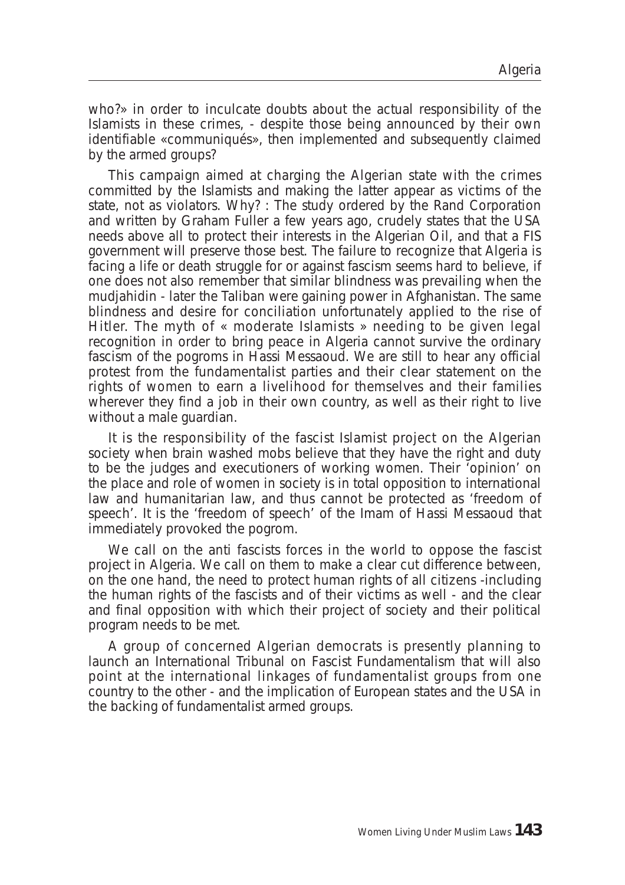who?» in order to inculcate doubts about the actual responsibility of the Islamists in these crimes, - despite those being announced by their own identifiable «communiqués», then implemented and subsequently claimed by the armed groups?

This campaign aimed at charging the Algerian state with the crimes committed by the Islamists and making the latter appear as victims of the state, not as violators. Why? : The study ordered by the Rand Corporation and written by Graham Fuller a few years ago, crudely states that the USA needs above all to protect their interests in the Algerian Oil, and that a FIS government will preserve those best. The failure to recognize that Algeria is facing a life or death struggle for or against fascism seems hard to believe, if one does not also remember that similar blindness was prevailing when the mudjahidin - later the Taliban were gaining power in Afghanistan. The same blindness and desire for conciliation unfortunately applied to the rise of Hitler. The myth of « moderate Islamists » needing to be given legal recognition in order to bring peace in Algeria cannot survive the ordinary fascism of the pogroms in Hassi Messaoud. We are still to hear any official protest from the fundamentalist parties and their clear statement on the rights of women to earn a livelihood for themselves and their families wherever they find a job in their own country, as well as their right to live without a male guardian.

It is the responsibility of the fascist Islamist project on the Algerian society when brain washed mobs believe that they have the right and duty to be the judges and executioners of working women. Their 'opinion' on the place and role of women in society is in total opposition to international law and humanitarian law, and thus cannot be protected as 'freedom of speech'. It is the 'freedom of speech' of the Imam of Hassi Messaoud that immediately provoked the pogrom.

We call on the anti fascists forces in the world to oppose the fascist project in Algeria. We call on them to make a clear cut difference between, on the one hand, the need to protect human rights of all citizens -including the human rights of the fascists and of their victims as well - and the clear and final opposition with which their project of society and their political program needs to be met.

A group of concerned Algerian democrats is presently planning to launch an International Tribunal on Fascist Fundamentalism that will also point at the international linkages of fundamentalist groups from one country to the other - and the implication of European states and the USA in the backing of fundamentalist armed groups.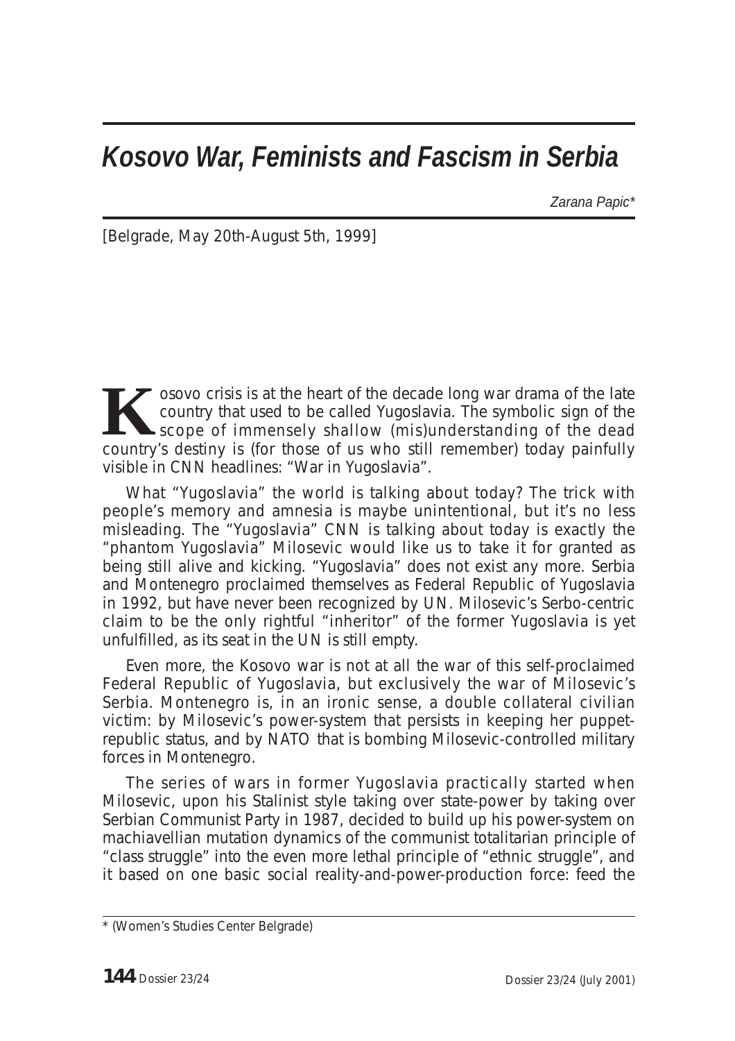# *Kosovo War, Feminists and Fascism in Serbia*

*Zarana Papic**

[Belgrade, May 20th-August 5th, 1999]

Kosovo crisis is at the heart of the decade long war drama of the late country that used to be called Yugoslavia. The symbolic sign of the scope of immensely shallow (mis)understanding of the dead country's destiny is (for those of us who still remember) today painfully visible in CNN headlines: "War in Yugoslavia".

What "Yugoslavia" the world is talking about today? The trick with people's memory and amnesia is maybe unintentional, but it's no less misleading. The "Yugoslavia" CNN is talking about today is exactly the "phantom Yugoslavia" Milosevic would like us to take it for granted as being still alive and kicking. "Yugoslavia" does not exist any more. Serbia and Montenegro proclaimed themselves as Federal Republic of Yugoslavia in 1992, but have never been recognized by UN. Milosevic's Serbo-centric claim to be the only rightful "inheritor" of the former Yugoslavia is yet unfulfilled, as its seat in the UN is still empty.

Even more, the Kosovo war is not at all the war of this self-proclaimed Federal Republic of Yugoslavia, but exclusively the war of Milosevic's Serbia. Montenegro is, in an ironic sense, a double collateral civilian victim: by Milosevic's power-system that persists in keeping her puppet-republic status, and by NATO that is bombing Milosevic-controlled military forces in Montenegro.

The series of wars in former Yugoslavia practically started when Milosevic, upon his Stalinist style taking over state-power by taking over Serbian Communist Party in 1987, decided to build up his power-system on machiavellian mutation dynamics of the communist totalitarian principle of "class struggle" into the even more lethal principle of "ethnic struggle", and it based on one basic social reality-and-power-production force: feed the

---

\* (Women's Studies Center Belgrade)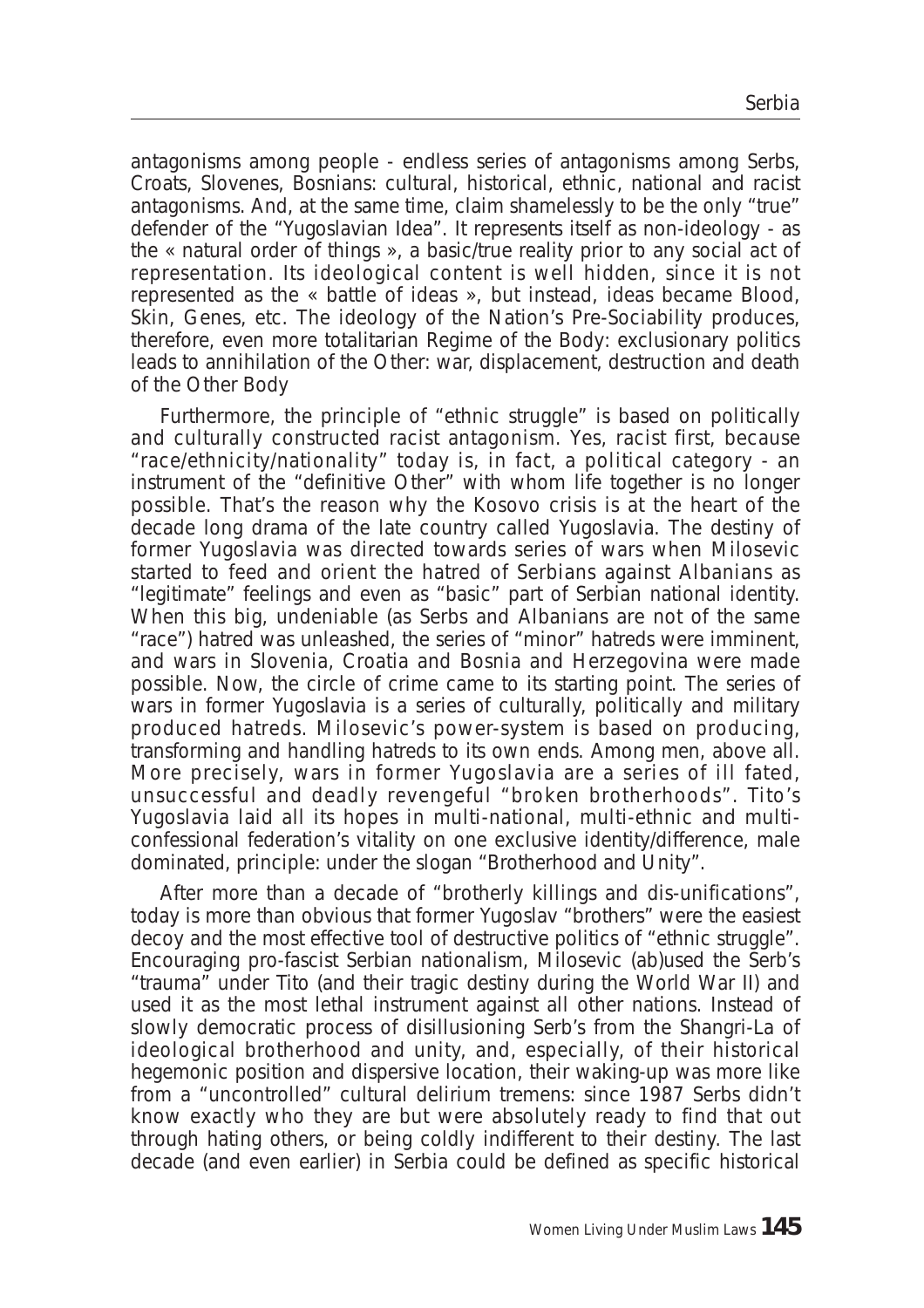antagonisms among people - endless series of antagonisms among Serbs, Croats, Slovenes, Bosnians: cultural, historical, ethnic, national and racist antagonisms. And, at the same time, claim shamelessly to be the only "true" defender of the "Yugoslavian Idea". It represents itself as non-ideology - as the « natural order of things », a basic/true reality prior to any social act of representation. Its ideological content is well hidden, since it is not represented as the « battle of ideas », but instead, ideas became Blood, Skin, Genes, etc. The ideology of the Nation's Pre-Sociability produces, therefore, even more totalitarian Regime of the Body: exclusionary politics leads to annihilation of the Other: war, displacement, destruction and death of the Other Body

Furthermore, the principle of "ethnic struggle" is based on politically and culturally constructed racist antagonism. Yes, racist first, because "race/ethnicity/nationality" today is, in fact, a political category - an instrument of the "definitive Other" with whom life together is no longer possible. That's the reason why the Kosovo crisis is at the heart of the decade long drama of the late country called Yugoslavia. The destiny of former Yugoslavia was directed towards series of wars when Milosevic started to feed and orient the hatred of Serbians against Albanians as "legitimate" feelings and even as "basic" part of Serbian national identity. When this big, undeniable (as Serbs and Albanians are not of the same "race") hatred was unleashed, the series of "minor" hatreds were imminent, and wars in Slovenia, Croatia and Bosnia and Herzegovina were made possible. Now, the circle of crime came to its starting point. The series of wars in former Yugoslavia is a series of culturally, politically and military produced hatreds. Milosevic's power-system is based on producing, transforming and handling hatreds to its own ends. Among men, above all. More precisely, wars in former Yugoslavia are a series of ill fated, unsuccessful and deadly revengeful "broken brotherhoods". Tito's Yugoslavia laid all its hopes in multi-national, multi-ethnic and multi-confessional federation's vitality on one exclusive identity/difference, male dominated, principle: under the slogan "Brotherhood and Unity".

After more than a decade of "brotherly killings and dis-unifications", today is more than obvious that former Yugoslav "brothers" were the easiest decoy and the most effective tool of destructive politics of "ethnic struggle". Encouraging pro-fascist Serbian nationalism, Milosevic (ab)used the Serb's "trauma" under Tito (and their tragic destiny during the World War II) and used it as the most lethal instrument against all other nations. Instead of slowly democratic process of disillusioning Serb's from the Shangri-La of ideological brotherhood and unity, and, especially, of their historical hegemonic position and dispersive location, their waking-up was more like from a "uncontrolled" cultural delirium tremens: since 1987 Serbs didn't know exactly who they are but were absolutely ready to find that out through hating others, or being coldly indifferent to their destiny. The last decade (and even earlier) in Serbia could be defined as specific historical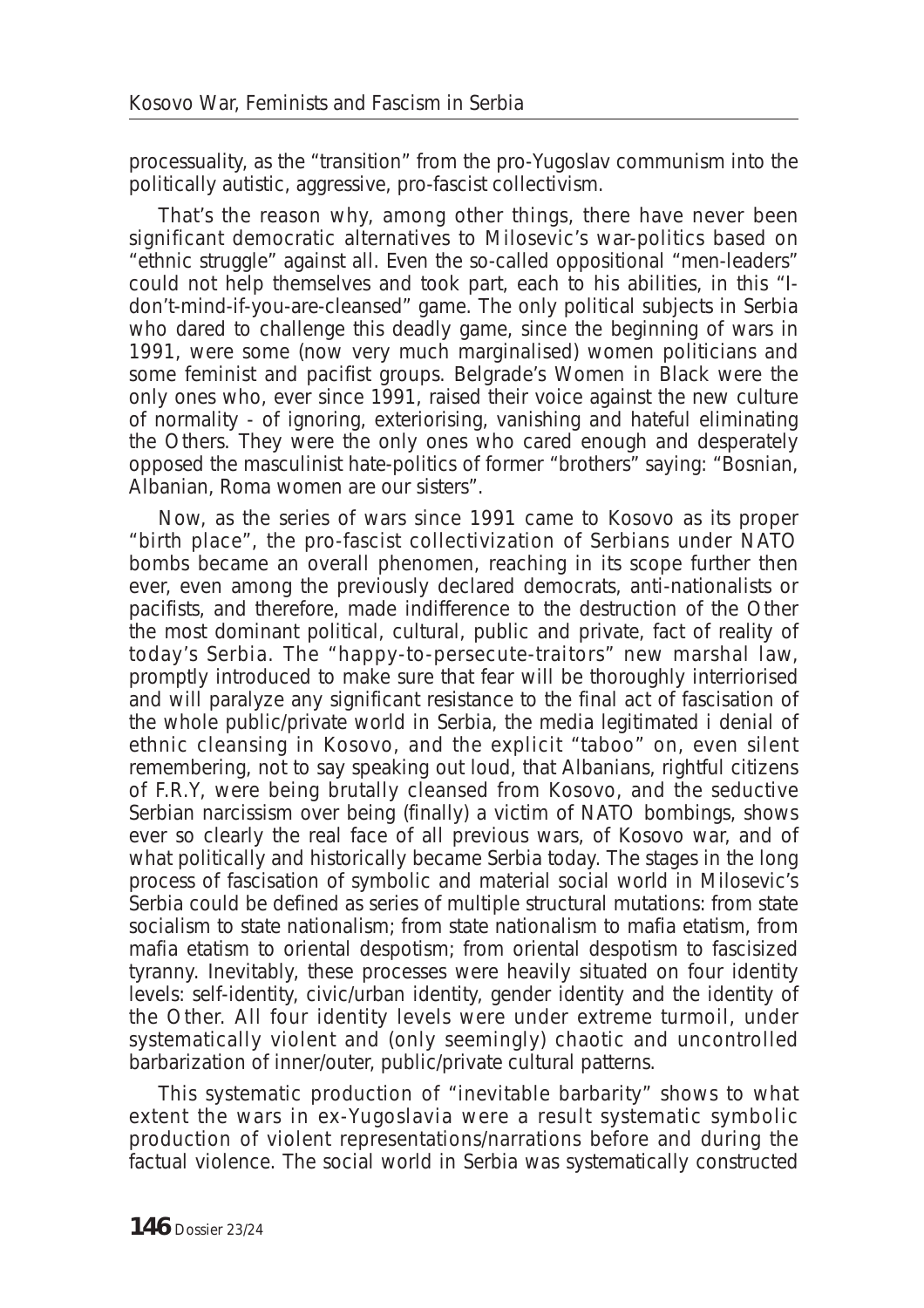processuality, as the "transition" from the pro-Yugoslav communism into the politically autistic, aggressive, pro-fascist collectivism.

That's the reason why, among other things, there have never been significant democratic alternatives to Milosevic's war-politics based on "ethnic struggle" against all. Even the so-called oppositional "men-leaders" could not help themselves and took part, each to his abilities, in this "I-don't-mind-if-you-are-cleansed" game. The only political subjects in Serbia who dared to challenge this deadly game, since the beginning of wars in 1991, were some (now very much marginalised) women politicians and some feminist and pacifist groups. Belgrade's Women in Black were the only ones who, ever since 1991, raised their voice against the new culture of normality - of ignoring, exteriorising, vanishing and hateful eliminating the Others. They were the only ones who cared enough and desperately opposed the masculinist hate-politics of former "brothers" saying: "Bosnian, Albanian, Roma women are our sisters".

Now, as the series of wars since 1991 came to Kosovo as its proper "birth place", the pro-fascist collectivization of Serbians under NATO bombs became an overall phenomen, reaching in its scope further then ever, even among the previously declared democrats, anti-nationalists or pacifists, and therefore, made indifference to the destruction of the Other the most dominant political, cultural, public and private, fact of reality of today's Serbia. The "happy-to-persecute-traitors" new marshal law, promptly introduced to make sure that fear will be thoroughly interriorised and will paralyze any significant resistance to the final act of fascisation of the whole public/private world in Serbia, the media legitimated i denial of ethnic cleansing in Kosovo, and the explicit "taboo" on, even silent remembering, not to say speaking out loud, that Albanians, rightful citizens of F.R.Y, were being brutally cleansed from Kosovo, and the seductive Serbian narcissism over being (finally) a victim of NATO bombings, shows ever so clearly the real face of all previous wars, of Kosovo war, and of what politically and historically became Serbia today. The stages in the long process of fascisation of symbolic and material social world in Milosevic's Serbia could be defined as series of multiple structural mutations: from state socialism to state nationalism; from state nationalism to mafia etatism, from mafia etatism to oriental despotism; from oriental despotism to fascisized tyranny. Inevitably, these processes were heavily situated on four identity levels: self-identity, civic/urban identity, gender identity and the identity of the Other. All four identity levels were under extreme turmoil, under systematically violent and (only seemingly) chaotic and uncontrolled barbarization of inner/outer, public/private cultural patterns.

This systematic production of "inevitable barbarity" shows to what extent the wars in ex-Yugoslavia were a result systematic symbolic production of violent representations/narrations before and during the factual violence. The social world in Serbia was systematically constructed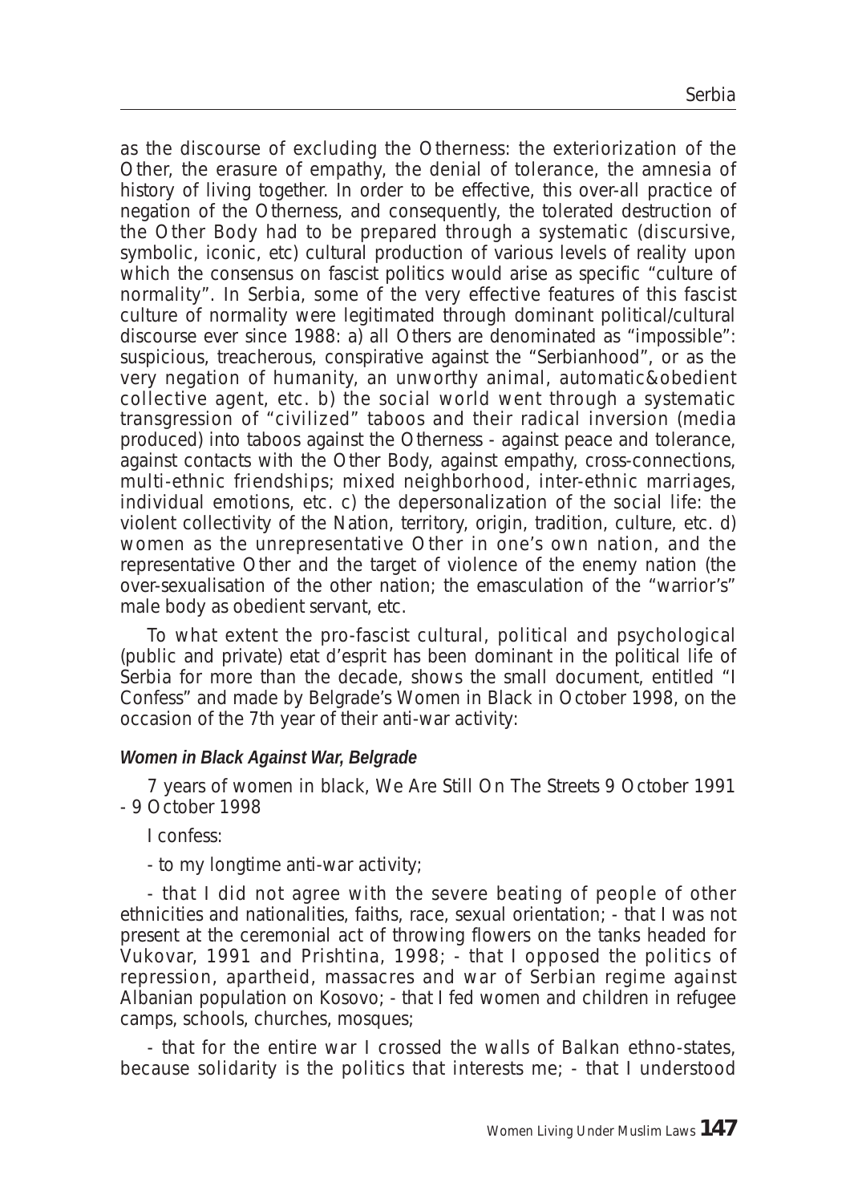as the discourse of excluding the Otherness: the exteriorization of the Other, the erasure of empathy, the denial of tolerance, the amnesia of history of living together. In order to be effective, this over-all practice of negation of the Otherness, and consequently, the tolerated destruction of the Other Body had to be prepared through a systematic (discursive, symbolic, iconic, etc) cultural production of various levels of reality upon which the consensus on fascist politics would arise as specific "culture of normality". In Serbia, some of the very effective features of this fascist culture of normality were legitimated through dominant political/cultural discourse ever since 1988: a) all Others are denominated as "impossible": suspicious, treacherous, conspirative against the "Serbianhood", or as the very negation of humanity, an unworthy animal, automatic&obedient collective agent, etc. b) the social world went through a systematic transgression of "civilized" taboos and their radical inversion (media produced) into taboos against the Otherness - against peace and tolerance, against contacts with the Other Body, against empathy, cross-connections, multi-ethnic friendships; mixed neighborhood, inter-ethnic marriages, individual emotions, etc. c) the depersonalization of the social life: the violent collectivity of the Nation, territory, origin, tradition, culture, etc. d) women as the unrepresentative Other in one's own nation, and the representative Other and the target of violence of the enemy nation (the over-sexualisation of the other nation; the emasculation of the "warrior's" male body as obedient servant, etc.

To what extent the pro-fascist cultural, political and psychological (public and private) etat d'esprit has been dominant in the political life of Serbia for more than the decade, shows the small document, entitled "I Confess" and made by Belgrade's Women in Black in October 1998, on the occasion of the 7th year of their anti-war activity:

***Women in Black Against War, Belgrade***

7 years of women in black, We Are Still On The Streets 9 October 1991 - 9 October 1998

I confess:

- to my longtime anti-war activity;

- that I did not agree with the severe beating of people of other ethnicities and nationalities, faiths, race, sexual orientation; - that I was not present at the ceremonial act of throwing flowers on the tanks headed for Vukovar, 1991 and Prishtina, 1998; - that I opposed the politics of repression, apartheid, massacres and war of Serbian regime against Albanian population on Kosovo; - that I fed women and children in refugee camps, schools, churches, mosques;

- that for the entire war I crossed the walls of Balkan ethno-states, because solidarity is the politics that interests me; - that I understood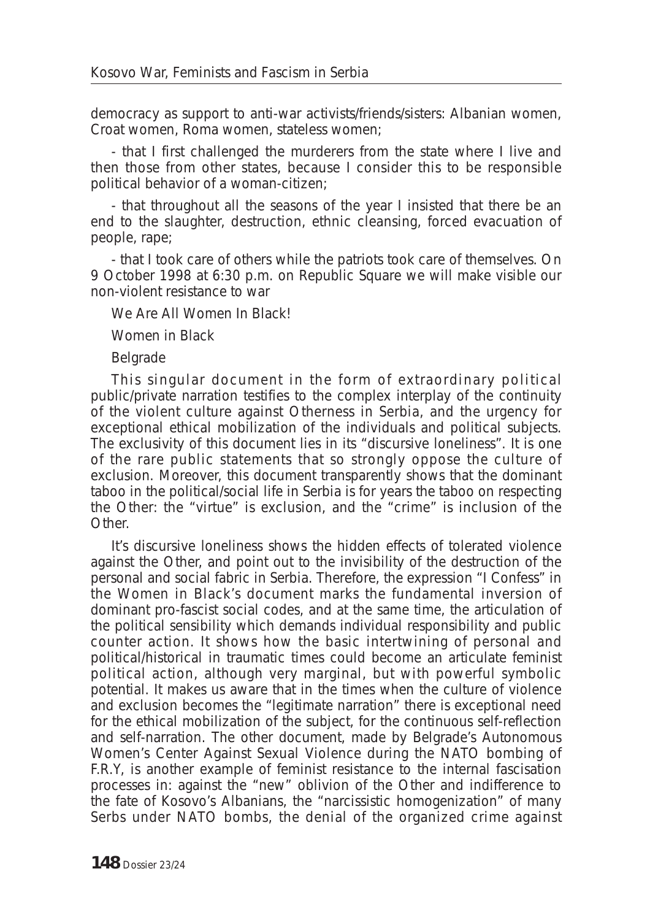democracy as support to anti-war activists/friends/sisters: Albanian women, Croat women, Roma women, stateless women;

- that I first challenged the murderers from the state where I live and then those from other states, because I consider this to be responsible political behavior of a woman-citizen;

- that throughout all the seasons of the year I insisted that there be an end to the slaughter, destruction, ethnic cleansing, forced evacuation of people, rape;

- that I took care of others while the patriots took care of themselves. On 9 October 1998 at 6:30 p.m. on Republic Square we will make visible our non-violent resistance to war

*We Are All Women In Black!*

*Women in Black*

*Belgrade*

This singular document in the form of extraordinary political public/private narration testifies to the complex interplay of the continuity of the violent culture against Otherness in Serbia, and the urgency for exceptional ethical mobilization of the individuals and political subjects. The exclusivity of this document lies in its "discursive loneliness". It is one of the rare public statements that so strongly oppose the culture of exclusion. Moreover, this document transparently shows that the dominant taboo in the political/social life in Serbia is for years the taboo on respecting the Other: the "virtue" is exclusion, and the "crime" is inclusion of the Other.

It's discursive loneliness shows the hidden effects of tolerated violence against the Other, and point out to the invisibility of the destruction of the personal and social fabric in Serbia. Therefore, the expression "I Confess" in the Women in Black's document marks the fundamental inversion of dominant pro-fascist social codes, and at the same time, the articulation of the political sensibility which demands individual responsibility and public counter action. It shows how the basic intertwining of personal and political/historical in traumatic times could become an articulate feminist political action, although very marginal, but with powerful symbolic potential. It makes us aware that in the times when the culture of violence and exclusion becomes the "legitimate narration" there is exceptional need for the ethical mobilization of the subject, for the continuous self-reflection and self-narration. The other document, made by Belgrade's Autonomous Women's Center Against Sexual Violence during the NATO bombing of F.R.Y, is another example of feminist resistance to the internal fascisation processes in: against the "new" oblivion of the Other and indifference to the fate of Kosovo's Albanians, the "narcissistic homogenization" of many Serbs under NATO bombs, the denial of the organized crime against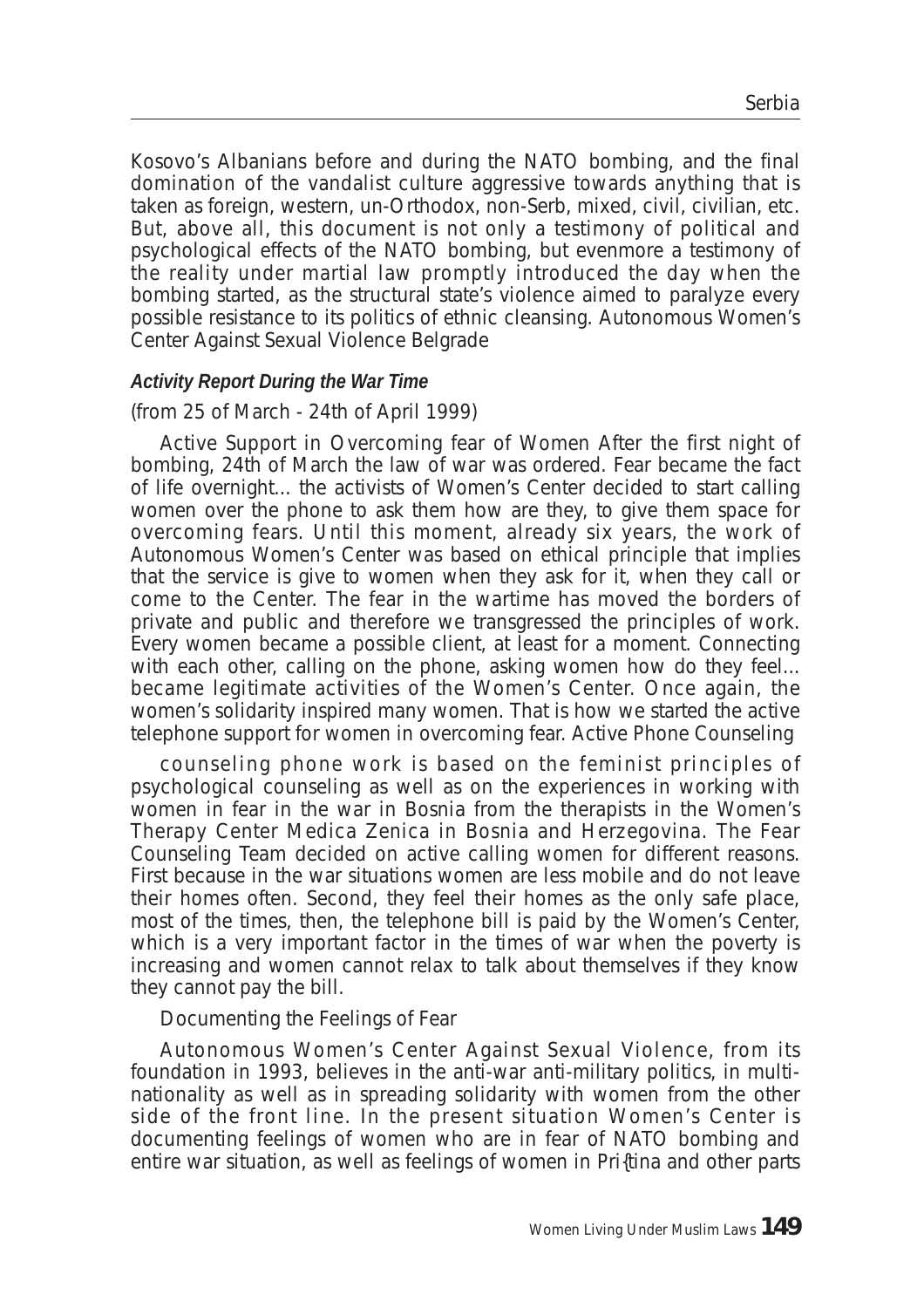Kosovo's Albanians before and during the NATO bombing, and the final domination of the vandalist culture aggressive towards anything that is taken as foreign, western, un-Orthodox, non-Serb, mixed, civil, civilian, etc. But, above all, this document is not only a testimony of political and psychological effects of the NATO bombing, but evenmore a testimony of the reality under martial law promptly introduced the day when the bombing started, as the structural state's violence aimed to paralyze every possible resistance to its politics of ethnic cleansing. Autonomous Women's Center Against Sexual Violence Belgrade

***Activity Report During the War Time***

(from 25 of March - 24th of April 1999)

Active Support in Overcoming fear of Women After the first night of bombing, 24th of March the law of war was ordered. Fear became the fact of life overnight... the activists of Women's Center decided to start calling women over the phone to ask them how are they, to give them space for overcoming fears. Until this moment, already six years, the work of Autonomous Women's Center was based on ethical principle that implies that the service is give to women when they ask for it, when they call or come to the Center. The fear in the wartime has moved the borders of private and public and therefore we transgressed the principles of work. Every women became a possible client, at least for a moment. Connecting with each other, calling on the phone, asking women how do they feel... became legitimate activities of the Women's Center. Once again, the women's solidarity inspired many women. That is how we started the active telephone support for women in overcoming fear. Active Phone Counseling

counseling phone work is based on the feminist principles of psychological counseling as well as on the experiences in working with women in fear in the war in Bosnia from the therapists in the Women's Therapy Center Medica Zenica in Bosnia and Herzegovina. The Fear Counseling Team decided on active calling women for different reasons. First because in the war situations women are less mobile and do not leave their homes often. Second, they feel their homes as the only safe place, most of the times, then, the telephone bill is paid by the Women's Center, which is a very important factor in the times of war when the poverty is increasing and women cannot relax to talk about themselves if they know they cannot pay the bill.

Documenting the Feelings of Fear

Autonomous Women's Center Against Sexual Violence, from its foundation in 1993, believes in the anti-war anti-military politics, in multi-nationality as well as in spreading solidarity with women from the other side of the front line. In the present situation Women's Center is documenting feelings of women who are in fear of NATO bombing and entire war situation, as well as feelings of women in Pri{tina and other parts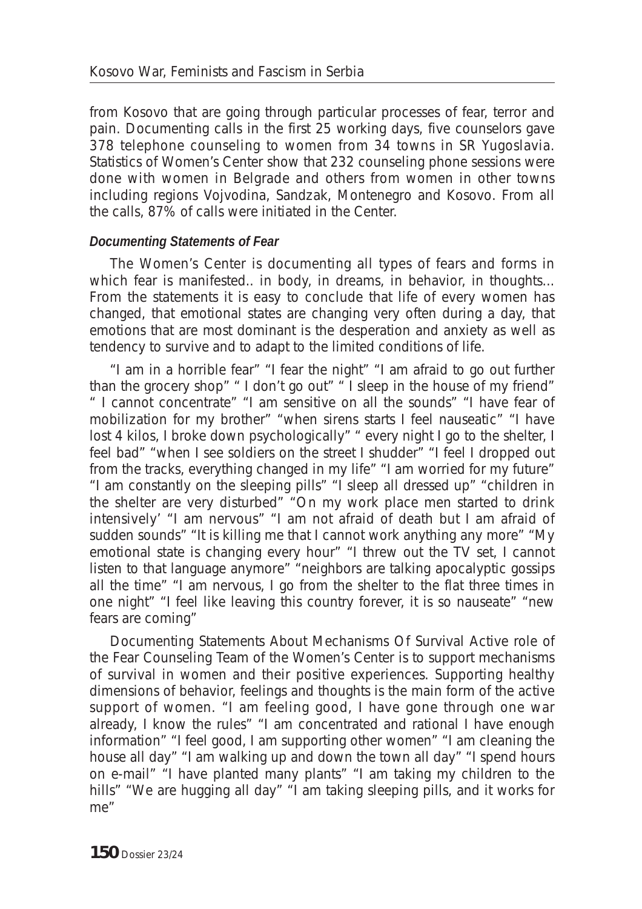from Kosovo that are going through particular processes of fear, terror and pain. Documenting calls in the first 25 working days, five counselors gave 378 telephone counseling to women from 34 towns in SR Yugoslavia. Statistics of Women's Center show that 232 counseling phone sessions were done with women in Belgrade and others from women in other towns including regions Vojvodina, Sandzak, Montenegro and Kosovo. From all the calls, 87% of calls were initiated in the Center.

#### *Documenting Statements of Fear*

The Women's Center is documenting all types of fears and forms in which fear is manifested.. in body, in dreams, in behavior, in thoughts... From the statements it is easy to conclude that life of every women has changed, that emotional states are changing very often during a day, that emotions that are most dominant is the desperation and anxiety as well as tendency to survive and to adapt to the limited conditions of life.

"I am in a horrible fear" "I fear the night" "I am afraid to go out further than the grocery shop" " I don't go out" " I sleep in the house of my friend" " I cannot concentrate" "I am sensitive on all the sounds" "I have fear of mobilization for my brother" "when sirens starts I feel nauseatic" "I have lost 4 kilos, I broke down psychologically" " every night I go to the shelter, I feel bad" "when I see soldiers on the street I shudder" "I feel I dropped out from the tracks, everything changed in my life" "I am worried for my future" "I am constantly on the sleeping pills" "I sleep all dressed up" "children in the shelter are very disturbed" "On my work place men started to drink intensively' "I am nervous" "I am not afraid of death but I am afraid of sudden sounds" "It is killing me that I cannot work anything any more" "My emotional state is changing every hour" "I threw out the TV set, I cannot listen to that language anymore" "neighbors are talking apocalyptic gossips all the time" "I am nervous, I go from the shelter to the flat three times in one night" "I feel like leaving this country forever, it is so nauseate" "new fears are coming"

Documenting Statements About Mechanisms Of Survival Active role of the Fear Counseling Team of the Women's Center is to support mechanisms of survival in women and their positive experiences. Supporting healthy dimensions of behavior, feelings and thoughts is the main form of the active support of women. "I am feeling good, I have gone through one war already, I know the rules" "I am concentrated and rational I have enough information" "I feel good, I am supporting other women" "I am cleaning the house all day" "I am walking up and down the town all day" "I spend hours on e-mail" "I have planted many plants" "I am taking my children to the hills" "We are hugging all day" "I am taking sleeping pills, and it works for me"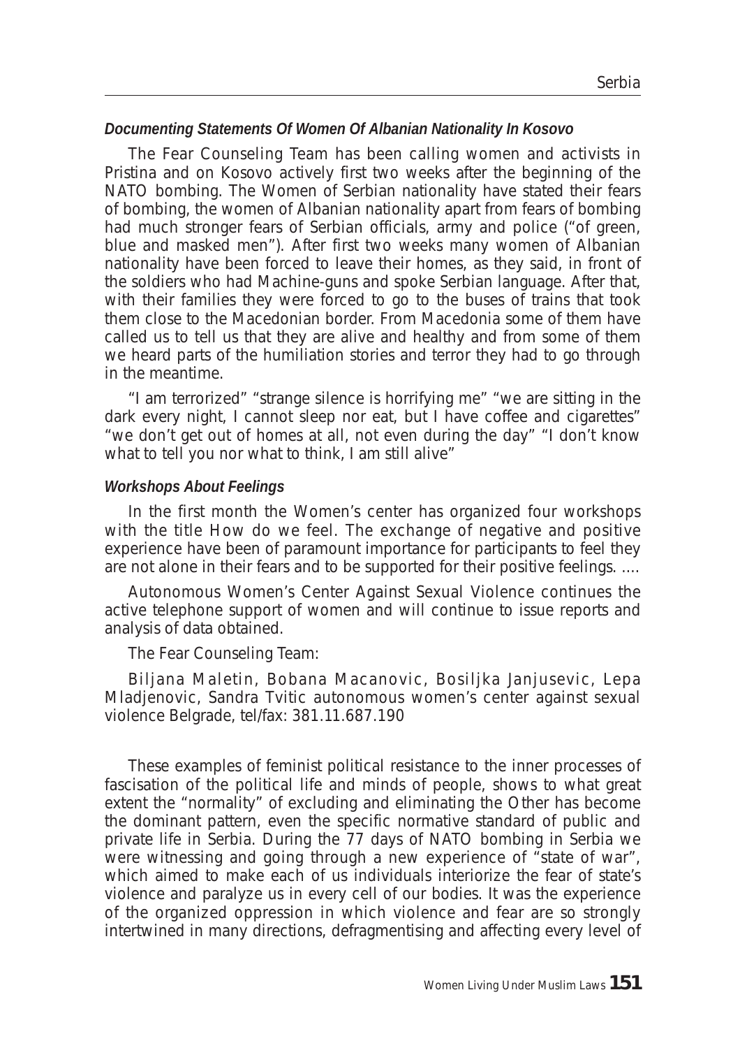***Documenting Statements Of Women Of Albanian Nationality In Kosovo***

The Fear Counseling Team has been calling women and activists in Pristina and on Kosovo actively first two weeks after the beginning of the NATO bombing. The Women of Serbian nationality have stated their fears of bombing, the women of Albanian nationality apart from fears of bombing had much stronger fears of Serbian officials, army and police ("of green, blue and masked men"). After first two weeks many women of Albanian nationality have been forced to leave their homes, as they said, in front of the soldiers who had Machine-guns and spoke Serbian language. After that, with their families they were forced to go to the buses of trains that took them close to the Macedonian border. From Macedonia some of them have called us to tell us that they are alive and healthy and from some of them we heard parts of the humiliation stories and terror they had to go through in the meantime.

"I am terrorized" "strange silence is horrifying me" "we are sitting in the dark every night, I cannot sleep nor eat, but I have coffee and cigarettes" "we don't get out of homes at all, not even during the day" "I don't know what to tell you nor what to think, I am still alive"

***Workshops About Feelings***

In the first month the Women's center has organized four workshops with the title How do we feel. The exchange of negative and positive experience have been of paramount importance for participants to feel they are not alone in their fears and to be supported for their positive feelings. ....

Autonomous Women's Center Against Sexual Violence continues the active telephone support of women and will continue to issue reports and analysis of data obtained.

The Fear Counseling Team:

Biljana Maletin, Bobana Macanovic, Bosiljka Janjusevic, Lepa Mladjenovic, Sandra Tvitic autonomous women's center against sexual violence Belgrade, tel/fax: 381.11.687.190

These examples of feminist political resistance to the inner processes of fascisation of the political life and minds of people, shows to what great extent the "normality" of excluding and eliminating the Other has become the dominant pattern, even the specific normative standard of public and private life in Serbia. During the 77 days of NATO bombing in Serbia we were witnessing and going through a new experience of "state of war", which aimed to make each of us individuals interiorize the fear of state's violence and paralyze us in every cell of our bodies. It was the experience of the organized oppression in which violence and fear are so strongly intertwined in many directions, defragmentising and affecting every level of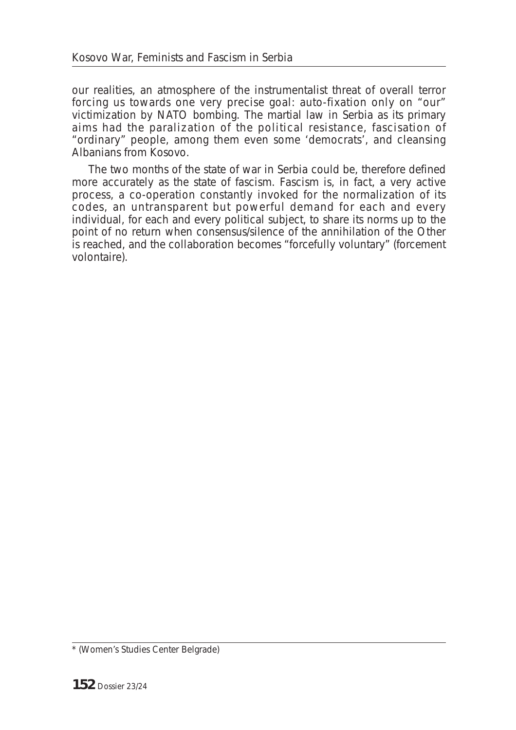our realities, an atmosphere of the instrumentalist threat of overall terror forcing us towards one very precise goal: auto-fixation only on "our" victimization by NATO bombing. The martial law in Serbia as its primary aims had the paralization of the political resistance, fascisation of "ordinary" people, among them even some 'democrats', and cleansing Albanians from Kosovo.

The two months of the state of war in Serbia could be, therefore defined more accurately as the state of fascism. Fascism is, in fact, a very active process, a co-operation constantly invoked for the normalization of its codes, an untransparent but powerful demand for each and every individual, for each and every political subject, to share its norms up to the point of no return when consensus/silence of the annihilation of the Other is reached, and the collaboration becomes "forcefully voluntary" (forcement volontaire).

---

* (Women's Studies Center Belgrade)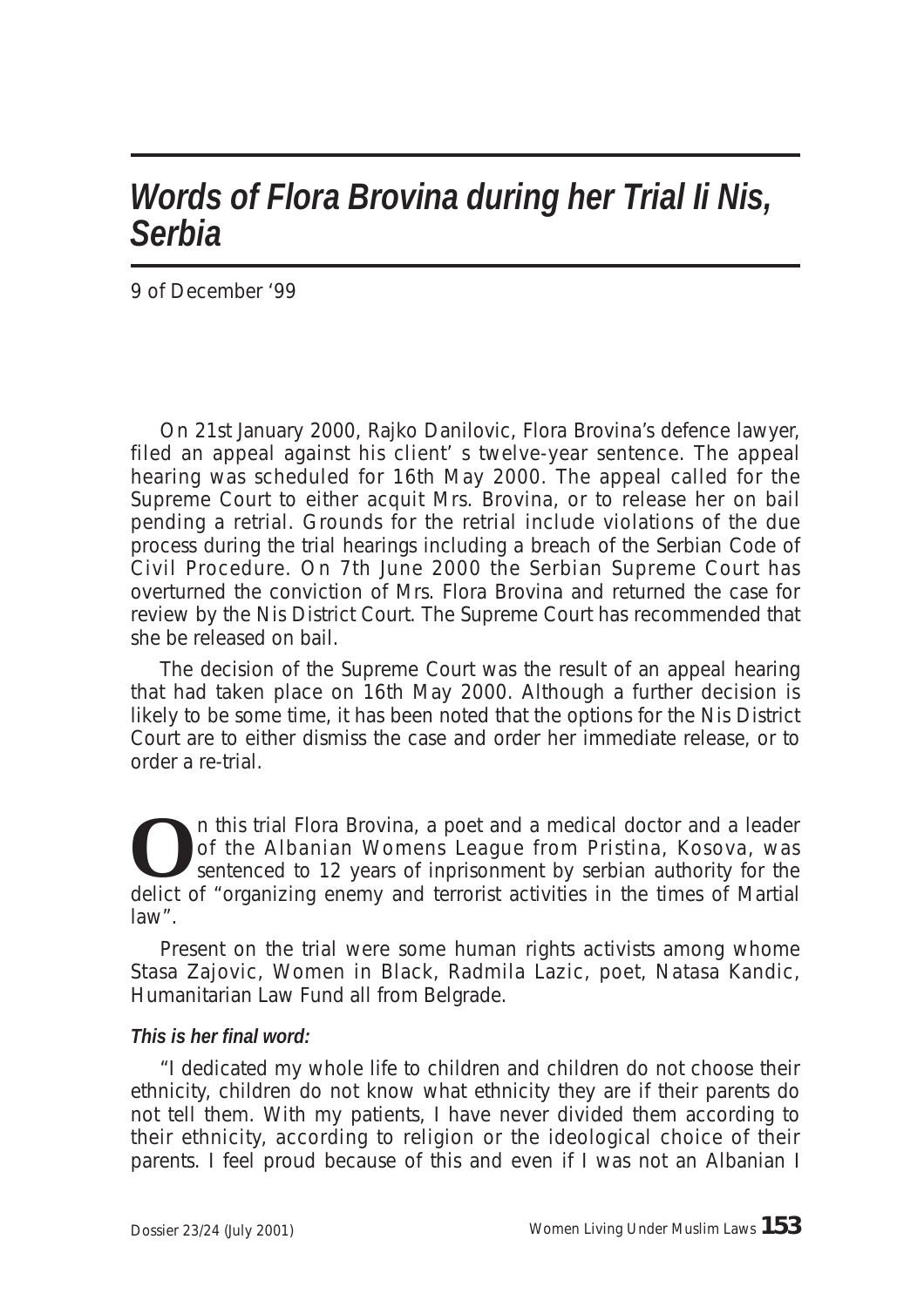# *Words of Flora Brovina during her Trial Ii Nis, Serbia*

9 of December '99

On 21st January 2000, Rajko Danilovic, Flora Brovina's defence lawyer, filed an appeal against his client' s twelve-year sentence. The appeal hearing was scheduled for 16th May 2000. The appeal called for the Supreme Court to either acquit Mrs. Brovina, or to release her on bail pending a retrial. Grounds for the retrial include violations of the due process during the trial hearings including a breach of the Serbian Code of Civil Procedure. On 7th June 2000 the Serbian Supreme Court has overturned the conviction of Mrs. Flora Brovina and returned the case for review by the Nis District Court. The Supreme Court has recommended that she be released on bail.

The decision of the Supreme Court was the result of an appeal hearing that had taken place on 16th May 2000. Although a further decision is likely to be some time, it has been noted that the options for the Nis District Court are to either dismiss the case and order her immediate release, or to order a re-trial.

On this trial Flora Brovina, a poet and a medical doctor and a leader of the Albanian Womens League from Pristina, Kosova, was sentenced to 12 years of inprisonment by serbian authority for the delict of "organizing enemy and terrorist activities in the times of Martial law".

Present on the trial were some human rights activists among whome Stasa Zajovic, Women in Black, Radmila Lazic, poet, Natasa Kandic, Humanitarian Law Fund all from Belgrade.

***This is her final word:***

"I dedicated my whole life to children and children do not choose their ethnicity, children do not know what ethnicity they are if their parents do not tell them. With my patients, I have never divided them according to their ethnicity, according to religion or the ideological choice of their parents. I feel proud because of this and even if I was not an Albanian I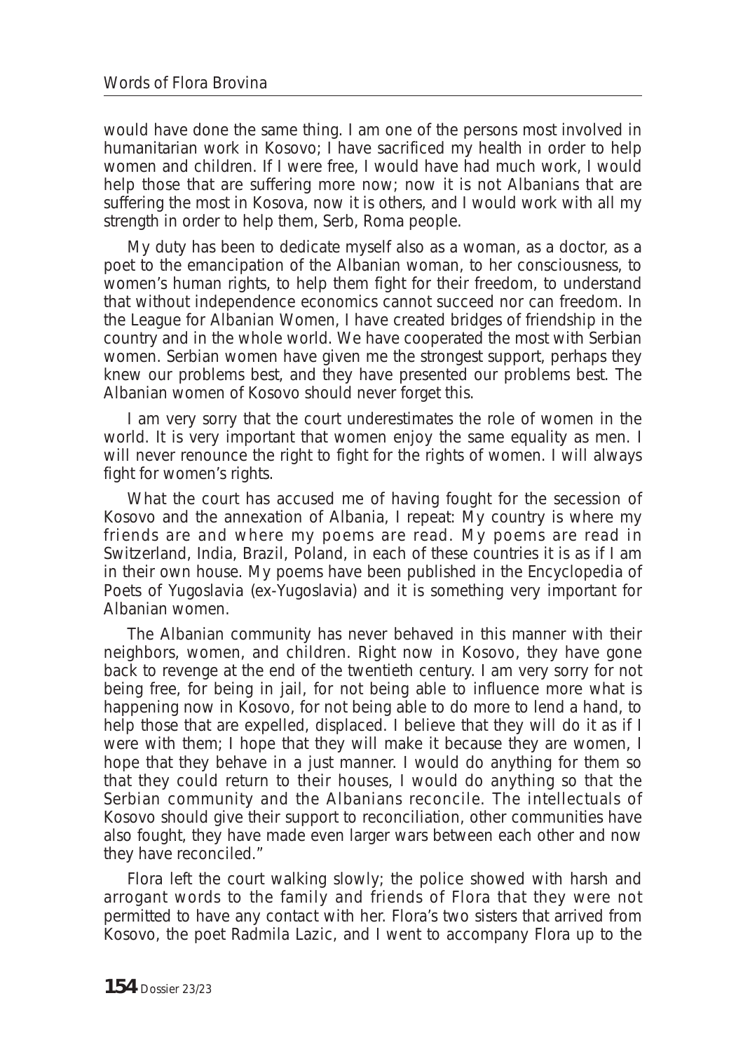would have done the same thing. I am one of the persons most involved in humanitarian work in Kosovo; I have sacrificed my health in order to help women and children. If I were free, I would have had much work, I would help those that are suffering more now; now it is not Albanians that are suffering the most in Kosova, now it is others, and I would work with all my strength in order to help them, Serb, Roma people.

My duty has been to dedicate myself also as a woman, as a doctor, as a poet to the emancipation of the Albanian woman, to her consciousness, to women's human rights, to help them fight for their freedom, to understand that without independence economics cannot succeed nor can freedom. In the League for Albanian Women, I have created bridges of friendship in the country and in the whole world. We have cooperated the most with Serbian women. Serbian women have given me the strongest support, perhaps they knew our problems best, and they have presented our problems best. The Albanian women of Kosovo should never forget this.

I am very sorry that the court underestimates the role of women in the world. It is very important that women enjoy the same equality as men. I will never renounce the right to fight for the rights of women. I will always fight for women's rights.

What the court has accused me of having fought for the secession of Kosovo and the annexation of Albania, I repeat: My country is where my friends are and where my poems are read. My poems are read in Switzerland, India, Brazil, Poland, in each of these countries it is as if I am in their own house. My poems have been published in the Encyclopedia of Poets of Yugoslavia (ex-Yugoslavia) and it is something very important for Albanian women.

The Albanian community has never behaved in this manner with their neighbors, women, and children. Right now in Kosovo, they have gone back to revenge at the end of the twentieth century. I am very sorry for not being free, for being in jail, for not being able to influence more what is happening now in Kosovo, for not being able to do more to lend a hand, to help those that are expelled, displaced. I believe that they will do it as if I were with them; I hope that they will make it because they are women, I hope that they behave in a just manner. I would do anything for them so that they could return to their houses, I would do anything so that the Serbian community and the Albanians reconcile. The intellectuals of Kosovo should give their support to reconciliation, other communities have also fought, they have made even larger wars between each other and now they have reconciled."

Flora left the court walking slowly; the police showed with harsh and arrogant words to the family and friends of Flora that they were not permitted to have any contact with her. Flora's two sisters that arrived from Kosovo, the poet Radmila Lazic, and I went to accompany Flora up to the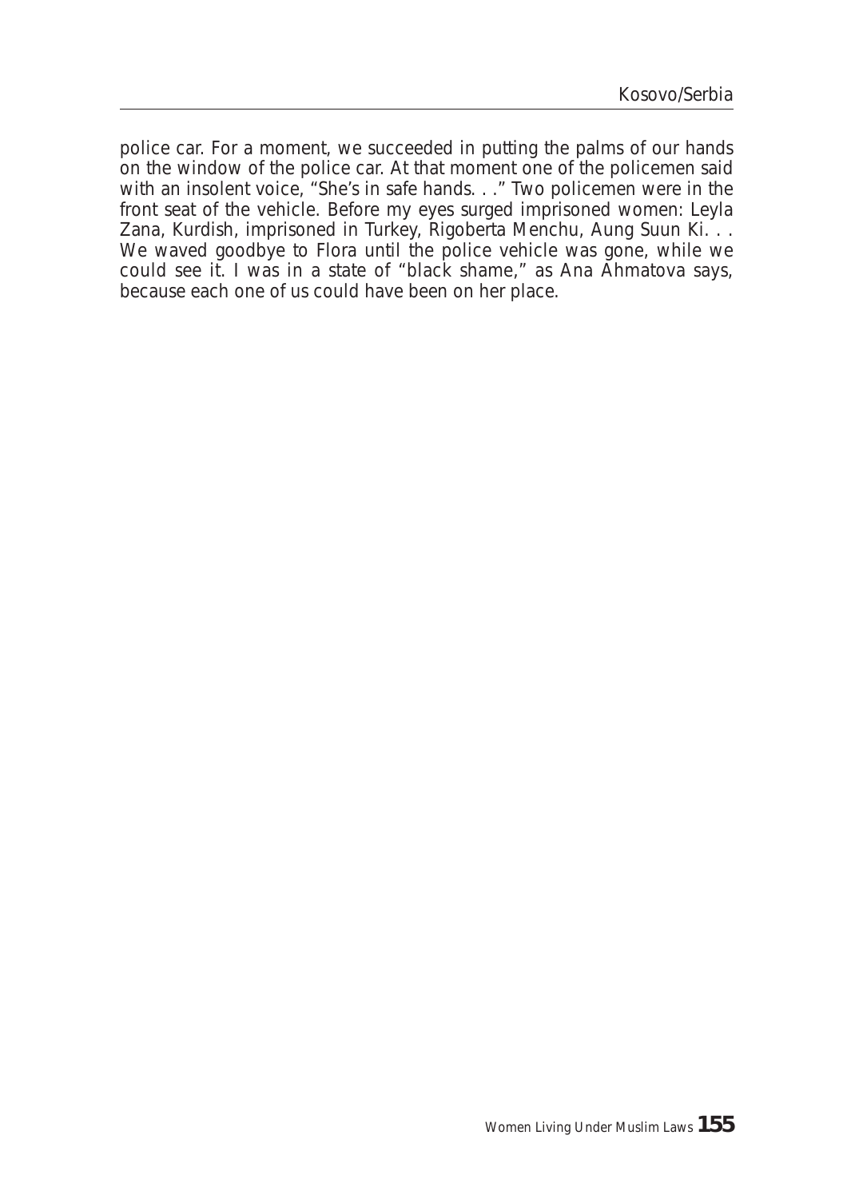police car. For a moment, we succeeded in putting the palms of our hands on the window of the police car. At that moment one of the policemen said with an insolent voice, "She's in safe hands. . ." Two policemen were in the front seat of the vehicle. Before my eyes surged imprisoned women: Leyla Zana, Kurdish, imprisoned in Turkey, Rigoberta Menchu, Aung Suun Ki. . . We waved goodbye to Flora until the police vehicle was gone, while we could see it. I was in a state of "black shame," as Ana Ahmatova says, because each one of us could have been on her place.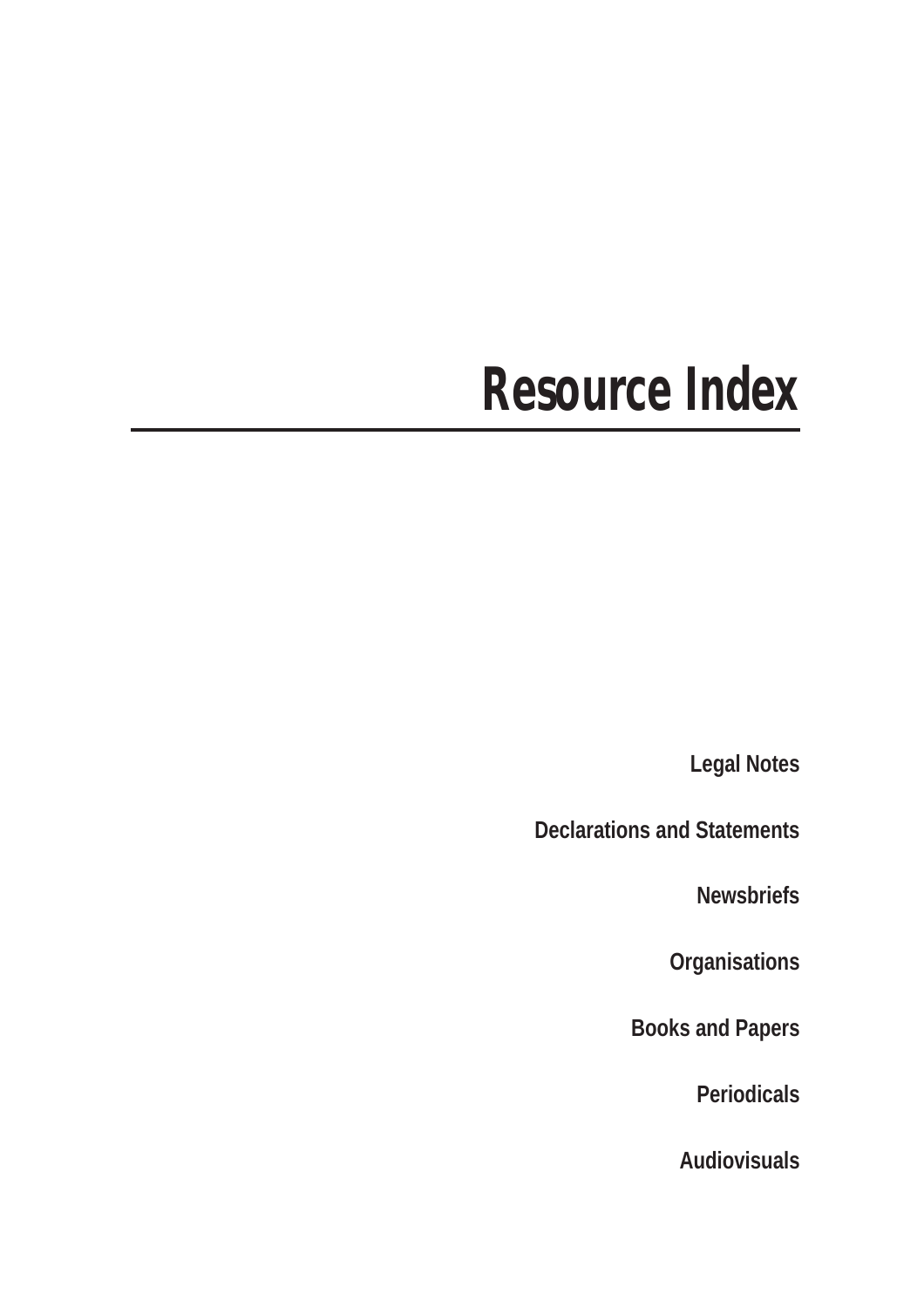# Resource Index

Legal Notes

Declarations and Statements

Newsbriefs

Organisations

Books and Papers

Periodicals

Audiovisuals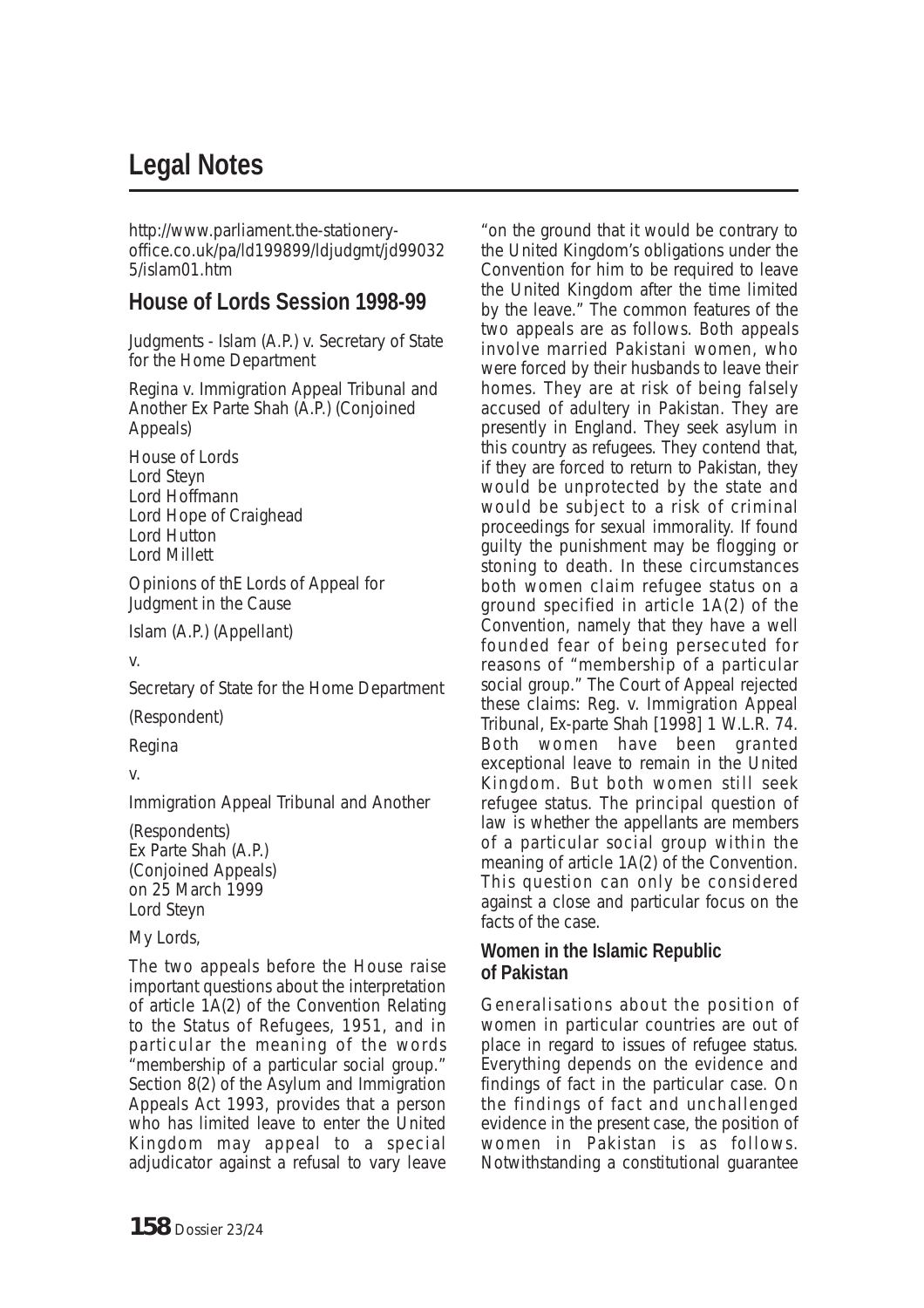# Legal Notes

http://www.parliament.the-stationery-office.co.uk/pa/ld199899/ldjudgmt/jd990325/islam01.htm

## House of Lords Session 1998-99

Judgments - Islam (A.P.) v. Secretary of State for the Home Department

Regina v. Immigration Appeal Tribunal and Another Ex Parte Shah (A.P.) (Conjoined Appeals)

House of Lords
Lord Steyn
Lord Hoffmann
Lord Hope of Craighead
Lord Hutton
Lord Millett

Opinions of thE Lords of Appeal for Judgment in the Cause

Islam (A.P.) (Appellant)

v.

Secretary of State for the Home Department

(Respondent)

Regina

v.

Immigration Appeal Tribunal and Another

(Respondents)
Ex Parte Shah (A.P.)
(Conjoined Appeals)
on 25 March 1999
Lord Steyn

My Lords,

The two appeals before the House raise important questions about the interpretation of article 1A(2) of the Convention Relating to the Status of Refugees, 1951, and in particular the meaning of the words "membership of a particular social group." Section 8(2) of the Asylum and Immigration Appeals Act 1993, provides that a person who has limited leave to enter the United Kingdom may appeal to a special adjudicator against a refusal to vary leave "on the ground that it would be contrary to the United Kingdom's obligations under the Convention for him to be required to leave the United Kingdom after the time limited by the leave." The common features of the two appeals are as follows. Both appeals involve married Pakistani women, who were forced by their husbands to leave their homes. They are at risk of being falsely accused of adultery in Pakistan. They are presently in England. They seek asylum in this country as refugees. They contend that, if they are forced to return to Pakistan, they would be unprotected by the state and would be subject to a risk of criminal proceedings for sexual immorality. If found guilty the punishment may be flogging or stoning to death. In these circumstances both women claim refugee status on a ground specified in article 1A(2) of the Convention, namely that they have a well founded fear of being persecuted for reasons of "membership of a particular social group." The Court of Appeal rejected these claims: Reg. v. Immigration Appeal Tribunal, Ex-parte Shah [1998] 1 W.L.R. 74. Both women have been granted exceptional leave to remain in the United Kingdom. But both women still seek refugee status. The principal question of law is whether the appellants are members of a particular social group within the meaning of article 1A(2) of the Convention. This question can only be considered against a close and particular focus on the facts of the case.

### Women in the Islamic Republic of Pakistan

Generalisations about the position of women in particular countries are out of place in regard to issues of refugee status. Everything depends on the evidence and findings of fact in the particular case. On the findings of fact and unchallenged evidence in the present case, the position of women in Pakistan is as follows. Notwithstanding a constitutional guarantee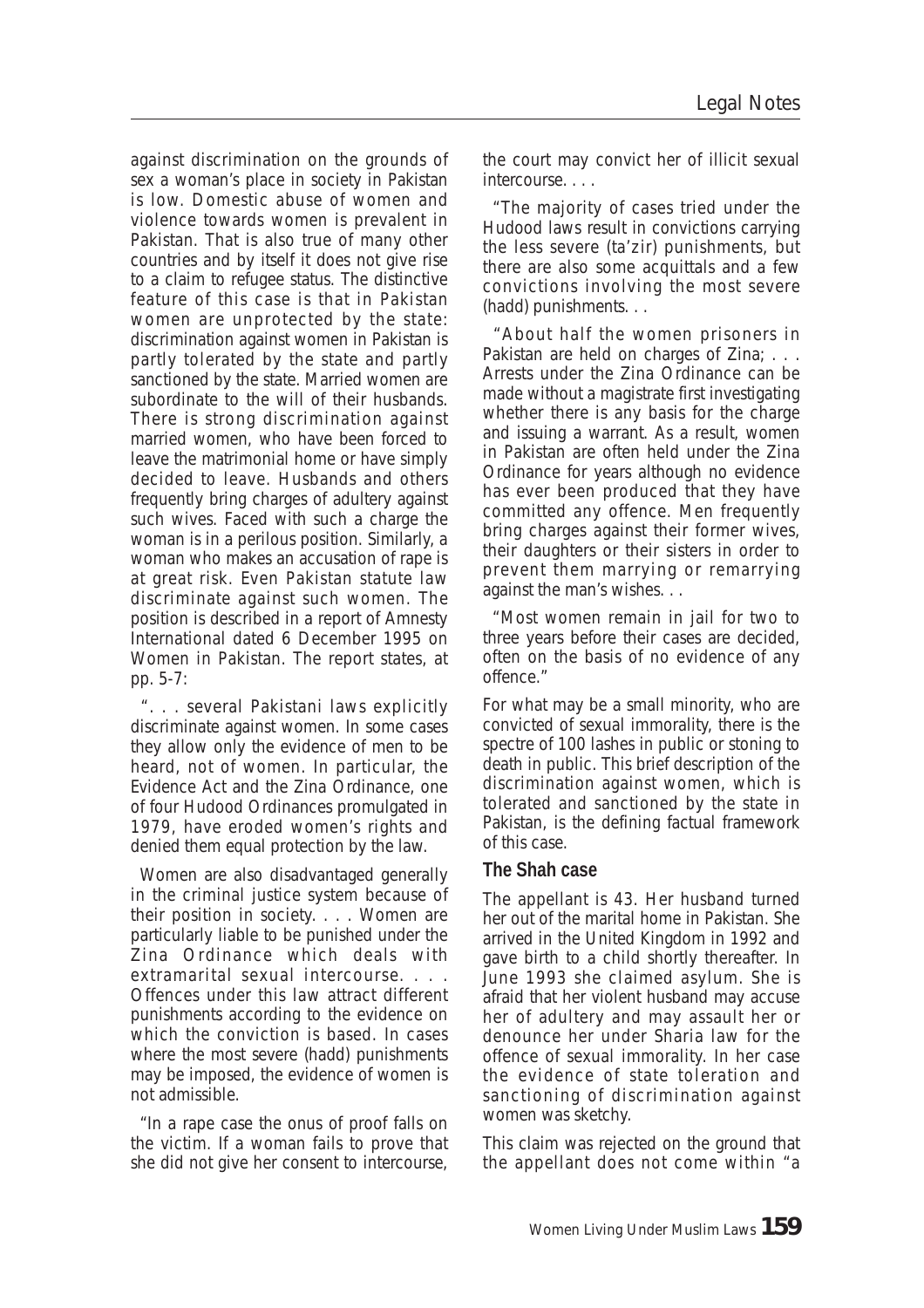against discrimination on the grounds of sex a woman's place in society in Pakistan is low. Domestic abuse of women and violence towards women is prevalent in Pakistan. That is also true of many other countries and by itself it does not give rise to a claim to refugee status. The distinctive feature of this case is that in Pakistan women are unprotected by the state: discrimination against women in Pakistan is partly tolerated by the state and partly sanctioned by the state. Married women are subordinate to the will of their husbands. There is strong discrimination against married women, who have been forced to leave the matrimonial home or have simply decided to leave. Husbands and others frequently bring charges of adultery against such wives. Faced with such a charge the woman is in a perilous position. Similarly, a woman who makes an accusation of rape is at great risk. Even Pakistan statute law discriminate against such women. The position is described in a report of Amnesty International dated 6 December 1995 on Women in Pakistan. The report states, at pp. 5-7:

". . . several Pakistani laws explicitly discriminate against women. In some cases they allow only the evidence of men to be heard, not of women. In particular, the Evidence Act and the Zina Ordinance, one of four Hudood Ordinances promulgated in 1979, have eroded women's rights and denied them equal protection by the law.

Women are also disadvantaged generally in the criminal justice system because of their position in society. . . . Women are particularly liable to be punished under the Zina Ordinance which deals with extramarital sexual intercourse. . . . Offences under this law attract different punishments according to the evidence on which the conviction is based. In cases where the most severe (hadd) punishments may be imposed, the evidence of women is not admissible.

"In a rape case the onus of proof falls on the victim. If a woman fails to prove that she did not give her consent to intercourse, the court may convict her of illicit sexual intercourse. . . .

"The majority of cases tried under the Hudood laws result in convictions carrying the less severe (ta'zir) punishments, but there are also some acquittals and a few convictions involving the most severe (hadd) punishments. . .

"About half the women prisoners in Pakistan are held on charges of Zina; . . . Arrests under the Zina Ordinance can be made without a magistrate first investigating whether there is any basis for the charge and issuing a warrant. As a result, women in Pakistan are often held under the Zina Ordinance for years although no evidence has ever been produced that they have committed any offence. Men frequently bring charges against their former wives, their daughters or their sisters in order to prevent them marrying or remarrying against the man's wishes. . .

"Most women remain in jail for two to three years before their cases are decided, often on the basis of no evidence of any offence."

For what may be a small minority, who are convicted of sexual immorality, there is the spectre of 100 lashes in public or stoning to death in public. This brief description of the discrimination against women, which is tolerated and sanctioned by the state in Pakistan, is the defining factual framework of this case.

**The Shah case**

The appellant is 43. Her husband turned her out of the marital home in Pakistan. She arrived in the United Kingdom in 1992 and gave birth to a child shortly thereafter. In June 1993 she claimed asylum. She is afraid that her violent husband may accuse her of adultery and may assault her or denounce her under Sharia law for the offence of sexual immorality. In her case the evidence of state toleration and sanctioning of discrimination against women was sketchy.

This claim was rejected on the ground that the appellant does not come within "a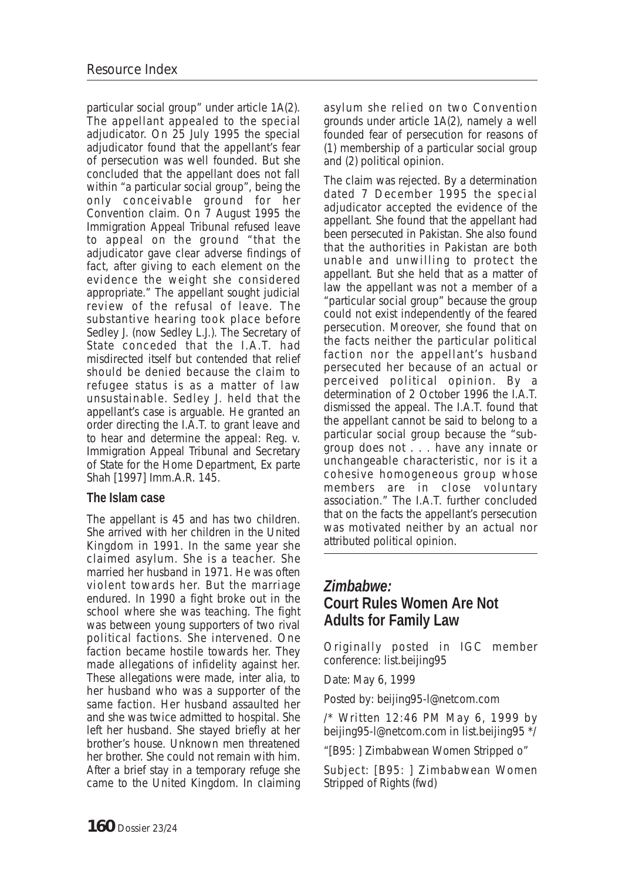particular social group" under article 1A(2). The appellant appealed to the special adjudicator. On 25 July 1995 the special adjudicator found that the appellant's fear of persecution was well founded. But she concluded that the appellant does not fall within "a particular social group", being the only conceivable ground for her Convention claim. On 7 August 1995 the Immigration Appeal Tribunal refused leave to appeal on the ground "that the adjudicator gave clear adverse findings of fact, after giving to each element on the evidence the weight she considered appropriate." The appellant sought judicial review of the refusal of leave. The substantive hearing took place before Sedley J. (now Sedley L.J.). The Secretary of State conceded that the I.A.T. had misdirected itself but contended that relief should be denied because the claim to refugee status is as a matter of law unsustainable. Sedley J. held that the appellant's case is arguable. He granted an order directing the I.A.T. to grant leave and to hear and determine the appeal: Reg. v. Immigration Appeal Tribunal and Secretary of State for the Home Department, Ex parte Shah [1997] Imm.A.R. 145.

**The Islam case**

The appellant is 45 and has two children. She arrived with her children in the United Kingdom in 1991. In the same year she claimed asylum. She is a teacher. She married her husband in 1971. He was often violent towards her. But the marriage endured. In 1990 a fight broke out in the school where she was teaching. The fight was between young supporters of two rival political factions. She intervened. One faction became hostile towards her. They made allegations of infidelity against her. These allegations were made, inter alia, to her husband who was a supporter of the same faction. Her husband assaulted her and she was twice admitted to hospital. She left her husband. She stayed briefly at her brother's house. Unknown men threatened her brother. She could not remain with him. After a brief stay in a temporary refuge she came to the United Kingdom. In claiming asylum she relied on two Convention grounds under article 1A(2), namely a well founded fear of persecution for reasons of (1) membership of a particular social group and (2) political opinion.

The claim was rejected. By a determination dated 7 December 1995 the special adjudicator accepted the evidence of the appellant. She found that the appellant had been persecuted in Pakistan. She also found that the authorities in Pakistan are both unable and unwilling to protect the appellant. But she held that as a matter of law the appellant was not a member of a "particular social group" because the group could not exist independently of the feared persecution. Moreover, she found that on the facts neither the particular political faction nor the appellant's husband persecuted her because of an actual or perceived political opinion. By a determination of 2 October 1996 the I.A.T. dismissed the appeal. The I.A.T. found that the appellant cannot be said to belong to a particular social group because the "sub-group does not . . . have any innate or unchangeable characteristic, nor is it a cohesive homogeneous group whose members are in close voluntary association." The I.A.T. further concluded that on the facts the appellant's persecution was motivated neither by an actual nor attributed political opinion.

## *Zimbabwe:* Court Rules Women Are Not Adults for Family Law

Originally posted in IGC member conference: list.beijing95

Date: May 6, 1999

Posted by: beijing95-l@netcom.com

/* Written 12:46 PM May 6, 1999 by beijing95-l@netcom.com in list.beijing95 */

"[B95: ] Zimbabwean Women Stripped o"

Subject: [B95: ] Zimbabwean Women Stripped of Rights (fwd)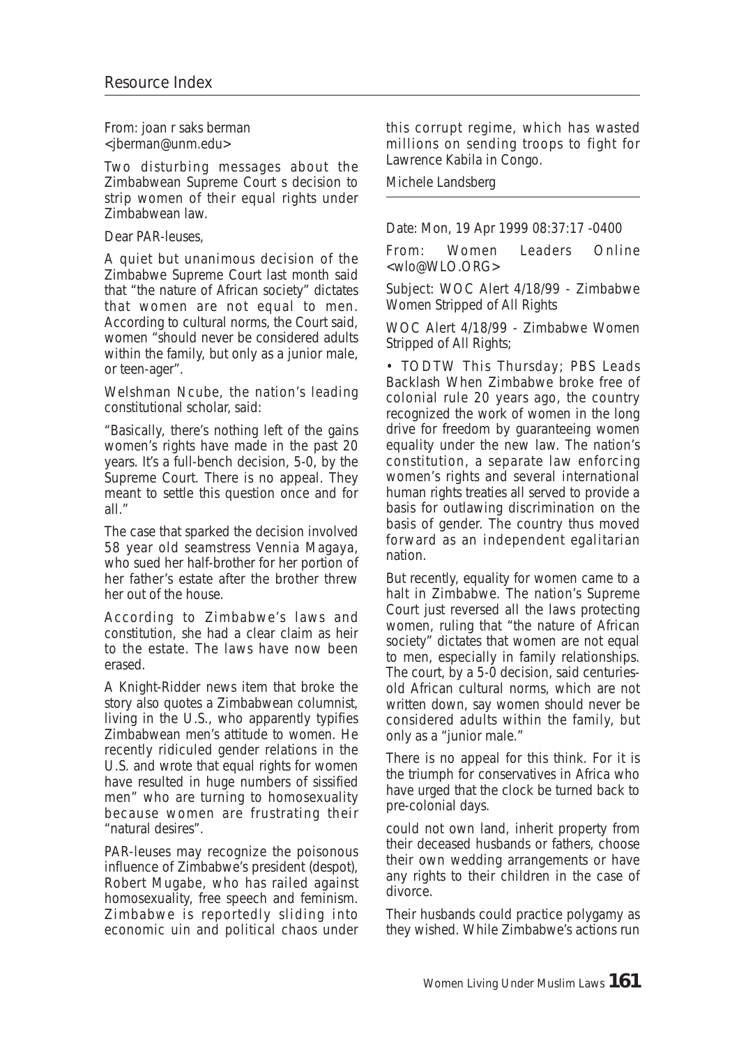From: joan r saks berman <jberman@unm.edu>

Two disturbing messages about the Zimbabwean Supreme Court s decision to strip women of their equal rights under Zimbabwean law.

Dear PAR-leuses,

A quiet but unanimous decision of the Zimbabwe Supreme Court last month said that "the nature of African society" dictates that women are not equal to men. According to cultural norms, the Court said, women "should never be considered adults within the family, but only as a junior male, or teen-ager".

Welshman Ncube, the nation's leading constitutional scholar, said:

"Basically, there's nothing left of the gains women's rights have made in the past 20 years. It's a full-bench decision, 5-0, by the Supreme Court. There is no appeal. They meant to settle this question once and for all."

The case that sparked the decision involved 58 year old seamstress Vennia Magaya, who sued her half-brother for her portion of her father's estate after the brother threw her out of the house.

According to Zimbabwe's laws and constitution, she had a clear claim as heir to the estate. The laws have now been erased.

A Knight-Ridder news item that broke the story also quotes a Zimbabwean columnist, living in the U.S., who apparently typifies Zimbabwean men's attitude to women. He recently ridiculed gender relations in the U.S. and wrote that equal rights for women have resulted in huge numbers of sissified men" who are turning to homosexuality because women are frustrating their "natural desires".

PAR-leuses may recognize the poisonous influence of Zimbabwe's president (despot), Robert Mugabe, who has railed against homosexuality, free speech and feminism. Zimbabwe is reportedly sliding into economic uin and political chaos under this corrupt regime, which has wasted millions on sending troops to fight for Lawrence Kabila in Congo.

Michele Landsberg

---

Date: Mon, 19 Apr 1999 08:37:17 -0400

From: Women Leaders Online <wlo@WLO.ORG>

Subject: WOC Alert 4/18/99 - Zimbabwe Women Stripped of All Rights

WOC Alert 4/18/99 - Zimbabwe Women Stripped of All Rights;

• TODTW This Thursday; PBS Leads Backlash When Zimbabwe broke free of colonial rule 20 years ago, the country recognized the work of women in the long drive for freedom by guaranteeing women equality under the new law. The nation's constitution, a separate law enforcing women's rights and several international human rights treaties all served to provide a basis for outlawing discrimination on the basis of gender. The country thus moved forward as an independent egalitarian nation.

But recently, equality for women came to a halt in Zimbabwe. The nation's Supreme Court just reversed all the laws protecting women, ruling that "the nature of African society" dictates that women are not equal to men, especially in family relationships. The court, by a 5-0 decision, said centuries-old African cultural norms, which are not written down, say women should never be considered adults within the family, but only as a "junior male."

There is no appeal for this think. For it is the triumph for conservatives in Africa who have urged that the clock be turned back to pre-colonial days.

could not own land, inherit property from their deceased husbands or fathers, choose their own wedding arrangements or have any rights to their children in the case of divorce.

Their husbands could practice polygamy as they wished. While Zimbabwe's actions run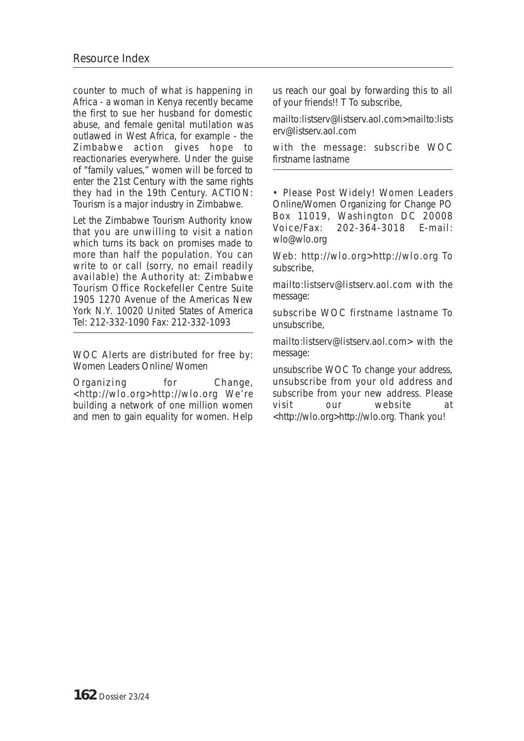counter to much of what is happening in Africa - a woman in Kenya recently became the first to sue her husband for domestic abuse, and female genital mutilation was outlawed in West Africa, for example - the Zimbabwe action gives hope to reactionaries everywhere. Under the guise of "family values," women will be forced to enter the 21st Century with the same rights they had in the 19th Century. ACTION: Tourism is a major industry in Zimbabwe.

Let the Zimbabwe Tourism Authority know that you are unwilling to visit a nation which turns its back on promises made to more than half the population. You can write to or call (sorry, no email readily available) the Authority at: Zimbabwe Tourism Office Rockefeller Centre Suite 1905 1270 Avenue of the Americas New York N.Y. 10020 United States of America Tel: 212-332-1090 Fax: 212-332-1093

---

WOC Alerts are distributed for free by: Women Leaders Online/ Women

Organizing for Change, <http://wlo.org>http://wlo.org We're building a network of one million women and men to gain equality for women. Help us reach our goal by forwarding this to all of your friends!! T To subscribe,

mailto:listserv@listserv.aol.com>mailto:listserv@listserv.aol.com

with the message: subscribe WOC firstname lastname

---

• Please Post Widely! Women Leaders Online/Women Organizing for Change PO Box 11019, Washington DC 20008 Voice/Fax: 202-364-3018 E-mail: wlo@wlo.org

Web: http://wlo.org>http://wlo.org To subscribe,

mailto:listserv@listserv.aol.com with the message:

subscribe WOC firstname lastname To unsubscribe,

mailto:listserv@listserv.aol.com> with the message:

unsubscribe WOC To change your address, unsubscribe from your old address and subscribe from your new address. Please visit our website at <http://wlo.org>http://wlo.org. Thank you!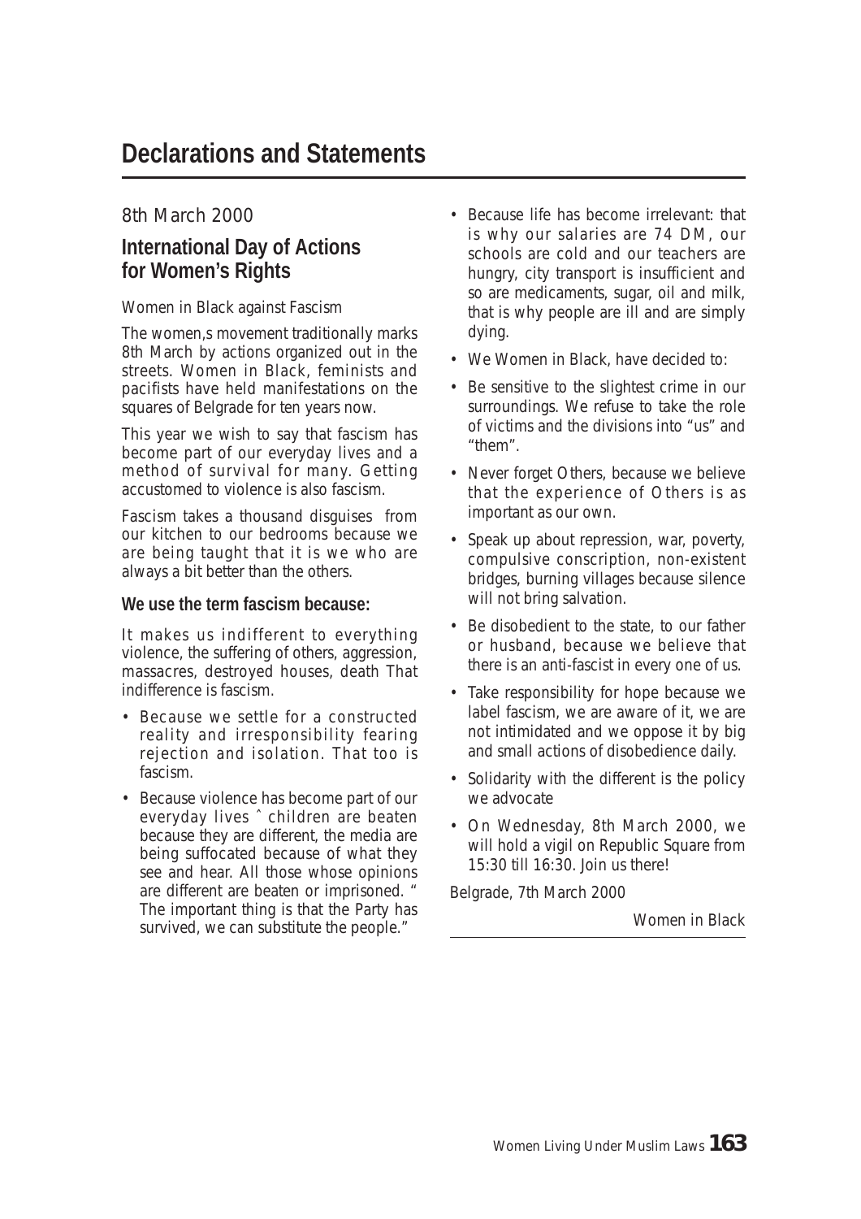# Declarations and Statements

8th March 2000

## International Day of Actions for Women's Rights

Women in Black against Fascism

The women,s movement traditionally marks 8th March by actions organized out in the streets. Women in Black, feminists and pacifists have held manifestations on the squares of Belgrade for ten years now.

This year we wish to say that fascism has become part of our everyday lives and a method of survival for many. Getting accustomed to violence is also fascism.

Fascism takes a thousand disguises from our kitchen to our bedrooms because we are being taught that it is we who are always a bit better than the others.

**We use the term fascism because:**

It makes us indifferent to everything violence, the suffering of others, aggression, massacres, destroyed houses, death That indifference is fascism.

- Because we settle for a constructed reality and irresponsibility fearing rejection and isolation. That too is fascism.
- Because violence has become part of our everyday lives ˆ children are beaten because they are different, the media are being suffocated because of what they see and hear. All those whose opinions are different are beaten or imprisoned. " The important thing is that the Party has survived, we can substitute the people."
- Because life has become irrelevant: that is why our salaries are 74 DM, our schools are cold and our teachers are hungry, city transport is insufficient and so are medicaments, sugar, oil and milk, that is why people are ill and are simply dying.
- We Women in Black, have decided to:
- Be sensitive to the slightest crime in our surroundings. We refuse to take the role of victims and the divisions into "us" and "them".
- Never forget Others, because we believe that the experience of Others is as important as our own.
- Speak up about repression, war, poverty, compulsive conscription, non-existent bridges, burning villages because silence will not bring salvation.
- Be disobedient to the state, to our father or husband, because we believe that there is an anti-fascist in every one of us.
- Take responsibility for hope because we label fascism, we are aware of it, we are not intimidated and we oppose it by big and small actions of disobedience daily.
- Solidarity with the different is the policy we advocate
- On Wednesday, 8th March 2000, we will hold a vigil on Republic Square from 15:30 till 16:30. Join us there!

Belgrade, 7th March 2000

Women in Black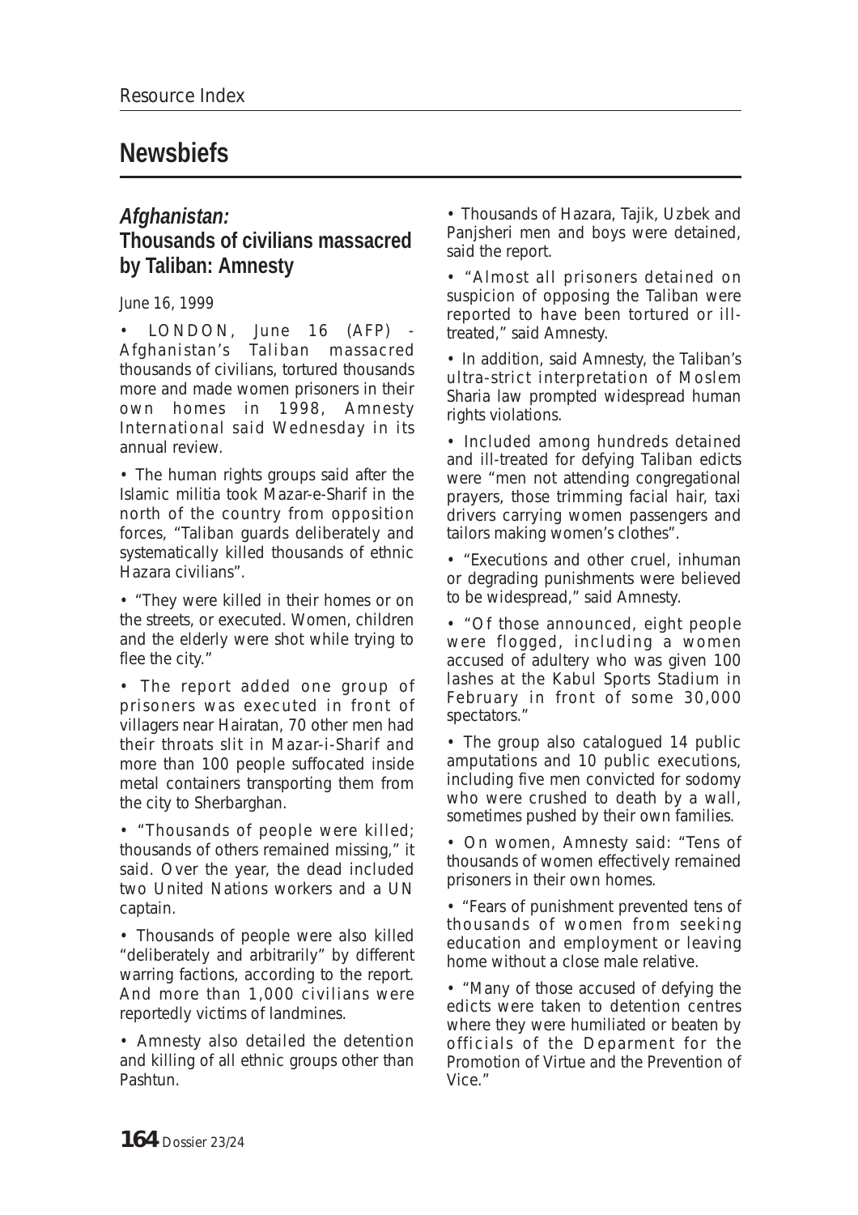# Newsbiefs

## *Afghanistan:* Thousands of civilians massacred by Taliban: Amnesty

June 16, 1999

• LONDON, June 16 (AFP) - Afghanistan's Taliban massacred thousands of civilians, tortured thousands more and made women prisoners in their own homes in 1998, Amnesty International said Wednesday in its annual review.

• The human rights groups said after the Islamic militia took Mazar-e-Sharif in the north of the country from opposition forces, "Taliban guards deliberately and systematically killed thousands of ethnic Hazara civilians".

• "They were killed in their homes or on the streets, or executed. Women, children and the elderly were shot while trying to flee the city."

• The report added one group of prisoners was executed in front of villagers near Hairatan, 70 other men had their throats slit in Mazar-i-Sharif and more than 100 people suffocated inside metal containers transporting them from the city to Sherbarghan.

• "Thousands of people were killed; thousands of others remained missing," it said. Over the year, the dead included two United Nations workers and a UN captain.

• Thousands of people were also killed "deliberately and arbitrarily" by different warring factions, according to the report. And more than 1,000 civilians were reportedly victims of landmines.

• Amnesty also detailed the detention and killing of all ethnic groups other than Pashtun.

• Thousands of Hazara, Tajik, Uzbek and Panjsheri men and boys were detained, said the report.

• "Almost all prisoners detained on suspicion of opposing the Taliban were reported to have been tortured or ill-treated," said Amnesty.

• In addition, said Amnesty, the Taliban's ultra-strict interpretation of Moslem Sharia law prompted widespread human rights violations.

• Included among hundreds detained and ill-treated for defying Taliban edicts were "men not attending congregational prayers, those trimming facial hair, taxi drivers carrying women passengers and tailors making women's clothes".

• "Executions and other cruel, inhuman or degrading punishments were believed to be widespread," said Amnesty.

• "Of those announced, eight people were flogged, including a women accused of adultery who was given 100 lashes at the Kabul Sports Stadium in February in front of some 30,000 spectators."

• The group also catalogued 14 public amputations and 10 public executions, including five men convicted for sodomy who were crushed to death by a wall, sometimes pushed by their own families.

• On women, Amnesty said: "Tens of thousands of women effectively remained prisoners in their own homes.

• "Fears of punishment prevented tens of thousands of women from seeking education and employment or leaving home without a close male relative.

• "Many of those accused of defying the edicts were taken to detention centres where they were humiliated or beaten by officials of the Deparment for the Promotion of Virtue and the Prevention of Vice."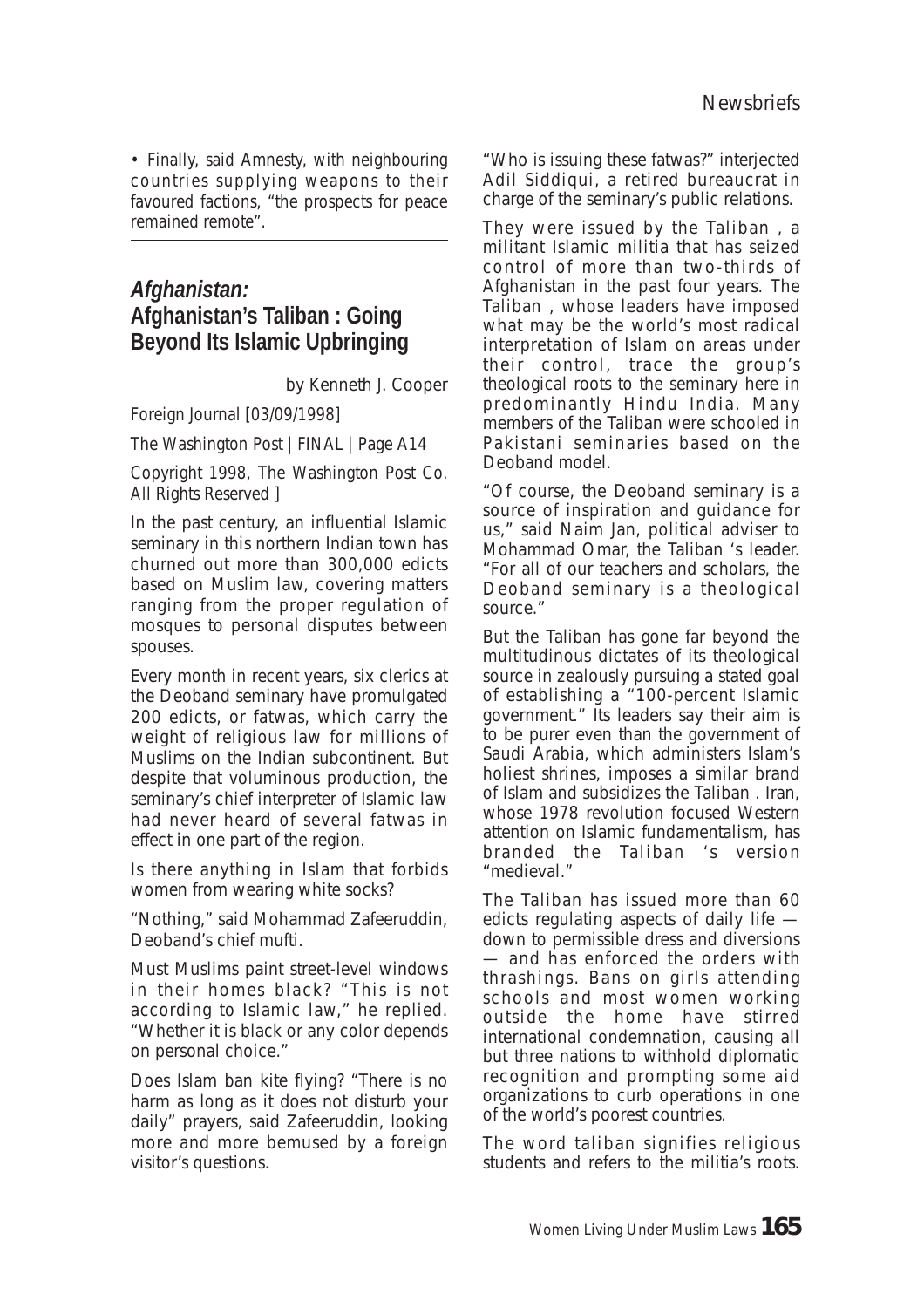• Finally, said Amnesty, with neighbouring countries supplying weapons to their favoured factions, "the prospects for peace remained remote".

## *Afghanistan:* Afghanistan's Taliban : Going Beyond Its Islamic Upbringing

by Kenneth J. Cooper

Foreign Journal [03/09/1998]

The Washington Post | FINAL | Page A14

Copyright 1998, The Washington Post Co. All Rights Reserved ]

In the past century, an influential Islamic seminary in this northern Indian town has churned out more than 300,000 edicts based on Muslim law, covering matters ranging from the proper regulation of mosques to personal disputes between spouses.

Every month in recent years, six clerics at the Deoband seminary have promulgated 200 edicts, or fatwas, which carry the weight of religious law for millions of Muslims on the Indian subcontinent. But despite that voluminous production, the seminary's chief interpreter of Islamic law had never heard of several fatwas in effect in one part of the region.

Is there anything in Islam that forbids women from wearing white socks?

"Nothing," said Mohammad Zafeeruddin, Deoband's chief mufti.

Must Muslims paint street-level windows in their homes black? "This is not according to Islamic law," he replied. "Whether it is black or any color depends on personal choice."

Does Islam ban kite flying? "There is no harm as long as it does not disturb your daily" prayers, said Zafeeruddin, looking more and more bemused by a foreign visitor's questions.

"Who is issuing these fatwas?" interjected Adil Siddiqui, a retired bureaucrat in charge of the seminary's public relations.

They were issued by the Taliban , a militant Islamic militia that has seized control of more than two-thirds of Afghanistan in the past four years. The Taliban , whose leaders have imposed what may be the world's most radical interpretation of Islam on areas under their control, trace the group's theological roots to the seminary here in predominantly Hindu India. Many members of the Taliban were schooled in Pakistani seminaries based on the Deoband model.

"Of course, the Deoband seminary is a source of inspiration and guidance for us," said Naim Jan, political adviser to Mohammad Omar, the Taliban 's leader. "For all of our teachers and scholars, the Deoband seminary is a theological source."

But the Taliban has gone far beyond the multitudinous dictates of its theological source in zealously pursuing a stated goal of establishing a "100-percent Islamic government." Its leaders say their aim is to be purer even than the government of Saudi Arabia, which administers Islam's holiest shrines, imposes a similar brand of Islam and subsidizes the Taliban . Iran, whose 1978 revolution focused Western attention on Islamic fundamentalism, has branded the Taliban 's version "medieval."

The Taliban has issued more than 60 edicts regulating aspects of daily life — down to permissible dress and diversions — and has enforced the orders with thrashings. Bans on girls attending schools and most women working outside the home have stirred international condemnation, causing all but three nations to withhold diplomatic recognition and prompting some aid organizations to curb operations in one of the world's poorest countries.

The word taliban signifies religious students and refers to the militia's roots.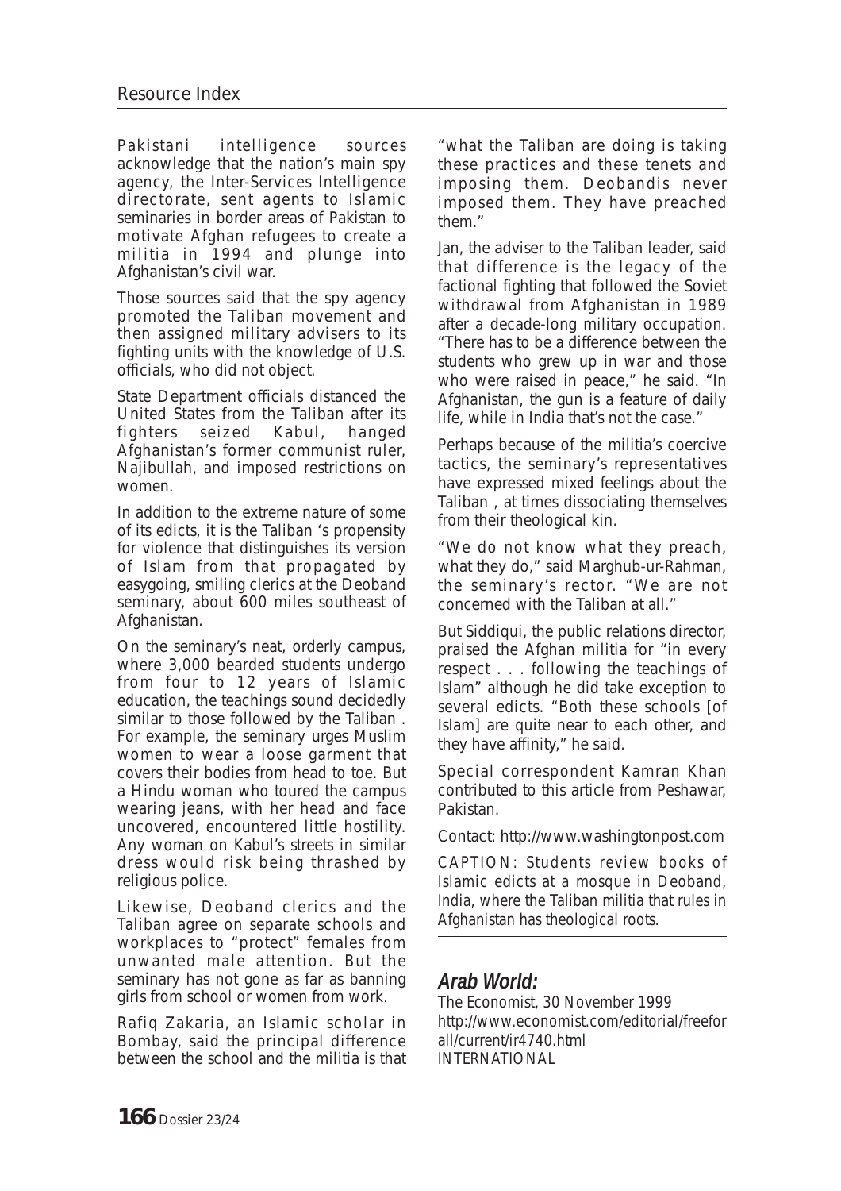Pakistani intelligence sources acknowledge that the nation's main spy agency, the Inter-Services Intelligence directorate, sent agents to Islamic seminaries in border areas of Pakistan to motivate Afghan refugees to create a militia in 1994 and plunge into Afghanistan's civil war.

Those sources said that the spy agency promoted the Taliban movement and then assigned military advisers to its fighting units with the knowledge of U.S. officials, who did not object.

State Department officials distanced the United States from the Taliban after its fighters seized Kabul, hanged Afghanistan's former communist ruler, Najibullah, and imposed restrictions on women.

In addition to the extreme nature of some of its edicts, it is the Taliban 's propensity for violence that distinguishes its version of Islam from that propagated by easygoing, smiling clerics at the Deoband seminary, about 600 miles southeast of Afghanistan.

On the seminary's neat, orderly campus, where 3,000 bearded students undergo from four to 12 years of Islamic education, the teachings sound decidedly similar to those followed by the Taliban . For example, the seminary urges Muslim women to wear a loose garment that covers their bodies from head to toe. But a Hindu woman who toured the campus wearing jeans, with her head and face uncovered, encountered little hostility. Any woman on Kabul's streets in similar dress would risk being thrashed by religious police.

Likewise, Deoband clerics and the Taliban agree on separate schools and workplaces to "protect" females from unwanted male attention. But the seminary has not gone as far as banning girls from school or women from work.

Rafiq Zakaria, an Islamic scholar in Bombay, said the principal difference between the school and the militia is that "what the Taliban are doing is taking these practices and these tenets and imposing them. Deobandis never imposed them. They have preached them."

Jan, the adviser to the Taliban leader, said that difference is the legacy of the factional fighting that followed the Soviet withdrawal from Afghanistan in 1989 after a decade-long military occupation. "There has to be a difference between the students who grew up in war and those who were raised in peace," he said. "In Afghanistan, the gun is a feature of daily life, while in India that's not the case."

Perhaps because of the militia's coercive tactics, the seminary's representatives have expressed mixed feelings about the Taliban , at times dissociating themselves from their theological kin.

"We do not know what they preach, what they do," said Marghub-ur-Rahman, the seminary's rector. "We are not concerned with the Taliban at all."

But Siddiqui, the public relations director, praised the Afghan militia for "in every respect . . . following the teachings of Islam" although he did take exception to several edicts. "Both these schools [of Islam] are quite near to each other, and they have affinity," he said.

Special correspondent Kamran Khan contributed to this article from Peshawar, Pakistan.

Contact: http://www.washingtonpost.com

CAPTION: Students review books of Islamic edicts at a mosque in Deoband, India, where the Taliban militia that rules in Afghanistan has theological roots.

## Arab World:

The Economist, 30 November 1999
http://www.economist.com/editorial/freeforall/current/ir4740.html
INTERNATIONAL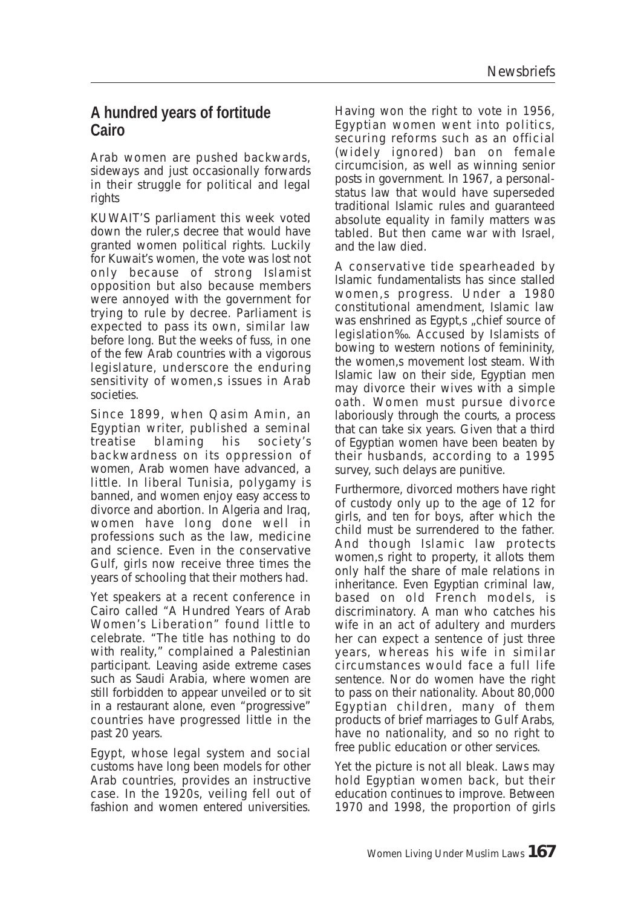## A hundred years of fortitude
## Cairo

Arab women are pushed backwards, sideways and just occasionally forwards in their struggle for political and legal rights

KUWAIT'S parliament this week voted down the ruler‚s decree that would have granted women political rights. Luckily for Kuwait's women, the vote was lost not only because of strong Islamist opposition but also because members were annoyed with the government for trying to rule by decree. Parliament is expected to pass its own, similar law before long. But the weeks of fuss, in one of the few Arab countries with a vigorous legislature, underscore the enduring sensitivity of women‚s issues in Arab societies.

Since 1899, when Qasim Amin, an Egyptian writer, published a seminal treatise blaming his society's backwardness on its oppression of women, Arab women have advanced, a little. In liberal Tunisia, polygamy is banned, and women enjoy easy access to divorce and abortion. In Algeria and Iraq, women have long done well in professions such as the law, medicine and science. Even in the conservative Gulf, girls now receive three times the years of schooling that their mothers had.

Yet speakers at a recent conference in Cairo called "A Hundred Years of Arab Women's Liberation" found little to celebrate. "The title has nothing to do with reality," complained a Palestinian participant. Leaving aside extreme cases such as Saudi Arabia, where women are still forbidden to appear unveiled or to sit in a restaurant alone, even "progressive" countries have progressed little in the past 20 years.

Egypt, whose legal system and social customs have long been models for other Arab countries, provides an instructive case. In the 1920s, veiling fell out of fashion and women entered universities. Having won the right to vote in 1956, Egyptian women went into politics, securing reforms such as an official (widely ignored) ban on female circumcision, as well as winning senior posts in government. In 1967, a personal-status law that would have superseded traditional Islamic rules and guaranteed absolute equality in family matters was tabled. But then came war with Israel, and the law died.

A conservative tide spearheaded by Islamic fundamentalists has since stalled women‚s progress. Under a 1980 constitutional amendment, Islamic law was enshrined as Egypt‚s „chief source of legislation‰. Accused by Islamists of bowing to western notions of femininity, the women‚s movement lost steam. With Islamic law on their side, Egyptian men may divorce their wives with a simple oath. Women must pursue divorce laboriously through the courts, a process that can take six years. Given that a third of Egyptian women have been beaten by their husbands, according to a 1995 survey, such delays are punitive.

Furthermore, divorced mothers have right of custody only up to the age of 12 for girls, and ten for boys, after which the child must be surrendered to the father. And though Islamic law protects women‚s right to property, it allots them only half the share of male relations in inheritance. Even Egyptian criminal law, based on old French models, is discriminatory. A man who catches his wife in an act of adultery and murders her can expect a sentence of just three years, whereas his wife in similar circumstances would face a full life sentence. Nor do women have the right to pass on their nationality. About 80,000 Egyptian children, many of them products of brief marriages to Gulf Arabs, have no nationality, and so no right to free public education or other services.

Yet the picture is not all bleak. Laws may hold Egyptian women back, but their education continues to improve. Between 1970 and 1998, the proportion of girls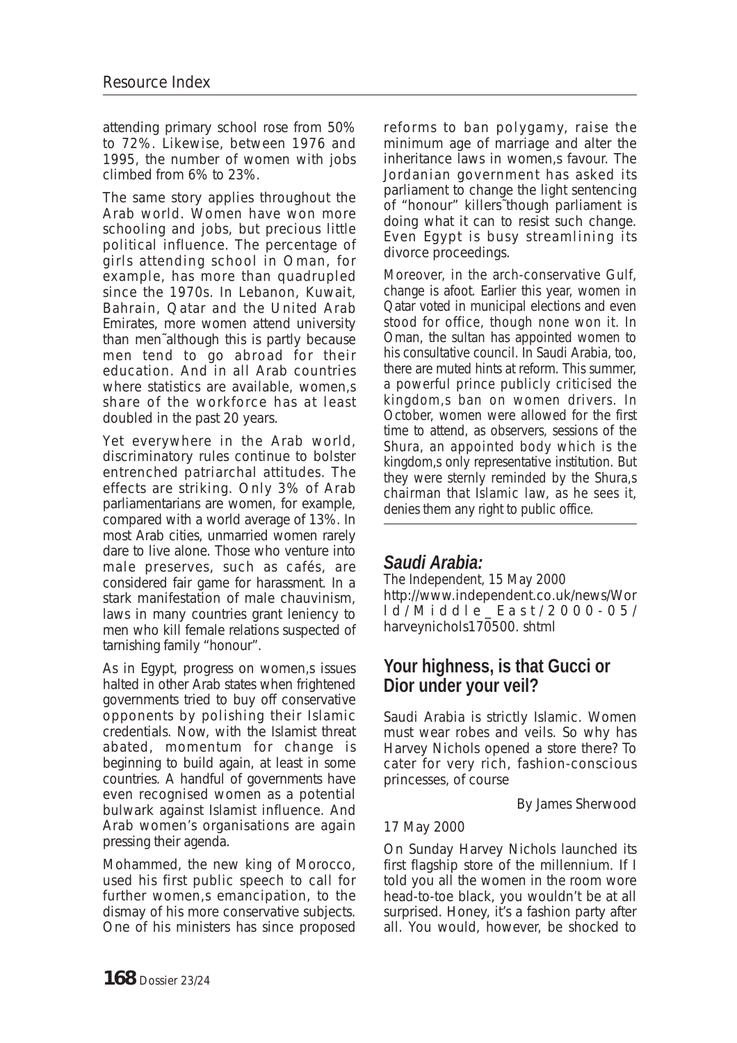attending primary school rose from 50% to 72%. Likewise, between 1976 and 1995, the number of women with jobs climbed from 6% to 23%.

The same story applies throughout the Arab world. Women have won more schooling and jobs, but precious little political influence. The percentage of girls attending school in Oman, for example, has more than quadrupled since the 1970s. In Lebanon, Kuwait, Bahrain, Qatar and the United Arab Emirates, more women attend university than men˜although this is partly because men tend to go abroad for their education. And in all Arab countries where statistics are available, women,s share of the workforce has at least doubled in the past 20 years.

Yet everywhere in the Arab world, discriminatory rules continue to bolster entrenched patriarchal attitudes. The effects are striking. Only 3% of Arab parliamentarians are women, for example, compared with a world average of 13%. In most Arab cities, unmarried women rarely dare to live alone. Those who venture into male preserves, such as cafés, are considered fair game for harassment. In a stark manifestation of male chauvinism, laws in many countries grant leniency to men who kill female relations suspected of tarnishing family "honour".

As in Egypt, progress on women,s issues halted in other Arab states when frightened governments tried to buy off conservative opponents by polishing their Islamic credentials. Now, with the Islamist threat abated, momentum for change is beginning to build again, at least in some countries. A handful of governments have even recognised women as a potential bulwark against Islamist influence. And Arab women's organisations are again pressing their agenda.

Mohammed, the new king of Morocco, used his first public speech to call for further women,s emancipation, to the dismay of his more conservative subjects. One of his ministers has since proposed reforms to ban polygamy, raise the minimum age of marriage and alter the inheritance laws in women,s favour. The Jordanian government has asked its parliament to change the light sentencing of "honour" killers˜though parliament is doing what it can to resist such change. Even Egypt is busy streamlining its divorce proceedings.

Moreover, in the arch-conservative Gulf, change is afoot. Earlier this year, women in Qatar voted in municipal elections and even stood for office, though none won it. In Oman, the sultan has appointed women to his consultative council. In Saudi Arabia, too, there are muted hints at reform. This summer, a powerful prince publicly criticised the kingdom,s ban on women drivers. In October, women were allowed for the first time to attend, as observers, sessions of the Shura, an appointed body which is the kingdom,s only representative institution. But they were sternly reminded by the Shura,s chairman that Islamic law, as he sees it, denies them any right to public office.

---

### *Saudi Arabia:*

The Independent, 15 May 2000
http://www.independent.co.uk/news/World/Middle_East/2000-05/harveynichols170500.shtml

## Your highness, is that Gucci or Dior under your veil?

Saudi Arabia is strictly Islamic. Women must wear robes and veils. So why has Harvey Nichols opened a store there? To cater for very rich, fashion-conscious princesses, of course

By James Sherwood

17 May 2000

On Sunday Harvey Nichols launched its first flagship store of the millennium. If I told you all the women in the room wore head-to-toe black, you wouldn't be at all surprised. Honey, it's a fashion party after all. You would, however, be shocked to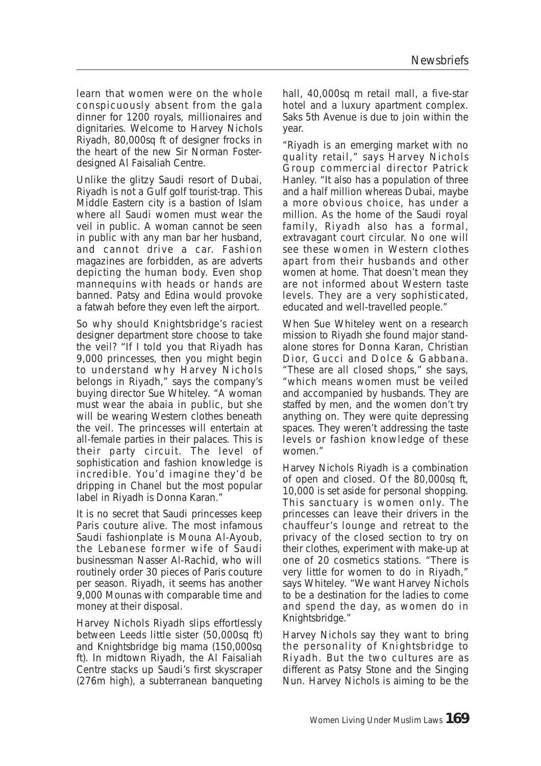learn that women were on the whole conspicuously absent from the gala dinner for 1200 royals, millionaires and dignitaries. Welcome to Harvey Nichols Riyadh, 80,000sq ft of designer frocks in the heart of the new Sir Norman Foster-designed Al Faisaliah Centre.

Unlike the glitzy Saudi resort of Dubai, Riyadh is not a Gulf golf tourist-trap. This Middle Eastern city is a bastion of Islam where all Saudi women must wear the veil in public. A woman cannot be seen in public with any man bar her husband, and cannot drive a car. Fashion magazines are forbidden, as are adverts depicting the human body. Even shop mannequins with heads or hands are banned. Patsy and Edina would provoke a fatwah before they even left the airport.

So why should Knightsbridge's raciest designer department store choose to take the veil? "If I told you that Riyadh has 9,000 princesses, then you might begin to understand why Harvey Nichols belongs in Riyadh," says the company's buying director Sue Whiteley. "A woman must wear the abaia in public, but she will be wearing Western clothes beneath the veil. The princesses will entertain at all-female parties in their palaces. This is their party circuit. The level of sophistication and fashion knowledge is incredible. You'd imagine they'd be dripping in Chanel but the most popular label in Riyadh is Donna Karan."

It is no secret that Saudi princesses keep Paris couture alive. The most infamous Saudi fashionplate is Mouna Al-Ayoub, the Lebanese former wife of Saudi businessman Nasser Al-Rachid, who will routinely order 30 pieces of Paris couture per season. Riyadh, it seems has another 9,000 Mounas with comparable time and money at their disposal.

Harvey Nichols Riyadh slips effortlessly between Leeds little sister (50,000sq ft) and Knightsbridge big mama (150,000sq ft). In midtown Riyadh, the Al Faisaliah Centre stacks up Saudi's first skyscraper (276m high), a subterranean banqueting hall, 40,000sq m retail mall, a five-star hotel and a luxury apartment complex. Saks 5th Avenue is due to join within the year.

"Riyadh is an emerging market with no quality retail," says Harvey Nichols Group commercial director Patrick Hanley. "It also has a population of three and a half million whereas Dubai, maybe a more obvious choice, has under a million. As the home of the Saudi royal family, Riyadh also has a formal, extravagant court circular. No one will see these women in Western clothes apart from their husbands and other women at home. That doesn't mean they are not informed about Western taste levels. They are a very sophisticated, educated and well-travelled people."

When Sue Whiteley went on a research mission to Riyadh she found major stand-alone stores for Donna Karan, Christian Dior, Gucci and Dolce & Gabbana. "These are all closed shops," she says, "which means women must be veiled and accompanied by husbands. They are staffed by men, and the women don't try anything on. They were quite depressing spaces. They weren't addressing the taste levels or fashion knowledge of these women."

Harvey Nichols Riyadh is a combination of open and closed. Of the 80,000sq ft, 10,000 is set aside for personal shopping. This sanctuary is women only. The princesses can leave their drivers in the chauffeur's lounge and retreat to the privacy of the closed section to try on their clothes, experiment with make-up at one of 20 cosmetics stations. "There is very little for women to do in Riyadh," says Whiteley. "We want Harvey Nichols to be a destination for the ladies to come and spend the day, as women do in Knightsbridge."

Harvey Nichols say they want to bring the personality of Knightsbridge to Riyadh. But the two cultures are as different as Patsy Stone and the Singing Nun. Harvey Nichols is aiming to be the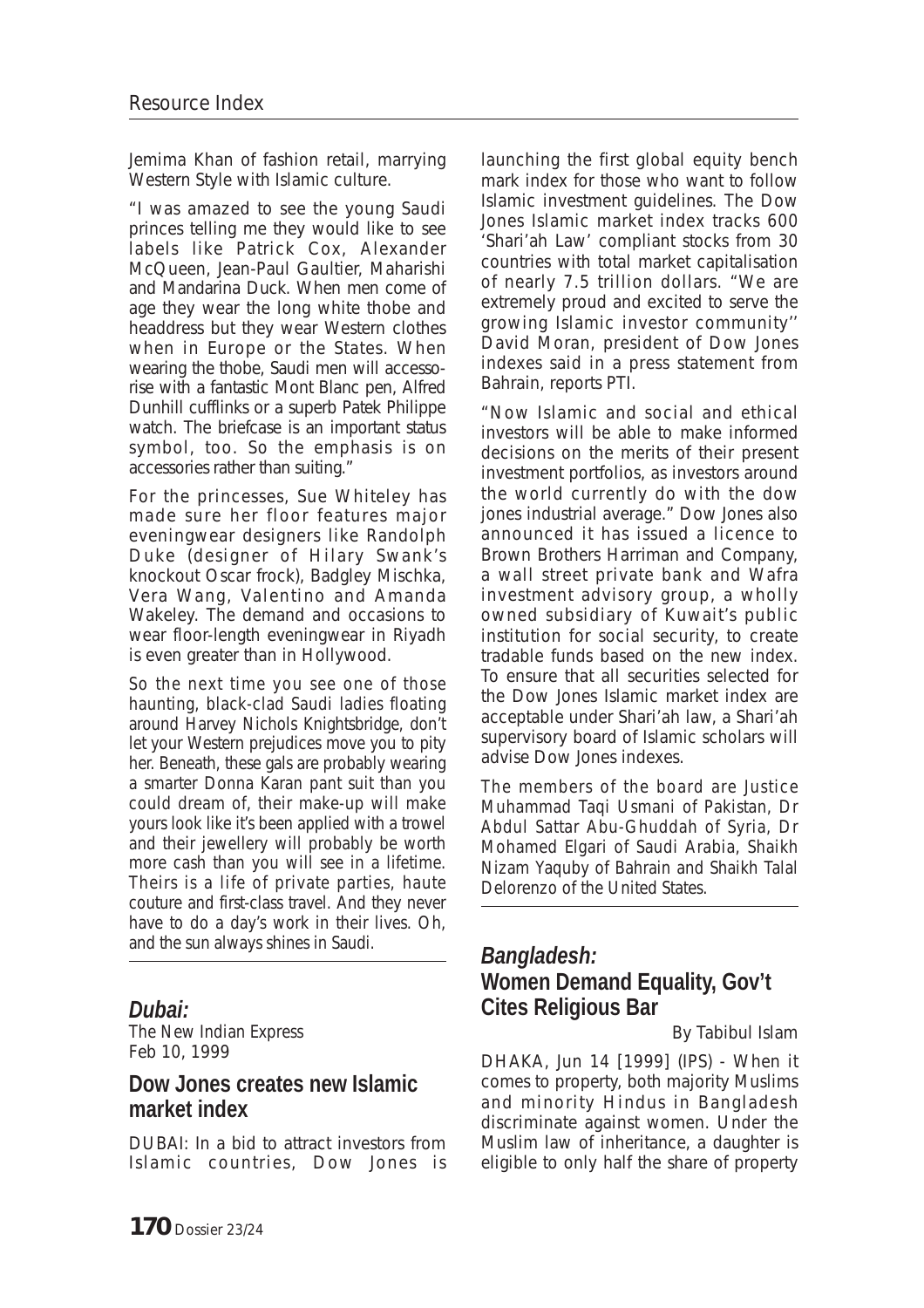Jemima Khan of fashion retail, marrying Western Style with Islamic culture.

"I was amazed to see the young Saudi princes telling me they would like to see labels like Patrick Cox, Alexander McQueen, Jean-Paul Gaultier, Maharishi and Mandarina Duck. When men come of age they wear the long white thobe and headdress but they wear Western clothes when in Europe or the States. When wearing the thobe, Saudi men will accessorise with a fantastic Mont Blanc pen, Alfred Dunhill cufflinks or a superb Patek Philippe watch. The briefcase is an important status symbol, too. So the emphasis is on accessories rather than suiting."

For the princesses, Sue Whiteley has made sure her floor features major eveningwear designers like Randolph Duke (designer of Hilary Swank's knockout Oscar frock), Badgley Mischka, Vera Wang, Valentino and Amanda Wakeley. The demand and occasions to wear floor-length eveningwear in Riyadh is even greater than in Hollywood.

So the next time you see one of those haunting, black-clad Saudi ladies floating around Harvey Nichols Knightsbridge, don't let your Western prejudices move you to pity her. Beneath, these gals are probably wearing a smarter Donna Karan pant suit than you could dream of, their make-up will make yours look like it's been applied with a trowel and their jewellery will probably be worth more cash than you will see in a lifetime. Theirs is a life of private parties, haute couture and first-class travel. And they never have to do a day's work in their lives. Oh, and the sun always shines in Saudi.

---

## *Dubai:*

The New Indian Express
Feb 10, 1999

### Dow Jones creates new Islamic market index

DUBAI: In a bid to attract investors from Islamic countries, Dow Jones is launching the first global equity bench mark index for those who want to follow Islamic investment guidelines. The Dow Jones Islamic market index tracks 600 'Shari'ah Law' compliant stocks from 30 countries with total market capitalisation of nearly 7.5 trillion dollars. "We are extremely proud and excited to serve the growing Islamic investor community'' David Moran, president of Dow Jones indexes said in a press statement from Bahrain, reports PTI.

"Now Islamic and social and ethical investors will be able to make informed decisions on the merits of their present investment portfolios, as investors around the world currently do with the dow jones industrial average." Dow Jones also announced it has issued a licence to Brown Brothers Harriman and Company, a wall street private bank and Wafra investment advisory group, a wholly owned subsidiary of Kuwait's public institution for social security, to create tradable funds based on the new index. To ensure that all securities selected for the Dow Jones Islamic market index are acceptable under Shari'ah law, a Shari'ah supervisory board of Islamic scholars will advise Dow Jones indexes.

The members of the board are Justice Muhammad Taqi Usmani of Pakistan, Dr Abdul Sattar Abu-Ghuddah of Syria, Dr Mohamed Elgari of Saudi Arabia, Shaikh Nizam Yaquby of Bahrain and Shaikh Talal Delorenzo of the United States.

---

## *Bangladesh:*
## Women Demand Equality, Gov't Cites Religious Bar

By Tabibul Islam

DHAKA, Jun 14 [1999] (IPS) - When it comes to property, both majority Muslims and minority Hindus in Bangladesh discriminate against women. Under the Muslim law of inheritance, a daughter is eligible to only half the share of property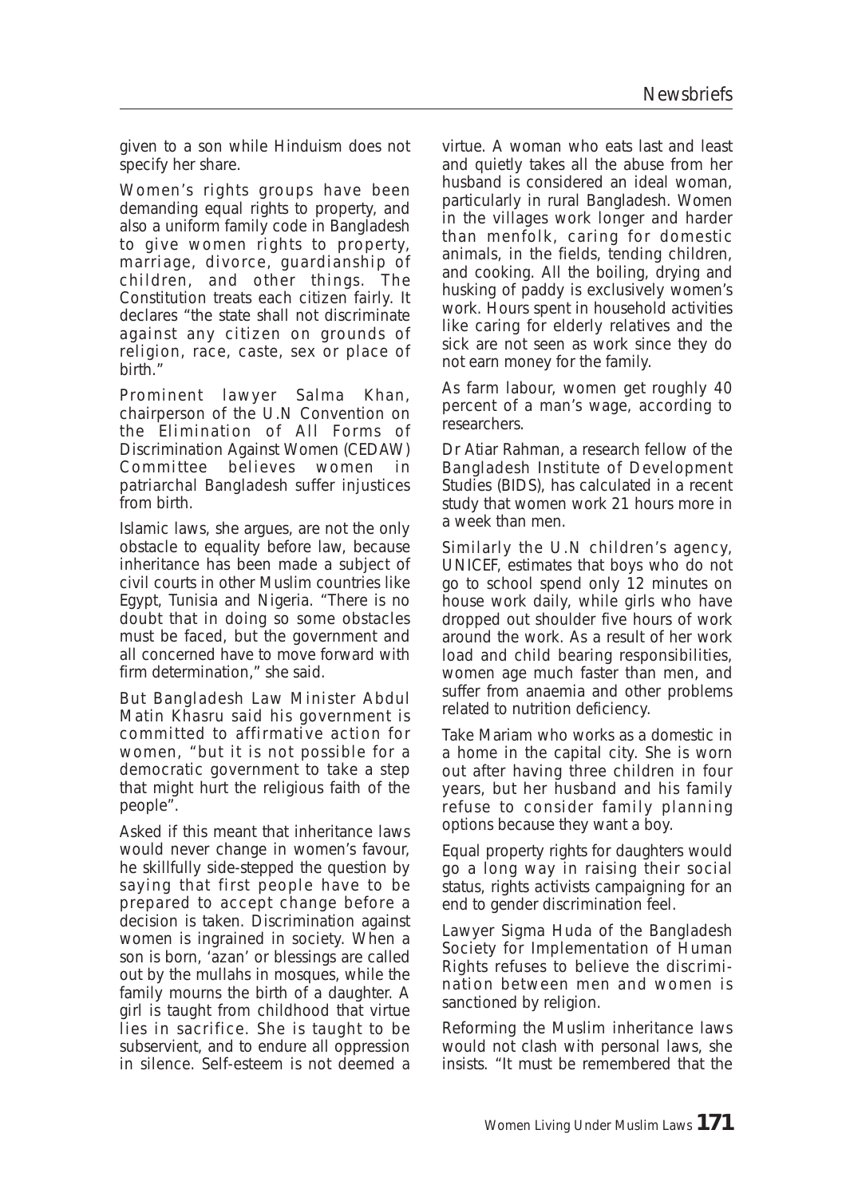given to a son while Hinduism does not specify her share.

Women's rights groups have been demanding equal rights to property, and also a uniform family code in Bangladesh to give women rights to property, marriage, divorce, guardianship of children, and other things. The Constitution treats each citizen fairly. It declares "the state shall not discriminate against any citizen on grounds of religion, race, caste, sex or place of birth."

Prominent lawyer Salma Khan, chairperson of the U.N Convention on the Elimination of All Forms of Discrimination Against Women (CEDAW) Committee believes women in patriarchal Bangladesh suffer injustices from birth.

Islamic laws, she argues, are not the only obstacle to equality before law, because inheritance has been made a subject of civil courts in other Muslim countries like Egypt, Tunisia and Nigeria. "There is no doubt that in doing so some obstacles must be faced, but the government and all concerned have to move forward with firm determination," she said.

But Bangladesh Law Minister Abdul Matin Khasru said his government is committed to affirmative action for women, "but it is not possible for a democratic government to take a step that might hurt the religious faith of the people".

Asked if this meant that inheritance laws would never change in women's favour, he skillfully side-stepped the question by saying that first people have to be prepared to accept change before a decision is taken. Discrimination against women is ingrained in society. When a son is born, 'azan' or blessings are called out by the mullahs in mosques, while the family mourns the birth of a daughter. A girl is taught from childhood that virtue lies in sacrifice. She is taught to be subservient, and to endure all oppression in silence. Self-esteem is not deemed a virtue. A woman who eats last and least and quietly takes all the abuse from her husband is considered an ideal woman, particularly in rural Bangladesh. Women in the villages work longer and harder than menfolk, caring for domestic animals, in the fields, tending children, and cooking. All the boiling, drying and husking of paddy is exclusively women's work. Hours spent in household activities like caring for elderly relatives and the sick are not seen as work since they do not earn money for the family.

As farm labour, women get roughly 40 percent of a man's wage, according to researchers.

Dr Atiar Rahman, a research fellow of the Bangladesh Institute of Development Studies (BIDS), has calculated in a recent study that women work 21 hours more in a week than men.

Similarly the U.N children's agency, UNICEF, estimates that boys who do not go to school spend only 12 minutes on house work daily, while girls who have dropped out shoulder five hours of work around the work. As a result of her work load and child bearing responsibilities, women age much faster than men, and suffer from anaemia and other problems related to nutrition deficiency.

Take Mariam who works as a domestic in a home in the capital city. She is worn out after having three children in four years, but her husband and his family refuse to consider family planning options because they want a boy.

Equal property rights for daughters would go a long way in raising their social status, rights activists campaigning for an end to gender discrimination feel.

Lawyer Sigma Huda of the Bangladesh Society for Implementation of Human Rights refuses to believe the discrimination between men and women is sanctioned by religion.

Reforming the Muslim inheritance laws would not clash with personal laws, she insists. "It must be remembered that the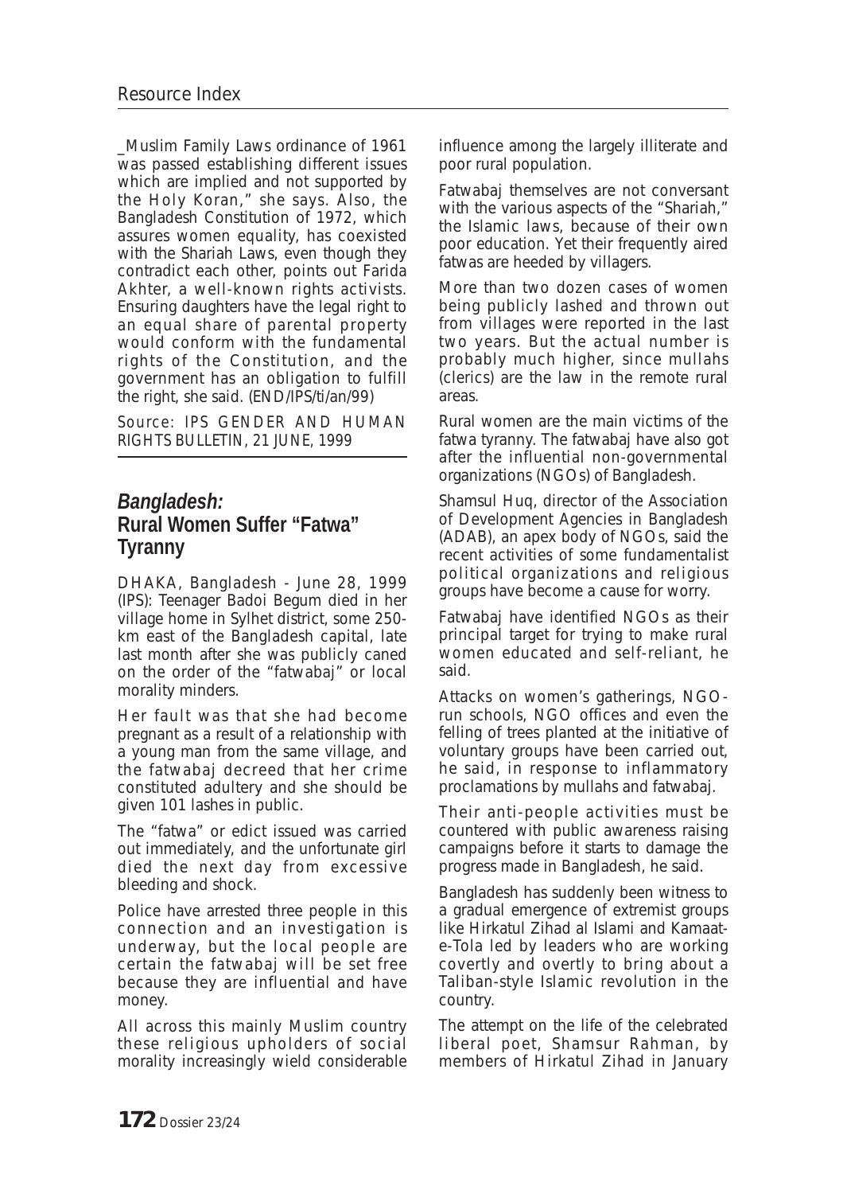_Muslim Family Laws ordinance of 1961 was passed establishing different issues which are implied and not supported by the Holy Koran," she says. Also, the Bangladesh Constitution of 1972, which assures women equality, has coexisted with the Shariah Laws, even though they contradict each other, points out Farida Akhter, a well-known rights activists. Ensuring daughters have the legal right to an equal share of parental property would conform with the fundamental rights of the Constitution, and the government has an obligation to fulfill the right, she said. (END/IPS/ti/an/99)

Source: IPS GENDER AND HUMAN RIGHTS BULLETIN, 21 JUNE, 1999

## *Bangladesh:* Rural Women Suffer "Fatwa" Tyranny

DHAKA, Bangladesh - June 28, 1999 (IPS): Teenager Badoi Begum died in her village home in Sylhet district, some 250-km east of the Bangladesh capital, late last month after she was publicly caned on the order of the "fatwabaj" or local morality minders.

Her fault was that she had become pregnant as a result of a relationship with a young man from the same village, and the fatwabaj decreed that her crime constituted adultery and she should be given 101 lashes in public.

The "fatwa" or edict issued was carried out immediately, and the unfortunate girl died the next day from excessive bleeding and shock.

Police have arrested three people in this connection and an investigation is underway, but the local people are certain the fatwabaj will be set free because they are influential and have money.

All across this mainly Muslim country these religious upholders of social morality increasingly wield considerable influence among the largely illiterate and poor rural population.

Fatwabaj themselves are not conversant with the various aspects of the "Shariah," the Islamic laws, because of their own poor education. Yet their frequently aired fatwas are heeded by villagers.

More than two dozen cases of women being publicly lashed and thrown out from villages were reported in the last two years. But the actual number is probably much higher, since mullahs (clerics) are the law in the remote rural areas.

Rural women are the main victims of the fatwa tyranny. The fatwabaj have also got after the influential non-governmental organizations (NGOs) of Bangladesh.

Shamsul Huq, director of the Association of Development Agencies in Bangladesh (ADAB), an apex body of NGOs, said the recent activities of some fundamentalist political organizations and religious groups have become a cause for worry.

Fatwabaj have identified NGOs as their principal target for trying to make rural women educated and self-reliant, he said.

Attacks on women's gatherings, NGO-run schools, NGO offices and even the felling of trees planted at the initiative of voluntary groups have been carried out, he said, in response to inflammatory proclamations by mullahs and fatwabaj.

Their anti-people activities must be countered with public awareness raising campaigns before it starts to damage the progress made in Bangladesh, he said.

Bangladesh has suddenly been witness to a gradual emergence of extremist groups like Hirkatul Zihad al Islami and Kamaat-e-Tola led by leaders who are working covertly and overtly to bring about a Taliban-style Islamic revolution in the country.

The attempt on the life of the celebrated liberal poet, Shamsur Rahman, by members of Hirkatul Zihad in January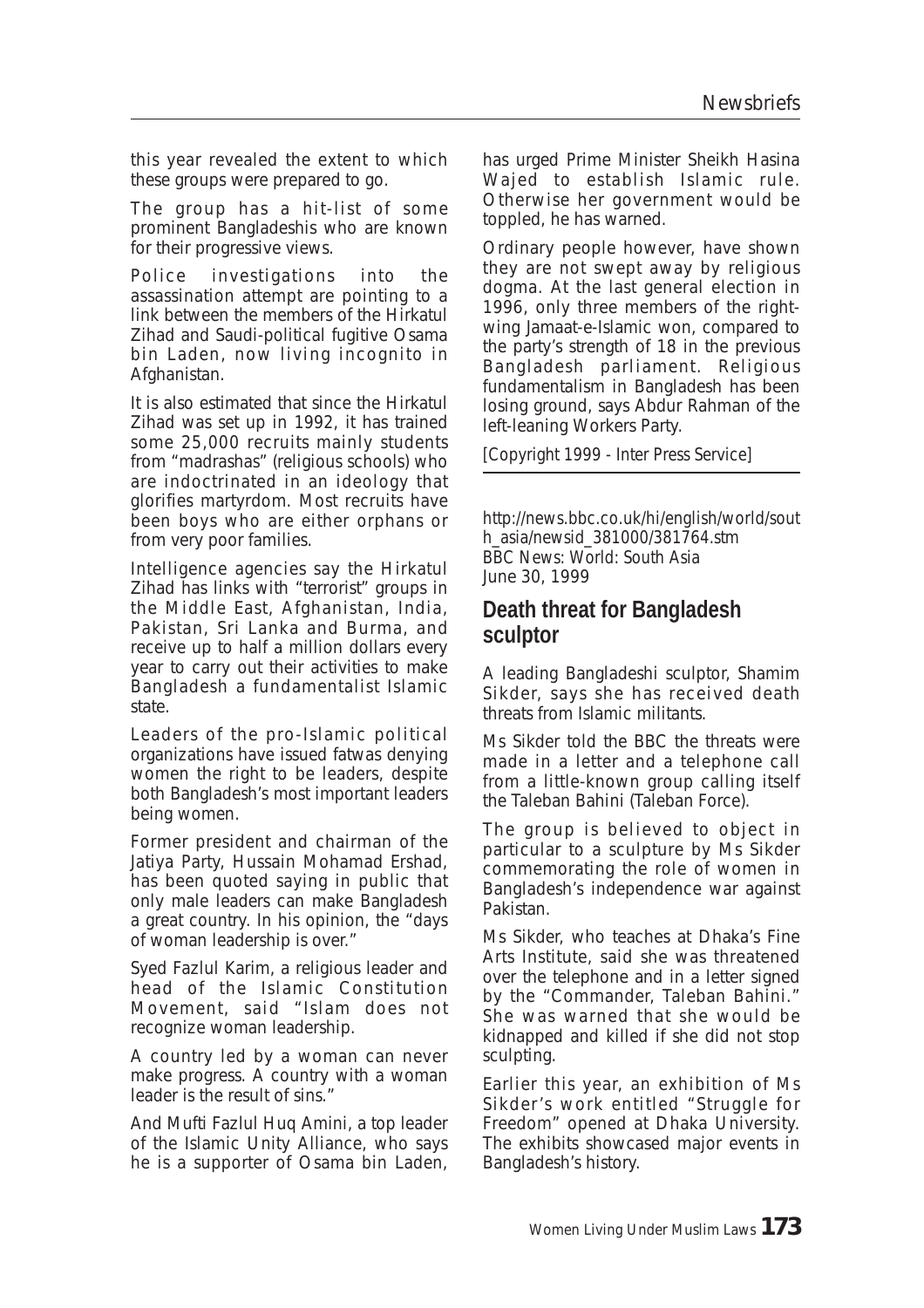this year revealed the extent to which these groups were prepared to go.

The group has a hit-list of some prominent Bangladeshis who are known for their progressive views.

Police investigations into the assassination attempt are pointing to a link between the members of the Hirkatul Zihad and Saudi-political fugitive Osama bin Laden, now living incognito in Afghanistan.

It is also estimated that since the Hirkatul Zihad was set up in 1992, it has trained some 25,000 recruits mainly students from "madrashas" (religious schools) who are indoctrinated in an ideology that glorifies martyrdom. Most recruits have been boys who are either orphans or from very poor families.

Intelligence agencies say the Hirkatul Zihad has links with "terrorist" groups in the Middle East, Afghanistan, India, Pakistan, Sri Lanka and Burma, and receive up to half a million dollars every year to carry out their activities to make Bangladesh a fundamentalist Islamic state.

Leaders of the pro-Islamic political organizations have issued fatwas denying women the right to be leaders, despite both Bangladesh's most important leaders being women.

Former president and chairman of the Jatiya Party, Hussain Mohamad Ershad, has been quoted saying in public that only male leaders can make Bangladesh a great country. In his opinion, the "days of woman leadership is over."

Syed Fazlul Karim, a religious leader and head of the Islamic Constitution Movement, said "Islam does not recognize woman leadership.

A country led by a woman can never make progress. A country with a woman leader is the result of sins."

And Mufti Fazlul Huq Amini, a top leader of the Islamic Unity Alliance, who says he is a supporter of Osama bin Laden, has urged Prime Minister Sheikh Hasina Wajed to establish Islamic rule. Otherwise her government would be toppled, he has warned.

Ordinary people however, have shown they are not swept away by religious dogma. At the last general election in 1996, only three members of the right-wing Jamaat-e-Islamic won, compared to the party's strength of 18 in the previous Bangladesh parliament. Religious fundamentalism in Bangladesh has been losing ground, says Abdur Rahman of the left-leaning Workers Party.

[Copyright 1999 - Inter Press Service]

---

http://news.bbc.co.uk/hi/english/world/south_asia/newsid_381000/381764.stm
BBC News: World: South Asia
June 30, 1999

## Death threat for Bangladesh sculptor

A leading Bangladeshi sculptor, Shamim Sikder, says she has received death threats from Islamic militants.

Ms Sikder told the BBC the threats were made in a letter and a telephone call from a little-known group calling itself the Taleban Bahini (Taleban Force).

The group is believed to object in particular to a sculpture by Ms Sikder commemorating the role of women in Bangladesh's independence war against Pakistan.

Ms Sikder, who teaches at Dhaka's Fine Arts Institute, said she was threatened over the telephone and in a letter signed by the "Commander, Taleban Bahini." She was warned that she would be kidnapped and killed if she did not stop sculpting.

Earlier this year, an exhibition of Ms Sikder's work entitled "Struggle for Freedom" opened at Dhaka University. The exhibits showcased major events in Bangladesh's history.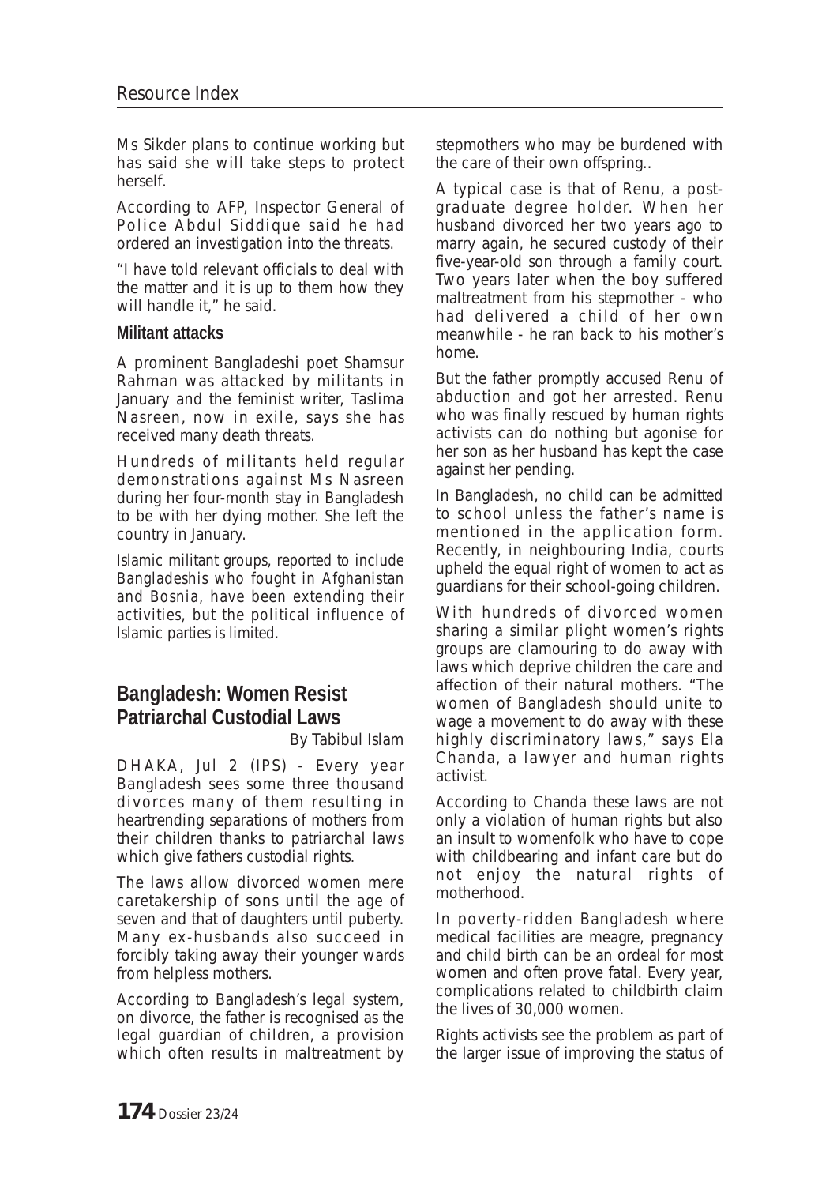Ms Sikder plans to continue working but has said she will take steps to protect herself.

According to AFP, Inspector General of Police Abdul Siddique said he had ordered an investigation into the threats.

"I have told relevant officials to deal with the matter and it is up to them how they will handle it," he said.

**Militant attacks**

A prominent Bangladeshi poet Shamsur Rahman was attacked by militants in January and the feminist writer, Taslima Nasreen, now in exile, says she has received many death threats.

Hundreds of militants held regular demonstrations against Ms Nasreen during her four-month stay in Bangladesh to be with her dying mother. She left the country in January.

Islamic militant groups, reported to include Bangladeshis who fought in Afghanistan and Bosnia, have been extending their activities, but the political influence of Islamic parties is limited.

## Bangladesh: Women Resist Patriarchal Custodial Laws

By Tabibul Islam

DHAKA, Jul 2 (IPS) - Every year Bangladesh sees some three thousand divorces many of them resulting in heartrending separations of mothers from their children thanks to patriarchal laws which give fathers custodial rights.

The laws allow divorced women mere caretakership of sons until the age of seven and that of daughters until puberty. Many ex-husbands also succeed in forcibly taking away their younger wards from helpless mothers.

According to Bangladesh's legal system, on divorce, the father is recognised as the legal guardian of children, a provision which often results in maltreatment by stepmothers who may be burdened with the care of their own offspring..

A typical case is that of Renu, a post-graduate degree holder. When her husband divorced her two years ago to marry again, he secured custody of their five-year-old son through a family court. Two years later when the boy suffered maltreatment from his stepmother - who had delivered a child of her own meanwhile - he ran back to his mother's home.

But the father promptly accused Renu of abduction and got her arrested. Renu who was finally rescued by human rights activists can do nothing but agonise for her son as her husband has kept the case against her pending.

In Bangladesh, no child can be admitted to school unless the father's name is mentioned in the application form. Recently, in neighbouring India, courts upheld the equal right of women to act as guardians for their school-going children.

With hundreds of divorced women sharing a similar plight women's rights groups are clamouring to do away with laws which deprive children the care and affection of their natural mothers. "The women of Bangladesh should unite to wage a movement to do away with these highly discriminatory laws," says Ela Chanda, a lawyer and human rights activist.

According to Chanda these laws are not only a violation of human rights but also an insult to womenfolk who have to cope with childbearing and infant care but do not enjoy the natural rights of motherhood.

In poverty-ridden Bangladesh where medical facilities are meagre, pregnancy and child birth can be an ordeal for most women and often prove fatal. Every year, complications related to childbirth claim the lives of 30,000 women.

Rights activists see the problem as part of the larger issue of improving the status of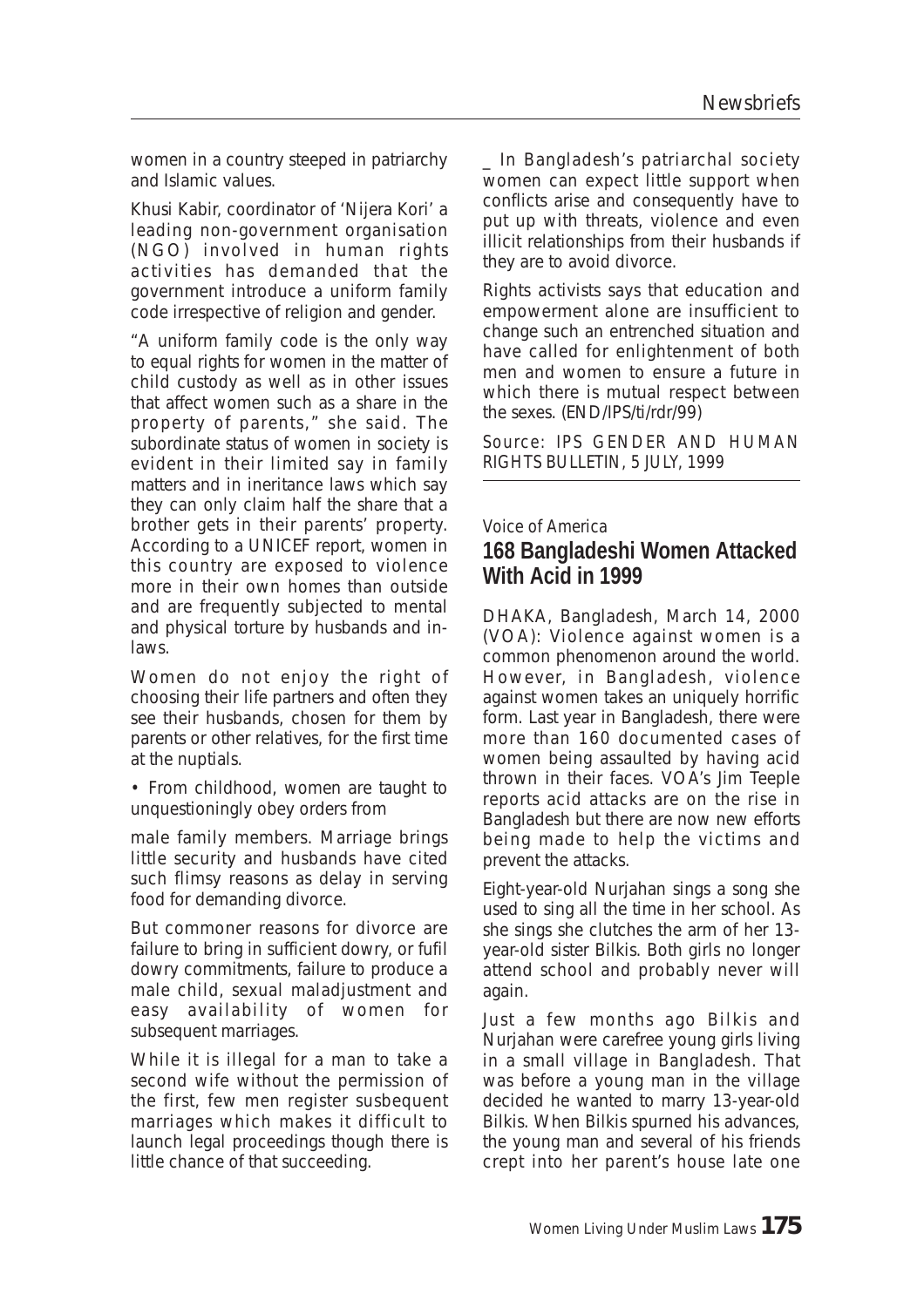women in a country steeped in patriarchy and Islamic values.

Khusi Kabir, coordinator of 'Nijera Kori' a leading non-government organisation (NGO) involved in human rights activities has demanded that the government introduce a uniform family code irrespective of religion and gender.

"A uniform family code is the only way to equal rights for women in the matter of child custody as well as in other issues that affect women such as a share in the property of parents," she said. The subordinate status of women in society is evident in their limited say in family matters and in ineritance laws which say they can only claim half the share that a brother gets in their parents' property. According to a UNICEF report, women in this country are exposed to violence more in their own homes than outside and are frequently subjected to mental and physical torture by husbands and in-laws.

Women do not enjoy the right of choosing their life partners and often they see their husbands, chosen for them by parents or other relatives, for the first time at the nuptials.

• From childhood, women are taught to unquestioningly obey orders from

male family members. Marriage brings little security and husbands have cited such flimsy reasons as delay in serving food for demanding divorce.

But commoner reasons for divorce are failure to bring in sufficient dowry, or fufil dowry commitments, failure to produce a male child, sexual maladjustment and easy availability of women for subsequent marriages.

While it is illegal for a man to take a second wife without the permission of the first, few men register susbequent marriages which makes it difficult to launch legal proceedings though there is little chance of that succeeding.

_ In Bangladesh's patriarchal society women can expect little support when conflicts arise and consequently have to put up with threats, violence and even illicit relationships from their husbands if they are to avoid divorce.

Rights activists says that education and empowerment alone are insufficient to change such an entrenched situation and have called for enlightenment of both men and women to ensure a future in which there is mutual respect between the sexes. (END/IPS/ti/rdr/99)

*Source: IPS GENDER AND HUMAN RIGHTS BULLETIN, 5 JULY, 1999*

---

*Voice of America*

## 168 Bangladeshi Women Attacked With Acid in 1999

DHAKA, Bangladesh, March 14, 2000 (VOA): Violence against women is a common phenomenon around the world. However, in Bangladesh, violence against women takes an uniquely horrific form. Last year in Bangladesh, there were more than 160 documented cases of women being assaulted by having acid thrown in their faces. VOA's Jim Teeple reports acid attacks are on the rise in Bangladesh but there are now new efforts being made to help the victims and prevent the attacks.

Eight-year-old Nurjahan sings a song she used to sing all the time in her school. As she sings she clutches the arm of her 13-year-old sister Bilkis. Both girls no longer attend school and probably never will again.

Just a few months ago Bilkis and Nurjahan were carefree young girls living in a small village in Bangladesh. That was before a young man in the village decided he wanted to marry 13-year-old Bilkis. When Bilkis spurned his advances, the young man and several of his friends crept into her parent's house late one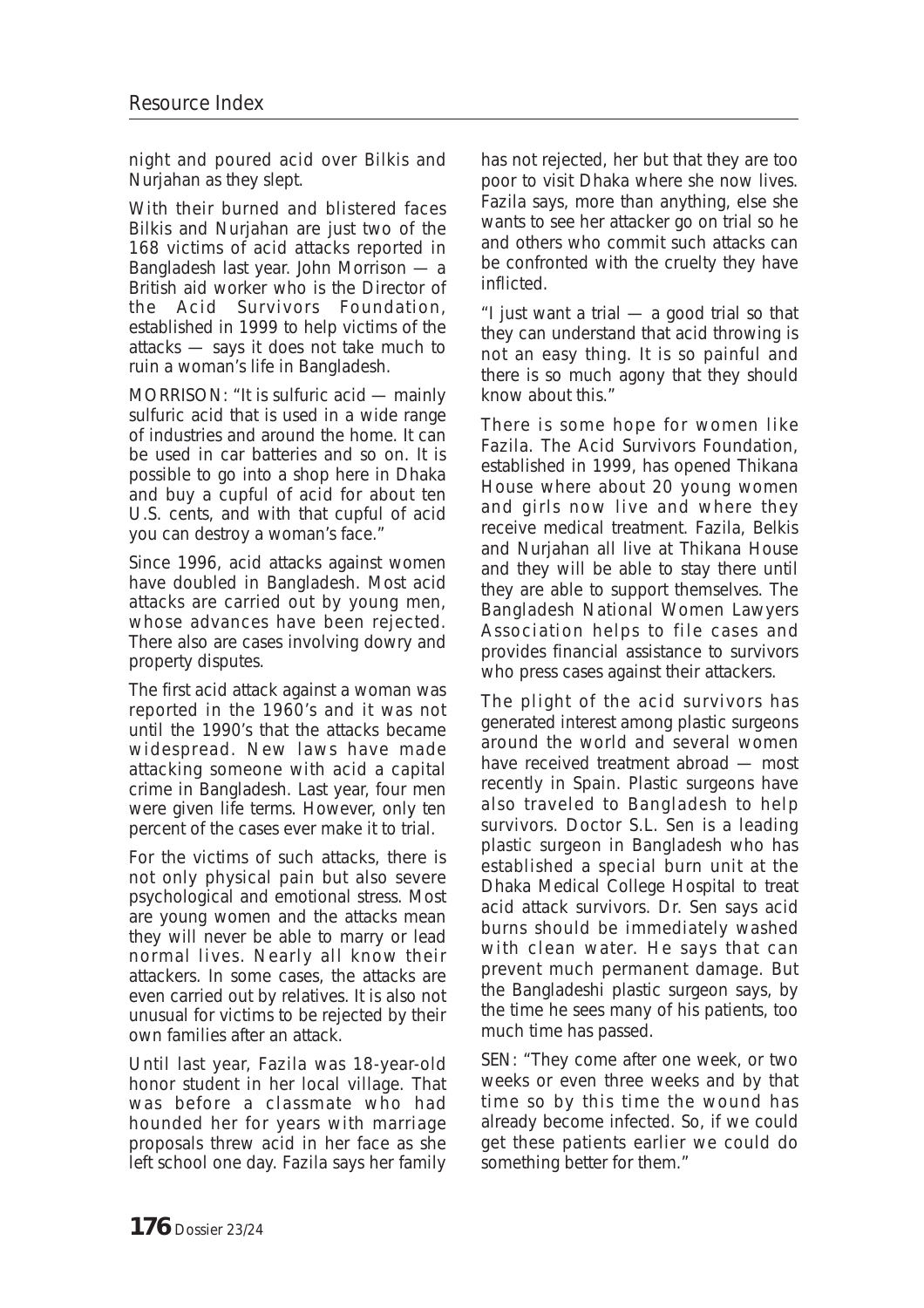night and poured acid over Bilkis and Nurjahan as they slept.

With their burned and blistered faces Bilkis and Nurjahan are just two of the 168 victims of acid attacks reported in Bangladesh last year. John Morrison — a British aid worker who is the Director of the Acid Survivors Foundation, established in 1999 to help victims of the attacks — says it does not take much to ruin a woman's life in Bangladesh.

MORRISON: "It is sulfuric acid — mainly sulfuric acid that is used in a wide range of industries and around the home. It can be used in car batteries and so on. It is possible to go into a shop here in Dhaka and buy a cupful of acid for about ten U.S. cents, and with that cupful of acid you can destroy a woman's face."

Since 1996, acid attacks against women have doubled in Bangladesh. Most acid attacks are carried out by young men, whose advances have been rejected. There also are cases involving dowry and property disputes.

The first acid attack against a woman was reported in the 1960's and it was not until the 1990's that the attacks became widespread. New laws have made attacking someone with acid a capital crime in Bangladesh. Last year, four men were given life terms. However, only ten percent of the cases ever make it to trial.

For the victims of such attacks, there is not only physical pain but also severe psychological and emotional stress. Most are young women and the attacks mean they will never be able to marry or lead normal lives. Nearly all know their attackers. In some cases, the attacks are even carried out by relatives. It is also not unusual for victims to be rejected by their own families after an attack.

Until last year, Fazila was 18-year-old honor student in her local village. That was before a classmate who had hounded her for years with marriage proposals threw acid in her face as she left school one day. Fazila says her family has not rejected, her but that they are too poor to visit Dhaka where she now lives. Fazila says, more than anything, else she wants to see her attacker go on trial so he and others who commit such attacks can be confronted with the cruelty they have inflicted.

"I just want a trial — a good trial so that they can understand that acid throwing is not an easy thing. It is so painful and there is so much agony that they should know about this."

There is some hope for women like Fazila. The Acid Survivors Foundation, established in 1999, has opened Thikana House where about 20 young women and girls now live and where they receive medical treatment. Fazila, Belkis and Nurjahan all live at Thikana House and they will be able to stay there until they are able to support themselves. The Bangladesh National Women Lawyers Association helps to file cases and provides financial assistance to survivors who press cases against their attackers.

The plight of the acid survivors has generated interest among plastic surgeons around the world and several women have received treatment abroad — most recently in Spain. Plastic surgeons have also traveled to Bangladesh to help survivors. Doctor S.L. Sen is a leading plastic surgeon in Bangladesh who has established a special burn unit at the Dhaka Medical College Hospital to treat acid attack survivors. Dr. Sen says acid burns should be immediately washed with clean water. He says that can prevent much permanent damage. But the Bangladeshi plastic surgeon says, by the time he sees many of his patients, too much time has passed.

SEN: "They come after one week, or two weeks or even three weeks and by that time so by this time the wound has already become infected. So, if we could get these patients earlier we could do something better for them."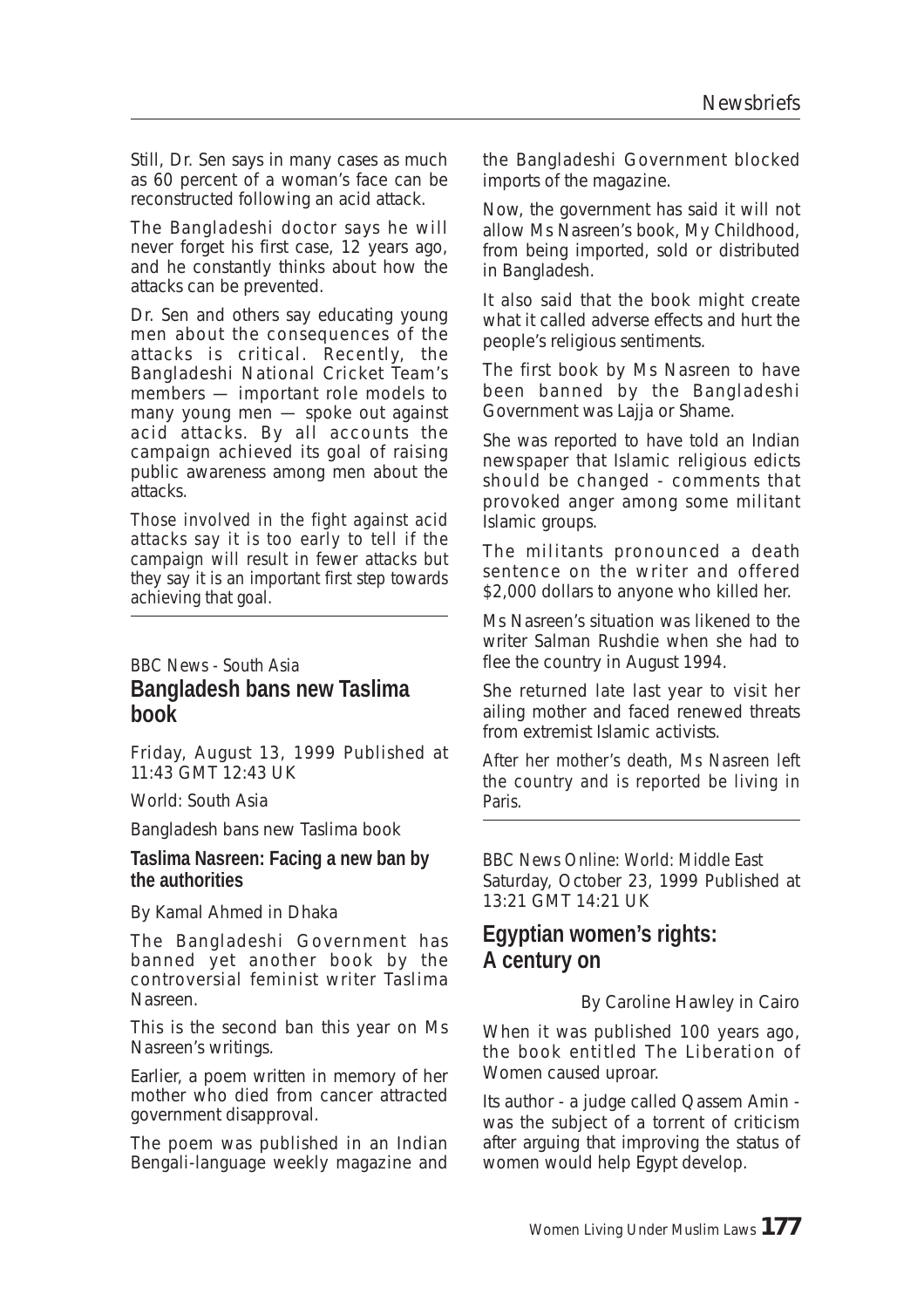Still, Dr. Sen says in many cases as much as 60 percent of a woman's face can be reconstructed following an acid attack.

The Bangladeshi doctor says he will never forget his first case, 12 years ago, and he constantly thinks about how the attacks can be prevented.

Dr. Sen and others say educating young men about the consequences of the attacks is critical. Recently, the Bangladeshi National Cricket Team's members — important role models to many young men — spoke out against acid attacks. By all accounts the campaign achieved its goal of raising public awareness among men about the attacks.

Those involved in the fight against acid attacks say it is too early to tell if the campaign will result in fewer attacks but they say it is an important first step towards achieving that goal.

---

BBC News - South Asia

## Bangladesh bans new Taslima book

Friday, August 13, 1999 Published at 11:43 GMT 12:43 UK

World: South Asia

Bangladesh bans new Taslima book

**Taslima Nasreen: Facing a new ban by the authorities**

By Kamal Ahmed in Dhaka

The Bangladeshi Government has banned yet another book by the controversial feminist writer Taslima Nasreen.

This is the second ban this year on Ms Nasreen's writings.

Earlier, a poem written in memory of her mother who died from cancer attracted government disapproval.

The poem was published in an Indian Bengali-language weekly magazine and the Bangladeshi Government blocked imports of the magazine.

Now, the government has said it will not allow Ms Nasreen's book, My Childhood, from being imported, sold or distributed in Bangladesh.

It also said that the book might create what it called adverse effects and hurt the people's religious sentiments.

The first book by Ms Nasreen to have been banned by the Bangladeshi Government was Lajja or Shame.

She was reported to have told an Indian newspaper that Islamic religious edicts should be changed - comments that provoked anger among some militant Islamic groups.

The militants pronounced a death sentence on the writer and offered $2,000 dollars to anyone who killed her.

Ms Nasreen's situation was likened to the writer Salman Rushdie when she had to flee the country in August 1994.

She returned late last year to visit her ailing mother and faced renewed threats from extremist Islamic activists.

After her mother's death, Ms Nasreen left the country and is reported be living in Paris.

---

BBC News Online: World: Middle East Saturday, October 23, 1999 Published at 13:21 GMT 14:21 UK

## Egyptian women's rights: A century on

By Caroline Hawley in Cairo

When it was published 100 years ago, the book entitled The Liberation of Women caused uproar.

Its author - a judge called Qassem Amin - was the subject of a torrent of criticism after arguing that improving the status of women would help Egypt develop.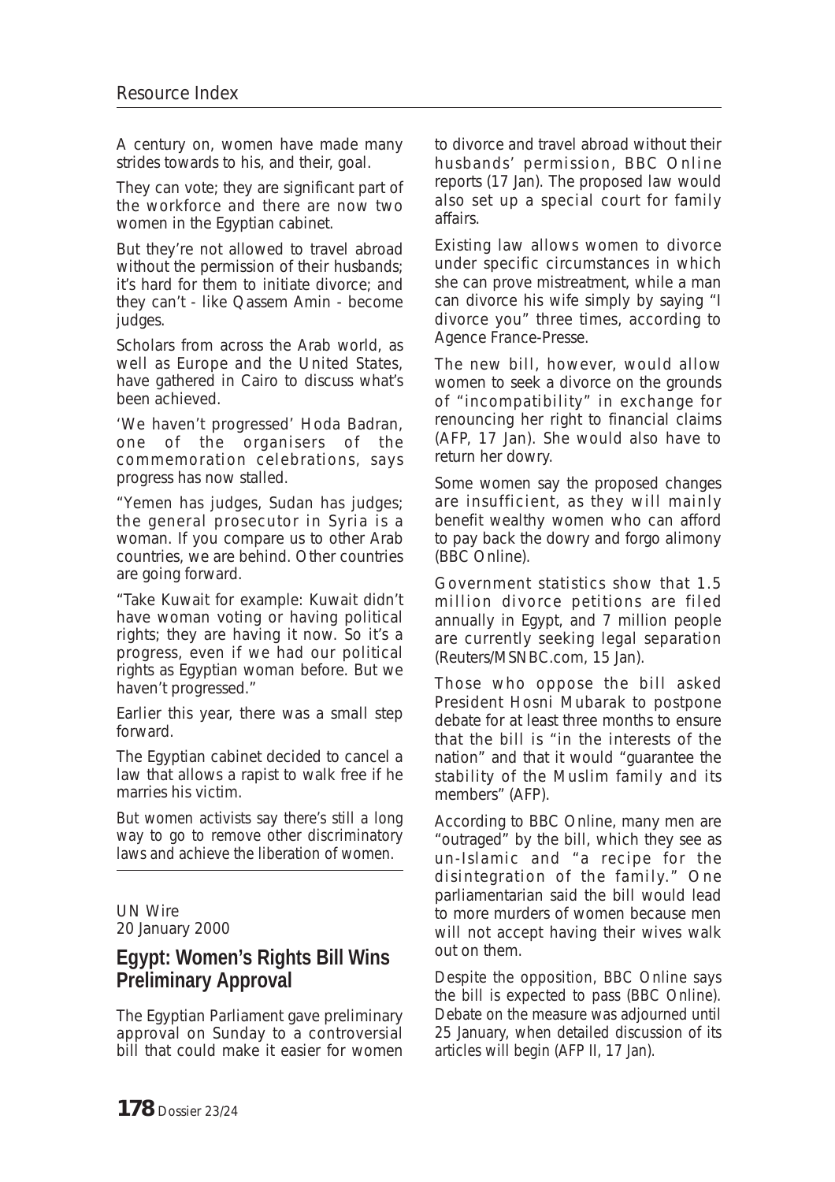A century on, women have made many strides towards to his, and their, goal.

They can vote; they are significant part of the workforce and there are now two women in the Egyptian cabinet.

But they're not allowed to travel abroad without the permission of their husbands; it's hard for them to initiate divorce; and they can't - like Qassem Amin - become judges.

Scholars from across the Arab world, as well as Europe and the United States, have gathered in Cairo to discuss what's been achieved.

'We haven't progressed' Hoda Badran, one of the organisers of the commemoration celebrations, says progress has now stalled.

"Yemen has judges, Sudan has judges; the general prosecutor in Syria is a woman. If you compare us to other Arab countries, we are behind. Other countries are going forward.

"Take Kuwait for example: Kuwait didn't have woman voting or having political rights; they are having it now. So it's a progress, even if we had our political rights as Egyptian woman before. But we haven't progressed."

Earlier this year, there was a small step forward.

The Egyptian cabinet decided to cancel a law that allows a rapist to walk free if he marries his victim.

But women activists say there's still a long way to go to remove other discriminatory laws and achieve the liberation of women.

---

UN Wire
20 January 2000

## Egypt: Women's Rights Bill Wins Preliminary Approval

The Egyptian Parliament gave preliminary approval on Sunday to a controversial bill that could make it easier for women to divorce and travel abroad without their husbands' permission, BBC Online reports (17 Jan). The proposed law would also set up a special court for family affairs.

Existing law allows women to divorce under specific circumstances in which she can prove mistreatment, while a man can divorce his wife simply by saying "I divorce you" three times, according to Agence France-Presse.

The new bill, however, would allow women to seek a divorce on the grounds of "incompatibility" in exchange for renouncing her right to financial claims (AFP, 17 Jan). She would also have to return her dowry.

Some women say the proposed changes are insufficient, as they will mainly benefit wealthy women who can afford to pay back the dowry and forgo alimony (BBC Online).

Government statistics show that 1.5 million divorce petitions are filed annually in Egypt, and 7 million people are currently seeking legal separation (Reuters/MSNBC.com, 15 Jan).

Those who oppose the bill asked President Hosni Mubarak to postpone debate for at least three months to ensure that the bill is "in the interests of the nation" and that it would "guarantee the stability of the Muslim family and its members" (AFP).

According to BBC Online, many men are "outraged" by the bill, which they see as un-Islamic and "a recipe for the disintegration of the family." One parliamentarian said the bill would lead to more murders of women because men will not accept having their wives walk out on them.

Despite the opposition, BBC Online says the bill is expected to pass (BBC Online). Debate on the measure was adjourned until 25 January, when detailed discussion of its articles will begin (AFP II, 17 Jan).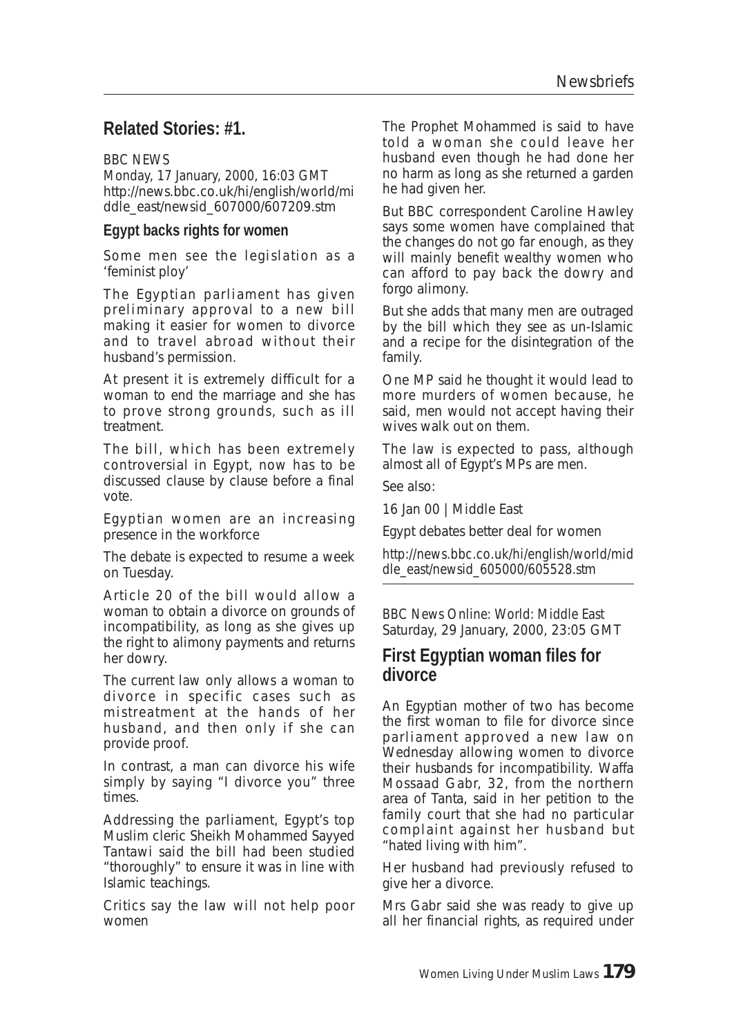## Related Stories: #1.

BBC NEWS
Monday, 17 January, 2000, 16:03 GMT
http://news.bbc.co.uk/hi/english/world/middle_east/newsid_607000/607209.stm

### Egypt backs rights for women

Some men see the legislation as a 'feminist ploy'

The Egyptian parliament has given preliminary approval to a new bill making it easier for women to divorce and to travel abroad without their husband's permission.

At present it is extremely difficult for a woman to end the marriage and she has to prove strong grounds, such as ill treatment.

The bill, which has been extremely controversial in Egypt, now has to be discussed clause by clause before a final vote.

Egyptian women are an increasing presence in the workforce

The debate is expected to resume a week on Tuesday.

Article 20 of the bill would allow a woman to obtain a divorce on grounds of incompatibility, as long as she gives up the right to alimony payments and returns her dowry.

The current law only allows a woman to divorce in specific cases such as mistreatment at the hands of her husband, and then only if she can provide proof.

In contrast, a man can divorce his wife simply by saying "I divorce you" three times.

Addressing the parliament, Egypt's top Muslim cleric Sheikh Mohammed Sayyed Tantawi said the bill had been studied "thoroughly" to ensure it was in line with Islamic teachings.

Critics say the law will not help poor women

The Prophet Mohammed is said to have told a woman she could leave her husband even though he had done her no harm as long as she returned a garden he had given her.

But BBC correspondent Caroline Hawley says some women have complained that the changes do not go far enough, as they will mainly benefit wealthy women who can afford to pay back the dowry and forgo alimony.

But she adds that many men are outraged by the bill which they see as un-Islamic and a recipe for the disintegration of the family.

One MP said he thought it would lead to more murders of women because, he said, men would not accept having their wives walk out on them.

The law is expected to pass, although almost all of Egypt's MPs are men.

See also:

16 Jan 00 | Middle East

Egypt debates better deal for women

http://news.bbc.co.uk/hi/english/world/middle_east/newsid_605000/605528.stm

---

BBC News Online: World: Middle East
Saturday, 29 January, 2000, 23:05 GMT

## First Egyptian woman files for divorce

An Egyptian mother of two has become the first woman to file for divorce since parliament approved a new law on Wednesday allowing women to divorce their husbands for incompatibility. Waffa Mossaad Gabr, 32, from the northern area of Tanta, said in her petition to the family court that she had no particular complaint against her husband but "hated living with him".

Her husband had previously refused to give her a divorce.

Mrs Gabr said she was ready to give up all her financial rights, as required under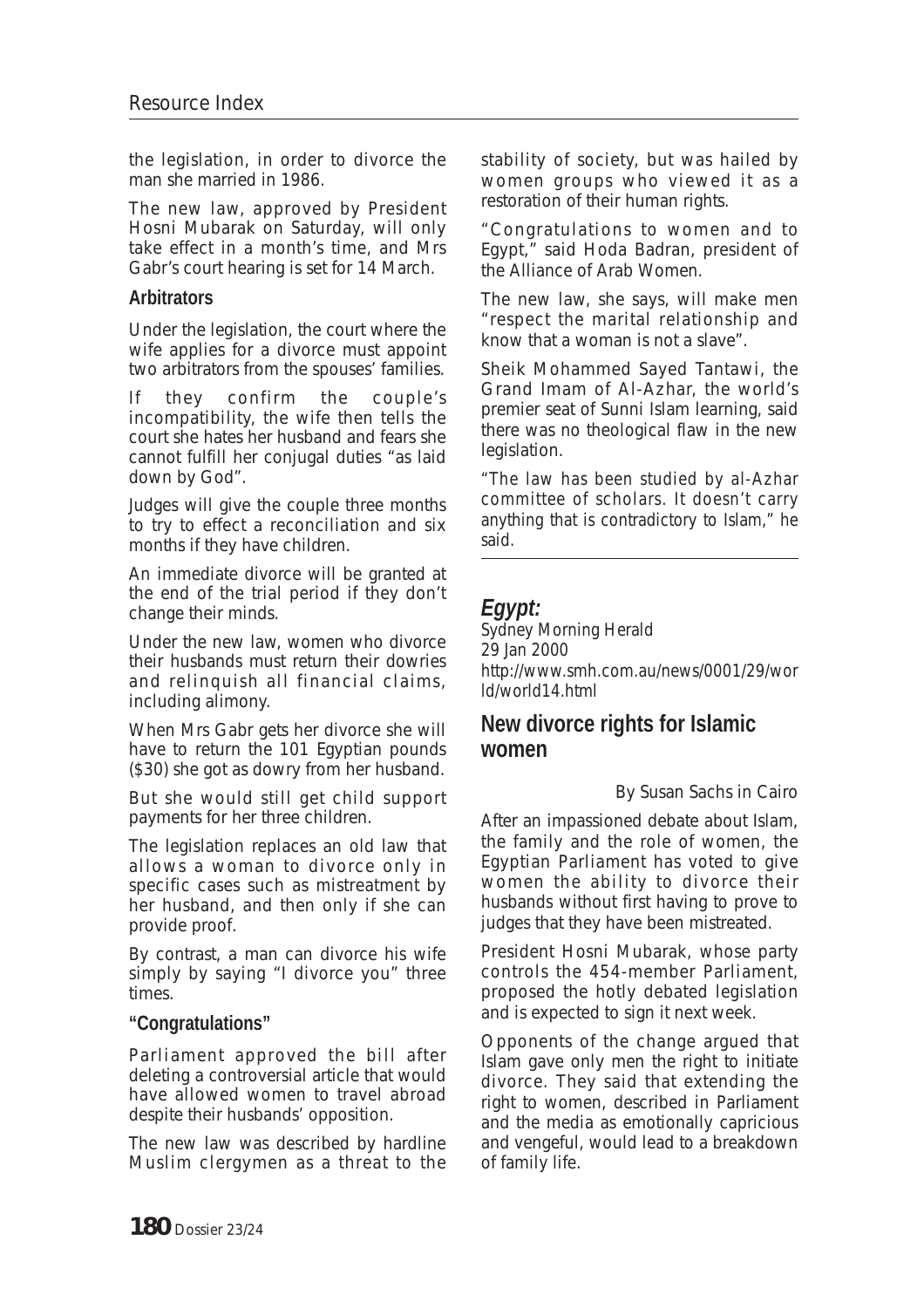the legislation, in order to divorce the man she married in 1986.

The new law, approved by President Hosni Mubarak on Saturday, will only take effect in a month's time, and Mrs Gabr's court hearing is set for 14 March.

### Arbitrators

Under the legislation, the court where the wife applies for a divorce must appoint two arbitrators from the spouses' families.

If they confirm the couple's incompatibility, the wife then tells the court she hates her husband and fears she cannot fulfill her conjugal duties "as laid down by God".

Judges will give the couple three months to try to effect a reconciliation and six months if they have children.

An immediate divorce will be granted at the end of the trial period if they don't change their minds.

Under the new law, women who divorce their husbands must return their dowries and relinquish all financial claims, including alimony.

When Mrs Gabr gets her divorce she will have to return the 101 Egyptian pounds ($30) she got as dowry from her husband.

But she would still get child support payments for her three children.

The legislation replaces an old law that allows a woman to divorce only in specific cases such as mistreatment by her husband, and then only if she can provide proof.

By contrast, a man can divorce his wife simply by saying "I divorce you" three times.

### "Congratulations"

Parliament approved the bill after deleting a controversial article that would have allowed women to travel abroad despite their husbands' opposition.

The new law was described by hardline Muslim clergymen as a threat to the stability of society, but was hailed by women groups who viewed it as a restoration of their human rights.

"Congratulations to women and to Egypt," said Hoda Badran, president of the Alliance of Arab Women.

The new law, she says, will make men "respect the marital relationship and know that a woman is not a slave".

Sheik Mohammed Sayed Tantawi, the Grand Imam of Al-Azhar, the world's premier seat of Sunni Islam learning, said there was no theological flaw in the new legislation.

"The law has been studied by al-Azhar committee of scholars. It doesn't carry anything that is contradictory to Islam," he said.

---

## *Egypt:*

Sydney Morning Herald
29 Jan 2000
http://www.smh.com.au/news/0001/29/world/world14.html

## New divorce rights for Islamic women

By Susan Sachs in Cairo

After an impassioned debate about Islam, the family and the role of women, the Egyptian Parliament has voted to give women the ability to divorce their husbands without first having to prove to judges that they have been mistreated.

President Hosni Mubarak, whose party controls the 454-member Parliament, proposed the hotly debated legislation and is expected to sign it next week.

Opponents of the change argued that Islam gave only men the right to initiate divorce. They said that extending the right to women, described in Parliament and the media as emotionally capricious and vengeful, would lead to a breakdown of family life.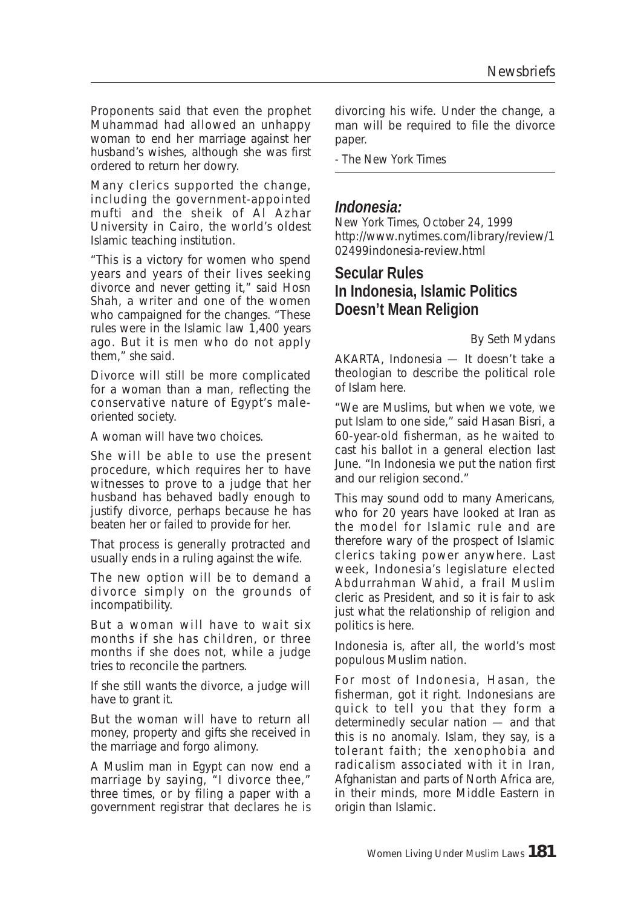Proponents said that even the prophet Muhammad had allowed an unhappy woman to end her marriage against her husband's wishes, although she was first ordered to return her dowry.

Many clerics supported the change, including the government-appointed mufti and the sheik of Al Azhar University in Cairo, the world's oldest Islamic teaching institution.

"This is a victory for women who spend years and years of their lives seeking divorce and never getting it," said Hosn Shah, a writer and one of the women who campaigned for the changes. "These rules were in the Islamic law 1,400 years ago. But it is men who do not apply them," she said.

Divorce will still be more complicated for a woman than a man, reflecting the conservative nature of Egypt's male-oriented society.

A woman will have two choices.

She will be able to use the present procedure, which requires her to have witnesses to prove to a judge that her husband has behaved badly enough to justify divorce, perhaps because he has beaten her or failed to provide for her.

That process is generally protracted and usually ends in a ruling against the wife.

The new option will be to demand a divorce simply on the grounds of incompatibility.

But a woman will have to wait six months if she has children, or three months if she does not, while a judge tries to reconcile the partners.

If she still wants the divorce, a judge will have to grant it.

But the woman will have to return all money, property and gifts she received in the marriage and forgo alimony.

A Muslim man in Egypt can now end a marriage by saying, "I divorce thee," three times, or by filing a paper with a government registrar that declares he is divorcing his wife. Under the change, a man will be required to file the divorce paper.

*- The New York Times*

---

## *Indonesia:*

*New York Times, October 24, 1999*
*http://www.nytimes.com/library/review/102499indonesia-review.html*

## Secular Rules In Indonesia, Islamic Politics Doesn't Mean Religion

*By Seth Mydans*

AKARTA, Indonesia — It doesn't take a theologian to describe the political role of Islam here.

"We are Muslims, but when we vote, we put Islam to one side," said Hasan Bisri, a 60-year-old fisherman, as he waited to cast his ballot in a general election last June. "In Indonesia we put the nation first and our religion second."

This may sound odd to many Americans, who for 20 years have looked at Iran as the model for Islamic rule and are therefore wary of the prospect of Islamic clerics taking power anywhere. Last week, Indonesia's legislature elected Abdurrahman Wahid, a frail Muslim cleric as President, and so it is fair to ask just what the relationship of religion and politics is here.

Indonesia is, after all, the world's most populous Muslim nation.

For most of Indonesia, Hasan, the fisherman, got it right. Indonesians are quick to tell you that they form a determinedly secular nation — and that this is no anomaly. Islam, they say, is a tolerant faith; the xenophobia and radicalism associated with it in Iran, Afghanistan and parts of North Africa are, in their minds, more Middle Eastern in origin than Islamic.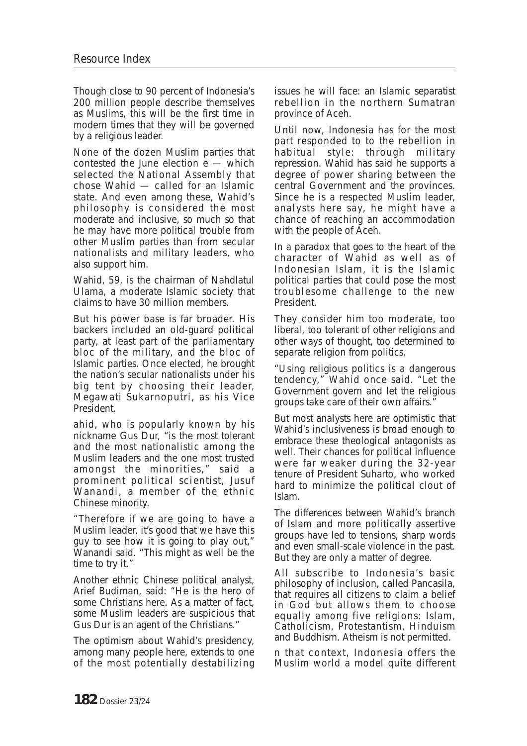Though close to 90 percent of Indonesia's 200 million people describe themselves as Muslims, this will be the first time in modern times that they will be governed by a religious leader.

None of the dozen Muslim parties that contested the June election e — which selected the National Assembly that chose Wahid — called for an Islamic state. And even among these, Wahid's philosophy is considered the most moderate and inclusive, so much so that he may have more political trouble from other Muslim parties than from secular nationalists and military leaders, who also support him.

Wahid, 59, is the chairman of Nahdlatul Ulama, a moderate Islamic society that claims to have 30 million members.

But his power base is far broader. His backers included an old-guard political party, at least part of the parliamentary bloc of the military, and the bloc of Islamic parties. Once elected, he brought the nation's secular nationalists under his big tent by choosing their leader, Megawati Sukarnoputri, as his Vice President.

ahid, who is popularly known by his nickname Gus Dur, "is the most tolerant and the most nationalistic among the Muslim leaders and the one most trusted amongst the minorities," said a prominent political scientist, Jusuf Wanandi, a member of the ethnic Chinese minority.

"Therefore if we are going to have a Muslim leader, it's good that we have this guy to see how it is going to play out," Wanandi said. "This might as well be the time to try it."

Another ethnic Chinese political analyst, Arief Budiman, said: "He is the hero of some Christians here. As a matter of fact, some Muslim leaders are suspicious that Gus Dur is an agent of the Christians."

The optimism about Wahid's presidency, among many people here, extends to one of the most potentially destabilizing issues he will face: an Islamic separatist rebellion in the northern Sumatran province of Aceh.

Until now, Indonesia has for the most part responded to to the rebellion in habitual style: through military repression. Wahid has said he supports a degree of power sharing between the central Government and the provinces. Since he is a respected Muslim leader, analysts here say, he might have a chance of reaching an accommodation with the people of Aceh.

In a paradox that goes to the heart of the character of Wahid as well as of Indonesian Islam, it is the Islamic political parties that could pose the most troublesome challenge to the new President.

They consider him too moderate, too liberal, too tolerant of other religions and other ways of thought, too determined to separate religion from politics.

"Using religious politics is a dangerous tendency," Wahid once said. "Let the Government govern and let the religious groups take care of their own affairs."

But most analysts here are optimistic that Wahid's inclusiveness is broad enough to embrace these theological antagonists as well. Their chances for political influence were far weaker during the 32-year tenure of President Suharto, who worked hard to minimize the political clout of Islam.

The differences between Wahid's branch of Islam and more politically assertive groups have led to tensions, sharp words and even small-scale violence in the past. But they are only a matter of degree.

All subscribe to Indonesia's basic philosophy of inclusion, called Pancasila, that requires all citizens to claim a belief in God but allows them to choose equally among five religions: Islam, Catholicism, Protestantism, Hinduism and Buddhism. Atheism is not permitted.

n that context, Indonesia offers the Muslim world a model quite different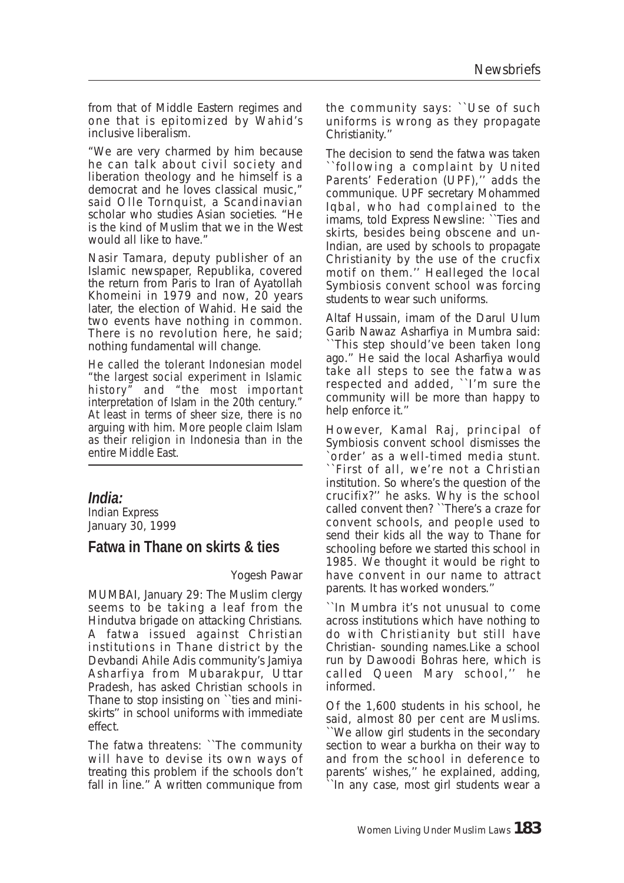from that of Middle Eastern regimes and one that is epitomized by Wahid's inclusive liberalism.

"We are very charmed by him because he can talk about civil society and liberation theology and he himself is a democrat and he loves classical music," said Olle Tornquist, a Scandinavian scholar who studies Asian societies. "He is the kind of Muslim that we in the West would all like to have."

Nasir Tamara, deputy publisher of an Islamic newspaper, Republika, covered the return from Paris to Iran of Ayatollah Khomeini in 1979 and now, 20 years later, the election of Wahid. He said the two events have nothing in common. There is no revolution here, he said; nothing fundamental will change.

He called the tolerant Indonesian model "the largest social experiment in Islamic history" and "the most important interpretation of Islam in the 20th century." At least in terms of sheer size, there is no arguing with him. More people claim Islam as their religion in Indonesia than in the entire Middle East.

## *India:*

Indian Express
January 30, 1999

## Fatwa in Thane on skirts & ties

Yogesh Pawar

MUMBAI, January 29: The Muslim clergy seems to be taking a leaf from the Hindutva brigade on attacking Christians. A fatwa issued against Christian institutions in Thane district by the Devbandi Ahile Adis community's Jamiya Asharfiya from Mubarakpur, Uttar Pradesh, has asked Christian schools in Thane to stop insisting on ``ties and mini-skirts'' in school uniforms with immediate effect.

The fatwa threatens: ``The community will have to devise its own ways of treating this problem if the schools don't fall in line.'' A written communique from the community says: ``Use of such uniforms is wrong as they propagate Christianity.''

The decision to send the fatwa was taken ``following a complaint by United Parents' Federation (UPF),'' adds the communique. UPF secretary Mohammed Iqbal, who had complained to the imams, told Express Newsline: ``Ties and skirts, besides being obscene and un-Indian, are used by schools to propagate Christianity by the use of the crucfix motif on them.'' Healleged the local Symbiosis convent school was forcing students to wear such uniforms.

Altaf Hussain, imam of the Darul Ulum Garib Nawaz Asharfiya in Mumbra said: ``This step should've been taken long ago.'' He said the local Asharfiya would take all steps to see the fatwa was respected and added, ``I'm sure the community will be more than happy to help enforce it.''

However, Kamal Raj, principal of Symbiosis convent school dismisses the `order' as a well-timed media stunt. ``First of all, we're not a Christian institution. So where's the question of the crucifix?'' he asks. Why is the school called convent then? ``There's a craze for convent schools, and people used to send their kids all the way to Thane for schooling before we started this school in 1985. We thought it would be right to have convent in our name to attract parents. It has worked wonders.''

``In Mumbra it's not unusual to come across institutions which have nothing to do with Christianity but still have Christian- sounding names.Like a school run by Dawoodi Bohras here, which is called Queen Mary school,'' he informed.

Of the 1,600 students in his school, he said, almost 80 per cent are Muslims. ``We allow girl students in the secondary section to wear a burkha on their way to and from the school in deference to parents' wishes,'' he explained, adding, ``In any case, most girl students wear a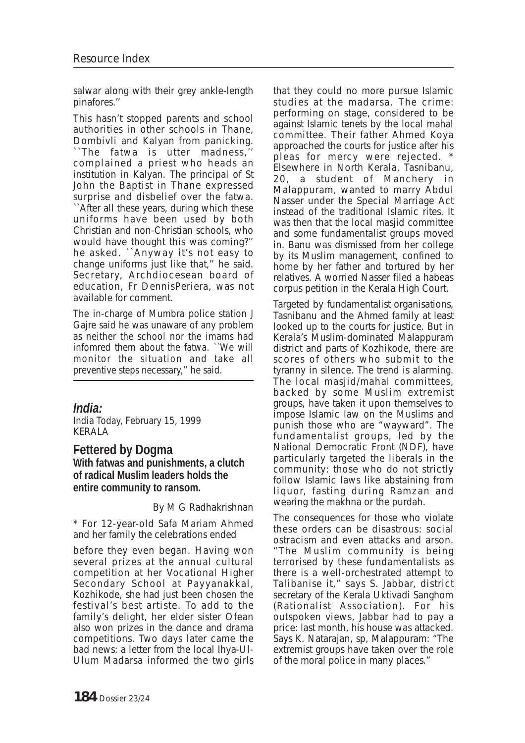salwar along with their grey ankle-length pinafores.''

This hasn't stopped parents and school authorities in other schools in Thane, Dombivli and Kalyan from panicking. ``The fatwa is utter madness,'' complained a priest who heads an institution in Kalyan. The principal of St John the Baptist in Thane expressed surprise and disbelief over the fatwa. ``After all these years, during which these uniforms have been used by both Christian and non-Christian schools, who would have thought this was coming?'' he asked. ``Anyway it's not easy to change uniforms just like that,'' he said. Secretary, Archdiocesean board of education, Fr DennisPeriera, was not available for comment.

The in-charge of Mumbra police station J Gajre said he was unaware of any problem as neither the school nor the imams had infomred them about the fatwa. ``We will monitor the situation and take all preventive steps necessary,'' he said.

## India:

India Today, February 15, 1999
KERALA

### Fettered by Dogma

**With fatwas and punishments, a clutch of radical Muslim leaders holds the entire community to ransom.**

By M G Radhakrishnan

* For 12-year-old Safa Mariam Ahmed and her family the celebrations ended before they even began. Having won several prizes at the annual cultural competition at her Vocational Higher Secondary School at Payyanakkal, Kozhikode, she had just been chosen the festival's best artiste. To add to the family's delight, her elder sister Ofean also won prizes in the dance and drama competitions. Two days later came the bad news: a letter from the local Ihya-Ul-Ulum Madarsa informed the two girls that they could no more pursue Islamic studies at the madarsa. The crime: performing on stage, considered to be against Islamic tenets by the local mahal committee. Their father Ahmed Koya approached the courts for justice after his pleas for mercy were rejected. * Elsewhere in North Kerala, Tasnibanu, 20, a student of Manchery in Malappuram, wanted to marry Abdul Nasser under the Special Marriage Act instead of the traditional Islamic rites. It was then that the local masjid committee and some fundamentalist groups moved in. Banu was dismissed from her college by its Muslim management, confined to home by her father and tortured by her relatives. A worried Nasser filed a habeas corpus petition in the Kerala High Court.

Targeted by fundamentalist organisations, Tasnibanu and the Ahmed family at least looked up to the courts for justice. But in Kerala's Muslim-dominated Malappuram district and parts of Kozhikode, there are scores of others who submit to the tyranny in silence. The trend is alarming. The local masjid/mahal committees, backed by some Muslim extremist groups, have taken it upon themselves to impose Islamic law on the Muslims and punish those who are "wayward". The fundamentalist groups, led by the National Democratic Front (NDF), have particularly targeted the liberals in the community: those who do not strictly follow Islamic laws like abstaining from liquor, fasting during Ramzan and wearing the makhna or the purdah.

The consequences for those who violate these orders can be disastrous: social ostracism and even attacks and arson. "The Muslim community is being terrorised by these fundamentalists as there is a well-orchestrated attempt to Talibanise it," says S. Jabbar, district secretary of the Kerala Uktivadi Sanghom (Rationalist Association). For his outspoken views, Jabbar had to pay a price: last month, his house was attacked. Says K. Natarajan, sp, Malappuram: "The extremist groups have taken over the role of the moral police in many places."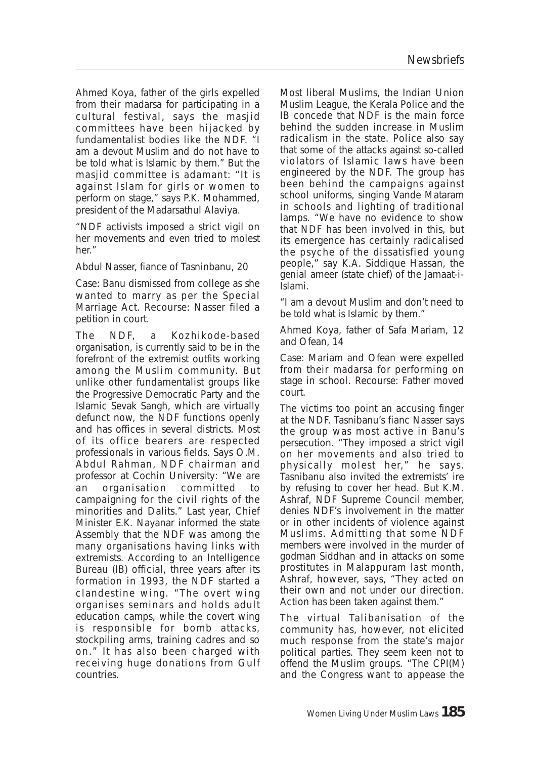Ahmed Koya, father of the girls expelled from their madarsa for participating in a cultural festival, says the masjid committees have been hijacked by fundamentalist bodies like the NDF. "I am a devout Muslim and do not have to be told what is Islamic by them." But the masjid committee is adamant: "It is against Islam for girls or women to perform on stage," says P.K. Mohammed, president of the Madarsathul Alaviya.

"NDF activists imposed a strict vigil on her movements and even tried to molest her."

Abdul Nasser, fiance of Tasninbanu, 20

Case: Banu dismissed from college as she wanted to marry as per the Special Marriage Act. Recourse: Nasser filed a petition in court.

The NDF, a Kozhikode-based organisation, is currently said to be in the forefront of the extremist outfits working among the Muslim community. But unlike other fundamentalist groups like the Progressive Democratic Party and the Islamic Sevak Sangh, which are virtually defunct now, the NDF functions openly and has offices in several districts. Most of its office bearers are respected professionals in various fields. Says O.M. Abdul Rahman, NDF chairman and professor at Cochin University: "We are an organisation committed to campaigning for the civil rights of the minorities and Dalits." Last year, Chief Minister E.K. Nayanar informed the state Assembly that the NDF was among the many organisations having links with extremists. According to an Intelligence Bureau (IB) official, three years after its formation in 1993, the NDF started a clandestine wing. "The overt wing organises seminars and holds adult education camps, while the covert wing is responsible for bomb attacks, stockpiling arms, training cadres and so on." It has also been charged with receiving huge donations from Gulf countries.

Most liberal Muslims, the Indian Union Muslim League, the Kerala Police and the IB concede that NDF is the main force behind the sudden increase in Muslim radicalism in the state. Police also say that some of the attacks against so-called violators of Islamic laws have been engineered by the NDF. The group has been behind the campaigns against school uniforms, singing Vande Mataram in schools and lighting of traditional lamps. "We have no evidence to show that NDF has been involved in this, but its emergence has certainly radicalised the psyche of the dissatisfied young people," say K.A. Siddique Hassan, the genial ameer (state chief) of the Jamaat-i-Islami.

"I am a devout Muslim and don't need to be told what is Islamic by them."

Ahmed Koya, father of Safa Mariam, 12 and Ofean, 14

Case: Mariam and Ofean were expelled from their madarsa for performing on stage in school. Recourse: Father moved court.

The victims too point an accusing finger at the NDF. Tasnibanu's fianc Nasser says the group was most active in Banu's persecution. "They imposed a strict vigil on her movements and also tried to physically molest her," he says. Tasnibanu also invited the extremists' ire by refusing to cover her head. But K.M. Ashraf, NDF Supreme Council member, denies NDF's involvement in the matter or in other incidents of violence against Muslims. Admitting that some NDF members were involved in the murder of godman Siddhan and in attacks on some prostitutes in Malappuram last month, Ashraf, however, says, "They acted on their own and not under our direction. Action has been taken against them."

The virtual Talibanisation of the community has, however, not elicited much response from the state's major political parties. They seem keen not to offend the Muslim groups. "The CPI(M) and the Congress want to appease the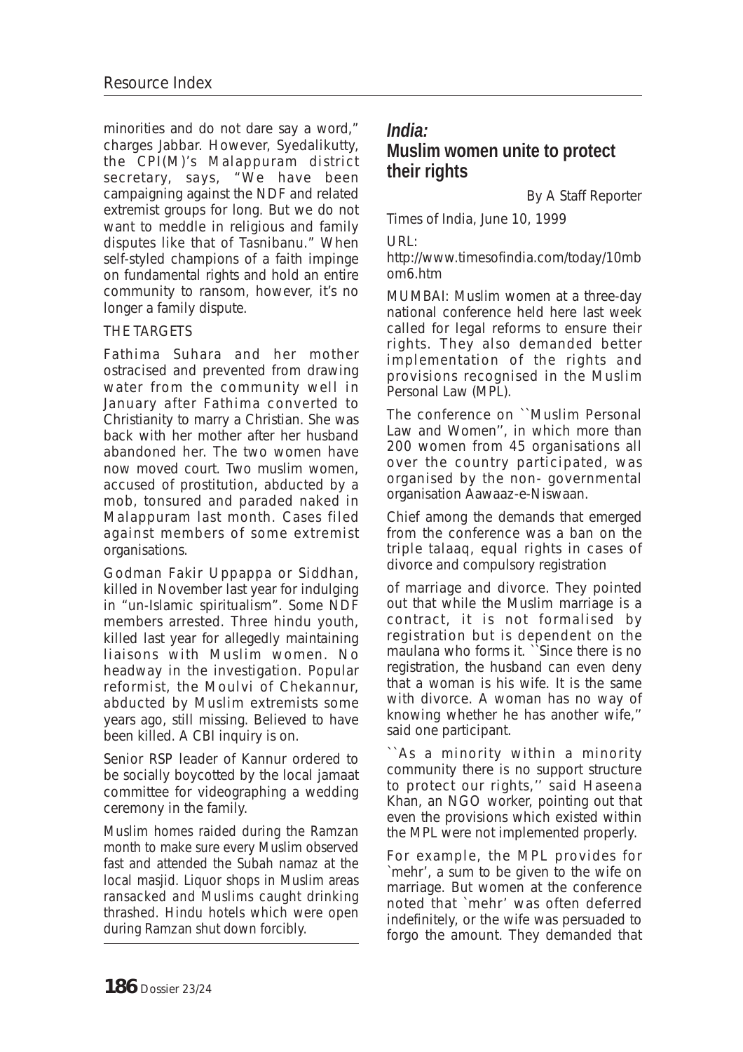minorities and do not dare say a word," charges Jabbar. However, Syedalikutty, the CPI(M)'s Malappuram district secretary, says, "We have been campaigning against the NDF and related extremist groups for long. But we do not want to meddle in religious and family disputes like that of Tasnibanu." When self-styled champions of a faith impinge on fundamental rights and hold an entire community to ransom, however, it's no longer a family dispute.

THE TARGETS

Fathima Suhara and her mother ostracised and prevented from drawing water from the community well in January after Fathima converted to Christianity to marry a Christian. She was back with her mother after her husband abandoned her. The two women have now moved court. Two muslim women, accused of prostitution, abducted by a mob, tonsured and paraded naked in Malappuram last month. Cases filed against members of some extremist organisations.

Godman Fakir Uppappa or Siddhan, killed in November last year for indulging in "un-Islamic spiritualism". Some NDF members arrested. Three hindu youth, killed last year for allegedly maintaining liaisons with Muslim women. No headway in the investigation. Popular reformist, the Moulvi of Chekannur, abducted by Muslim extremists some years ago, still missing. Believed to have been killed. A CBI inquiry is on.

Senior RSP leader of Kannur ordered to be socially boycotted by the local jamaat committee for videographing a wedding ceremony in the family.

Muslim homes raided during the Ramzan month to make sure every Muslim observed fast and attended the Subah namaz at the local masjid. Liquor shops in Muslim areas ransacked and Muslims caught drinking thrashed. Hindu hotels which were open during Ramzan shut down forcibly.

## *India:* Muslim women unite to protect their rights

By A Staff Reporter

Times of India, June 10, 1999

URL:
http://www.timesofindia.com/today/10mbom6.htm

MUMBAI: Muslim women at a three-day national conference held here last week called for legal reforms to ensure their rights. They also demanded better implementation of the rights and provisions recognised in the Muslim Personal Law (MPL).

The conference on ``Muslim Personal Law and Women'', in which more than 200 women from 45 organisations all over the country participated, was organised by the non- governmental organisation Aawaaz-e-Niswaan.

Chief among the demands that emerged from the conference was a ban on the triple talaaq, equal rights in cases of divorce and compulsory registration of marriage and divorce. They pointed out that while the Muslim marriage is a contract, it is not formalised by registration but is dependent on the maulana who forms it. ``Since there is no registration, the husband can even deny that a woman is his wife. It is the same with divorce. A woman has no way of knowing whether he has another wife,'' said one participant.

``As a minority within a minority community there is no support structure to protect our rights,'' said Haseena Khan, an NGO worker, pointing out that even the provisions which existed within the MPL were not implemented properly.

For example, the MPL provides for `mehr', a sum to be given to the wife on marriage. But women at the conference noted that `mehr' was often deferred indefinitely, or the wife was persuaded to forgo the amount. They demanded that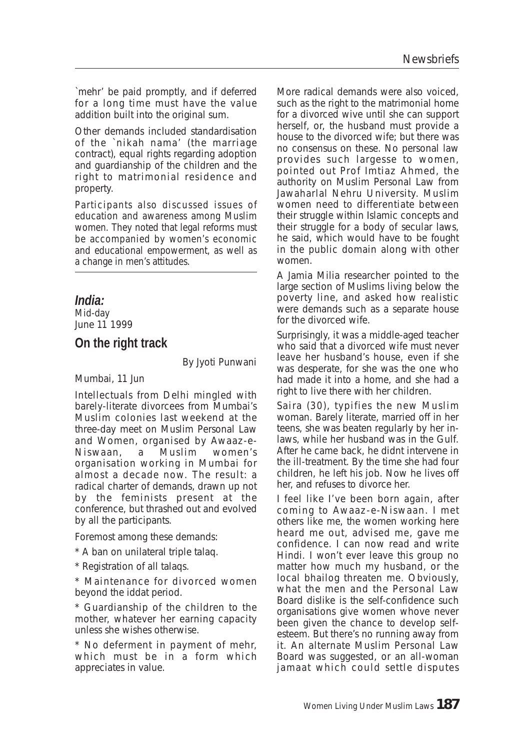`mehr' be paid promptly, and if deferred for a long time must have the value addition built into the original sum.

Other demands included standardisation of the `nikah nama' (the marriage contract), equal rights regarding adoption and guardianship of the children and the right to matrimonial residence and property.

Participants also discussed issues of education and awareness among Muslim women. They noted that legal reforms must be accompanied by women's economic and educational empowerment, as well as a change in men's attitudes.

***India:***
Mid-day
June 11 1999

## On the right track

By Jyoti Punwani

Mumbai, 11 Jun

Intellectuals from Delhi mingled with barely-literate divorcees from Mumbai's Muslim colonies last weekend at the three-day meet on Muslim Personal Law and Women, organised by Awaaz-e-Niswaan, a Muslim women's organisation working in Mumbai for almost a decade now. The result: a radical charter of demands, drawn up not by the feminists present at the conference, but thrashed out and evolved by all the participants.

Foremost among these demands:

* A ban on unilateral triple talaq.

* Registration of all talaqs.

* Maintenance for divorced women beyond the iddat period.

* Guardianship of the children to the mother, whatever her earning capacity unless she wishes otherwise.

* No deferment in payment of mehr, which must be in a form which appreciates in value.

More radical demands were also voiced, such as the right to the matrimonial home for a divorced wive until she can support herself, or, the husband must provide a house to the divorced wife; but there was no consensus on these. No personal law provides such largesse to women, pointed out Prof Imtiaz Ahmed, the authority on Muslim Personal Law from Jawaharlal Nehru University. Muslim women need to differentiate between their struggle within Islamic concepts and their struggle for a body of secular laws, he said, which would have to be fought in the public domain along with other women.

A Jamia Milia researcher pointed to the large section of Muslims living below the poverty line, and asked how realistic were demands such as a separate house for the divorced wife.

Surprisingly, it was a middle-aged teacher who said that a divorced wife must never leave her husband's house, even if she was desperate, for she was the one who had made it into a home, and she had a right to live there with her children.

Saira (30), typifies the new Muslim woman. Barely literate, married off in her teens, she was beaten regularly by her in-laws, while her husband was in the Gulf. After he came back, he didnt intervene in the ill-treatment. By the time she had four children, he left his job. Now he lives off her, and refuses to divorce her.

I feel like I've been born again, after coming to Awaaz-e-Niswaan. I met others like me, the women working here heard me out, advised me, gave me confidence. I can now read and write Hindi. I won't ever leave this group no matter how much my husband, or the local bhailog threaten me. Obviously, what the men and the Personal Law Board dislike is the self-confidence such organisations give women whove never been given the chance to develop self-esteem. But there's no running away from it. An alternate Muslim Personal Law Board was suggested, or an all-woman jamaat which could settle disputes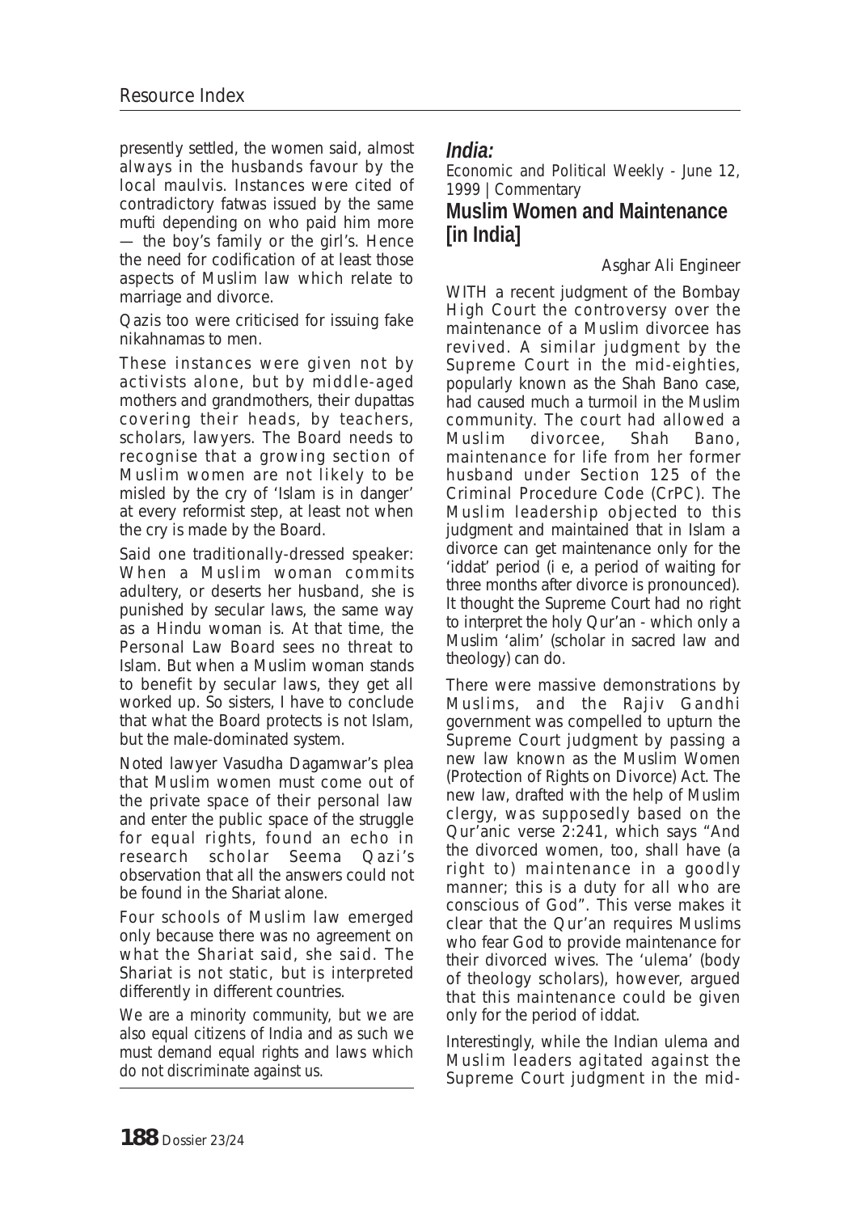presently settled, the women said, almost always in the husbands favour by the local maulvis. Instances were cited of contradictory fatwas issued by the same mufti depending on who paid him more — the boy's family or the girl's. Hence the need for codification of at least those aspects of Muslim law which relate to marriage and divorce.

Qazis too were criticised for issuing fake nikahnamas to men.

These instances were given not by activists alone, but by middle-aged mothers and grandmothers, their dupattas covering their heads, by teachers, scholars, lawyers. The Board needs to recognise that a growing section of Muslim women are not likely to be misled by the cry of 'Islam is in danger' at every reformist step, at least not when the cry is made by the Board.

Said one traditionally-dressed speaker: When a Muslim woman commits adultery, or deserts her husband, she is punished by secular laws, the same way as a Hindu woman is. At that time, the Personal Law Board sees no threat to Islam. But when a Muslim woman stands to benefit by secular laws, they get all worked up. So sisters, I have to conclude that what the Board protects is not Islam, but the male-dominated system.

Noted lawyer Vasudha Dagamwar's plea that Muslim women must come out of the private space of their personal law and enter the public space of the struggle for equal rights, found an echo in research scholar Seema Qazi's observation that all the answers could not be found in the Shariat alone.

Four schools of Muslim law emerged only because there was no agreement on what the Shariat said, she said. The Shariat is not static, but is interpreted differently in different countries.

*We are a minority community, but we are also equal citizens of India and as such we must demand equal rights and laws which do not discriminate against us.*

## *India:*

Economic and Political Weekly - June 12, 1999 | Commentary

## Muslim Women and Maintenance [in India]

Asghar Ali Engineer

WITH a recent judgment of the Bombay High Court the controversy over the maintenance of a Muslim divorcee has revived. A similar judgment by the Supreme Court in the mid-eighties, popularly known as the Shah Bano case, had caused much a turmoil in the Muslim community. The court had allowed a Muslim divorcee, Shah Bano, maintenance for life from her former husband under Section 125 of the Criminal Procedure Code (CrPC). The Muslim leadership objected to this judgment and maintained that in Islam a divorce can get maintenance only for the 'iddat' period (i e, a period of waiting for three months after divorce is pronounced). It thought the Supreme Court had no right to interpret the holy Qur'an - which only a Muslim 'alim' (scholar in sacred law and theology) can do.

There were massive demonstrations by Muslims, and the Rajiv Gandhi government was compelled to upturn the Supreme Court judgment by passing a new law known as the Muslim Women (Protection of Rights on Divorce) Act. The new law, drafted with the help of Muslim clergy, was supposedly based on the Qur'anic verse 2:241, which says "And the divorced women, too, shall have (a right to) maintenance in a goodly manner; this is a duty for all who are conscious of God". This verse makes it clear that the Qur'an requires Muslims who fear God to provide maintenance for their divorced wives. The 'ulema' (body of theology scholars), however, argued that this maintenance could be given only for the period of iddat.

Interestingly, while the Indian ulema and Muslim leaders agitated against the Supreme Court judgment in the mid-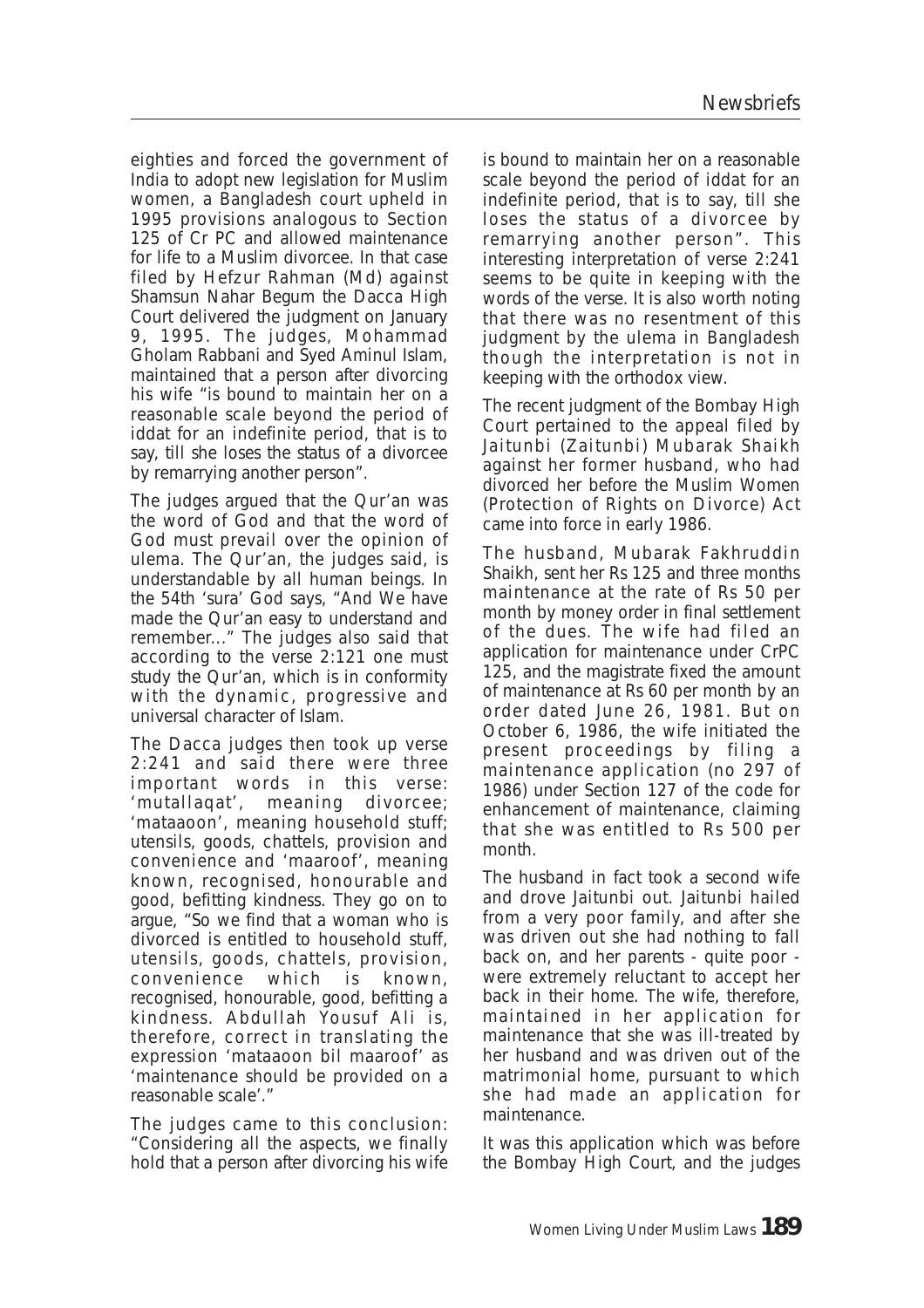eighties and forced the government of India to adopt new legislation for Muslim women, a Bangladesh court upheld in 1995 provisions analogous to Section 125 of Cr PC and allowed maintenance for life to a Muslim divorcee. In that case filed by Hefzur Rahman (Md) against Shamsun Nahar Begum the Dacca High Court delivered the judgment on January 9, 1995. The judges, Mohammad Gholam Rabbani and Syed Aminul Islam, maintained that a person after divorcing his wife "is bound to maintain her on a reasonable scale beyond the period of iddat for an indefinite period, that is to say, till she loses the status of a divorcee by remarrying another person".

The judges argued that the Qur'an was the word of God and that the word of God must prevail over the opinion of ulema. The Qur'an, the judges said, is understandable by all human beings. In the 54th 'sura' God says, "And We have made the Qur'an easy to understand and remember..." The judges also said that according to the verse 2:121 one must study the Qur'an, which is in conformity with the dynamic, progressive and universal character of Islam.

The Dacca judges then took up verse 2:241 and said there were three important words in this verse: 'mutallaqat', meaning divorcee; 'mataaoon', meaning household stuff; utensils, goods, chattels, provision and convenience and 'maaroof', meaning known, recognised, honourable and good, befitting kindness. They go on to argue, "So we find that a woman who is divorced is entitled to household stuff, utensils, goods, chattels, provision, convenience which is known, recognised, honourable, good, befitting a kindness. Abdullah Yousuf Ali is, therefore, correct in translating the expression 'mataaoon bil maaroof' as 'maintenance should be provided on a reasonable scale'."

The judges came to this conclusion: "Considering all the aspects, we finally hold that a person after divorcing his wife is bound to maintain her on a reasonable scale beyond the period of iddat for an indefinite period, that is to say, till she loses the status of a divorcee by remarrying another person". This interesting interpretation of verse 2:241 seems to be quite in keeping with the words of the verse. It is also worth noting that there was no resentment of this judgment by the ulema in Bangladesh though the interpretation is not in keeping with the orthodox view.

The recent judgment of the Bombay High Court pertained to the appeal filed by Jaitunbi (Zaitunbi) Mubarak Shaikh against her former husband, who had divorced her before the Muslim Women (Protection of Rights on Divorce) Act came into force in early 1986.

The husband, Mubarak Fakhruddin Shaikh, sent her Rs 125 and three months maintenance at the rate of Rs 50 per month by money order in final settlement of the dues. The wife had filed an application for maintenance under CrPC 125, and the magistrate fixed the amount of maintenance at Rs 60 per month by an order dated June 26, 1981. But on October 6, 1986, the wife initiated the present proceedings by filing a maintenance application (no 297 of 1986) under Section 127 of the code for enhancement of maintenance, claiming that she was entitled to Rs 500 per month.

The husband in fact took a second wife and drove Jaitunbi out. Jaitunbi hailed from a very poor family, and after she was driven out she had nothing to fall back on, and her parents - quite poor - were extremely reluctant to accept her back in their home. The wife, therefore, maintained in her application for maintenance that she was ill-treated by her husband and was driven out of the matrimonial home, pursuant to which she had made an application for maintenance.

It was this application which was before the Bombay High Court, and the judges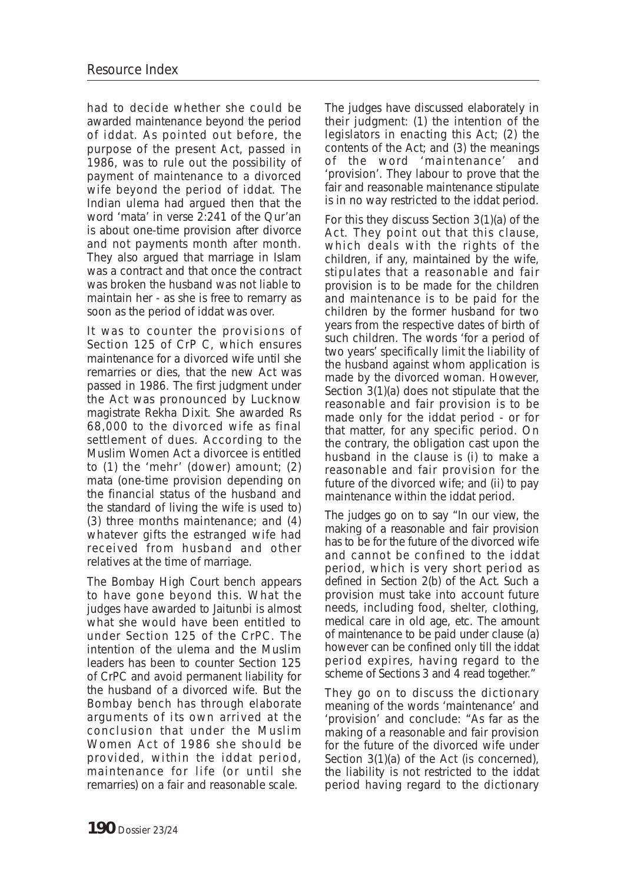had to decide whether she could be awarded maintenance beyond the period of iddat. As pointed out before, the purpose of the present Act, passed in 1986, was to rule out the possibility of payment of maintenance to a divorced wife beyond the period of iddat. The Indian ulema had argued then that the word 'mata' in verse 2:241 of the Qur'an is about one-time provision after divorce and not payments month after month. They also argued that marriage in Islam was a contract and that once the contract was broken the husband was not liable to maintain her - as she is free to remarry as soon as the period of iddat was over.

It was to counter the provisions of Section 125 of CrP C, which ensures maintenance for a divorced wife until she remarries or dies, that the new Act was passed in 1986. The first judgment under the Act was pronounced by Lucknow magistrate Rekha Dixit. She awarded Rs 68,000 to the divorced wife as final settlement of dues. According to the Muslim Women Act a divorcee is entitled to (1) the 'mehr' (dower) amount; (2) mata (one-time provision depending on the financial status of the husband and the standard of living the wife is used to) (3) three months maintenance; and (4) whatever gifts the estranged wife had received from husband and other relatives at the time of marriage.

The Bombay High Court bench appears to have gone beyond this. What the judges have awarded to Jaitunbi is almost what she would have been entitled to under Section 125 of the CrPC. The intention of the ulema and the Muslim leaders has been to counter Section 125 of CrPC and avoid permanent liability for the husband of a divorced wife. But the Bombay bench has through elaborate arguments of its own arrived at the conclusion that under the Muslim Women Act of 1986 she should be provided, within the iddat period, maintenance for life (or until she remarries) on a fair and reasonable scale.

The judges have discussed elaborately in their judgment: (1) the intention of the legislators in enacting this Act; (2) the contents of the Act; and (3) the meanings of the word 'maintenance' and 'provision'. They labour to prove that the fair and reasonable maintenance stipulate is in no way restricted to the iddat period.

For this they discuss Section 3(1)(a) of the Act. They point out that this clause, which deals with the rights of the children, if any, maintained by the wife, stipulates that a reasonable and fair provision is to be made for the children and maintenance is to be paid for the children by the former husband for two years from the respective dates of birth of such children. The words 'for a period of two years' specifically limit the liability of the husband against whom application is made by the divorced woman. However, Section 3(1)(a) does not stipulate that the reasonable and fair provision is to be made only for the iddat period - or for that matter, for any specific period. On the contrary, the obligation cast upon the husband in the clause is (i) to make a reasonable and fair provision for the future of the divorced wife; and (ii) to pay maintenance within the iddat period.

The judges go on to say "In our view, the making of a reasonable and fair provision has to be for the future of the divorced wife and cannot be confined to the iddat period, which is very short period as defined in Section 2(b) of the Act. Such a provision must take into account future needs, including food, shelter, clothing, medical care in old age, etc. The amount of maintenance to be paid under clause (a) however can be confined only till the iddat period expires, having regard to the scheme of Sections 3 and 4 read together."

They go on to discuss the dictionary meaning of the words 'maintenance' and 'provision' and conclude: "As far as the making of a reasonable and fair provision for the future of the divorced wife under Section 3(1)(a) of the Act (is concerned), the liability is not restricted to the iddat period having regard to the dictionary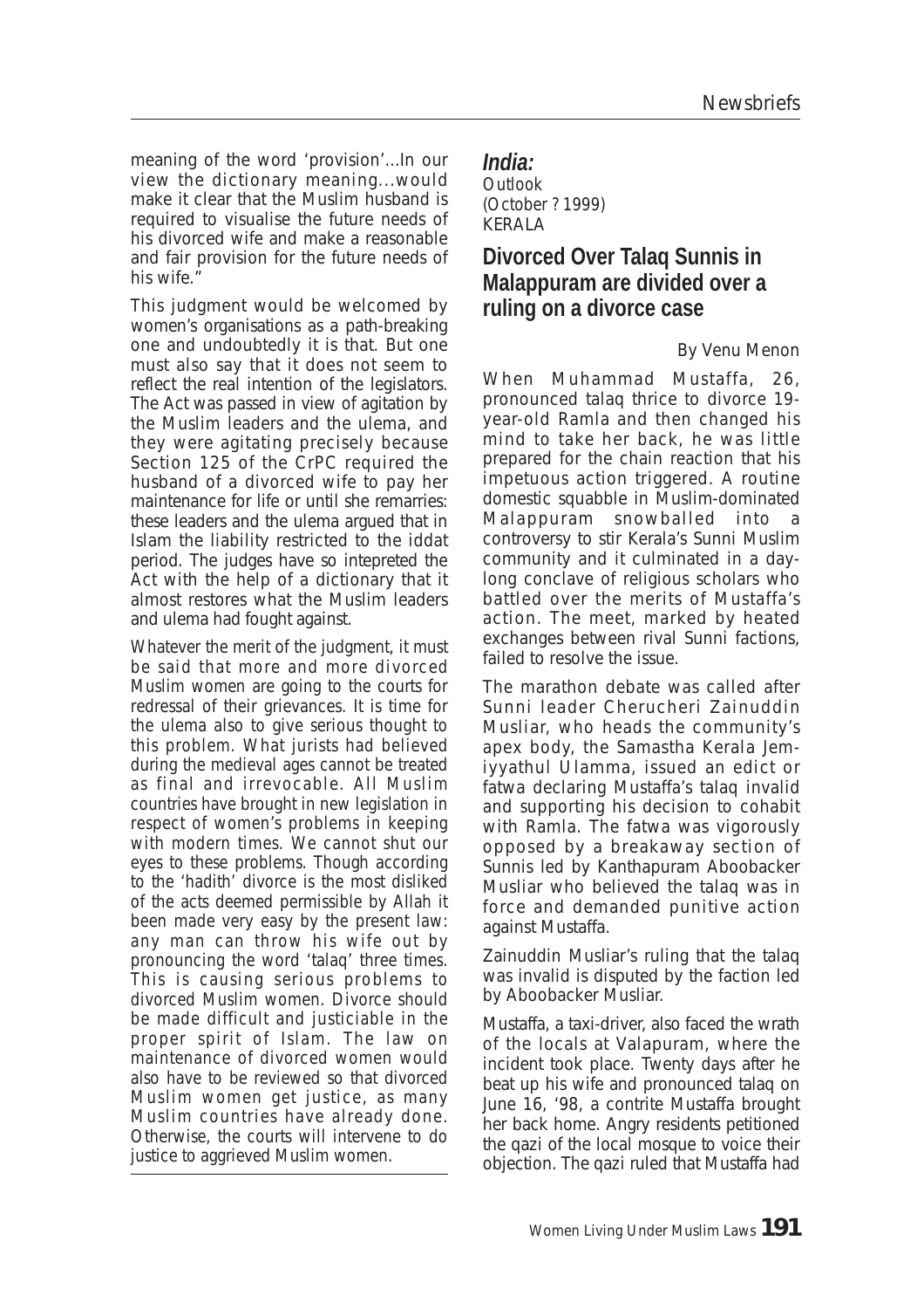meaning of the word 'provision'...In our view the dictionary meaning...would make it clear that the Muslim husband is required to visualise the future needs of his divorced wife and make a reasonable and fair provision for the future needs of his wife."

This judgment would be welcomed by women's organisations as a path-breaking one and undoubtedly it is that. But one must also say that it does not seem to reflect the real intention of the legislators. The Act was passed in view of agitation by the Muslim leaders and the ulema, and they were agitating precisely because Section 125 of the CrPC required the husband of a divorced wife to pay her maintenance for life or until she remarries: these leaders and the ulema argued that in Islam the liability restricted to the iddat period. The judges have so intepreted the Act with the help of a dictionary that it almost restores what the Muslim leaders and ulema had fought against.

Whatever the merit of the judgment, it must be said that more and more divorced Muslim women are going to the courts for redressal of their grievances. It is time for the ulema also to give serious thought to this problem. What jurists had believed during the medieval ages cannot be treated as final and irrevocable. All Muslim countries have brought in new legislation in respect of women's problems in keeping with modern times. We cannot shut our eyes to these problems. Though according to the 'hadith' divorce is the most disliked of the acts deemed permissible by Allah it been made very easy by the present law: any man can throw his wife out by pronouncing the word 'talaq' three times. This is causing serious problems to divorced Muslim women. Divorce should be made difficult and justiciable in the proper spirit of Islam. The law on maintenance of divorced women would also have to be reviewed so that divorced Muslim women get justice, as many Muslim countries have already done. Otherwise, the courts will intervene to do justice to aggrieved Muslim women.

***India:***
Outlook
(October ? 1999)
KERALA

## Divorced Over Talaq Sunnis in Malappuram are divided over a ruling on a divorce case

By Venu Menon

When Muhammad Mustaffa, 26, pronounced talaq thrice to divorce 19-year-old Ramla and then changed his mind to take her back, he was little prepared for the chain reaction that his impetuous action triggered. A routine domestic squabble in Muslim-dominated Malappuram snowballed into a controversy to stir Kerala's Sunni Muslim community and it culminated in a day-long conclave of religious scholars who battled over the merits of Mustaffa's action. The meet, marked by heated exchanges between rival Sunni factions, failed to resolve the issue.

The marathon debate was called after Sunni leader Cherucheri Zainuddin Musliar, who heads the community's apex body, the Samastha Kerala Jemiyyathul Ulamma, issued an edict or fatwa declaring Mustaffa's talaq invalid and supporting his decision to cohabit with Ramla. The fatwa was vigorously opposed by a breakaway section of Sunnis led by Kanthapuram Aboobacker Musliar who believed the talaq was in force and demanded punitive action against Mustaffa.

Zainuddin Musliar's ruling that the talaq was invalid is disputed by the faction led by Aboobacker Musliar.

Mustaffa, a taxi-driver, also faced the wrath of the locals at Valapuram, where the incident took place. Twenty days after he beat up his wife and pronounced talaq on June 16, '98, a contrite Mustaffa brought her back home. Angry residents petitioned the qazi of the local mosque to voice their objection. The qazi ruled that Mustaffa had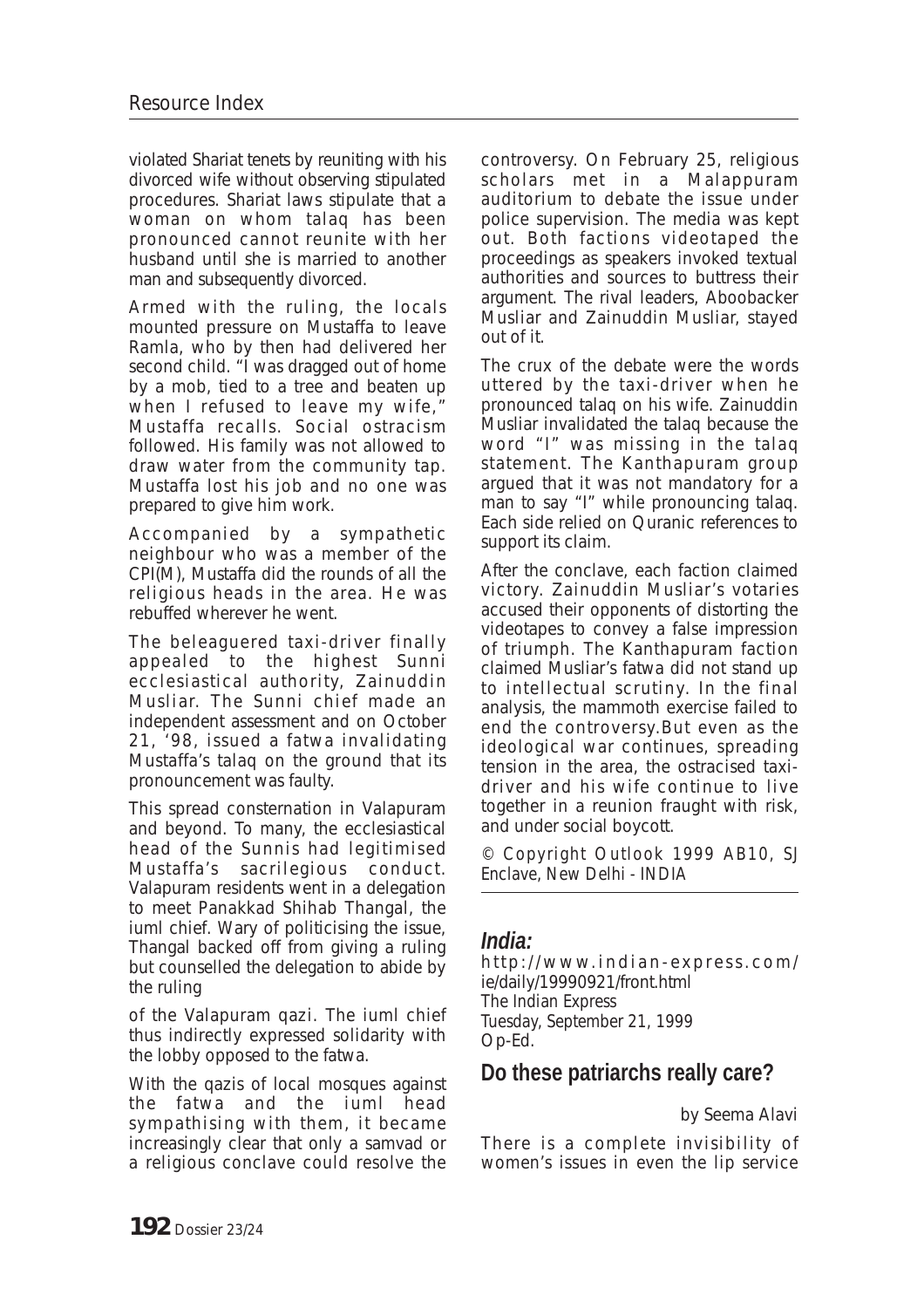violated Shariat tenets by reuniting with his divorced wife without observing stipulated procedures. Shariat laws stipulate that a woman on whom talaq has been pronounced cannot reunite with her husband until she is married to another man and subsequently divorced.

Armed with the ruling, the locals mounted pressure on Mustaffa to leave Ramla, who by then had delivered her second child. "I was dragged out of home by a mob, tied to a tree and beaten up when I refused to leave my wife," Mustaffa recalls. Social ostracism followed. His family was not allowed to draw water from the community tap. Mustaffa lost his job and no one was prepared to give him work.

Accompanied by a sympathetic neighbour who was a member of the CPI(M), Mustaffa did the rounds of all the religious heads in the area. He was rebuffed wherever he went.

The beleaguered taxi-driver finally appealed to the highest Sunni ecclesiastical authority, Zainuddin Musliar. The Sunni chief made an independent assessment and on October 21, '98, issued a fatwa invalidating Mustaffa's talaq on the ground that its pronouncement was faulty.

This spread consternation in Valapuram and beyond. To many, the ecclesiastical head of the Sunnis had legitimised Mustaffa's sacrilegious conduct. Valapuram residents went in a delegation to meet Panakkad Shihab Thangal, the iuml chief. Wary of politicising the issue, Thangal backed off from giving a ruling but counselled the delegation to abide by the ruling of the Valapuram qazi. The iuml chief thus indirectly expressed solidarity with the lobby opposed to the fatwa.

With the qazis of local mosques against the fatwa and the iuml head sympathising with them, it became increasingly clear that only a samvad or a religious conclave could resolve the controversy. On February 25, religious scholars met in a Malappuram auditorium to debate the issue under police supervision. The media was kept out. Both factions videotaped the proceedings as speakers invoked textual authorities and sources to buttress their argument. The rival leaders, Aboobacker Musliar and Zainuddin Musliar, stayed out of it.

The crux of the debate were the words uttered by the taxi-driver when he pronounced talaq on his wife. Zainuddin Musliar invalidated the talaq because the word "I" was missing in the talaq statement. The Kanthapuram group argued that it was not mandatory for a man to say "I" while pronouncing talaq. Each side relied on Quranic references to support its claim.

After the conclave, each faction claimed victory. Zainuddin Musliar's votaries accused their opponents of distorting the videotapes to convey a false impression of triumph. The Kanthapuram faction claimed Musliar's fatwa did not stand up to intellectual scrutiny. In the final analysis, the mammoth exercise failed to end the controversy.But even as the ideological war continues, spreading tension in the area, the ostracised taxi-driver and his wife continue to live together in a reunion fraught with risk, and under social boycott.

© Copyright Outlook 1999 AB10, SJ Enclave, New Delhi - INDIA

---

## *India:*

http://www.indian-express.com/ie/daily/19990921/front.html
The Indian Express
Tuesday, September 21, 1999
Op-Ed.

## Do these patriarchs really care?

*by Seema Alavi*

There is a complete invisibility of women's issues in even the lip service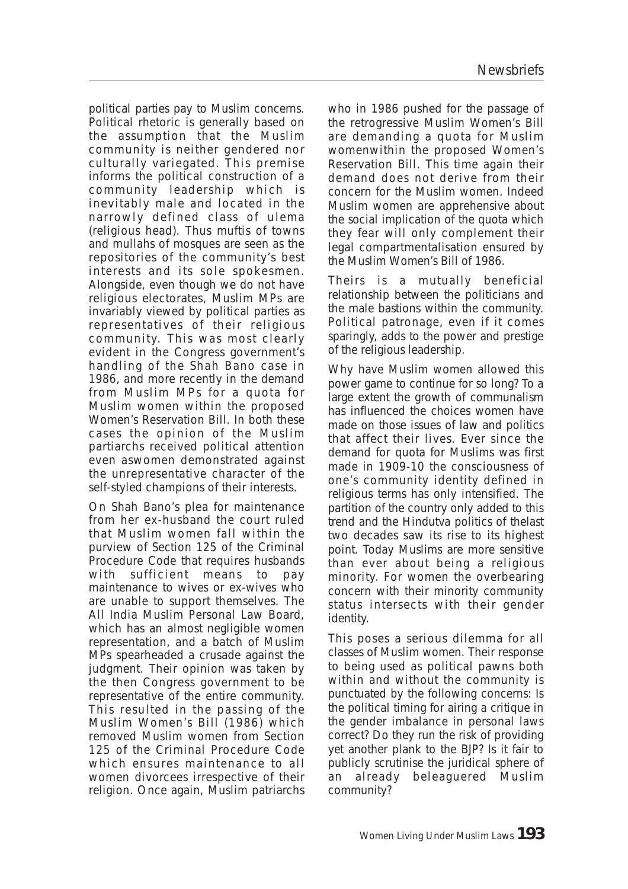political parties pay to Muslim concerns. Political rhetoric is generally based on the assumption that the Muslim community is neither gendered nor culturally variegated. This premise informs the political construction of a community leadership which is inevitably male and located in the narrowly defined class of ulema (religious head). Thus muftis of towns and mullahs of mosques are seen as the repositories of the community's best interests and its sole spokesmen. Alongside, even though we do not have religious electorates, Muslim MPs are invariably viewed by political parties as representatives of their religious community. This was most clearly evident in the Congress government's handling of the Shah Bano case in 1986, and more recently in the demand from Muslim MPs for a quota for Muslim women within the proposed Women's Reservation Bill. In both these cases the opinion of the Muslim partiarchs received political attention even aswomen demonstrated against the unrepresentative character of the self-styled champions of their interests.

On Shah Bano's plea for maintenance from her ex-husband the court ruled that Muslim women fall within the purview of Section 125 of the Criminal Procedure Code that requires husbands with sufficient means to pay maintenance to wives or ex-wives who are unable to support themselves. The All India Muslim Personal Law Board, which has an almost negligible women representation, and a batch of Muslim MPs spearheaded a crusade against the judgment. Their opinion was taken by the then Congress government to be representative of the entire community. This resulted in the passing of the Muslim Women's Bill (1986) which removed Muslim women from Section 125 of the Criminal Procedure Code which ensures maintenance to all women divorcees irrespective of their religion. Once again, Muslim patriarchs who in 1986 pushed for the passage of the retrogressive Muslim Women's Bill are demanding a quota for Muslim womenwithin the proposed Women's Reservation Bill. This time again their demand does not derive from their concern for the Muslim women. Indeed Muslim women are apprehensive about the social implication of the quota which they fear will only complement their legal compartmentalisation ensured by the Muslim Women's Bill of 1986.

Theirs is a mutually beneficial relationship between the politicians and the male bastions within the community. Political patronage, even if it comes sparingly, adds to the power and prestige of the religious leadership.

Why have Muslim women allowed this power game to continue for so long? To a large extent the growth of communalism has influenced the choices women have made on those issues of law and politics that affect their lives. Ever since the demand for quota for Muslims was first made in 1909-10 the consciousness of one's community identity defined in religious terms has only intensified. The partition of the country only added to this trend and the Hindutva politics of thelast two decades saw its rise to its highest point. Today Muslims are more sensitive than ever about being a religious minority. For women the overbearing concern with their minority community status intersects with their gender identity.

This poses a serious dilemma for all classes of Muslim women. Their response to being used as political pawns both within and without the community is punctuated by the following concerns: Is the political timing for airing a critique in the gender imbalance in personal laws correct? Do they run the risk of providing yet another plank to the BJP? Is it fair to publicly scrutinise the juridical sphere of an already beleaguered Muslim community?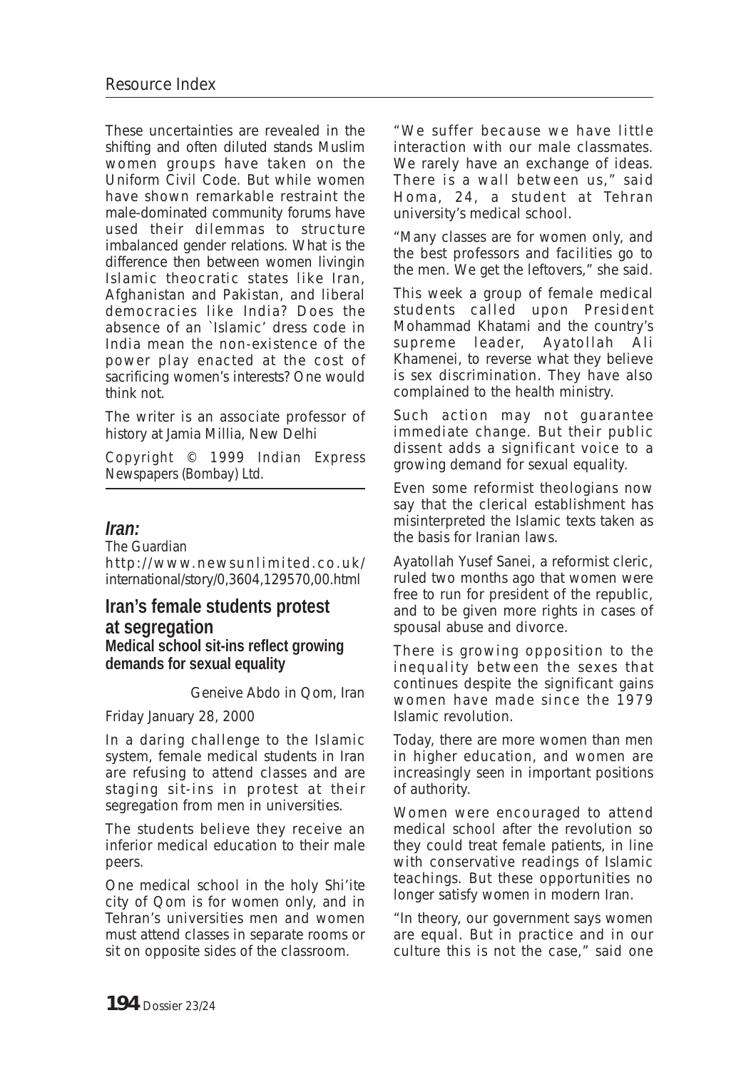These uncertainties are revealed in the shifting and often diluted stands Muslim women groups have taken on the Uniform Civil Code. But while women have shown remarkable restraint the male-dominated community forums have used their dilemmas to structure imbalanced gender relations. What is the difference then between women livingin Islamic theocratic states like Iran, Afghanistan and Pakistan, and liberal democracies like India? Does the absence of an `Islamic' dress code in India mean the non-existence of the power play enacted at the cost of sacrificing women's interests? One would think not.

The writer is an associate professor of history at Jamia Millia, New Delhi

Copyright © 1999 Indian Express Newspapers (Bombay) Ltd.

---

## *Iran:*

The Guardian
http://www.newsunlimited.co.uk/international/story/0,3604,129570,00.html

### Iran's female students protest at segregation

**Medical school sit-ins reflect growing demands for sexual equality**

Geneive Abdo in Qom, Iran

Friday January 28, 2000

In a daring challenge to the Islamic system, female medical students in Iran are refusing to attend classes and are staging sit-ins in protest at their segregation from men in universities.

The students believe they receive an inferior medical education to their male peers.

One medical school in the holy Shi'ite city of Qom is for women only, and in Tehran's universities men and women must attend classes in separate rooms or sit on opposite sides of the classroom.

"We suffer because we have little interaction with our male classmates. We rarely have an exchange of ideas. There is a wall between us," said Homa, 24, a student at Tehran university's medical school.

"Many classes are for women only, and the best professors and facilities go to the men. We get the leftovers," she said.

This week a group of female medical students called upon President Mohammad Khatami and the country's supreme leader, Ayatollah Ali Khamenei, to reverse what they believe is sex discrimination. They have also complained to the health ministry.

Such action may not guarantee immediate change. But their public dissent adds a significant voice to a growing demand for sexual equality.

Even some reformist theologians now say that the clerical establishment has misinterpreted the Islamic texts taken as the basis for Iranian laws.

Ayatollah Yusef Sanei, a reformist cleric, ruled two months ago that women were free to run for president of the republic, and to be given more rights in cases of spousal abuse and divorce.

There is growing opposition to the inequality between the sexes that continues despite the significant gains women have made since the 1979 Islamic revolution.

Today, there are more women than men in higher education, and women are increasingly seen in important positions of authority.

Women were encouraged to attend medical school after the revolution so they could treat female patients, in line with conservative readings of Islamic teachings. But these opportunities no longer satisfy women in modern Iran.

"In theory, our government says women are equal. But in practice and in our culture this is not the case," said one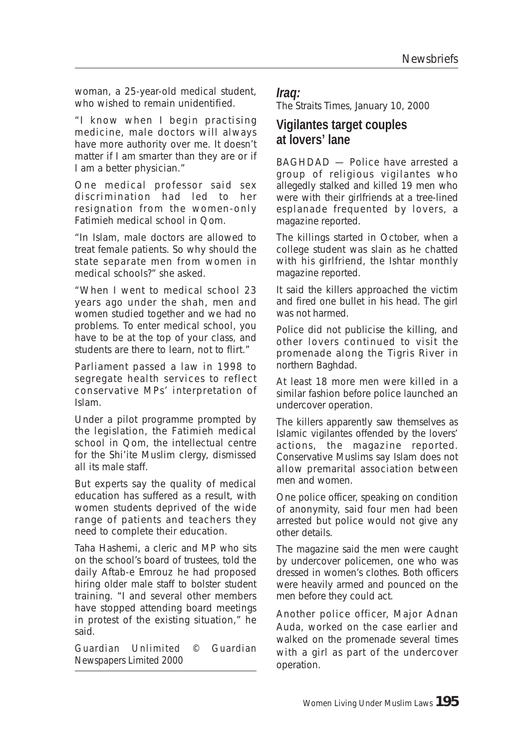woman, a 25-year-old medical student, who wished to remain unidentified.

"I know when I begin practising medicine, male doctors will always have more authority over me. It doesn't matter if I am smarter than they are or if I am a better physician."

One medical professor said sex discrimination had led to her resignation from the women-only Fatimieh medical school in Qom.

"In Islam, male doctors are allowed to treat female patients. So why should the state separate men from women in medical schools?" she asked.

"When I went to medical school 23 years ago under the shah, men and women studied together and we had no problems. To enter medical school, you have to be at the top of your class, and students are there to learn, not to flirt."

Parliament passed a law in 1998 to segregate health services to reflect conservative MPs' interpretation of Islam.

Under a pilot programme prompted by the legislation, the Fatimieh medical school in Qom, the intellectual centre for the Shi'ite Muslim clergy, dismissed all its male staff.

But experts say the quality of medical education has suffered as a result, with women students deprived of the wide range of patients and teachers they need to complete their education.

Taha Hashemi, a cleric and MP who sits on the school's board of trustees, told the daily Aftab-e Emrouz he had proposed hiring older male staff to bolster student training. "I and several other members have stopped attending board meetings in protest of the existing situation," he said.

Guardian Unlimited © Guardian Newspapers Limited 2000

## *Iraq:*

The Straits Times, January 10, 2000

### Vigilantes target couples at lovers' lane

BAGHDAD — Police have arrested a group of religious vigilantes who allegedly stalked and killed 19 men who were with their girlfriends at a tree-lined esplanade frequented by lovers, a magazine reported.

The killings started in October, when a college student was slain as he chatted with his girlfriend, the Ishtar monthly magazine reported.

It said the killers approached the victim and fired one bullet in his head. The girl was not harmed.

Police did not publicise the killing, and other lovers continued to visit the promenade along the Tigris River in northern Baghdad.

At least 18 more men were killed in a similar fashion before police launched an undercover operation.

The killers apparently saw themselves as Islamic vigilantes offended by the lovers' actions, the magazine reported. Conservative Muslims say Islam does not allow premarital association between men and women.

One police officer, speaking on condition of anonymity, said four men had been arrested but police would not give any other details.

The magazine said the men were caught by undercover policemen, one who was dressed in women's clothes. Both officers were heavily armed and pounced on the men before they could act.

Another police officer, Major Adnan Auda, worked on the case earlier and walked on the promenade several times with a girl as part of the undercover operation.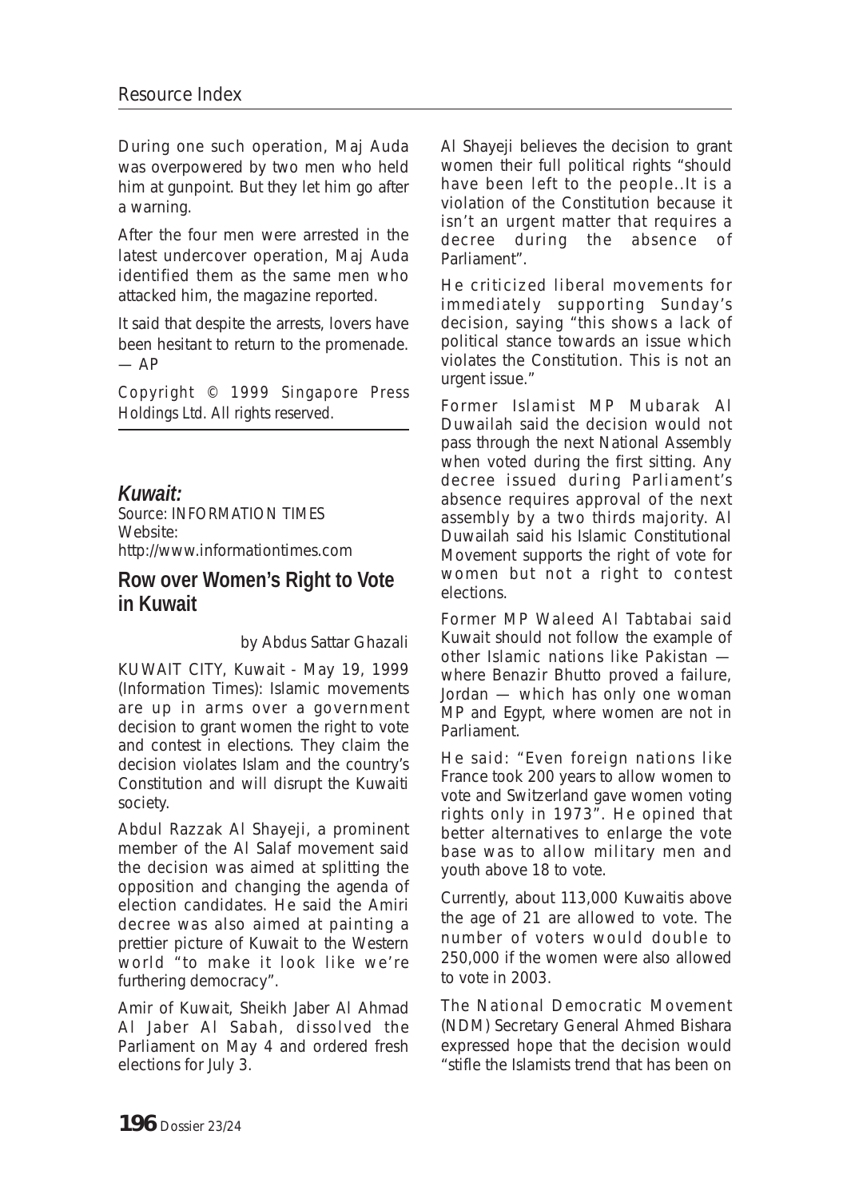During one such operation, Maj Auda was overpowered by two men who held him at gunpoint. But they let him go after a warning.

After the four men were arrested in the latest undercover operation, Maj Auda identified them as the same men who attacked him, the magazine reported.

It said that despite the arrests, lovers have been hesitant to return to the promenade. — AP

Copyright © 1999 Singapore Press Holdings Ltd. All rights reserved.

---

***Kuwait:***
Source: INFORMATION TIMES
Website:
http://www.informationtimes.com

## Row over Women's Right to Vote in Kuwait

by Abdus Sattar Ghazali

KUWAIT CITY, Kuwait - May 19, 1999 (Information Times): Islamic movements are up in arms over a government decision to grant women the right to vote and contest in elections. They claim the decision violates Islam and the country's Constitution and will disrupt the Kuwaiti society.

Abdul Razzak Al Shayeji, a prominent member of the Al Salaf movement said the decision was aimed at splitting the opposition and changing the agenda of election candidates. He said the Amiri decree was also aimed at painting a prettier picture of Kuwait to the Western world "to make it look like we're furthering democracy".

Amir of Kuwait, Sheikh Jaber Al Ahmad Al Jaber Al Sabah, dissolved the Parliament on May 4 and ordered fresh elections for July 3.

Al Shayeji believes the decision to grant women their full political rights "should have been left to the people..It is a violation of the Constitution because it isn't an urgent matter that requires a decree during the absence of Parliament".

He criticized liberal movements for immediately supporting Sunday's decision, saying "this shows a lack of political stance towards an issue which violates the Constitution. This is not an urgent issue."

Former Islamist MP Mubarak Al Duwailah said the decision would not pass through the next National Assembly when voted during the first sitting. Any decree issued during Parliament's absence requires approval of the next assembly by a two thirds majority. Al Duwailah said his Islamic Constitutional Movement supports the right of vote for women but not a right to contest elections.

Former MP Waleed Al Tabtabai said Kuwait should not follow the example of other Islamic nations like Pakistan — where Benazir Bhutto proved a failure, Jordan — which has only one woman MP and Egypt, where women are not in Parliament.

He said: "Even foreign nations like France took 200 years to allow women to vote and Switzerland gave women voting rights only in 1973". He opined that better alternatives to enlarge the vote base was to allow military men and youth above 18 to vote.

Currently, about 113,000 Kuwaitis above the age of 21 are allowed to vote. The number of voters would double to 250,000 if the women were also allowed to vote in 2003.

The National Democratic Movement (NDM) Secretary General Ahmed Bishara expressed hope that the decision would "stifle the Islamists trend that has been on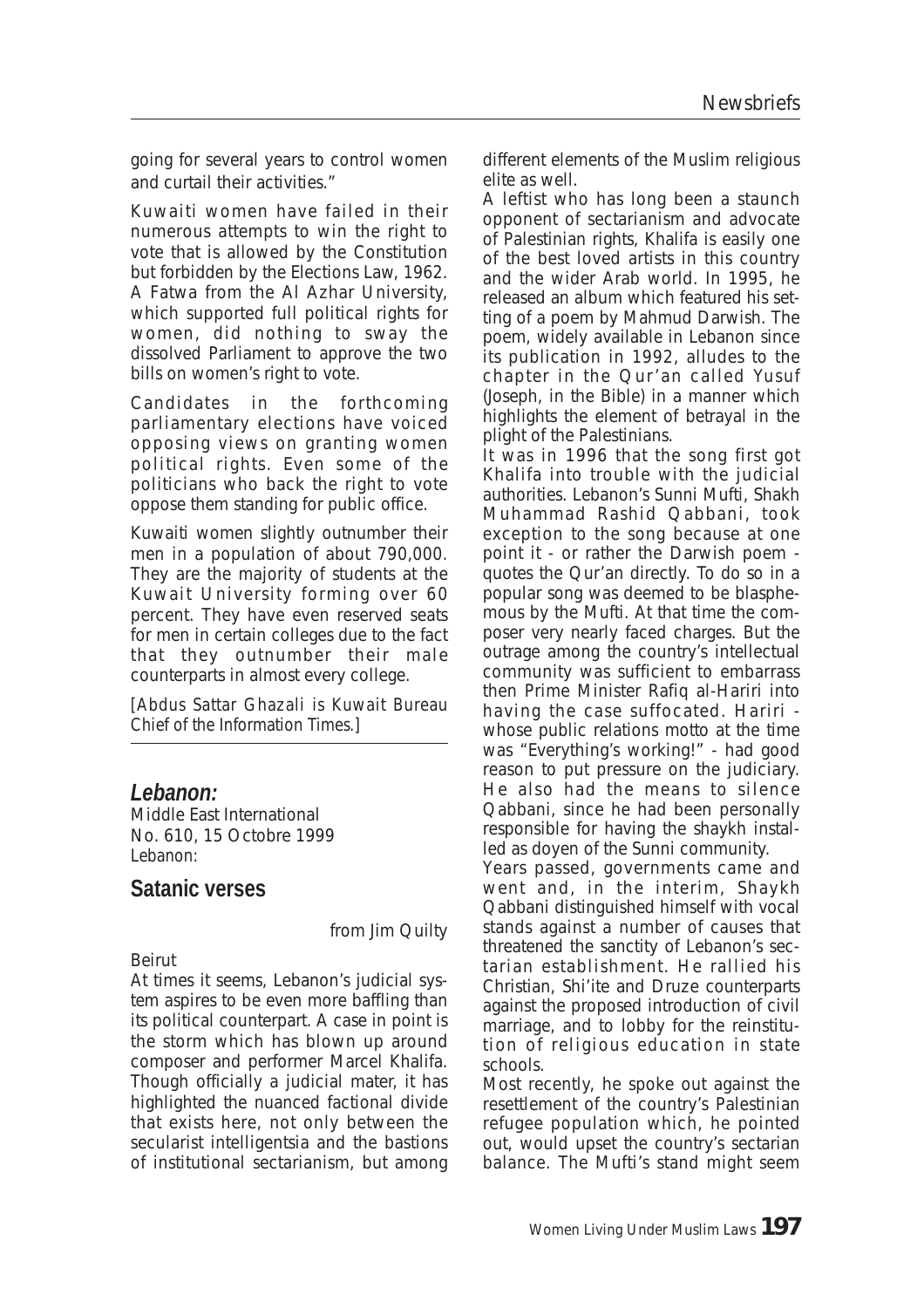going for several years to control women and curtail their activities."

Kuwaiti women have failed in their numerous attempts to win the right to vote that is allowed by the Constitution but forbidden by the Elections Law, 1962. A Fatwa from the Al Azhar University, which supported full political rights for women, did nothing to sway the dissolved Parliament to approve the two bills on women's right to vote.

Candidates in the forthcoming parliamentary elections have voiced opposing views on granting women political rights. Even some of the politicians who back the right to vote oppose them standing for public office.

Kuwaiti women slightly outnumber their men in a population of about 790,000. They are the majority of students at the Kuwait University forming over 60 percent. They have even reserved seats for men in certain colleges due to the fact that they outnumber their male counterparts in almost every college.

[Abdus Sattar Ghazali is Kuwait Bureau Chief of the Information Times.]

## *Lebanon:*

Middle East International
No. 610, 15 Octobre 1999
Lebanon:

### Satanic verses

from Jim Quilty

Beirut

At times it seems, Lebanon's judicial system aspires to be even more baffling than its political counterpart. A case in point is the storm which has blown up around composer and performer Marcel Khalifa. Though officially a judicial mater, it has highlighted the nuanced factional divide that exists here, not only between the secularist intelligentsia and the bastions of institutional sectarianism, but among different elements of the Muslim religious elite as well.

A leftist who has long been a staunch opponent of sectarianism and advocate of Palestinian rights, Khalifa is easily one of the best loved artists in this country and the wider Arab world. In 1995, he released an album which featured his setting of a poem by Mahmud Darwish. The poem, widely available in Lebanon since its publication in 1992, alludes to the chapter in the Qur'an called Yusuf (Joseph, in the Bible) in a manner which highlights the element of betrayal in the plight of the Palestinians.

It was in 1996 that the song first got Khalifa into trouble with the judicial authorities. Lebanon's Sunni Mufti, Shakh Muhammad Rashid Qabbani, took exception to the song because at one point it - or rather the Darwish poem - quotes the Qur'an directly. To do so in a popular song was deemed to be blasphemous by the Mufti. At that time the composer very nearly faced charges. But the outrage among the country's intellectual community was sufficient to embarrass then Prime Minister Rafiq al-Hariri into having the case suffocated. Hariri - whose public relations motto at the time was "Everything's working!" - had good reason to put pressure on the judiciary. He also had the means to silence Qabbani, since he had been personally responsible for having the shaykh installed as doyen of the Sunni community.

Years passed, governments came and went and, in the interim, Shaykh Qabbani distinguished himself with vocal stands against a number of causes that threatened the sanctity of Lebanon's sectarian establishment. He rallied his Christian, Shi'ite and Druze counterparts against the proposed introduction of civil marriage, and to lobby for the reinstitution of religious education in state schools.

Most recently, he spoke out against the resettlement of the country's Palestinian refugee population which, he pointed out, would upset the country's sectarian balance. The Mufti's stand might seem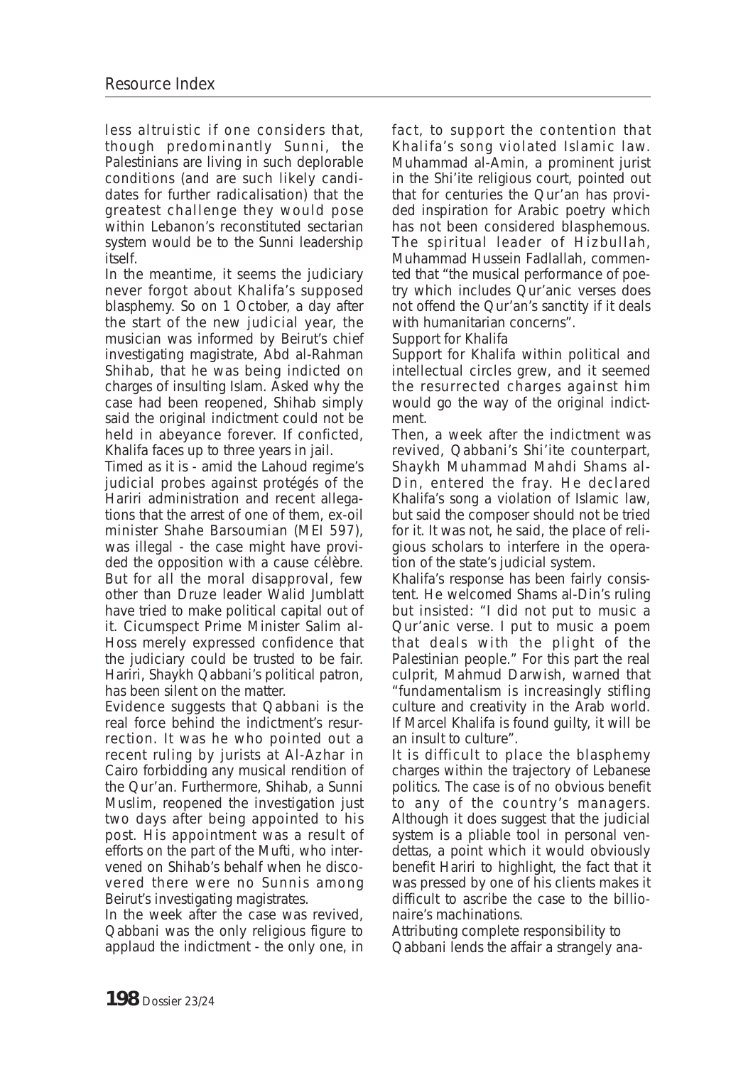less altruistic if one considers that, though predominantly Sunni, the Palestinians are living in such deplorable conditions (and are such likely candidates for further radicalisation) that the greatest challenge they would pose within Lebanon's reconstituted sectarian system would be to the Sunni leadership itself.

In the meantime, it seems the judiciary never forgot about Khalifa's supposed blasphemy. So on 1 October, a day after the start of the new judicial year, the musician was informed by Beirut's chief investigating magistrate, Abd al-Rahman Shihab, that he was being indicted on charges of insulting Islam. Asked why the case had been reopened, Shihab simply said the original indictment could not be held in abeyance forever. If confícted, Khalifa faces up to three years in jail.

Timed as it is - amid the Lahoud regime's judicial probes against protégés of the Hariri administration and recent allegations that the arrest of one of them, ex-oil minister Shahe Barsoumian (MEI 597), was illegal - the case might have provided the opposition with a cause célèbre. But for all the moral disapproval, few other than Druze leader Walid Jumblatt have tried to make political capital out of it. Cicumspect Prime Minister Salim al-Hoss merely expressed confidence that the judiciary could be trusted to be fair. Hariri, Shaykh Qabbani's political patron, has been silent on the matter.

Evidence suggests that Qabbani is the real force behind the indictment's resurrection. It was he who pointed out a recent ruling by jurists at Al-Azhar in Cairo forbidding any musical rendition of the Qur'an. Furthermore, Shihab, a Sunni Muslim, reopened the investigation just two days after being appointed to his post. His appointment was a result of efforts on the part of the Mufti, who intervened on Shihab's behalf when he discovered there were no Sunnis among Beirut's investigating magistrates.

In the week after the case was revived, Qabbani was the only religious figure to applaud the indictment - the only one, in fact, to support the contention that Khalifa's song violated Islamic law. Muhammad al-Amin, a prominent jurist in the Shi'ite religious court, pointed out that for centuries the Qur'an has provided inspiration for Arabic poetry which has not been considered blasphemous. The spiritual leader of Hizbullah, Muhammad Hussein Fadlallah, commented that "the musical performance of poetry which includes Qur'anic verses does not offend the Qur'an's sanctity if it deals with humanitarian concerns".

Support for Khalifa

Support for Khalifa within political and intellectual circles grew, and it seemed the resurrected charges against him would go the way of the original indictment.

Then, a week after the indictment was revived, Qabbani's Shi'ite counterpart, Shaykh Muhammad Mahdi Shams al-Din, entered the fray. He declared Khalifa's song a violation of Islamic law, but said the composer should not be tried for it. It was not, he said, the place of religious scholars to interfere in the operation of the state's judicial system.

Khalifa's response has been fairly consistent. He welcomed Shams al-Din's ruling but insisted: "I did not put to music a Qur'anic verse. I put to music a poem that deals with the plight of the Palestinian people." For this part the real culprit, Mahmud Darwish, warned that "fundamentalism is increasingly stifling culture and creativity in the Arab world. If Marcel Khalifa is found guilty, it will be an insult to culture".

It is difficult to place the blasphemy charges within the trajectory of Lebanese politics. The case is of no obvious benefit to any of the country's managers. Although it does suggest that the judicial system is a pliable tool in personal vendettas, a point which it would obviously benefit Hariri to highlight, the fact that it was pressed by one of his clients makes it difficult to ascribe the case to the billionaire's machinations.

Attributing complete responsibility to Qabbani lends the affair a strangely ana-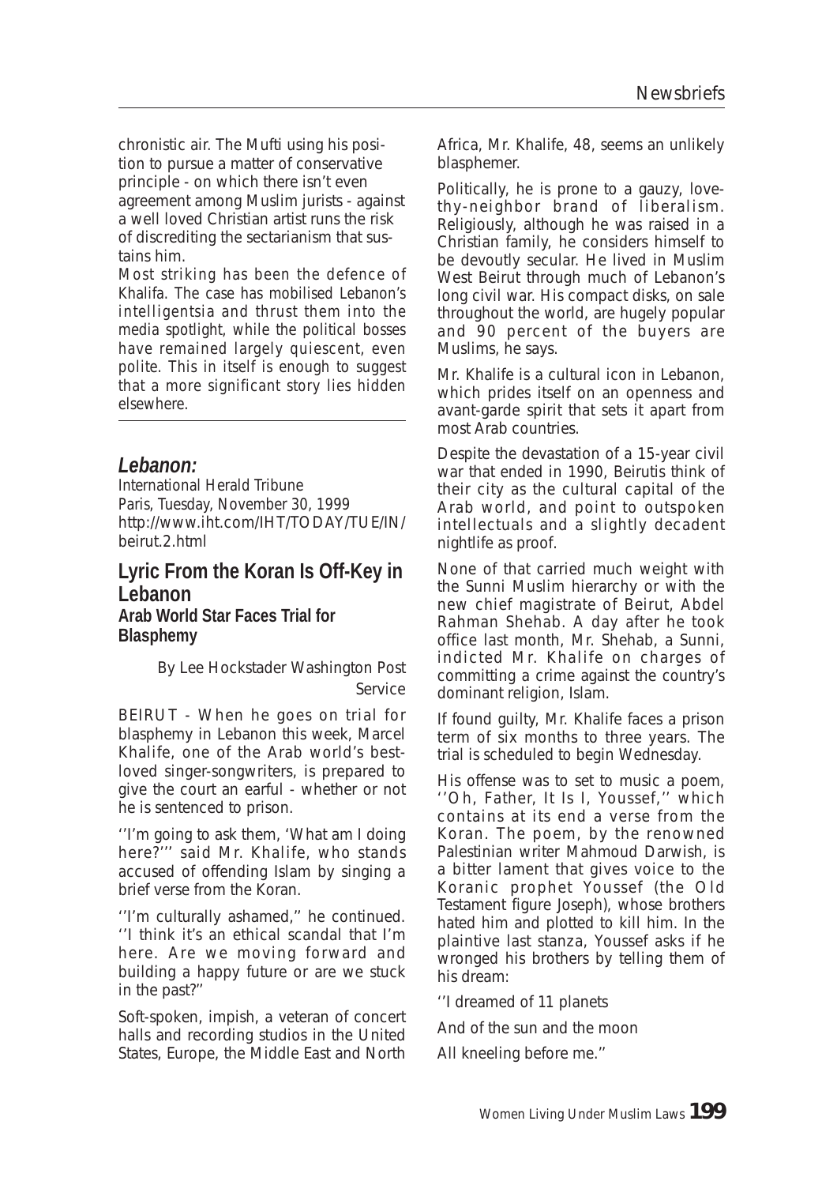chronistic air. The Mufti using his position to pursue a matter of conservative principle - on which there isn't even agreement among Muslim jurists - against a well loved Christian artist runs the risk of discrediting the sectarianism that sustains him.

*Most striking has been the defence of Khalifa. The case has mobilised Lebanon's intelligentsia and thrust them into the media spotlight, while the political bosses have remained largely quiescent, even polite. This in itself is enough to suggest that a more significant story lies hidden elsewhere.*

---

## *Lebanon:*

International Herald Tribune
Paris, Tuesday, November 30, 1999
http://www.iht.com/IHT/TODAY/TUE/IN/beirut.2.html

### Lyric From the Koran Is Off-Key in Lebanon

**Arab World Star Faces Trial for Blasphemy**

By Lee Hockstader Washington Post Service

BEIRUT - When he goes on trial for blasphemy in Lebanon this week, Marcel Khalife, one of the Arab world's best-loved singer-songwriters, is prepared to give the court an earful - whether or not he is sentenced to prison.

''I'm going to ask them, 'What am I doing here?''' said Mr. Khalife, who stands accused of offending Islam by singing a brief verse from the Koran.

''I'm culturally ashamed,'' he continued. ''I think it's an ethical scandal that I'm here. Are we moving forward and building a happy future or are we stuck in the past?''

Soft-spoken, impish, a veteran of concert halls and recording studios in the United States, Europe, the Middle East and North Africa, Mr. Khalife, 48, seems an unlikely blasphemer.

Politically, he is prone to a gauzy, love-thy-neighbor brand of liberalism. Religiously, although he was raised in a Christian family, he considers himself to be devoutly secular. He lived in Muslim West Beirut through much of Lebanon's long civil war. His compact disks, on sale throughout the world, are hugely popular and 90 percent of the buyers are Muslims, he says.

Mr. Khalife is a cultural icon in Lebanon, which prides itself on an openness and avant-garde spirit that sets it apart from most Arab countries.

Despite the devastation of a 15-year civil war that ended in 1990, Beirutis think of their city as the cultural capital of the Arab world, and point to outspoken intellectuals and a slightly decadent nightlife as proof.

None of that carried much weight with the Sunni Muslim hierarchy or with the new chief magistrate of Beirut, Abdel Rahman Shehab. A day after he took office last month, Mr. Shehab, a Sunni, indicted Mr. Khalife on charges of committing a crime against the country's dominant religion, Islam.

If found guilty, Mr. Khalife faces a prison term of six months to three years. The trial is scheduled to begin Wednesday.

His offense was to set to music a poem, ''Oh, Father, It Is I, Youssef,'' which contains at its end a verse from the Koran. The poem, by the renowned Palestinian writer Mahmoud Darwish, is a bitter lament that gives voice to the Koranic prophet Youssef (the Old Testament figure Joseph), whose brothers hated him and plotted to kill him. In the plaintive last stanza, Youssef asks if he wronged his brothers by telling them of his dream:

''I dreamed of 11 planets

And of the sun and the moon

All kneeling before me.''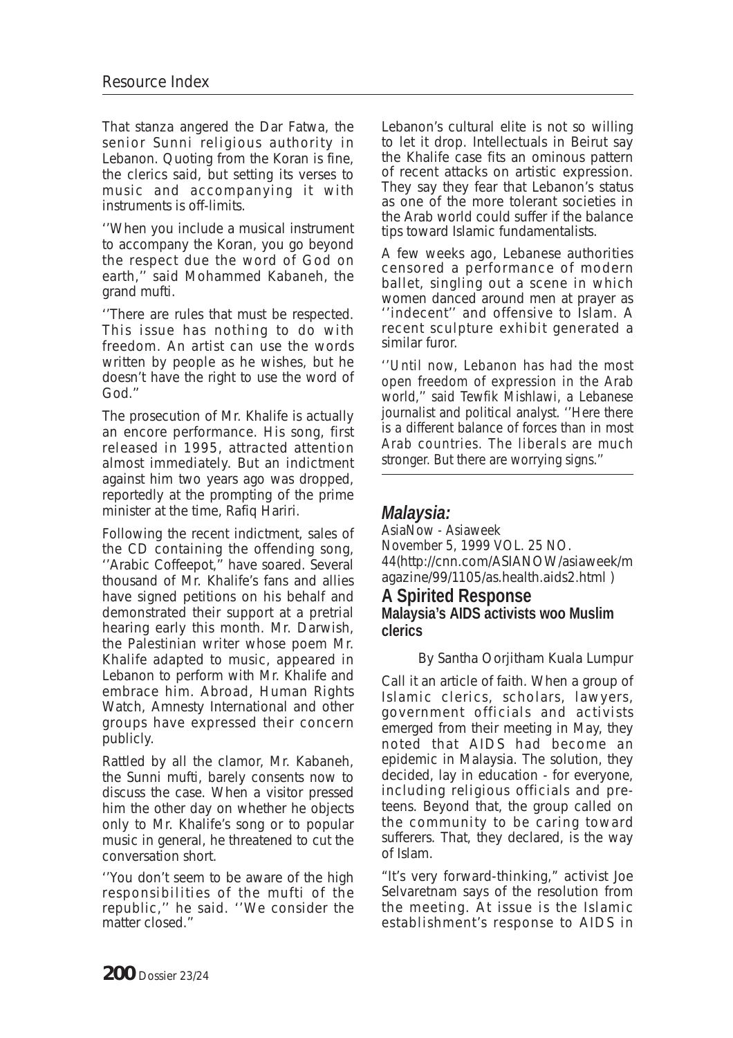That stanza angered the Dar Fatwa, the senior Sunni religious authority in Lebanon. Quoting from the Koran is fine, the clerics said, but setting its verses to music and accompanying it with instruments is off-limits.

''When you include a musical instrument to accompany the Koran, you go beyond the respect due the word of God on earth,'' said Mohammed Kabaneh, the grand mufti.

''There are rules that must be respected. This issue has nothing to do with freedom. An artist can use the words written by people as he wishes, but he doesn't have the right to use the word of God.''

The prosecution of Mr. Khalife is actually an encore performance. His song, first released in 1995, attracted attention almost immediately. But an indictment against him two years ago was dropped, reportedly at the prompting of the prime minister at the time, Rafiq Hariri.

Following the recent indictment, sales of the CD containing the offending song, ''Arabic Coffeepot,'' have soared. Several thousand of Mr. Khalife's fans and allies have signed petitions on his behalf and demonstrated their support at a pretrial hearing early this month. Mr. Darwish, the Palestinian writer whose poem Mr. Khalife adapted to music, appeared in Lebanon to perform with Mr. Khalife and embrace him. Abroad, Human Rights Watch, Amnesty International and other groups have expressed their concern publicly.

Rattled by all the clamor, Mr. Kabaneh, the Sunni mufti, barely consents now to discuss the case. When a visitor pressed him the other day on whether he objects only to Mr. Khalife's song or to popular music in general, he threatened to cut the conversation short.

''You don't seem to be aware of the high responsibilities of the mufti of the republic,'' he said. ''We consider the matter closed.''

Lebanon's cultural elite is not so willing to let it drop. Intellectuals in Beirut say the Khalife case fits an ominous pattern of recent attacks on artistic expression. They say they fear that Lebanon's status as one of the more tolerant societies in the Arab world could suffer if the balance tips toward Islamic fundamentalists.

A few weeks ago, Lebanese authorities censored a performance of modern ballet, singling out a scene in which women danced around men at prayer as ''indecent'' and offensive to Islam. A recent sculpture exhibit generated a similar furor.

''Until now, Lebanon has had the most open freedom of expression in the Arab world,'' said Tewfik Mishlawi, a Lebanese journalist and political analyst. ''Here there is a different balance of forces than in most Arab countries. The liberals are much stronger. But there are worrying signs.''

## *Malaysia:*

AsiaNow - Asiaweek
November 5, 1999 VOL. 25 NO. 44(http://cnn.com/ASIANOW/asiaweek/magazine/99/1105/as.health.aids2.html )

### A Spirited Response

**Malaysia's AIDS activists woo Muslim clerics**

By Santha Oorjitham Kuala Lumpur

Call it an article of faith. When a group of Islamic clerics, scholars, lawyers, government officials and activists emerged from their meeting in May, they noted that AIDS had become an epidemic in Malaysia. The solution, they decided, lay in education - for everyone, including religious officials and pre-teens. Beyond that, the group called on the community to be caring toward sufferers. That, they declared, is the way of Islam.

"It's very forward-thinking," activist Joe Selvaretnam says of the resolution from the meeting. At issue is the Islamic establishment's response to AIDS in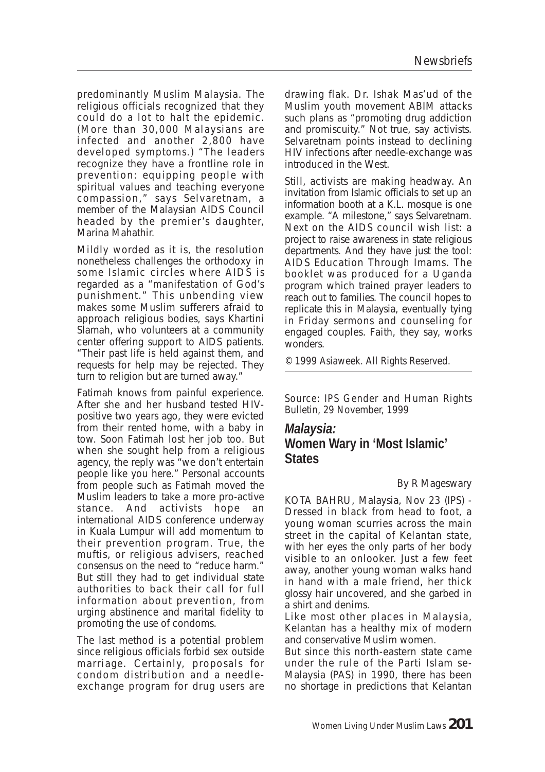predominantly Muslim Malaysia. The religious officials recognized that they could do a lot to halt the epidemic. (More than 30,000 Malaysians are infected and another 2,800 have developed symptoms.) "The leaders recognize they have a frontline role in prevention: equipping people with spiritual values and teaching everyone compassion," says Selvaretnam, a member of the Malaysian AIDS Council headed by the premier's daughter, Marina Mahathir.

Mildly worded as it is, the resolution nonetheless challenges the orthodoxy in some Islamic circles where AIDS is regarded as a "manifestation of God's punishment." This unbending view makes some Muslim sufferers afraid to approach religious bodies, says Khartini Slamah, who volunteers at a community center offering support to AIDS patients. "Their past life is held against them, and requests for help may be rejected. They turn to religion but are turned away."

Fatimah knows from painful experience. After she and her husband tested HIV-positive two years ago, they were evicted from their rented home, with a baby in tow. Soon Fatimah lost her job too. But when she sought help from a religious agency, the reply was "we don't entertain people like you here." Personal accounts from people such as Fatimah moved the Muslim leaders to take a more pro-active stance. And activists hope an international AIDS conference underway in Kuala Lumpur will add momentum to their prevention program. True, the muftis, or religious advisers, reached consensus on the need to "reduce harm." But still they had to get individual state authorities to back their call for full information about prevention, from urging abstinence and marital fidelity to promoting the use of condoms.

The last method is a potential problem since religious officials forbid sex outside marriage. Certainly, proposals for condom distribution and a needle-exchange program for drug users are drawing flak. Dr. Ishak Mas'ud of the Muslim youth movement ABIM attacks such plans as "promoting drug addiction and promiscuity." Not true, say activists. Selvaretnam points instead to declining HIV infections after needle-exchange was introduced in the West.

Still, activists are making headway. An invitation from Islamic officials to set up an information booth at a K.L. mosque is one example. "A milestone," says Selvaretnam. Next on the AIDS council wish list: a project to raise awareness in state religious departments. And they have just the tool: AIDS Education Through Imams. The booklet was produced for a Uganda program which trained prayer leaders to reach out to families. The council hopes to replicate this in Malaysia, eventually tying in Friday sermons and counseling for engaged couples. Faith, they say, works wonders.

© 1999 Asiaweek. All Rights Reserved.

---

Source: IPS Gender and Human Rights Bulletin, 29 November, 1999

## *Malaysia:* Women Wary in 'Most Islamic' States

By R Mageswary

KOTA BAHRU, Malaysia, Nov 23 (IPS) - Dressed in black from head to foot, a young woman scurries across the main street in the capital of Kelantan state, with her eyes the only parts of her body visible to an onlooker. Just a few feet away, another young woman walks hand in hand with a male friend, her thick glossy hair uncovered, and she garbed in a shirt and denims.

Like most other places in Malaysia, Kelantan has a healthy mix of modern and conservative Muslim women.

But since this north-eastern state came under the rule of the Parti Islam se-Malaysia (PAS) in 1990, there has been no shortage in predictions that Kelantan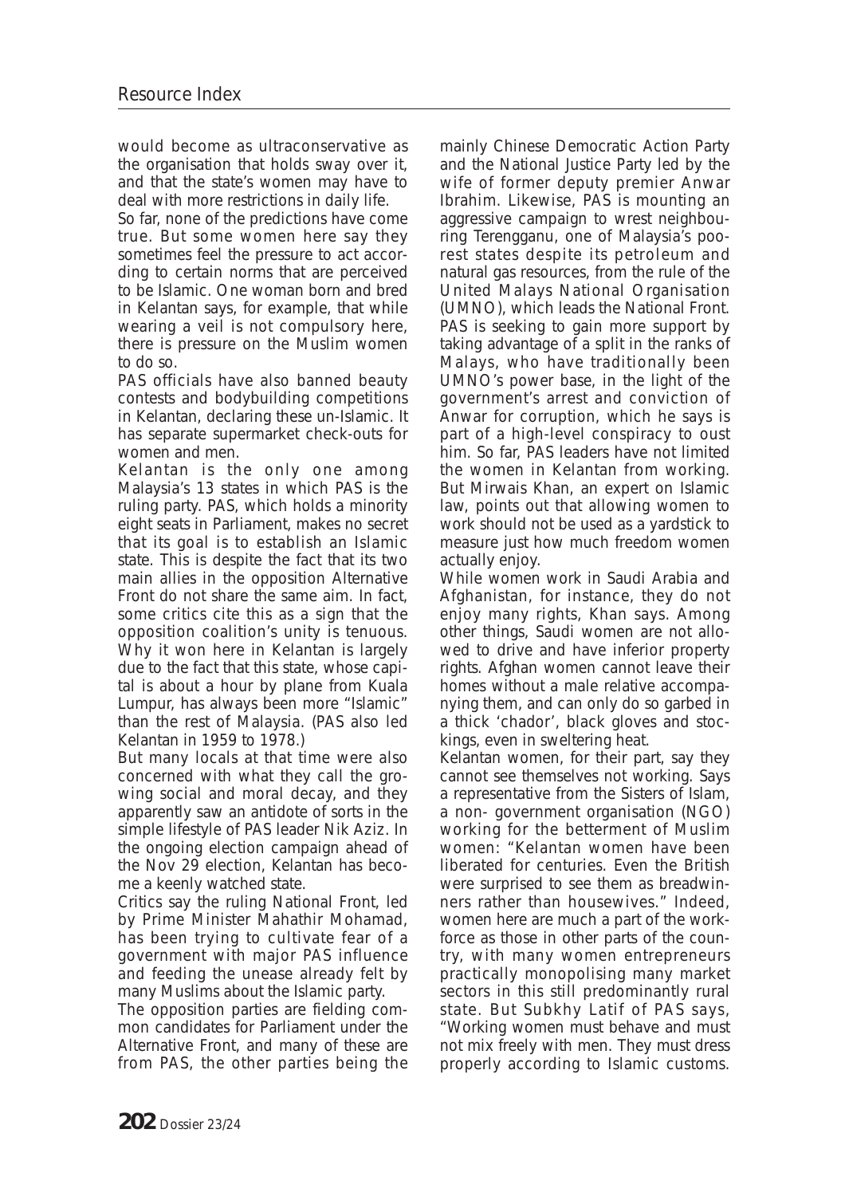would become as ultraconservative as the organisation that holds sway over it, and that the state's women may have to deal with more restrictions in daily life.

So far, none of the predictions have come true. But some women here say they sometimes feel the pressure to act according to certain norms that are perceived to be Islamic. One woman born and bred in Kelantan says, for example, that while wearing a veil is not compulsory here, there is pressure on the Muslim women to do so.

PAS officials have also banned beauty contests and bodybuilding competitions in Kelantan, declaring these un-Islamic. It has separate supermarket check-outs for women and men.

Kelantan is the only one among Malaysia's 13 states in which PAS is the ruling party. PAS, which holds a minority eight seats in Parliament, makes no secret that its goal is to establish an Islamic state. This is despite the fact that its two main allies in the opposition Alternative Front do not share the same aim. In fact, some critics cite this as a sign that the opposition coalition's unity is tenuous.

Why it won here in Kelantan is largely due to the fact that this state, whose capital is about a hour by plane from Kuala Lumpur, has always been more "Islamic" than the rest of Malaysia. (PAS also led Kelantan in 1959 to 1978.)

But many locals at that time were also concerned with what they call the growing social and moral decay, and they apparently saw an antidote of sorts in the simple lifestyle of PAS leader Nik Aziz. In the ongoing election campaign ahead of the Nov 29 election, Kelantan has become a keenly watched state.

Critics say the ruling National Front, led by Prime Minister Mahathir Mohamad, has been trying to cultivate fear of a government with major PAS influence and feeding the unease already felt by many Muslims about the Islamic party.

The opposition parties are fielding common candidates for Parliament under the Alternative Front, and many of these are from PAS, the other parties being the mainly Chinese Democratic Action Party and the National Justice Party led by the wife of former deputy premier Anwar Ibrahim. Likewise, PAS is mounting an aggressive campaign to wrest neighbouring Terengganu, one of Malaysia's poorest states despite its petroleum and natural gas resources, from the rule of the United Malays National Organisation (UMNO), which leads the National Front. PAS is seeking to gain more support by taking advantage of a split in the ranks of Malays, who have traditionally been UMNO's power base, in the light of the government's arrest and conviction of Anwar for corruption, which he says is part of a high-level conspiracy to oust him. So far, PAS leaders have not limited the women in Kelantan from working. But Mirwais Khan, an expert on Islamic law, points out that allowing women to work should not be used as a yardstick to measure just how much freedom women actually enjoy.

While women work in Saudi Arabia and Afghanistan, for instance, they do not enjoy many rights, Khan says. Among other things, Saudi women are not allowed to drive and have inferior property rights. Afghan women cannot leave their homes without a male relative accompanying them, and can only do so garbed in a thick 'chador', black gloves and stockings, even in sweltering heat.

Kelantan women, for their part, say they cannot see themselves not working. Says a representative from the Sisters of Islam, a non- government organisation (NGO) working for the betterment of Muslim women: "Kelantan women have been liberated for centuries. Even the British were surprised to see them as breadwinners rather than housewives." Indeed, women here are much a part of the workforce as those in other parts of the country, with many women entrepreneurs practically monopolising many market sectors in this still predominantly rural state. But Subkhy Latif of PAS says, "Working women must behave and must not mix freely with men. They must dress properly according to Islamic customs.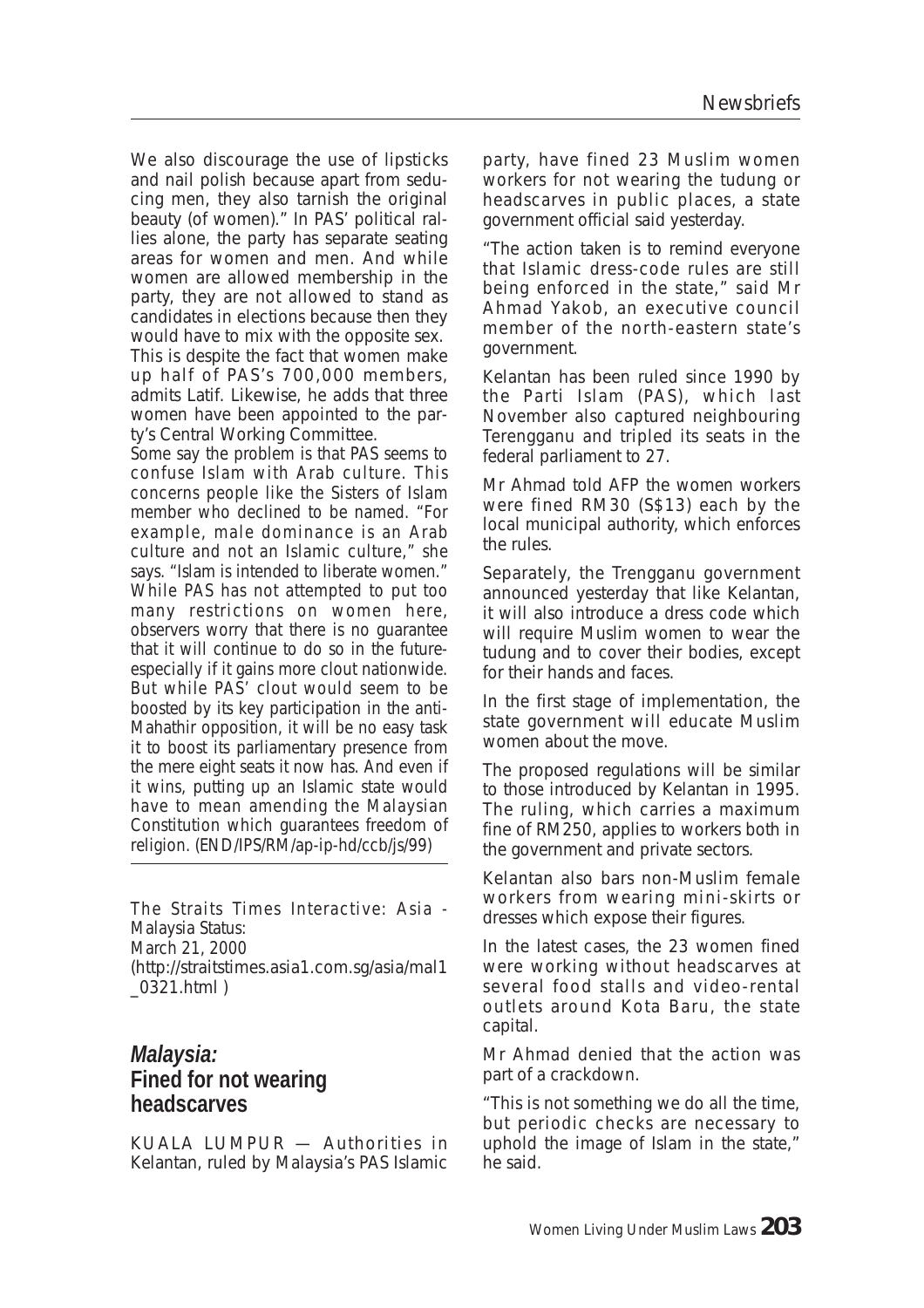We also discourage the use of lipsticks and nail polish because apart from seducing men, they also tarnish the original beauty (of women)." In PAS' political rallies alone, the party has separate seating areas for women and men. And while women are allowed membership in the party, they are not allowed to stand as candidates in elections because then they would have to mix with the opposite sex.

This is despite the fact that women make up half of PAS's 700,000 members, admits Latif. Likewise, he adds that three women have been appointed to the party's Central Working Committee.

Some say the problem is that PAS seems to confuse Islam with Arab culture. This concerns people like the Sisters of Islam member who declined to be named. "For example, male dominance is an Arab culture and not an Islamic culture," she says. "Islam is intended to liberate women." While PAS has not attempted to put too many restrictions on women here, observers worry that there is no guarantee that it will continue to do so in the future-especially if it gains more clout nationwide. But while PAS' clout would seem to be boosted by its key participation in the anti-Mahathir opposition, it will be no easy task it to boost its parliamentary presence from the mere eight seats it now has. And even if it wins, putting up an Islamic state would have to mean amending the Malaysian Constitution which guarantees freedom of religion. (END/IPS/RM/ap-ip-hd/ccb/js/99)

---

The Straits Times Interactive: Asia - Malaysia Status:
March 21, 2000
(http://straitstimes.asia1.com.sg/asia/mal1_0321.html )

## *Malaysia:* Fined for not wearing headscarves

KUALA LUMPUR — Authorities in Kelantan, ruled by Malaysia's PAS Islamic party, have fined 23 Muslim women workers for not wearing the tudung or headscarves in public places, a state government official said yesterday.

"The action taken is to remind everyone that Islamic dress-code rules are still being enforced in the state," said Mr Ahmad Yakob, an executive council member of the north-eastern state's government.

Kelantan has been ruled since 1990 by the Parti Islam (PAS), which last November also captured neighbouring Terengganu and tripled its seats in the federal parliament to 27.

Mr Ahmad told AFP the women workers were fined RM30 (S$13) each by the local municipal authority, which enforces the rules.

Separately, the Trengganu government announced yesterday that like Kelantan, it will also introduce a dress code which will require Muslim women to wear the tudung and to cover their bodies, except for their hands and faces.

In the first stage of implementation, the state government will educate Muslim women about the move.

The proposed regulations will be similar to those introduced by Kelantan in 1995. The ruling, which carries a maximum fine of RM250, applies to workers both in the government and private sectors.

Kelantan also bars non-Muslim female workers from wearing mini-skirts or dresses which expose their figures.

In the latest cases, the 23 women fined were working without headscarves at several food stalls and video-rental outlets around Kota Baru, the state capital.

Mr Ahmad denied that the action was part of a crackdown.

"This is not something we do all the time, but periodic checks are necessary to uphold the image of Islam in the state," he said.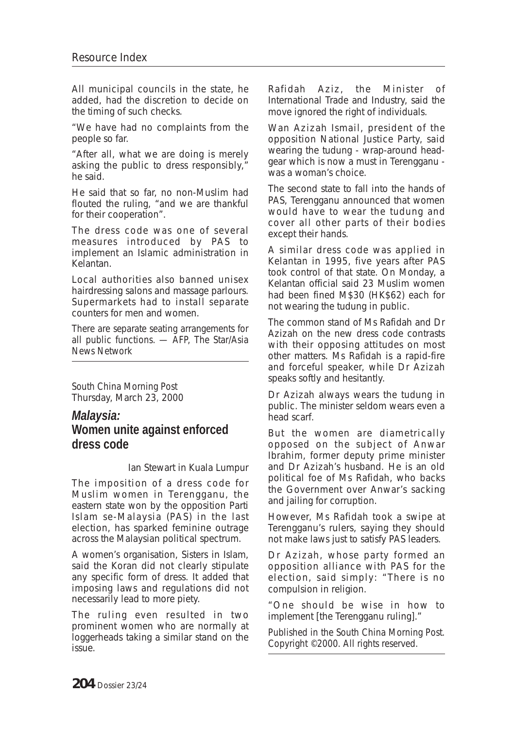All municipal councils in the state, he added, had the discretion to decide on the timing of such checks.

"We have had no complaints from the people so far.

"After all, what we are doing is merely asking the public to dress responsibly," he said.

He said that so far, no non-Muslim had flouted the ruling, "and we are thankful for their cooperation".

The dress code was one of several measures introduced by PAS to implement an Islamic administration in Kelantan.

Local authorities also banned unisex hairdressing salons and massage parlours. Supermarkets had to install separate counters for men and women.

There are separate seating arrangements for all public functions. — *AFP, The Star/Asia News Network*

---

*South China Morning Post*
Thursday, March 23, 2000

## *Malaysia:* Women unite against enforced dress code

Ian Stewart in Kuala Lumpur

The imposition of a dress code for Muslim women in Terengganu, the eastern state won by the opposition Parti Islam se-Malaysia (PAS) in the last election, has sparked feminine outrage across the Malaysian political spectrum.

A women's organisation, Sisters in Islam, said the Koran did not clearly stipulate any specific form of dress. It added that imposing laws and regulations did not necessarily lead to more piety.

The ruling even resulted in two prominent women who are normally at loggerheads taking a similar stand on the issue.

Rafidah Aziz, the Minister of International Trade and Industry, said the move ignored the right of individuals.

Wan Azizah Ismail, president of the opposition National Justice Party, said wearing the tudung - wrap-around head-gear which is now a must in Terengganu - was a woman's choice.

The second state to fall into the hands of PAS, Terengganu announced that women would have to wear the tudung and cover all other parts of their bodies except their hands.

A similar dress code was applied in Kelantan in 1995, five years after PAS took control of that state. On Monday, a Kelantan official said 23 Muslim women had been fined M$30 (HK$62) each for not wearing the tudung in public.

The common stand of Ms Rafidah and Dr Azizah on the new dress code contrasts with their opposing attitudes on most other matters. Ms Rafidah is a rapid-fire and forceful speaker, while Dr Azizah speaks softly and hesitantly.

Dr Azizah always wears the tudung in public. The minister seldom wears even a head scarf.

But the women are diametrically opposed on the subject of Anwar Ibrahim, former deputy prime minister and Dr Azizah's husband. He is an old political foe of Ms Rafidah, who backs the Government over Anwar's sacking and jailing for corruption.

However, Ms Rafidah took a swipe at Terengganu's rulers, saying they should not make laws just to satisfy PAS leaders.

Dr Azizah, whose party formed an opposition alliance with PAS for the election, said simply: "There is no compulsion in religion.

"One should be wise in how to implement [the Terengganu ruling]."

*Published in the South China Morning Post. Copyright ©2000. All rights reserved.*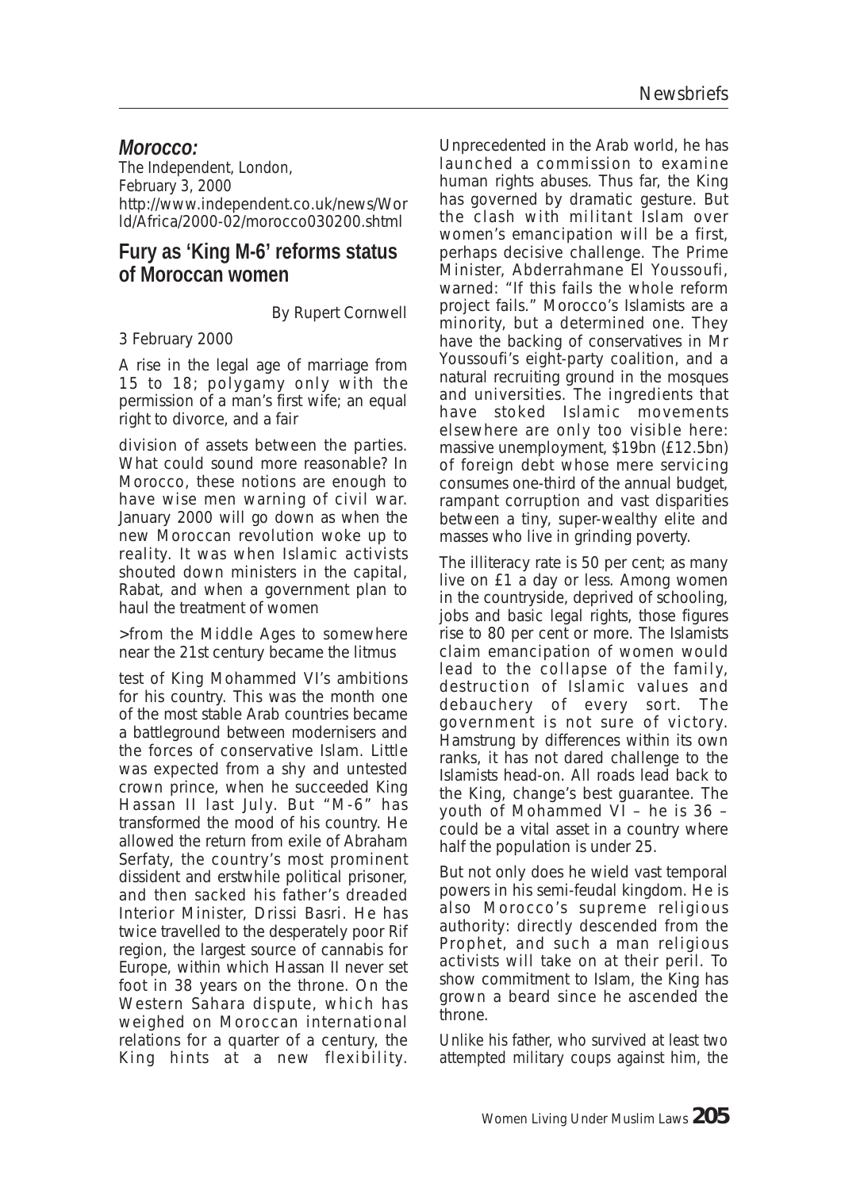## *Morocco:*

*The Independent, London,*
*February 3, 2000*
*http://www.independent.co.uk/news/World/Africa/2000-02/morocco030200.shtml*

### Fury as 'King M-6' reforms status of Moroccan women

By Rupert Cornwell

3 February 2000

A rise in the legal age of marriage from 15 to 18; polygamy only with the permission of a man's first wife; an equal right to divorce, and a fair

division of assets between the parties. What could sound more reasonable? In Morocco, these notions are enough to have wise men warning of civil war. January 2000 will go down as when the new Moroccan revolution woke up to reality. It was when Islamic activists shouted down ministers in the capital, Rabat, and when a government plan to haul the treatment of women

>from the Middle Ages to somewhere near the 21st century became the litmus

test of King Mohammed VI's ambitions for his country. This was the month one of the most stable Arab countries became a battleground between modernisers and the forces of conservative Islam. Little was expected from a shy and untested crown prince, when he succeeded King Hassan II last July. But "M-6" has transformed the mood of his country. He allowed the return from exile of Abraham Serfaty, the country's most prominent dissident and erstwhile political prisoner, and then sacked his father's dreaded Interior Minister, Drissi Basri. He has twice travelled to the desperately poor Rif region, the largest source of cannabis for Europe, within which Hassan II never set foot in 38 years on the throne. On the Western Sahara dispute, which has weighed on Moroccan international relations for a quarter of a century, the King hints at a new flexibility. Unprecedented in the Arab world, he has launched a commission to examine human rights abuses. Thus far, the King has governed by dramatic gesture. But the clash with militant Islam over women's emancipation will be a first, perhaps decisive challenge. The Prime Minister, Abderrahmane El Youssoufi, warned: "If this fails the whole reform project fails." Morocco's Islamists are a minority, but a determined one. They have the backing of conservatives in Mr Youssoufi's eight-party coalition, and a natural recruiting ground in the mosques and universities. The ingredients that have stoked Islamic movements elsewhere are only too visible here: massive unemployment, $19bn (£12.5bn) of foreign debt whose mere servicing consumes one-third of the annual budget, rampant corruption and vast disparities between a tiny, super-wealthy elite and masses who live in grinding poverty.

The illiteracy rate is 50 per cent; as many live on £1 a day or less. Among women in the countryside, deprived of schooling, jobs and basic legal rights, those figures rise to 80 per cent or more. The Islamists claim emancipation of women would lead to the collapse of the family, destruction of Islamic values and debauchery of every sort. The government is not sure of victory. Hamstrung by differences within its own ranks, it has not dared challenge to the Islamists head-on. All roads lead back to the King, change's best guarantee. The youth of Mohammed VI – he is 36 – could be a vital asset in a country where half the population is under 25.

But not only does he wield vast temporal powers in his semi-feudal kingdom. He is also Morocco's supreme religious authority: directly descended from the Prophet, and such a man religious activists will take on at their peril. To show commitment to Islam, the King has grown a beard since he ascended the throne.

Unlike his father, who survived at least two attempted military coups against him, the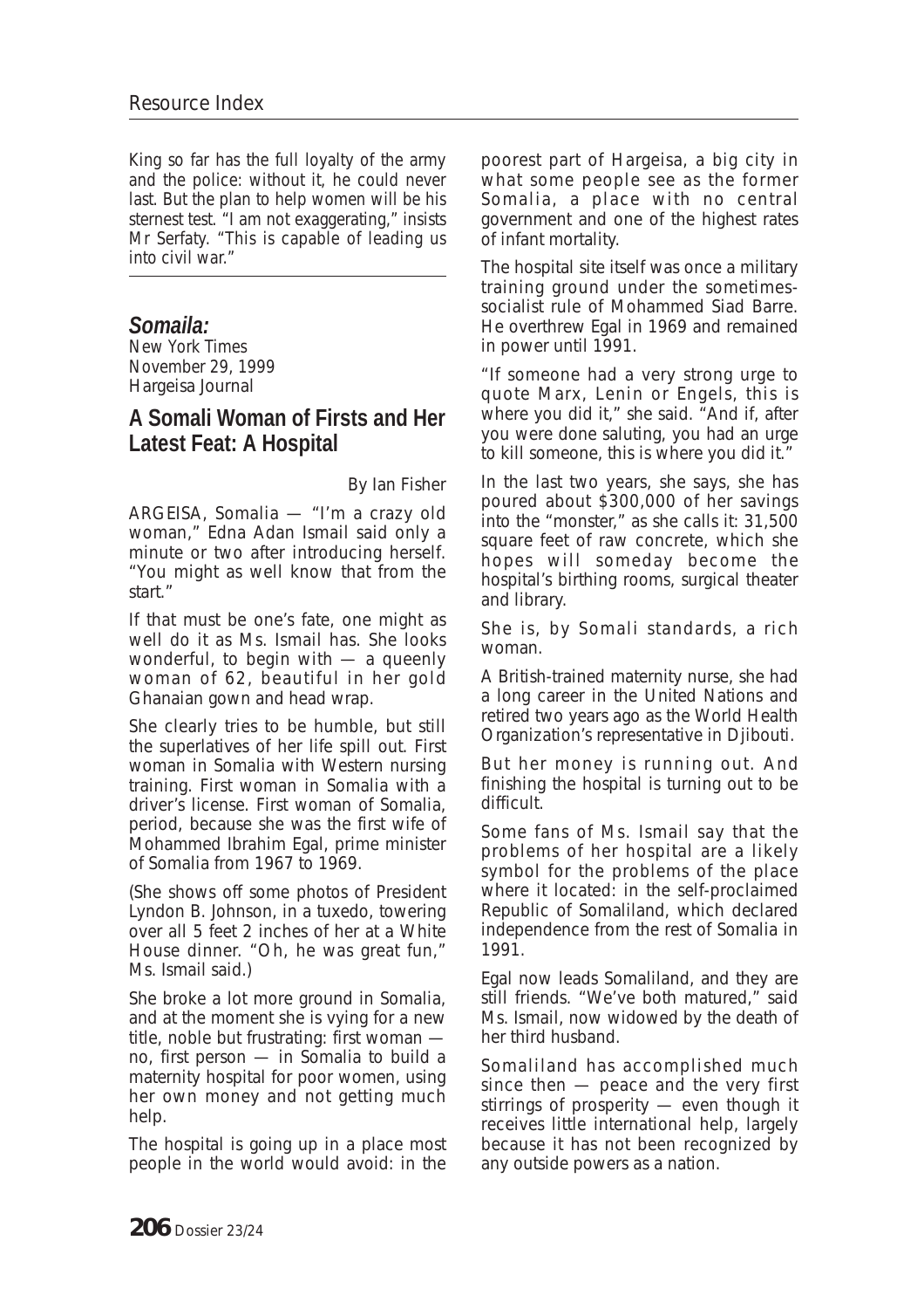King so far has the full loyalty of the army and the police: without it, he could never last. But the plan to help women will be his sternest test. "I am not exaggerating," insists Mr Serfaty. "This is capable of leading us into civil war."

## *Somaila:*

*New York Times*
*November 29, 1999*
*Hargeisa Journal*

## A Somali Woman of Firsts and Her Latest Feat: A Hospital

By Ian Fisher

ARGEISA, Somalia — "I'm a crazy old woman," Edna Adan Ismail said only a minute or two after introducing herself. "You might as well know that from the start."

If that must be one's fate, one might as well do it as Ms. Ismail has. She looks wonderful, to begin with — a queenly woman of 62, beautiful in her gold Ghanaian gown and head wrap.

She clearly tries to be humble, but still the superlatives of her life spill out. First woman in Somalia with Western nursing training. First woman in Somalia with a driver's license. First woman of Somalia, period, because she was the first wife of Mohammed Ibrahim Egal, prime minister of Somalia from 1967 to 1969.

(She shows off some photos of President Lyndon B. Johnson, in a tuxedo, towering over all 5 feet 2 inches of her at a White House dinner. "Oh, he was great fun," Ms. Ismail said.)

She broke a lot more ground in Somalia, and at the moment she is vying for a new title, noble but frustrating: first woman — no, first person — in Somalia to build a maternity hospital for poor women, using her own money and not getting much help.

The hospital is going up in a place most people in the world would avoid: in the poorest part of Hargeisa, a big city in what some people see as the former Somalia, a place with no central government and one of the highest rates of infant mortality.

The hospital site itself was once a military training ground under the sometimes-socialist rule of Mohammed Siad Barre. He overthrew Egal in 1969 and remained in power until 1991.

"If someone had a very strong urge to quote Marx, Lenin or Engels, this is where you did it," she said. "And if, after you were done saluting, you had an urge to kill someone, this is where you did it."

In the last two years, she says, she has poured about $300,000 of her savings into the "monster," as she calls it: 31,500 square feet of raw concrete, which she hopes will someday become the hospital's birthing rooms, surgical theater and library.

She is, by Somali standards, a rich woman.

A British-trained maternity nurse, she had a long career in the United Nations and retired two years ago as the World Health Organization's representative in Djibouti.

But her money is running out. And finishing the hospital is turning out to be difficult.

Some fans of Ms. Ismail say that the problems of her hospital are a likely symbol for the problems of the place where it located: in the self-proclaimed Republic of Somaliland, which declared independence from the rest of Somalia in 1991.

Egal now leads Somaliland, and they are still friends. "We've both matured," said Ms. Ismail, now widowed by the death of her third husband.

Somaliland has accomplished much since then — peace and the very first stirrings of prosperity — even though it receives little international help, largely because it has not been recognized by any outside powers as a nation.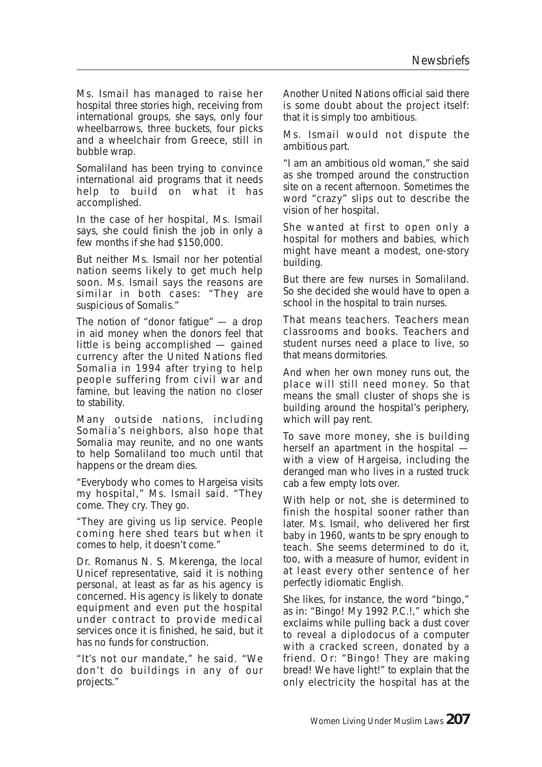Ms. Ismail has managed to raise her hospital three stories high, receiving from international groups, she says, only four wheelbarrows, three buckets, four picks and a wheelchair from Greece, still in bubble wrap.

Somaliland has been trying to convince international aid programs that it needs help to build on what it has accomplished.

In the case of her hospital, Ms. Ismail says, she could finish the job in only a few months if she had $150,000.

But neither Ms. Ismail nor her potential nation seems likely to get much help soon. Ms. Ismail says the reasons are similar in both cases: "They are suspicious of Somalis."

The notion of "donor fatigue" — a drop in aid money when the donors feel that little is being accomplished — gained currency after the United Nations fled Somalia in 1994 after trying to help people suffering from civil war and famine, but leaving the nation no closer to stability.

Many outside nations, including Somalia's neighbors, also hope that Somalia may reunite, and no one wants to help Somaliland too much until that happens or the dream dies.

"Everybody who comes to Hargeisa visits my hospital," Ms. Ismail said. "They come. They cry. They go.

"They are giving us lip service. People coming here shed tears but when it comes to help, it doesn't come."

Dr. Romanus N. S. Mkerenga, the local Unicef representative, said it is nothing personal, at least as far as his agency is concerned. His agency is likely to donate equipment and even put the hospital under contract to provide medical services once it is finished, he said, but it has no funds for construction.

"It's not our mandate," he said. "We don't do buildings in any of our projects."

Another United Nations official said there is some doubt about the project itself: that it is simply too ambitious.

Ms. Ismail would not dispute the ambitious part.

"I am an ambitious old woman," she said as she tromped around the construction site on a recent afternoon. Sometimes the word "crazy" slips out to describe the vision of her hospital.

She wanted at first to open only a hospital for mothers and babies, which might have meant a modest, one-story building.

But there are few nurses in Somaliland. So she decided she would have to open a school in the hospital to train nurses.

That means teachers. Teachers mean classrooms and books. Teachers and student nurses need a place to live, so that means dormitories.

And when her own money runs out, the place will still need money. So that means the small cluster of shops she is building around the hospital's periphery, which will pay rent.

To save more money, she is building herself an apartment in the hospital — with a view of Hargeisa, including the deranged man who lives in a rusted truck cab a few empty lots over.

With help or not, she is determined to finish the hospital sooner rather than later. Ms. Ismail, who delivered her first baby in 1960, wants to be spry enough to teach. She seems determined to do it, too, with a measure of humor, evident in at least every other sentence of her perfectly idiomatic English.

She likes, for instance, the word "bingo," as in: "Bingo! My 1992 P.C.!," which she exclaims while pulling back a dust cover to reveal a diplodocus of a computer with a cracked screen, donated by a friend. Or: "Bingo! They are making bread! We have light!" to explain that the only electricity the hospital has at the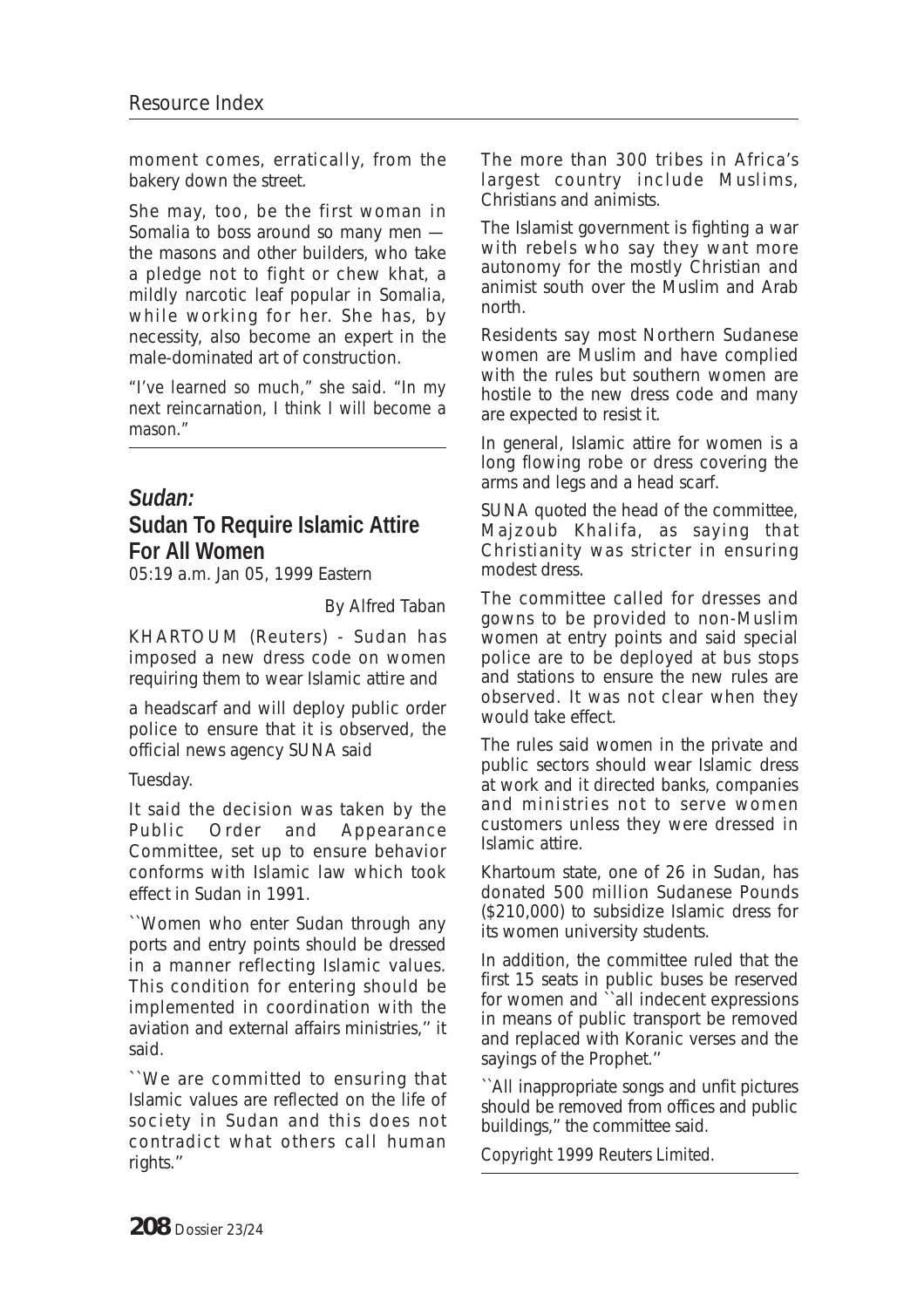moment comes, erratically, from the bakery down the street.

She may, too, be the first woman in Somalia to boss around so many men — the masons and other builders, who take a pledge not to fight or chew khat, a mildly narcotic leaf popular in Somalia, while working for her. She has, by necessity, also become an expert in the male-dominated art of construction.

"I've learned so much," she said. "In my next reincarnation, I think I will become a mason."

---

## *Sudan:*
## Sudan To Require Islamic Attire For All Women

05:19 a.m. Jan 05, 1999 Eastern

By Alfred Taban

KHARTOUM (Reuters) - Sudan has imposed a new dress code on women requiring them to wear Islamic attire and a headscarf and will deploy public order police to ensure that it is observed, the official news agency SUNA said Tuesday.

It said the decision was taken by the Public Order and Appearance Committee, set up to ensure behavior conforms with Islamic law which took effect in Sudan in 1991.

``Women who enter Sudan through any ports and entry points should be dressed in a manner reflecting Islamic values. This condition for entering should be implemented in coordination with the aviation and external affairs ministries,'' it said.

``We are committed to ensuring that Islamic values are reflected on the life of society in Sudan and this does not contradict what others call human rights.''

The more than 300 tribes in Africa's largest country include Muslims, Christians and animists.

The Islamist government is fighting a war with rebels who say they want more autonomy for the mostly Christian and animist south over the Muslim and Arab north.

Residents say most Northern Sudanese women are Muslim and have complied with the rules but southern women are hostile to the new dress code and many are expected to resist it.

In general, Islamic attire for women is a long flowing robe or dress covering the arms and legs and a head scarf.

SUNA quoted the head of the committee, Majzoub Khalifa, as saying that Christianity was stricter in ensuring modest dress.

The committee called for dresses and gowns to be provided to non-Muslim women at entry points and said special police are to be deployed at bus stops and stations to ensure the new rules are observed. It was not clear when they would take effect.

The rules said women in the private and public sectors should wear Islamic dress at work and it directed banks, companies and ministries not to serve women customers unless they were dressed in Islamic attire.

Khartoum state, one of 26 in Sudan, has donated 500 million Sudanese Pounds ($210,000) to subsidize Islamic dress for its women university students.

In addition, the committee ruled that the first 15 seats in public buses be reserved for women and ``all indecent expressions in means of public transport be removed and replaced with Koranic verses and the sayings of the Prophet.''

``All inappropriate songs and unfit pictures should be removed from offices and public buildings,'' the committee said.

Copyright 1999 Reuters Limited.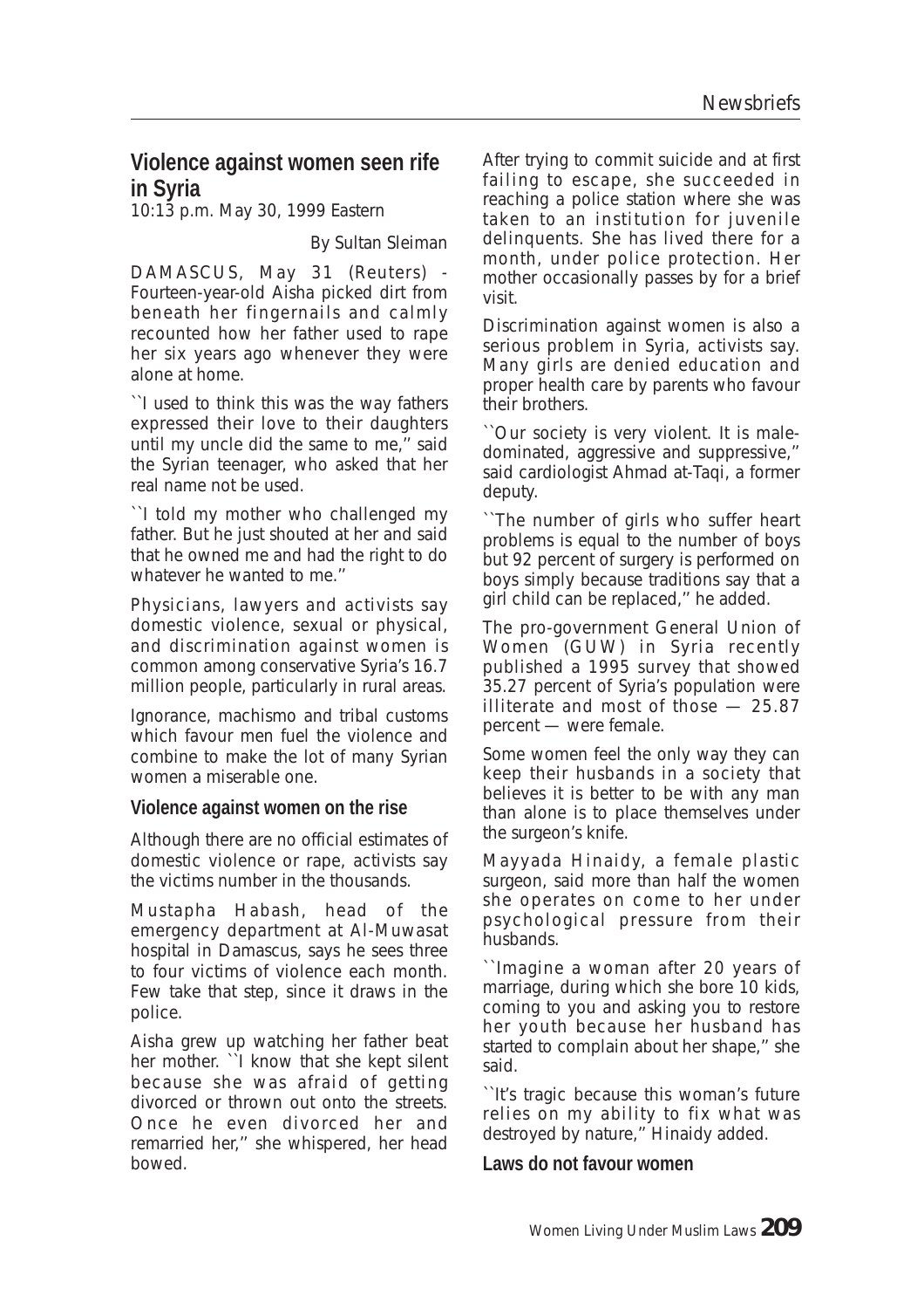## Violence against women seen rife in Syria

10:13 p.m. May 30, 1999 Eastern

By Sultan Sleiman

DAMASCUS, May 31 (Reuters) - Fourteen-year-old Aisha picked dirt from beneath her fingernails and calmly recounted how her father used to rape her six years ago whenever they were alone at home.

``I used to think this was the way fathers expressed their love to their daughters until my uncle did the same to me,'' said the Syrian teenager, who asked that her real name not be used.

``I told my mother who challenged my father. But he just shouted at her and said that he owned me and had the right to do whatever he wanted to me.''

Physicians, lawyers and activists say domestic violence, sexual or physical, and discrimination against women is common among conservative Syria's 16.7 million people, particularly in rural areas.

Ignorance, machismo and tribal customs which favour men fuel the violence and combine to make the lot of many Syrian women a miserable one.

### Violence against women on the rise

Although there are no official estimates of domestic violence or rape, activists say the victims number in the thousands.

Mustapha Habash, head of the emergency department at Al-Muwasat hospital in Damascus, says he sees three to four victims of violence each month. Few take that step, since it draws in the police.

Aisha grew up watching her father beat her mother. ``I know that she kept silent because she was afraid of getting divorced or thrown out onto the streets. Once he even divorced her and remarried her,'' she whispered, her head bowed.

After trying to commit suicide and at first failing to escape, she succeeded in reaching a police station where she was taken to an institution for juvenile delinquents. She has lived there for a month, under police protection. Her mother occasionally passes by for a brief visit.

Discrimination against women is also a serious problem in Syria, activists say. Many girls are denied education and proper health care by parents who favour their brothers.

``Our society is very violent. It is male-dominated, aggressive and suppressive,'' said cardiologist Ahmad at-Taqi, a former deputy.

``The number of girls who suffer heart problems is equal to the number of boys but 92 percent of surgery is performed on boys simply because traditions say that a girl child can be replaced,'' he added.

The pro-government General Union of Women (GUW) in Syria recently published a 1995 survey that showed 35.27 percent of Syria's population were illiterate and most of those — 25.87 percent — were female.

Some women feel the only way they can keep their husbands in a society that believes it is better to be with any man than alone is to place themselves under the surgeon's knife.

Mayyada Hinaidy, a female plastic surgeon, said more than half the women she operates on come to her under psychological pressure from their husbands.

``Imagine a woman after 20 years of marriage, during which she bore 10 kids, coming to you and asking you to restore her youth because her husband has started to complain about her shape,'' she said.

``It's tragic because this woman's future relies on my ability to fix what was destroyed by nature,'' Hinaidy added.

### Laws do not favour women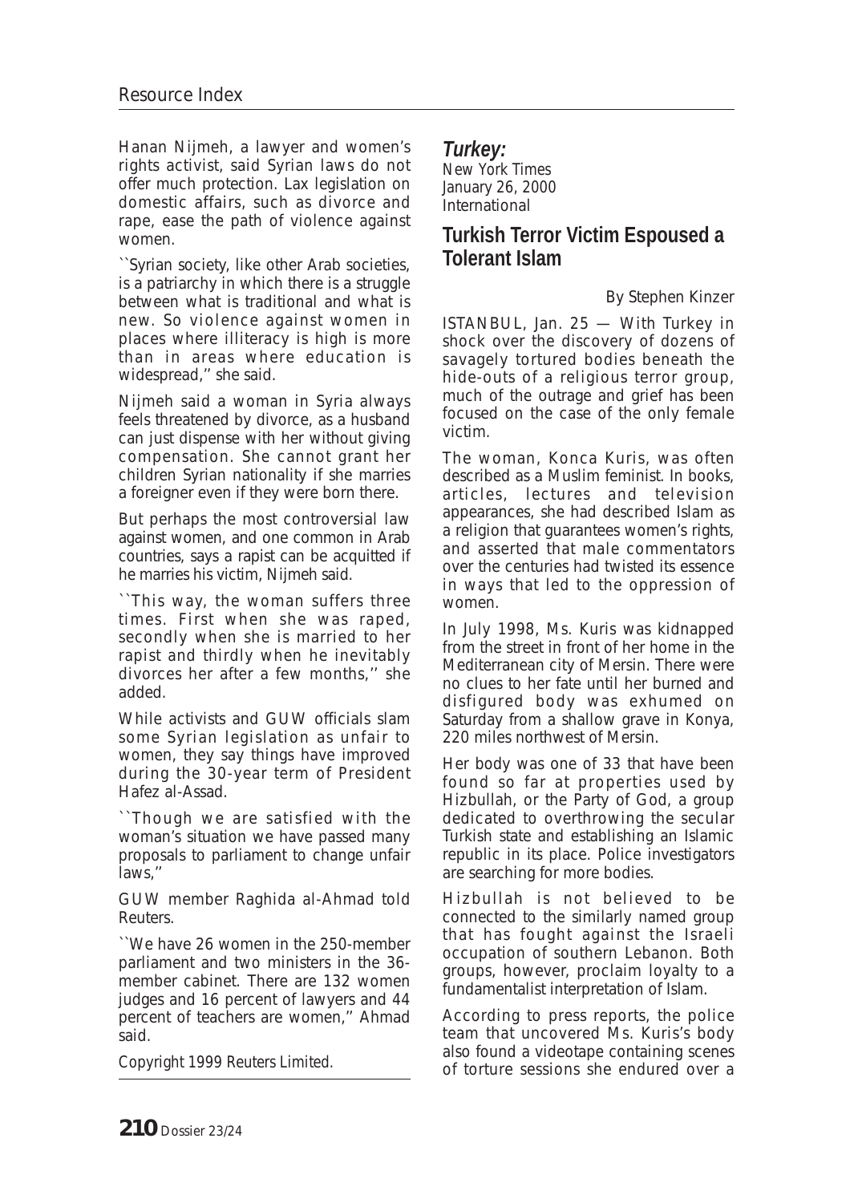Hanan Nijmeh, a lawyer and women's rights activist, said Syrian laws do not offer much protection. Lax legislation on domestic affairs, such as divorce and rape, ease the path of violence against women.

``Syrian society, like other Arab societies, is a patriarchy in which there is a struggle between what is traditional and what is new. So violence against women in places where illiteracy is high is more than in areas where education is widespread,'' she said.

Nijmeh said a woman in Syria always feels threatened by divorce, as a husband can just dispense with her without giving compensation. She cannot grant her children Syrian nationality if she marries a foreigner even if they were born there.

But perhaps the most controversial law against women, and one common in Arab countries, says a rapist can be acquitted if he marries his victim, Nijmeh said.

``This way, the woman suffers three times. First when she was raped, secondly when she is married to her rapist and thirdly when he inevitably divorces her after a few months,'' she added.

While activists and GUW officials slam some Syrian legislation as unfair to women, they say things have improved during the 30-year term of President Hafez al-Assad.

``Though we are satisfied with the woman's situation we have passed many proposals to parliament to change unfair laws,''

GUW member Raghida al-Ahmad told Reuters.

``We have 26 women in the 250-member parliament and two ministers in the 36-member cabinet. There are 132 women judges and 16 percent of lawyers and 44 percent of teachers are women,'' Ahmad said.

Copyright 1999 Reuters Limited.

---

***Turkey:***
New York Times
January 26, 2000
International

## Turkish Terror Victim Espoused a Tolerant Islam

By Stephen Kinzer

ISTANBUL, Jan. 25 — With Turkey in shock over the discovery of dozens of savagely tortured bodies beneath the hide-outs of a religious terror group, much of the outrage and grief has been focused on the case of the only female victim.

The woman, Konca Kuris, was often described as a Muslim feminist. In books, articles, lectures and television appearances, she had described Islam as a religion that guarantees women's rights, and asserted that male commentators over the centuries had twisted its essence in ways that led to the oppression of women.

In July 1998, Ms. Kuris was kidnapped from the street in front of her home in the Mediterranean city of Mersin. There were no clues to her fate until her burned and disfigured body was exhumed on Saturday from a shallow grave in Konya, 220 miles northwest of Mersin.

Her body was one of 33 that have been found so far at properties used by Hizbullah, or the Party of God, a group dedicated to overthrowing the secular Turkish state and establishing an Islamic republic in its place. Police investigators are searching for more bodies.

Hizbullah is not believed to be connected to the similarly named group that has fought against the Israeli occupation of southern Lebanon. Both groups, however, proclaim loyalty to a fundamentalist interpretation of Islam.

According to press reports, the police team that uncovered Ms. Kuris's body also found a videotape containing scenes of torture sessions she endured over a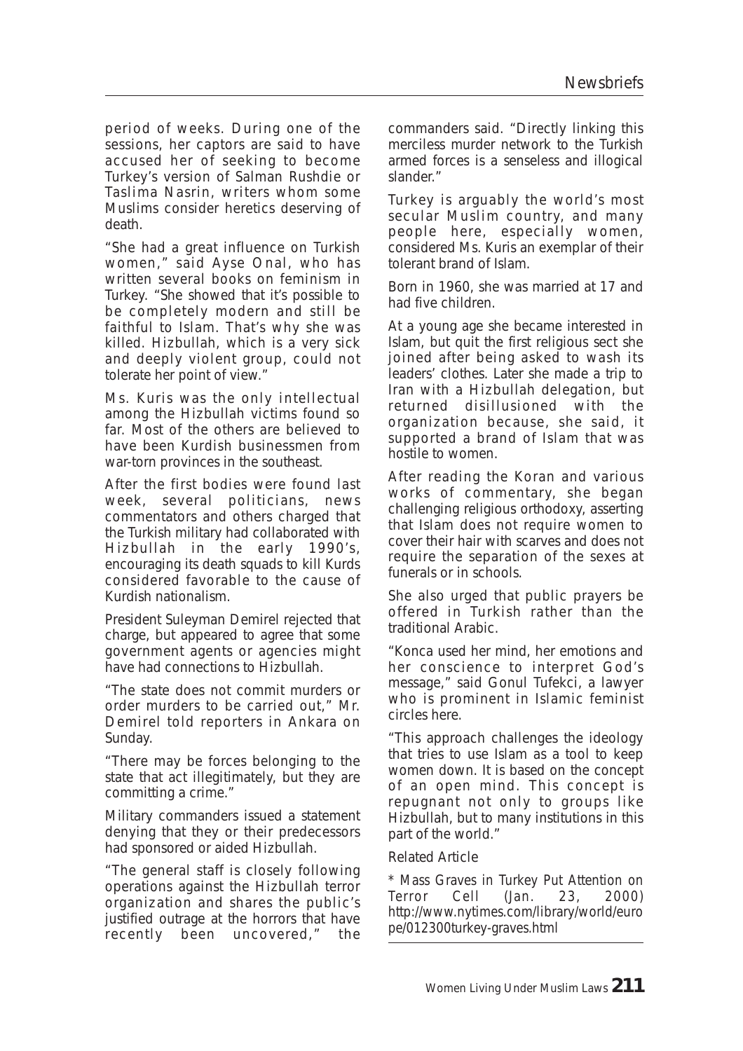period of weeks. During one of the sessions, her captors are said to have accused her of seeking to become Turkey's version of Salman Rushdie or Taslima Nasrin, writers whom some Muslims consider heretics deserving of death.

"She had a great influence on Turkish women," said Ayse Onal, who has written several books on feminism in Turkey. "She showed that it's possible to be completely modern and still be faithful to Islam. That's why she was killed. Hizbullah, which is a very sick and deeply violent group, could not tolerate her point of view."

Ms. Kuris was the only intellectual among the Hizbullah victims found so far. Most of the others are believed to have been Kurdish businessmen from war-torn provinces in the southeast.

After the first bodies were found last week, several politicians, news commentators and others charged that the Turkish military had collaborated with Hizbullah in the early 1990's, encouraging its death squads to kill Kurds considered favorable to the cause of Kurdish nationalism.

President Suleyman Demirel rejected that charge, but appeared to agree that some government agents or agencies might have had connections to Hizbullah.

"The state does not commit murders or order murders to be carried out," Mr. Demirel told reporters in Ankara on Sunday.

"There may be forces belonging to the state that act illegitimately, but they are committing a crime."

Military commanders issued a statement denying that they or their predecessors had sponsored or aided Hizbullah.

"The general staff is closely following operations against the Hizbullah terror organization and shares the public's justified outrage at the horrors that have recently been uncovered," the commanders said. "Directly linking this merciless murder network to the Turkish armed forces is a senseless and illogical slander."

Turkey is arguably the world's most secular Muslim country, and many people here, especially women, considered Ms. Kuris an exemplar of their tolerant brand of Islam.

Born in 1960, she was married at 17 and had five children.

At a young age she became interested in Islam, but quit the first religious sect she joined after being asked to wash its leaders' clothes. Later she made a trip to Iran with a Hizbullah delegation, but returned disillusioned with the organization because, she said, it supported a brand of Islam that was hostile to women.

After reading the Koran and various works of commentary, she began challenging religious orthodoxy, asserting that Islam does not require women to cover their hair with scarves and does not require the separation of the sexes at funerals or in schools.

She also urged that public prayers be offered in Turkish rather than the traditional Arabic.

"Konca used her mind, her emotions and her conscience to interpret God's message," said Gonul Tufekci, a lawyer who is prominent in Islamic feminist circles here.

"This approach challenges the ideology that tries to use Islam as a tool to keep women down. It is based on the concept of an open mind. This concept is repugnant not only to groups like Hizbullah, but to many institutions in this part of the world."

Related Article

* Mass Graves in Turkey Put Attention on Terror Cell (Jan. 23, 2000) http://www.nytimes.com/library/world/europe/012300turkey-graves.html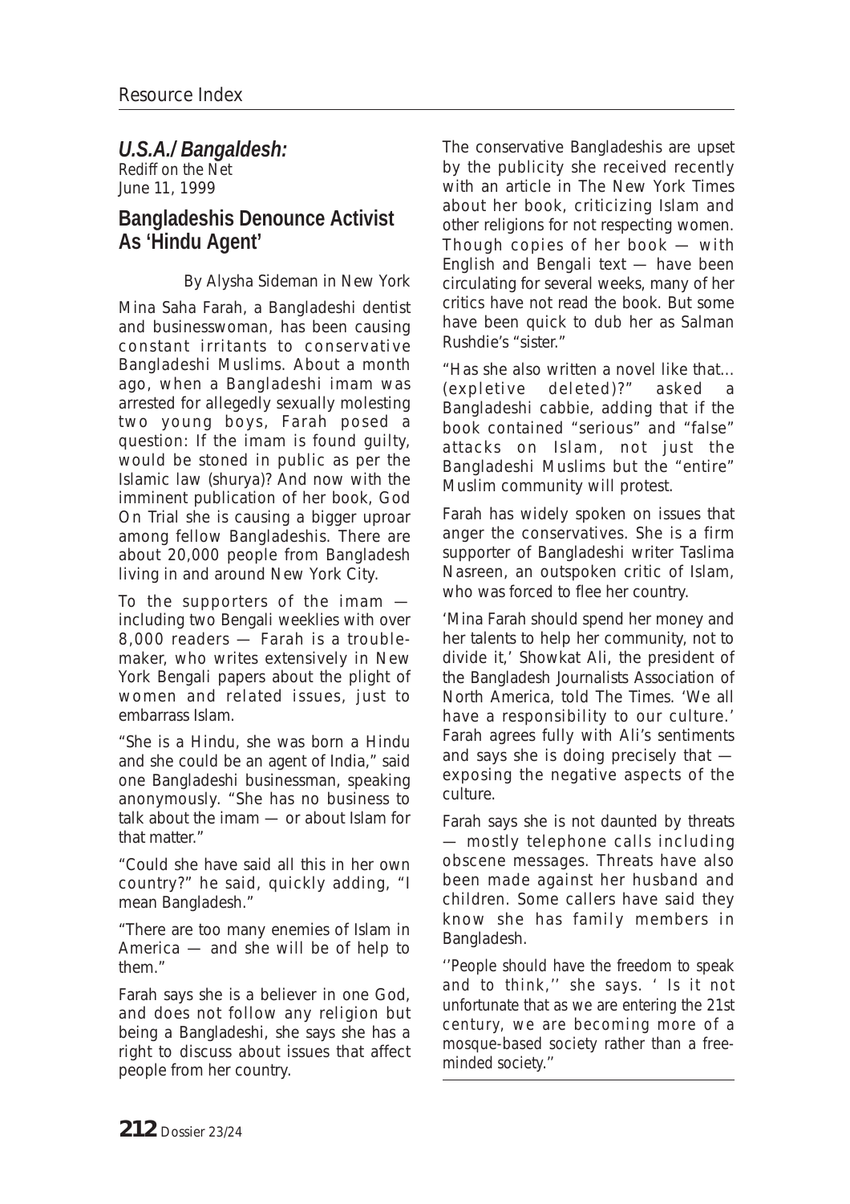## *U.S.A./Bangaldesh:*

*Rediff on the Net*
June 11, 1999

## Bangladeshis Denounce Activist As 'Hindu Agent'

By Alysha Sideman in New York

Mina Saha Farah, a Bangladeshi dentist and businesswoman, has been causing constant irritants to conservative Bangladeshi Muslims. About a month ago, when a Bangladeshi imam was arrested for allegedly sexually molesting two young boys, Farah posed a question: If the imam is found guilty, would be stoned in public as per the Islamic law (shurya)? And now with the imminent publication of her book, God On Trial she is causing a bigger uproar among fellow Bangladeshis. There are about 20,000 people from Bangladesh living in and around New York City.

To the supporters of the imam — including two Bengali weeklies with over 8,000 readers — Farah is a trouble-maker, who writes extensively in New York Bengali papers about the plight of women and related issues, just to embarrass Islam.

"She is a Hindu, she was born a Hindu and she could be an agent of India," said one Bangladeshi businessman, speaking anonymously. "She has no business to talk about the imam — or about Islam for that matter."

"Could she have said all this in her own country?" he said, quickly adding, "I mean Bangladesh."

"There are too many enemies of Islam in America — and she will be of help to them."

Farah says she is a believer in one God, and does not follow any religion but being a Bangladeshi, she says she has a right to discuss about issues that affect people from her country.

The conservative Bangladeshis are upset by the publicity she received recently with an article in The New York Times about her book, criticizing Islam and other religions for not respecting women. Though copies of her book — with English and Bengali text — have been circulating for several weeks, many of her critics have not read the book. But some have been quick to dub her as Salman Rushdie's "sister."

"Has she also written a novel like that... (expletive deleted)?" asked a Bangladeshi cabbie, adding that if the book contained "serious" and "false" attacks on Islam, not just the Bangladeshi Muslims but the "entire" Muslim community will protest.

Farah has widely spoken on issues that anger the conservatives. She is a firm supporter of Bangladeshi writer Taslima Nasreen, an outspoken critic of Islam, who was forced to flee her country.

'Mina Farah should spend her money and her talents to help her community, not to divide it,' Showkat Ali, the president of the Bangladesh Journalists Association of North America, told The Times. 'We all have a responsibility to our culture.' Farah agrees fully with Ali's sentiments and says she is doing precisely that — exposing the negative aspects of the culture.

Farah says she is not daunted by threats — mostly telephone calls including obscene messages. Threats have also been made against her husband and children. Some callers have said they know she has family members in Bangladesh.

''People should have the freedom to speak and to think,'' she says. ' Is it not unfortunate that as we are entering the 21st century, we are becoming more of a mosque-based society rather than a free-minded society.''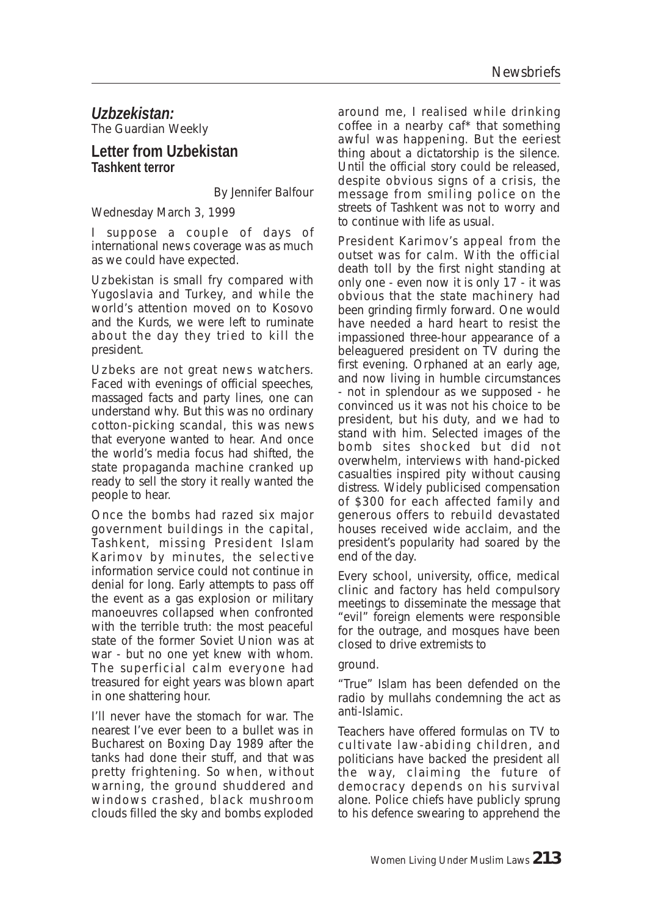## *Uzbzekistan:*

The Guardian Weekly

### Letter from Uzbekistan
**Tashkent terror**

By Jennifer Balfour

Wednesday March 3, 1999

I suppose a couple of days of international news coverage was as much as we could have expected.

Uzbekistan is small fry compared with Yugoslavia and Turkey, and while the world's attention moved on to Kosovo and the Kurds, we were left to ruminate about the day they tried to kill the president.

Uzbeks are not great news watchers. Faced with evenings of official speeches, massaged facts and party lines, one can understand why. But this was no ordinary cotton-picking scandal, this was news that everyone wanted to hear. And once the world's media focus had shifted, the state propaganda machine cranked up ready to sell the story it really wanted the people to hear.

Once the bombs had razed six major government buildings in the capital, Tashkent, missing President Islam Karimov by minutes, the selective information service could not continue in denial for long. Early attempts to pass off the event as a gas explosion or military manoeuvres collapsed when confronted with the terrible truth: the most peaceful state of the former Soviet Union was at war - but no one yet knew with whom. The superficial calm everyone had treasured for eight years was blown apart in one shattering hour.

I'll never have the stomach for war. The nearest I've ever been to a bullet was in Bucharest on Boxing Day 1989 after the tanks had done their stuff, and that was pretty frightening. So when, without warning, the ground shuddered and windows crashed, black mushroom clouds filled the sky and bombs exploded around me, I realised while drinking coffee in a nearby caf* that something awful was happening. But the eeriest thing about a dictatorship is the silence. Until the official story could be released, despite obvious signs of a crisis, the message from smiling police on the streets of Tashkent was not to worry and to continue with life as usual.

President Karimov's appeal from the outset was for calm. With the official death toll by the first night standing at only one - even now it is only 17 - it was obvious that the state machinery had been grinding firmly forward. One would have needed a hard heart to resist the impassioned three-hour appearance of a beleaguered president on TV during the first evening. Orphaned at an early age, and now living in humble circumstances - not in splendour as we supposed - he convinced us it was not his choice to be president, but his duty, and we had to stand with him. Selected images of the bomb sites shocked but did not overwhelm, interviews with hand-picked casualties inspired pity without causing distress. Widely publicised compensation of $300 for each affected family and generous offers to rebuild devastated houses received wide acclaim, and the president's popularity had soared by the end of the day.

Every school, university, office, medical clinic and factory has held compulsory meetings to disseminate the message that "evil" foreign elements were responsible for the outrage, and mosques have been closed to drive extremists to

ground.

"True" Islam has been defended on the radio by mullahs condemning the act as anti-Islamic.

Teachers have offered formulas on TV to cultivate law-abiding children, and politicians have backed the president all the way, claiming the future of democracy depends on his survival alone. Police chiefs have publicly sprung to his defence swearing to apprehend the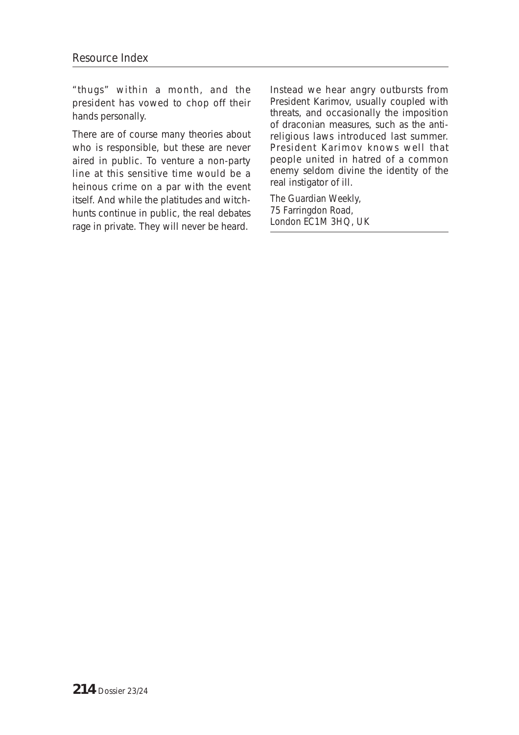"thugs" within a month, and the president has vowed to chop off their hands personally.

There are of course many theories about who is responsible, but these are never aired in public. To venture a non-party line at this sensitive time would be a heinous crime on a par with the event itself. And while the platitudes and witch-hunts continue in public, the real debates rage in private. They will never be heard.

Instead we hear angry outbursts from President Karimov, usually coupled with threats, and occasionally the imposition of draconian measures, such as the anti-religious laws introduced last summer. President Karimov knows well that people united in hatred of a common enemy seldom divine the identity of the real instigator of ill.

The Guardian Weekly,
75 Farringdon Road,
London EC1M 3HQ, UK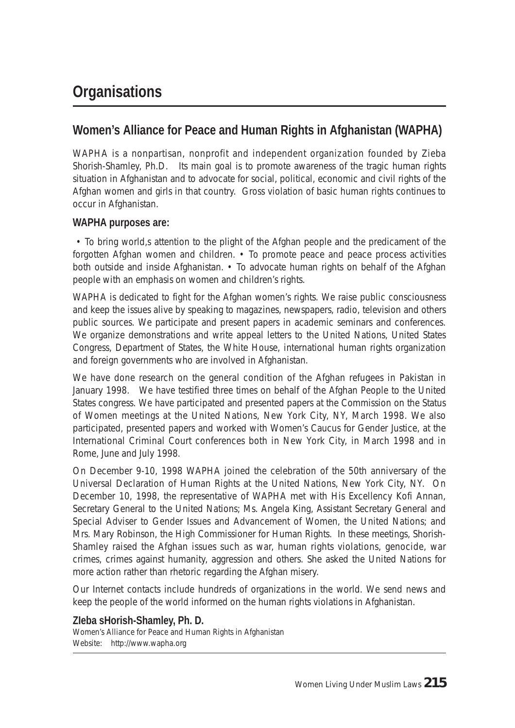# Organisations

## Women's Alliance for Peace and Human Rights in Afghanistan (WAPHA)

WAPHA is a nonpartisan, nonprofit and independent organization founded by Zieba Shorish-Shamley, Ph.D. Its main goal is to promote awareness of the tragic human rights situation in Afghanistan and to advocate for social, political, economic and civil rights of the Afghan women and girls in that country. Gross violation of basic human rights continues to occur in Afghanistan.

**WAPHA purposes are:**

• To bring world,s attention to the plight of the Afghan people and the predicament of the forgotten Afghan women and children. • To promote peace and peace process activities both outside and inside Afghanistan. • To advocate human rights on behalf of the Afghan people with an emphasis on women and children's rights.

WAPHA is dedicated to fight for the Afghan women's rights. We raise public consciousness and keep the issues alive by speaking to magazines, newspapers, radio, television and others public sources. We participate and present papers in academic seminars and conferences. We organize demonstrations and write appeal letters to the United Nations, United States Congress, Department of States, the White House, international human rights organization and foreign governments who are involved in Afghanistan.

We have done research on the general condition of the Afghan refugees in Pakistan in January 1998. We have testified three times on behalf of the Afghan People to the United States congress. We have participated and presented papers at the Commission on the Status of Women meetings at the United Nations, New York City, NY, March 1998. We also participated, presented papers and worked with Women's Caucus for Gender Justice, at the International Criminal Court conferences both in New York City, in March 1998 and in Rome, June and July 1998.

On December 9-10, 1998 WAPHA joined the celebration of the 50th anniversary of the Universal Declaration of Human Rights at the United Nations, New York City, NY. On December 10, 1998, the representative of WAPHA met with His Excellency Kofi Annan, Secretary General to the United Nations; Ms. Angela King, Assistant Secretary General and Special Adviser to Gender Issues and Advancement of Women, the United Nations; and Mrs. Mary Robinson, the High Commissioner for Human Rights. In these meetings, Shorish-Shamley raised the Afghan issues such as war, human rights violations, genocide, war crimes, crimes against humanity, aggression and others. She asked the United Nations for more action rather than rhetoric regarding the Afghan misery.

Our Internet contacts include hundreds of organizations in the world. We send news and keep the people of the world informed on the human rights violations in Afghanistan.

**ZIeba sHorish-Shamley, Ph. D.**
Women's Alliance for Peace and Human Rights in Afghanistan
Website: http://www.wapha.org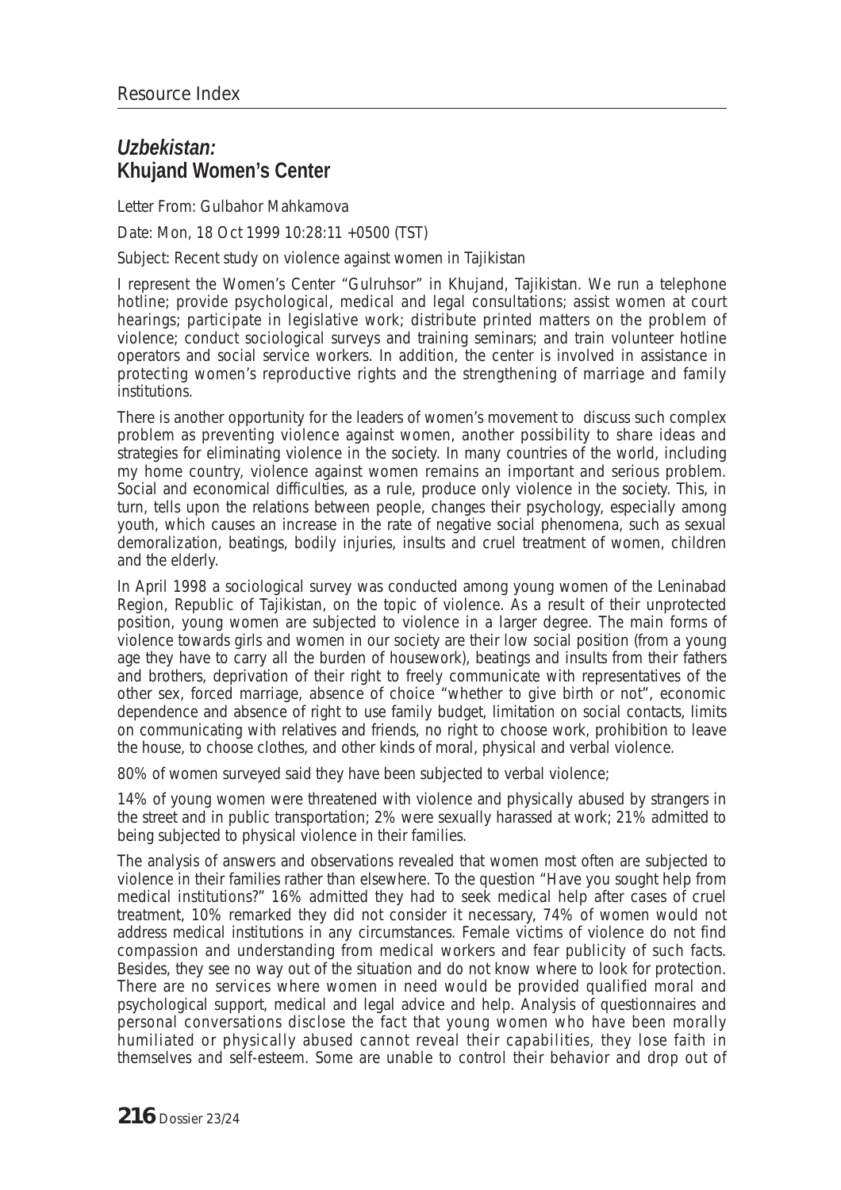## *Uzbekistan:* Khujand Women's Center

Letter From: Gulbahor Mahkamova

Date: Mon, 18 Oct 1999 10:28:11 +0500 (TST)

Subject: Recent study on violence against women in Tajikistan

I represent the Women's Center "Gulruhsor" in Khujand, Tajikistan. We run a telephone hotline; provide psychological, medical and legal consultations; assist women at court hearings; participate in legislative work; distribute printed matters on the problem of violence; conduct sociological surveys and training seminars; and train volunteer hotline operators and social service workers. In addition, the center is involved in assistance in protecting women's reproductive rights and the strengthening of marriage and family institutions.

There is another opportunity for the leaders of women's movement to discuss such complex problem as preventing violence against women, another possibility to share ideas and strategies for eliminating violence in the society. In many countries of the world, including my home country, violence against women remains an important and serious problem. Social and economical difficulties, as a rule, produce only violence in the society. This, in turn, tells upon the relations between people, changes their psychology, especially among youth, which causes an increase in the rate of negative social phenomena, such as sexual demoralization, beatings, bodily injuries, insults and cruel treatment of women, children and the elderly.

In April 1998 a sociological survey was conducted among young women of the Leninabad Region, Republic of Tajikistan, on the topic of violence. As a result of their unprotected position, young women are subjected to violence in a larger degree. The main forms of violence towards girls and women in our society are their low social position (from a young age they have to carry all the burden of housework), beatings and insults from their fathers and brothers, deprivation of their right to freely communicate with representatives of the other sex, forced marriage, absence of choice "whether to give birth or not", economic dependence and absence of right to use family budget, limitation on social contacts, limits on communicating with relatives and friends, no right to choose work, prohibition to leave the house, to choose clothes, and other kinds of moral, physical and verbal violence.

80% of women surveyed said they have been subjected to verbal violence;

14% of young women were threatened with violence and physically abused by strangers in the street and in public transportation; 2% were sexually harassed at work; 21% admitted to being subjected to physical violence in their families.

The analysis of answers and observations revealed that women most often are subjected to violence in their families rather than elsewhere. To the question "Have you sought help from medical institutions?" 16% admitted they had to seek medical help after cases of cruel treatment, 10% remarked they did not consider it necessary, 74% of women would not address medical institutions in any circumstances. Female victims of violence do not find compassion and understanding from medical workers and fear publicity of such facts. Besides, they see no way out of the situation and do not know where to look for protection. There are no services where women in need would be provided qualified moral and psychological support, medical and legal advice and help. Analysis of questionnaires and personal conversations disclose the fact that young women who have been morally humiliated or physically abused cannot reveal their capabilities, they lose faith in themselves and self-esteem. Some are unable to control their behavior and drop out of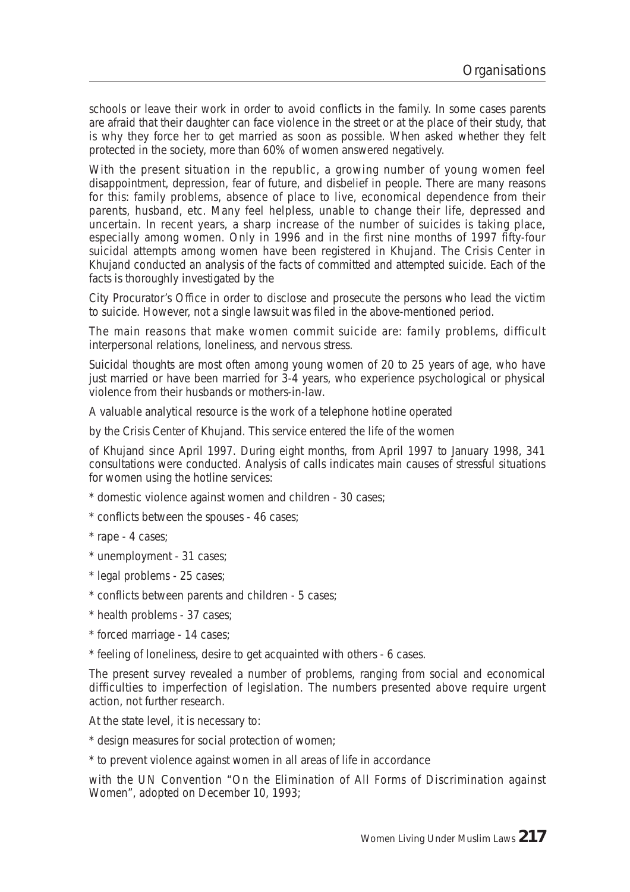schools or leave their work in order to avoid conflicts in the family. In some cases parents are afraid that their daughter can face violence in the street or at the place of their study, that is why they force her to get married as soon as possible. When asked whether they felt protected in the society, more than 60% of women answered negatively.

With the present situation in the republic, a growing number of young women feel disappointment, depression, fear of future, and disbelief in people. There are many reasons for this: family problems, absence of place to live, economical dependence from their parents, husband, etc. Many feel helpless, unable to change their life, depressed and uncertain. In recent years, a sharp increase of the number of suicides is taking place, especially among women. Only in 1996 and in the first nine months of 1997 fifty-four suicidal attempts among women have been registered in Khujand. The Crisis Center in Khujand conducted an analysis of the facts of committed and attempted suicide. Each of the facts is thoroughly investigated by the

City Procurator's Office in order to disclose and prosecute the persons who lead the victim to suicide. However, not a single lawsuit was filed in the above-mentioned period.

The main reasons that make women commit suicide are: family problems, difficult interpersonal relations, loneliness, and nervous stress.

Suicidal thoughts are most often among young women of 20 to 25 years of age, who have just married or have been married for 3-4 years, who experience psychological or physical violence from their husbands or mothers-in-law.

A valuable analytical resource is the work of a telephone hotline operated

by the Crisis Center of Khujand. This service entered the life of the women

of Khujand since April 1997. During eight months, from April 1997 to January 1998, 341 consultations were conducted. Analysis of calls indicates main causes of stressful situations for women using the hotline services:

* domestic violence against women and children - 30 cases;

* conflicts between the spouses - 46 cases;

* rape - 4 cases;

* unemployment - 31 cases;

* legal problems - 25 cases;

* conflicts between parents and children - 5 cases;

* health problems - 37 cases;

* forced marriage - 14 cases;

* feeling of loneliness, desire to get acquainted with others - 6 cases.

The present survey revealed a number of problems, ranging from social and economical difficulties to imperfection of legislation. The numbers presented above require urgent action, not further research.

At the state level, it is necessary to:

* design measures for social protection of women;

* to prevent violence against women in all areas of life in accordance

with the UN Convention "On the Elimination of All Forms of Discrimination against Women", adopted on December 10, 1993;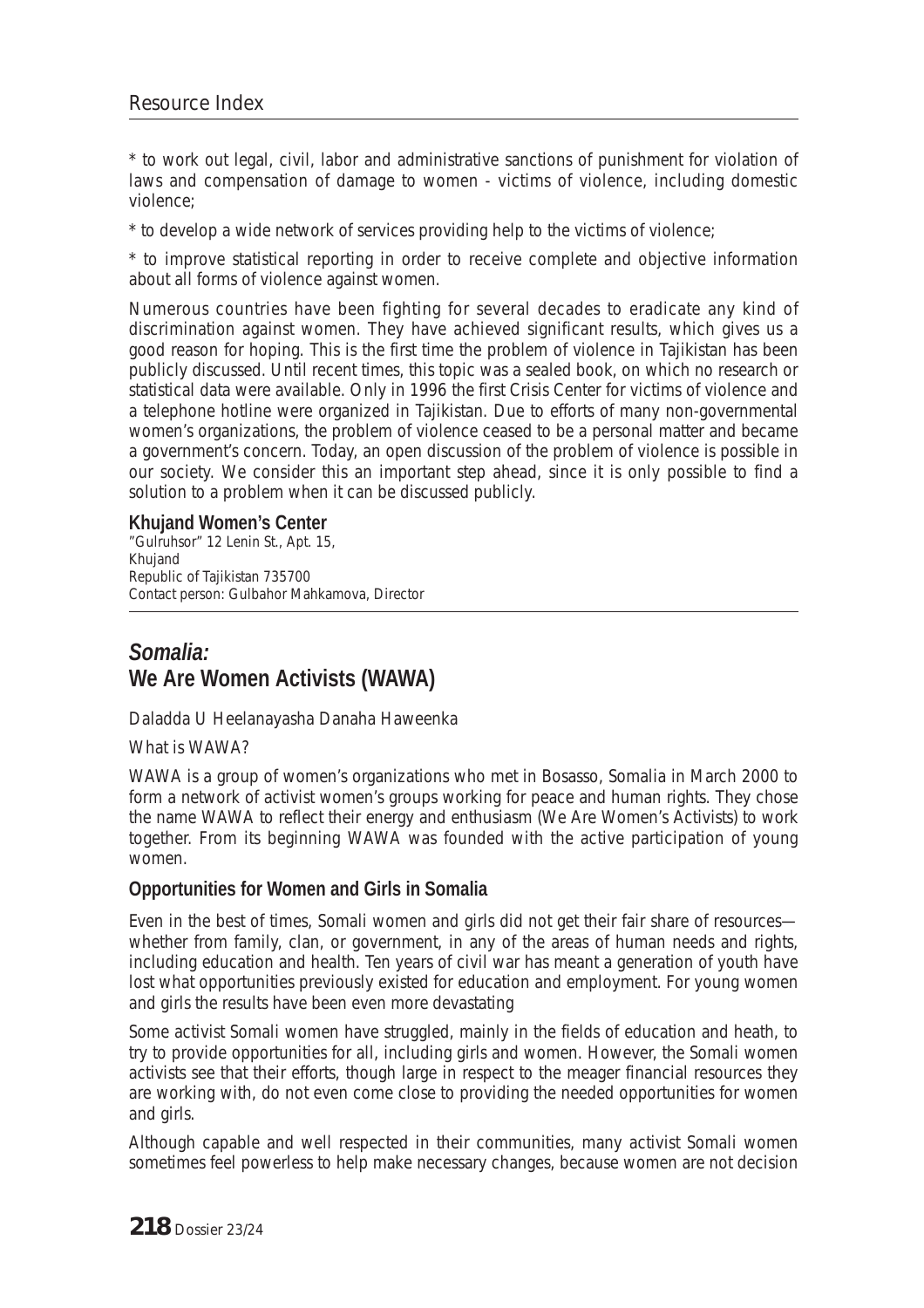* to work out legal, civil, labor and administrative sanctions of punishment for violation of laws and compensation of damage to women - victims of violence, including domestic violence;

* to develop a wide network of services providing help to the victims of violence;

* to improve statistical reporting in order to receive complete and objective information about all forms of violence against women.

Numerous countries have been fighting for several decades to eradicate any kind of discrimination against women. They have achieved significant results, which gives us a good reason for hoping. This is the first time the problem of violence in Tajikistan has been publicly discussed. Until recent times, this topic was a sealed book, on which no research or statistical data were available. Only in 1996 the first Crisis Center for victims of violence and a telephone hotline were organized in Tajikistan. Due to efforts of many non-governmental women's organizations, the problem of violence ceased to be a personal matter and became a government's concern. Today, an open discussion of the problem of violence is possible in our society. We consider this an important step ahead, since it is only possible to find a solution to a problem when it can be discussed publicly.

**Khujand Women's Center**
"Gulruhsor" 12 Lenin St., Apt. 15,
Khujand
Republic of Tajikistan 735700
Contact person: Gulbahor Mahkamova, Director

## *Somalia:* We Are Women Activists (WAWA)

Daladda U Heelanayasha Danaha Haweenka

What is WAWA?

WAWA is a group of women's organizations who met in Bosasso, Somalia in March 2000 to form a network of activist women's groups working for peace and human rights. They chose the name WAWA to reflect their energy and enthusiasm (We Are Women's Activists) to work together. From its beginning WAWA was founded with the active participation of young women.

### Opportunities for Women and Girls in Somalia

Even in the best of times, Somali women and girls did not get their fair share of resources—whether from family, clan, or government, in any of the areas of human needs and rights, including education and health. Ten years of civil war has meant a generation of youth have lost what opportunities previously existed for education and employment. For young women and girls the results have been even more devastating

Some activist Somali women have struggled, mainly in the fields of education and heath, to try to provide opportunities for all, including girls and women. However, the Somali women activists see that their efforts, though large in respect to the meager financial resources they are working with, do not even come close to providing the needed opportunities for women and girls.

Although capable and well respected in their communities, many activist Somali women sometimes feel powerless to help make necessary changes, because women are not decision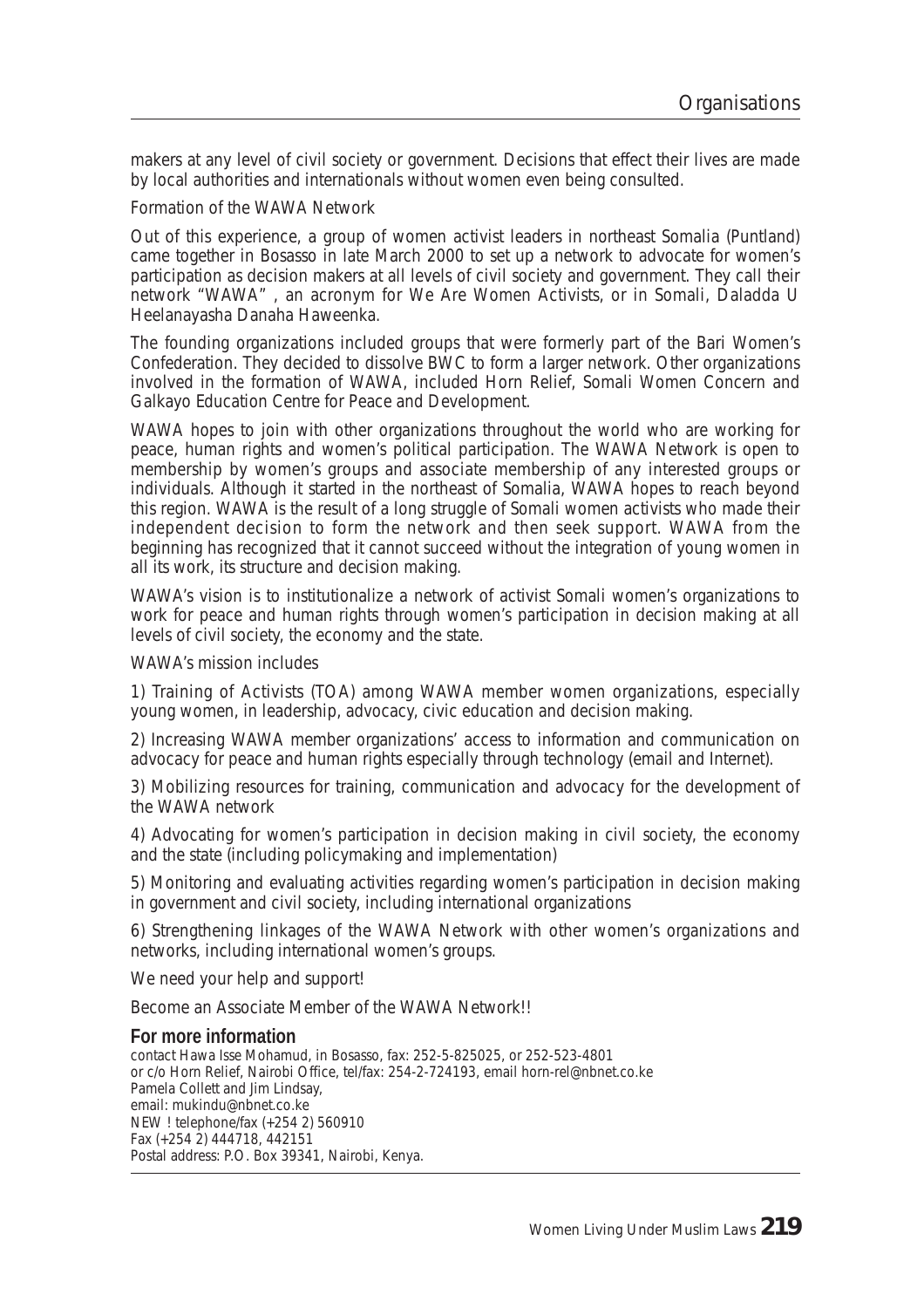makers at any level of civil society or government. Decisions that effect their lives are made by local authorities and internationals without women even being consulted.

Formation of the WAWA Network

Out of this experience, a group of women activist leaders in northeast Somalia (Puntland) came together in Bosasso in late March 2000 to set up a network to advocate for women's participation as decision makers at all levels of civil society and government. They call their network "WAWA" , an acronym for We Are Women Activists, or in Somali, Daladda U Heelanayasha Danaha Haweenka.

The founding organizations included groups that were formerly part of the Bari Women's Confederation. They decided to dissolve BWC to form a larger network. Other organizations involved in the formation of WAWA, included Horn Relief, Somali Women Concern and Galkayo Education Centre for Peace and Development.

WAWA hopes to join with other organizations throughout the world who are working for peace, human rights and women's political participation. The WAWA Network is open to membership by women's groups and associate membership of any interested groups or individuals. Although it started in the northeast of Somalia, WAWA hopes to reach beyond this region. WAWA is the result of a long struggle of Somali women activists who made their independent decision to form the network and then seek support. WAWA from the beginning has recognized that it cannot succeed without the integration of young women in all its work, its structure and decision making.

WAWA's vision is to institutionalize a network of activist Somali women's organizations to work for peace and human rights through women's participation in decision making at all levels of civil society, the economy and the state.

WAWA's mission includes

1) Training of Activists (TOA) among WAWA member women organizations, especially young women, in leadership, advocacy, civic education and decision making.

2) Increasing WAWA member organizations' access to information and communication on advocacy for peace and human rights especially through technology (email and Internet).

3) Mobilizing resources for training, communication and advocacy for the development of the WAWA network

4) Advocating for women's participation in decision making in civil society, the economy and the state (including policymaking and implementation)

5) Monitoring and evaluating activities regarding women's participation in decision making in government and civil society, including international organizations

6) Strengthening linkages of the WAWA Network with other women's organizations and networks, including international women's groups.

We need your help and support!

Become an Associate Member of the WAWA Network!!

**For more information**

contact Hawa Isse Mohamud, in Bosasso, fax: 252-5-825025, or 252-523-4801
or c/o Horn Relief, Nairobi Office, tel/fax: 254-2-724193, email horn-rel@nbnet.co.ke
Pamela Collett and Jim Lindsay,
email: mukindu@nbnet.co.ke
NEW ! telephone/fax (+254 2) 560910
Fax (+254 2) 444718, 442151
Postal address: P.O. Box 39341, Nairobi, Kenya.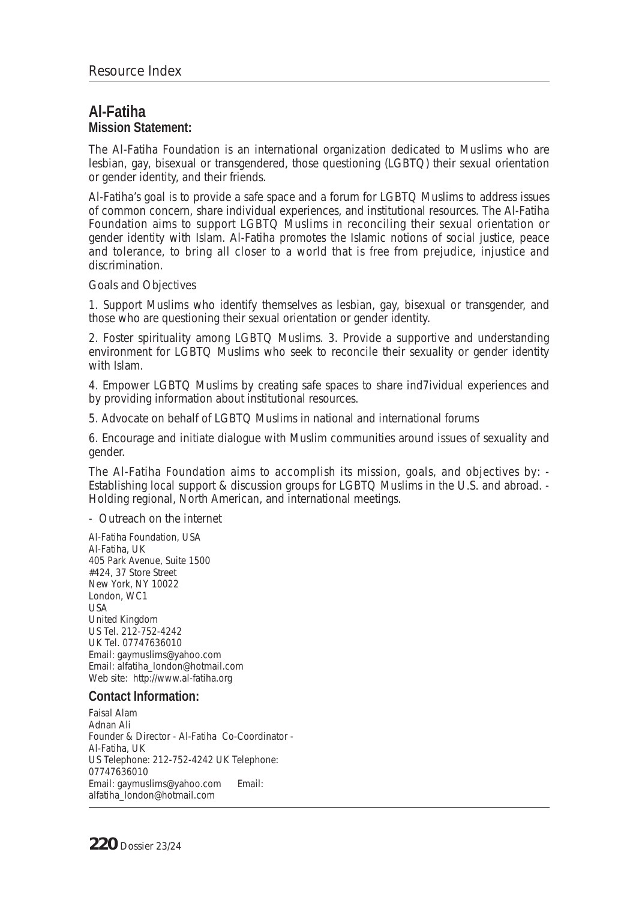## Al-Fatiha

### Mission Statement:

The Al-Fatiha Foundation is an international organization dedicated to Muslims who are lesbian, gay, bisexual or transgendered, those questioning (LGBTQ) their sexual orientation or gender identity, and their friends.

Al-Fatiha's goal is to provide a safe space and a forum for LGBTQ Muslims to address issues of common concern, share individual experiences, and institutional resources. The Al-Fatiha Foundation aims to support LGBTQ Muslims in reconciling their sexual orientation or gender identity with Islam. Al-Fatiha promotes the Islamic notions of social justice, peace and tolerance, to bring all closer to a world that is free from prejudice, injustice and discrimination.

Goals and Objectives

1. Support Muslims who identify themselves as lesbian, gay, bisexual or transgender, and those who are questioning their sexual orientation or gender identity.

2. Foster spirituality among LGBTQ Muslims. 3. Provide a supportive and understanding environment for LGBTQ Muslims who seek to reconcile their sexuality or gender identity with Islam.

4. Empower LGBTQ Muslims by creating safe spaces to share ind7ividual experiences and by providing information about institutional resources.

5. Advocate on behalf of LGBTQ Muslims in national and international forums

6. Encourage and initiate dialogue with Muslim communities around issues of sexuality and gender.

The Al-Fatiha Foundation aims to accomplish its mission, goals, and objectives by: - Establishing local support & discussion groups for LGBTQ Muslims in the U.S. and abroad. - Holding regional, North American, and international meetings.

- Outreach on the internet

Al-Fatiha Foundation, USA
Al-Fatiha, UK
405 Park Avenue, Suite 1500
#424, 37 Store Street
New York, NY 10022
London, WC1
USA
United Kingdom
US Tel. 212-752-4242
UK Tel. 07747636010
Email: gaymuslims@yahoo.com
Email: alfatiha_london@hotmail.com
Web site: http://www.al-fatiha.org

### Contact Information:

Faisal Alam
Adnan Ali
Founder & Director - Al-Fatiha Co-Coordinator -
Al-Fatiha, UK
US Telephone: 212-752-4242 UK Telephone:
07747636010
Email: gaymuslims@yahoo.com Email:
alfatiha_london@hotmail.com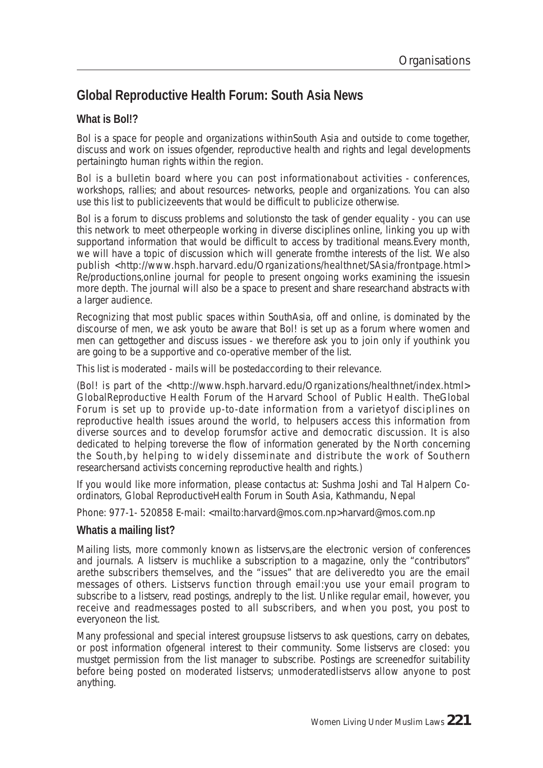## Global Reproductive Health Forum: South Asia News

### What is Bol!?

Bol is a space for people and organizations withinSouth Asia and outside to come together, discuss and work on issues ofgender, reproductive health and rights and legal developments pertainingto human rights within the region.

Bol is a bulletin board where you can post informationabout activities - conferences, workshops, rallies; and about resources- networks, people and organizations. You can also use this list to publicizeevents that would be difficult to publicize otherwise.

Bol is a forum to discuss problems and solutionsto the task of gender equality - you can use this network to meet otherpeople working in diverse disciplines online, linking you up with supportand information that would be difficult to access by traditional means.Every month, we will have a topic of discussion which will generate fromthe interests of the list. We also publish <http://www.hsph.harvard.edu/Organizations/healthnet/SAsia/frontpage.html> Re/productions,online journal for people to present ongoing works examining the issuesin more depth. The journal will also be a space to present and share researchand abstracts with a larger audience.

Recognizing that most public spaces within SouthAsia, off and online, is dominated by the discourse of men, we ask youto be aware that Bol! is set up as a forum where women and men can gettogether and discuss issues - we therefore ask you to join only if youthink you are going to be a supportive and co-operative member of the list.

This list is moderated - mails will be postedaccording to their relevance.

(Bol! is part of the <http://www.hsph.harvard.edu/Organizations/healthnet/index.html> GlobalReproductive Health Forum of the Harvard School of Public Health. TheGlobal Forum is set up to provide up-to-date information from a varietyof disciplines on reproductive health issues around the world, to helpusers access this information from diverse sources and to develop forumsfor active and democratic discussion. It is also dedicated to helping toreverse the flow of information generated by the North concerning the South,by helping to widely disseminate and distribute the work of Southern researchersand activists concerning reproductive health and rights.)

If you would like more information, please contactus at: Sushma Joshi and Tal Halpern Co-ordinators, Global ReproductiveHealth Forum in South Asia, Kathmandu, Nepal

Phone: 977-1- 520858 E-mail: <mailto:harvard@mos.com.np>harvard@mos.com.np

### Whatis a mailing list?

Mailing lists, more commonly known as listservs,are the electronic version of conferences and journals. A listserv is muchlike a subscription to a magazine, only the "contributors" arethe subscribers themselves, and the "issues" that are deliveredto you are the email messages of others. Listservs function through email:you use your email program to subscribe to a listserv, read postings, andreply to the list. Unlike regular email, however, you receive and readmessages posted to all subscribers, and when you post, you post to everyoneon the list.

Many professional and special interest groupsuse listservs to ask questions, carry on debates, or post information ofgeneral interest to their community. Some listservs are closed: you mustget permission from the list manager to subscribe. Postings are screenedfor suitability before being posted on moderated listservs; unmoderatedlistservs allow anyone to post anything.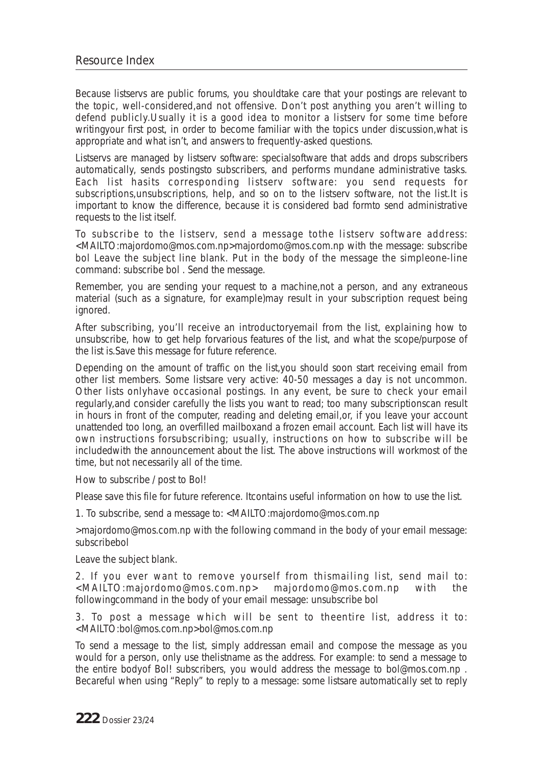Because listservs are public forums, you shouldtake care that your postings are relevant to the topic, well-considered,and not offensive. Don't post anything you aren't willing to defend publicly.Usually it is a good idea to monitor a listserv for some time before writingyour first post, in order to become familiar with the topics under discussion,what is appropriate and what isn't, and answers to frequently-asked questions.

Listservs are managed by listserv software: specialsoftware that adds and drops subscribers automatically, sends postingsto subscribers, and performs mundane administrative tasks. Each list hasits corresponding listserv software: you send requests for subscriptions,unsubscriptions, help, and so on to the listserv software, not the list.It is important to know the difference, because it is considered bad formto send administrative requests to the list itself.

To subscribe to the listserv, send a message tothe listserv software address: <MAILTO:majordomo@mos.com.np>majordomo@mos.com.np with the message: subscribe bol Leave the subject line blank. Put in the body of the message the simpleone-line command: subscribe bol . Send the message.

Remember, you are sending your request to a machine,not a person, and any extraneous material (such as a signature, for example)may result in your subscription request being ignored.

After subscribing, you'll receive an introductoryemail from the list, explaining how to unsubscribe, how to get help forvarious features of the list, and what the scope/purpose of the list is.Save this message for future reference.

Depending on the amount of traffic on the list,you should soon start receiving email from other list members. Some listsare very active: 40-50 messages a day is not uncommon. Other lists onlyhave occasional postings. In any event, be sure to check your email regularly,and consider carefully the lists you want to read; too many subscriptionscan result in hours in front of the computer, reading and deleting email,or, if you leave your account unattended too long, an overfilled mailboxand a frozen email account. Each list will have its own instructions forsubscribing; usually, instructions on how to subscribe will be includedwith the announcement about the list. The above instructions will workmost of the time, but not necessarily all of the time.

How to subscribe / post to Bol!

Please save this file for future reference. Itcontains useful information on how to use the list.

1. To subscribe, send a message to: <MAILTO:majordomo@mos.com.np

>majordomo@mos.com.np with the following command in the body of your email message: subscribebol

Leave the subject blank.

2. If you ever want to remove yourself from thismailing list, send mail to: <MAILTO:majordomo@mos.com.np> majordomo@mos.com.np with the followingcommand in the body of your email message: unsubscribe bol

3. To post a message which will be sent to theentire list, address it to: <MAILTO:bol@mos.com.np>bol@mos.com.np

To send a message to the list, simply addressan email and compose the message as you would for a person, only use thelistname as the address. For example: to send a message to the entire bodyof Bol! subscribers, you would address the message to bol@mos.com.np . Becareful when using "Reply" to reply to a message: some listsare automatically set to reply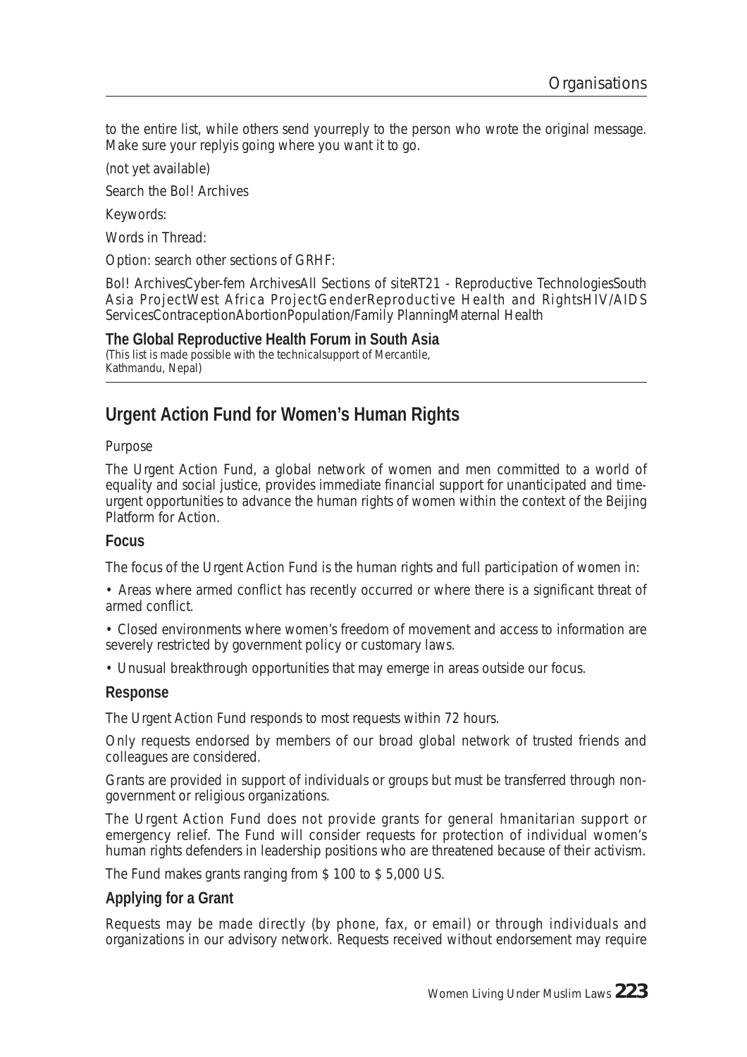to the entire list, while others send yourreply to the person who wrote the original message. Make sure your replyis going where you want it to go.

(not yet available)

Search the Bol! Archives

Keywords:

Words in Thread:

Option: search other sections of GRHF:

Bol! ArchivesCyber-fem ArchivesAll Sections of siteRT21 - Reproductive TechnologiesSouth Asia ProjectWest Africa ProjectGenderReproductive Health and RightsHIV/AIDS ServicesContraceptionAbortionPopulation/Family PlanningMaternal Health

**The Global Reproductive Health Forum in South Asia**
*(This list is made possible with the technicalsupport of Mercantile, Kathmandu, Nepal)*

## Urgent Action Fund for Women's Human Rights

Purpose

The Urgent Action Fund, a global network of women and men committed to a world of equality and social justice, provides immediate financial support for unanticipated and time-urgent opportunities to advance the human rights of women within the context of the Beijing Platform for Action.

### Focus

The focus of the Urgent Action Fund is the human rights and full participation of women in:

- Areas where armed conflict has recently occurred or where there is a significant threat of armed conflict.
- Closed environments where women's freedom of movement and access to information are severely restricted by government policy or customary laws.
- Unusual breakthrough opportunities that may emerge in areas outside our focus.

### Response

The Urgent Action Fund responds to most requests within 72 hours.

Only requests endorsed by members of our broad global network of trusted friends and colleagues are considered.

Grants are provided in support of individuals or groups but must be transferred through non-government or religious organizations.

The Urgent Action Fund does not provide grants for general hmanitarian support or emergency relief. The Fund will consider requests for protection of individual women's human rights defenders in leadership positions who are threatened because of their activism.

The Fund makes grants ranging from $ 100 to $ 5,000 US.

### Applying for a Grant

Requests may be made directly (by phone, fax, or email) or through individuals and organizations in our advisory network. Requests received without endorsement may require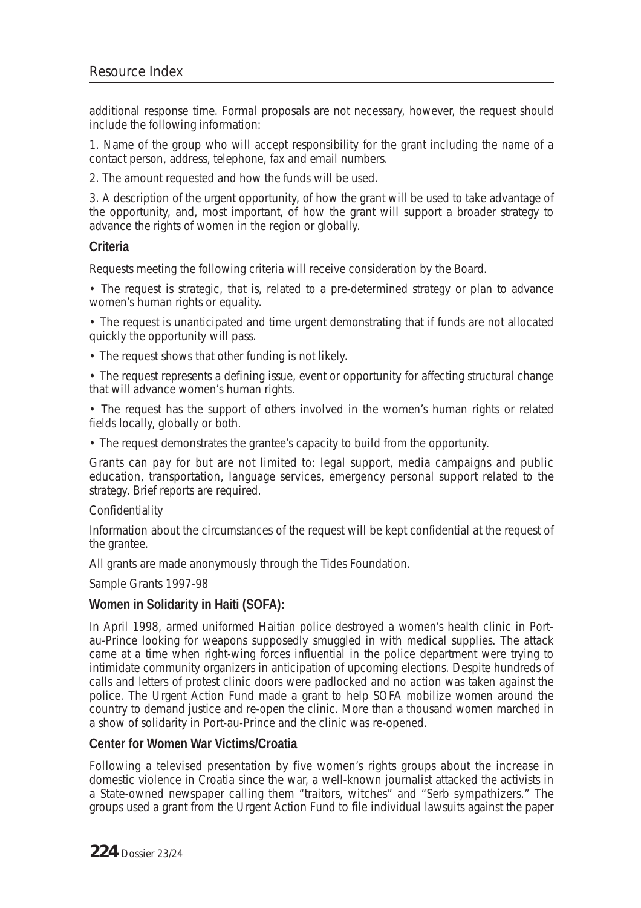additional response time. Formal proposals are not necessary, however, the request should include the following information:

1. Name of the group who will accept responsibility for the grant including the name of a contact person, address, telephone, fax and email numbers.

2. The amount requested and how the funds will be used.

3. A description of the urgent opportunity, of how the grant will be used to take advantage of the opportunity, and, most important, of how the grant will support a broader strategy to advance the rights of women in the region or globally.

### Criteria

Requests meeting the following criteria will receive consideration by the Board.

- The request is strategic, that is, related to a pre-determined strategy or plan to advance women's human rights or equality.
- The request is unanticipated and time urgent demonstrating that if funds are not allocated quickly the opportunity will pass.
- The request shows that other funding is not likely.
- The request represents a defining issue, event or opportunity for affecting structural change that will advance women's human rights.
- The request has the support of others involved in the women's human rights or related fields locally, globally or both.
- The request demonstrates the grantee's capacity to build from the opportunity.

Grants can pay for but are not limited to: legal support, media campaigns and public education, transportation, language services, emergency personal support related to the strategy. Brief reports are required.

Confidentiality

Information about the circumstances of the request will be kept confidential at the request of the grantee.

All grants are made anonymously through the Tides Foundation.

Sample Grants 1997-98

### Women in Solidarity in Haiti (SOFA):

In April 1998, armed uniformed Haitian police destroyed a women's health clinic in Port-au-Prince looking for weapons supposedly smuggled in with medical supplies. The attack came at a time when right-wing forces influential in the police department were trying to intimidate community organizers in anticipation of upcoming elections. Despite hundreds of calls and letters of protest clinic doors were padlocked and no action was taken against the police. The Urgent Action Fund made a grant to help SOFA mobilize women around the country to demand justice and re-open the clinic. More than a thousand women marched in a show of solidarity in Port-au-Prince and the clinic was re-opened.

### Center for Women War Victims/Croatia

Following a televised presentation by five women's rights groups about the increase in domestic violence in Croatia since the war, a well-known journalist attacked the activists in a State-owned newspaper calling them "traitors, witches" and "Serb sympathizers." The groups used a grant from the Urgent Action Fund to file individual lawsuits against the paper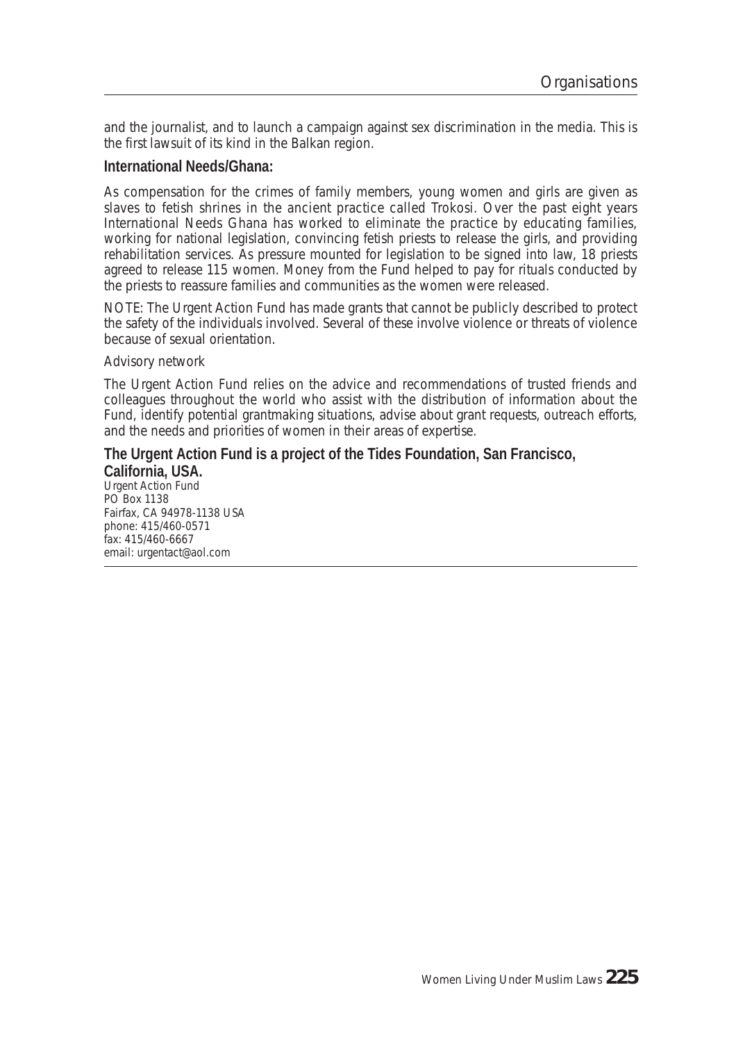and the journalist, and to launch a campaign against sex discrimination in the media. This is the first lawsuit of its kind in the Balkan region.

**International Needs/Ghana:**

As compensation for the crimes of family members, young women and girls are given as slaves to fetish shrines in the ancient practice called Trokosi. Over the past eight years International Needs Ghana has worked to eliminate the practice by educating families, working for national legislation, convincing fetish priests to release the girls, and providing rehabilitation services. As pressure mounted for legislation to be signed into law, 18 priests agreed to release 115 women. Money from the Fund helped to pay for rituals conducted by the priests to reassure families and communities as the women were released.

NOTE: The Urgent Action Fund has made grants that cannot be publicly described to protect the safety of the individuals involved. Several of these involve violence or threats of violence because of sexual orientation.

Advisory network

The Urgent Action Fund relies on the advice and recommendations of trusted friends and colleagues throughout the world who assist with the distribution of information about the Fund, identify potential grantmaking situations, advise about grant requests, outreach efforts, and the needs and priorities of women in their areas of expertise.

**The Urgent Action Fund is a project of the Tides Foundation, San Francisco, California, USA.**

Urgent Action Fund
PO Box 1138
Fairfax, CA 94978-1138 USA
phone: 415/460-0571
fax: 415/460-6667
email: urgentact@aol.com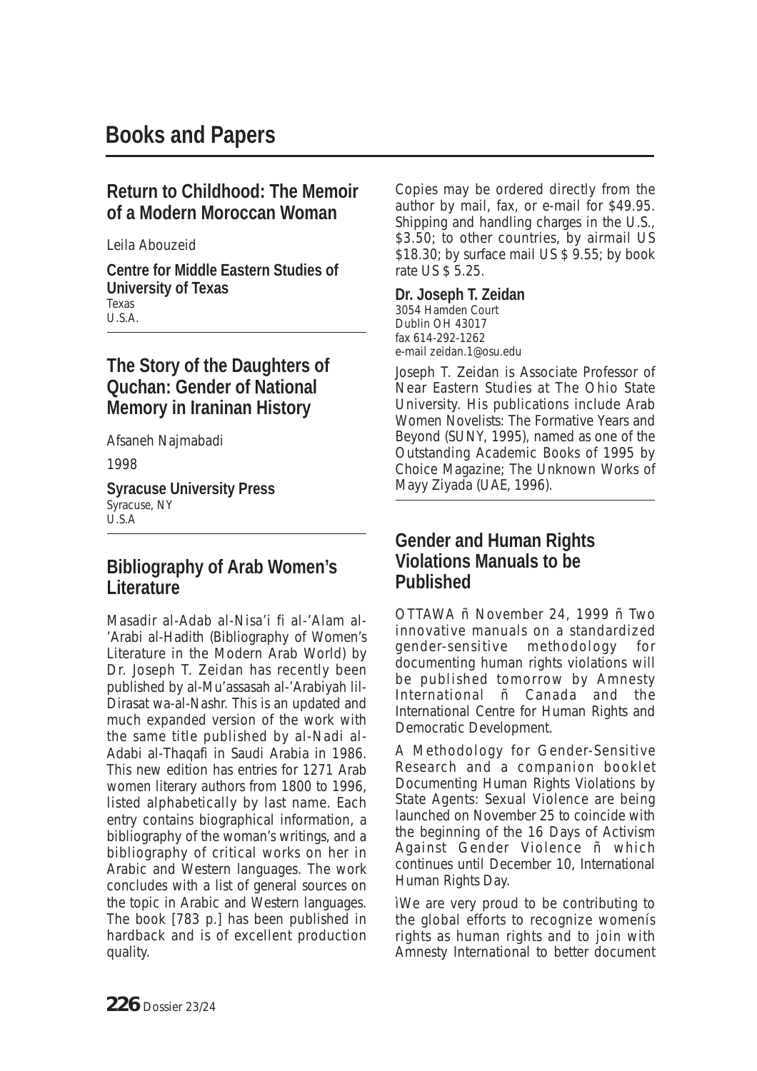# Books and Papers

## Return to Childhood: The Memoir of a Modern Moroccan Woman

Leila Abouzeid

**Centre for Middle Eastern Studies of University of Texas**
Texas
U.S.A.

## The Story of the Daughters of Quchan: Gender of National Memory in Iraninan History

Afsaneh Najmabadi

1998

**Syracuse University Press**
Syracuse, NY
U.S.A

## Bibliography of Arab Women's Literature

Masadir al-Adab al-Nisa'i fi al-'Alam al-'Arabi al-Hadith (Bibliography of Women's Literature in the Modern Arab World) by Dr. Joseph T. Zeidan has recently been published by al-Mu'assasah al-'Arabiyah lil-Dirasat wa-al-Nashr. This is an updated and much expanded version of the work with the same title published by al-Nadi al-Adabi al-Thaqafi in Saudi Arabia in 1986. This new edition has entries for 1271 Arab women literary authors from 1800 to 1996, listed alphabetically by last name. Each entry contains biographical information, a bibliography of the woman's writings, and a bibliography of critical works on her in Arabic and Western languages. The work concludes with a list of general sources on the topic in Arabic and Western languages. The book [783 p.] has been published in hardback and is of excellent production quality.

Copies may be ordered directly from the author by mail, fax, or e-mail for $49.95. Shipping and handling charges in the U.S., $3.50; to other countries, by airmail US $18.30; by surface mail US $ 9.55; by book rate US $ 5.25.

**Dr. Joseph T. Zeidan**
3054 Hamden Court
Dublin OH 43017
fax 614-292-1262
e-mail zeidan.1@osu.edu

Joseph T. Zeidan is Associate Professor of Near Eastern Studies at The Ohio State University. His publications include Arab Women Novelists: The Formative Years and Beyond (SUNY, 1995), named as one of the Outstanding Academic Books of 1995 by Choice Magazine; The Unknown Works of Mayy Ziyada (UAE, 1996).

## Gender and Human Rights Violations Manuals to be Published

OTTAWA ñ November 24, 1999 ñ Two innovative manuals on a standardized gender-sensitive methodology for documenting human rights violations will be published tomorrow by Amnesty International ñ Canada and the International Centre for Human Rights and Democratic Development.

A Methodology for Gender-Sensitive Research and a companion booklet Documenting Human Rights Violations by State Agents: Sexual Violence are being launched on November 25 to coincide with the beginning of the 16 Days of Activism Against Gender Violence ñ which continues until December 10, International Human Rights Day.

ìWe are very proud to be contributing to the global efforts to recognize womenís rights as human rights and to join with Amnesty International to better document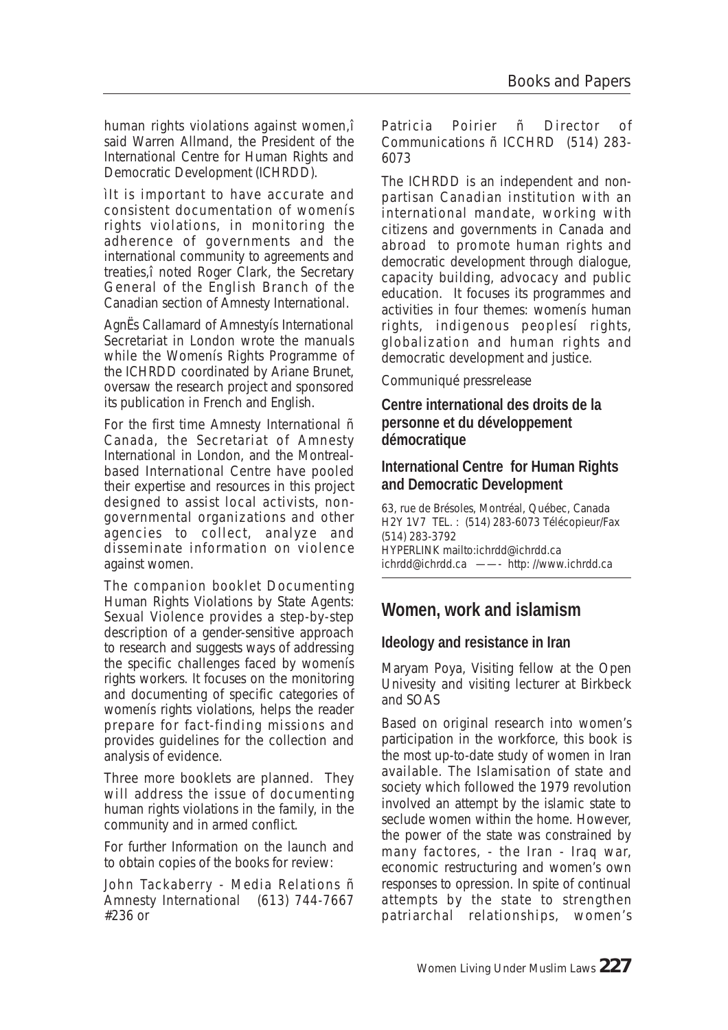human rights violations against women,î said Warren Allmand, the President of the International Centre for Human Rights and Democratic Development (ICHRDD).

ìIt is important to have accurate and consistent documentation of womenís rights violations, in monitoring the adherence of governments and the international community to agreements and treaties,î noted Roger Clark, the Secretary General of the English Branch of the Canadian section of Amnesty International.

AgnËs Callamard of Amnestyís International Secretariat in London wrote the manuals while the Womenís Rights Programme of the ICHRDD coordinated by Ariane Brunet, oversaw the research project and sponsored its publication in French and English.

For the first time Amnesty International ñ Canada, the Secretariat of Amnesty International in London, and the Montreal-based International Centre have pooled their expertise and resources in this project designed to assist local activists, non-governmental organizations and other agencies to collect, analyze and disseminate information on violence against women.

The companion booklet Documenting Human Rights Violations by State Agents: Sexual Violence provides a step-by-step description of a gender-sensitive approach to research and suggests ways of addressing the specific challenges faced by womenís rights workers. It focuses on the monitoring and documenting of specific categories of womenís rights violations, helps the reader prepare for fact-finding missions and provides guidelines for the collection and analysis of evidence.

Three more booklets are planned. They will address the issue of documenting human rights violations in the family, in the community and in armed conflict.

For further Information on the launch and to obtain copies of the books for review:

John Tackaberry - Media Relations ñ Amnesty International (613) 744-7667 #236 or

Patricia Poirier ñ Director of Communications ñ ICCHRD (514) 283-6073

The ICHRDD is an independent and non-partisan Canadian institution with an international mandate, working with citizens and governments in Canada and abroad to promote human rights and democratic development through dialogue, capacity building, advocacy and public education. It focuses its programmes and activities in four themes: womenís human rights, indigenous peoplesí rights, globalization and human rights and democratic development and justice.

Communiqué pressrelease

**Centre international des droits de la personne et du développement démocratique**

**International Centre for Human Rights and Democratic Development**

63, rue de Brésoles, Montréal, Québec, Canada H2Y 1V7 TEL. : (514) 283-6073 Télécopieur/Fax (514) 283-3792
HYPERLINK mailto:ichrdd@ichrdd.ca
ichrdd@ichrdd.ca ——- http: //www.ichrdd.ca

## Women, work and islamism

### Ideology and resistance in Iran

Maryam Poya, Visiting fellow at the Open Univesity and visiting lecturer at Birkbeck and SOAS

Based on original research into women's participation in the workforce, this book is the most up-to-date study of women in Iran available. The Islamisation of state and society which followed the 1979 revolution involved an attempt by the islamic state to seclude women within the home. However, the power of the state was constrained by many factores, - the Iran - Iraq war, economic restructuring and women's own responses to opression. In spite of continual attempts by the state to strengthen patriarchal relationships, women's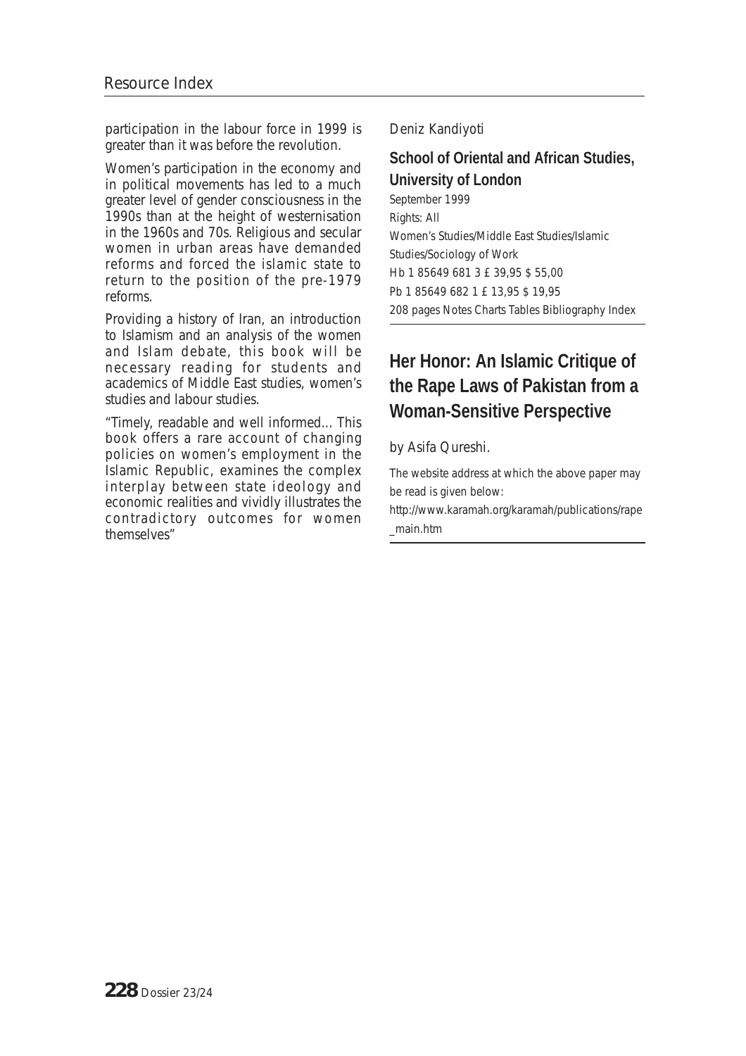participation in the labour force in 1999 is greater than it was before the revolution.

Women's participation in the economy and in political movements has led to a much greater level of gender consciousness in the 1990s than at the height of westernisation in the 1960s and 70s. Religious and secular women in urban areas have demanded reforms and forced the islamic state to return to the position of the pre-1979 reforms.

Providing a history of Iran, an introduction to Islamism and an analysis of the women and Islam debate, this book will be necessary reading for students and academics of Middle East studies, women's studies and labour studies.

"Timely, readable and well informed... This book offers a rare account of changing policies on women's employment in the Islamic Republic, examines the complex interplay between state ideology and economic realities and vividly illustrates the contradictory outcomes for women themselves"

Deniz Kandiyoti

**School of Oriental and African Studies, University of London**

September 1999
Rights: All
Women's Studies/Middle East Studies/Islamic Studies/Sociology of Work
Hb 1 85649 681 3 £ 39,95 $ 55,00
Pb 1 85649 682 1 £ 13,95 $ 19,95
208 pages Notes Charts Tables Bibliography Index

## Her Honor: An Islamic Critique of the Rape Laws of Pakistan from a Woman-Sensitive Perspective

by Asifa Qureshi.

The website address at which the above paper may be read is given below:
http://www.karamah.org/karamah/publications/rape_main.htm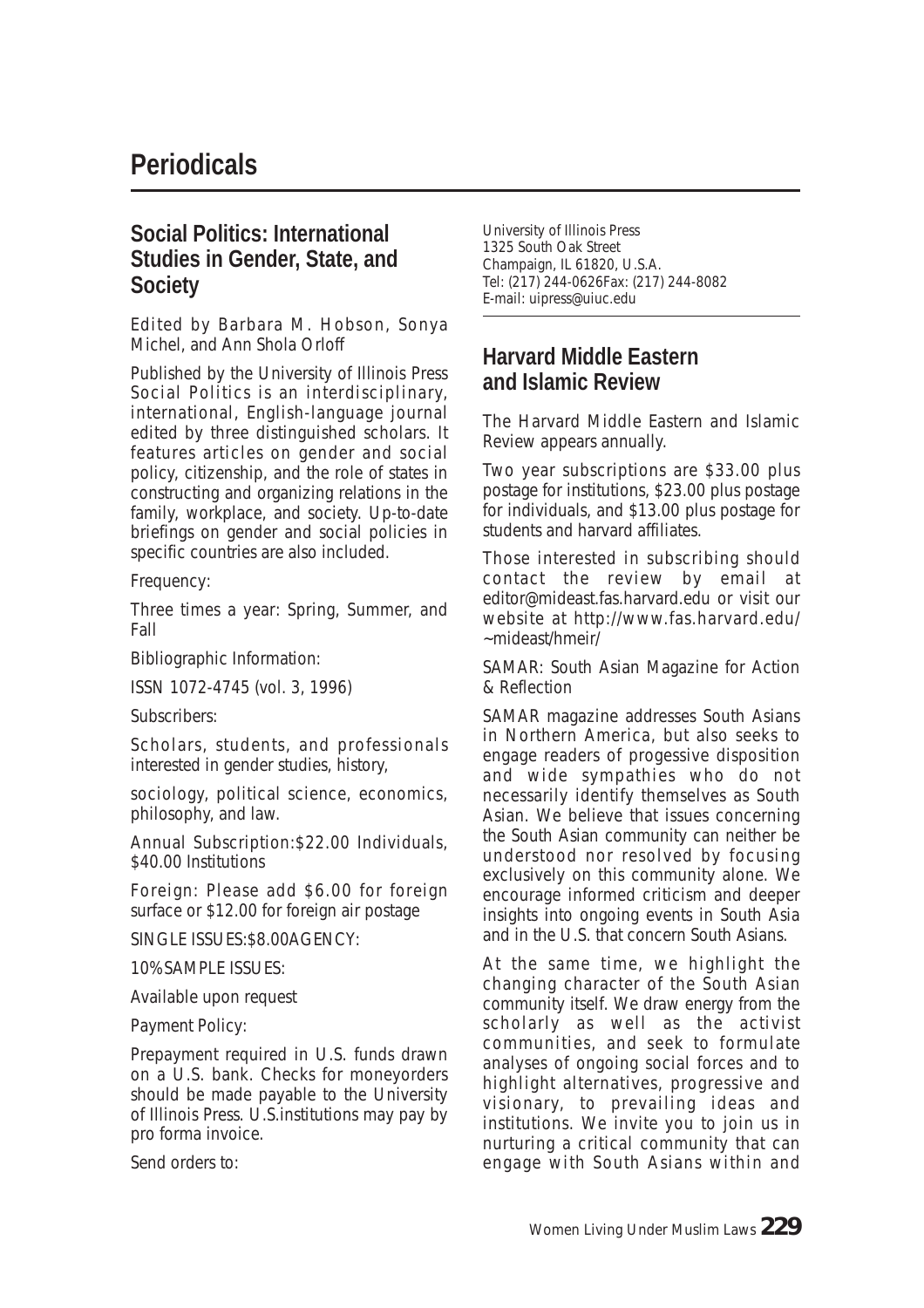# Periodicals

## Social Politics: International Studies in Gender, State, and Society

Edited by Barbara M. Hobson, Sonya Michel, and Ann Shola Orloff

Published by the University of Illinois Press Social Politics is an interdisciplinary, international, English-language journal edited by three distinguished scholars. It features articles on gender and social policy, citizenship, and the role of states in constructing and organizing relations in the family, workplace, and society. Up-to-date briefings on gender and social policies in specific countries are also included.

Frequency:

Three times a year: Spring, Summer, and Fall

Bibliographic Information:

ISSN 1072-4745 (vol. 3, 1996)

Subscribers:

Scholars, students, and professionals interested in gender studies, history,

sociology, political science, economics, philosophy, and law.

Annual Subscription:$22.00 Individuals, $40.00 Institutions

Foreign: Please add $6.00 for foreign surface or $12.00 for foreign air postage

SINGLE ISSUES:$8.00AGENCY:

10% SAMPLE ISSUES:

Available upon request

Payment Policy:

Prepayment required in U.S. funds drawn on a U.S. bank. Checks for moneyorders should be made payable to the University of Illinois Press. U.S.institutions may pay by pro forma invoice.

Send orders to:

University of Illinois Press
1325 South Oak Street
Champaign, IL 61820, U.S.A.
Tel: (217) 244-0626Fax: (217) 244-8082
E-mail: uipress@uiuc.edu

## Harvard Middle Eastern and Islamic Review

The Harvard Middle Eastern and Islamic Review appears annually.

Two year subscriptions are $33.00 plus postage for institutions, $23.00 plus postage for individuals, and $13.00 plus postage for students and harvard affiliates.

Those interested in subscribing should contact the review by email at editor@mideast.fas.harvard.edu or visit our website at http://www.fas.harvard.edu/~mideast/hmeir/

SAMAR: South Asian Magazine for Action & Reflection

SAMAR magazine addresses South Asians in Northern America, but also seeks to engage readers of progessive disposition and wide sympathies who do not necessarily identify themselves as South Asian. We believe that issues concerning the South Asian community can neither be understood nor resolved by focusing exclusively on this community alone. We encourage informed criticism and deeper insights into ongoing events in South Asia and in the U.S. that concern South Asians.

At the same time, we highlight the changing character of the South Asian community itself. We draw energy from the scholarly as well as the activist communities, and seek to formulate analyses of ongoing social forces and to highlight alternatives, progressive and visionary, to prevailing ideas and institutions. We invite you to join us in nurturing a critical community that can engage with South Asians within and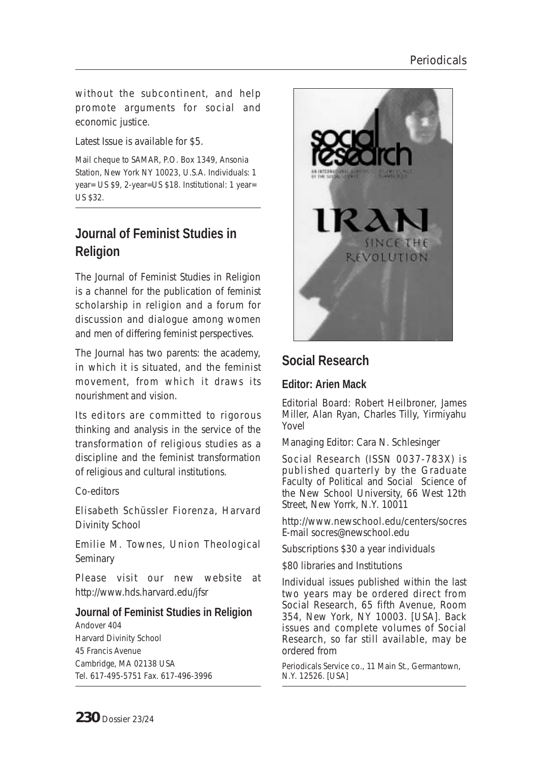without the subcontinent, and help promote arguments for social and economic justice.

Latest Issue is available for $5.

Mail cheque to SAMAR, P.O. Box 1349, Ansonia Station, New York NY 10023, U.S.A. Individuals: 1 year= US $9, 2-year=US $18. Institutional: 1 year= US $32.

## Journal of Feminist Studies in Religion

The Journal of Feminist Studies in Religion is a channel for the publication of feminist scholarship in religion and a forum for discussion and dialogue among women and men of differing feminist perspectives.

The Journal has two parents: the academy, in which it is situated, and the feminist movement, from which it draws its nourishment and vision.

Its editors are committed to rigorous thinking and analysis in the service of the transformation of religious studies as a discipline and the feminist transformation of religious and cultural institutions.

Co-editors

Elisabeth Schüssler Fiorenza, Harvard Divinity School

Emilie M. Townes, Union Theological Seminary

Please visit our new website at http://www.hds.harvard.edu/jfsr

**Journal of Feminist Studies in Religion**

Andover 404
Harvard Divinity School
45 Francis Avenue
Cambridge, MA 02138 USA
Tel. 617-495-5751 Fax. 617-496-3996

## Social Research

**Editor: Arien Mack**

Editorial Board: Robert Heilbroner, James Miller, Alan Ryan, Charles Tilly, Yirmiyahu Yovel

Managing Editor: Cara N. Schlesinger

Social Research (ISSN 0037-783X) is published quarterly by the Graduate Faculty of Political and Social Science of the New School University, 66 West 12th Street, New Yorrk, N.Y. 10011

http://www.newschool.edu/centers/socres
E-mail socres@newschool.edu

Subscriptions $30 a year individuals

$80 libraries and Institutions

Individual issues published within the last two years may be ordered direct from Social Research, 65 fifth Avenue, Room 354, New York, NY 10003. [USA]. Back issues and complete volumes of Social Research, so far still available, may be ordered from

Periodicals Service co., 11 Main St., Germantown, N.Y. 12526. [USA]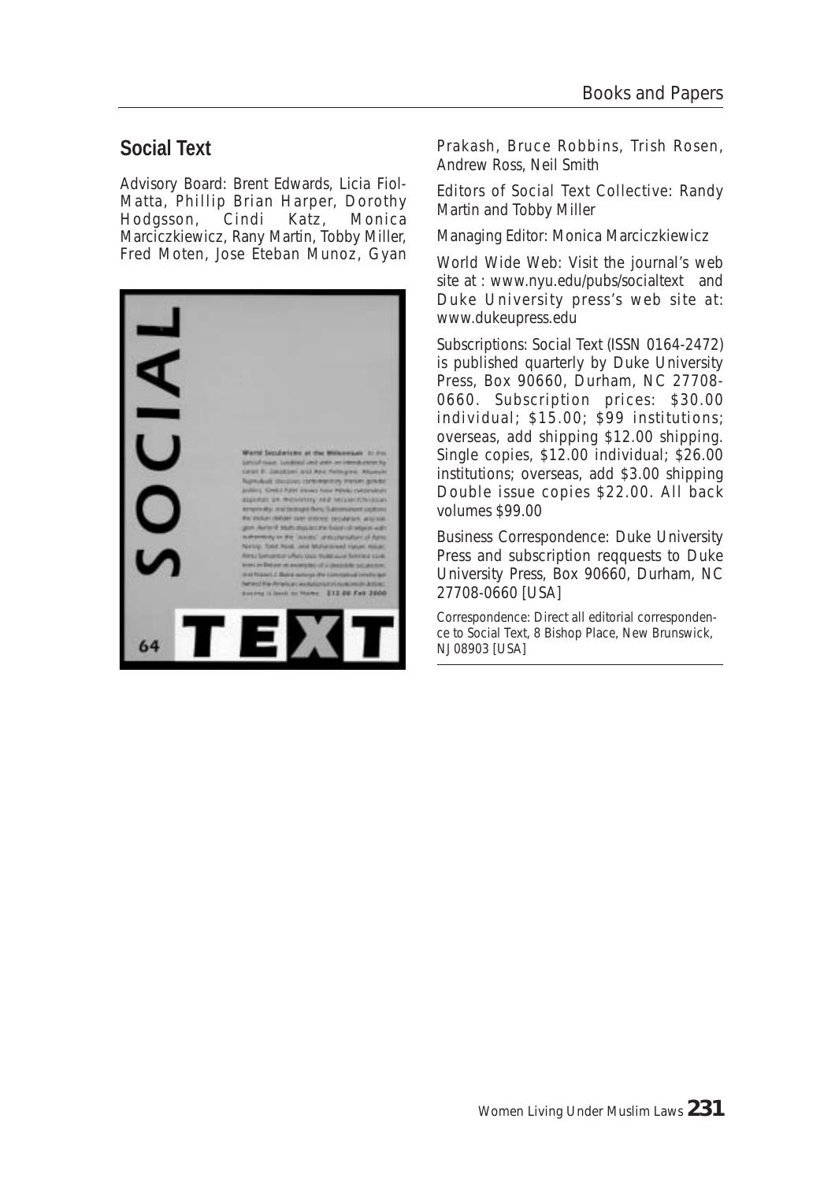## Social Text

Advisory Board: Brent Edwards, Licia Fiol-Matta, Phillip Brian Harper, Dorothy Hodgsson, Cindi Katz, Monica Marciczkiewicz, Rany Martin, Tobby Miller, Fred Moten, Jose Eteban Munoz, Gyan Prakash, Bruce Robbins, Trish Rosen, Andrew Ross, Neil Smith

Editors of Social Text Collective: Randy Martin and Tobby Miller

Managing Editor: Monica Marciczkiewicz

World Wide Web: Visit the journal's web site at : www.nyu.edu/pubs/socialtext and Duke University press's web site at: www.dukeupress.edu

Subscriptions: Social Text (ISSN 0164-2472) is published quarterly by Duke University Press, Box 90660, Durham, NC 27708-0660. Subscription prices: $30.00 individual; $15.00; $99 institutions; overseas, add shipping $12.00 shipping. Single copies, $12.00 individual; $26.00 institutions; overseas, add $3.00 shipping Double issue copies $22.00. All back volumes $99.00

Business Correspondence: Duke University Press and subscription reqquests to Duke University Press, Box 90660, Durham, NC 27708-0660 [USA]

Correspondence: Direct all editorial correspondence to Social Text, 8 Bishop Place, New Brunswick, NJ08903 [USA]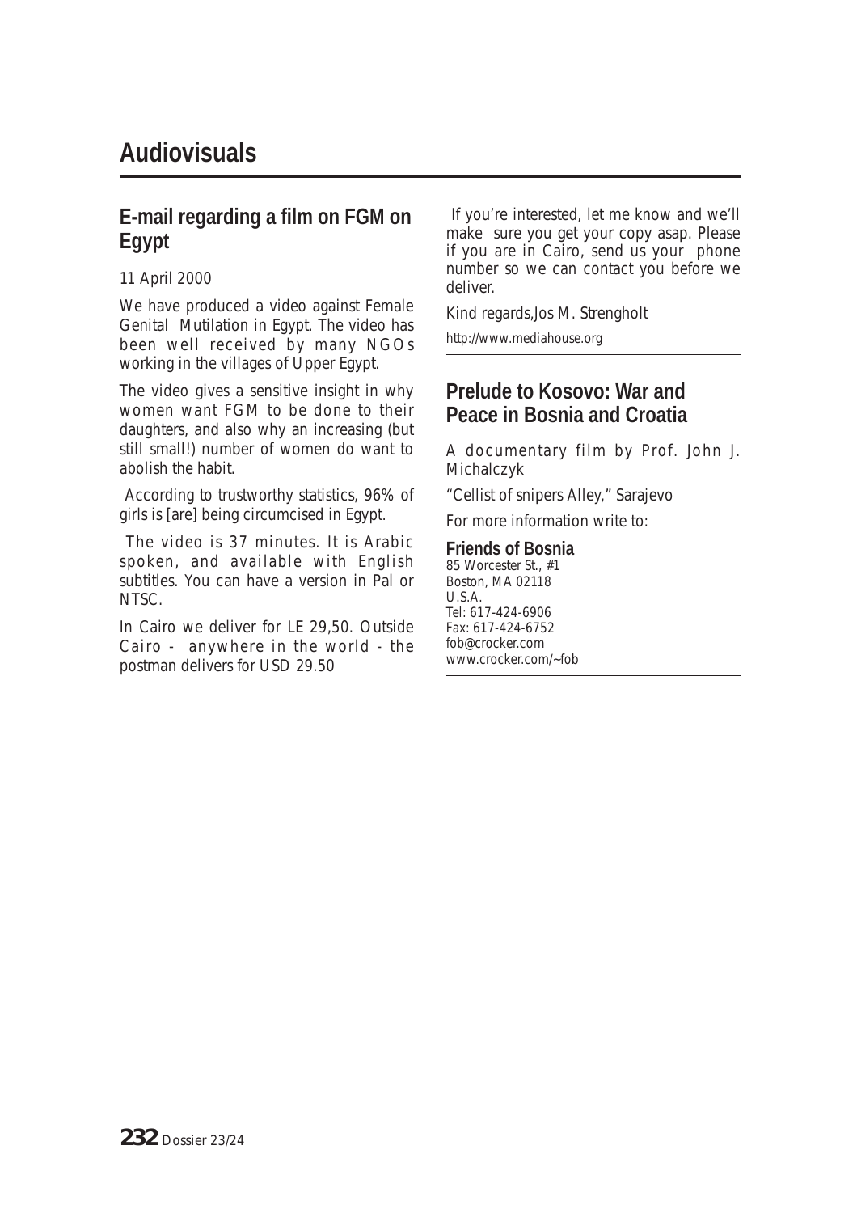# Audiovisuals

## E-mail regarding a film on FGM on Egypt

11 April 2000

We have produced a video against Female Genital Mutilation in Egypt. The video has been well received by many NGOs working in the villages of Upper Egypt.

The video gives a sensitive insight in why women want FGM to be done to their daughters, and also why an increasing (but still small!) number of women do want to abolish the habit.

According to trustworthy statistics, 96% of girls is [are] being circumcised in Egypt.

The video is 37 minutes. It is Arabic spoken, and available with English subtitles. You can have a version in Pal or NTSC.

In Cairo we deliver for LE 29,50. Outside Cairo - anywhere in the world - the postman delivers for USD 29.50

If you're interested, let me know and we'll make sure you get your copy asap. Please if you are in Cairo, send us your phone number so we can contact you before we deliver.

Kind regards,Jos M. Strengholt

http://www.mediahouse.org

## Prelude to Kosovo: War and Peace in Bosnia and Croatia

A documentary film by Prof. John J. Michalczyk

"Cellist of snipers Alley," Sarajevo

For more information write to:

**Friends of Bosnia**
85 Worcester St., #1
Boston, MA 02118
U.S.A.
Tel: 617-424-6906
Fax: 617-424-6752
fob@crocker.com
www.crocker.com/~fob